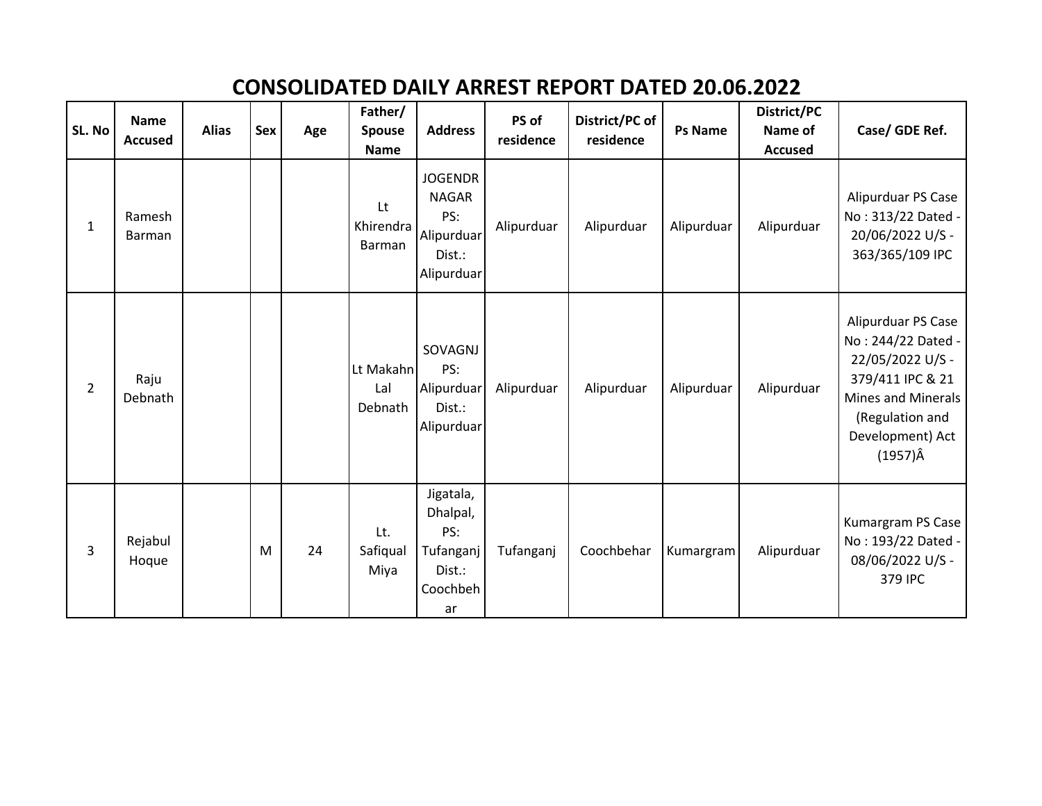# CONSOLIDATED DAILY ARREST REPORT DATED 20.06.2022

| SL. No | Name Accused | Alias | Sex | Age | Father/ Spouse Name | Address | PS of residence | District/PC of residence | Ps Name | District/PC Name of Accused | Case/ GDE Ref. |
|---|---|---|---|---|---|---|---|---|---|---|---|
| 1 | Ramesh Barman | | | | Lt Khirendra Barman | JOGENDR NAGAR PS: Alipurduar Dist.: Alipurduar | Alipurduar | Alipurduar | Alipurduar | Alipurduar | Alipurduar PS Case No : 313/22 Dated - 20/06/2022 U/S - 363/365/109 IPC |
| 2 | Raju Debnath | | | | Lt Makahn Lal Debnath | SOVAGNJ PS: Alipurduar Dist.: Alipurduar | Alipurduar | Alipurduar | Alipurduar | Alipurduar | Alipurduar PS Case No : 244/22 Dated - 22/05/2022 U/S - 379/411 IPC & 21 Mines and Minerals (Regulation and Development) Act (1957)Â |
| 3 | Rejabul Hoque | | M | 24 | Lt. Safiqual Miya | Jigatala, Dhalpal, PS: Tufanganj Dist.: Coochbehar | Tufanganj | Coochbehar | Kumargram | Alipurduar | Kumargram PS Case No : 193/22 Dated - 08/06/2022 U/S - 379 IPC |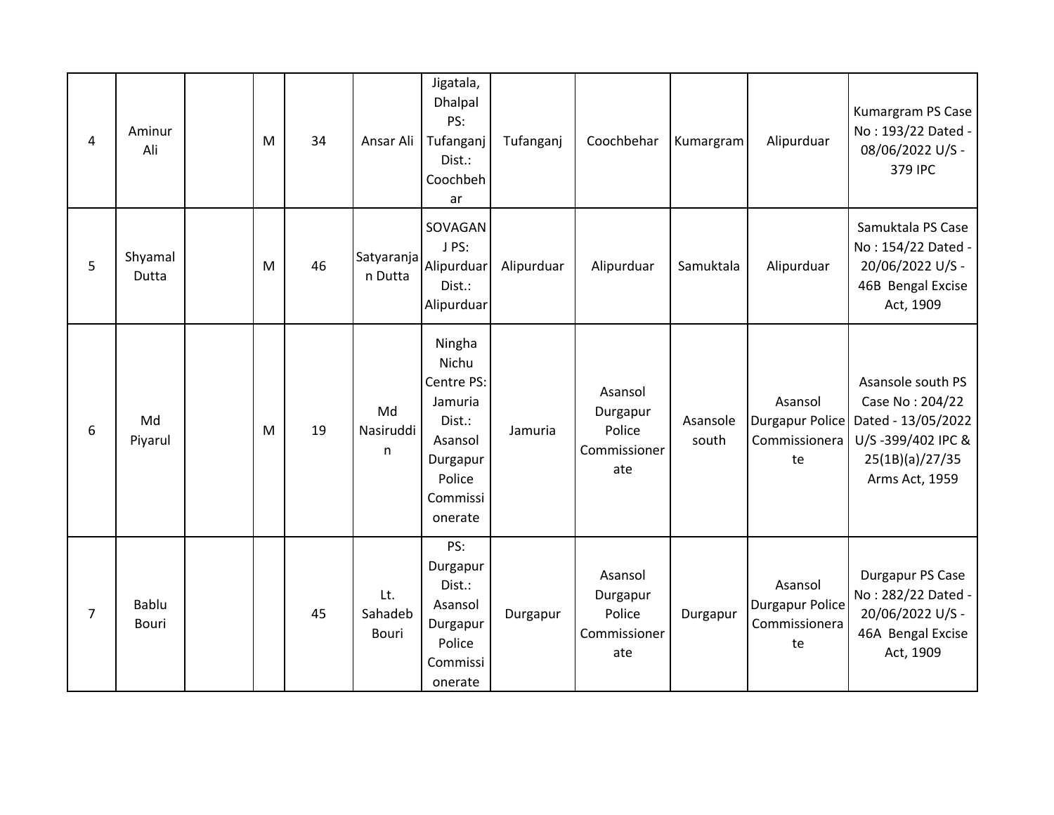| | | | | | | | | | | | |
|---|---|---|---|---|---|---|---|---|---|---|---|
| 4 | Aminur Ali | | M | 34 | Ansar Ali | Jigatala, Dhalpal PS: Tufanganj Dist.: Coochbehar | Tufanganj | Coochbehar | Kumargram | Alipurduar | Kumargram PS Case No : 193/22 Dated - 08/06/2022 U/S - 379 IPC |
| 5 | Shyamal Dutta | | M | 46 | Satyaranjan Dutta | SOVAGANJ PS: Alipurduar Dist.: Alipurduar | Alipurduar | Alipurduar | Samuktala | Alipurduar | Samuktala PS Case No : 154/22 Dated - 20/06/2022 U/S - 46B Bengal Excise Act, 1909 |
| 6 | Md Piyarul | | M | 19 | Md Nasiruddin | Ningha Nichu Centre PS: Jamuria Dist.: Asansol Durgapur Police Commissionerate | Jamuria | Asansol Durgapur Police Commissionerate | Asansole south | Asansol Durgapur Police Commissionerate | Asansole south PS Case No : 204/22 Dated - 13/05/2022 U/S -399/402 IPC & 25(1B)(a)/27/35 Arms Act, 1959 |
| 7 | Bablu Bouri | | | 45 | Lt. Sahadeb Bouri | PS: Durgapur Dist.: Asansol Durgapur Police Commissionerate | Durgapur | Asansol Durgapur Police Commissionerate | Durgapur | Asansol Durgapur Police Commissionerate | Durgapur PS Case No : 282/22 Dated - 20/06/2022 U/S - 46A Bengal Excise Act, 1909 |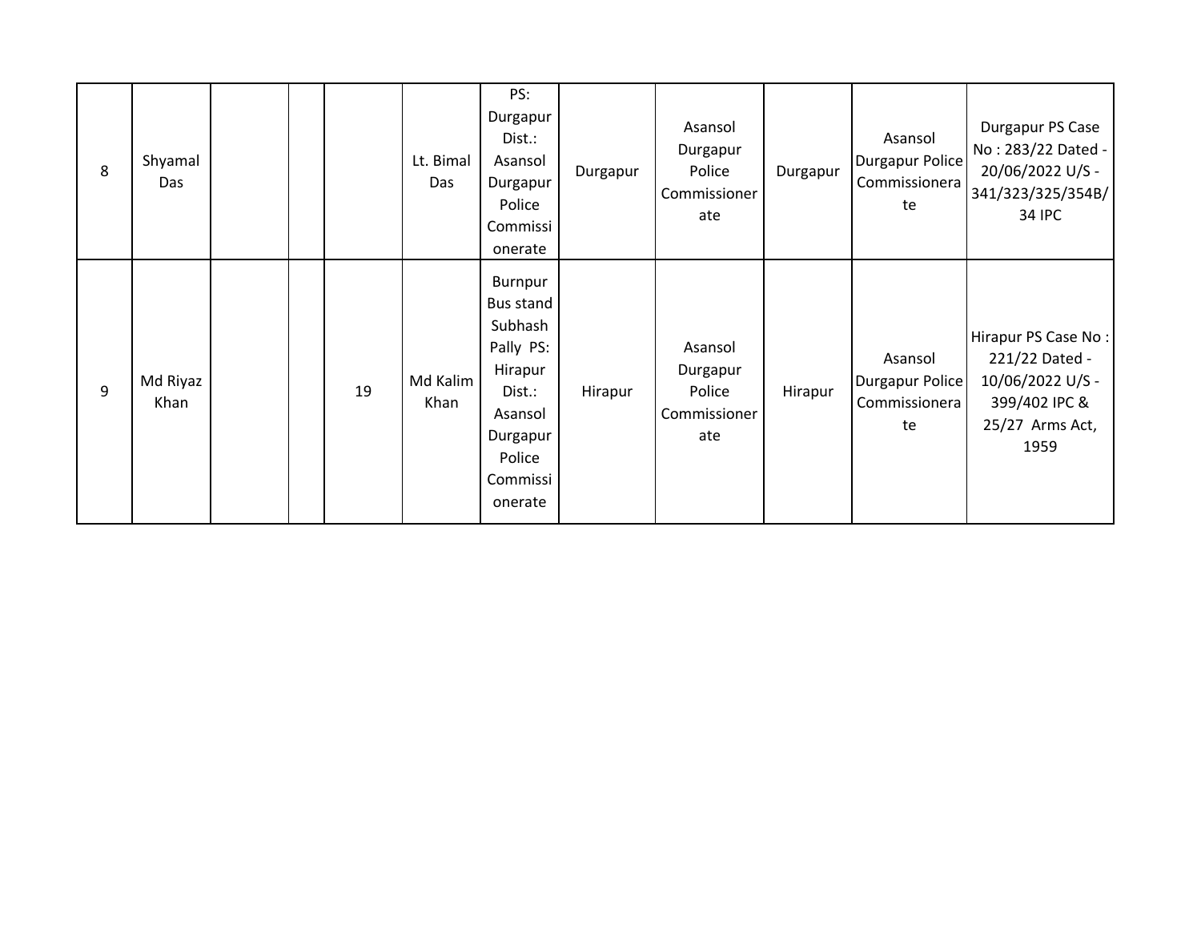| | | | | | | | | | | | |
|---|---|---|---|---|---|---|---|---|---|---|---|
| 8 | Shyamal Das | | | | Lt. Bimal Das | PS: Durgapur Dist.: Asansol Durgapur Police Commissionerate | Durgapur | Asansol Durgapur Police Commissionerate | Durgapur | Asansol Durgapur Police Commissionerate | Durgapur PS Case No : 283/22 Dated - 20/06/2022 U/S - 341/323/325/354B/34 IPC |
| 9 | Md Riyaz Khan | | | 19 | Md Kalim Khan | Burnpur Bus stand Subhash Pally PS: Hirapur Dist.: Asansol Durgapur Police Commissionerate | Hirapur | Asansol Durgapur Police Commissionerate | Hirapur | Asansol Durgapur Police Commissionerate | Hirapur PS Case No : 221/22 Dated - 10/06/2022 U/S - 399/402 IPC & 25/27 Arms Act, 1959 |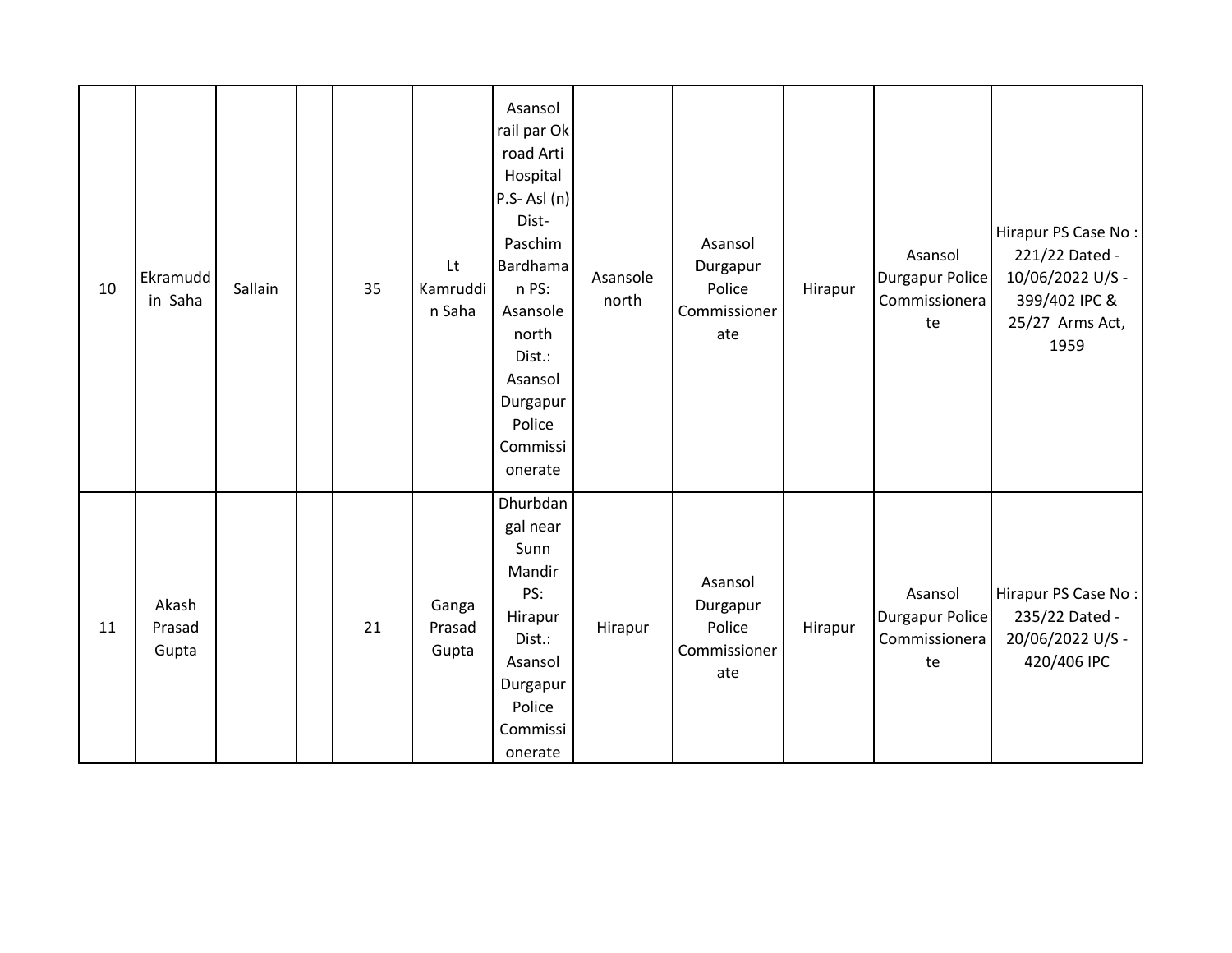|  |  |  |  |  |  |  |  |  |  |  |  |
|---|---|---|---|---|---|---|---|---|---|---|---|
| 10 | Ekramuddin Saha | Sallain |  | 35 | Lt Kamruddin Saha | Asansol rail par Ok road Arti Hospital P.S- Asl (n) Dist- Paschim Bardhaman PS: Asansole north Dist.: Asansol Durgapur Police Commissionerate | Asansole north | Asansol Durgapur Police Commissionerate | Hirapur | Asansol Durgapur Police Commissionerate | Hirapur PS Case No : 221/22 Dated - 10/06/2022 U/S - 399/402 IPC & 25/27 Arms Act, 1959 |
| 11 | Akash Prasad Gupta |  |  | 21 | Ganga Prasad Gupta | Dhurbdangal near Sunn Mandir PS: Hirapur Dist.: Asansol Durgapur Police Commissionerate | Hirapur | Asansol Durgapur Police Commissionerate | Hirapur | Asansol Durgapur Police Commissionerate | Hirapur PS Case No : 235/22 Dated - 20/06/2022 U/S - 420/406 IPC |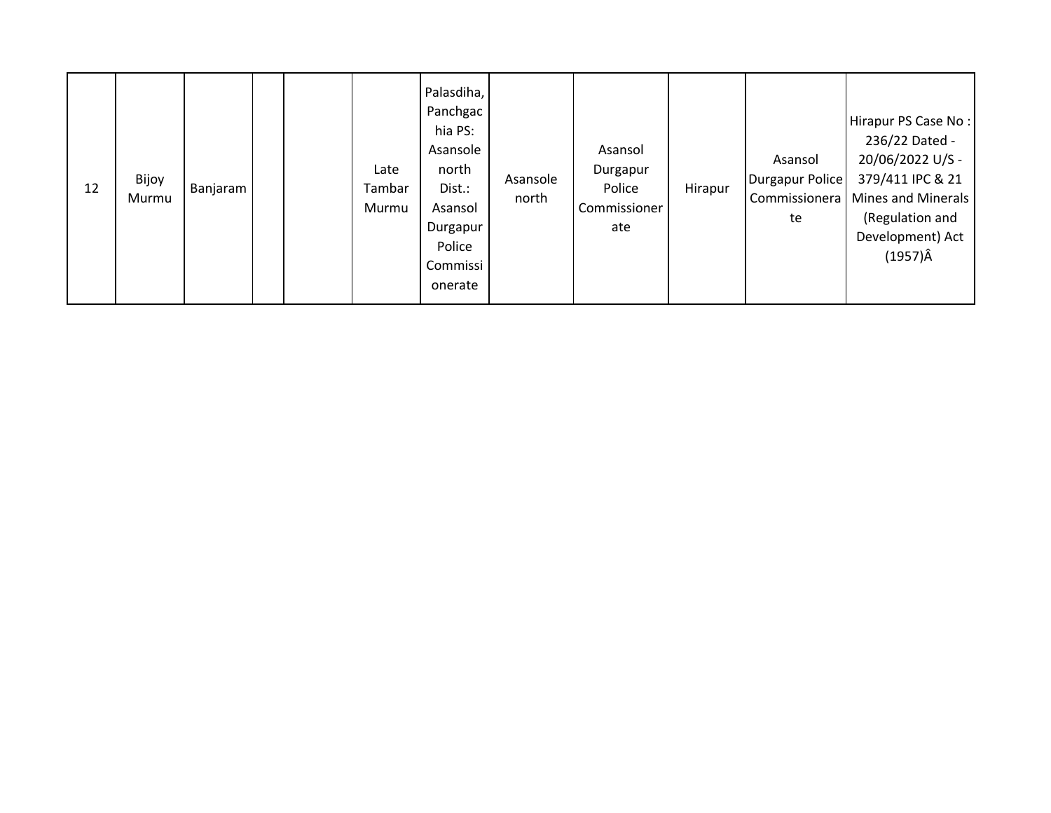| | | | | | | | | | | | |
|---|---|---|---|---|---|---|---|---|---|---|---|
| 12 | Bijoy Murmu | Banjaram | | | Late Tambar Murmu | Palasdiha, Panchgachia PS: Asansole north Dist.: Asansol Durgapur Police Commissionerate | Asansole north | Asansol Durgapur Police Commissionerate | Hirapur | Asansol Durgapur Police Commissionerate | Hirapur PS Case No : 236/22 Dated - 20/06/2022 U/S - 379/411 IPC & 21 Mines and Minerals (Regulation and Development) Act (1957)Â |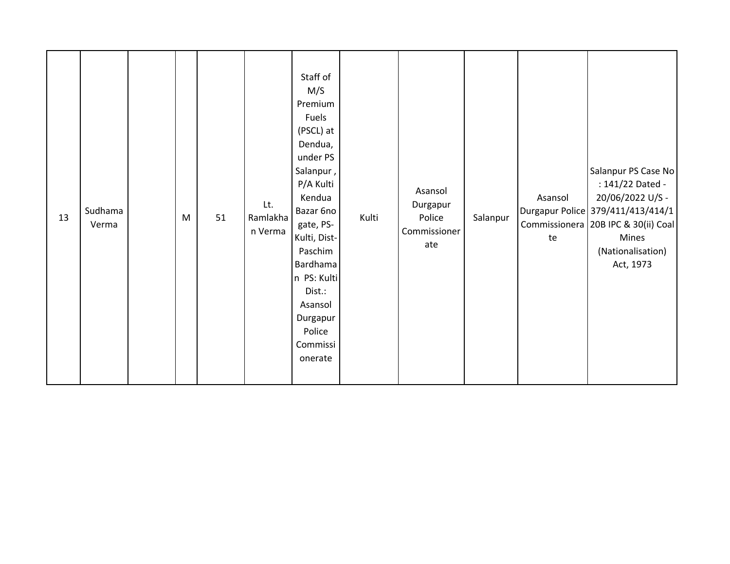| | | | | | | | | | | | |
|---|---|---|---|---|---|---|---|---|---|---|---|
| 13 | Sudhama Verma | | M | 51 | Lt. Ramlakhan Verma | Staff of M/S Premium Fuels (PSCL) at Dendua, under PS Salanpur , P/A Kulti Kendua Bazar 6no gate, PS-Kulti, Dist-Paschim Bardhaman PS: Kulti Dist.: Asansol Durgapur Police Commissionerate | Kulti | Asansol Durgapur Police Commissionerate | Salanpur | Asansol Durgapur Police Commissionerate | Salanpur PS Case No : 141/22 Dated - 20/06/2022 U/S - 379/411/413/414/120B IPC & 30(ii) Coal Mines (Nationalisation) Act, 1973 |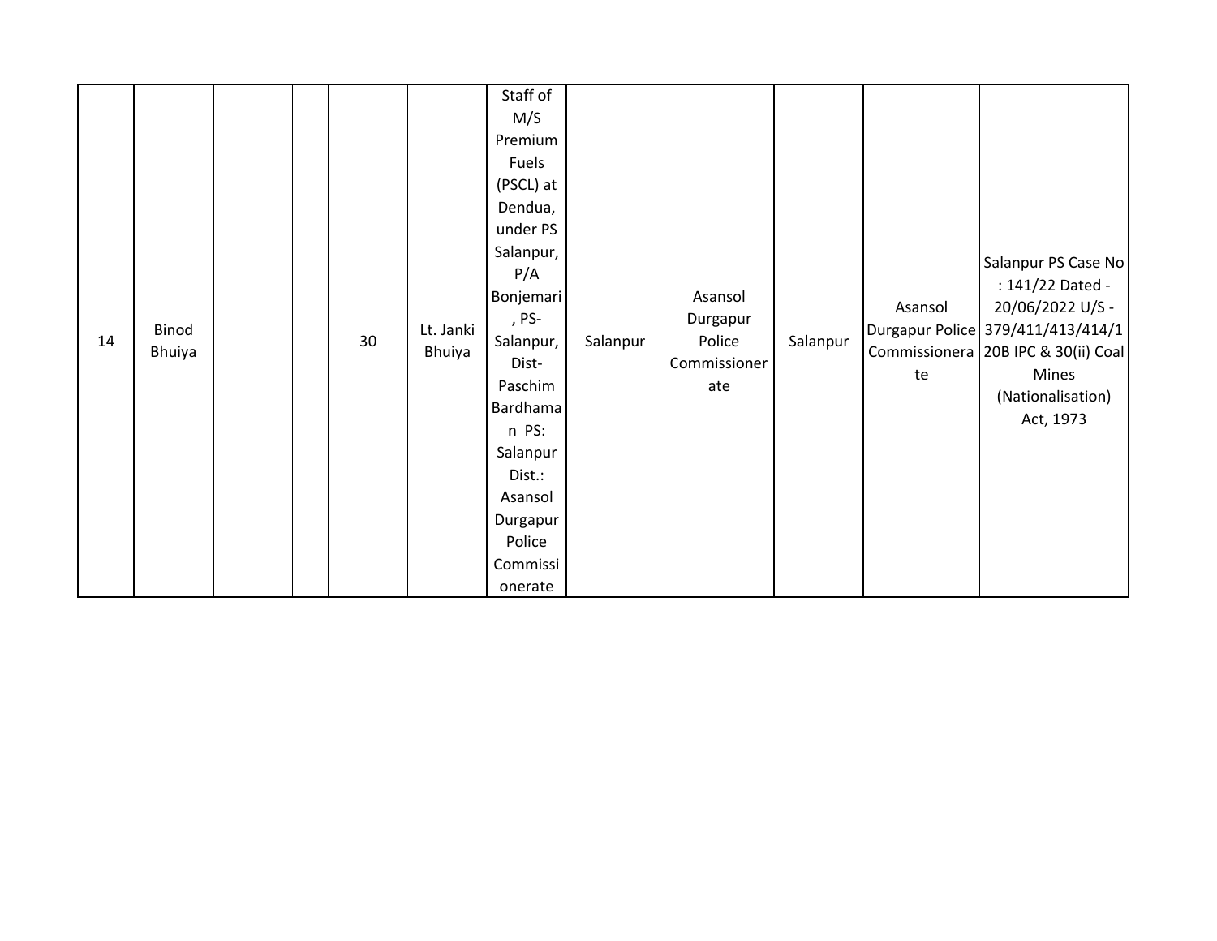|  |  |  |  |  |  |  |  |  |  |  |  |
|---|---|---|---|---|---|---|---|---|---|---|---|
| 14 | Binod Bhuiya |  |  | 30 | Lt. Janki Bhuiya | Staff of M/S Premium Fuels (PSCL) at Dendua, under PS Salanpur, P/A Bonjemari, PS- Salanpur, Dist- Paschim Bardhaman PS: Salanpur Dist.: Asansol Durgapur Police Commissionerate | Salanpur | Asansol Durgapur Police Commissionerate | Salanpur | Asansol Durgapur Police Commissionerate | Salanpur PS Case No : 141/22 Dated - 20/06/2022 U/S - 379/411/413/414/120B IPC & 30(ii) Coal Mines (Nationalisation) Act, 1973 |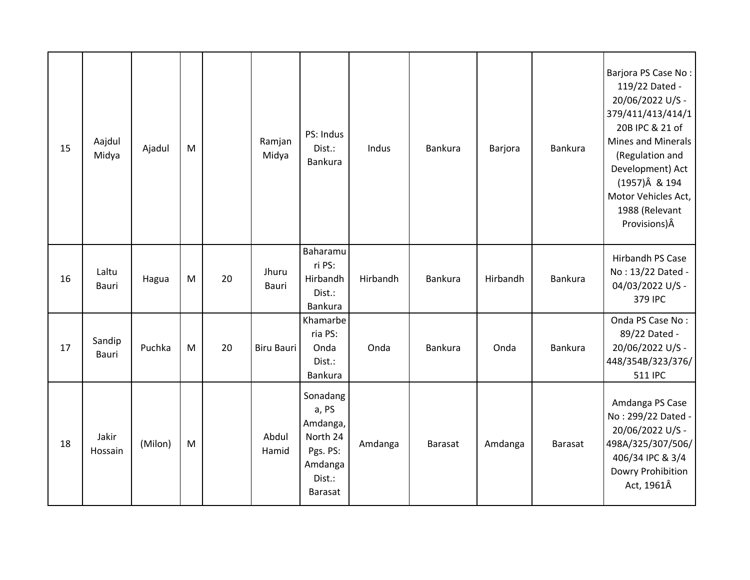| 15 | Aajdul Midya | Ajadul | M | | Ramjan Midya | PS: Indus Dist.: Bankura | Indus | Bankura | Barjora | Bankura | Barjora PS Case No : 119/22 Dated - 20/06/2022 U/S - 379/411/413/414/120B IPC & 21 of Mines and Minerals (Regulation and Development) Act (1957)Â & 194 Motor Vehicles Act, 1988 (Relevant Provisions)Â |
|---|---|---|---|---|---|---|---|---|---|---|---|
| 16 | Laltu Bauri | Hagua | M | 20 | Jhuru Bauri | Baharamuri PS: Hirbandh Dist.: Bankura | Hirbandh | Bankura | Hirbandh | Bankura | Hirbandh PS Case No : 13/22 Dated - 04/03/2022 U/S - 379 IPC |
| 17 | Sandip Bauri | Puchka | M | 20 | Biru Bauri | Khamarberia PS: Onda Dist.: Bankura | Onda | Bankura | Onda | Bankura | Onda PS Case No : 89/22 Dated - 20/06/2022 U/S - 448/354B/323/376/511 IPC |
| 18 | Jakir Hossain | (Milon) | M | | Abdul Hamid | Sonadanga, PS Amdanga, North 24 Pgs. PS: Amdanga Dist.: Barasat | Amdanga | Barasat | Amdanga | Barasat | Amdanga PS Case No : 299/22 Dated - 20/06/2022 U/S - 498A/325/307/506/406/34 IPC & 3/4 Dowry Prohibition Act, 1961Â |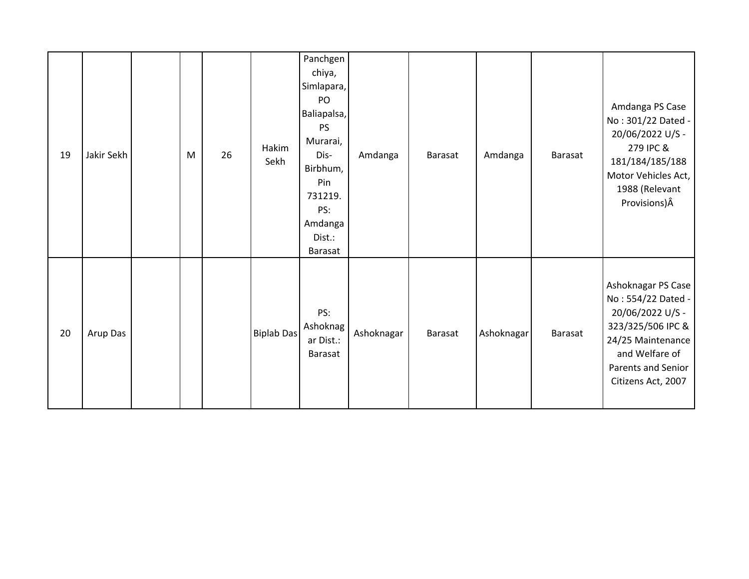| 19 | Jakir Sekh | | M | 26 | Hakim Sekh | Panchgenchiya, Simlapara, PO Baliapalsa, PS Murarai, Dis- Birbhum, Pin 731219. PS: Amdanga Dist.: Barasat | Amdanga | Barasat | Amdanga | Barasat | Amdanga PS Case No : 301/22 Dated - 20/06/2022 U/S - 279 IPC & 181/184/185/188 Motor Vehicles Act, 1988 (Relevant Provisions)Â |
|---|---|---|---|---|---|---|---|---|---|---|---|
| 20 | Arup Das | | | | Biplab Das | PS: Ashoknagar Dist.: Barasat | Ashoknagar | Barasat | Ashoknagar | Barasat | Ashoknagar PS Case No : 554/22 Dated - 20/06/2022 U/S - 323/325/506 IPC & 24/25 Maintenance and Welfare of Parents and Senior Citizens Act, 2007 |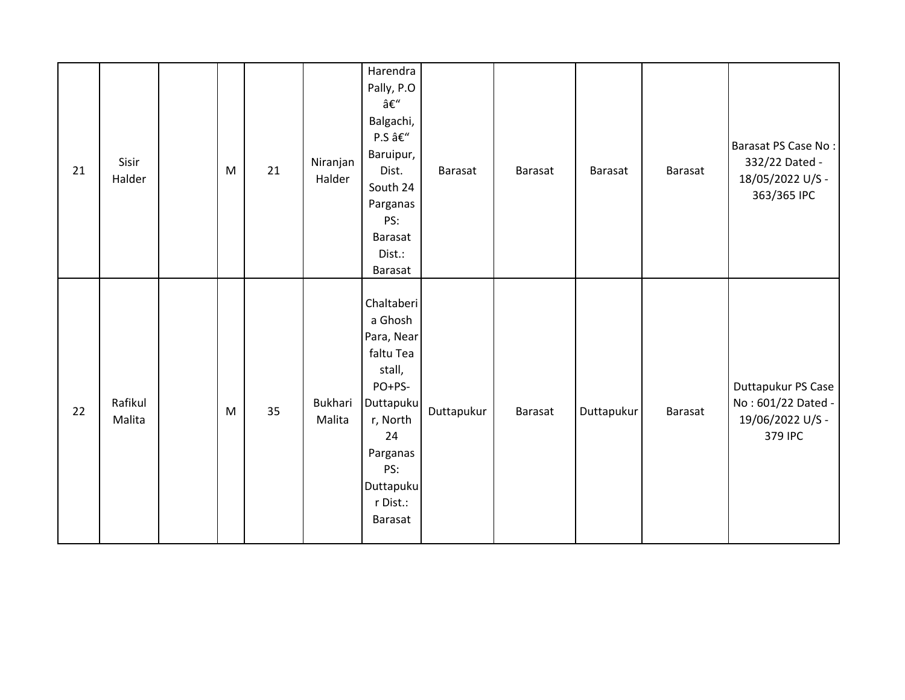| | | | | | | | | | | | |
|---|---|---|---|---|---|---|---|---|---|---|---|
| 21 | Sisir Halder | | M | 21 | Niranjan Halder | Harendra Pally, P.O â€“ Balgachi, P.S â€“ Baruipur, Dist. South 24 Parganas PS: Barasat Dist.: Barasat | Barasat | Barasat | Barasat | Barasat | Barasat PS Case No : 332/22 Dated - 18/05/2022 U/S - 363/365 IPC |
| 22 | Rafikul Malita | | M | 35 | Bukhari Malita | Chaltaberia Ghosh Para, Near faltu Tea stall, PO+PS- Duttapukur, North 24 Parganas PS: Duttapukur Dist.: Barasat | Duttapukur | Barasat | Duttapukur | Barasat | Duttapukur PS Case No : 601/22 Dated - 19/06/2022 U/S - 379 IPC |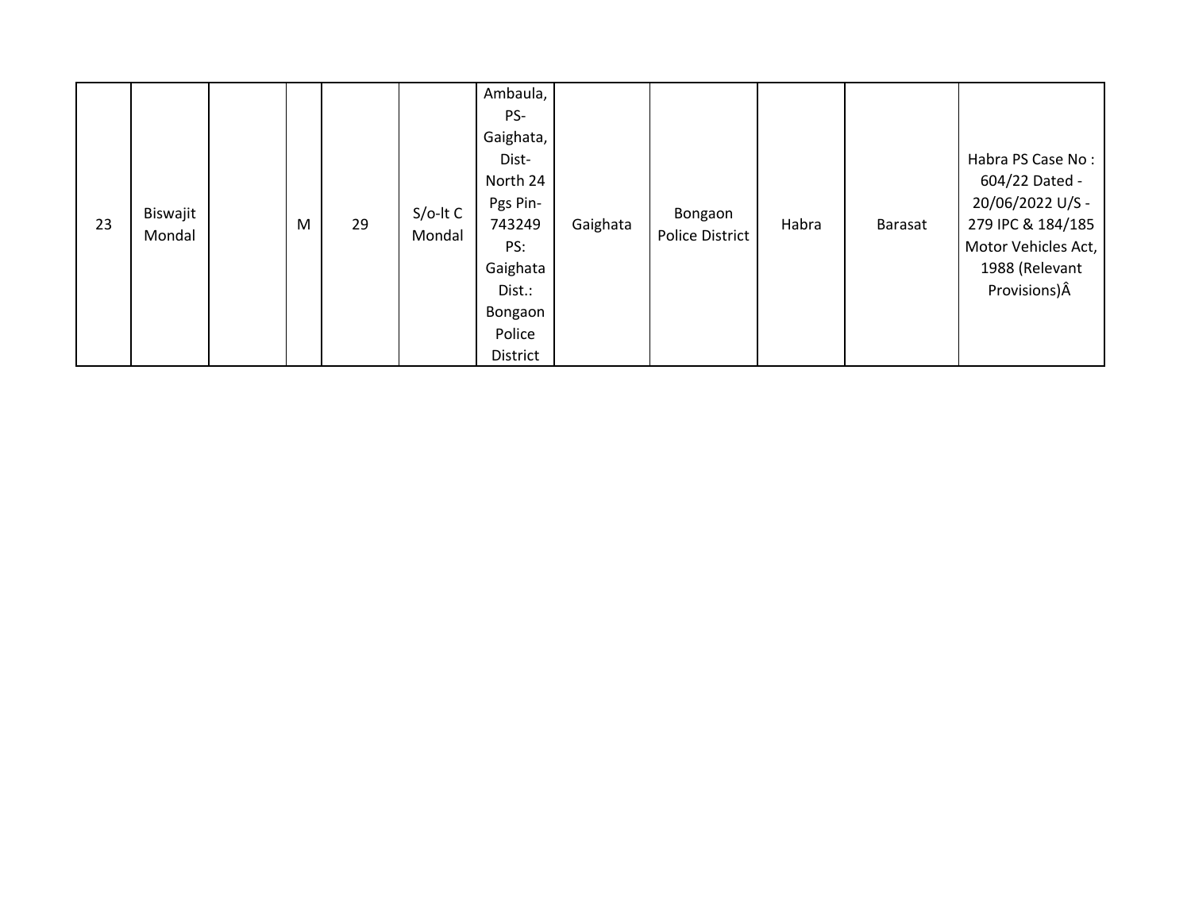| | | | | | | | | | | | |
|---|---|---|---|---|---|---|---|---|---|---|---|
| 23 | Biswajit Mondal | | M | 29 | S/o-lt C Mondal | Ambaula, PS-Gaighata, Dist-North 24 Pgs Pin-743249 PS: Gaighata Dist.: Bongaon Police District | Gaighata | Bongaon Police District | Habra | Barasat | Habra PS Case No : 604/22 Dated - 20/06/2022 U/S - 279 IPC & 184/185 Motor Vehicles Act, 1988 (Relevant Provisions)Â |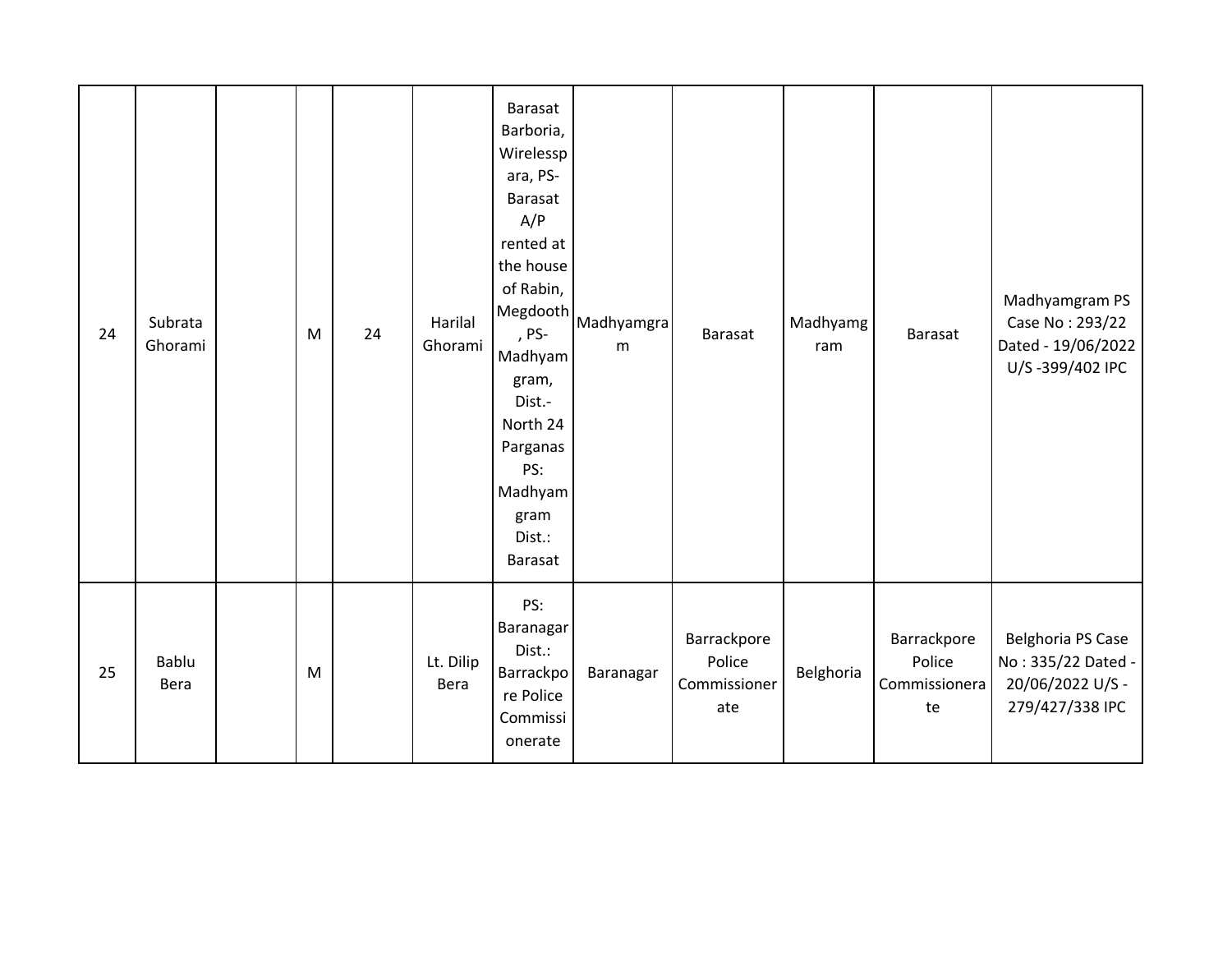| 24 | Subrata Ghorami | | M | 24 | Harilal Ghorami | Barasat Barboria, Wirelesspara, PS- Barasat A/P rented at the house of Rabin, Megdooth, PS- Madhyamgram, Dist.- North 24 Parganas PS: Madhyamgram Dist.: Barasat | Madhyamgram | Barasat | Madhyamgram | Barasat | Madhyamgram PS Case No : 293/22 Dated - 19/06/2022 U/S -399/402 IPC |
|---|---|---|---|---|---|---|---|---|---|---|---|
| 25 | Bablu Bera | | M | | Lt. Dilip Bera | PS: Baranagar Dist.: Barrackpore Police Commissionerate | Baranagar | Barrackpore Police Commissionerate | Belghoria | Barrackpore Police Commissionerate | Belghoria PS Case No : 335/22 Dated - 20/06/2022 U/S - 279/427/338 IPC |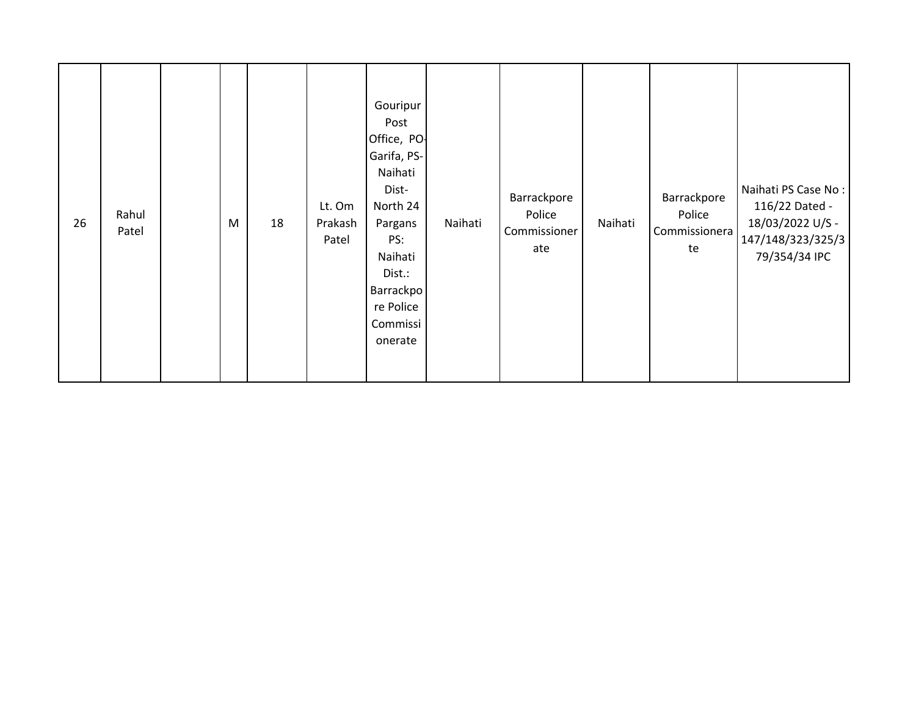| | | | | | | | | | | | |
|---|---|---|---|---|---|---|---|---|---|---|---|
| 26 | Rahul Patel | | M | 18 | Lt. Om Prakash Patel | Gouripur Post Office, PO-Garifa, PS-Naihati Dist-North 24 Pargans PS: Naihati Dist.: Barrackpore Police Commissionerate | Naihati | Barrackpore Police Commissionerate | Naihati | Barrackpore Police Commissionerate | Naihati PS Case No : 116/22 Dated - 18/03/2022 U/S - 147/148/323/325/379/354/34 IPC |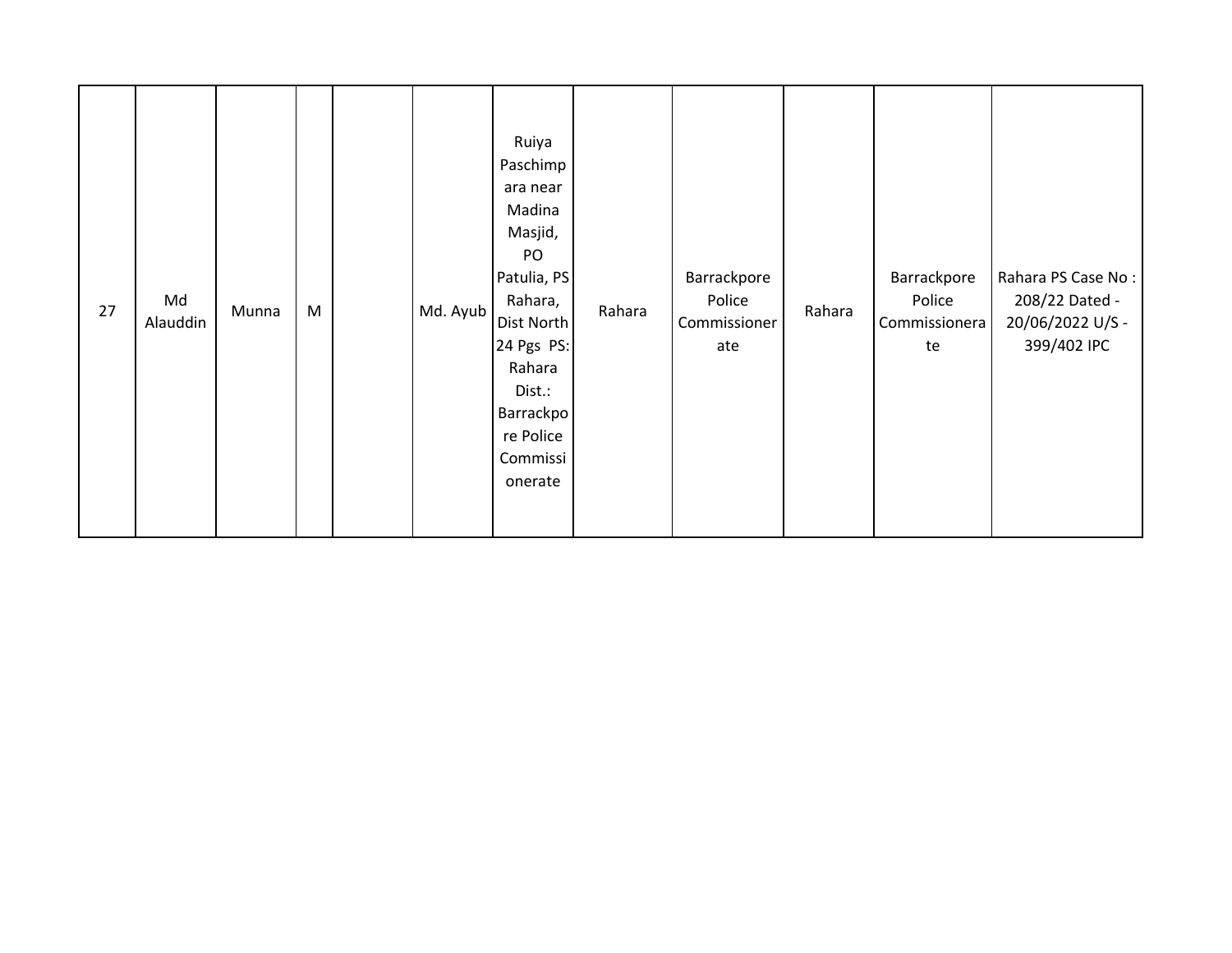| | | | | | | | | | | | |
|---|---|---|---|---|---|---|---|---|---|---|---|
| 27 | Md Alauddin | Munna | M | | Md. Ayub | Ruiya Paschimpara near Madina Masjid, PO Patulia, PS Rahara, Dist North 24 Pgs PS: Rahara Dist.: Barrackpore Police Commissionerate | Rahara | Barrackpore Police Commissionerate | Rahara | Barrackpore Police Commissionerate | Rahara PS Case No : 208/22 Dated - 20/06/2022 U/S - 399/402 IPC |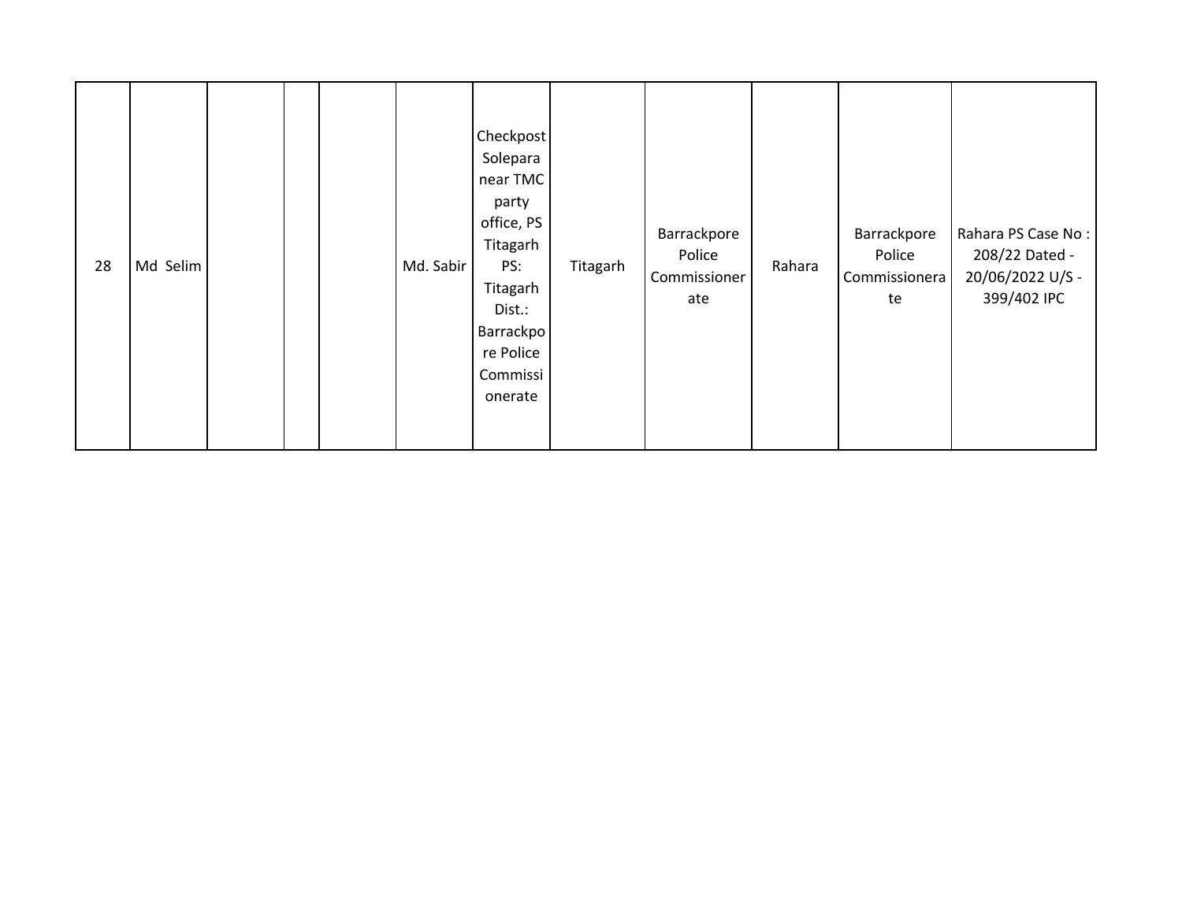| | | | | | | | | | | | |
|---|---|---|---|---|---|---|---|---|---|---|---|
| 28 | Md Selim | | | | Md. Sabir | Checkpost Solepara near TMC party office, PS Titagarh PS: Titagarh Dist.: Barrackpore Police Commissionerate | Titagarh | Barrackpore Police Commissionerate | Rahara | Barrackpore Police Commissionerate | Rahara PS Case No : 208/22 Dated - 20/06/2022 U/S - 399/402 IPC |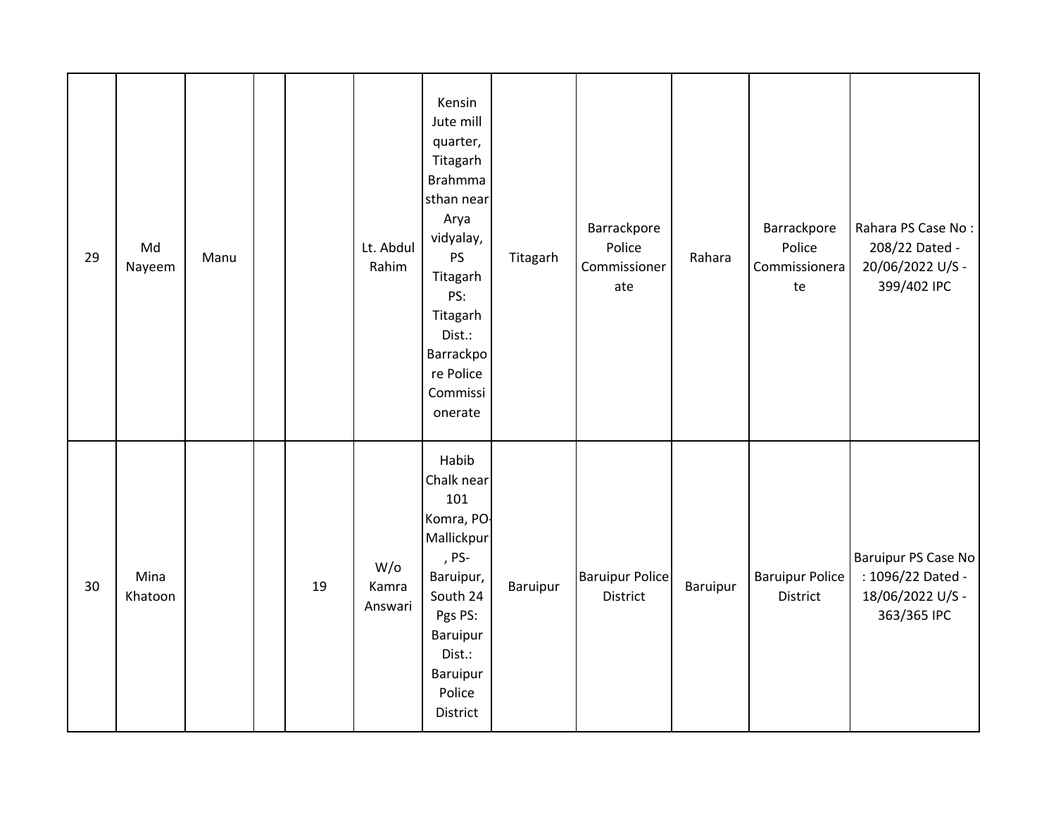| | | | | | | | | | | | |
|---|---|---|---|---|---|---|---|---|---|---|---|
| 29 | Md Nayeem | Manu | | | Lt. Abdul Rahim | Kensin Jute mill quarter, Titagarh Brahmmasthan near Arya vidyalay, PS Titagarh PS: Titagarh Dist.: Barrackpore Police Commissionerate | Titagarh | Barrackpore Police Commissionerate | Rahara | Barrackpore Police Commissionerate | Rahara PS Case No : 208/22 Dated - 20/06/2022 U/S - 399/402 IPC |
| 30 | Mina Khatoon | | | 19 | W/o Kamra Answari | Habib Chalk near 101 Komra, PO-Mallickpur, PS-Baruipur, South 24 Pgs PS: Baruipur Dist.: Baruipur Police District | Baruipur | Baruipur Police District | Baruipur | Baruipur Police District | Baruipur PS Case No : 1096/22 Dated - 18/06/2022 U/S - 363/365 IPC |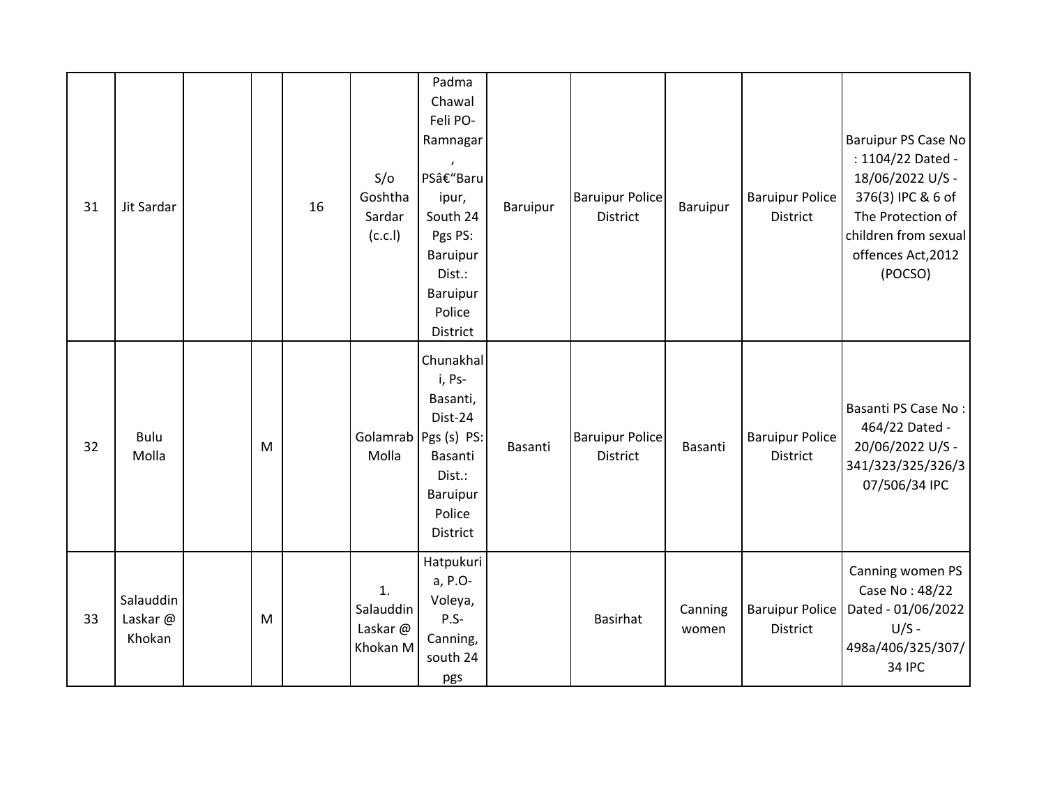| 31 | Jit Sardar | | | 16 | S/o Goshtha Sardar (c.c.l) | Padma Chawal Feli PO-Ramnagar , PSâ€“Baruipur, South 24 Pgs PS: Baruipur Dist.: Baruipur Police District | Baruipur | Baruipur Police District | Baruipur | Baruipur Police District | Baruipur PS Case No : 1104/22 Dated - 18/06/2022 U/S - 376(3) IPC & 6 of The Protection of children from sexual offences Act,2012 (POCSO) |
|---|---|---|---|---|---|---|---|---|---|---|---|
| 32 | Bulu Molla | | M | | Golamrab Molla | Chunakhali, Ps-Basanti, Dist-24 Pgs (s) PS: Basanti Dist.: Baruipur Police District | Basanti | Baruipur Police District | Basanti | Baruipur Police District | Basanti PS Case No : 464/22 Dated - 20/06/2022 U/S - 341/323/325/326/307/506/34 IPC |
| 33 | Salauddin Laskar @ Khokan | | M | | 1. Salauddin Laskar @ Khokan M | Hatpukuria, P.O-Voleya, P.S-Canning, south 24 pgs | | Basirhat | Canning women | Baruipur Police District | Canning women PS Case No : 48/22 Dated - 01/06/2022 U/S - 498a/406/325/307/34 IPC |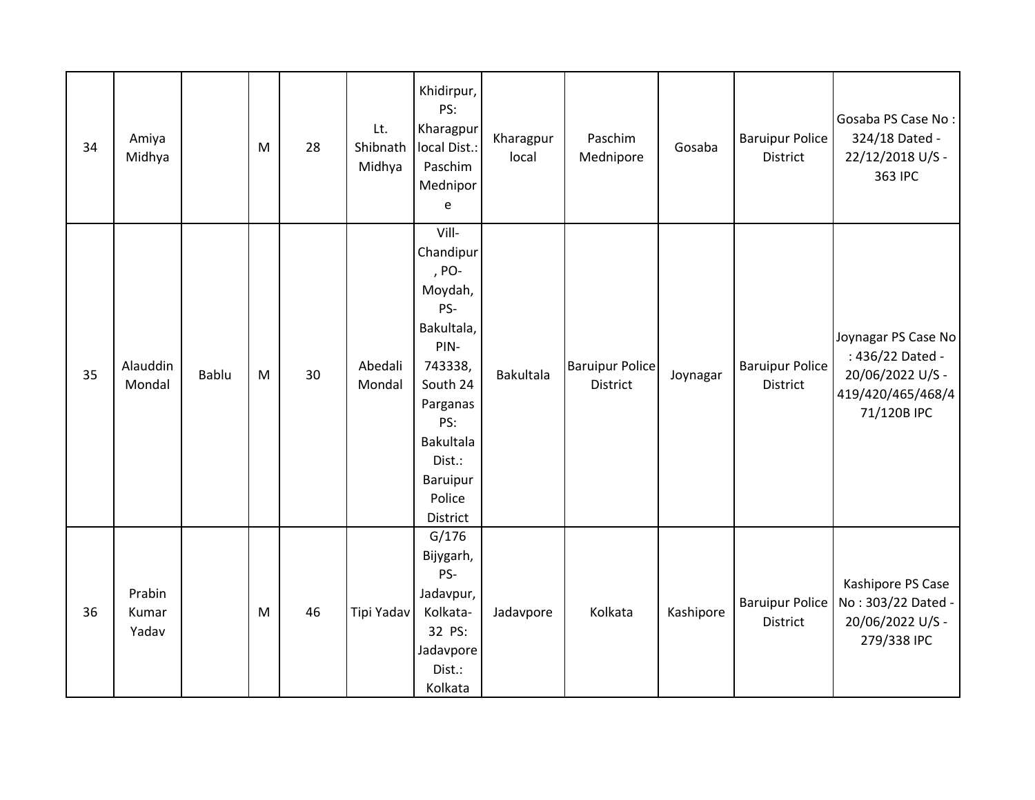| 34 | Amiya Midhya | | M | 28 | Lt. Shibnath Midhya | Khidirpur, PS: Kharagpur local Dist.: Paschim Mednipore | Kharagpur local | Paschim Mednipore | Gosaba | Baruipur Police District | Gosaba PS Case No : 324/18 Dated - 22/12/2018 U/S - 363 IPC |
|---|---|---|---|---|---|---|---|---|---|---|---|
| 35 | Alauddin Mondal | Bablu | M | 30 | Abedali Mondal | Vill-Chandipur, PO-Moydah, PS-Bakultala, PIN-743338, South 24 Parganas PS: Bakultala Dist.: Baruipur Police District | Bakultala | Baruipur Police District | Joynagar | Baruipur Police District | Joynagar PS Case No : 436/22 Dated - 20/06/2022 U/S - 419/420/465/468/471/120B IPC |
| 36 | Prabin Kumar Yadav | | M | 46 | Tipi Yadav | G/176 Bijygarh, PS-Jadavpur, Kolkata-32 PS: Jadavpore Dist.: Kolkata | Jadavpore | Kolkata | Kashipore | Baruipur Police District | Kashipore PS Case No : 303/22 Dated - 20/06/2022 U/S - 279/338 IPC |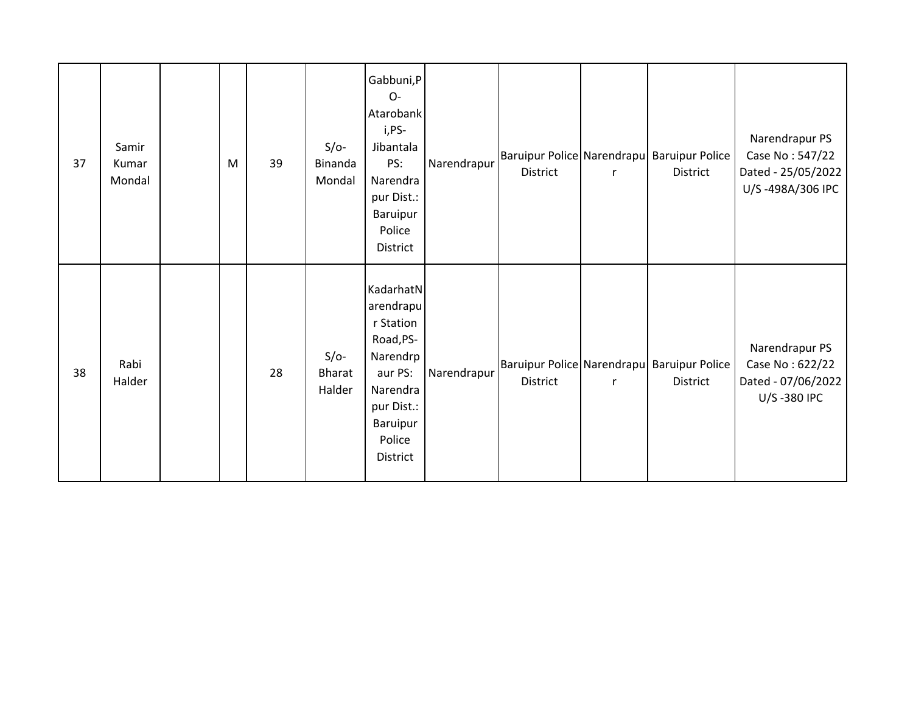| 37 | Samir Kumar Mondal | | M | 39 | S/o- Binanda Mondal | Gabbuni,PO-Atarobanki,PS-Jibantala PS: Narendrapur Dist.: Baruipur Police District | Narendrapur | Baruipur Police District | Narendrapur | Baruipur Police District | Narendrapur PS Case No : 547/22 Dated - 25/05/2022 U/S -498A/306 IPC |
|---|---|---|---|---|---|---|---|---|---|---|---|
| 38 | Rabi Halder | | | 28 | S/o- Bharat Halder | KadarhatNarendrapur Station Road,PS-Narendrpaur PS: Narendrapur Dist.: Baruipur Police District | Narendrapur | Baruipur Police District | Narendrapur | Baruipur Police District | Narendrapur PS Case No : 622/22 Dated - 07/06/2022 U/S -380 IPC |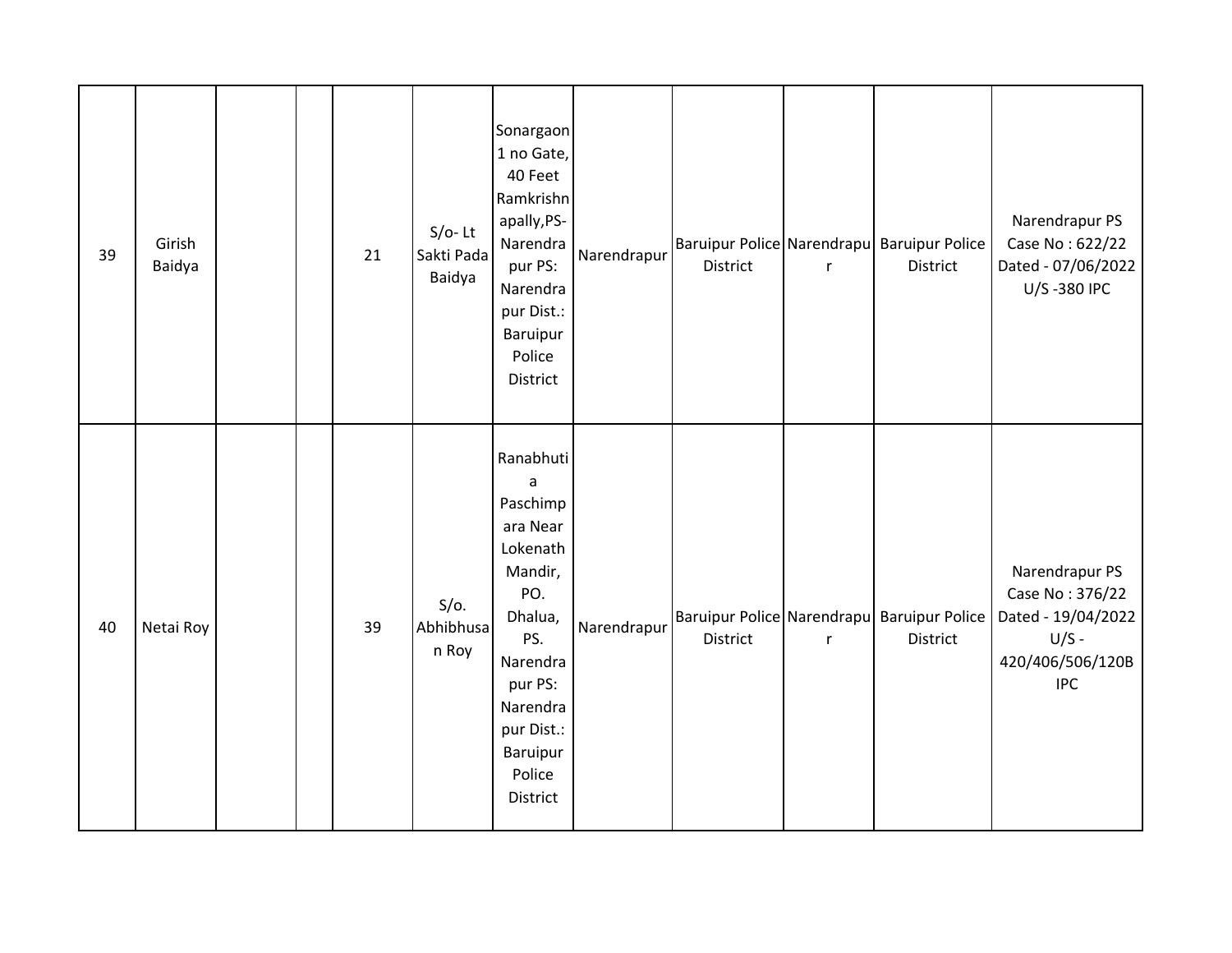| | | | | | | | | | | | |
|---|---|---|---|---|---|---|---|---|---|---|---|
| 39 | Girish Baidya | | | 21 | S/o- Lt Sakti Pada Baidya | Sonargaon 1 no Gate, 40 Feet Ramkrishnapally,PS- Narendrapur PS: Narendrapur Dist.: Baruipur Police District | Narendrapur | Baruipur Police District | Narendrapur | Baruipur Police District | Narendrapur PS Case No : 622/22 Dated - 07/06/2022 U/S -380 IPC |
| 40 | Netai Roy | | | 39 | S/o. Abhibhusan Roy | Ranabhutia Paschimpara Near Lokenath Mandir, PO. Dhalua, PS. Narendrapur PS: Narendrapur Dist.: Baruipur Police District | Narendrapur | Baruipur Police District | Narendrapur | Baruipur Police District | Narendrapur PS Case No : 376/22 Dated - 19/04/2022 U/S - 420/406/506/120B IPC |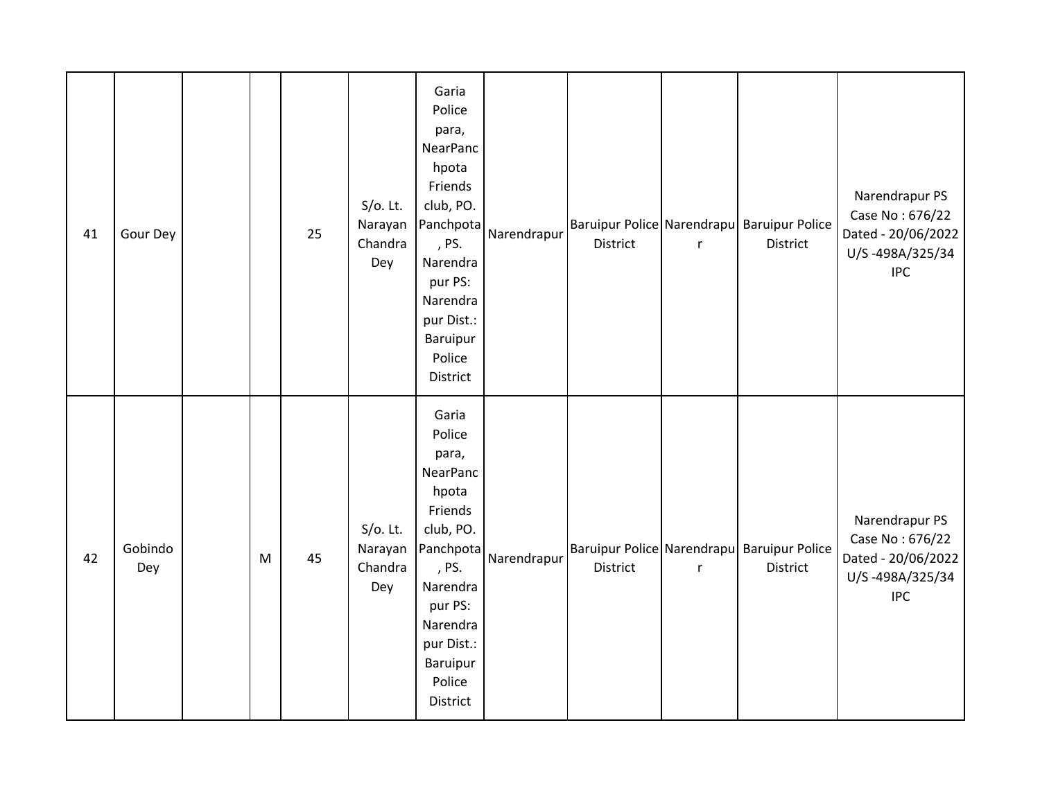| | | | | | | | | | | | |
|---|---|---|---|---|---|---|---|---|---|---|---|
| 41 | Gour Dey | | | 25 | S/o. Lt. Narayan Chandra Dey | Garia Police para, NearPanchpota Friends club, PO. Panchpota , PS. Narendrapur PS: Narendrapur Dist.: Baruipur Police District | Narendrapur | Baruipur Police District | Narendrapur | Baruipur Police District | Narendrapur PS Case No : 676/22 Dated - 20/06/2022 U/S -498A/325/34 IPC |
| 42 | Gobindo Dey | | M | 45 | S/o. Lt. Narayan Chandra Dey | Garia Police para, NearPanchpota Friends club, PO. Panchpota , PS. Narendrapur PS: Narendrapur Dist.: Baruipur Police District | Narendrapur | Baruipur Police District | Narendrapur | Baruipur Police District | Narendrapur PS Case No : 676/22 Dated - 20/06/2022 U/S -498A/325/34 IPC |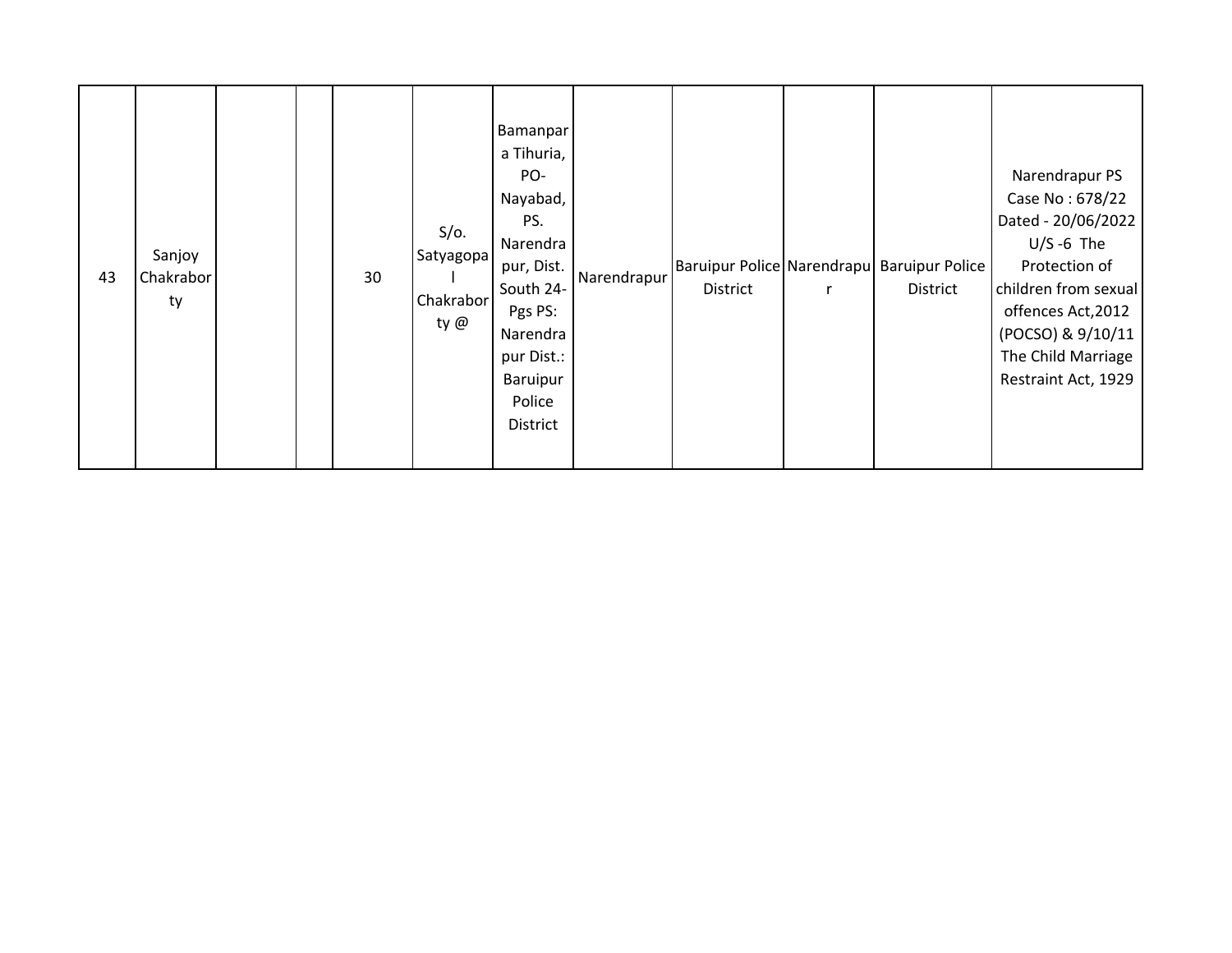| | | | | | | | | | | | | |
|---|---|---|---|---|---|---|---|---|---|---|---|---|
| 43 | Sanjoy Chakraborty | | | 30 | S/o. Satyagopal Chakraborty @ | Bamanpara Tihuria, PO- Nayabad, PS. Narendrapur, Dist. South 24-Pgs PS: Narendrapur Dist.: Baruipur Police District | Narendrapur | Baruipur Police District | Narendrapur | Baruipur Police District | Narendrapur PS Case No : 678/22 Dated - 20/06/2022 U/S -6 The Protection of children from sexual offences Act,2012 (POCSO) & 9/10/11 The Child Marriage Restraint Act, 1929 |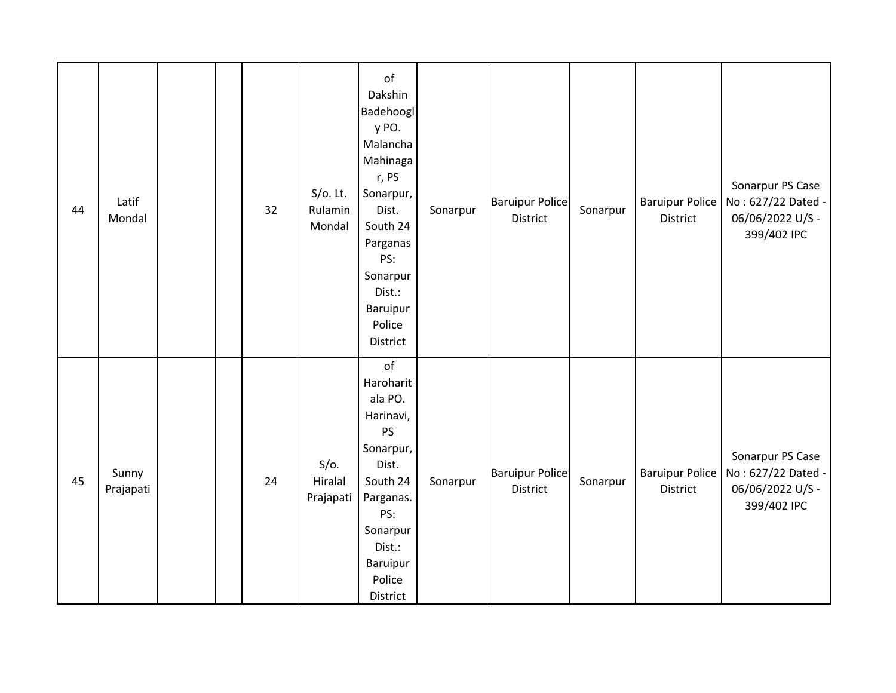| 44 | Latif Mondal | | | 32 | S/o. Lt. Rulamin Mondal | of Dakshin Badehoogly PO. Malancha Mahinagar, PS Sonarpur, Dist. South 24 Parganas PS: Sonarpur Dist.: Baruipur Police District | Sonarpur | Baruipur Police District | Sonarpur | Baruipur Police District | Sonarpur PS Case No : 627/22 Dated - 06/06/2022 U/S - 399/402 IPC |
|---|---|---|---|---|---|---|---|---|---|---|---|
| 45 | Sunny Prajapati | | | 24 | S/o. Hiralal Prajapati | of Haroharitala PO. Harinavi, PS Sonarpur, Dist. South 24 Parganas. PS: Sonarpur Dist.: Baruipur Police District | Sonarpur | Baruipur Police District | Sonarpur | Baruipur Police District | Sonarpur PS Case No : 627/22 Dated - 06/06/2022 U/S - 399/402 IPC |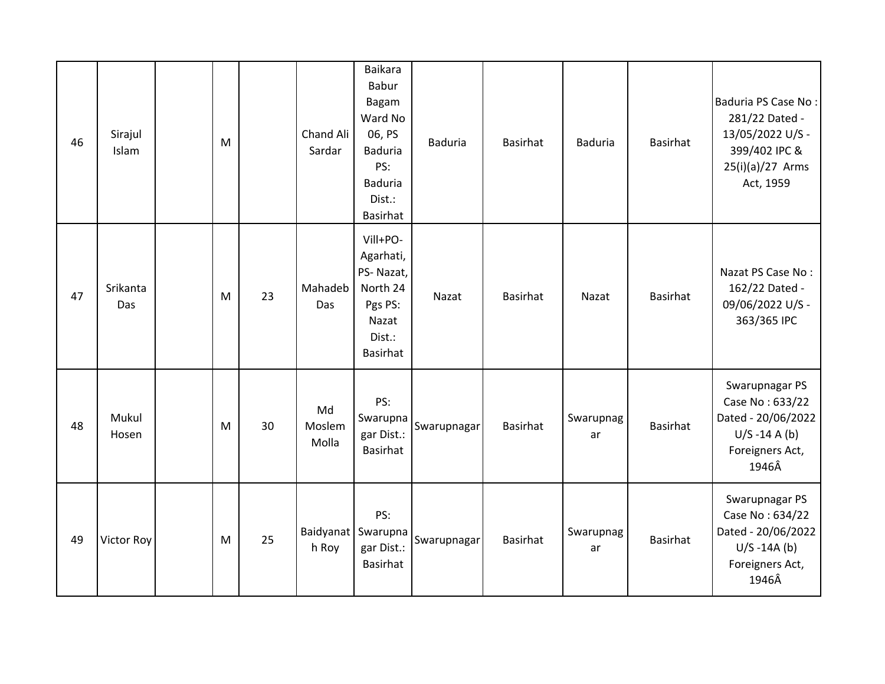| 46 | Sirajul Islam | | M | | Chand Ali Sardar | Baikara Babur Bagam Ward No 06, PS Baduria PS: Baduria Dist.: Basirhat | Baduria | Basirhat | Baduria | Basirhat | Baduria PS Case No : 281/22 Dated - 13/05/2022 U/S - 399/402 IPC & 25(i)(a)/27 Arms Act, 1959 |
|---|---|---|---|---|---|---|---|---|---|---|---|
| 47 | Srikanta Das | | M | 23 | Mahadeb Das | Vill+PO- Agarhati, PS- Nazat, North 24 Pgs PS: Nazat Dist.: Basirhat | Nazat | Basirhat | Nazat | Basirhat | Nazat PS Case No : 162/22 Dated - 09/06/2022 U/S - 363/365 IPC |
| 48 | Mukul Hosen | | M | 30 | Md Moslem Molla | PS: Swarupnagar Dist.: Basirhat | Swarupnagar | Basirhat | Swarupnagar | Basirhat | Swarupnagar PS Case No : 633/22 Dated - 20/06/2022 U/S -14 A (b) Foreigners Act, 1946Â |
| 49 | Victor Roy | | M | 25 | Baidyanath Roy | PS: Swarupnagar Dist.: Basirhat | Swarupnagar | Basirhat | Swarupnagar | Basirhat | Swarupnagar PS Case No : 634/22 Dated - 20/06/2022 U/S -14A (b) Foreigners Act, 1946Â |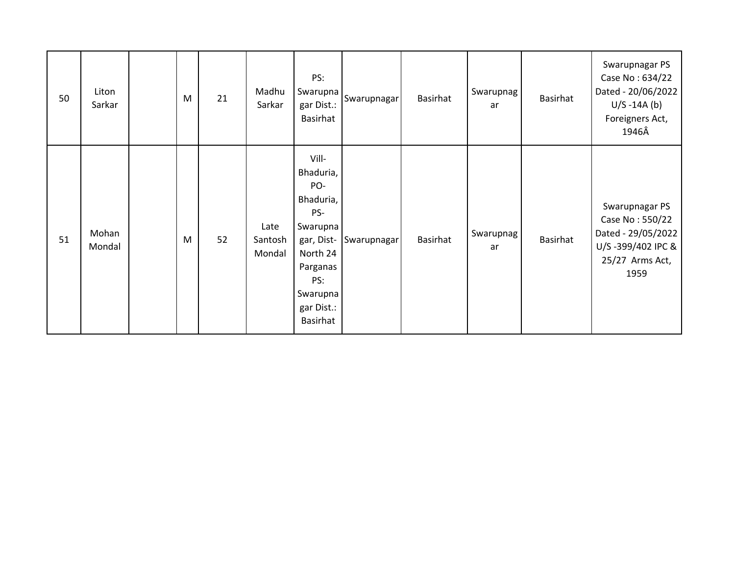| 50 | Liton Sarkar | | M | 21 | Madhu Sarkar | PS: Swarupnagar Dist.: Basirhat | Swarupnagar | Basirhat | Swarupnagar | Basirhat | Swarupnagar PS Case No : 634/22 Dated - 20/06/2022 U/S -14A (b) Foreigners Act, 1946Â |
|---|---|---|---|---|---|---|---|---|---|---|---|
| 51 | Mohan Mondal | | M | 52 | Late Santosh Mondal | Vill- Bhaduria, PO- Bhaduria, PS- Swarupnagar, Dist- North 24 Parganas PS: Swarupnagar Dist.: Basirhat | Swarupnagar | Basirhat | Swarupnagar | Basirhat | Swarupnagar PS Case No : 550/22 Dated - 29/05/2022 U/S -399/402 IPC & 25/27 Arms Act, 1959 |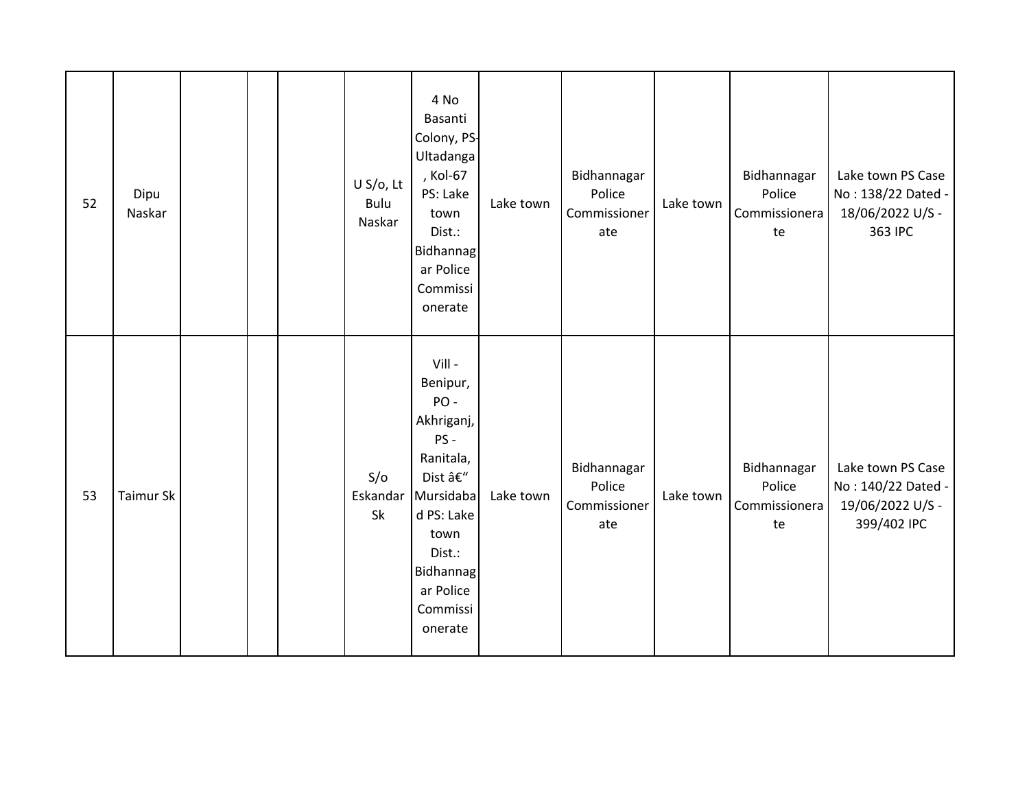| | | | | | | | | | | | |
|---|---|---|---|---|---|---|---|---|---|---|---|
| 52 | Dipu Naskar | | | | U S/o, Lt Bulu Naskar | 4 No Basanti Colony, PS-Ultadanga, Kol-67 PS: Lake town Dist.: Bidhannagar Police Commissionerate | Lake town | Bidhannagar Police Commissionerate | Lake town | Bidhannagar Police Commissionerate | Lake town PS Case No : 138/22 Dated - 18/06/2022 U/S - 363 IPC |
| 53 | Taimur Sk | | | | S/o Eskandar Sk | Vill - Benipur, PO - Akhriganj, PS - Ranitala, Dist â€“ Mursidabad PS: Lake town Dist.: Bidhannagar Police Commissionerate | Lake town | Bidhannagar Police Commissionerate | Lake town | Bidhannagar Police Commissionerate | Lake town PS Case No : 140/22 Dated - 19/06/2022 U/S - 399/402 IPC |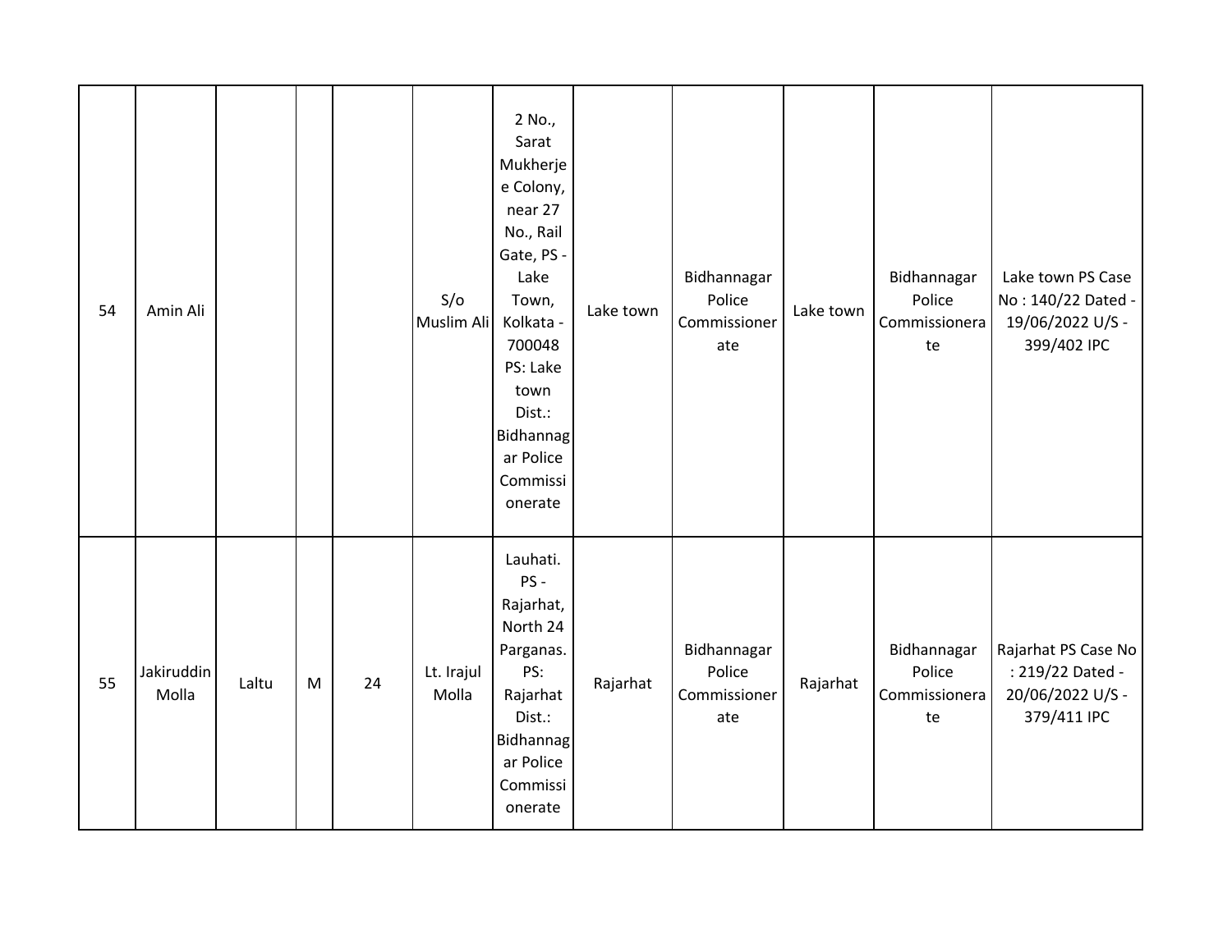| | | | | | | | | | | | |
|---|---|---|---|---|---|---|---|---|---|---|---|
| 54 | Amin Ali | | | | S/o Muslim Ali | 2 No., Sarat Mukherjee Colony, near 27 No., Rail Gate, PS - Lake Town, Kolkata - 700048 PS: Lake town Dist.: Bidhannagar Police Commissionerate | Lake town | Bidhannagar Police Commissionerate | Lake town | Bidhannagar Police Commissionerate | Lake town PS Case No : 140/22 Dated - 19/06/2022 U/S - 399/402 IPC |
| 55 | Jakiruddin Molla | Laltu | M | 24 | Lt. Irajul Molla | Lauhati. PS - Rajarhat, North 24 Parganas. PS: Rajarhat Dist.: Bidhannagar Police Commissionerate | Rajarhat | Bidhannagar Police Commissionerate | Rajarhat | Bidhannagar Police Commissionerate | Rajarhat PS Case No : 219/22 Dated - 20/06/2022 U/S - 379/411 IPC |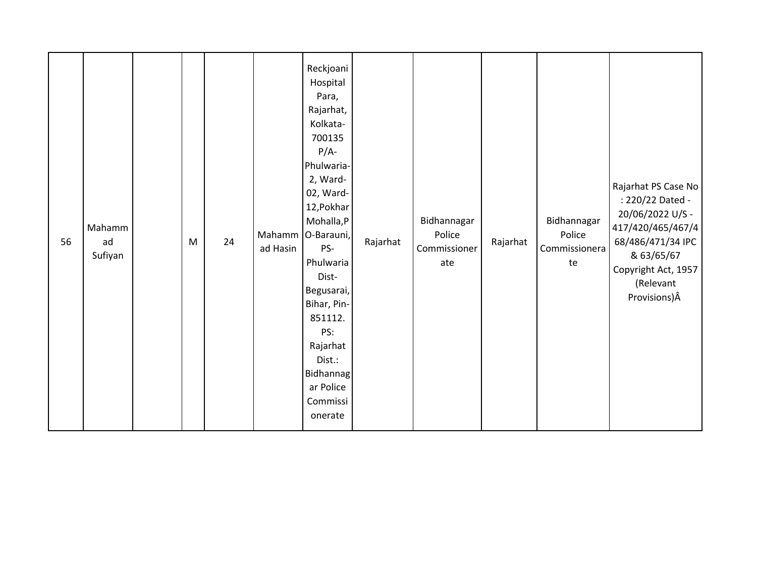| | | | | | | | | | | | |
|---|---|---|---|---|---|---|---|---|---|---|---|
| 56 | Mahammad Sufiyan | | M | 24 | Mahammad Hasin | Reckjoani Hospital Para, Rajarhat, Kolkata-700135 P/A-Phulwaria-2, Ward-02, Ward-12,Pokhar Mohalla,PO-Barauni, PS-Phulwaria Dist-Begusarai, Bihar, Pin-851112. PS: Rajarhat Dist.: Bidhannagar Police Commissionerate | Rajarhat | Bidhannagar Police Commissionerate | Rajarhat | Bidhannagar Police Commissionerate | Rajarhat PS Case No : 220/22 Dated - 20/06/2022 U/S - 417/420/465/467/468/486/471/34 IPC & 63/65/67 Copyright Act, 1957 (Relevant Provisions)Â |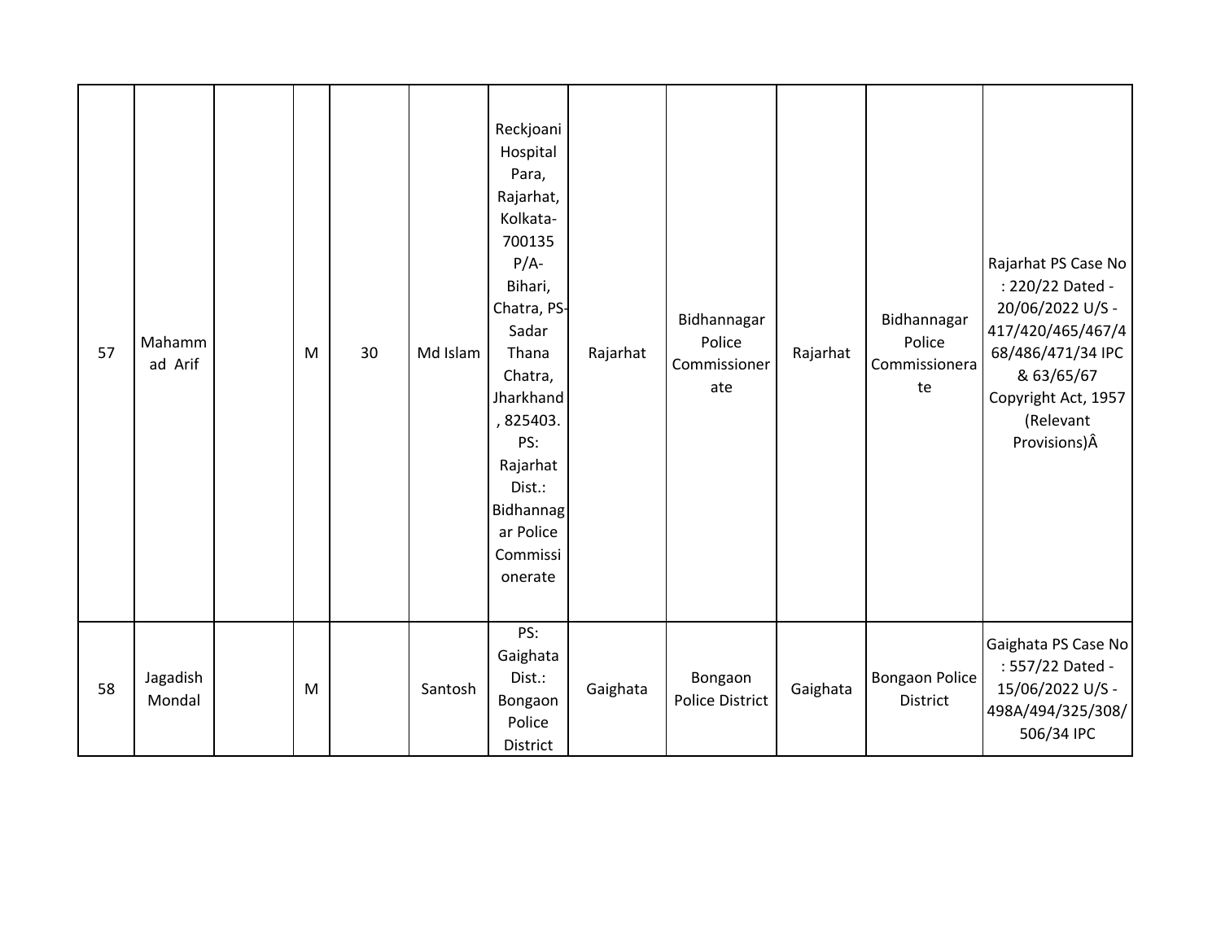| | | | | | | | | | | | |
|---|---|---|---|---|---|---|---|---|---|---|---|
| 57 | Mahammad Arif | | M | 30 | Md Islam | Reckjoani Hospital Para, Rajarhat, Kolkata-700135 P/A-Bihari, Chatra, PS-Sadar Thana Chatra, Jharkhand, 825403. PS: Rajarhat Dist.: Bidhannagar Police Commissionerate | Rajarhat | Bidhannagar Police Commissionerate | Rajarhat | Bidhannagar Police Commissionerate | Rajarhat PS Case No : 220/22 Dated - 20/06/2022 U/S - 417/420/465/467/468/486/471/34 IPC & 63/65/67 Copyright Act, 1957 (Relevant Provisions)Â |
| 58 | Jagadish Mondal | | M | | Santosh | PS: Gaighata Dist.: Bongaon Police District | Gaighata | Bongaon Police District | Gaighata | Bongaon Police District | Gaighata PS Case No : 557/22 Dated - 15/06/2022 U/S - 498A/494/325/308/506/34 IPC |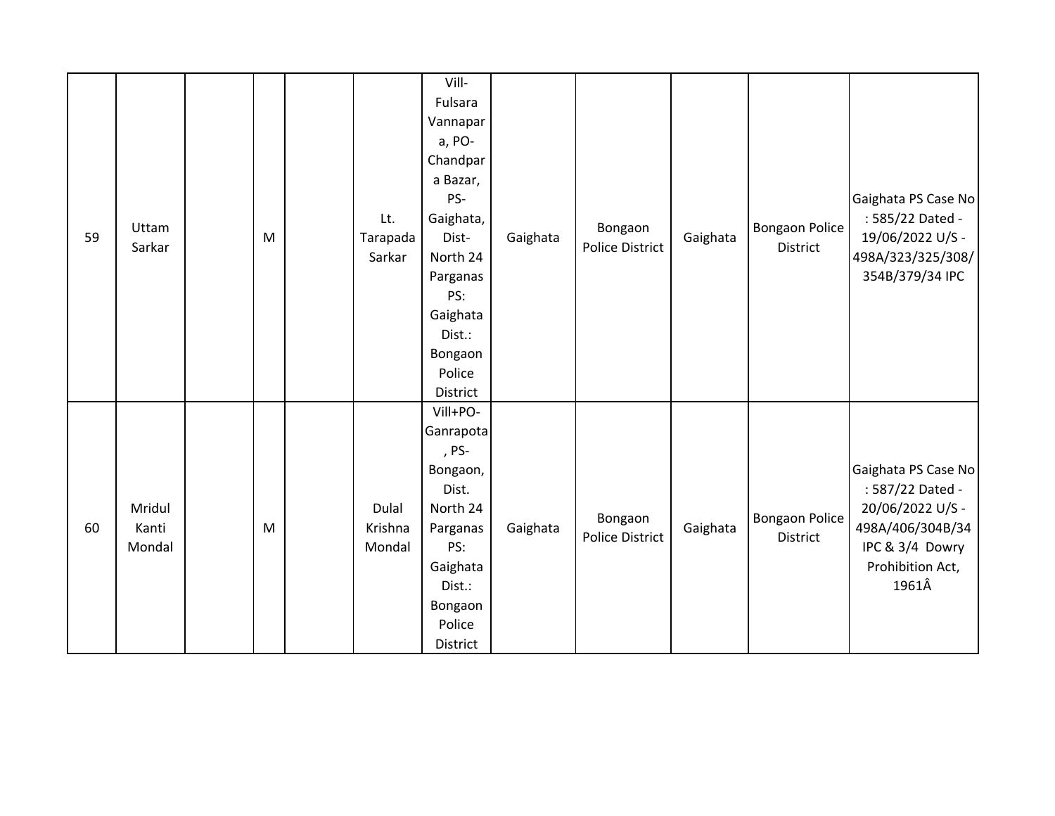| | | | | | | | | | | | |
|---|---|---|---|---|---|---|---|---|---|---|---|
| 59 | Uttam Sarkar | | M | | Lt. Tarapada Sarkar | Vill-Fulsara Vannapara, PO-Chandpara Bazar, PS-Gaighata, Dist-North 24 Parganas PS: Gaighata Dist.: Bongaon Police District | Gaighata | Bongaon Police District | Gaighata | Bongaon Police District | Gaighata PS Case No : 585/22 Dated - 19/06/2022 U/S - 498A/323/325/308/354B/379/34 IPC |
| 60 | Mridul Kanti Mondal | | M | | Dulal Krishna Mondal | Vill+PO-Ganrapota, PS-Bongaon, Dist. North 24 Parganas PS: Gaighata Dist.: Bongaon Police District | Gaighata | Bongaon Police District | Gaighata | Bongaon Police District | Gaighata PS Case No : 587/22 Dated - 20/06/2022 U/S - 498A/406/304B/34 IPC & 3/4 Dowry Prohibition Act, 1961Â |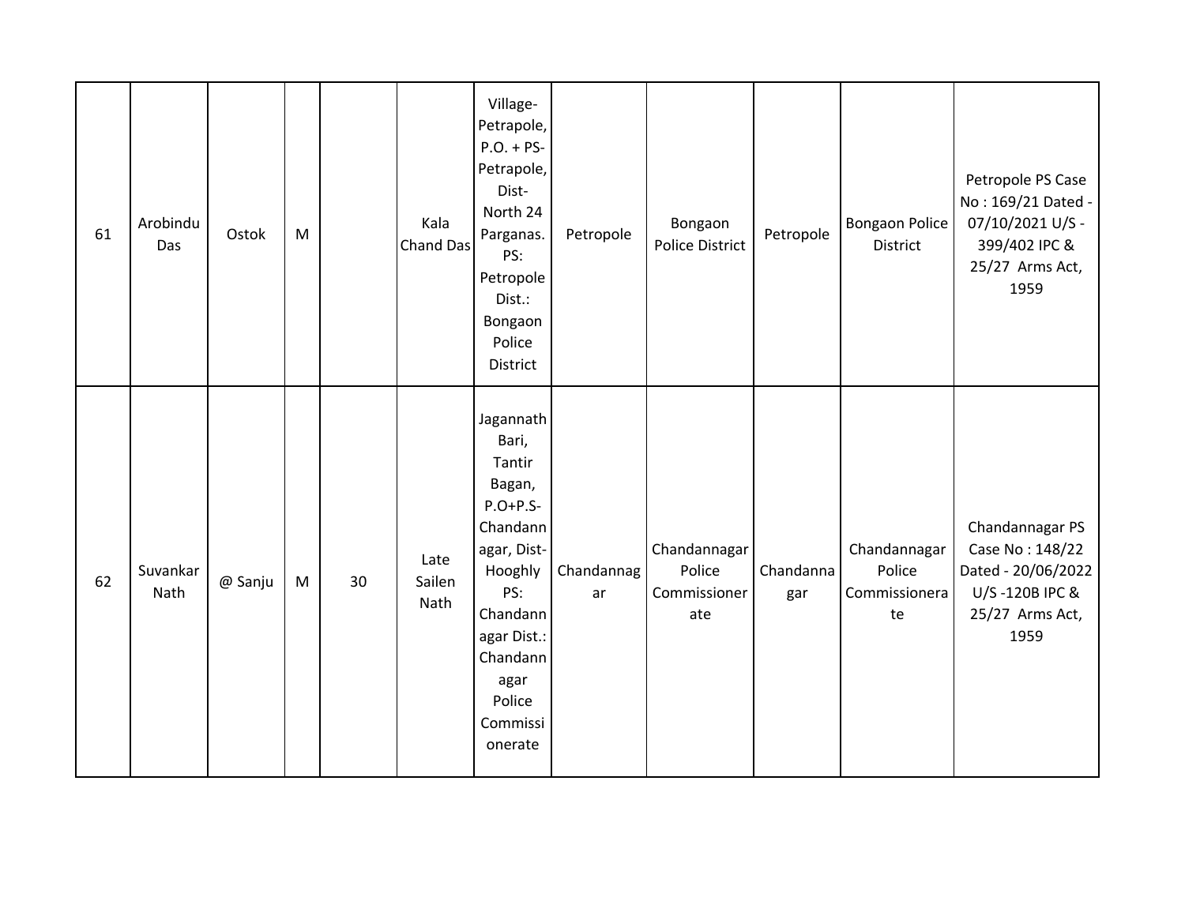| | | | | | | | | | | | |
|---|---|---|---|---|---|---|---|---|---|---|---|
| 61 | Arobindu Das | Ostok | M | | Kala Chand Das | Village-Petrapole, P.O. + PS-Petrapole, Dist-North 24 Parganas. PS: Petropole Dist.: Bongaon Police District | Petropole | Bongaon Police District | Petropole | Bongaon Police District | Petropole PS Case No : 169/21 Dated - 07/10/2021 U/S - 399/402 IPC & 25/27 Arms Act, 1959 |
| 62 | Suvankar Nath | @ Sanju | M | 30 | Late Sailen Nath | Jagannath Bari, Tantir Bagan, P.O+P.S-Chandannagar, Dist-Hooghly PS: Chandannagar Dist.: Chandannagar Police Commissionerate | Chandannagar | Chandannagar Police Commissionerate | Chandannagar | Chandannagar Police Commissionerate | Chandannagar PS Case No : 148/22 Dated - 20/06/2022 U/S -120B IPC & 25/27 Arms Act, 1959 |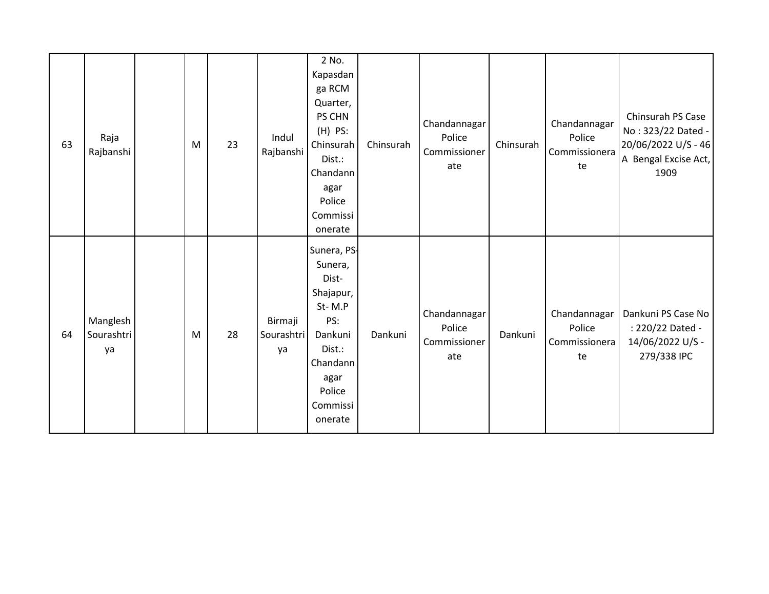| | | | | | | | | | | | |
|---|---|---|---|---|---|---|---|---|---|---|---|
| 63 | Raja Rajbanshi | | M | 23 | Indul Rajbanshi | 2 No. Kapasdanga RCM Quarter, PS CHN (H) PS: Chinsurah Dist.: Chandannagar Police Commissionerate | Chinsurah | Chandannagar Police Commissionerate | Chinsurah | Chandannagar Police Commissionerate | Chinsurah PS Case No : 323/22 Dated - 20/06/2022 U/S - 46 A Bengal Excise Act, 1909 |
| 64 | Manglesh Sourashtriya | | M | 28 | Birmaji Sourashtriya | Sunera, PS-Sunera, Dist-Shajapur, St- M.P PS: Dankuni Dist.: Chandannagar Police Commissionerate | Dankuni | Chandannagar Police Commissionerate | Dankuni | Chandannagar Police Commissionerate | Dankuni PS Case No : 220/22 Dated - 14/06/2022 U/S - 279/338 IPC |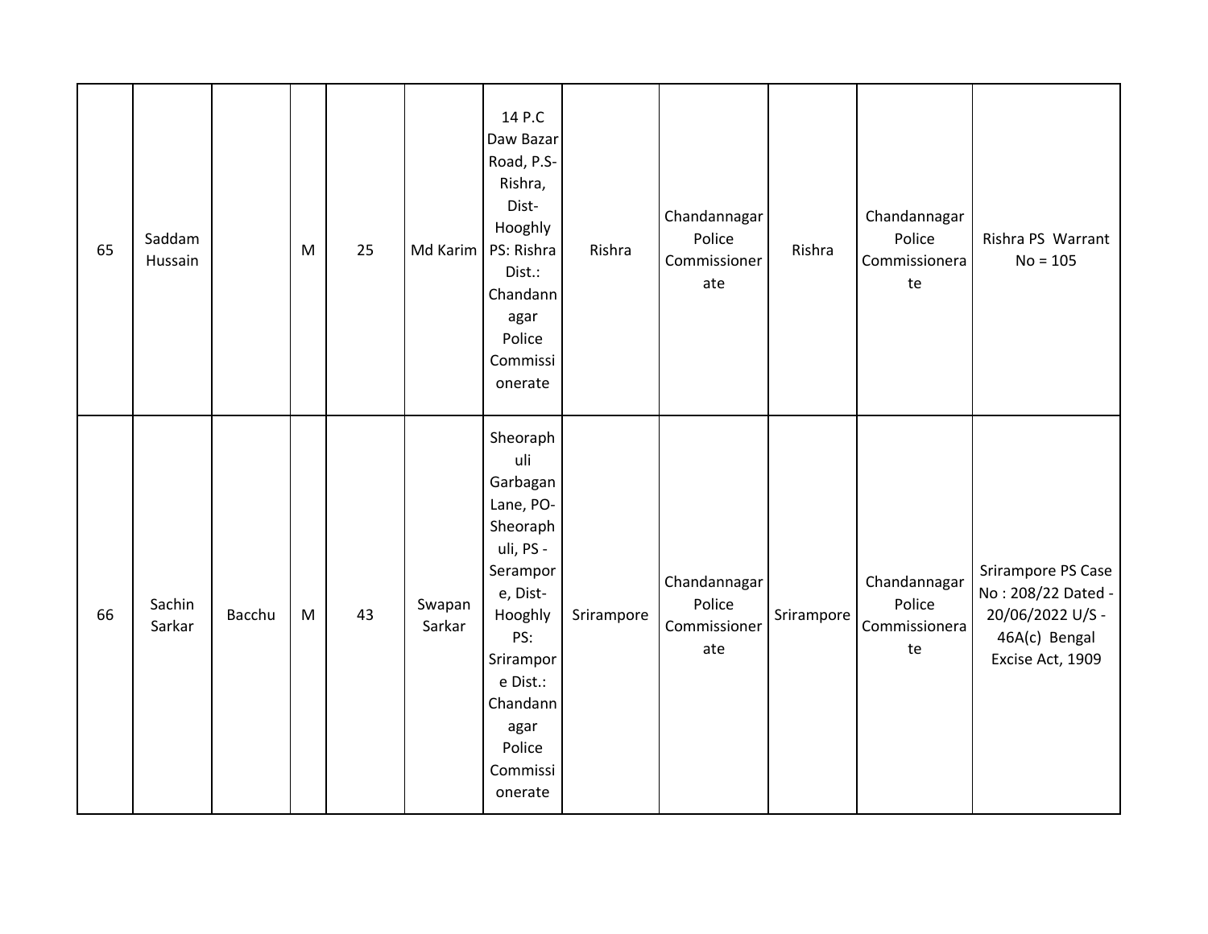| | | | | | | | | | | | |
|---|---|---|---|---|---|---|---|---|---|---|---|
| 65 | Saddam Hussain | | M | 25 | Md Karim | 14 P.C Daw Bazar Road, P.S-Rishra, Dist-Hooghly PS: Rishra Dist.: Chandannagar Police Commissionerate | Rishra | Chandannagar Police Commissionerate | Rishra | Chandannagar Police Commissionerate | Rishra PS Warrant No = 105 |
| 66 | Sachin Sarkar | Bacchu | M | 43 | Swapan Sarkar | Sheoraphuli Garbagan Lane, PO-Sheoraphuli, PS -Serampore, Dist-Hooghly PS: Srirampore Dist.: Chandannagar Police Commissionerate | Srirampore | Chandannagar Police Commissionerate | Srirampore | Chandannagar Police Commissionerate | Srirampore PS Case No : 208/22 Dated - 20/06/2022 U/S - 46A(c) Bengal Excise Act, 1909 |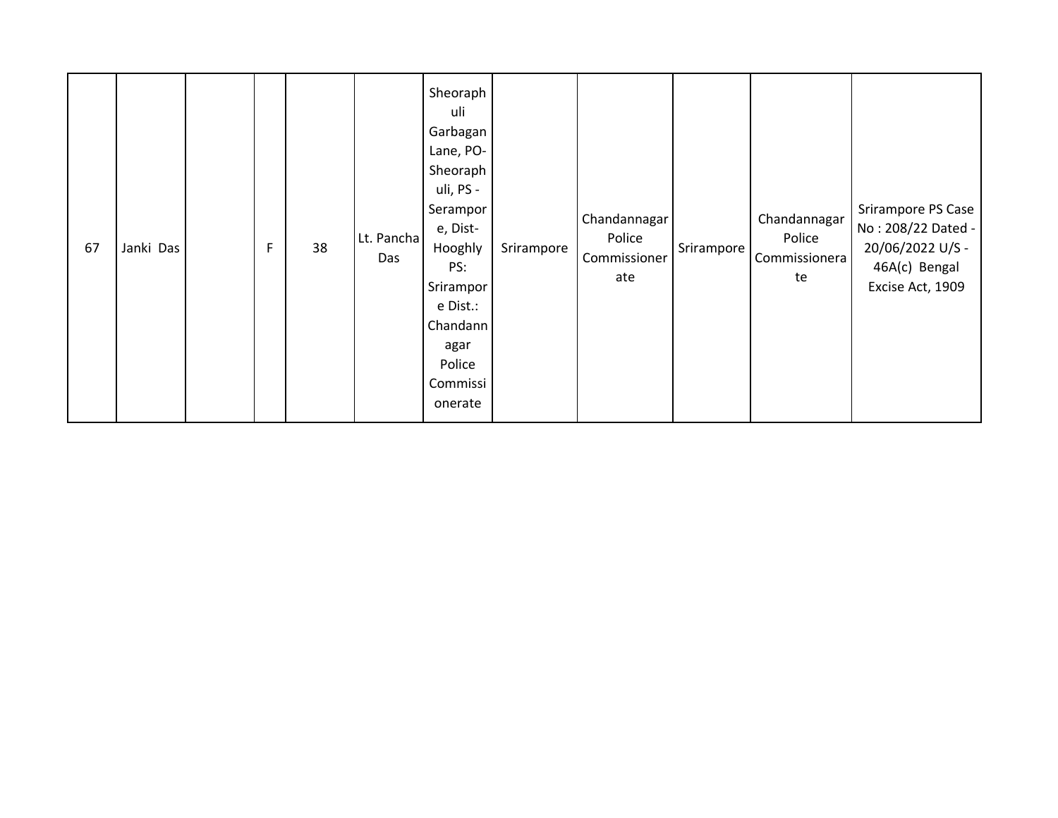| 67 | Janki Das | | F | 38 | Lt. Pancha Das | Sheoraphuli Garbagan Lane, PO- Sheoraphuli, PS - Serampore, Dist- Hooghly PS: Srirampore Dist.: Chandannagar Police Commissionerate | Srirampore | Chandannagar Police Commissionerate | Srirampore | Chandannagar Police Commissionerate | Srirampore PS Case No : 208/22 Dated - 20/06/2022 U/S - 46A(c) Bengal Excise Act, 1909 |
|---|---|---|---|---|---|---|---|---|---|---|---|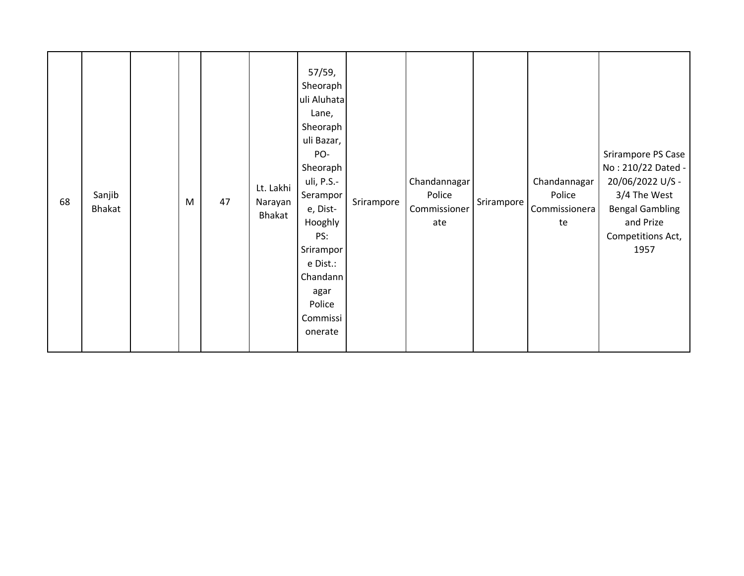| 68 | Sanjib Bhakat | | M | 47 | Lt. Lakhi Narayan Bhakat | 57/59, Sheoraphuli Aluhata Lane, Sheoraphuli Bazar, PO- Sheoraphuli, P.S.- Serampore, Dist- Hooghly PS: Srirampore Dist.: Chandannagar Police Commissionerate | Srirampore | Chandannagar Police Commissionerate | Srirampore | Chandannagar Police Commissionerate | Srirampore PS Case No : 210/22 Dated - 20/06/2022 U/S - 3/4 The West Bengal Gambling and Prize Competitions Act, 1957 |
|---|---|---|---|---|---|---|---|---|---|---|---|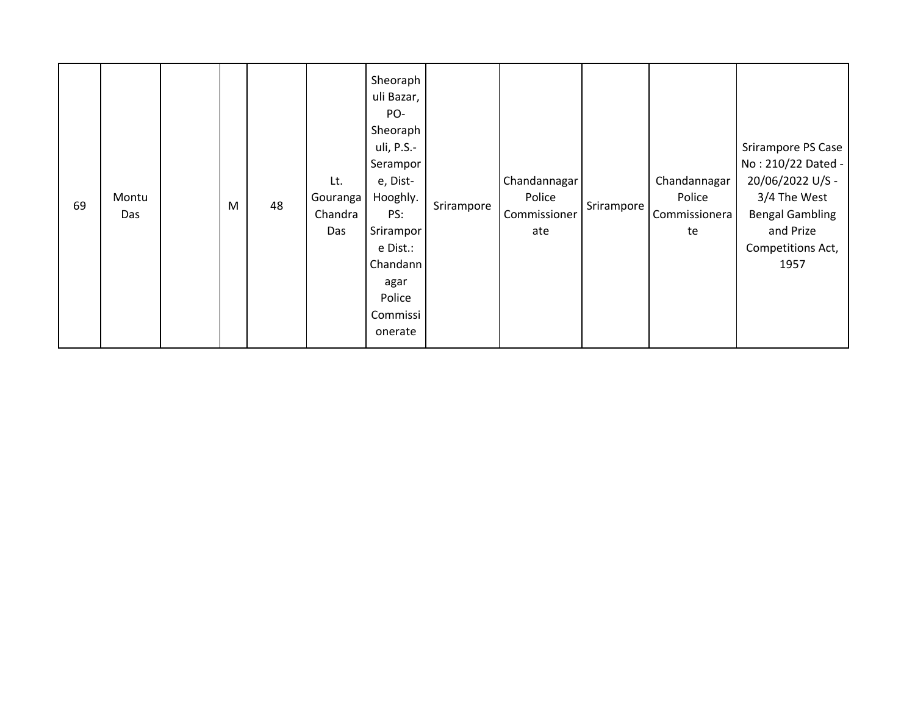| | | | | | | | | | | | |
|---|---|---|---|---|---|---|---|---|---|---|---|
| 69 | Montu Das | | M | 48 | Lt. Gouranga Chandra Das | Sheoraphuli Bazar, PO- Sheoraphuli, P.S.- Serampore, Dist- Hooghly. PS: Srirampore Dist.: Chandannagar Police Commissionerate | Srirampore | Chandannagar Police Commissionerate | Srirampore | Chandannagar Police Commissionerate | Srirampore PS Case No : 210/22 Dated - 20/06/2022 U/S - 3/4 The West Bengal Gambling and Prize Competitions Act, 1957 |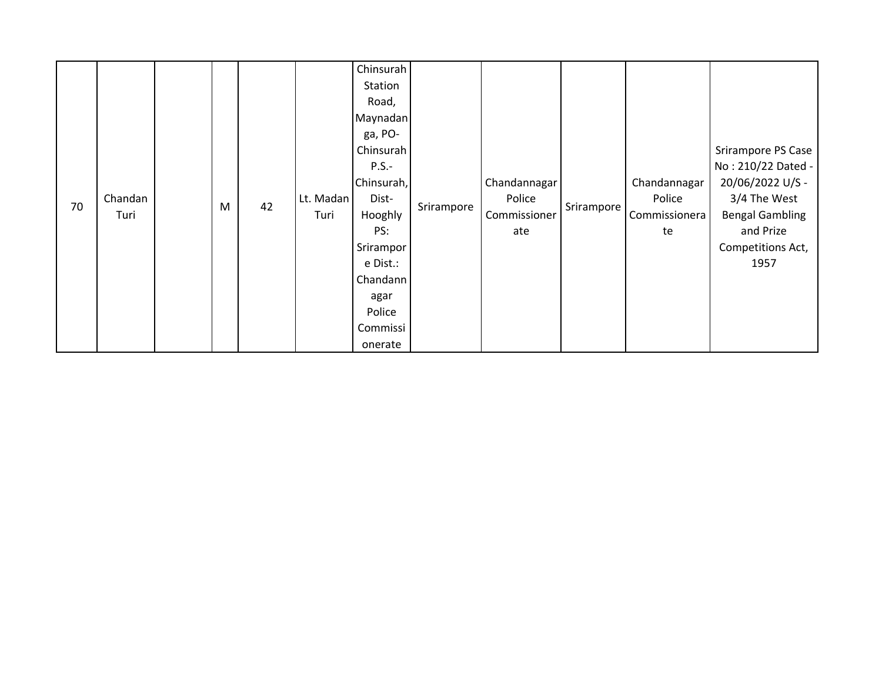| | | | | | | | | | | | |
|---|---|---|---|---|---|---|---|---|---|---|---|
| 70 | Chandan Turi | | M | 42 | Lt. Madan Turi | Chinsurah Station Road, Maynadanga, PO-Chinsurah P.S.-Chinsurah, Dist-Hooghly PS: Srirampore Dist.: Chandannagar Police Commissionerate | Srirampore | Chandannagar Police Commissionerate | Srirampore | Chandannagar Police Commissionerate | Srirampore PS Case No : 210/22 Dated - 20/06/2022 U/S - 3/4 The West Bengal Gambling and Prize Competitions Act, 1957 |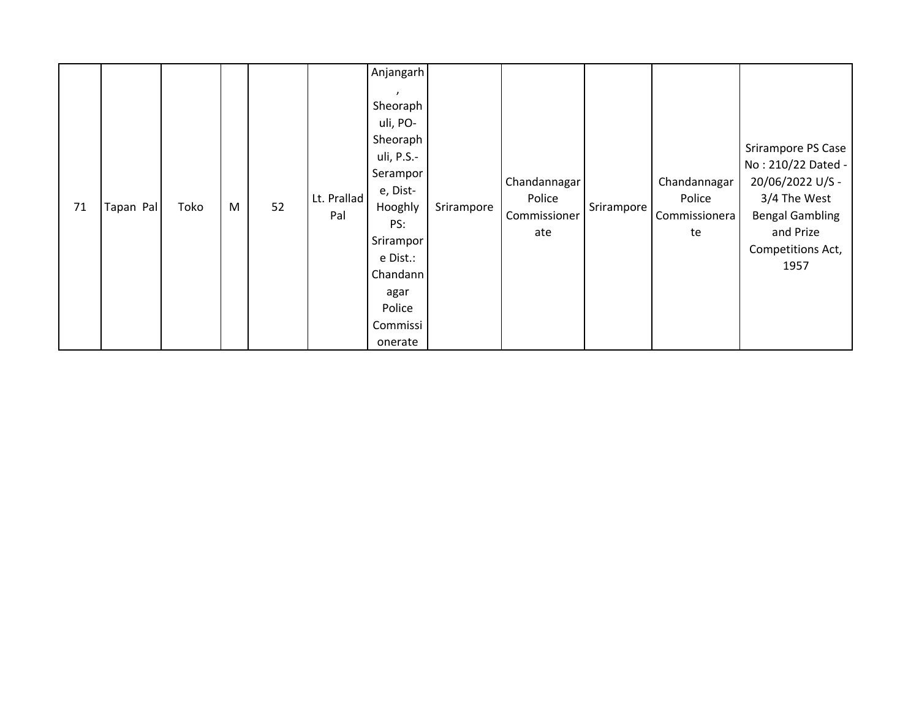| | | | | | | | | | | | |
|---|---|---|---|---|---|---|---|---|---|---|---|
| 71 | Tapan Pal | Toko | M | 52 | Lt. Prallad Pal | Anjangarh, Sheoraphuli, PO-Sheoraphuli, P.S.-Serampore, Dist-Hooghly PS: Srirampore Dist.: Chandannagar Police Commissionerate | Srirampore | Chandannagar Police Commissionerate | Srirampore | Chandannagar Police Commissionerate | Srirampore PS Case No : 210/22 Dated - 20/06/2022 U/S - 3/4 The West Bengal Gambling and Prize Competitions Act, 1957 |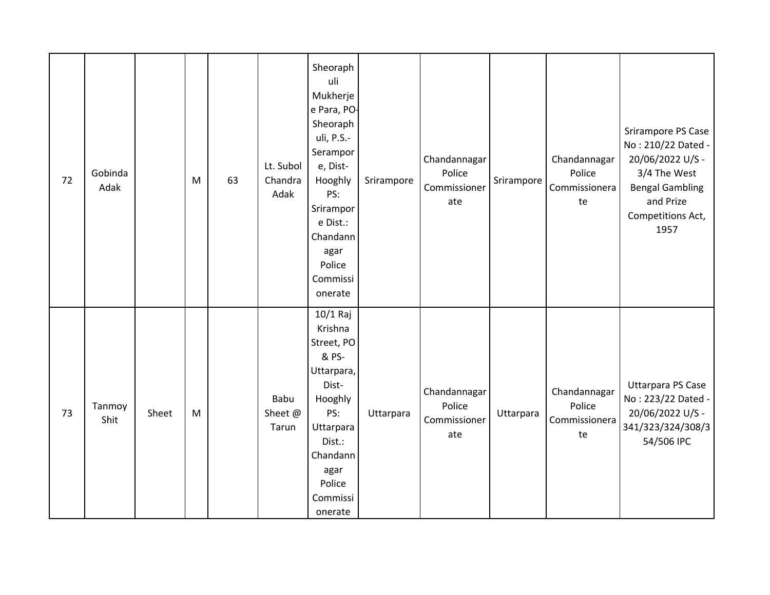| | | | | | | | | | | | |
|---|---|---|---|---|---|---|---|---|---|---|---|
| 72 | Gobinda Adak | | M | 63 | Lt. Subol Chandra Adak | Sheoraphuli Mukherjee Para, PO-Sheoraphuli, P.S.-Serampore, Dist-Hooghly PS: Srirampore Dist.: Chandannagar Police Commissionerate | Srirampore | Chandannagar Police Commissionerate | Srirampore | Chandannagar Police Commissionerate | Srirampore PS Case No : 210/22 Dated - 20/06/2022 U/S - 3/4 The West Bengal Gambling and Prize Competitions Act, 1957 |
| 73 | Tanmoy Shit | Sheet | M | | Babu Sheet @ Tarun | 10/1 Raj Krishna Street, PO & PS-Uttarpara, Dist-Hooghly PS: Uttarpara Dist.: Chandannagar Police Commissionerate | Uttarpara | Chandannagar Police Commissionerate | Uttarpara | Chandannagar Police Commissionerate | Uttarpara PS Case No : 223/22 Dated - 20/06/2022 U/S - 341/323/324/308/354/506 IPC |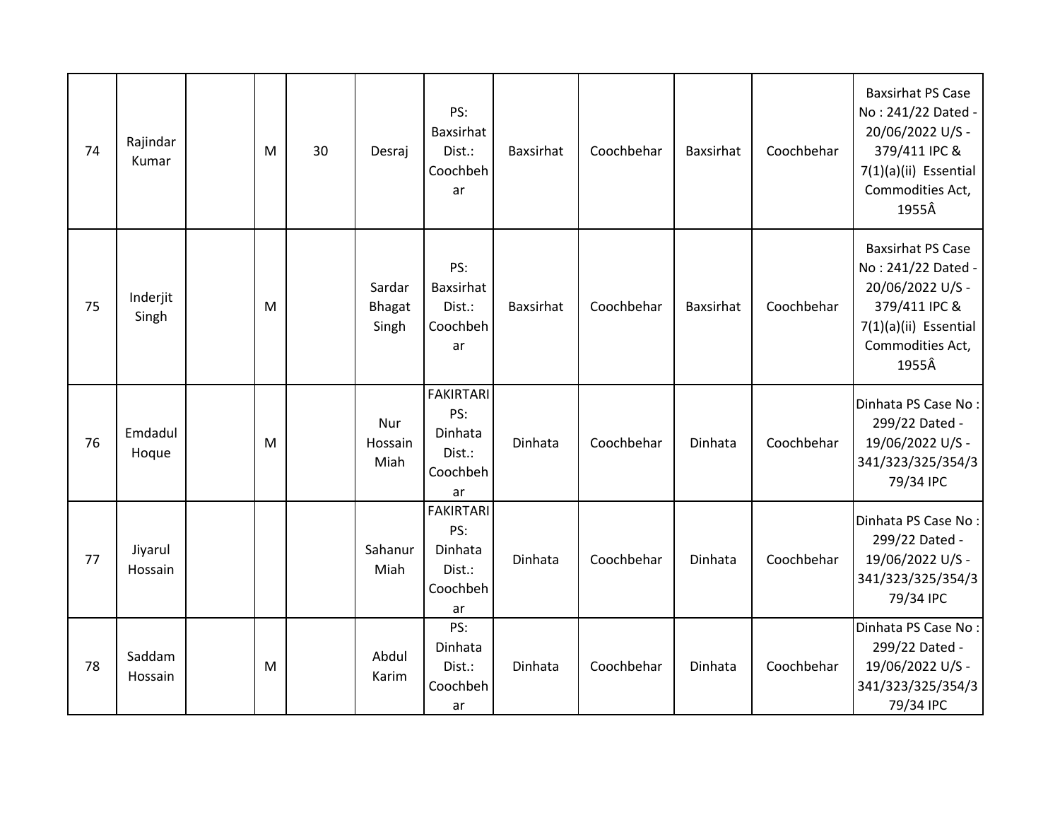| | | | | | | | | | | | |
|---|---|---|---|---|---|---|---|---|---|---|---|
| 74 | Rajindar Kumar | | M | 30 | Desraj | PS: Baxsirhat Dist.: Coochbehar | Baxsirhat | Coochbehar | Baxsirhat | Coochbehar | Baxsirhat PS Case No : 241/22 Dated - 20/06/2022 U/S - 379/411 IPC & 7(1)(a)(ii) Essential Commodities Act, 1955Â |
| 75 | Inderjit Singh | | M | | Sardar Bhagat Singh | PS: Baxsirhat Dist.: Coochbehar | Baxsirhat | Coochbehar | Baxsirhat | Coochbehar | Baxsirhat PS Case No : 241/22 Dated - 20/06/2022 U/S - 379/411 IPC & 7(1)(a)(ii) Essential Commodities Act, 1955Â |
| 76 | Emdadul Hoque | | M | | Nur Hossain Miah | FAKIRTARI PS: Dinhata Dist.: Coochbehar | Dinhata | Coochbehar | Dinhata | Coochbehar | Dinhata PS Case No : 299/22 Dated - 19/06/2022 U/S - 341/323/325/354/379/34 IPC |
| 77 | Jiyarul Hossain | | | | Sahanur Miah | FAKIRTARI PS: Dinhata Dist.: Coochbehar | Dinhata | Coochbehar | Dinhata | Coochbehar | Dinhata PS Case No : 299/22 Dated - 19/06/2022 U/S - 341/323/325/354/379/34 IPC |
| 78 | Saddam Hossain | | M | | Abdul Karim | PS: Dinhata Dist.: Coochbehar | Dinhata | Coochbehar | Dinhata | Coochbehar | Dinhata PS Case No : 299/22 Dated - 19/06/2022 U/S - 341/323/325/354/379/34 IPC |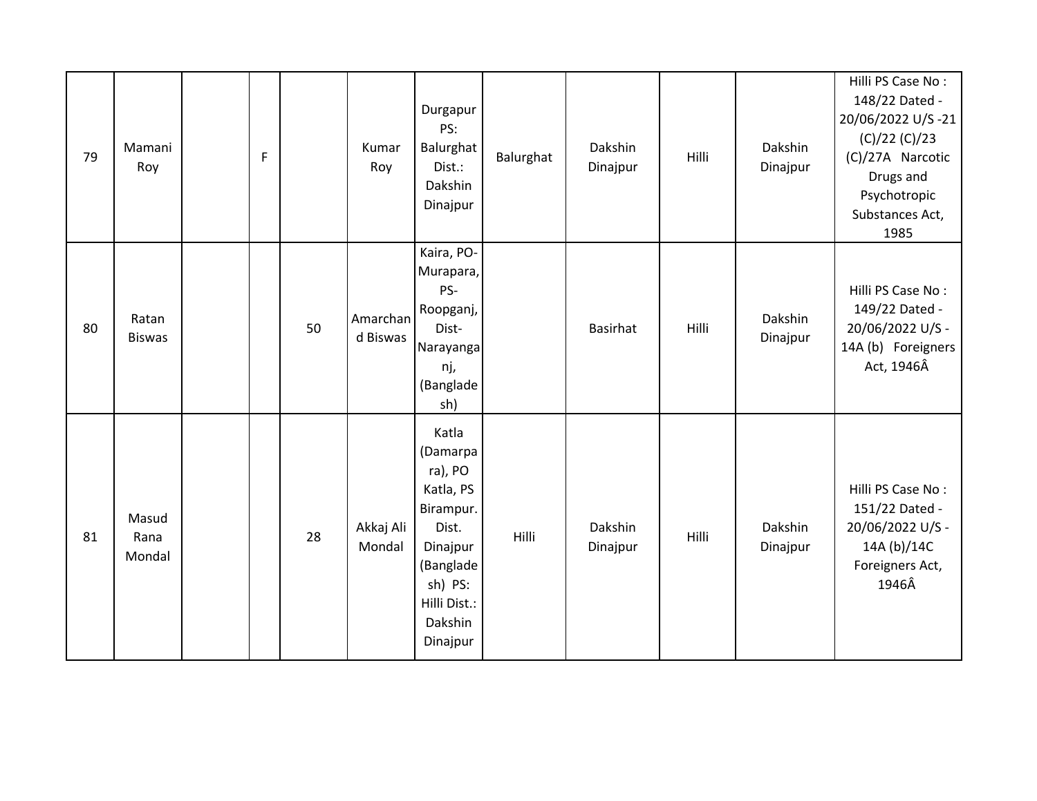| | | | | | | | | | | | |
|---|---|---|---|---|---|---|---|---|---|---|---|
| 79 | Mamani Roy | | F | | Kumar Roy | Durgapur PS: Balurghat Dist.: Dakshin Dinajpur | Balurghat | Dakshin Dinajpur | Hilli | Dakshin Dinajpur | Hilli PS Case No : 148/22 Dated - 20/06/2022 U/S -21 (C)/22 (C)/23 (C)/27A Narcotic Drugs and Psychotropic Substances Act, 1985 |
| 80 | Ratan Biswas | | | 50 | Amarchand Biswas | Kaira, PO- Murapara, PS- Roopganj, Dist- Narayanganj, (Bangladesh) | | Basirhat | Hilli | Dakshin Dinajpur | Hilli PS Case No : 149/22 Dated - 20/06/2022 U/S - 14A (b) Foreigners Act, 1946Â |
| 81 | Masud Rana Mondal | | | 28 | Akkaj Ali Mondal | Katla (Damarpara), PO Katla, PS Birampur. Dist. Dinajpur (Bangladesh) PS: Hilli Dist.: Dakshin Dinajpur | Hilli | Dakshin Dinajpur | Hilli | Dakshin Dinajpur | Hilli PS Case No : 151/22 Dated - 20/06/2022 U/S - 14A (b)/14C Foreigners Act, 1946Â |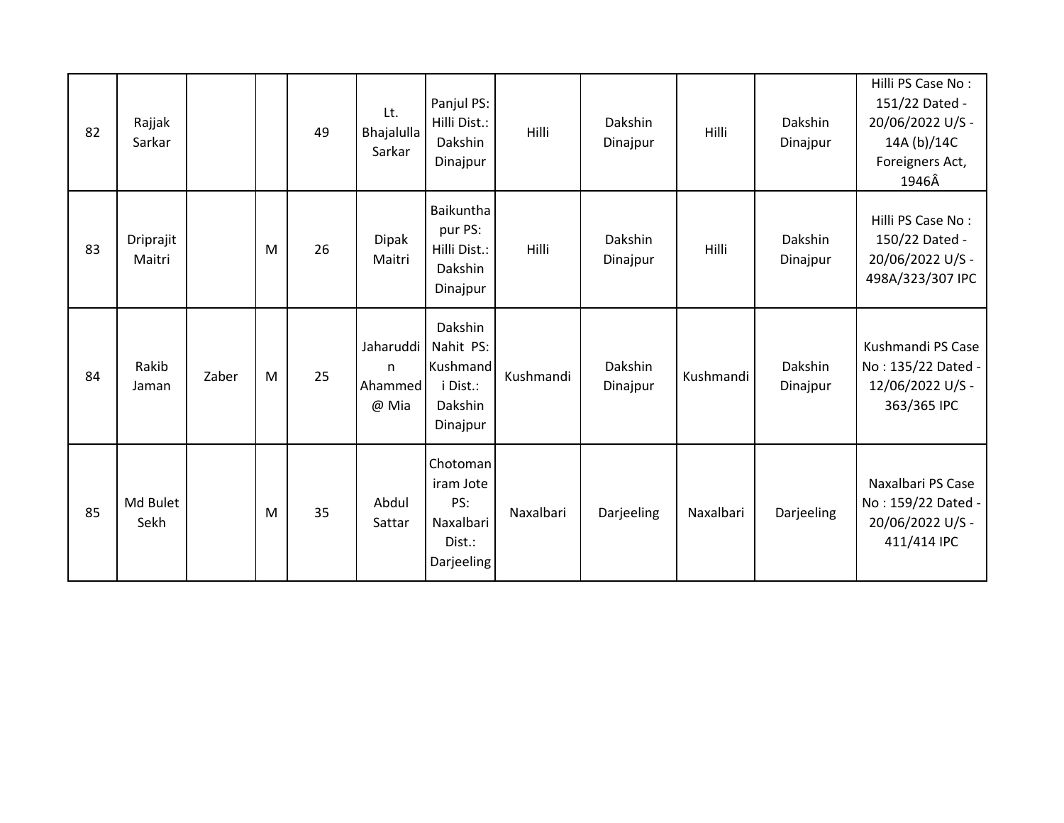| 82 | Rajjak Sarkar | | | 49 | Lt. Bhajalulla Sarkar | Panjul PS: Hilli Dist.: Dakshin Dinajpur | Hilli | Dakshin Dinajpur | Hilli | Dakshin Dinajpur | Hilli PS Case No : 151/22 Dated - 20/06/2022 U/S - 14A (b)/14C Foreigners Act, 1946Â |
|---|---|---|---|---|---|---|---|---|---|---|---|
| 83 | Driprajit Maitri | | M | 26 | Dipak Maitri | Baikunthapur PS: Hilli Dist.: Dakshin Dinajpur | Hilli | Dakshin Dinajpur | Hilli | Dakshin Dinajpur | Hilli PS Case No : 150/22 Dated - 20/06/2022 U/S - 498A/323/307 IPC |
| 84 | Rakib Jaman | Zaber | M | 25 | Jaharuddin Ahammed @ Mia | Dakshin Nahit PS: Kushmandi Dist.: Dakshin Dinajpur | Kushmandi | Dakshin Dinajpur | Kushmandi | Dakshin Dinajpur | Kushmandi PS Case No : 135/22 Dated - 12/06/2022 U/S - 363/365 IPC |
| 85 | Md Bulet Sekh | | M | 35 | Abdul Sattar | Chotomaniram Jote PS: Naxalbari Dist.: Darjeeling | Naxalbari | Darjeeling | Naxalbari | Darjeeling | Naxalbari PS Case No : 159/22 Dated - 20/06/2022 U/S - 411/414 IPC |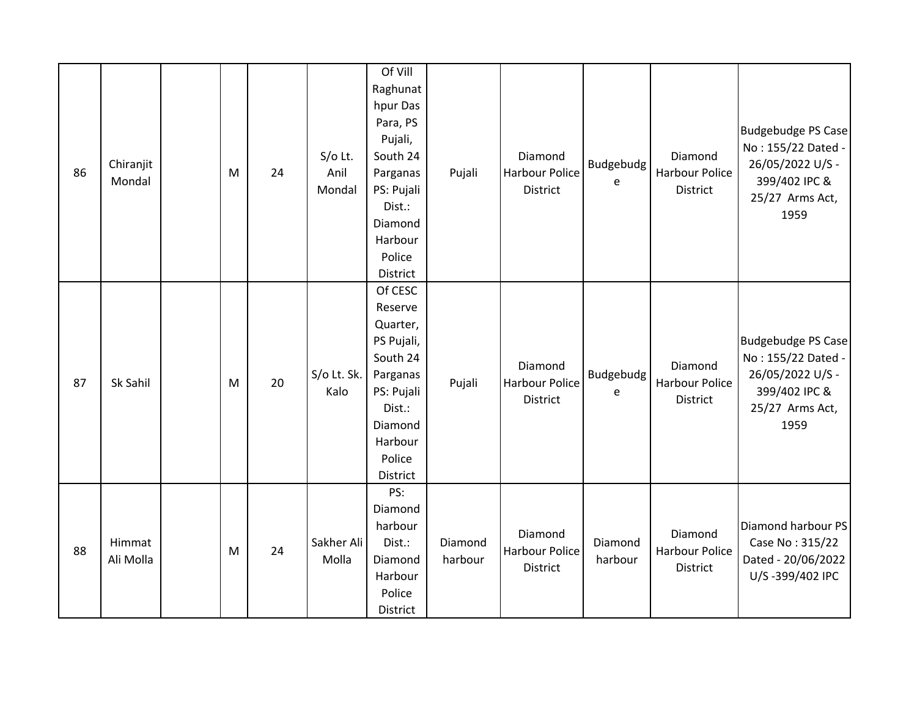| | | | | | | | | | | | |
|---|---|---|---|---|---|---|---|---|---|---|---|
| 86 | Chiranjit Mondal | | M | 24 | S/o Lt. Anil Mondal | Of Vill Raghunathpur Das Para, PS Pujali, South 24 Parganas PS: Pujali Dist.: Diamond Harbour Police District | Pujali | Diamond Harbour Police District | Budgebudge | Diamond Harbour Police District | Budgebudge PS Case No : 155/22 Dated - 26/05/2022 U/S - 399/402 IPC & 25/27 Arms Act, 1959 |
| 87 | Sk Sahil | | M | 20 | S/o Lt. Sk. Kalo | Of CESC Reserve Quarter, PS Pujali, South 24 Parganas PS: Pujali Dist.: Diamond Harbour Police District | Pujali | Diamond Harbour Police District | Budgebudge | Diamond Harbour Police District | Budgebudge PS Case No : 155/22 Dated - 26/05/2022 U/S - 399/402 IPC & 25/27 Arms Act, 1959 |
| 88 | Himmat Ali Molla | | M | 24 | Sakher Ali Molla | PS: Diamond harbour Dist.: Diamond Harbour Police District | Diamond harbour | Diamond Harbour Police District | Diamond harbour | Diamond Harbour Police District | Diamond harbour PS Case No : 315/22 Dated - 20/06/2022 U/S -399/402 IPC |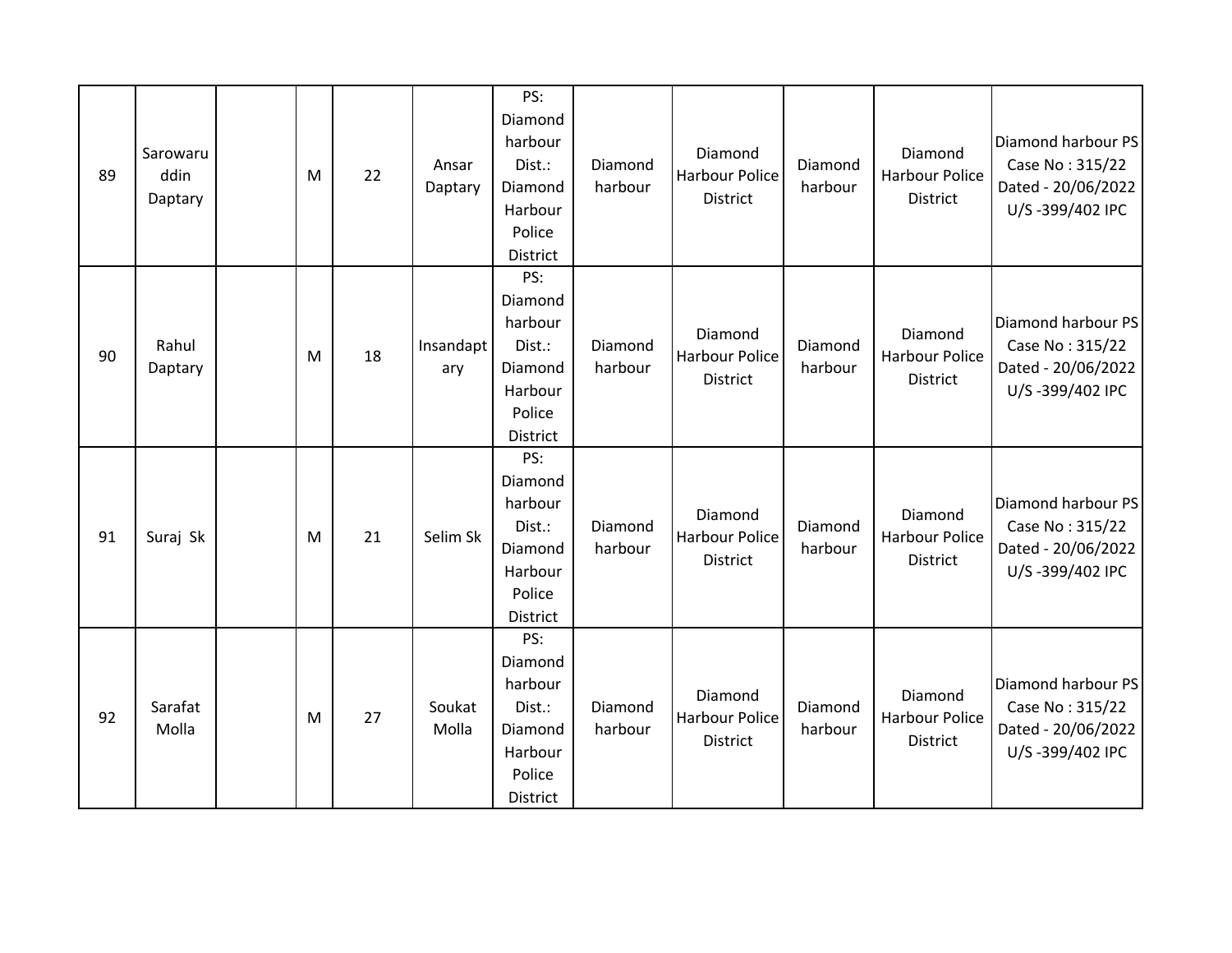| | | | | | | | | | | | |
|---|---|---|---|---|---|---|---|---|---|---|---|
| 89 | Sarowaruddin Daptary | | M | 22 | Ansar Daptary | PS: Diamond harbour Dist.: Diamond Harbour Police District | Diamond harbour | Diamond Harbour Police District | Diamond harbour | Diamond Harbour Police District | Diamond harbour PS Case No : 315/22 Dated - 20/06/2022 U/S -399/402 IPC |
| 90 | Rahul Daptary | | M | 18 | Insandaptary | PS: Diamond harbour Dist.: Diamond Harbour Police District | Diamond harbour | Diamond Harbour Police District | Diamond harbour | Diamond Harbour Police District | Diamond harbour PS Case No : 315/22 Dated - 20/06/2022 U/S -399/402 IPC |
| 91 | Suraj Sk | | M | 21 | Selim Sk | PS: Diamond harbour Dist.: Diamond Harbour Police District | Diamond harbour | Diamond Harbour Police District | Diamond harbour | Diamond Harbour Police District | Diamond harbour PS Case No : 315/22 Dated - 20/06/2022 U/S -399/402 IPC |
| 92 | Sarafat Molla | | M | 27 | Soukat Molla | PS: Diamond harbour Dist.: Diamond Harbour Police District | Diamond harbour | Diamond Harbour Police District | Diamond harbour | Diamond Harbour Police District | Diamond harbour PS Case No : 315/22 Dated - 20/06/2022 U/S -399/402 IPC |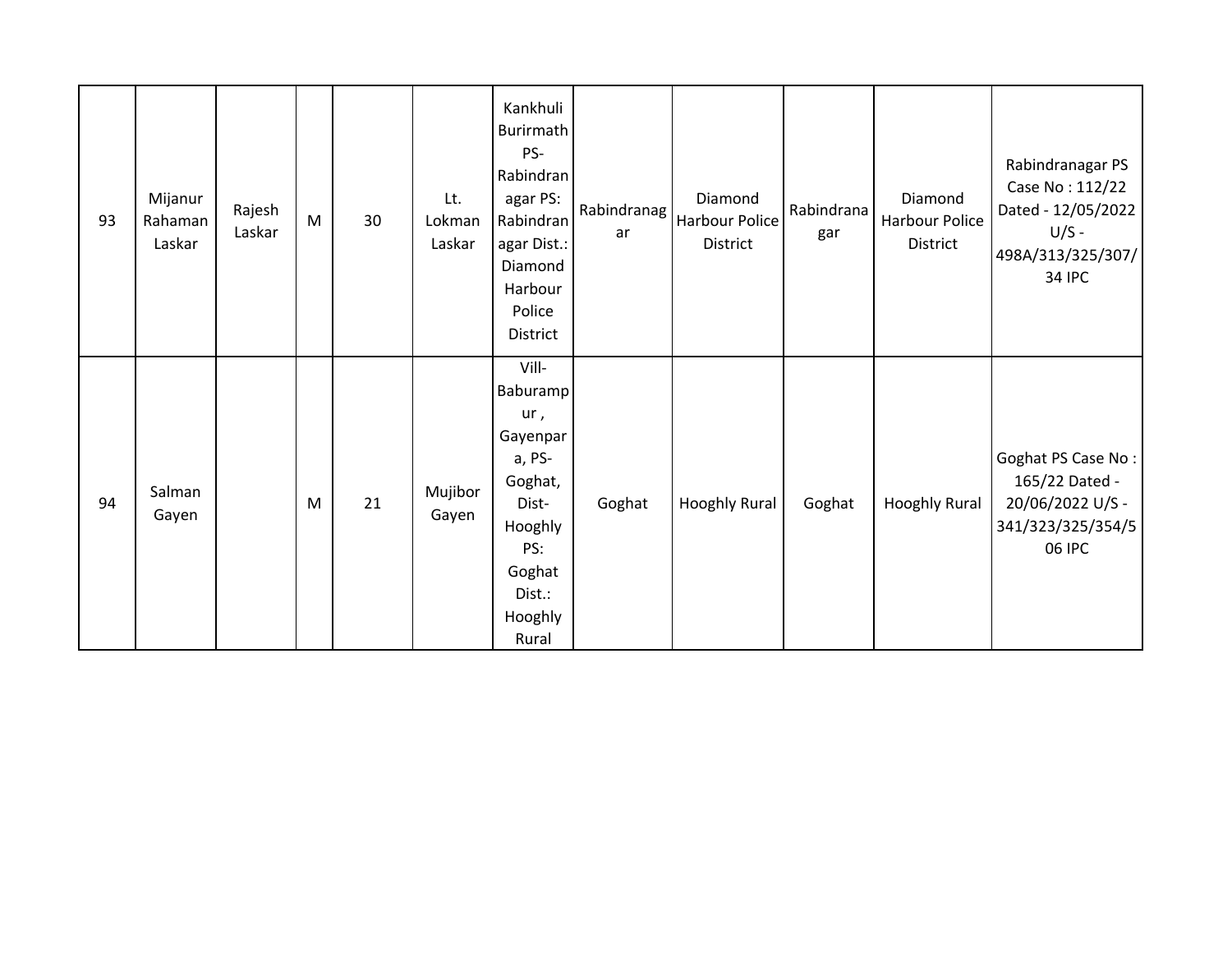| | | | | | | | | | | | |
|---|---|---|---|---|---|---|---|---|---|---|---|
| 93 | Mijanur Rahaman Laskar | Rajesh Laskar | M | 30 | Lt. Lokman Laskar | Kankhuli Burirmath PS-Rabindranagar PS: Rabindranagar Dist.: Diamond Harbour Police District | Rabindranagar | Diamond Harbour Police District | Rabindranagar | Diamond Harbour Police District | Rabindranagar PS Case No : 112/22 Dated - 12/05/2022 U/S - 498A/313/325/307/34 IPC |
| 94 | Salman Gayen | | M | 21 | Mujibor Gayen | Vill-Baburampur , Gayenpara, PS-Goghat, Dist-Hooghly PS: Goghat Dist.: Hooghly Rural | Goghat | Hooghly Rural | Goghat | Hooghly Rural | Goghat PS Case No : 165/22 Dated - 20/06/2022 U/S - 341/323/325/354/506 IPC |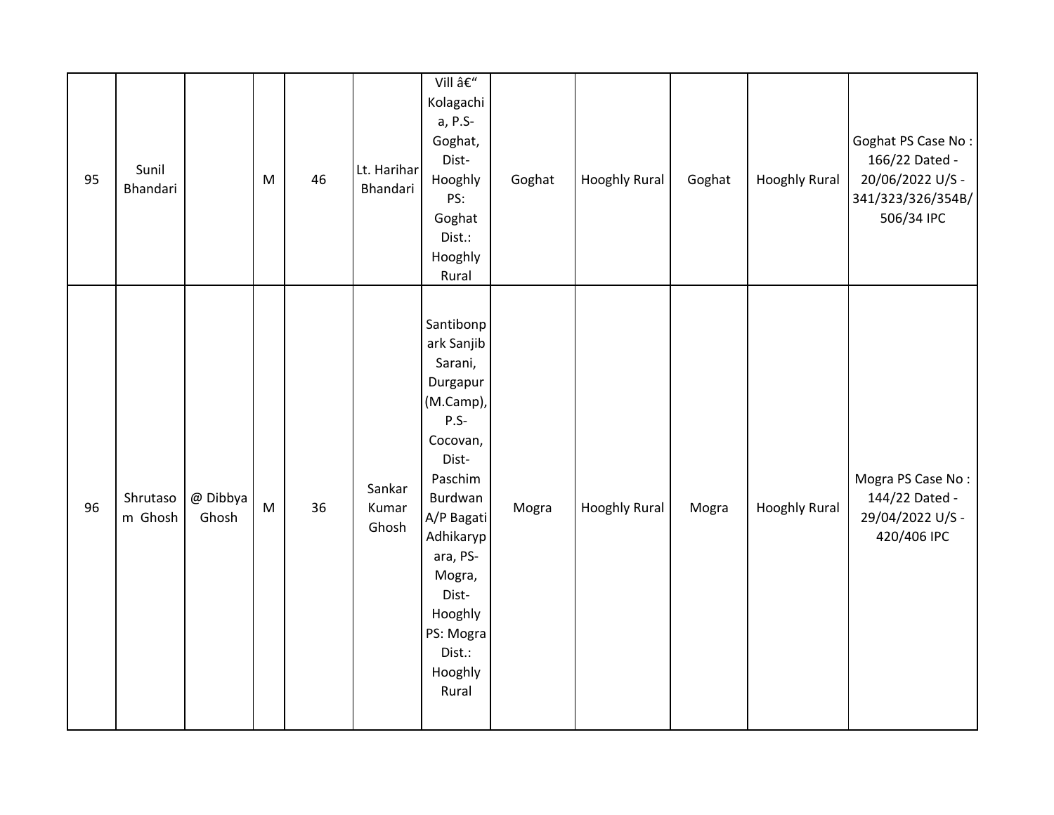| | | | | | | | | | | | |
|---|---|---|---|---|---|---|---|---|---|---|---|
| 95 | Sunil Bhandari | | M | 46 | Lt. Harihar Bhandari | Vill â€“ Kolagachia, P.S- Goghat, Dist- Hooghly PS: Goghat Dist.: Hooghly Rural | Goghat | Hooghly Rural | Goghat | Hooghly Rural | Goghat PS Case No : 166/22 Dated - 20/06/2022 U/S - 341/323/326/354B/506/34 IPC |
| 96 | Shrutasom Ghosh | @ Dibbya Ghosh | M | 36 | Sankar Kumar Ghosh | Santibonpark Sanjib Sarani, Durgapur (M.Camp), P.S- Cocovan, Dist- Paschim Burdwan A/P Bagati Adhikaryp ara, PS- Mogra, Dist- Hooghly PS: Mogra Dist.: Hooghly Rural | Mogra | Hooghly Rural | Mogra | Hooghly Rural | Mogra PS Case No : 144/22 Dated - 29/04/2022 U/S - 420/406 IPC |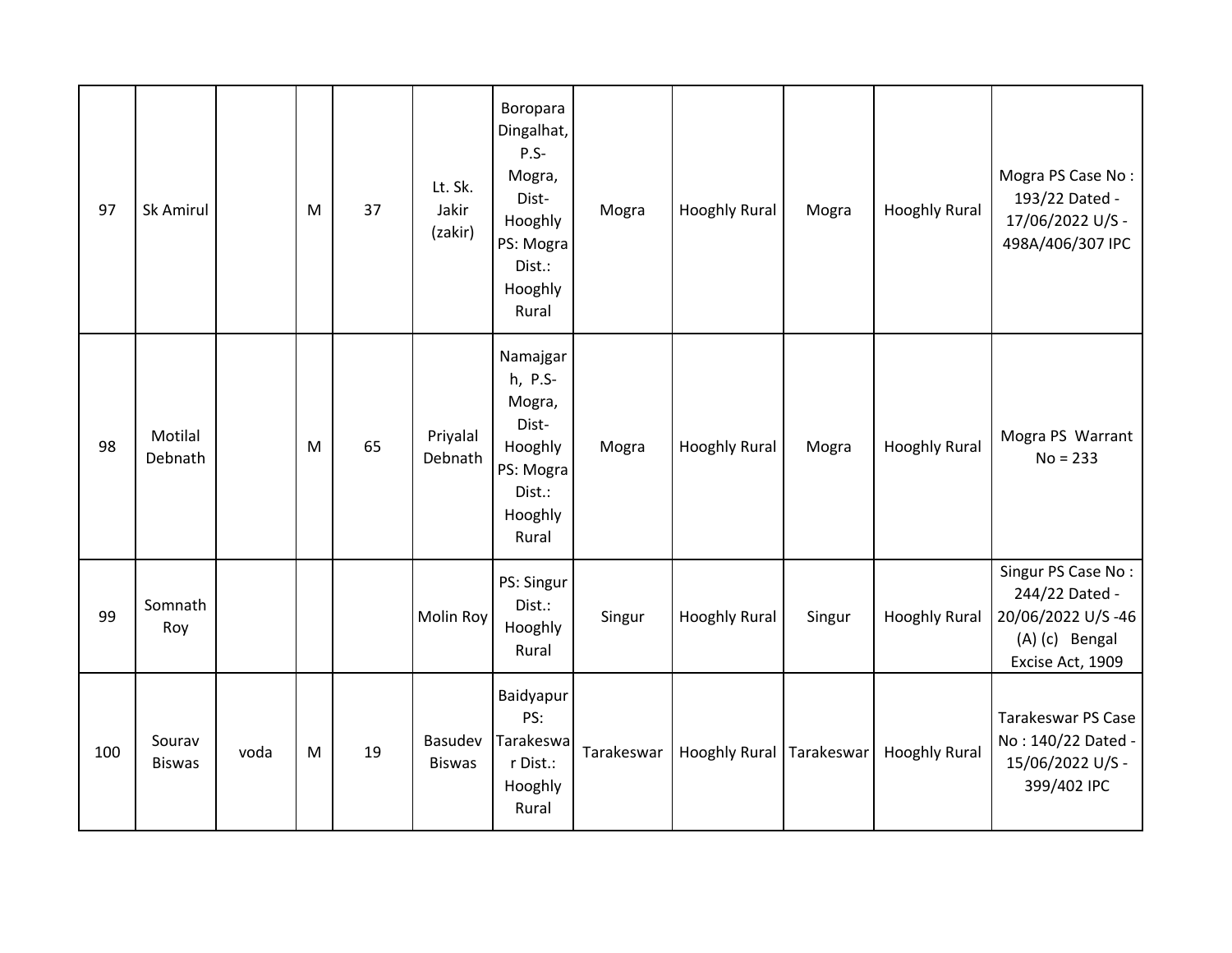| 97 | Sk Amirul | | M | 37 | Lt. Sk. Jakir (zakir) | Boropara Dingalhat, P.S- Mogra, Dist- Hooghly PS: Mogra Dist.: Hooghly Rural | Mogra | Hooghly Rural | Mogra | Hooghly Rural | Mogra PS Case No : 193/22 Dated - 17/06/2022 U/S - 498A/406/307 IPC |
|---|---|---|---|---|---|---|---|---|---|---|---|
| 98 | Motilal Debnath | | M | 65 | Priyalal Debnath | Namajgarh, P.S- Mogra, Dist- Hooghly PS: Mogra Dist.: Hooghly Rural | Mogra | Hooghly Rural | Mogra | Hooghly Rural | Mogra PS Warrant No = 233 |
| 99 | Somnath Roy | | | | Molin Roy | PS: Singur Dist.: Hooghly Rural | Singur | Hooghly Rural | Singur | Hooghly Rural | Singur PS Case No : 244/22 Dated - 20/06/2022 U/S -46 (A) (c) Bengal Excise Act, 1909 |
| 100 | Sourav Biswas | voda | M | 19 | Basudev Biswas | Baidyapur PS: Tarakeswar Dist.: Hooghly Rural | Tarakeswar | Hooghly Rural | Tarakeswar | Hooghly Rural | Tarakeswar PS Case No : 140/22 Dated - 15/06/2022 U/S - 399/402 IPC |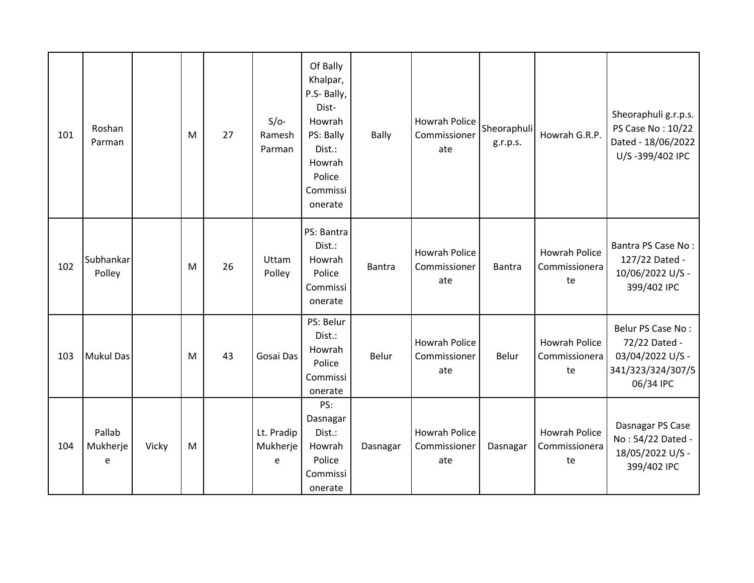| 101 | Roshan Parman | | M | 27 | S/o- Ramesh Parman | Of Bally Khalpar, P.S- Bally, Dist- Howrah PS: Bally Dist.: Howrah Police Commissionerate | Bally | Howrah Police Commissionerate | Sheoraphuli g.r.p.s. | Howrah G.R.P. | Sheoraphuli g.r.p.s. PS Case No : 10/22 Dated - 18/06/2022 U/S -399/402 IPC |
|---|---|---|---|---|---|---|---|---|---|---|---|
| 102 | Subhankar Polley | | M | 26 | Uttam Polley | PS: Bantra Dist.: Howrah Police Commissionerate | Bantra | Howrah Police Commissionerate | Bantra | Howrah Police Commissionerate | Bantra PS Case No : 127/22 Dated - 10/06/2022 U/S - 399/402 IPC |
| 103 | Mukul Das | | M | 43 | Gosai Das | PS: Belur Dist.: Howrah Police Commissionerate | Belur | Howrah Police Commissionerate | Belur | Howrah Police Commissionerate | Belur PS Case No : 72/22 Dated - 03/04/2022 U/S - 341/323/324/307/506/34 IPC |
| 104 | Pallab Mukherjee | Vicky | M | | Lt. Pradip Mukherjee | PS: Dasnagar Dist.: Howrah Police Commissionerate | Dasnagar | Howrah Police Commissionerate | Dasnagar | Howrah Police Commissionerate | Dasnagar PS Case No : 54/22 Dated - 18/05/2022 U/S - 399/402 IPC |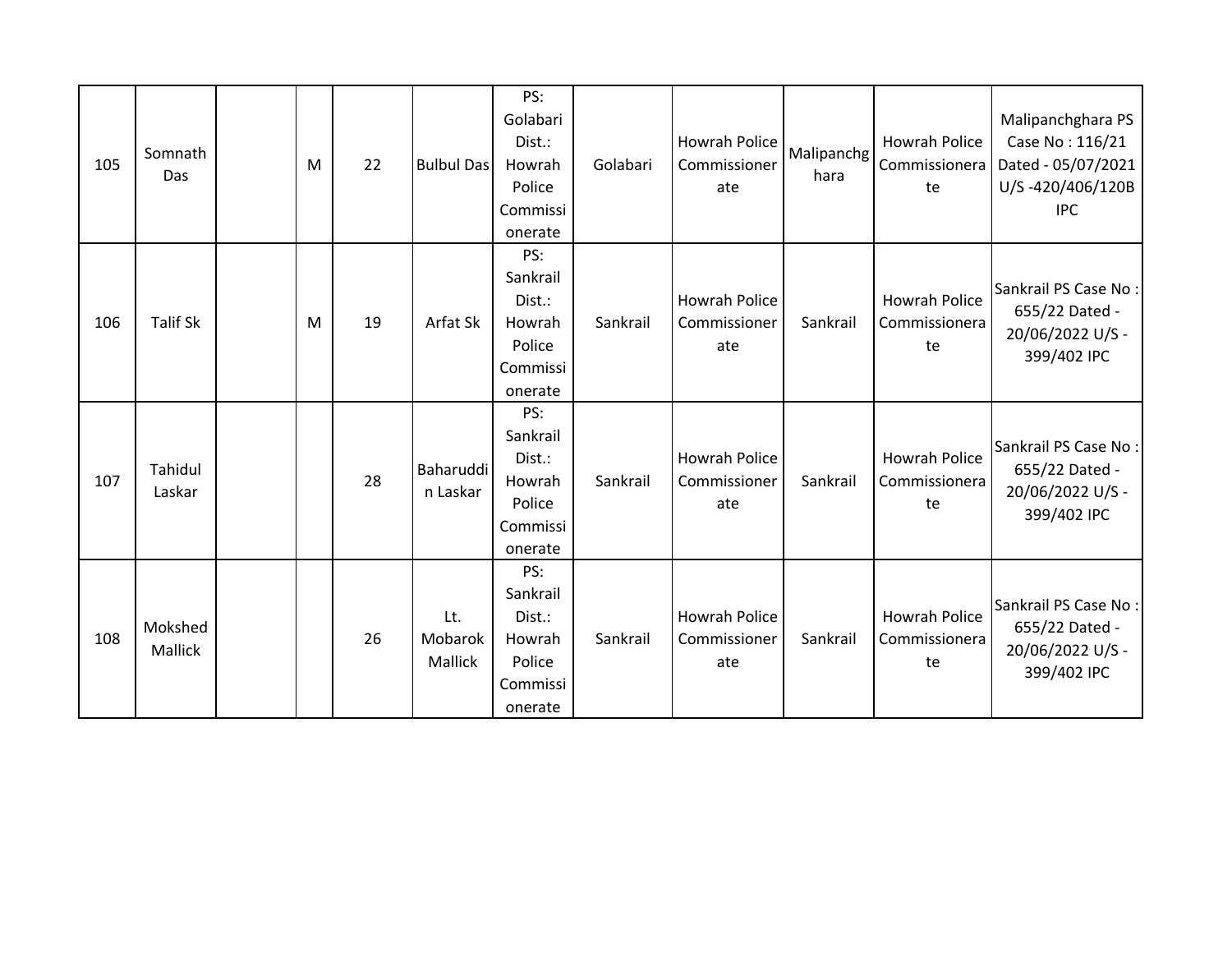| | | | | | | | | | | | |
|---|---|---|---|---|---|---|---|---|---|---|---|
| 105 | Somnath Das | | M | 22 | Bulbul Das | PS: Golabari Dist.: Howrah Police Commissionerate | Golabari | Howrah Police Commissionerate | Malipanchghara | Howrah Police Commissionerate | Malipanchghara PS Case No : 116/21 Dated - 05/07/2021 U/S -420/406/120B IPC |
| 106 | Talif Sk | | M | 19 | Arfat Sk | PS: Sankrail Dist.: Howrah Police Commissionerate | Sankrail | Howrah Police Commissionerate | Sankrail | Howrah Police Commissionerate | Sankrail PS Case No : 655/22 Dated - 20/06/2022 U/S - 399/402 IPC |
| 107 | Tahidul Laskar | | | 28 | Baharuddin Laskar | PS: Sankrail Dist.: Howrah Police Commissionerate | Sankrail | Howrah Police Commissionerate | Sankrail | Howrah Police Commissionerate | Sankrail PS Case No : 655/22 Dated - 20/06/2022 U/S - 399/402 IPC |
| 108 | Mokshed Mallick | | | 26 | Lt. Mobarok Mallick | PS: Sankrail Dist.: Howrah Police Commissionerate | Sankrail | Howrah Police Commissionerate | Sankrail | Howrah Police Commissionerate | Sankrail PS Case No : 655/22 Dated - 20/06/2022 U/S - 399/402 IPC |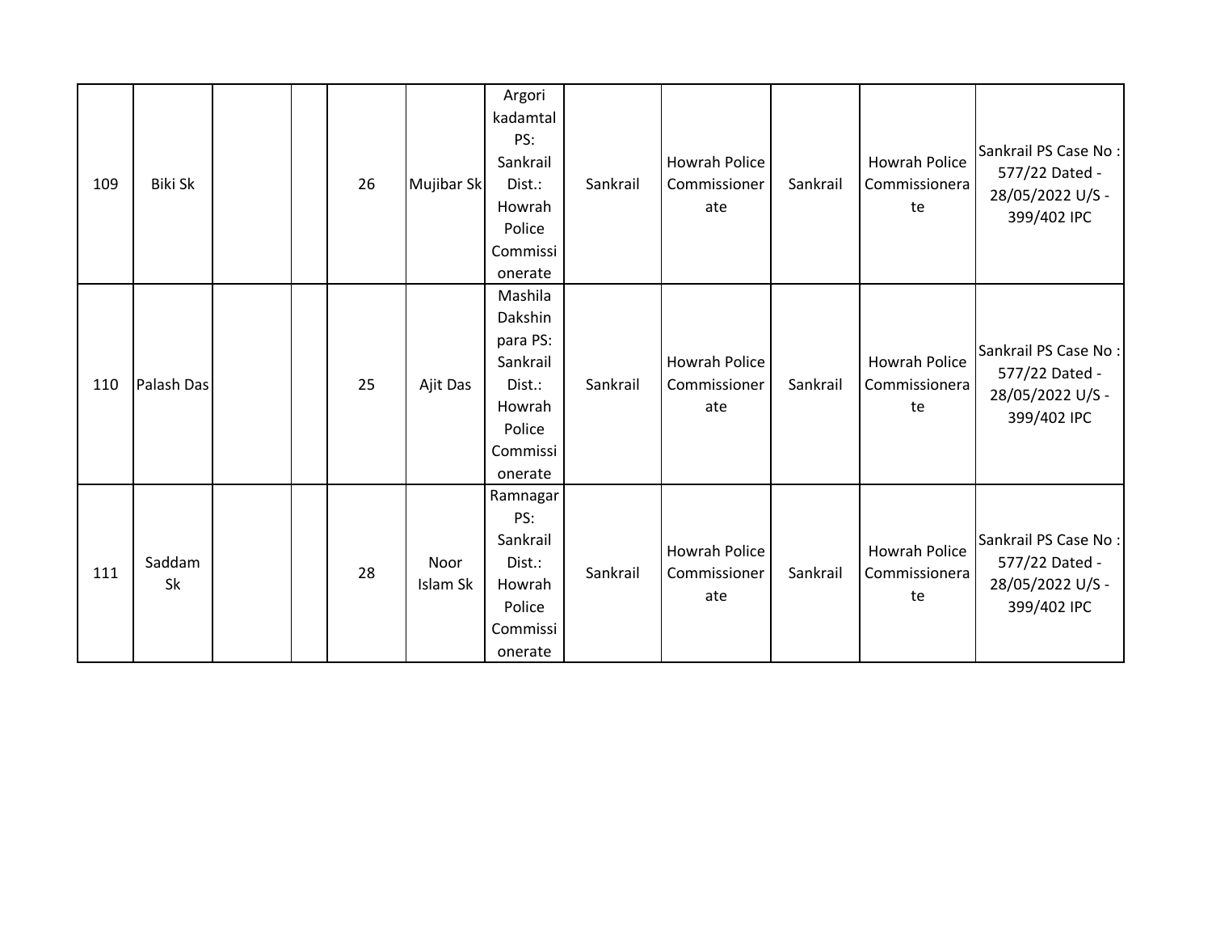| | | | | | | | | | | | |
|---|---|---|---|---|---|---|---|---|---|---|---|
| 109 | Biki Sk | | | 26 | Mujibar Sk | Argori kadamtal PS: Sankrail Dist.: Howrah Police Commissionerate | Sankrail | Howrah Police Commissionerate | Sankrail | Howrah Police Commissionerate | Sankrail PS Case No : 577/22 Dated - 28/05/2022 U/S - 399/402 IPC |
| 110 | Palash Das | | | 25 | Ajit Das | Mashila Dakshin para PS: Sankrail Dist.: Howrah Police Commissionerate | Sankrail | Howrah Police Commissionerate | Sankrail | Howrah Police Commissionerate | Sankrail PS Case No : 577/22 Dated - 28/05/2022 U/S - 399/402 IPC |
| 111 | Saddam Sk | | | 28 | Noor Islam Sk | Ramnagar PS: Sankrail Dist.: Howrah Police Commissionerate | Sankrail | Howrah Police Commissionerate | Sankrail | Howrah Police Commissionerate | Sankrail PS Case No : 577/22 Dated - 28/05/2022 U/S - 399/402 IPC |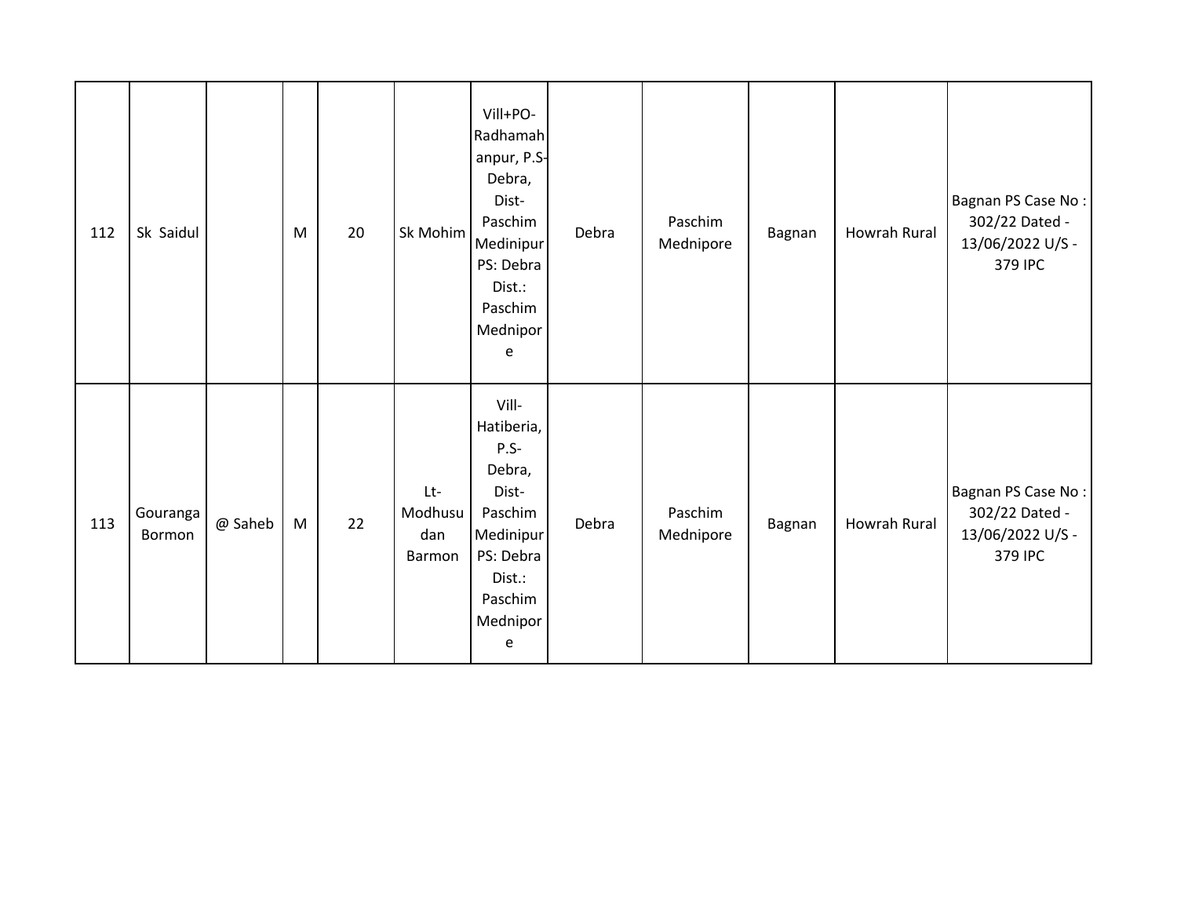| 112 | Sk Saidul | | M | 20 | Sk Mohim | Vill+PO-Radhamahanpur, P.S-Debra, Dist-Paschim Medinipur PS: Debra Dist.: Paschim Mednipore | Debra | Paschim Mednipore | Bagnan | Howrah Rural | Bagnan PS Case No : 302/22 Dated - 13/06/2022 U/S - 379 IPC |
|---|---|---|---|---|---|---|---|---|---|---|---|
| 113 | Gouranga Bormon | @ Saheb | M | 22 | Lt-Modhusudan Barmon | Vill-Hatiberia, P.S-Debra, Dist-Paschim Medinipur PS: Debra Dist.: Paschim Mednipore | Debra | Paschim Mednipore | Bagnan | Howrah Rural | Bagnan PS Case No : 302/22 Dated - 13/06/2022 U/S - 379 IPC |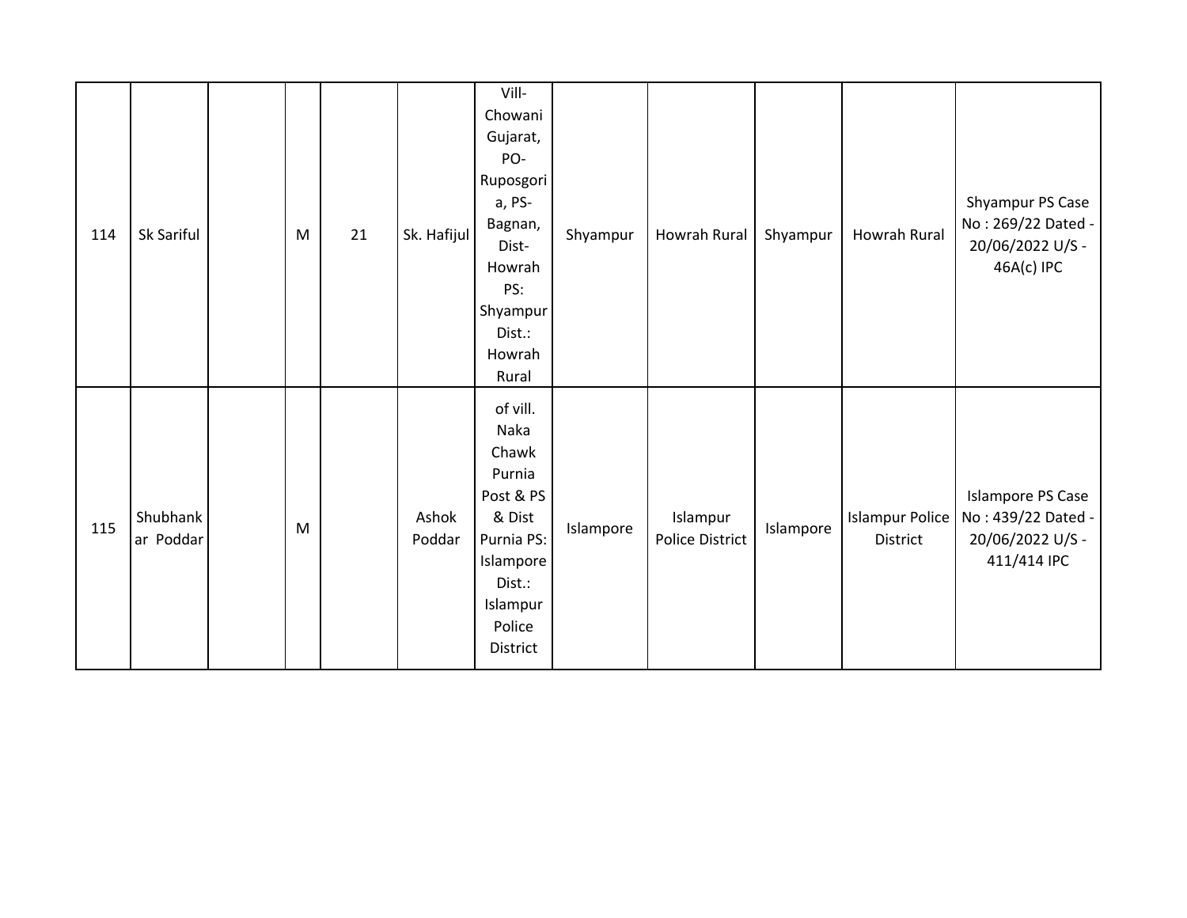| | | | | | | | | | | | |
|---|---|---|---|---|---|---|---|---|---|---|---|
| 114 | Sk Sariful | | M | 21 | Sk. Hafijul | Vill- Chowani Gujarat, PO- Ruposgoria, PS- Bagnan, Dist- Howrah PS: Shyampur Dist.: Howrah Rural | Shyampur | Howrah Rural | Shyampur | Howrah Rural | Shyampur PS Case No : 269/22 Dated - 20/06/2022 U/S - 46A(c) IPC |
| 115 | Shubhankar Poddar | | M | | Ashok Poddar | of vill. Naka Chawk Purnia Post & PS & Dist Purnia PS: Islampore Dist.: Islampur Police District | Islampore | Islampur Police District | Islampore | Islampur Police District | Islampore PS Case No : 439/22 Dated - 20/06/2022 U/S - 411/414 IPC |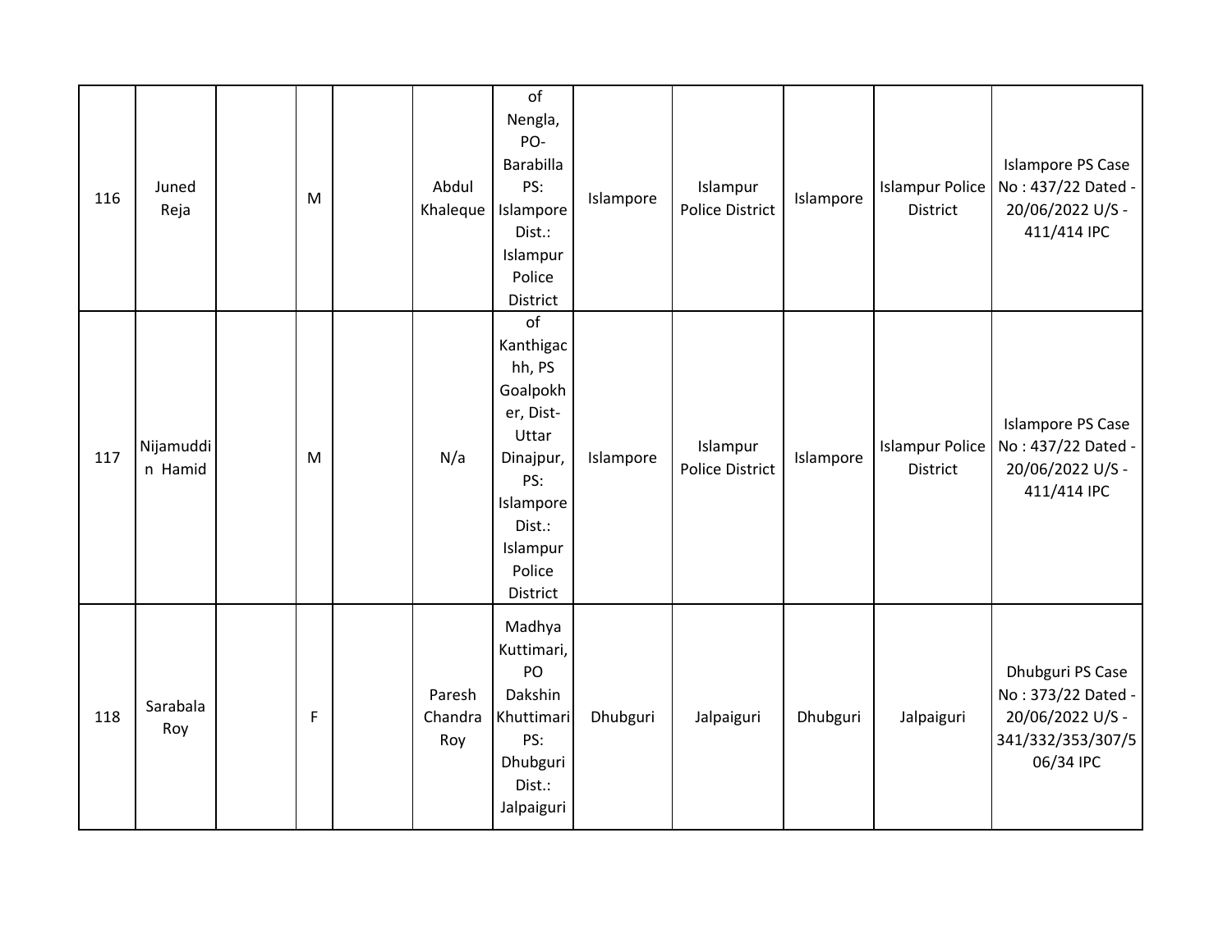| 116 | Juned Reja | | M | | Abdul Khaleque | of Nengla, PO- Barabilla PS: Islampore Dist.: Islampur Police District | Islampore | Islampur Police District | Islampore | Islampur Police District | Islampore PS Case No : 437/22 Dated - 20/06/2022 U/S - 411/414 IPC |
|---|---|---|---|---|---|---|---|---|---|---|---|
| 117 | Nijamuddin Hamid | | M | | N/a | of Kanthigachh, PS Goalpokher, Dist- Uttar Dinajpur, PS: Islampore Dist.: Islampur Police District | Islampore | Islampur Police District | Islampore | Islampur Police District | Islampore PS Case No : 437/22 Dated - 20/06/2022 U/S - 411/414 IPC |
| 118 | Sarabala Roy | | F | | Paresh Chandra Roy | Madhya Kuttimari, PO Dakshin Khuttimari PS: Dhubguri Dist.: Jalpaiguri | Dhubguri | Jalpaiguri | Dhubguri | Jalpaiguri | Dhubguri PS Case No : 373/22 Dated - 20/06/2022 U/S - 341/332/353/307/506/34 IPC |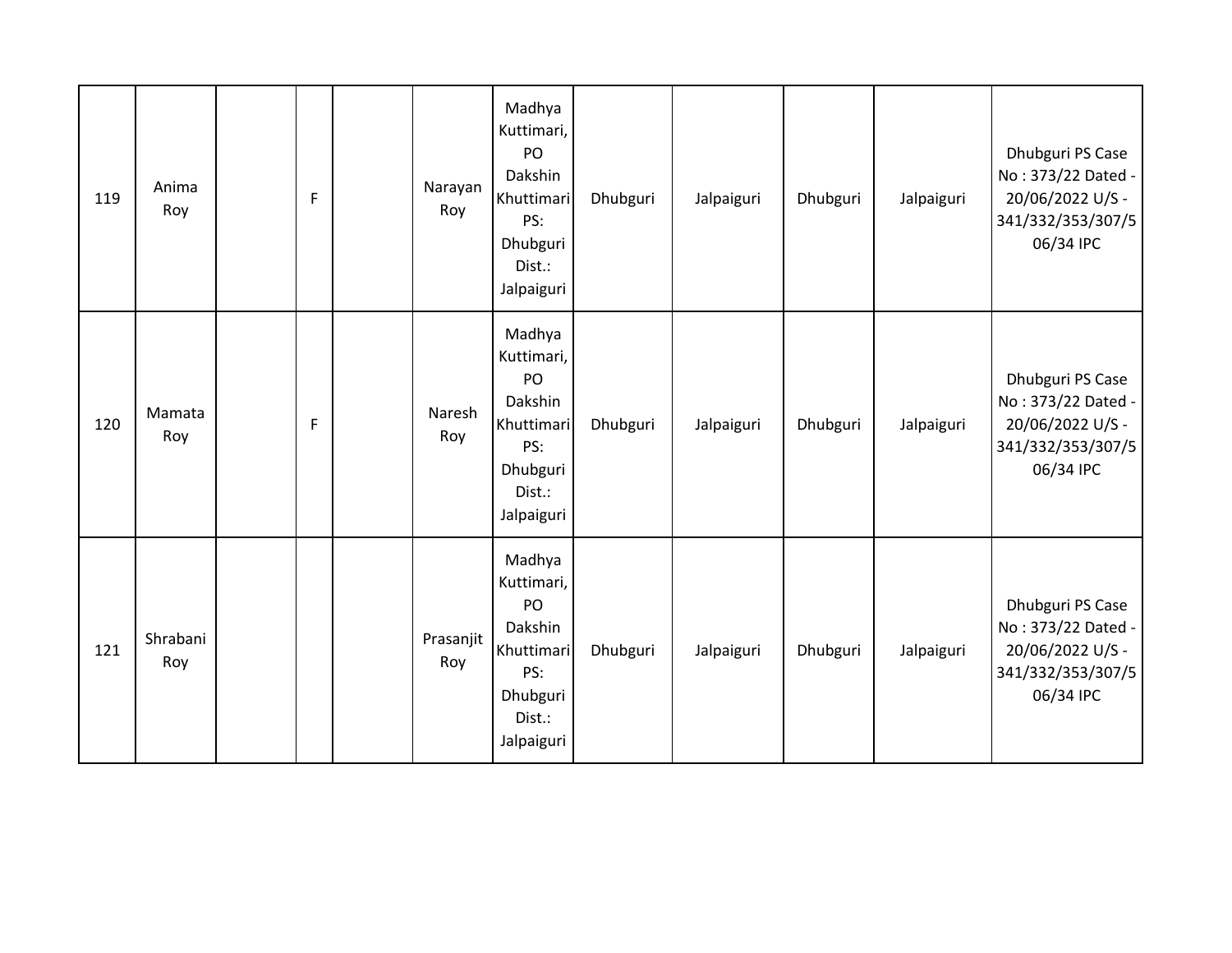| | | | | | | | | | | | |
|---|---|---|---|---|---|---|---|---|---|---|---|
| 119 | Anima Roy | | F | | Narayan Roy | Madhya Kuttimari, PO Dakshin Khuttimari PS: Dhubguri Dist.: Jalpaiguri | Dhubguri | Jalpaiguri | Dhubguri | Jalpaiguri | Dhubguri PS Case No : 373/22 Dated - 20/06/2022 U/S - 341/332/353/307/506/34 IPC |
| 120 | Mamata Roy | | F | | Naresh Roy | Madhya Kuttimari, PO Dakshin Khuttimari PS: Dhubguri Dist.: Jalpaiguri | Dhubguri | Jalpaiguri | Dhubguri | Jalpaiguri | Dhubguri PS Case No : 373/22 Dated - 20/06/2022 U/S - 341/332/353/307/506/34 IPC |
| 121 | Shrabani Roy | | | | Prasanjit Roy | Madhya Kuttimari, PO Dakshin Khuttimari PS: Dhubguri Dist.: Jalpaiguri | Dhubguri | Jalpaiguri | Dhubguri | Jalpaiguri | Dhubguri PS Case No : 373/22 Dated - 20/06/2022 U/S - 341/332/353/307/506/34 IPC |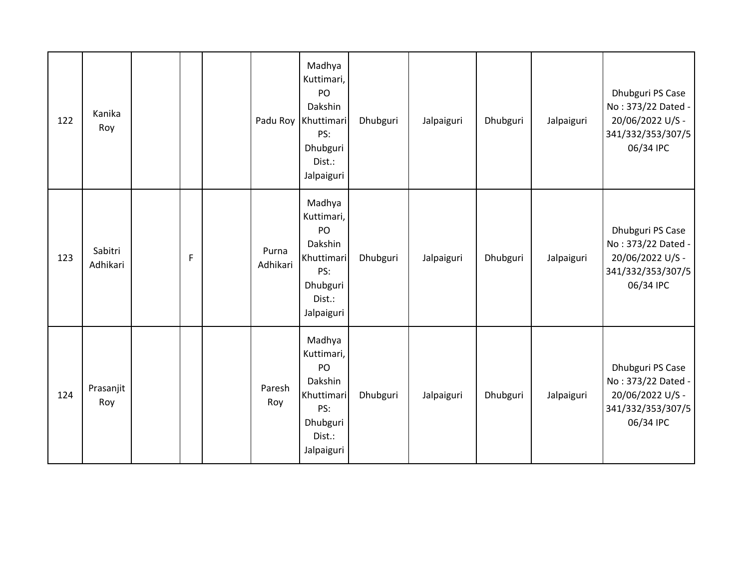| | | | | | | | | | | | |
|---|---|---|---|---|---|---|---|---|---|---|---|
| 122 | Kanika Roy | | | | Padu Roy | Madhya Kuttimari, PO Dakshin Khuttimari PS: Dhubguri Dist.: Jalpaiguri | Dhubguri | Jalpaiguri | Dhubguri | Jalpaiguri | Dhubguri PS Case No : 373/22 Dated - 20/06/2022 U/S - 341/332/353/307/506/34 IPC |
| 123 | Sabitri Adhikari | | F | | Purna Adhikari | Madhya Kuttimari, PO Dakshin Khuttimari PS: Dhubguri Dist.: Jalpaiguri | Dhubguri | Jalpaiguri | Dhubguri | Jalpaiguri | Dhubguri PS Case No : 373/22 Dated - 20/06/2022 U/S - 341/332/353/307/506/34 IPC |
| 124 | Prasanjit Roy | | | | Paresh Roy | Madhya Kuttimari, PO Dakshin Khuttimari PS: Dhubguri Dist.: Jalpaiguri | Dhubguri | Jalpaiguri | Dhubguri | Jalpaiguri | Dhubguri PS Case No : 373/22 Dated - 20/06/2022 U/S - 341/332/353/307/506/34 IPC |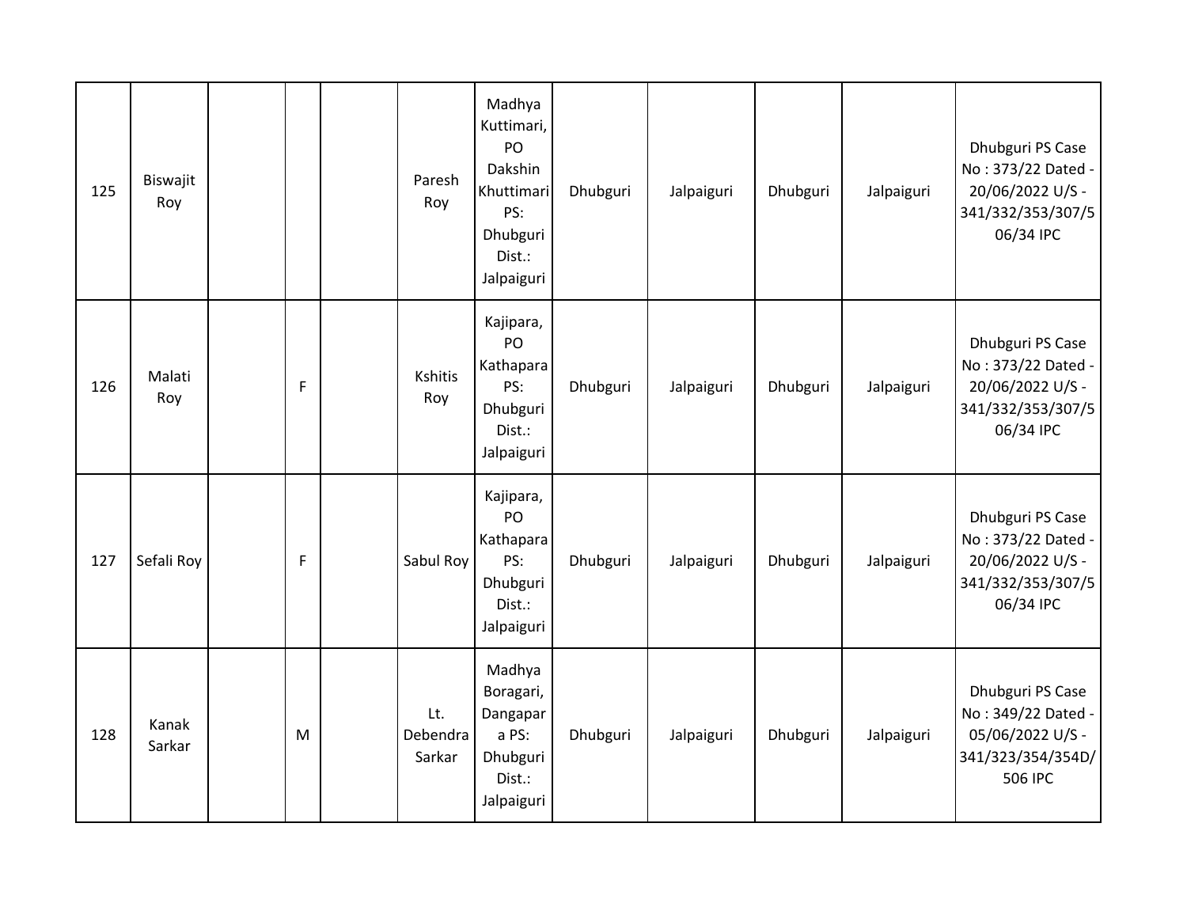| | | | | | | | | | | | |
|---|---|---|---|---|---|---|---|---|---|---|---|
| 125 | Biswajit Roy | | | | Paresh Roy | Madhya Kuttimari, PO Dakshin Khuttimari PS: Dhubguri Dist.: Jalpaiguri | Dhubguri | Jalpaiguri | Dhubguri | Jalpaiguri | Dhubguri PS Case No : 373/22 Dated - 20/06/2022 U/S - 341/332/353/307/506/34 IPC |
| 126 | Malati Roy | | F | | Kshitis Roy | Kajipara, PO Kathapara PS: Dhubguri Dist.: Jalpaiguri | Dhubguri | Jalpaiguri | Dhubguri | Jalpaiguri | Dhubguri PS Case No : 373/22 Dated - 20/06/2022 U/S - 341/332/353/307/506/34 IPC |
| 127 | Sefali Roy | | F | | Sabul Roy | Kajipara, PO Kathapara PS: Dhubguri Dist.: Jalpaiguri | Dhubguri | Jalpaiguri | Dhubguri | Jalpaiguri | Dhubguri PS Case No : 373/22 Dated - 20/06/2022 U/S - 341/332/353/307/506/34 IPC |
| 128 | Kanak Sarkar | | M | | Lt. Debendra Sarkar | Madhya Boragari, Dangapara PS: Dhubguri Dist.: Jalpaiguri | Dhubguri | Jalpaiguri | Dhubguri | Jalpaiguri | Dhubguri PS Case No : 349/22 Dated - 05/06/2022 U/S - 341/323/354/354D/506 IPC |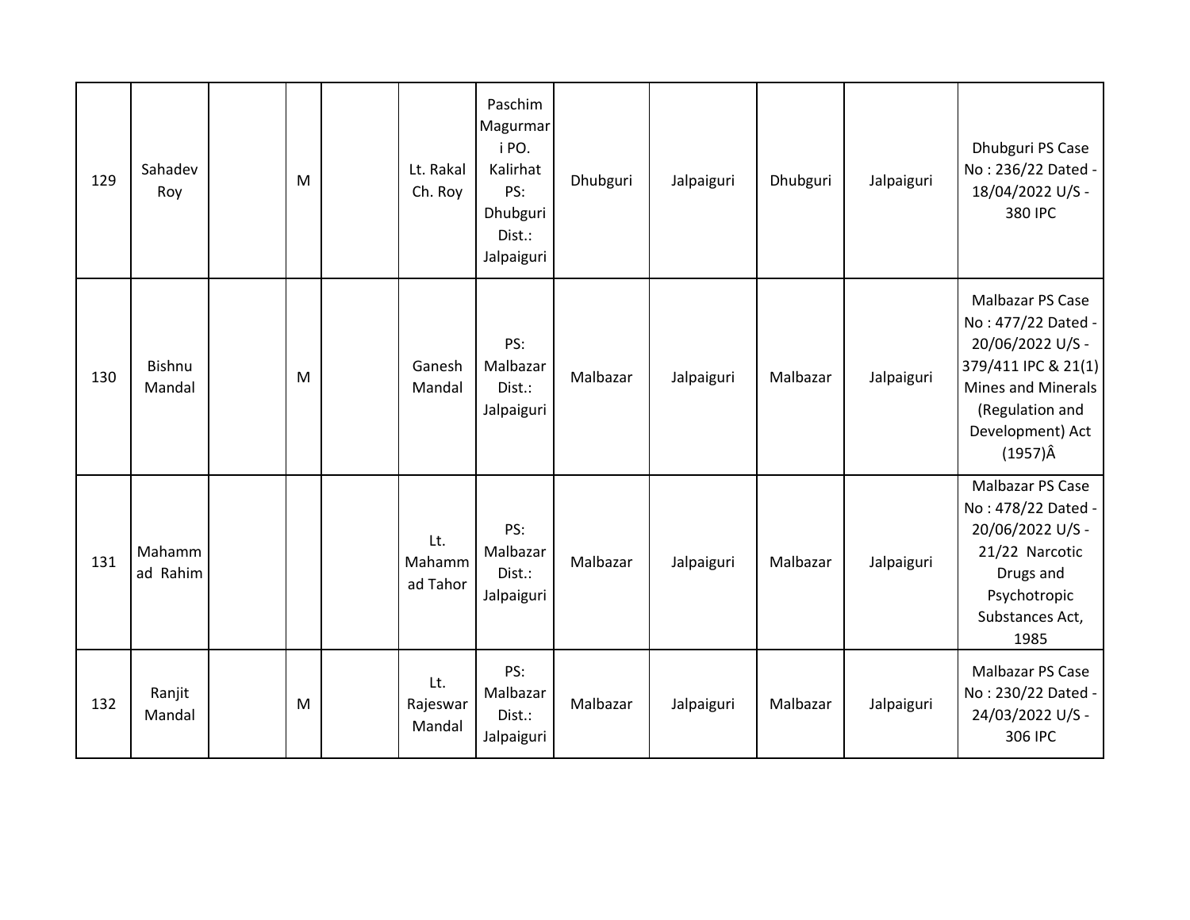| 129 | Sahadev Roy | | M | | Lt. Rakal Ch. Roy | Paschim Magurmari PO. Kalirhat PS: Dhubguri Dist.: Jalpaiguri | Dhubguri | Jalpaiguri | Dhubguri | Jalpaiguri | Dhubguri PS Case No : 236/22 Dated - 18/04/2022 U/S - 380 IPC |
|---|---|---|---|---|---|---|---|---|---|---|---|
| 130 | Bishnu Mandal | | M | | Ganesh Mandal | PS: Malbazar Dist.: Jalpaiguri | Malbazar | Jalpaiguri | Malbazar | Jalpaiguri | Malbazar PS Case No : 477/22 Dated - 20/06/2022 U/S - 379/411 IPC & 21(1) Mines and Minerals (Regulation and Development) Act (1957)Â |
| 131 | Mahammad Rahim | | | | Lt. Mahammad Tahor | PS: Malbazar Dist.: Jalpaiguri | Malbazar | Jalpaiguri | Malbazar | Jalpaiguri | Malbazar PS Case No : 478/22 Dated - 20/06/2022 U/S - 21/22 Narcotic Drugs and Psychotropic Substances Act, 1985 |
| 132 | Ranjit Mandal | | M | | Lt. Rajeswar Mandal | PS: Malbazar Dist.: Jalpaiguri | Malbazar | Jalpaiguri | Malbazar | Jalpaiguri | Malbazar PS Case No : 230/22 Dated - 24/03/2022 U/S - 306 IPC |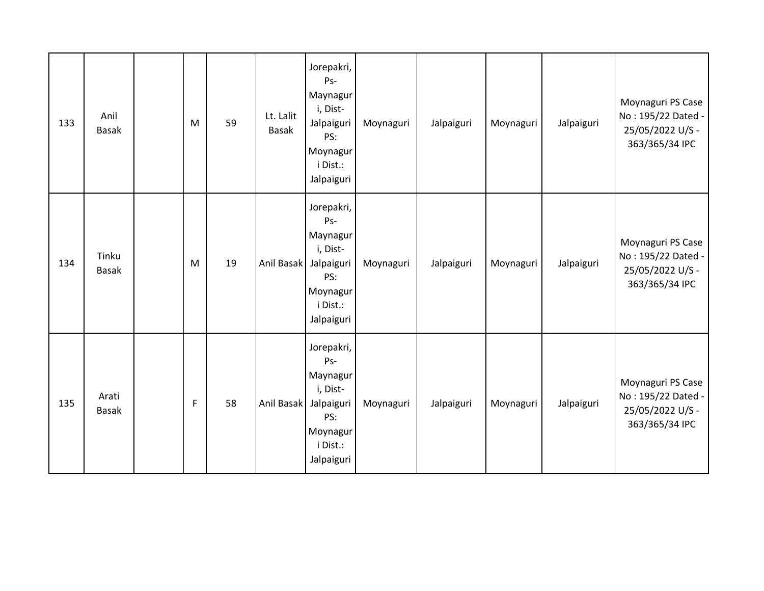| | | | | | | | | | | | |
|---|---|---|---|---|---|---|---|---|---|---|---|
| 133 | Anil Basak | | M | 59 | Lt. Lalit Basak | Jorepakri, Ps-Maynaguri, Dist-Jalpaiguri PS: Moynaguri Dist.: Jalpaiguri | Moynaguri | Jalpaiguri | Moynaguri | Jalpaiguri | Moynaguri PS Case No : 195/22 Dated - 25/05/2022 U/S - 363/365/34 IPC |
| 134 | Tinku Basak | | M | 19 | Anil Basak | Jorepakri, Ps-Maynaguri, Dist-Jalpaiguri PS: Moynaguri Dist.: Jalpaiguri | Moynaguri | Jalpaiguri | Moynaguri | Jalpaiguri | Moynaguri PS Case No : 195/22 Dated - 25/05/2022 U/S - 363/365/34 IPC |
| 135 | Arati Basak | | F | 58 | Anil Basak | Jorepakri, Ps-Maynaguri, Dist-Jalpaiguri PS: Moynaguri Dist.: Jalpaiguri | Moynaguri | Jalpaiguri | Moynaguri | Jalpaiguri | Moynaguri PS Case No : 195/22 Dated - 25/05/2022 U/S - 363/365/34 IPC |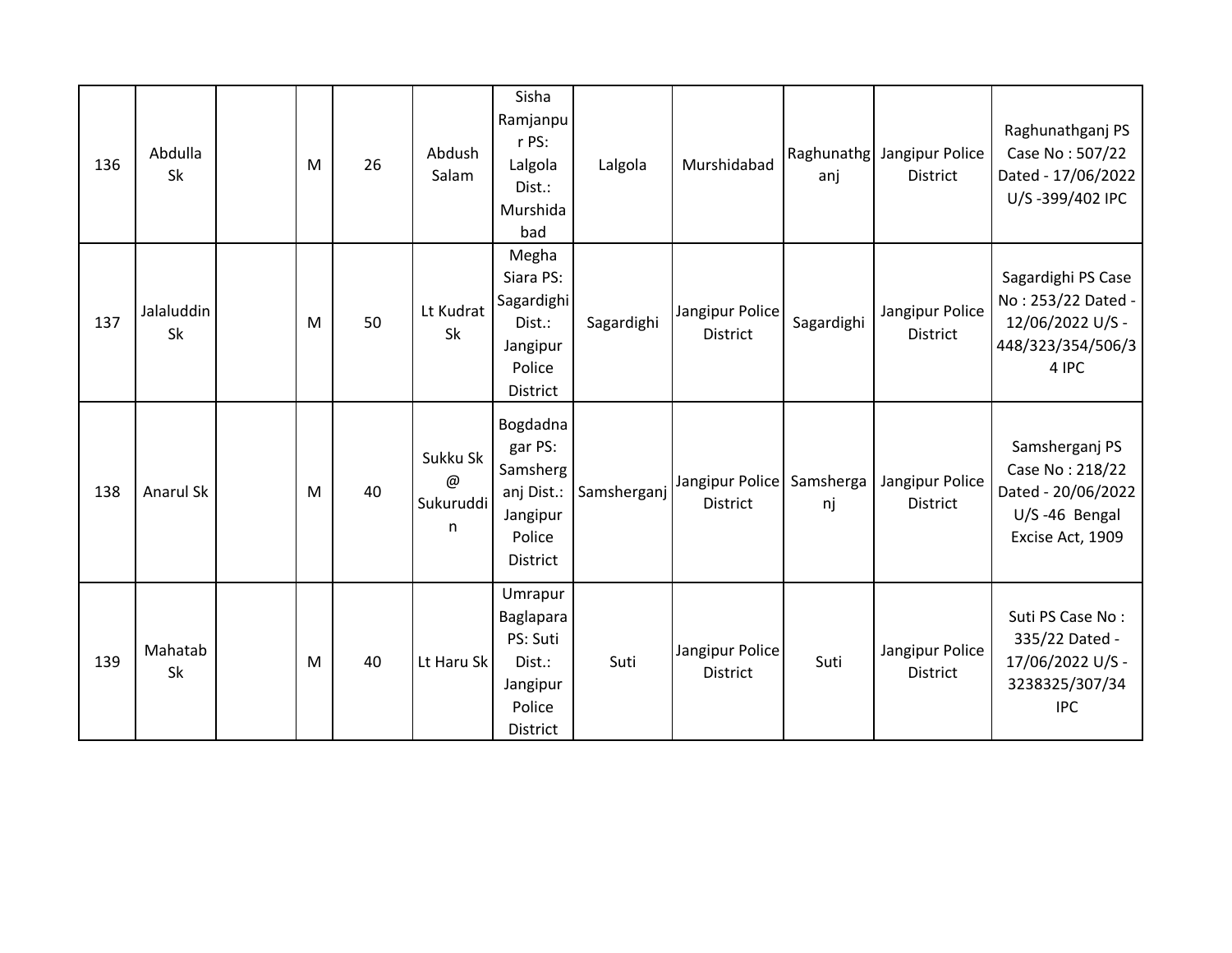| 136 | Abdulla Sk | | M | 26 | Abdush Salam | Sisha Ramjanpur PS: Lalgola Dist.: Murshidabad | Lalgola | Murshidabad | Raghunathganj | Jangipur Police District | Raghunathganj PS Case No : 507/22 Dated - 17/06/2022 U/S -399/402 IPC |
|---|---|---|---|---|---|---|---|---|---|---|---|
| 137 | Jalaluddin Sk | | M | 50 | Lt Kudrat Sk | Megha Siara PS: Sagardighi Dist.: Jangipur Police District | Sagardighi | Jangipur Police District | Sagardighi | Jangipur Police District | Sagardighi PS Case No : 253/22 Dated - 12/06/2022 U/S - 448/323/354/506/34 IPC |
| 138 | Anarul Sk | | M | 40 | Sukku Sk @ Sukuruddin | Bogdadnagar PS: Samsherganj Dist.: Jangipur Police District | Samsherganj | Jangipur Police District | Samsherganj | Jangipur Police District | Samsherganj PS Case No : 218/22 Dated - 20/06/2022 U/S -46 Bengal Excise Act, 1909 |
| 139 | Mahatab Sk | | M | 40 | Lt Haru Sk | Umrapur Baglapara PS: Suti Dist.: Jangipur Police District | Suti | Jangipur Police District | Suti | Jangipur Police District | Suti PS Case No : 335/22 Dated - 17/06/2022 U/S - 3238325/307/34 IPC |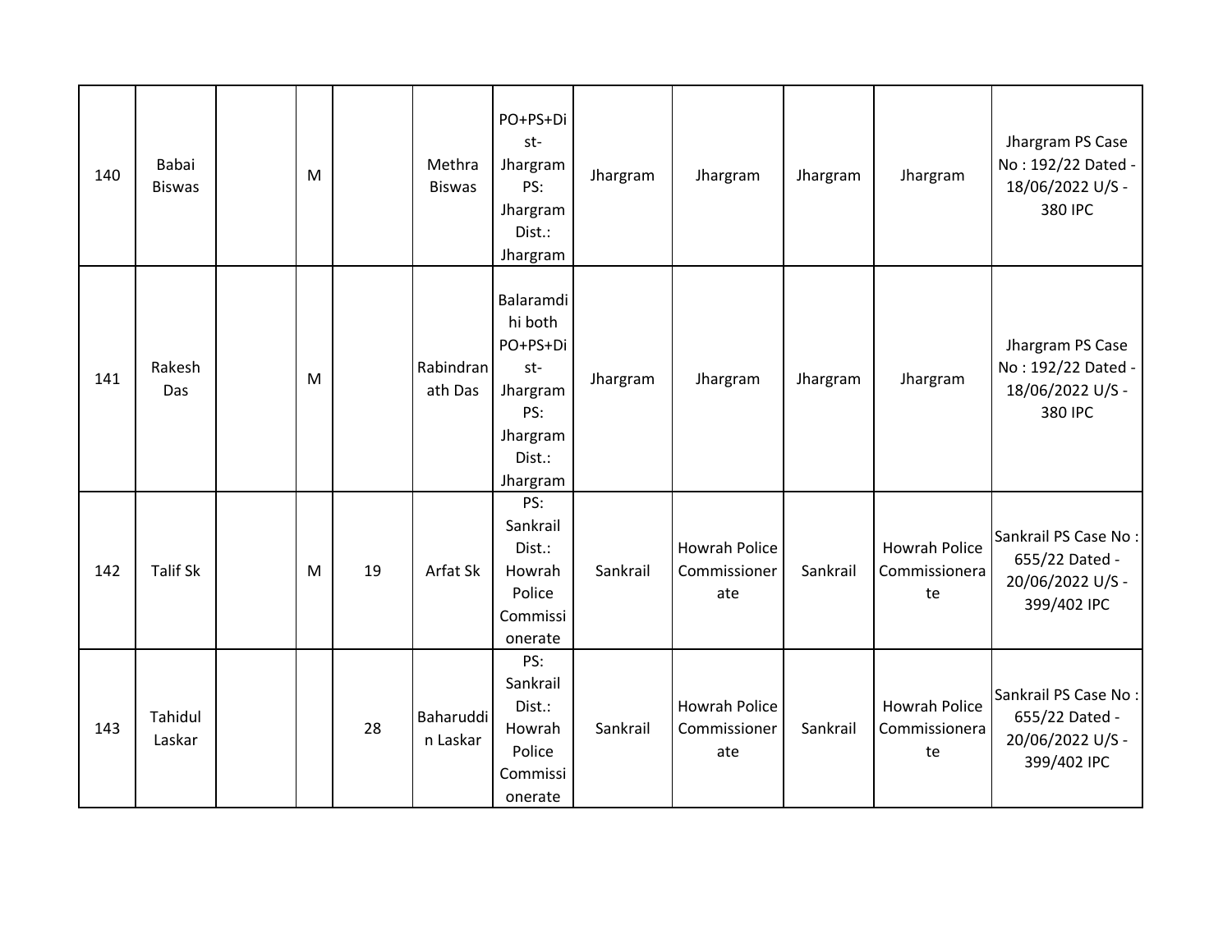| 140 | Babai Biswas | | M | | Methra Biswas | PO+PS+Dist- Jhargram PS: Jhargram Dist.: Jhargram | Jhargram | Jhargram | Jhargram | Jhargram | Jhargram PS Case No : 192/22 Dated - 18/06/2022 U/S - 380 IPC |
|---|---|---|---|---|---|---|---|---|---|---|---|
| 141 | Rakesh Das | | M | | Rabindranath Das | Balaramdihi both PO+PS+Dist- Jhargram PS: Jhargram Dist.: Jhargram | Jhargram | Jhargram | Jhargram | Jhargram | Jhargram PS Case No : 192/22 Dated - 18/06/2022 U/S - 380 IPC |
| 142 | Talif Sk | | M | 19 | Arfat Sk | PS: Sankrail Dist.: Howrah Police Commissionerate | Sankrail | Howrah Police Commissionerate | Sankrail | Howrah Police Commissionerate | Sankrail PS Case No : 655/22 Dated - 20/06/2022 U/S - 399/402 IPC |
| 143 | Tahidul Laskar | | | 28 | Baharuddin Laskar | PS: Sankrail Dist.: Howrah Police Commissionerate | Sankrail | Howrah Police Commissionerate | Sankrail | Howrah Police Commissionerate | Sankrail PS Case No : 655/22 Dated - 20/06/2022 U/S - 399/402 IPC |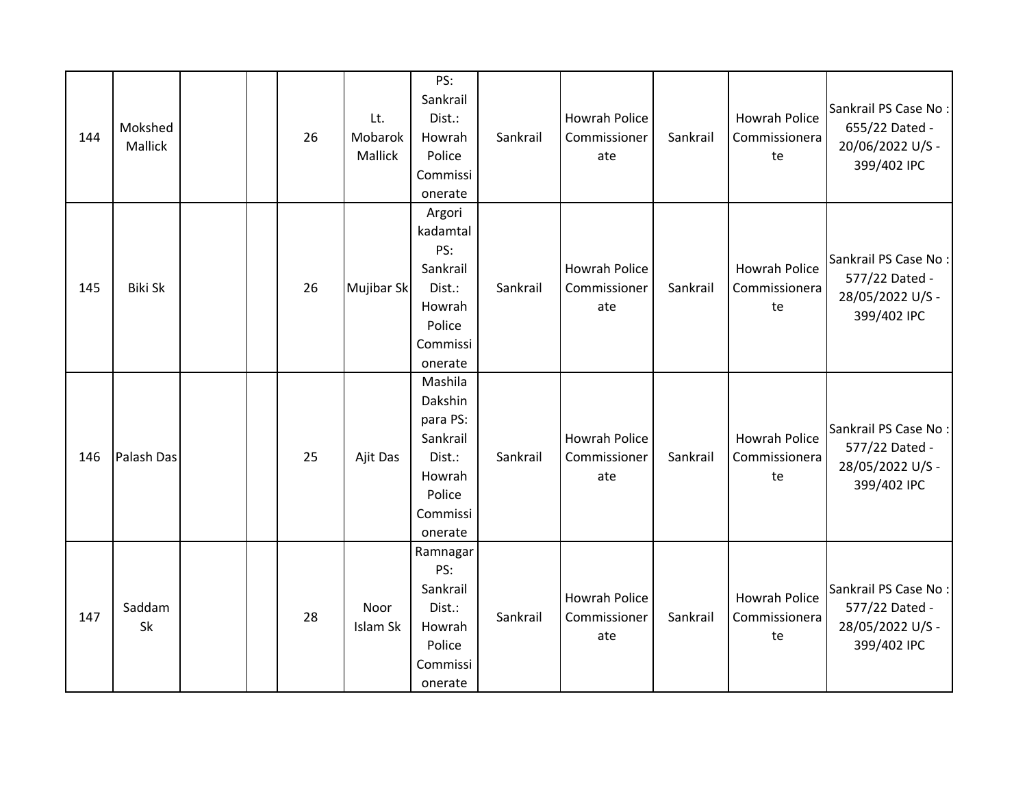| | | | | | | | | | | | |
|---|---|---|---|---|---|---|---|---|---|---|---|
| 144 | Mokshed Mallick | | | 26 | Lt. Mobarok Mallick | PS: Sankrail Dist.: Howrah Police Commissionerate | Sankrail | Howrah Police Commissionerate | Sankrail | Howrah Police Commissionerate | Sankrail PS Case No : 655/22 Dated - 20/06/2022 U/S - 399/402 IPC |
| 145 | Biki Sk | | | 26 | Mujibar Sk | Argori kadamtal PS: Sankrail Dist.: Howrah Police Commissionerate | Sankrail | Howrah Police Commissionerate | Sankrail | Howrah Police Commissionerate | Sankrail PS Case No : 577/22 Dated - 28/05/2022 U/S - 399/402 IPC |
| 146 | Palash Das | | | 25 | Ajit Das | Mashila Dakshin para PS: Sankrail Dist.: Howrah Police Commissionerate | Sankrail | Howrah Police Commissionerate | Sankrail | Howrah Police Commissionerate | Sankrail PS Case No : 577/22 Dated - 28/05/2022 U/S - 399/402 IPC |
| 147 | Saddam Sk | | | 28 | Noor Islam Sk | Ramnagar PS: Sankrail Dist.: Howrah Police Commissionerate | Sankrail | Howrah Police Commissionerate | Sankrail | Howrah Police Commissionerate | Sankrail PS Case No : 577/22 Dated - 28/05/2022 U/S - 399/402 IPC |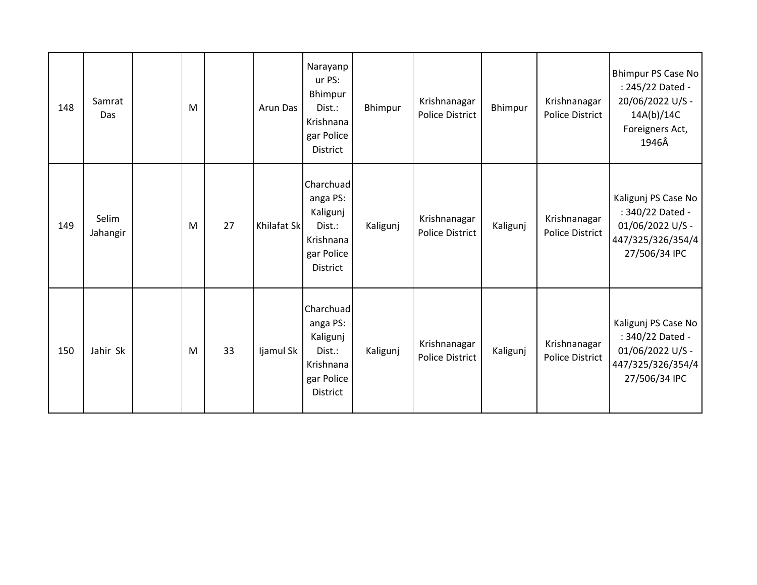| 148 | Samrat Das | | M | | Arun Das | Narayanpur PS: Bhimpur Dist.: Krishnanagar Police District | Bhimpur | Krishnanagar Police District | Bhimpur | Krishnanagar Police District | Bhimpur PS Case No : 245/22 Dated - 20/06/2022 U/S - 14A(b)/14C Foreigners Act, 1946Â |
|---|---|---|---|---|---|---|---|---|---|---|---|
| 149 | Selim Jahangir | | M | 27 | Khilafat Sk | Charchuadanga PS: Kaligunj Dist.: Krishnanagar Police District | Kaligunj | Krishnanagar Police District | Kaligunj | Krishnanagar Police District | Kaligunj PS Case No : 340/22 Dated - 01/06/2022 U/S - 447/325/326/354/427/506/34 IPC |
| 150 | Jahir Sk | | M | 33 | Ijamul Sk | Charchuadanga PS: Kaligunj Dist.: Krishnanagar Police District | Kaligunj | Krishnanagar Police District | Kaligunj | Krishnanagar Police District | Kaligunj PS Case No : 340/22 Dated - 01/06/2022 U/S - 447/325/326/354/427/506/34 IPC |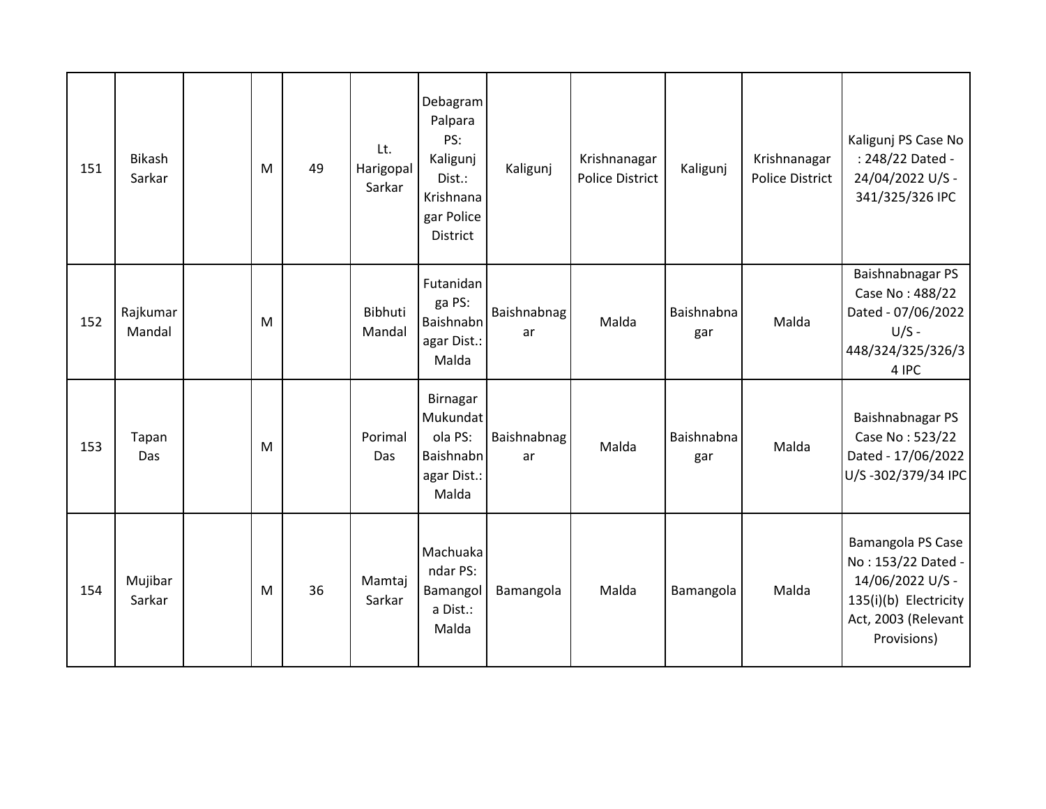| 151 | Bikash Sarkar | | M | 49 | Lt. Harigopal Sarkar | Debagram Palpara PS: Kaligunj Dist.: Krishnanagar Police District | Kaligunj | Krishnanagar Police District | Kaligunj | Krishnanagar Police District | Kaligunj PS Case No : 248/22 Dated - 24/04/2022 U/S - 341/325/326 IPC |
|---|---|---|---|---|---|---|---|---|---|---|---|
| 152 | Rajkumar Mandal | | M | | Bibhuti Mandal | Futanidanga PS: Baishnabnagar Dist.: Malda | Baishnabnagar | Malda | Baishnabnagar | Malda | Baishnabnagar PS Case No : 488/22 Dated - 07/06/2022 U/S - 448/324/325/326/34 IPC |
| 153 | Tapan Das | | M | | Porimal Das | Birnagar Mukundatola PS: Baishnabnagar Dist.: Malda | Baishnabnagar | Malda | Baishnabnagar | Malda | Baishnabnagar PS Case No : 523/22 Dated - 17/06/2022 U/S -302/379/34 IPC |
| 154 | Mujibar Sarkar | | M | 36 | Mamtaj Sarkar | Machuakandar PS: Bamangola Dist.: Malda | Bamangola | Malda | Bamangola | Malda | Bamangola PS Case No : 153/22 Dated - 14/06/2022 U/S - 135(i)(b) Electricity Act, 2003 (Relevant Provisions) |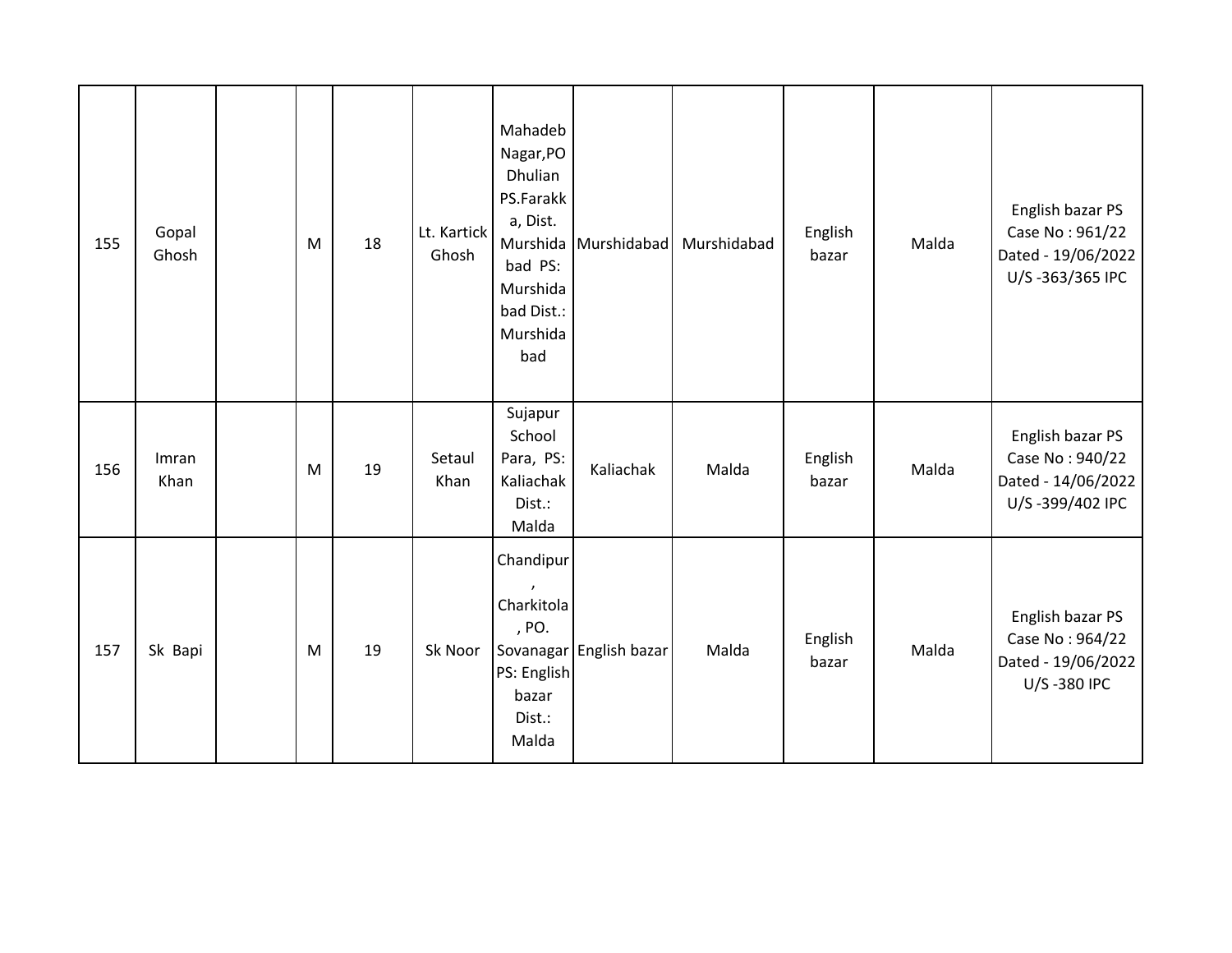| | | | | | | | | | | | |
|---|---|---|---|---|---|---|---|---|---|---|---|
| 155 | Gopal Ghosh | | M | 18 | Lt. Kartick Ghosh | Mahadeb Nagar,PO Dhulian PS.Farakka, Dist. Murshidabad PS: Murshidabad Dist.: Murshidabad | Murshidabad | Murshidabad | English bazar | Malda | English bazar PS Case No : 961/22 Dated - 19/06/2022 U/S -363/365 IPC |
| 156 | Imran Khan | | M | 19 | Setaul Khan | Sujapur School Para, PS: Kaliachak Dist.: Malda | Kaliachak | Malda | English bazar | Malda | English bazar PS Case No : 940/22 Dated - 14/06/2022 U/S -399/402 IPC |
| 157 | Sk Bapi | | M | 19 | Sk Noor | Chandipur, Charkitola, PO. Sovanagar PS: English bazar Dist.: Malda | English bazar | Malda | English bazar | Malda | English bazar PS Case No : 964/22 Dated - 19/06/2022 U/S -380 IPC |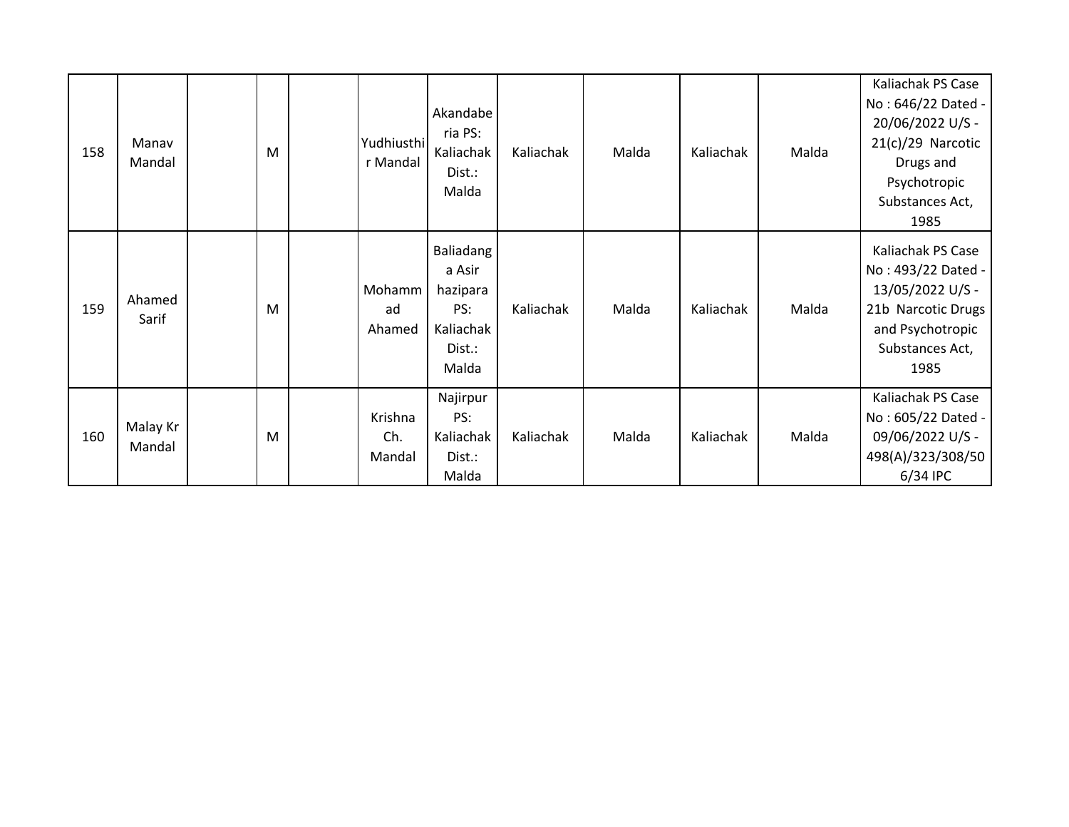| 158 | Manav Mandal | | M | | Yudhiusthir Mandal | Akandaberia PS: Kaliachak Dist.: Malda | Kaliachak | Malda | Kaliachak | Malda | Kaliachak PS Case No : 646/22 Dated - 20/06/2022 U/S - 21(c)/29 Narcotic Drugs and Psychotropic Substances Act, 1985 |
|---|---|---|---|---|---|---|---|---|---|---|---|
| 159 | Ahamed Sarif | | M | | Mohammad Ahamed | Baliadanga Asir hazipara PS: Kaliachak Dist.: Malda | Kaliachak | Malda | Kaliachak | Malda | Kaliachak PS Case No : 493/22 Dated - 13/05/2022 U/S - 21b Narcotic Drugs and Psychotropic Substances Act, 1985 |
| 160 | Malay Kr Mandal | | M | | Krishna Ch. Mandal | Najirpur PS: Kaliachak Dist.: Malda | Kaliachak | Malda | Kaliachak | Malda | Kaliachak PS Case No : 605/22 Dated - 09/06/2022 U/S - 498(A)/323/308/506/34 IPC |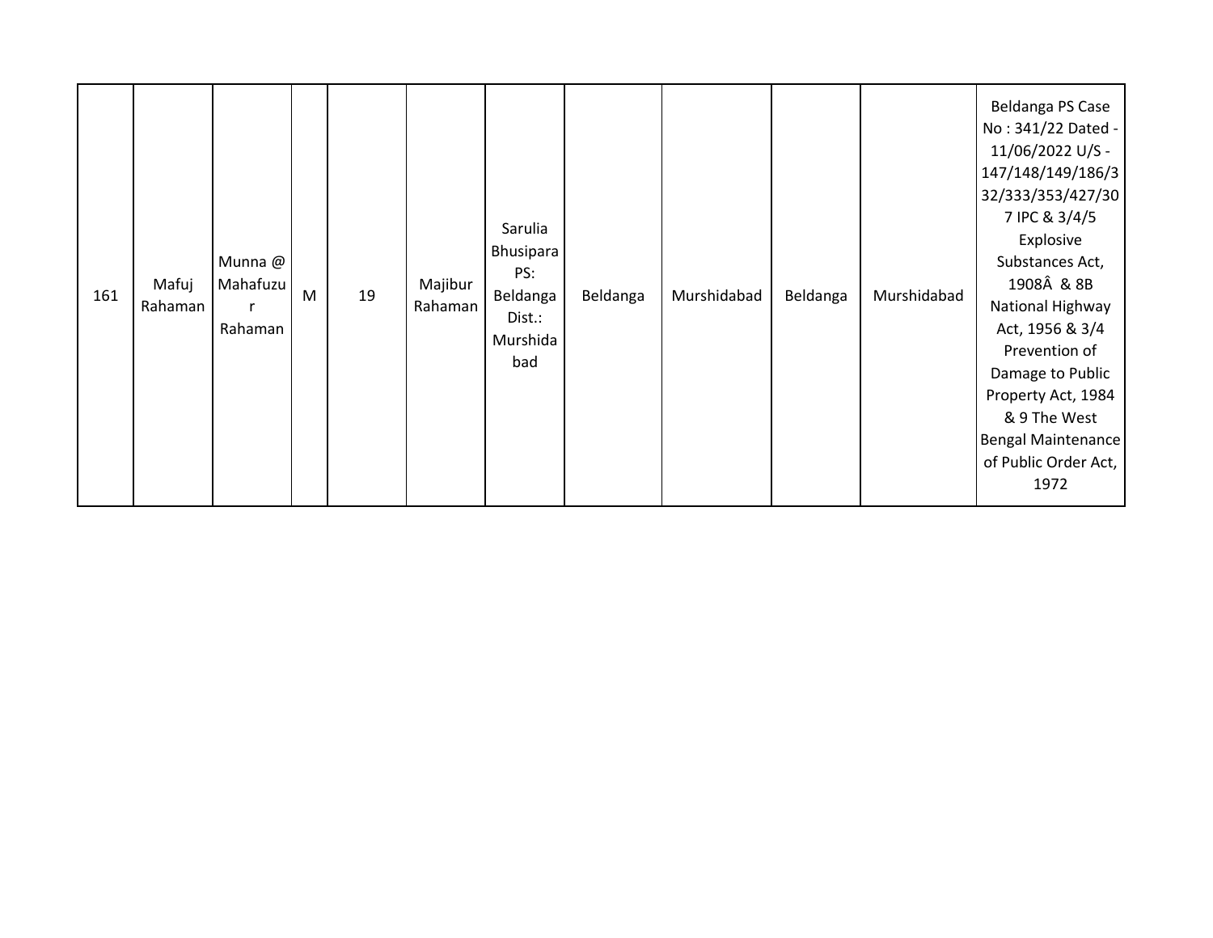| 161 | Mafuj Rahaman | Munna @ Mahafuzur Rahaman | M | 19 | Majibur Rahaman | Sarulia Bhusipara PS: Beldanga Dist.: Murshidabad | Beldanga | Murshidabad | Beldanga | Murshidabad | Beldanga PS Case No : 341/22 Dated - 11/06/2022 U/S - 147/148/149/186/332/333/353/427/307 IPC & 3/4/5 Explosive Substances Act, 1908Â & 8B National Highway Act, 1956 & 3/4 Prevention of Damage to Public Property Act, 1984 & 9 The West Bengal Maintenance of Public Order Act, 1972 |
|---|---|---|---|---|---|---|---|---|---|---|---|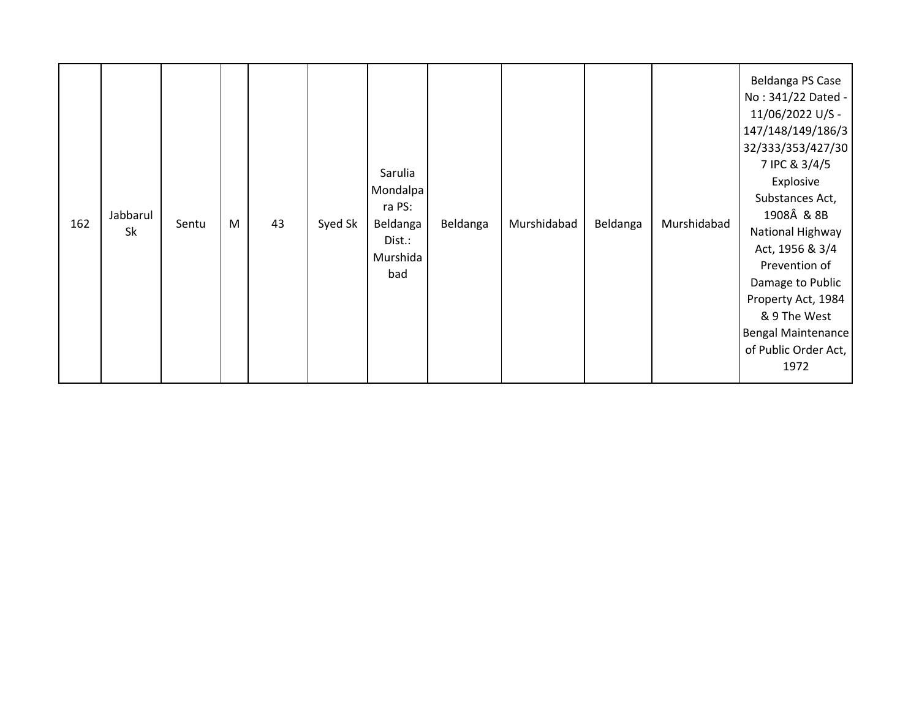| 162 | Jabbarul Sk | Sentu | M | 43 | Syed Sk | Sarulia Mondalpara PS: Beldanga Dist.: Murshidabad | Beldanga | Murshidabad | Beldanga | Murshidabad | Beldanga PS Case No : 341/22 Dated - 11/06/2022 U/S - 147/148/149/186/332/333/353/427/307 IPC & 3/4/5 Explosive Substances Act, 1908Â & 8B National Highway Act, 1956 & 3/4 Prevention of Damage to Public Property Act, 1984 & 9 The West Bengal Maintenance of Public Order Act, 1972 |
|---|---|---|---|---|---|---|---|---|---|---|---|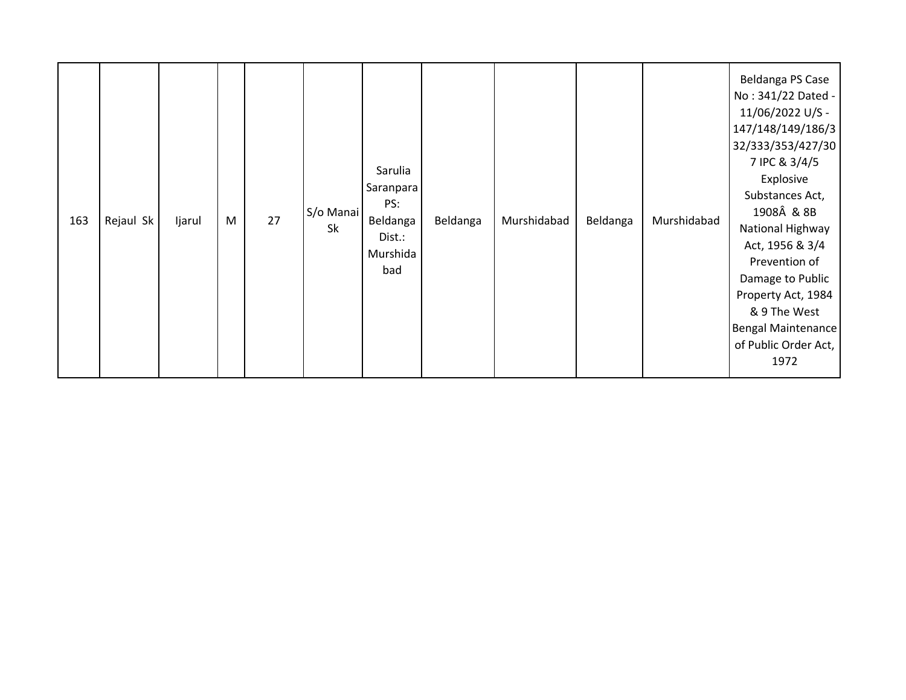| 163 | Rejaul Sk | Ijarul | M | 27 | S/o Manai Sk | Sarulia Saranpara PS: Beldanga Dist.: Murshidabad | Beldanga | Murshidabad | Beldanga | Murshidabad | Beldanga PS Case No : 341/22 Dated - 11/06/2022 U/S - 147/148/149/186/332/333/353/427/307 IPC & 3/4/5 Explosive Substances Act, 1908Â & 8B National Highway Act, 1956 & 3/4 Prevention of Damage to Public Property Act, 1984 & 9 The West Bengal Maintenance of Public Order Act, 1972 |
|---|---|---|---|---|---|---|---|---|---|---|---|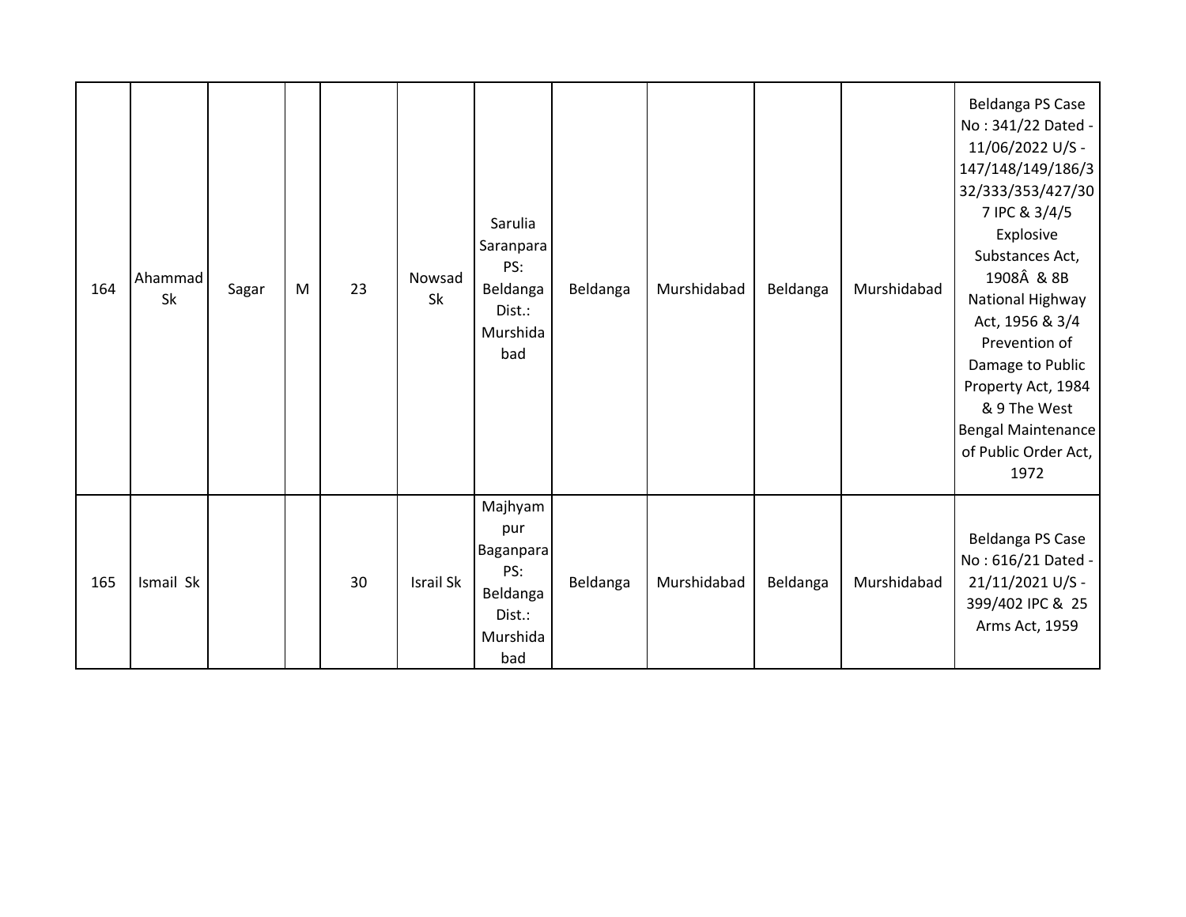| | | | | | | | | | | | |
|---|---|---|---|---|---|---|---|---|---|---|---|
| 164 | Ahammad Sk | Sagar | M | 23 | Nowsad Sk | Sarulia Saranpara PS: Beldanga Dist.: Murshidabad | Beldanga | Murshidabad | Beldanga | Murshidabad | Beldanga PS Case No : 341/22 Dated - 11/06/2022 U/S - 147/148/149/186/332/333/353/427/307 IPC & 3/4/5 Explosive Substances Act, 1908Â & 8B National Highway Act, 1956 & 3/4 Prevention of Damage to Public Property Act, 1984 & 9 The West Bengal Maintenance of Public Order Act, 1972 |
| 165 | Ismail Sk | | | 30 | Israil Sk | Majhyampur Baganpara PS: Beldanga Dist.: Murshidabad | Beldanga | Murshidabad | Beldanga | Murshidabad | Beldanga PS Case No : 616/21 Dated - 21/11/2021 U/S - 399/402 IPC & 25 Arms Act, 1959 |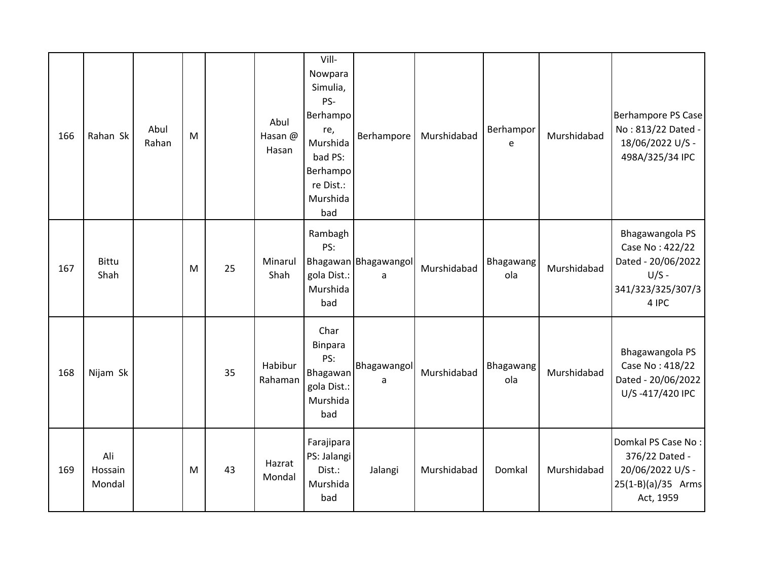| 166 | Rahan Sk | Abul Rahan | M | | Abul Hasan @ Hasan | Vill- Nowpara Simulia, PS- Berhampore, Murshidabad PS: Berhampore Dist.: Murshidabad | Berhampore | Murshidabad | Berhampore | Murshidabad | Berhampore PS Case No : 813/22 Dated - 18/06/2022 U/S - 498A/325/34 IPC |
|---|---|---|---|---|---|---|---|---|---|---|---|
| 167 | Bittu Shah | | M | 25 | Minarul Shah | Rambagh PS: Bhagawangola Dist.: Murshidabad | Bhagawangola | Murshidabad | Bhagawangola | Murshidabad | Bhagawangola PS Case No : 422/22 Dated - 20/06/2022 U/S - 341/323/325/307/34 IPC |
| 168 | Nijam Sk | | | 35 | Habibur Rahaman | Char Binpara PS: Bhagawangola Dist.: Murshidabad | Bhagawangola | Murshidabad | Bhagawangola | Murshidabad | Bhagawangola PS Case No : 418/22 Dated - 20/06/2022 U/S -417/420 IPC |
| 169 | Ali Hossain Mondal | | M | 43 | Hazrat Mondal | Farajipara PS: Jalangi Dist.: Murshidabad | Jalangi | Murshidabad | Domkal | Murshidabad | Domkal PS Case No : 376/22 Dated - 20/06/2022 U/S - 25(1-B)(a)/35 Arms Act, 1959 |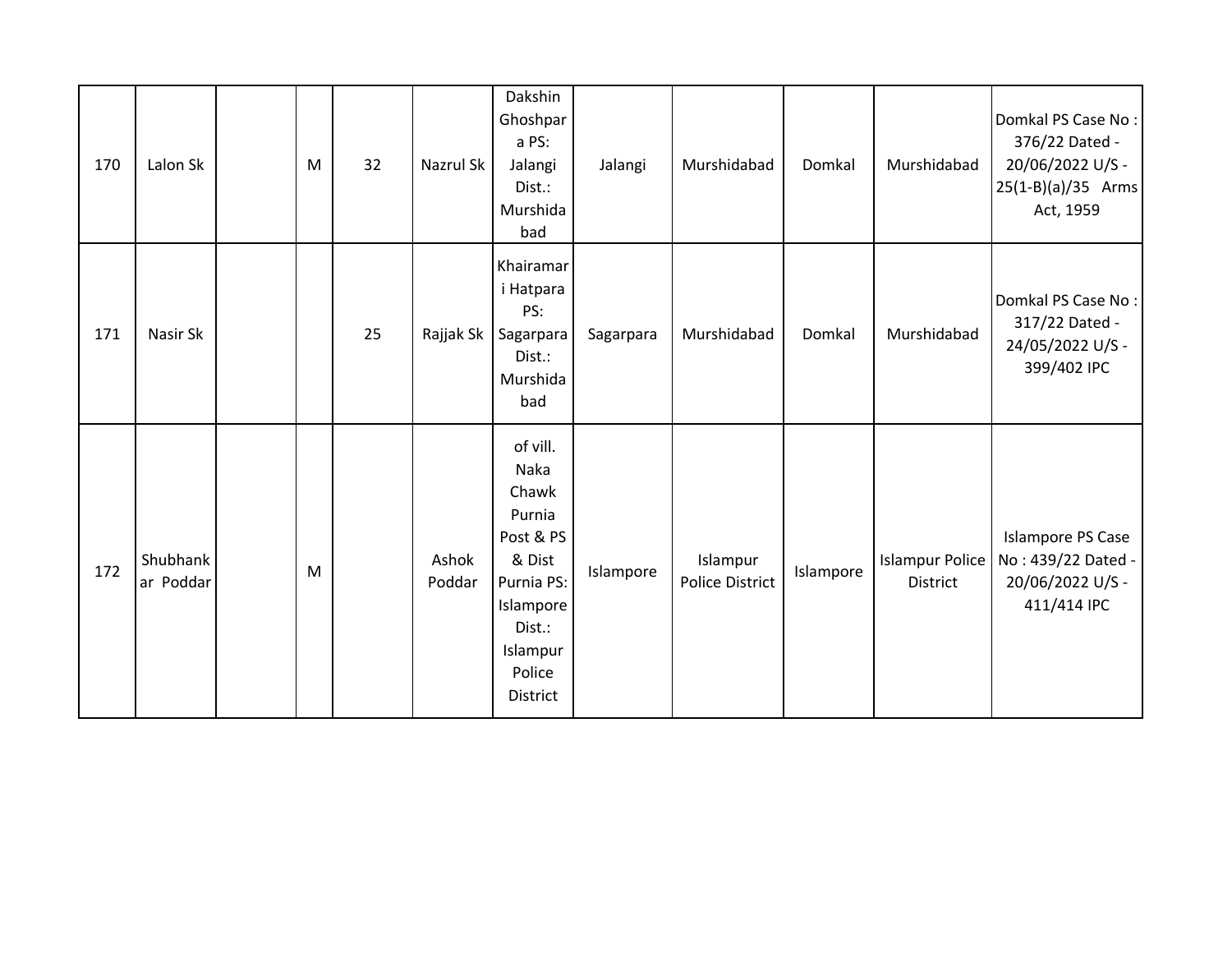| | | | | | | | | | | | |
|---|---|---|---|---|---|---|---|---|---|---|---|
| 170 | Lalon Sk | | M | 32 | Nazrul Sk | Dakshin Ghoshpara PS: Jalangi Dist.: Murshidabad | Jalangi | Murshidabad | Domkal | Murshidabad | Domkal PS Case No : 376/22 Dated - 20/06/2022 U/S - 25(1-B)(a)/35 Arms Act, 1959 |
| 171 | Nasir Sk | | | 25 | Rajjak Sk | Khairamari Hatpara PS: Sagarpara Dist.: Murshidabad | Sagarpara | Murshidabad | Domkal | Murshidabad | Domkal PS Case No : 317/22 Dated - 24/05/2022 U/S - 399/402 IPC |
| 172 | Shubhankar Poddar | | M | | Ashok Poddar | of vill. Naka Chawk Purnia Post & PS & Dist Purnia PS: Islampore Dist.: Islampur Police District | Islampore | Islampur Police District | Islampore | Islampur Police District | Islampore PS Case No : 439/22 Dated - 20/06/2022 U/S - 411/414 IPC |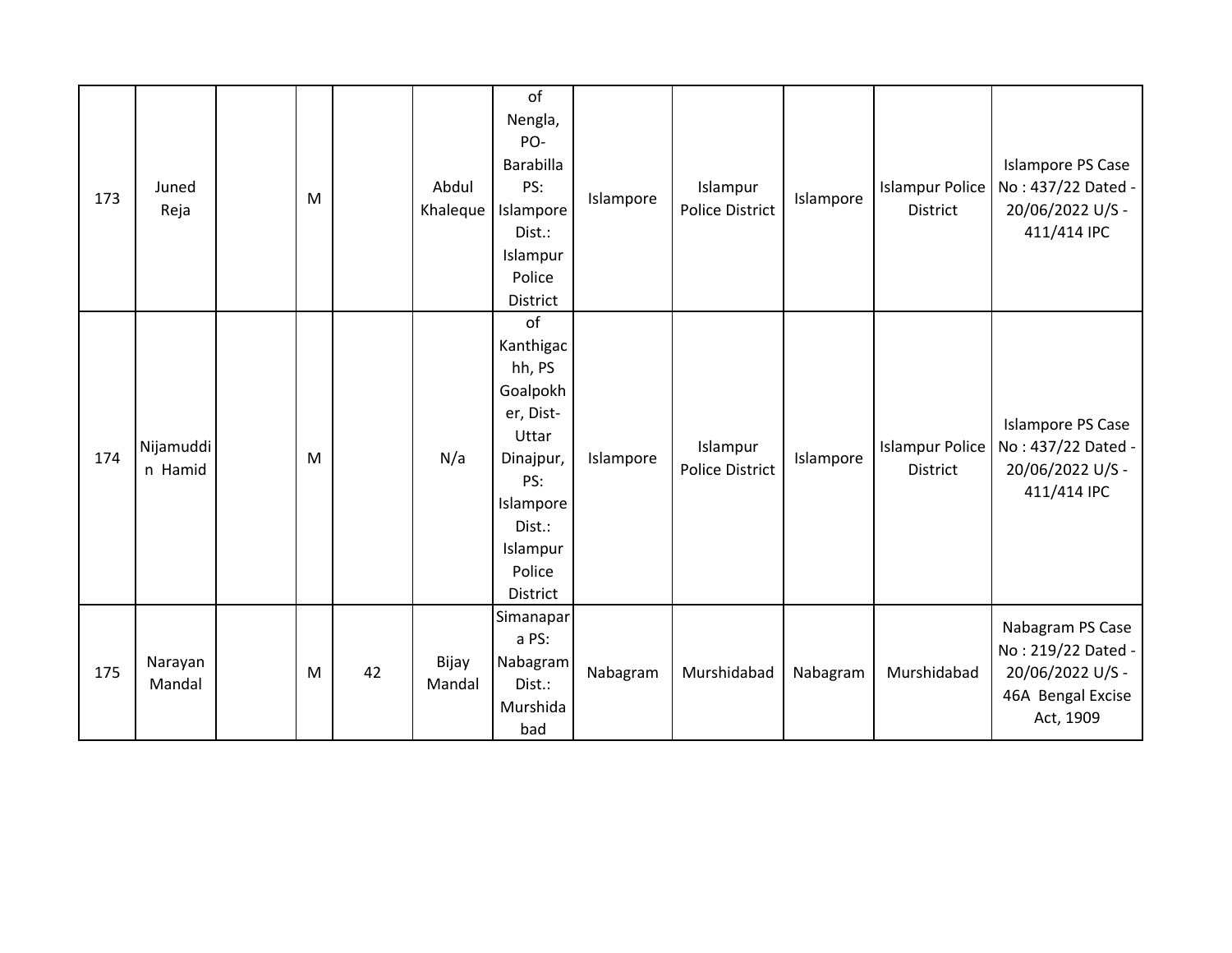| 173 | Juned Reja | | M | | Abdul Khaleque | of Nengla, PO-Barabilla PS: Islampore Dist.: Islampur Police District | Islampore | Islampur Police District | Islampore | Islampur Police District | Islampore PS Case No : 437/22 Dated - 20/06/2022 U/S - 411/414 IPC |
|---|---|---|---|---|---|---|---|---|---|---|---|
| 174 | Nijamuddin Hamid | | M | | N/a | of Kanthigachh, PS Goalpokher, Dist-Uttar Dinajpur, PS: Islampore Dist.: Islampur Police District | Islampore | Islampur Police District | Islampore | Islampur Police District | Islampore PS Case No : 437/22 Dated - 20/06/2022 U/S - 411/414 IPC |
| 175 | Narayan Mandal | | M | 42 | Bijay Mandal | Simanapara PS: Nabagram Dist.: Murshidabad | Nabagram | Murshidabad | Nabagram | Murshidabad | Nabagram PS Case No : 219/22 Dated - 20/06/2022 U/S - 46A Bengal Excise Act, 1909 |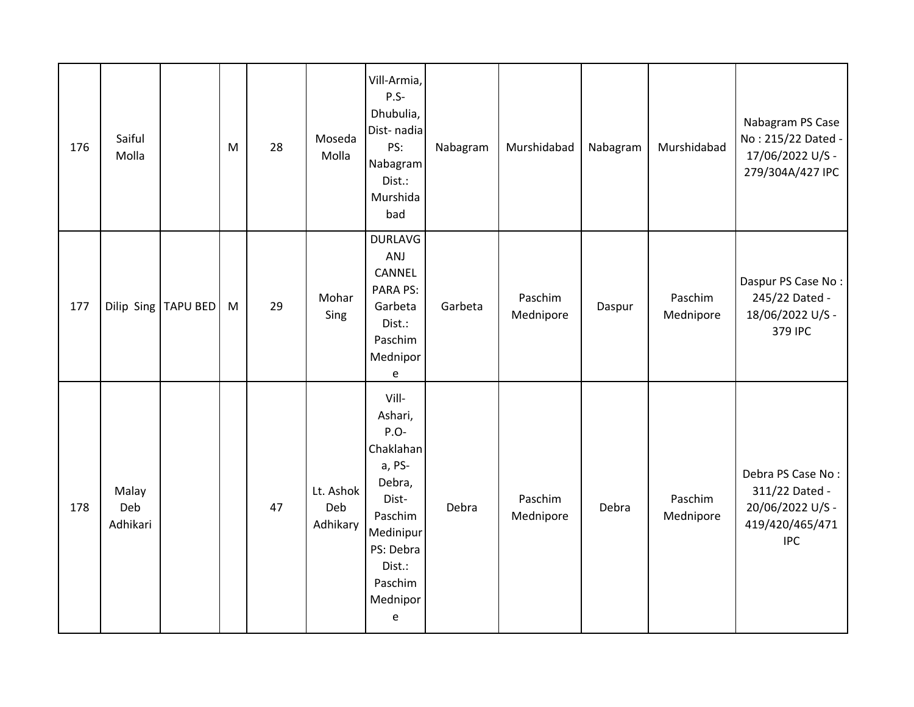| 176 | Saiful Molla | | M | 28 | Moseda Molla | Vill-Armia, P.S- Dhubulia, Dist- nadia PS: Nabagram Dist.: Murshidabad | Nabagram | Murshidabad | Nabagram | Murshidabad | Nabagram PS Case No : 215/22 Dated - 17/06/2022 U/S - 279/304A/427 IPC |
|---|---|---|---|---|---|---|---|---|---|---|---|
| 177 | Dilip Sing | TAPU BED | M | 29 | Mohar Sing | DURLAVGANJ CANNEL PARA PS: Garbeta Dist.: Paschim Mednipore | Garbeta | Paschim Mednipore | Daspur | Paschim Mednipore | Daspur PS Case No : 245/22 Dated - 18/06/2022 U/S - 379 IPC |
| 178 | Malay Deb Adhikari | | | 47 | Lt. Ashok Deb Adhikary | Vill- Ashari, P.O- Chaklahana, PS- Debra, Dist- Paschim Medinipur PS: Debra Dist.: Paschim Mednipore | Debra | Paschim Mednipore | Debra | Paschim Mednipore | Debra PS Case No : 311/22 Dated - 20/06/2022 U/S - 419/420/465/471 IPC |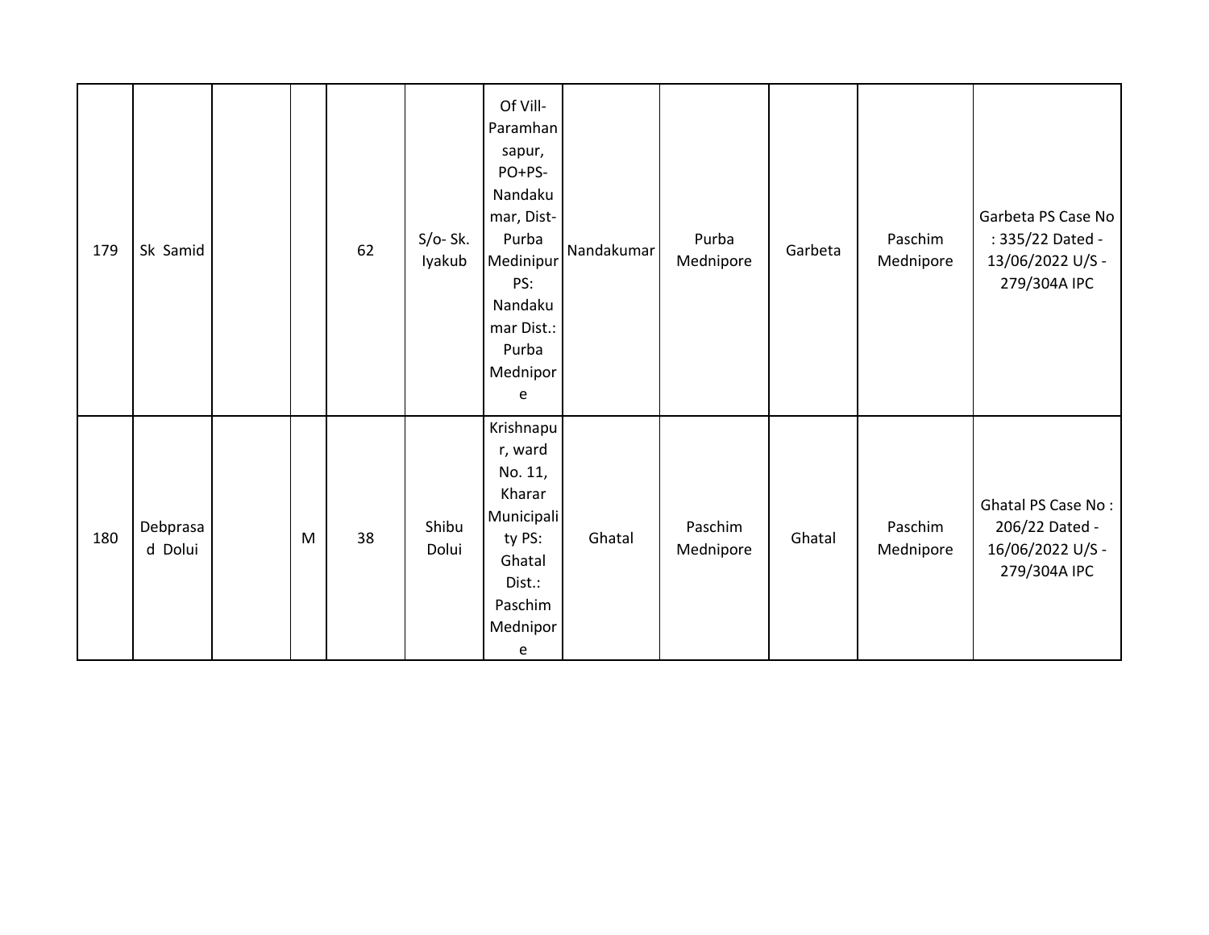| | | | | | | | | | | | |
|---|---|---|---|---|---|---|---|---|---|---|---|
| 179 | Sk Samid | | | 62 | S/o- Sk. Iyakub | Of Vill-Paramhansapur, PO+PS-Nandakumar, Dist-Purba Medinipur PS: Nandakumar Dist.: Purba Mednipore | Nandakumar | Purba Mednipore | Garbeta | Paschim Mednipore | Garbeta PS Case No : 335/22 Dated - 13/06/2022 U/S - 279/304A IPC |
| 180 | Debprasad Dolui | | M | 38 | Shibu Dolui | Krishnapur, ward No. 11, Kharar Municipality PS: Ghatal Dist.: Paschim Mednipore | Ghatal | Paschim Mednipore | Ghatal | Paschim Mednipore | Ghatal PS Case No : 206/22 Dated - 16/06/2022 U/S - 279/304A IPC |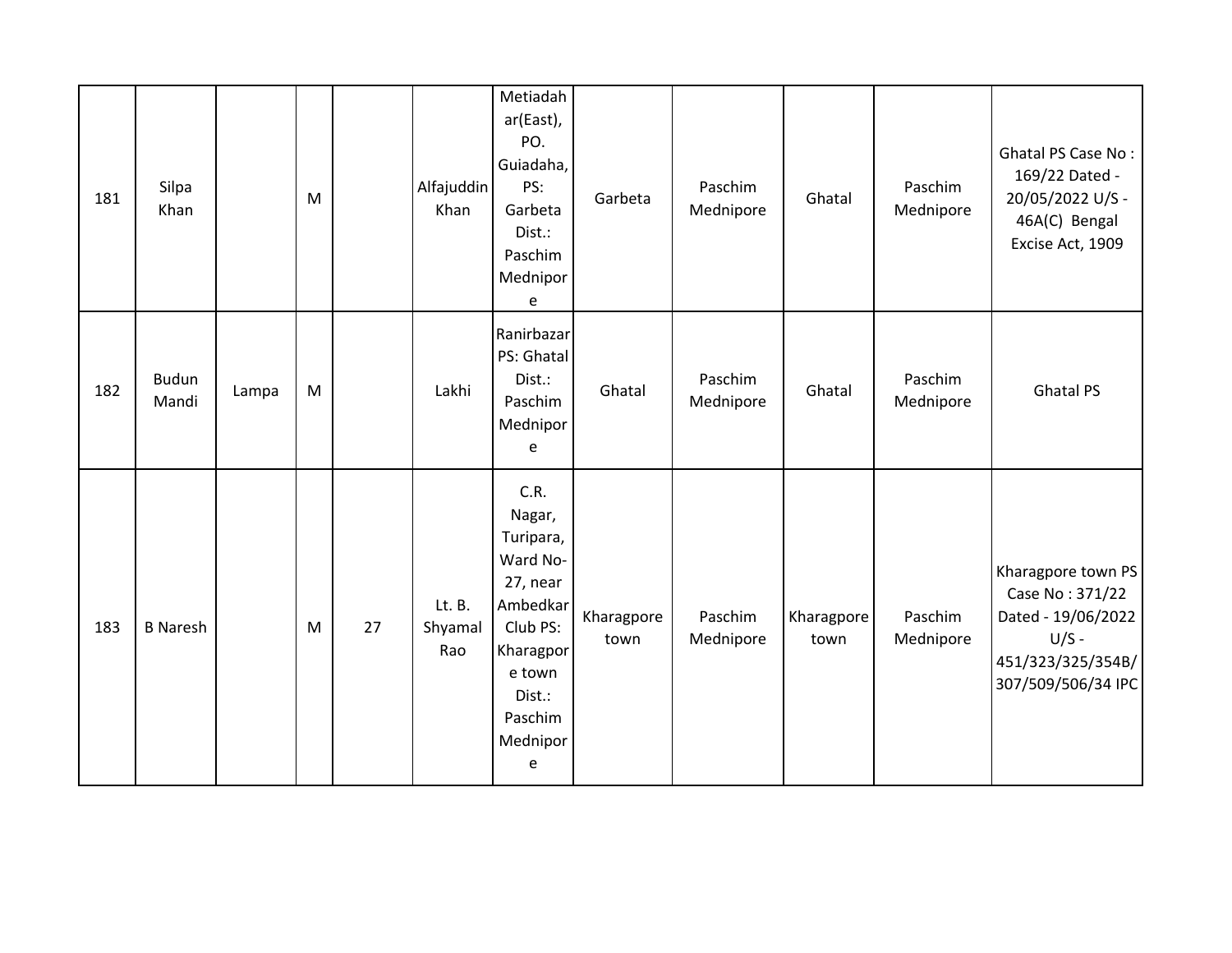| 181 | Silpa Khan | | M | | Alfajuddin Khan | Metiadahar(East), PO. Guiadaha, PS: Garbeta Dist.: Paschim Mednipore | Garbeta | Paschim Mednipore | Ghatal | Paschim Mednipore | Ghatal PS Case No : 169/22 Dated - 20/05/2022 U/S - 46A(C) Bengal Excise Act, 1909 |
|---|---|---|---|---|---|---|---|---|---|---|---|
| 182 | Budun Mandi | Lampa | M | | Lakhi | Ranirbazar PS: Ghatal Dist.: Paschim Mednipore | Ghatal | Paschim Mednipore | Ghatal | Paschim Mednipore | Ghatal PS |
| 183 | B Naresh | | M | 27 | Lt. B. Shyamal Rao | C.R. Nagar, Turipara, Ward No-27, near Ambedkar Club PS: Kharagpore town Dist.: Paschim Mednipore | Kharagpore town | Paschim Mednipore | Kharagpore town | Paschim Mednipore | Kharagpore town PS Case No : 371/22 Dated - 19/06/2022 U/S - 451/323/325/354B/307/509/506/34 IPC |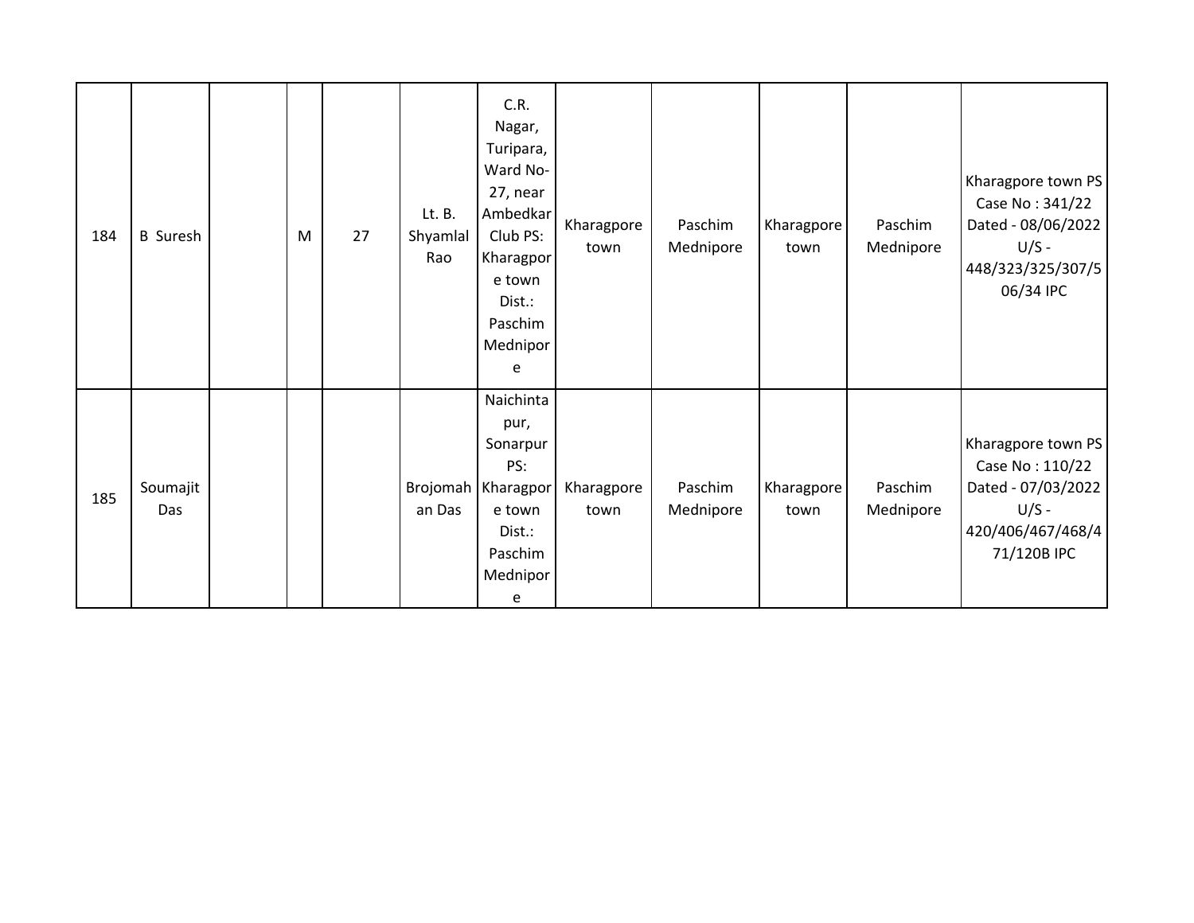| 184 | B Suresh | | M | 27 | Lt. B. Shyamlal Rao | C.R. Nagar, Turipara, Ward No-27, near Ambedkar Club PS: Kharagpore town Dist.: Paschim Mednipore | Kharagpore town | Paschim Mednipore | Kharagpore town | Paschim Mednipore | Kharagpore town PS Case No : 341/22 Dated - 08/06/2022 U/S - 448/323/325/307/506/34 IPC |
|---|---|---|---|---|---|---|---|---|---|---|---|
| 185 | Soumajit Das | | | | Brojomahan Das | Naichintapur, Sonarpur PS: Kharagpore town Dist.: Paschim Mednipore | Kharagpore town | Paschim Mednipore | Kharagpore town | Paschim Mednipore | Kharagpore town PS Case No : 110/22 Dated - 07/03/2022 U/S - 420/406/467/468/471/120B IPC |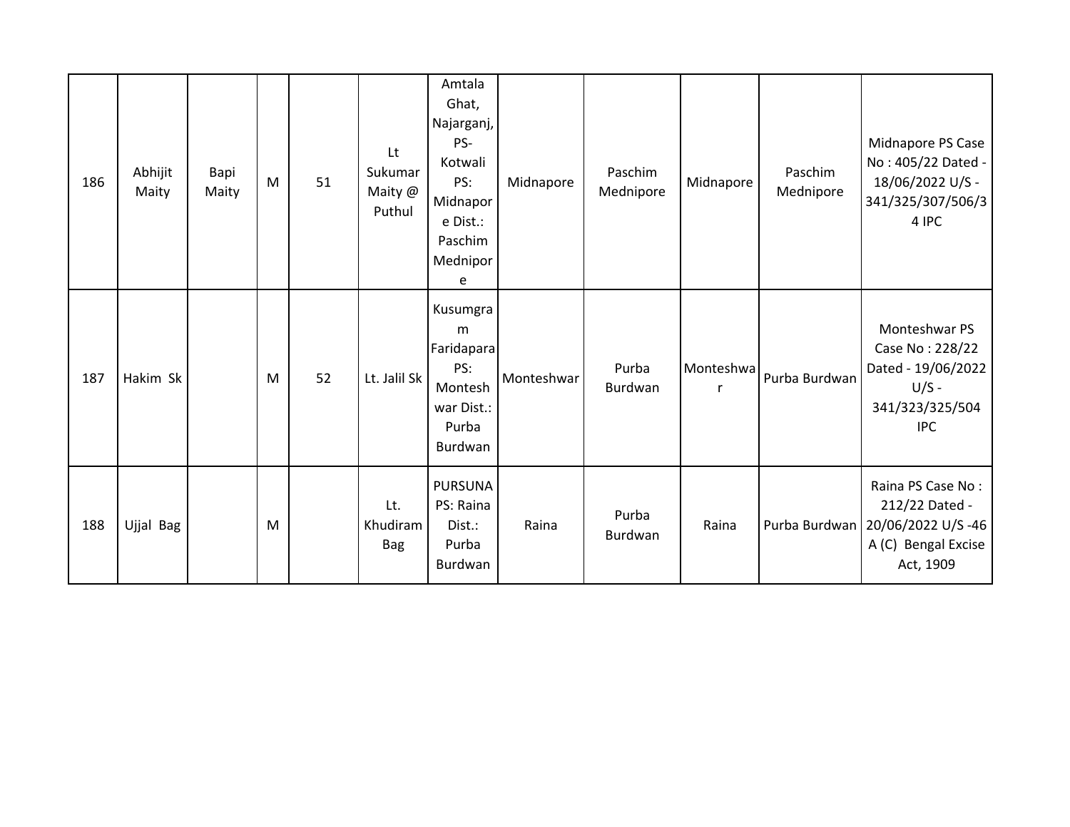| | | | | | | | | | | | |
|---|---|---|---|---|---|---|---|---|---|---|---|
| 186 | Abhijit Maity | Bapi Maity | M | 51 | Lt Sukumar Maity @ Puthul | Amtala Ghat, Najarganj, PS-Kotwali PS: Midnapore Dist.: Paschim Mednipore | Midnapore | Paschim Mednipore | Midnapore | Paschim Mednipore | Midnapore PS Case No : 405/22 Dated - 18/06/2022 U/S - 341/325/307/506/34 IPC |
| 187 | Hakim Sk | | M | 52 | Lt. Jalil Sk | Kusumgram Faridapara PS: Monteshwar Dist.: Purba Burdwan | Monteshwar | Purba Burdwan | Monteshwar | Purba Burdwan | Monteshwar PS Case No : 228/22 Dated - 19/06/2022 U/S - 341/323/325/504 IPC |
| 188 | Ujjal Bag | | M | | Lt. Khudiram Bag | PURSUNA PS: Raina Dist.: Purba Burdwan | Raina | Purba Burdwan | Raina | Purba Burdwan | Raina PS Case No : 212/22 Dated - 20/06/2022 U/S -46 A (C) Bengal Excise Act, 1909 |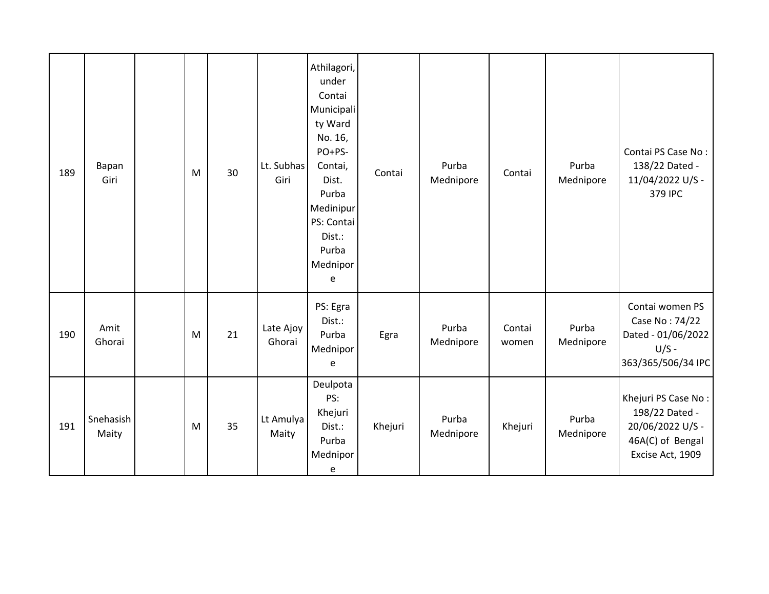| 189 | Bapan Giri | | M | 30 | Lt. Subhas Giri | Athilagori, under Contai Municipality Ward No. 16, PO+PS-Contai, Dist. Purba Medinipur PS: Contai Dist.: Purba Mednipore | Contai | Purba Mednipore | Contai | Purba Mednipore | Contai PS Case No : 138/22 Dated - 11/04/2022 U/S - 379 IPC |
|---|---|---|---|---|---|---|---|---|---|---|---|
| 190 | Amit Ghorai | | M | 21 | Late Ajoy Ghorai | PS: Egra Dist.: Purba Mednipore | Egra | Purba Mednipore | Contai women | Purba Mednipore | Contai women PS Case No : 74/22 Dated - 01/06/2022 U/S - 363/365/506/34 IPC |
| 191 | Snehasish Maity | | M | 35 | Lt Amulya Maity | Deulpota PS: Khejuri Dist.: Purba Mednipore | Khejuri | Purba Mednipore | Khejuri | Purba Mednipore | Khejuri PS Case No : 198/22 Dated - 20/06/2022 U/S - 46A(C) of Bengal Excise Act, 1909 |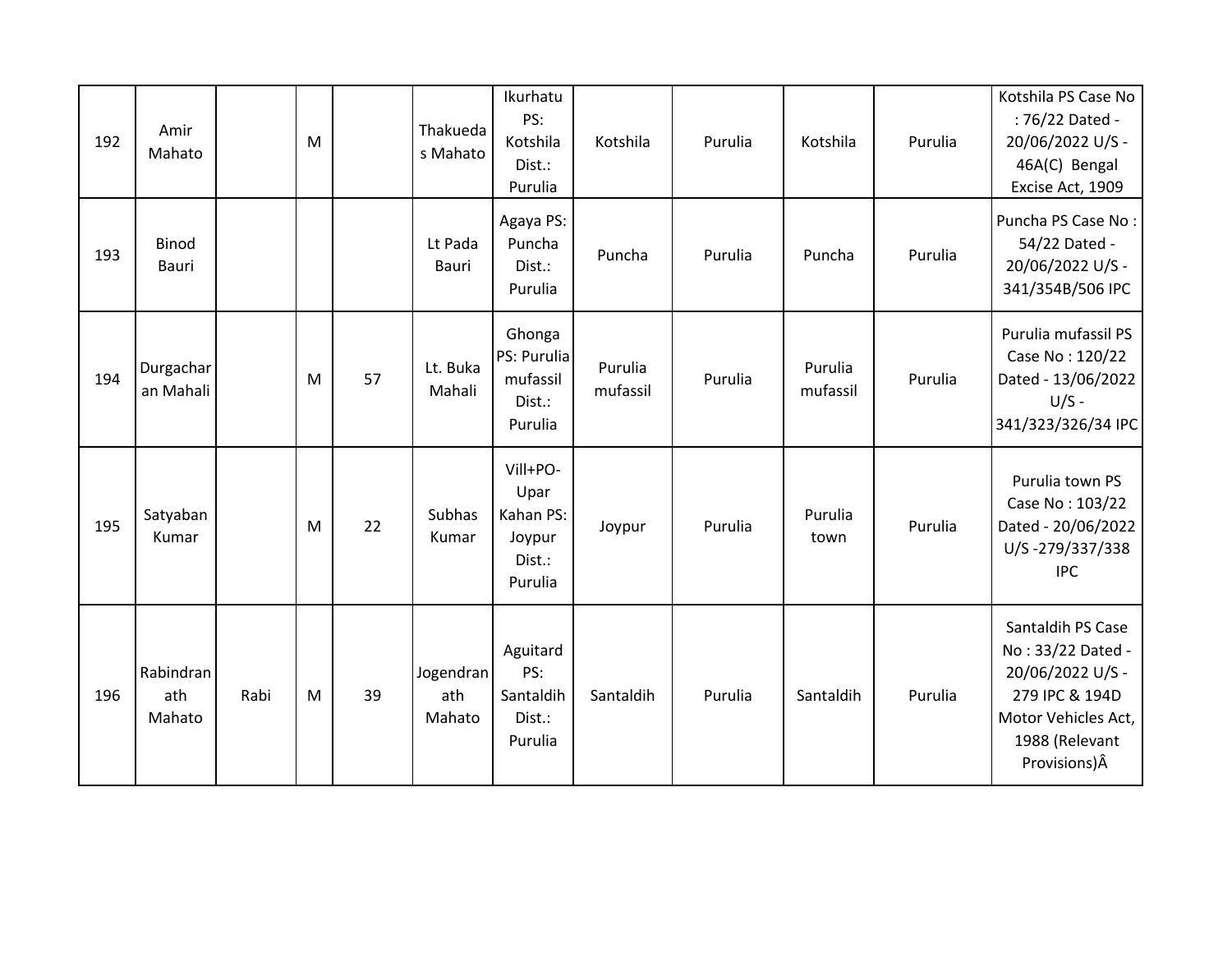| 192 | Amir Mahato | | M | | Thakuedas Mahato | Ikurhatu PS: Kotshila Dist.: Purulia | Kotshila | Purulia | Kotshila | Purulia | Kotshila PS Case No : 76/22 Dated - 20/06/2022 U/S - 46A(C) Bengal Excise Act, 1909 |
|---|---|---|---|---|---|---|---|---|---|---|---|
| 193 | Binod Bauri | | | | Lt Pada Bauri | Agaya PS: Puncha Dist.: Purulia | Puncha | Purulia | Puncha | Purulia | Puncha PS Case No : 54/22 Dated - 20/06/2022 U/S - 341/354B/506 IPC |
| 194 | Durgacharan Mahali | | M | 57 | Lt. Buka Mahali | Ghonga PS: Purulia mufassil Dist.: Purulia | Purulia mufassil | Purulia | Purulia mufassil | Purulia | Purulia mufassil PS Case No : 120/22 Dated - 13/06/2022 U/S - 341/323/326/34 IPC |
| 195 | Satyaban Kumar | | M | 22 | Subhas Kumar | Vill+PO- Upar Kahan PS: Joypur Dist.: Purulia | Joypur | Purulia | Purulia town | Purulia | Purulia town PS Case No : 103/22 Dated - 20/06/2022 U/S -279/337/338 IPC |
| 196 | Rabindranath Mahato | Rabi | M | 39 | Jogendranath Mahato | Aguitard PS: Santaldih Dist.: Purulia | Santaldih | Purulia | Santaldih | Purulia | Santaldih PS Case No : 33/22 Dated - 20/06/2022 U/S - 279 IPC & 194D Motor Vehicles Act, 1988 (Relevant Provisions)Â |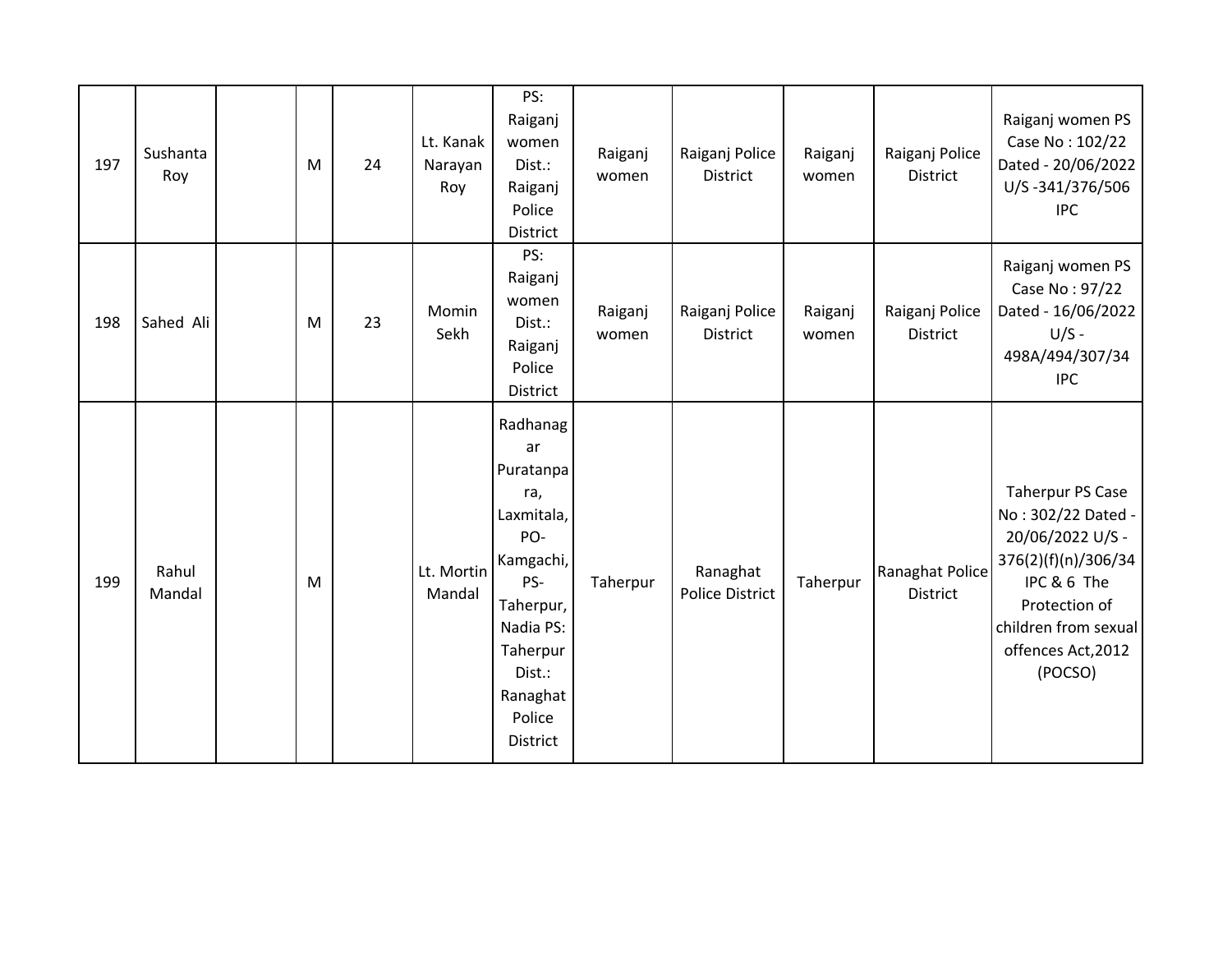| 197 | Sushanta Roy | | M | 24 | Lt. Kanak Narayan Roy | PS: Raiganj women Dist.: Raiganj Police District | Raiganj women | Raiganj Police District | Raiganj women | Raiganj Police District | Raiganj women PS Case No : 102/22 Dated - 20/06/2022 U/S -341/376/506 IPC |
|---|---|---|---|---|---|---|---|---|---|---|---|
| 198 | Sahed Ali | | M | 23 | Momin Sekh | PS: Raiganj women Dist.: Raiganj Police District | Raiganj women | Raiganj Police District | Raiganj women | Raiganj Police District | Raiganj women PS Case No : 97/22 Dated - 16/06/2022 U/S - 498A/494/307/34 IPC |
| 199 | Rahul Mandal | | M | | Lt. Mortin Mandal | Radhanagar Puratanpara, Laxmitala, PO- Kamgachi, PS- Taherpur, Nadia PS: Taherpur Dist.: Ranaghat Police District | Taherpur | Ranaghat Police District | Taherpur | Ranaghat Police District | Taherpur PS Case No : 302/22 Dated - 20/06/2022 U/S - 376(2)(f)(n)/306/34 IPC & 6 The Protection of children from sexual offences Act,2012 (POCSO) |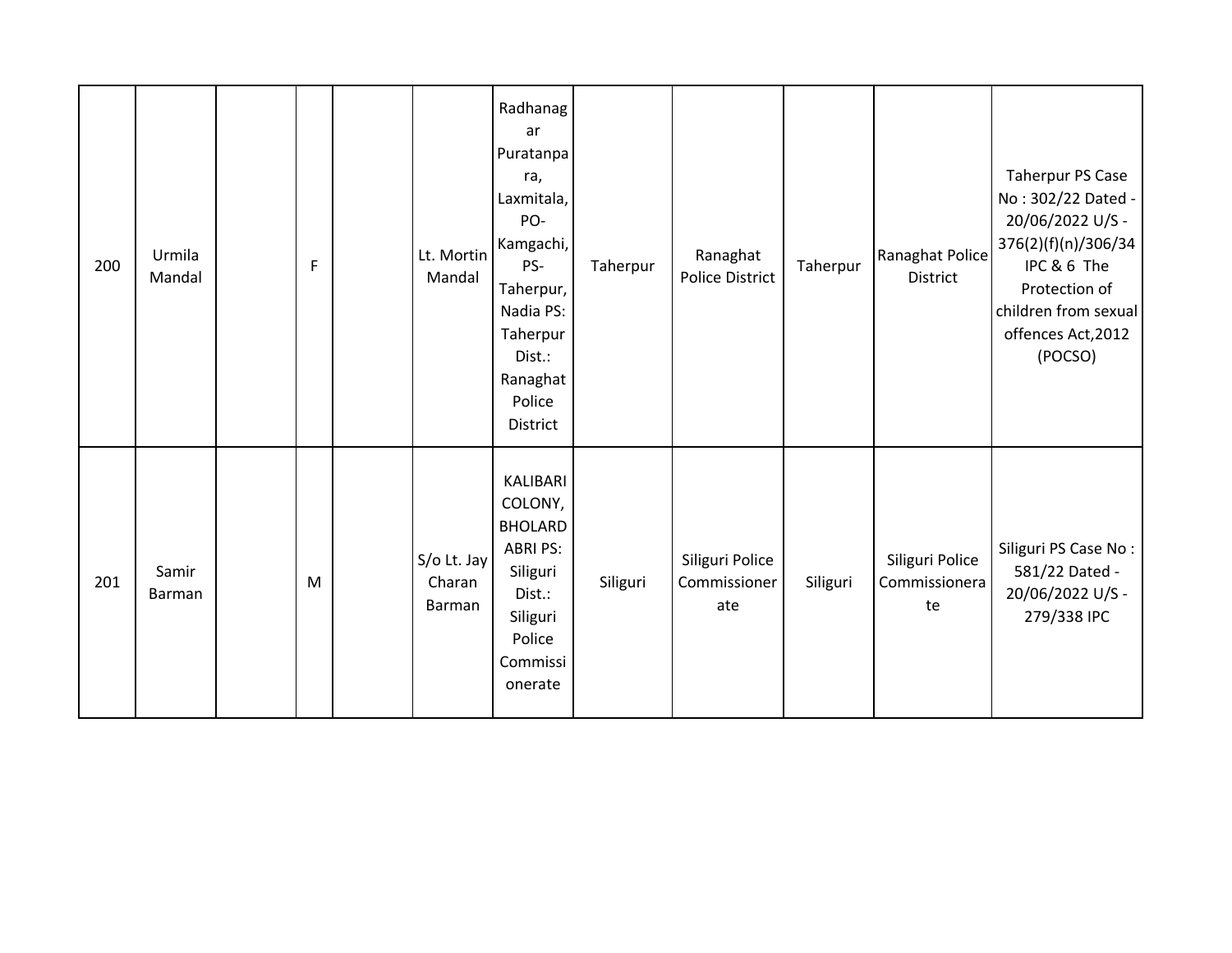| | | | | | | | | | | | |
|---|---|---|---|---|---|---|---|---|---|---|---|
| 200 | Urmila Mandal | | F | | Lt. Mortin Mandal | Radhanagar Puratanpara, Laxmitala, PO- Kamgachi, PS- Taherpur, Nadia PS: Taherpur Dist.: Ranaghat Police District | Taherpur | Ranaghat Police District | Taherpur | Ranaghat Police District | Taherpur PS Case No : 302/22 Dated - 20/06/2022 U/S - 376(2)(f)(n)/306/34 IPC & 6 The Protection of children from sexual offences Act,2012 (POCSO) |
| 201 | Samir Barman | | M | | S/o Lt. Jay Charan Barman | KALIBARI COLONY, BHOLARDABRI PS: Siliguri Dist.: Siliguri Police Commissionerate | Siliguri | Siliguri Police Commissionerate | Siliguri | Siliguri Police Commissionerate | Siliguri PS Case No : 581/22 Dated - 20/06/2022 U/S - 279/338 IPC |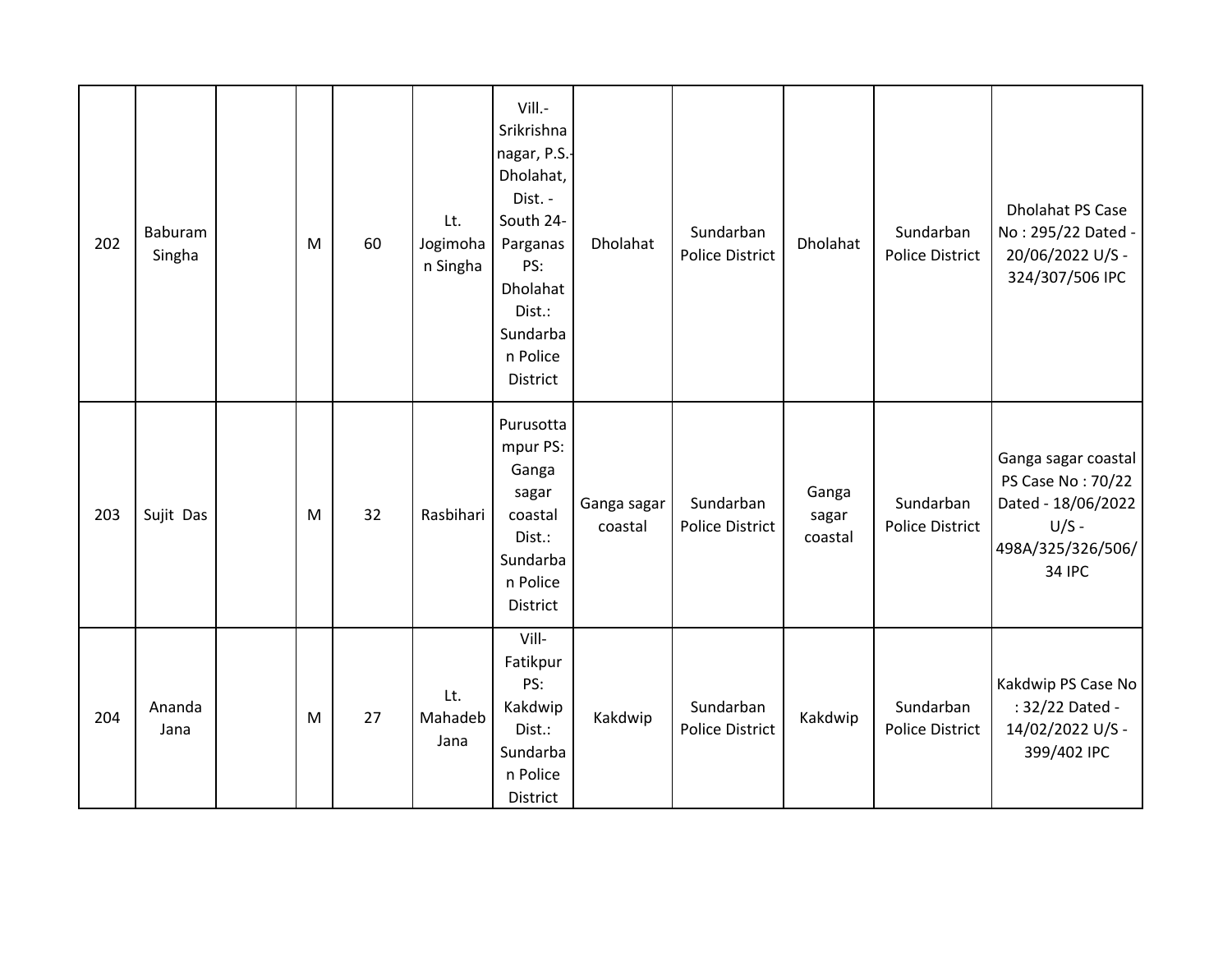| 202 | Baburam Singha | | M | 60 | Lt. Jogimohan Singha | Vill.-Srikrishnanagar, P.S.-Dholahat, Dist. - South 24-Parganas PS: Dholahat Dist.: Sundarban Police District | Dholahat | Sundarban Police District | Dholahat | Sundarban Police District | Dholahat PS Case No : 295/22 Dated - 20/06/2022 U/S - 324/307/506 IPC |
|---|---|---|---|---|---|---|---|---|---|---|---|
| 203 | Sujit Das | | M | 32 | Rasbihari | Purusottampur PS: Ganga sagar coastal Dist.: Sundarban Police District | Ganga sagar coastal | Sundarban Police District | Ganga sagar coastal | Sundarban Police District | Ganga sagar coastal PS Case No : 70/22 Dated - 18/06/2022 U/S - 498A/325/326/506/34 IPC |
| 204 | Ananda Jana | | M | 27 | Lt. Mahadeb Jana | Vill-Fatikpur PS: Kakdwip Dist.: Sundarban Police District | Kakdwip | Sundarban Police District | Kakdwip | Sundarban Police District | Kakdwip PS Case No : 32/22 Dated - 14/02/2022 U/S - 399/402 IPC |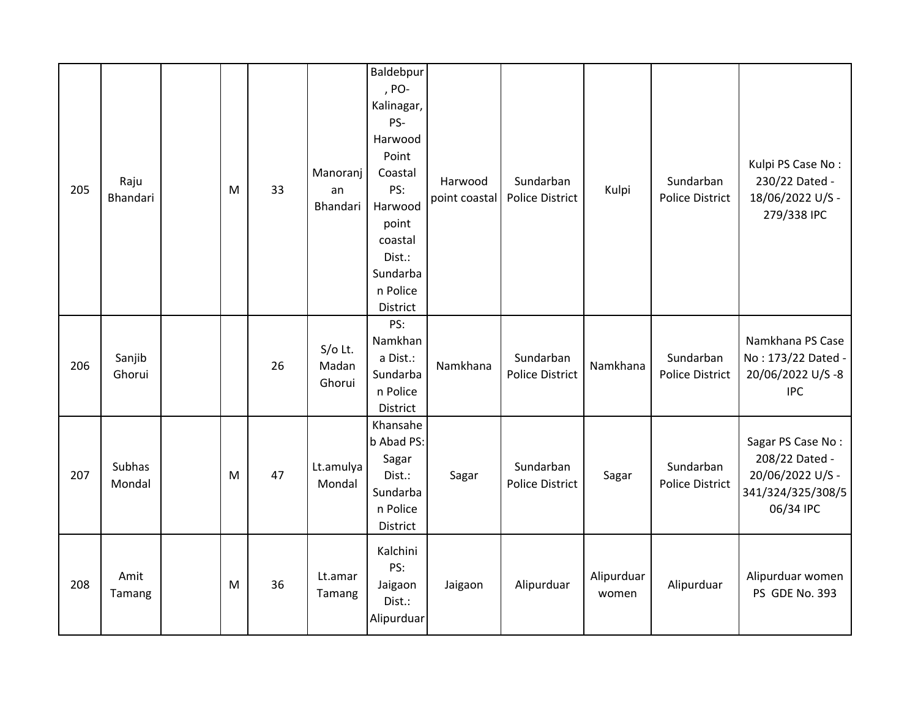| 205 | Raju Bhandari | | M | 33 | Manoranjan Bhandari | Baldebpur, PO-Kalinagar, PS-Harwood Point Coastal PS: Harwood point coastal Dist.: Sundarban Police District | Harwood point coastal | Sundarban Police District | Kulpi | Sundarban Police District | Kulpi PS Case No : 230/22 Dated - 18/06/2022 U/S - 279/338 IPC |
|---|---|---|---|---|---|---|---|---|---|---|---|
| 206 | Sanjib Ghorui | | | 26 | S/o Lt. Madan Ghorui | PS: Namkhana Dist.: Sundarban Police District | Namkhana | Sundarban Police District | Namkhana | Sundarban Police District | Namkhana PS Case No : 173/22 Dated - 20/06/2022 U/S -8 IPC |
| 207 | Subhas Mondal | | M | 47 | Lt.amulya Mondal | Khansaheb Abad PS: Sagar Dist.: Sundarban Police District | Sagar | Sundarban Police District | Sagar | Sundarban Police District | Sagar PS Case No : 208/22 Dated - 20/06/2022 U/S - 341/324/325/308/506/34 IPC |
| 208 | Amit Tamang | | M | 36 | Lt.amar Tamang | Kalchini PS: Jaigaon Dist.: Alipurduar | Jaigaon | Alipurduar | Alipurduar women | Alipurduar | Alipurduar women PS GDE No. 393 |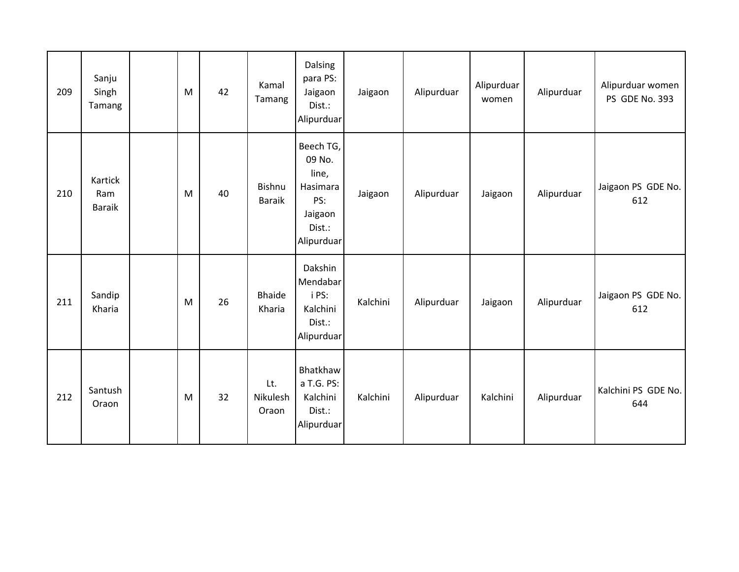| 209 | Sanju Singh Tamang | | M | 42 | Kamal Tamang | Dalsing para PS: Jaigaon Dist.: Alipurduar | Jaigaon | Alipurduar | Alipurduar women | Alipurduar | Alipurduar women PS GDE No. 393 |
|---|---|---|---|---|---|---|---|---|---|---|---|
| 210 | Kartick Ram Baraik | | M | 40 | Bishnu Baraik | Beech TG, 09 No. line, Hasimara PS: Jaigaon Dist.: Alipurduar | Jaigaon | Alipurduar | Jaigaon | Alipurduar | Jaigaon PS GDE No. 612 |
| 211 | Sandip Kharia | | M | 26 | Bhaide Kharia | Dakshin Mendabari PS: Kalchini Dist.: Alipurduar | Kalchini | Alipurduar | Jaigaon | Alipurduar | Jaigaon PS GDE No. 612 |
| 212 | Santush Oraon | | M | 32 | Lt. Nikulesh Oraon | Bhatkhawa T.G. PS: Kalchini Dist.: Alipurduar | Kalchini | Alipurduar | Kalchini | Alipurduar | Kalchini PS GDE No. 644 |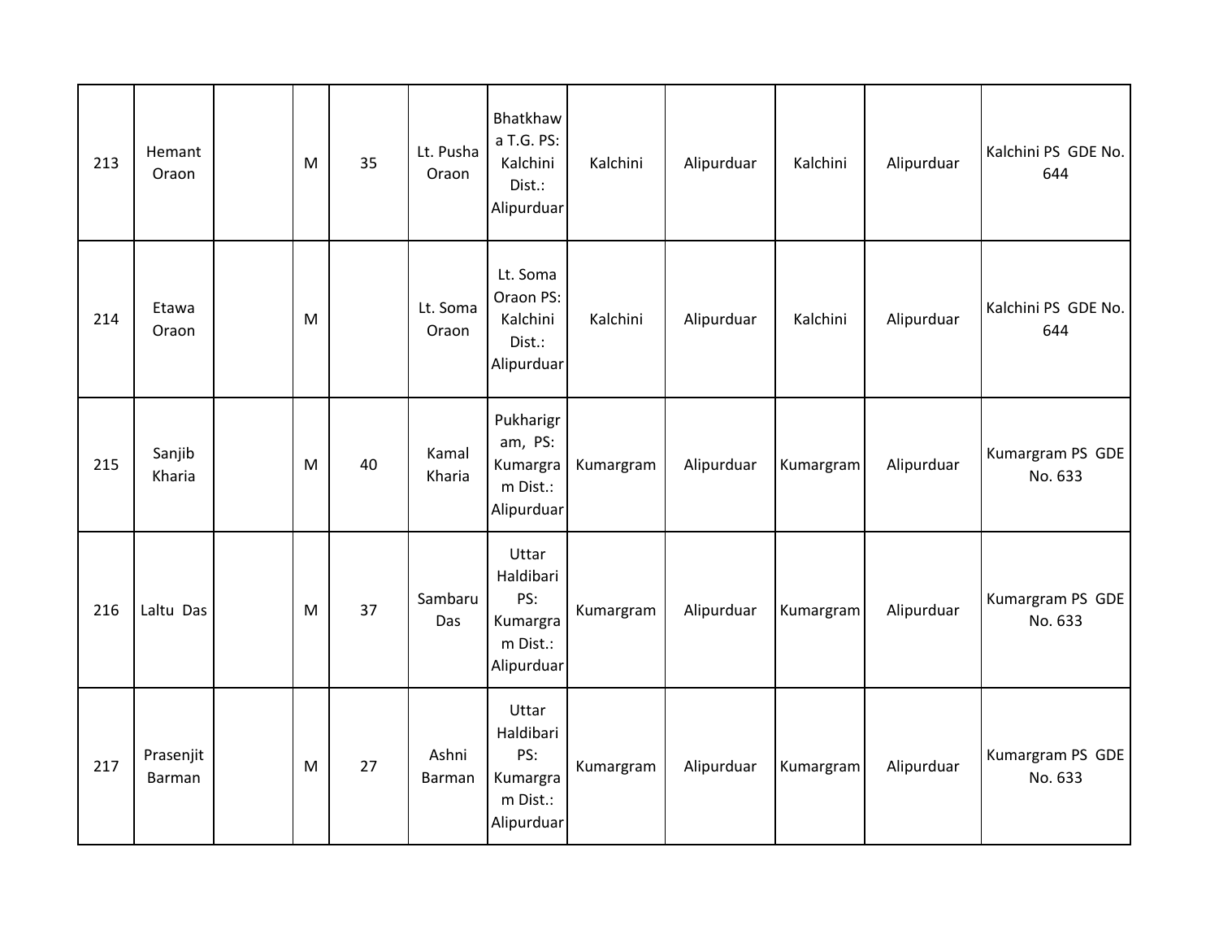| | | | | | | | | | | | |
|---|---|---|---|---|---|---|---|---|---|---|---|
| 213 | Hemant Oraon | | M | 35 | Lt. Pusha Oraon | Bhatkhawa T.G. PS: Kalchini Dist.: Alipurduar | Kalchini | Alipurduar | Kalchini | Alipurduar | Kalchini PS GDE No. 644 |
| 214 | Etawa Oraon | | M | | Lt. Soma Oraon | Lt. Soma Oraon PS: Kalchini Dist.: Alipurduar | Kalchini | Alipurduar | Kalchini | Alipurduar | Kalchini PS GDE No. 644 |
| 215 | Sanjib Kharia | | M | 40 | Kamal Kharia | Pukharigram, PS: Kumargram Dist.: Alipurduar | Kumargram | Alipurduar | Kumargram | Alipurduar | Kumargram PS GDE No. 633 |
| 216 | Laltu Das | | M | 37 | Sambaru Das | Uttar Haldibari PS: Kumargram Dist.: Alipurduar | Kumargram | Alipurduar | Kumargram | Alipurduar | Kumargram PS GDE No. 633 |
| 217 | Prasenjit Barman | | M | 27 | Ashni Barman | Uttar Haldibari PS: Kumargram Dist.: Alipurduar | Kumargram | Alipurduar | Kumargram | Alipurduar | Kumargram PS GDE No. 633 |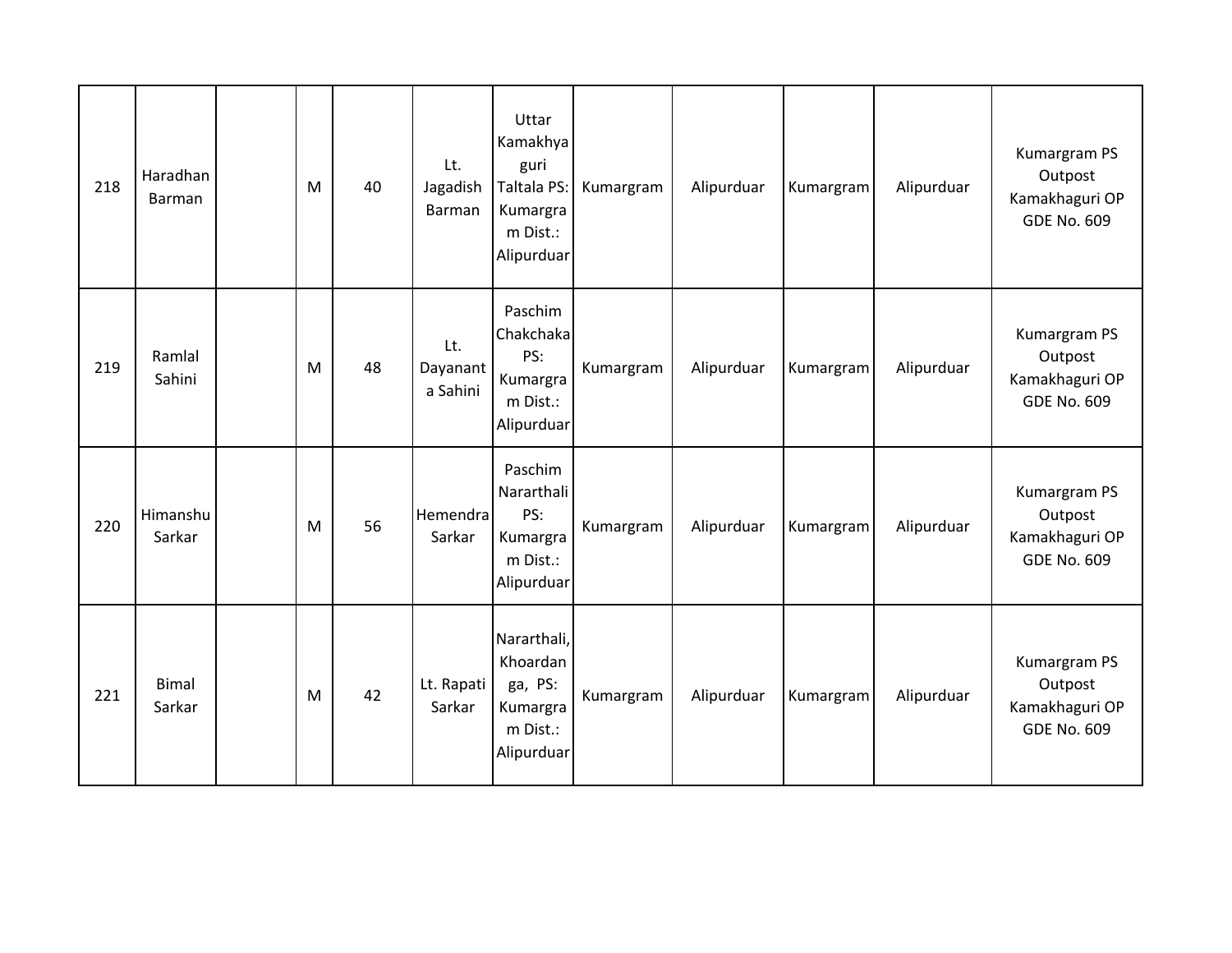| | | | | | | | | | | | |
|---|---|---|---|---|---|---|---|---|---|---|---|
| 218 | Haradhan Barman | | M | 40 | Lt. Jagadish Barman | Uttar Kamakhyaguri Taltala PS: Kumargram Dist.: Alipurduar | Kumargram | Alipurduar | Kumargram | Alipurduar | Kumargram PS Outpost Kamakhaguri OP GDE No. 609 |
| 219 | Ramlal Sahini | | M | 48 | Lt. Dayanant a Sahini | Paschim Chakchaka PS: Kumargram Dist.: Alipurduar | Kumargram | Alipurduar | Kumargram | Alipurduar | Kumargram PS Outpost Kamakhaguri OP GDE No. 609 |
| 220 | Himanshu Sarkar | | M | 56 | Hemendra Sarkar | Paschim Nararthali PS: Kumargram Dist.: Alipurduar | Kumargram | Alipurduar | Kumargram | Alipurduar | Kumargram PS Outpost Kamakhaguri OP GDE No. 609 |
| 221 | Bimal Sarkar | | M | 42 | Lt. Rapati Sarkar | Nararthali, Khoardanga, PS: Kumargram Dist.: Alipurduar | Kumargram | Alipurduar | Kumargram | Alipurduar | Kumargram PS Outpost Kamakhaguri OP GDE No. 609 |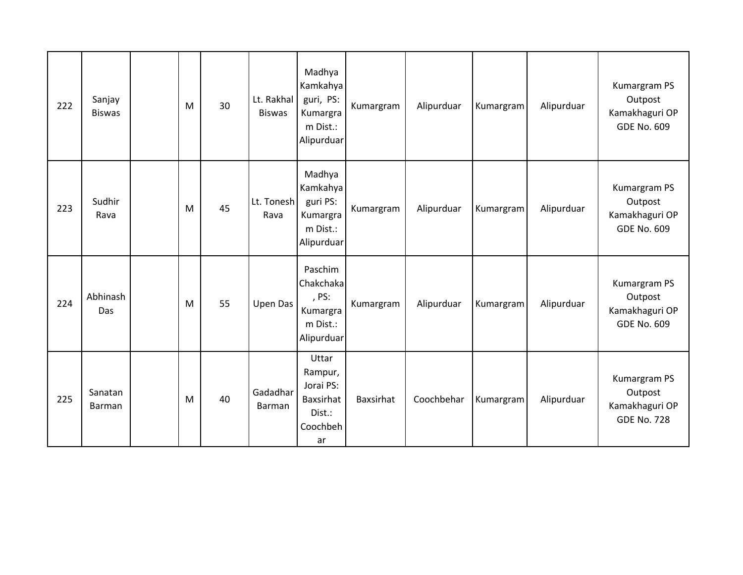| 222 | Sanjay Biswas | | M | 30 | Lt. Rakhal Biswas | Madhya Kamkahya guri, PS: Kumargram Dist.: Alipurduar | Kumargram | Alipurduar | Kumargram | Alipurduar | Kumargram PS Outpost Kamakhaguri OP GDE No. 609 |
|---|---|---|---|---|---|---|---|---|---|---|---|
| 223 | Sudhir Rava | | M | 45 | Lt. Tonesh Rava | Madhya Kamkahya guri PS: Kumargram Dist.: Alipurduar | Kumargram | Alipurduar | Kumargram | Alipurduar | Kumargram PS Outpost Kamakhaguri OP GDE No. 609 |
| 224 | Abhinash Das | | M | 55 | Upen Das | Paschim Chakchaka, PS: Kumargram Dist.: Alipurduar | Kumargram | Alipurduar | Kumargram | Alipurduar | Kumargram PS Outpost Kamakhaguri OP GDE No. 609 |
| 225 | Sanatan Barman | | M | 40 | Gadadhar Barman | Uttar Rampur, Jorai PS: Baxsirhat Dist.: Coochbehar | Baxsirhat | Coochbehar | Kumargram | Alipurduar | Kumargram PS Outpost Kamakhaguri OP GDE No. 728 |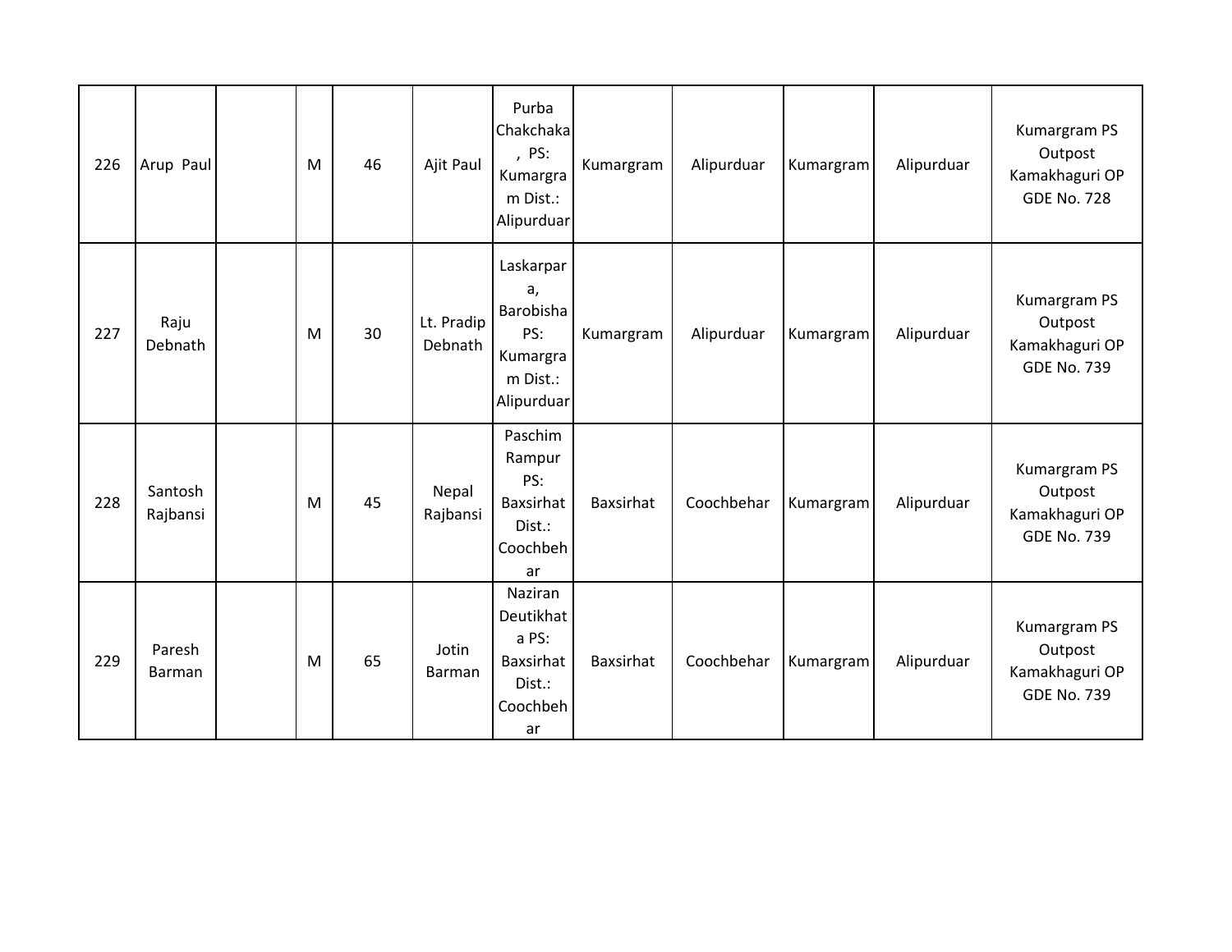| 226 | Arup Paul | | M | 46 | Ajit Paul | Purba Chakchaka , PS: Kumargram Dist.: Alipurduar | Kumargram | Alipurduar | Kumargram | Alipurduar | Kumargram PS Outpost Kamakhaguri OP GDE No. 728 |
|---|---|---|---|---|---|---|---|---|---|---|---|
| 227 | Raju Debnath | | M | 30 | Lt. Pradip Debnath | Laskarpara, Barobisha PS: Kumargram Dist.: Alipurduar | Kumargram | Alipurduar | Kumargram | Alipurduar | Kumargram PS Outpost Kamakhaguri OP GDE No. 739 |
| 228 | Santosh Rajbansi | | M | 45 | Nepal Rajbansi | Paschim Rampur PS: Baxsirhat Dist.: Coochbehar | Baxsirhat | Coochbehar | Kumargram | Alipurduar | Kumargram PS Outpost Kamakhaguri OP GDE No. 739 |
| 229 | Paresh Barman | | M | 65 | Jotin Barman | Naziran Deutikhata PS: Baxsirhat Dist.: Coochbehar | Baxsirhat | Coochbehar | Kumargram | Alipurduar | Kumargram PS Outpost Kamakhaguri OP GDE No. 739 |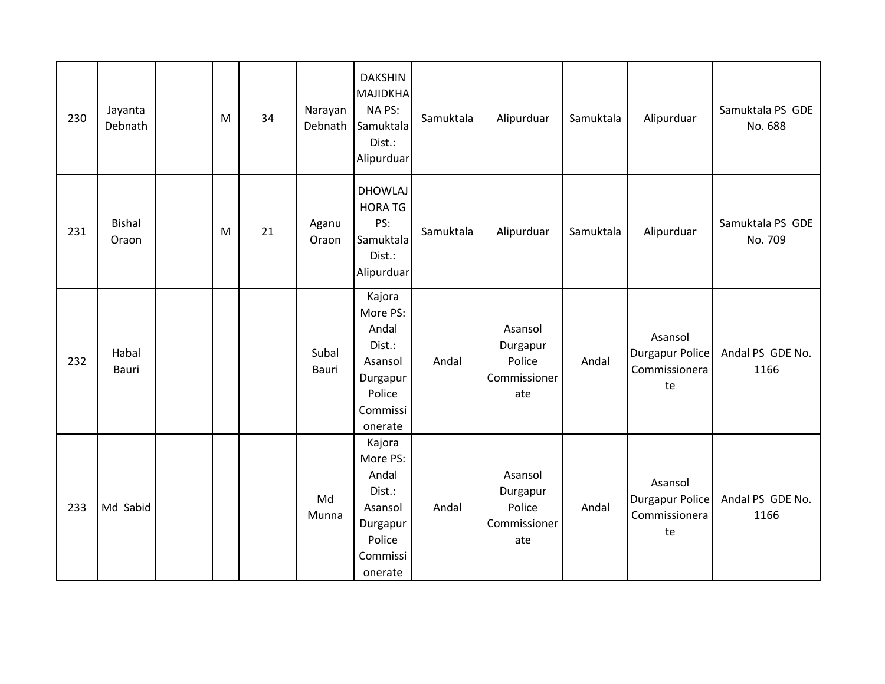| 230 | Jayanta Debnath | | M | 34 | Narayan Debnath | DAKSHIN MAJIDKHANA PS: Samuktala Dist.: Alipurduar | Samuktala | Alipurduar | Samuktala | Alipurduar | Samuktala PS GDE No. 688 |
|---|---|---|---|---|---|---|---|---|---|---|---|
| 231 | Bishal Oraon | | M | 21 | Aganu Oraon | DHOWLAJHORA TG PS: Samuktala Dist.: Alipurduar | Samuktala | Alipurduar | Samuktala | Alipurduar | Samuktala PS GDE No. 709 |
| 232 | Habal Bauri | | | | Subal Bauri | Kajora More PS: Andal Dist.: Asansol Durgapur Police Commissionerate | Andal | Asansol Durgapur Police Commissionerate | Andal | Asansol Durgapur Police Commissionerate | Andal PS GDE No. 1166 |
| 233 | Md Sabid | | | | Md Munna | Kajora More PS: Andal Dist.: Asansol Durgapur Police Commissionerate | Andal | Asansol Durgapur Police Commissionerate | Andal | Asansol Durgapur Police Commissionerate | Andal PS GDE No. 1166 |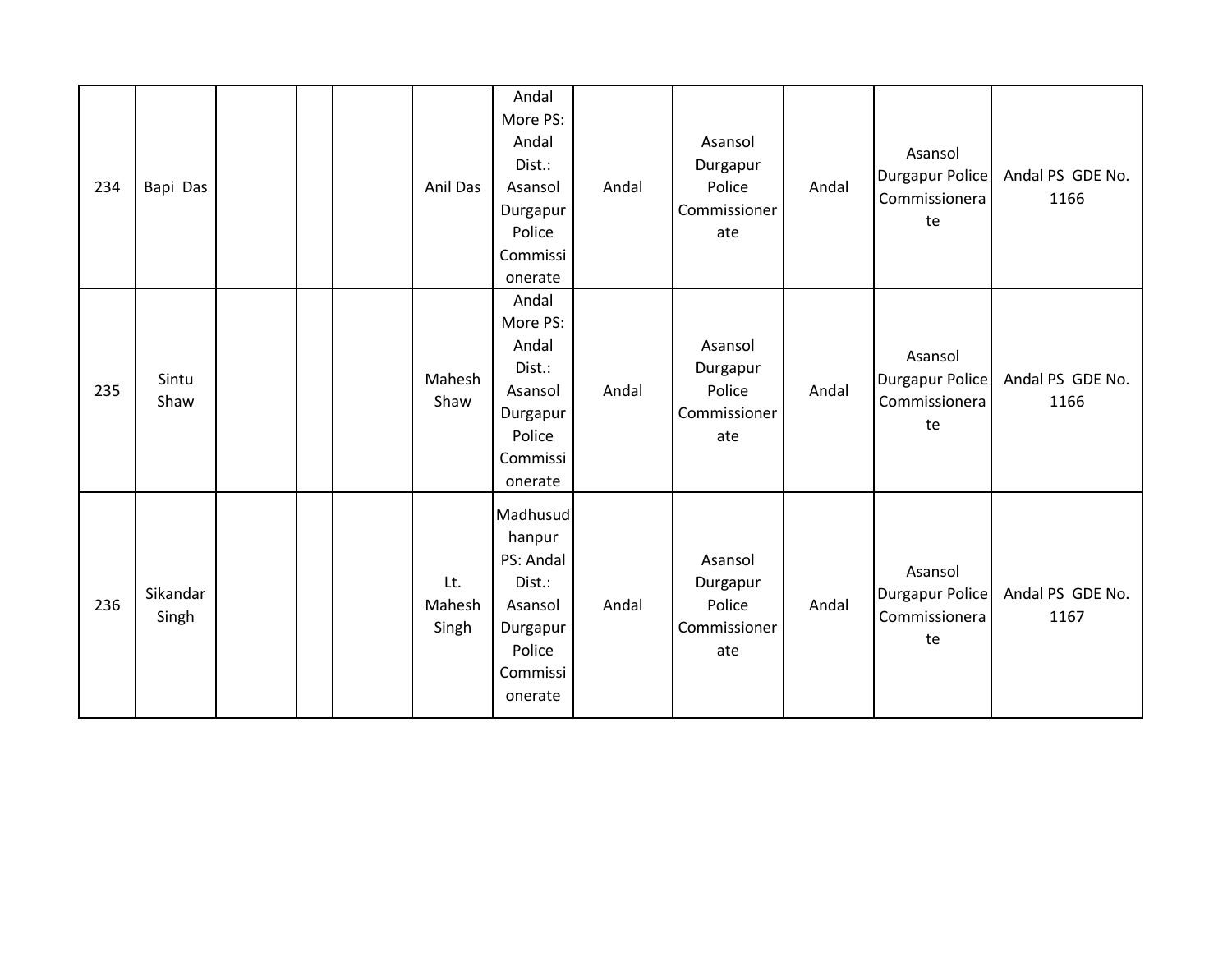| | | | | | | | | | | | |
|---|---|---|---|---|---|---|---|---|---|---|---|
| 234 | Bapi Das | | | | Anil Das | Andal More PS: Andal Dist.: Asansol Durgapur Police Commissionerate | Andal | Asansol Durgapur Police Commissionerate | Andal | Asansol Durgapur Police Commissionerate | Andal PS GDE No. 1166 |
| 235 | Sintu Shaw | | | | Mahesh Shaw | Andal More PS: Andal Dist.: Asansol Durgapur Police Commissionerate | Andal | Asansol Durgapur Police Commissionerate | Andal | Asansol Durgapur Police Commissionerate | Andal PS GDE No. 1166 |
| 236 | Sikandar Singh | | | | Lt. Mahesh Singh | Madhusudhanpur PS: Andal Dist.: Asansol Durgapur Police Commissionerate | Andal | Asansol Durgapur Police Commissionerate | Andal | Asansol Durgapur Police Commissionerate | Andal PS GDE No. 1167 |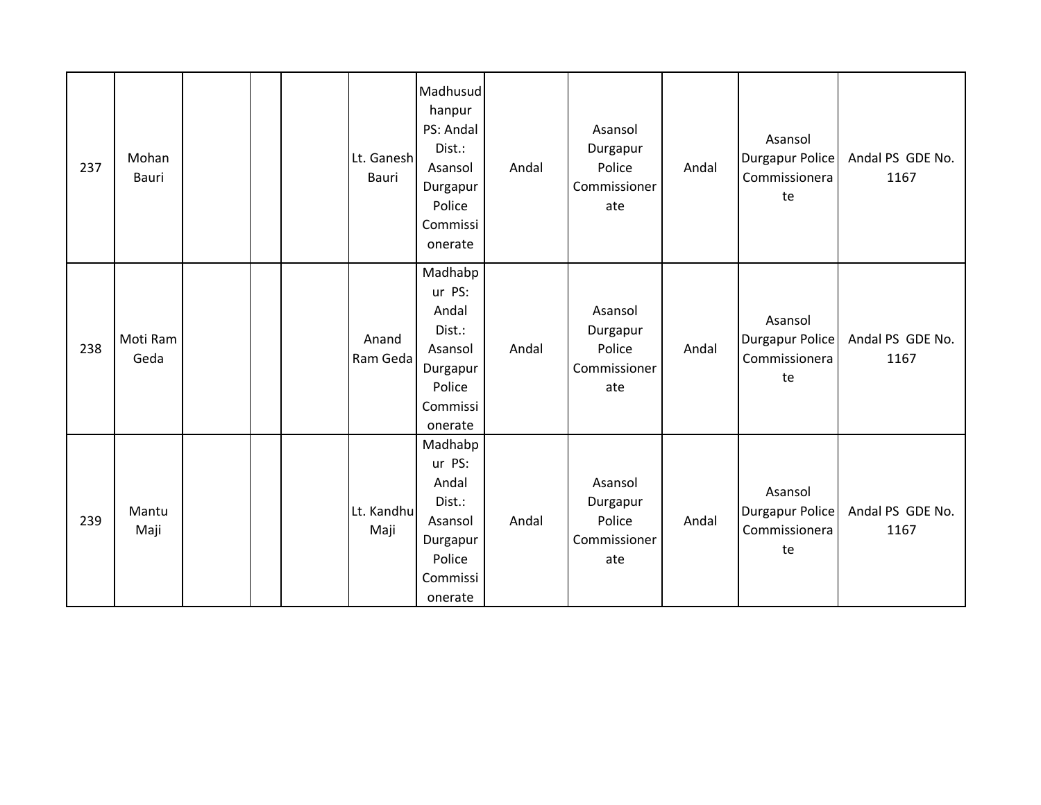| 237 | Mohan Bauri | | | | Lt. Ganesh Bauri | Madhusudhanpur PS: Andal Dist.: Asansol Durgapur Police Commissionerate | Andal | Asansol Durgapur Police Commissionerate | Andal | Asansol Durgapur Police Commissionerate | Andal PS GDE No. 1167 |
|---|---|---|---|---|---|---|---|---|---|---|---|
| 238 | Moti Ram Geda | | | | Anand Ram Geda | Madhabpur PS: Andal Dist.: Asansol Durgapur Police Commissionerate | Andal | Asansol Durgapur Police Commissionerate | Andal | Asansol Durgapur Police Commissionerate | Andal PS GDE No. 1167 |
| 239 | Mantu Maji | | | | Lt. Kandhu Maji | Madhabpur PS: Andal Dist.: Asansol Durgapur Police Commissionerate | Andal | Asansol Durgapur Police Commissionerate | Andal | Asansol Durgapur Police Commissionerate | Andal PS GDE No. 1167 |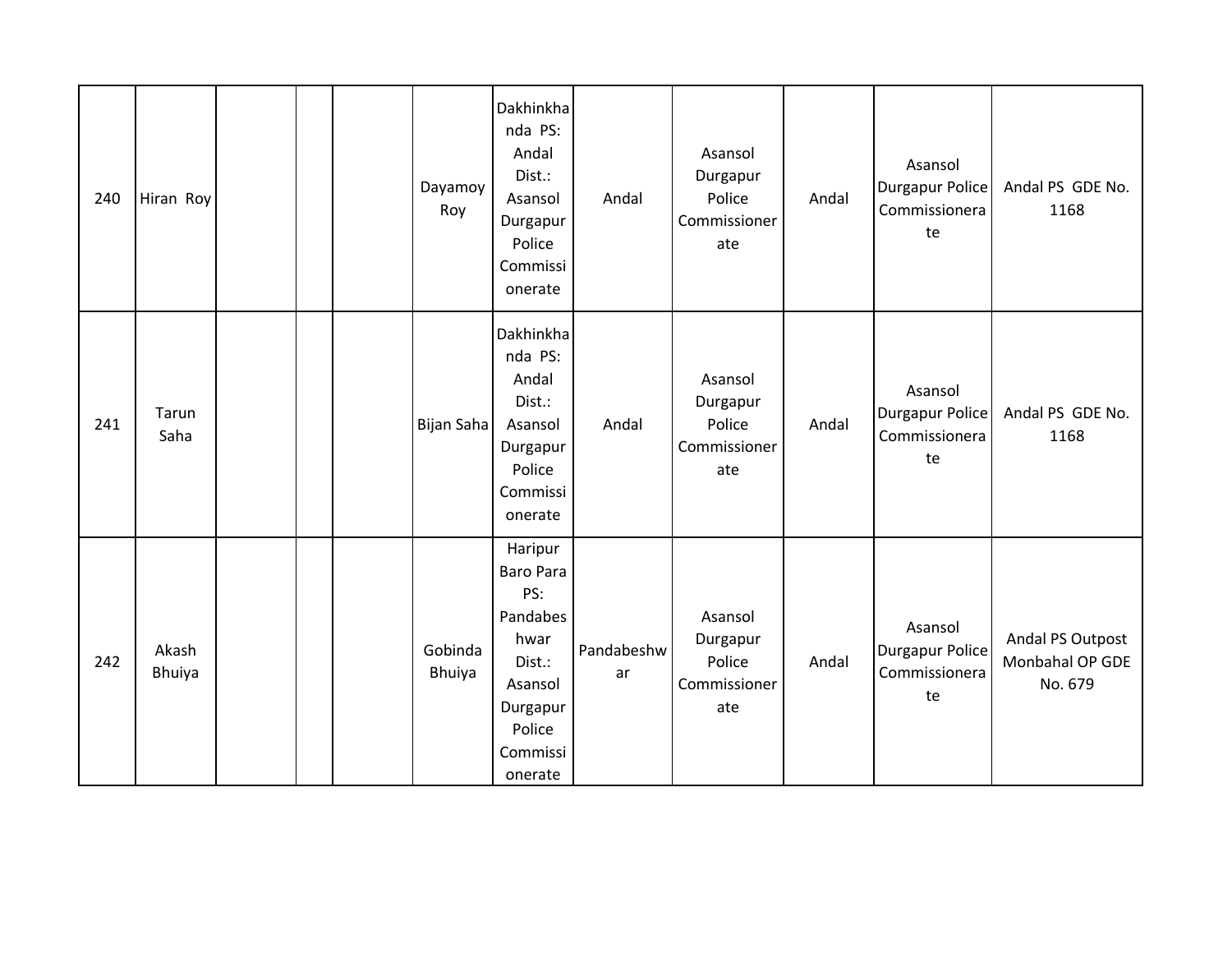| | | | | | | | | | | | |
|---|---|---|---|---|---|---|---|---|---|---|---|
| 240 | Hiran Roy | | | | Dayamoy Roy | Dakhinkhanda PS: Andal Dist.: Asansol Durgapur Police Commissionerate | Andal | Asansol Durgapur Police Commissionerate | Andal | Asansol Durgapur Police Commissionerate | Andal PS GDE No. 1168 |
| 241 | Tarun Saha | | | | Bijan Saha | Dakhinkhanda PS: Andal Dist.: Asansol Durgapur Police Commissionerate | Andal | Asansol Durgapur Police Commissionerate | Andal | Asansol Durgapur Police Commissionerate | Andal PS GDE No. 1168 |
| 242 | Akash Bhuiya | | | | Gobinda Bhuiya | Haripur Baro Para PS: Pandabeshwar Dist.: Asansol Durgapur Police Commissionerate | Pandabeshwar | Asansol Durgapur Police Commissionerate | Andal | Asansol Durgapur Police Commissionerate | Andal PS Outpost Monbahal OP GDE No. 679 |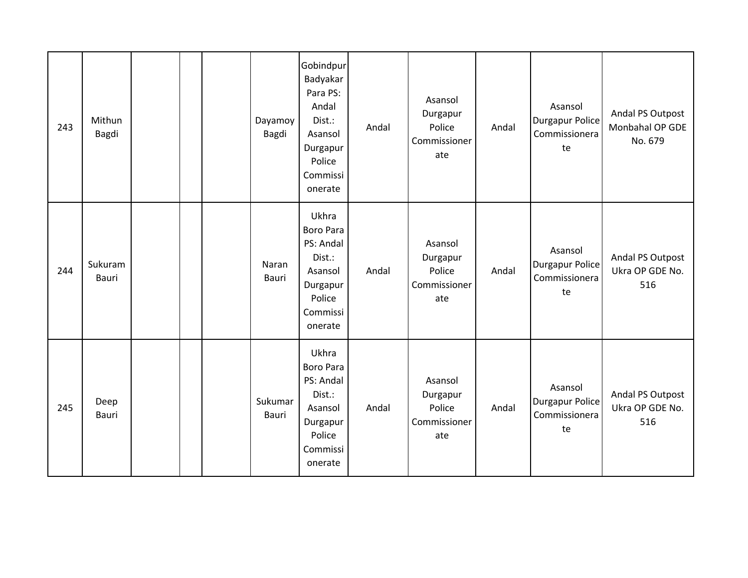| | | | | | | | | | | | |
|---|---|---|---|---|---|---|---|---|---|---|---|
| 243 | Mithun Bagdi | | | | Dayamoy Bagdi | Gobindpur Badyakar Para PS: Andal Dist.: Asansol Durgapur Police Commissionerate | Andal | Asansol Durgapur Police Commissionerate | Andal | Asansol Durgapur Police Commissionerate | Andal PS Outpost Monbahal OP GDE No. 679 |
| 244 | Sukuram Bauri | | | | Naran Bauri | Ukhra Boro Para PS: Andal Dist.: Asansol Durgapur Police Commissionerate | Andal | Asansol Durgapur Police Commissionerate | Andal | Asansol Durgapur Police Commissionerate | Andal PS Outpost Ukra OP GDE No. 516 |
| 245 | Deep Bauri | | | | Sukumar Bauri | Ukhra Boro Para PS: Andal Dist.: Asansol Durgapur Police Commissionerate | Andal | Asansol Durgapur Police Commissionerate | Andal | Asansol Durgapur Police Commissionerate | Andal PS Outpost Ukra OP GDE No. 516 |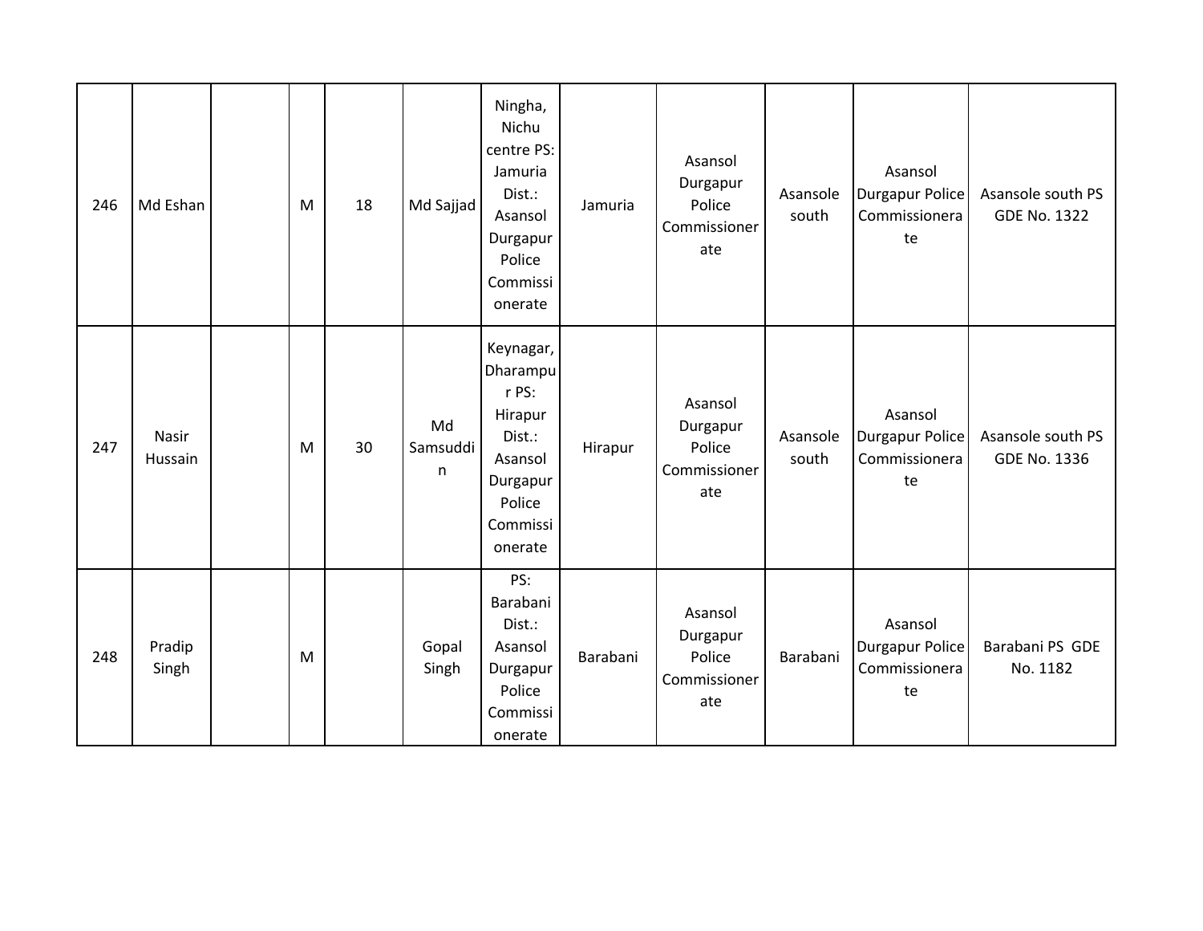| 246 | Md Eshan | | M | 18 | Md Sajjad | Ningha, Nichu centre PS: Jamuria Dist.: Asansol Durgapur Police Commissionerate | Jamuria | Asansol Durgapur Police Commissionerate | Asansole south | Asansol Durgapur Police Commissionerate | Asansole south PS GDE No. 1322 |
|---|---|---|---|---|---|---|---|---|---|---|---|
| 247 | Nasir Hussain | | M | 30 | Md Samsuddin | Keynagar, Dharampur PS: Hirapur Dist.: Asansol Durgapur Police Commissionerate | Hirapur | Asansol Durgapur Police Commissionerate | Asansole south | Asansol Durgapur Police Commissionerate | Asansole south PS GDE No. 1336 |
| 248 | Pradip Singh | | M | | Gopal Singh | PS: Barabani Dist.: Asansol Durgapur Police Commissionerate | Barabani | Asansol Durgapur Police Commissionerate | Barabani | Asansol Durgapur Police Commissionerate | Barabani PS GDE No. 1182 |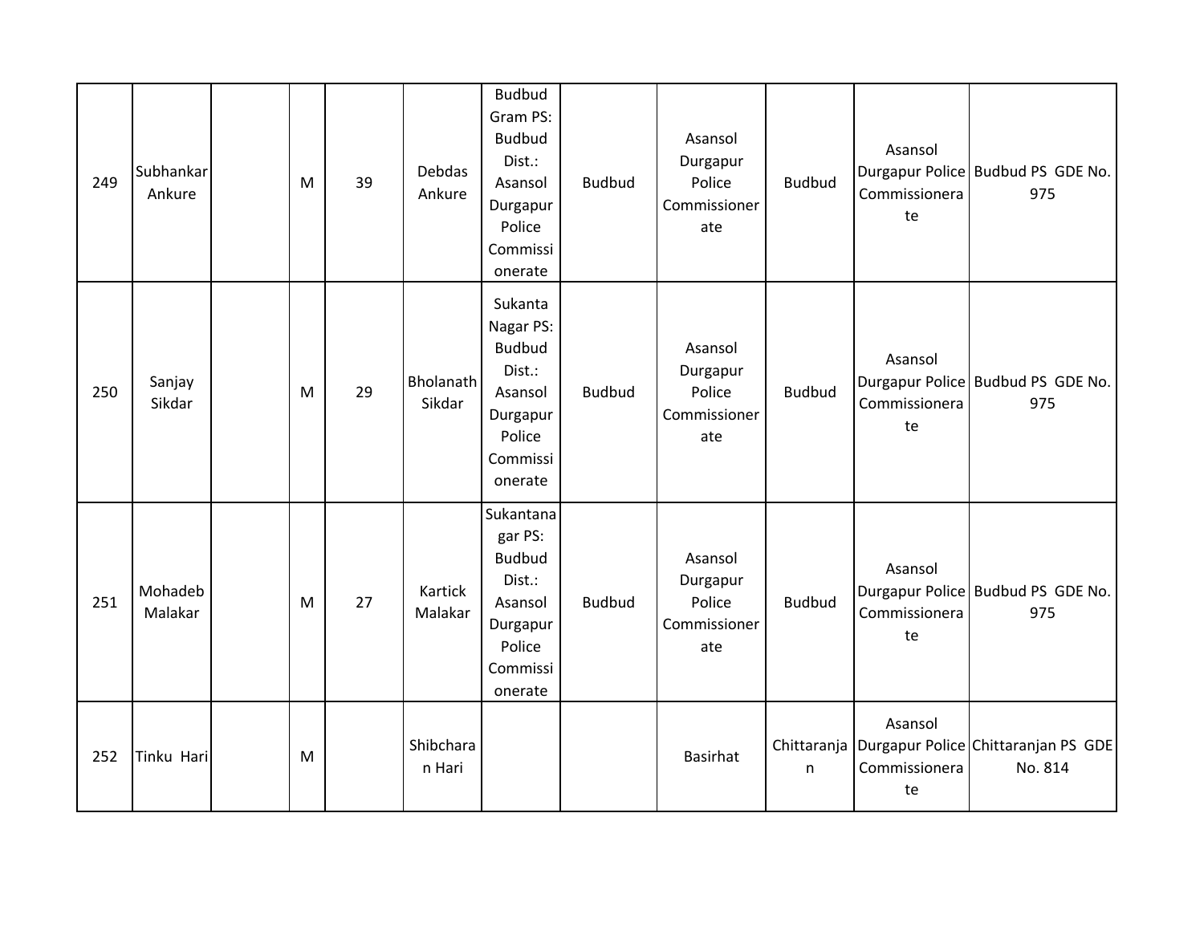| 249 | Subhankar Ankure | | M | 39 | Debdas Ankure | Budbud Gram PS: Budbud Dist.: Asansol Durgapur Police Commissionerate | Budbud | Asansol Durgapur Police Commissionerate | Budbud | Asansol Durgapur Police Commissionerate | Budbud PS GDE No. 975 |
|---|---|---|---|---|---|---|---|---|---|---|---|
| 250 | Sanjay Sikdar | | M | 29 | Bholanath Sikdar | Sukanta Nagar PS: Budbud Dist.: Asansol Durgapur Police Commissionerate | Budbud | Asansol Durgapur Police Commissionerate | Budbud | Asansol Durgapur Police Commissionerate | Budbud PS GDE No. 975 |
| 251 | Mohadeb Malakar | | M | 27 | Kartick Malakar | Sukantanagar PS: Budbud Dist.: Asansol Durgapur Police Commissionerate | Budbud | Asansol Durgapur Police Commissionerate | Budbud | Asansol Durgapur Police Commissionerate | Budbud PS GDE No. 975 |
| 252 | Tinku Hari | | M | | Shibcharan Hari | | | Basirhat | Chittaranjan | Asansol Durgapur Police Commissionerate | Chittaranjan PS GDE No. 814 |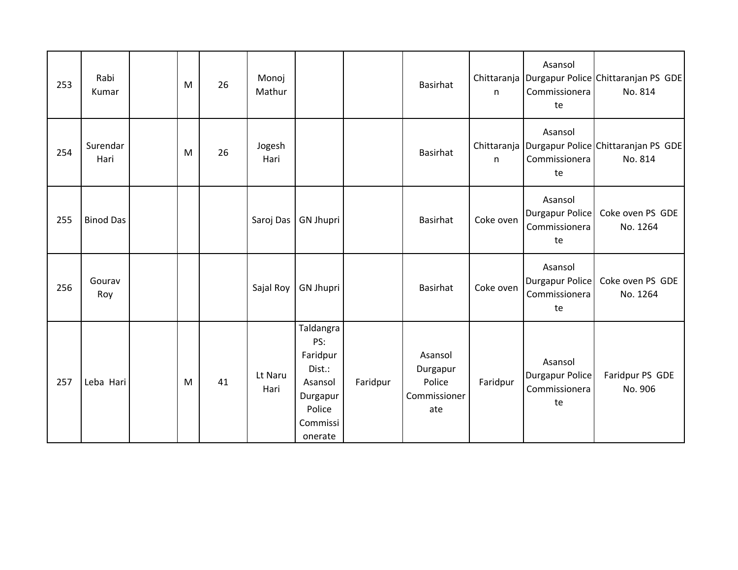| | | | | | | | | | | | |
|---|---|---|---|---|---|---|---|---|---|---|---|
| 253 | Rabi Kumar | | M | 26 | Monoj Mathur | | | Basirhat | Chittaranjan | Asansol Durgapur Police Commissionerate | Chittaranjan PS GDE No. 814 |
| 254 | Surendar Hari | | M | 26 | Jogesh Hari | | | Basirhat | Chittaranjan | Asansol Durgapur Police Commissionerate | Chittaranjan PS GDE No. 814 |
| 255 | Binod Das | | | | Saroj Das | GN Jhupri | | Basirhat | Coke oven | Asansol Durgapur Police Commissionerate | Coke oven PS GDE No. 1264 |
| 256 | Gourav Roy | | | | Sajal Roy | GN Jhupri | | Basirhat | Coke oven | Asansol Durgapur Police Commissionerate | Coke oven PS GDE No. 1264 |
| 257 | Leba Hari | | M | 41 | Lt Naru Hari | Taldangra PS: Faridpur Dist.: Asansol Durgapur Police Commissionerate | Faridpur | Asansol Durgapur Police Commissionerate | Faridpur | Asansol Durgapur Police Commissionerate | Faridpur PS GDE No. 906 |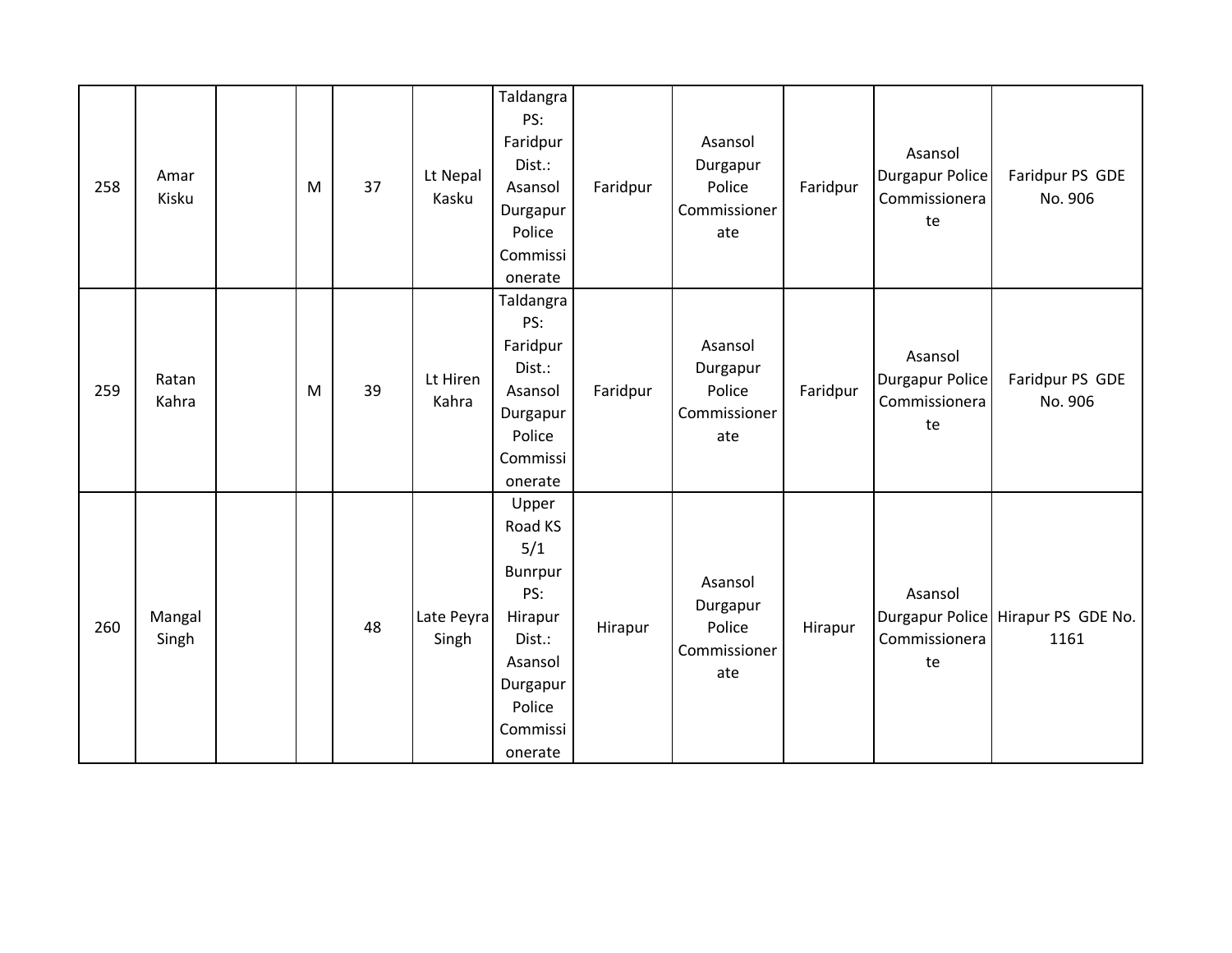| | | | | | | | | | | | |
|---|---|---|---|---|---|---|---|---|---|---|---|
| 258 | Amar Kisku | | M | 37 | Lt Nepal Kasku | Taldangra PS: Faridpur Dist.: Asansol Durgapur Police Commissionerate | Faridpur | Asansol Durgapur Police Commissionerate | Faridpur | Asansol Durgapur Police Commissionerate | Faridpur PS GDE No. 906 |
| 259 | Ratan Kahra | | M | 39 | Lt Hiren Kahra | Taldangra PS: Faridpur Dist.: Asansol Durgapur Police Commissionerate | Faridpur | Asansol Durgapur Police Commissionerate | Faridpur | Asansol Durgapur Police Commissionerate | Faridpur PS GDE No. 906 |
| 260 | Mangal Singh | | | 48 | Late Peyra Singh | Upper Road KS 5/1 Bunrpur PS: Hirapur Dist.: Asansol Durgapur Police Commissionerate | Hirapur | Asansol Durgapur Police Commissionerate | Hirapur | Asansol Durgapur Police Commissionerate | Hirapur PS GDE No. 1161 |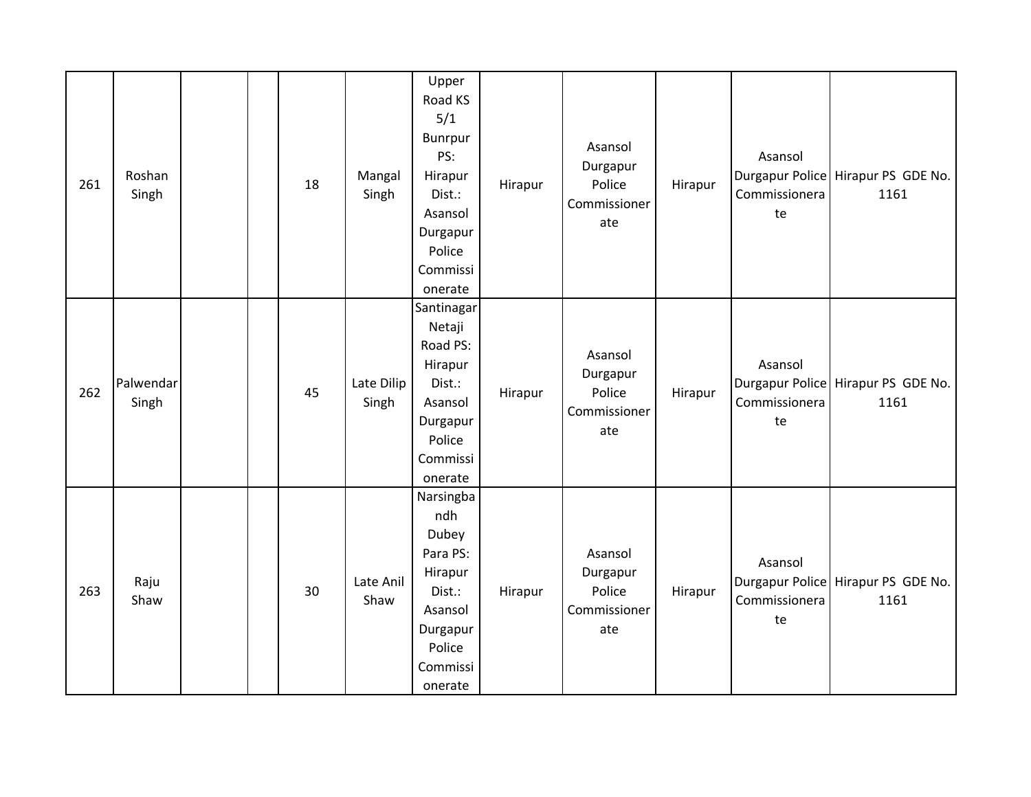| | | | | | | | | | | | |
|---|---|---|---|---|---|---|---|---|---|---|---|
| 261 | Roshan Singh | | | 18 | Mangal Singh | Upper Road KS 5/1 Bunrpur PS: Hirapur Dist.: Asansol Durgapur Police Commissionerate | Hirapur | Asansol Durgapur Police Commissionerate | Hirapur | Asansol Durgapur Police Commissionerate | Hirapur PS GDE No. 1161 |
| 262 | Palwendar Singh | | | 45 | Late Dilip Singh | Santinagar Netaji Road PS: Hirapur Dist.: Asansol Durgapur Police Commissionerate | Hirapur | Asansol Durgapur Police Commissionerate | Hirapur | Asansol Durgapur Police Commissionerate | Hirapur PS GDE No. 1161 |
| 263 | Raju Shaw | | | 30 | Late Anil Shaw | Narsingbandh Dubey Para PS: Hirapur Dist.: Asansol Durgapur Police Commissionerate | Hirapur | Asansol Durgapur Police Commissionerate | Hirapur | Asansol Durgapur Police Commissionerate | Hirapur PS GDE No. 1161 |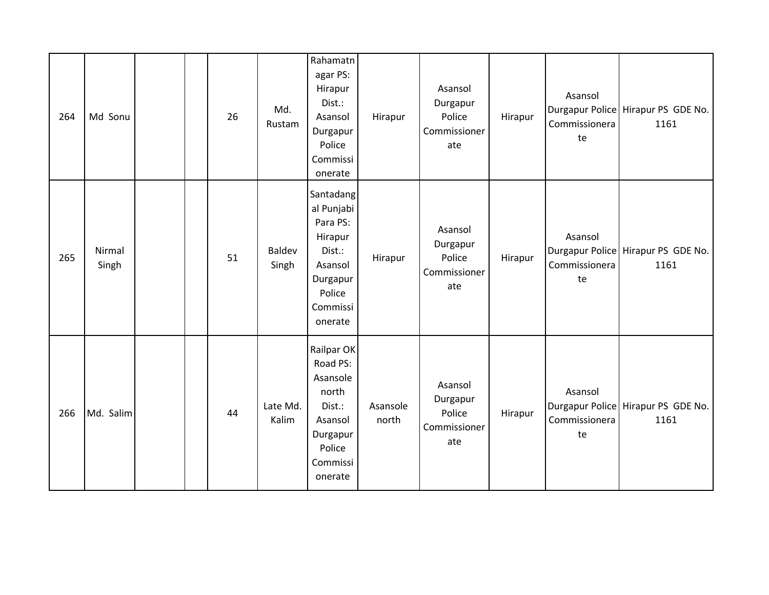| | | | | | | | | | | | |
|---|---|---|---|---|---|---|---|---|---|---|---|
| 264 | Md Sonu | | | 26 | Md. Rustam | Rahamatnagar PS: Hirapur Dist.: Asansol Durgapur Police Commissionerate | Hirapur | Asansol Durgapur Police Commissionerate | Hirapur | Asansol Durgapur Police Commissionerate | Hirapur PS GDE No. 1161 |
| 265 | Nirmal Singh | | | 51 | Baldev Singh | Santadangal Punjabi Para PS: Hirapur Dist.: Asansol Durgapur Police Commissionerate | Hirapur | Asansol Durgapur Police Commissionerate | Hirapur | Asansol Durgapur Police Commissionerate | Hirapur PS GDE No. 1161 |
| 266 | Md. Salim | | | 44 | Late Md. Kalim | Railpar OK Road PS: Asansole north Dist.: Asansol Durgapur Police Commissionerate | Asansole north | Asansol Durgapur Police Commissionerate | Hirapur | Asansol Durgapur Police Commissionerate | Hirapur PS GDE No. 1161 |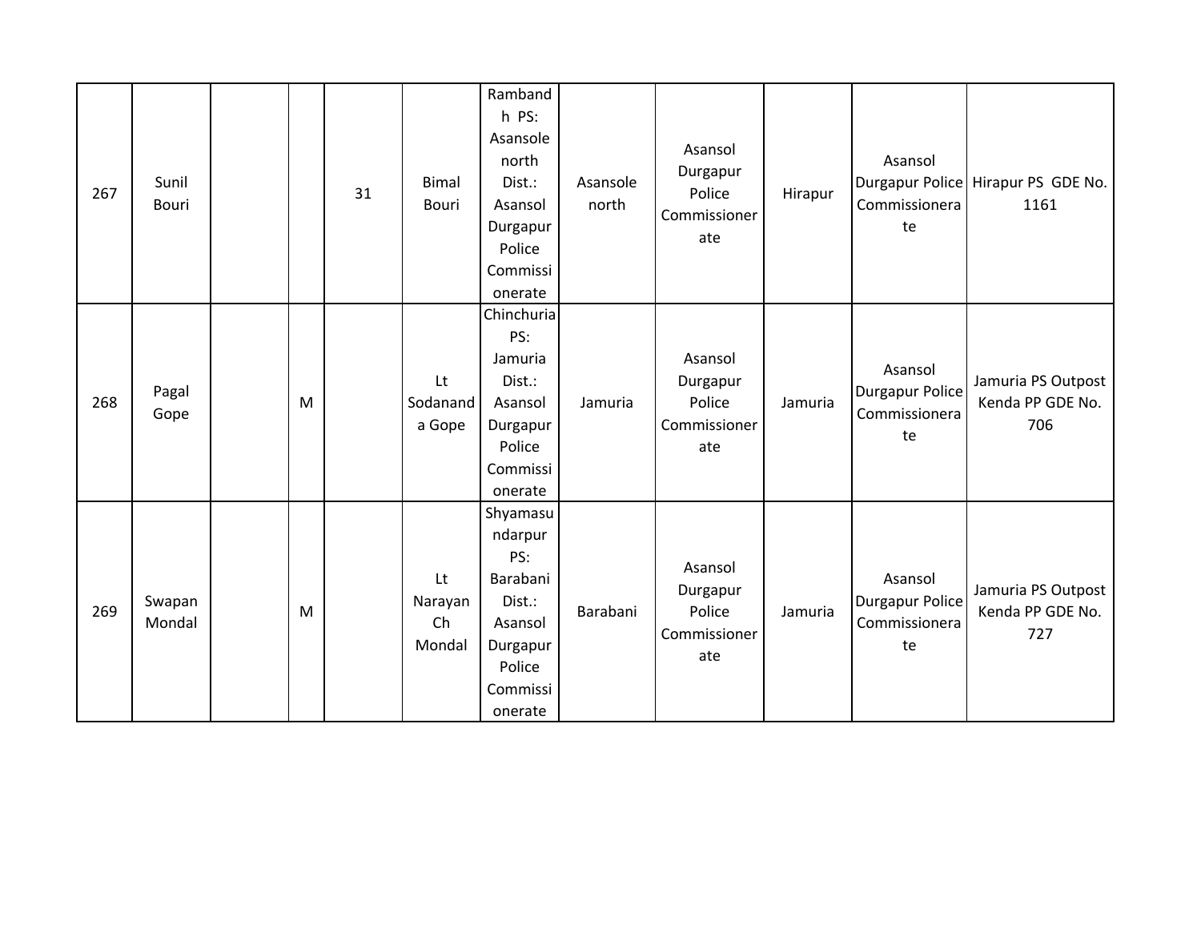| | | | | | | | | | | | |
|---|---|---|---|---|---|---|---|---|---|---|---|
| 267 | Sunil Bouri | | | 31 | Bimal Bouri | Rambandh PS: Asansole north Dist.: Asansol Durgapur Police Commissionerate | Asansole north | Asansol Durgapur Police Commissionerate | Hirapur | Asansol Durgapur Police Commissionerate | Hirapur PS GDE No. 1161 |
| 268 | Pagal Gope | | M | | Lt Sodananda Gope | Chinchuria PS: Jamuria Dist.: Asansol Durgapur Police Commissionerate | Jamuria | Asansol Durgapur Police Commissionerate | Jamuria | Asansol Durgapur Police Commissionerate | Jamuria PS Outpost Kenda PP GDE No. 706 |
| 269 | Swapan Mondal | | M | | Lt Narayan Ch Mondal | Shyamasundarpur PS: Barabani Dist.: Asansol Durgapur Police Commissionerate | Barabani | Asansol Durgapur Police Commissionerate | Jamuria | Asansol Durgapur Police Commissionerate | Jamuria PS Outpost Kenda PP GDE No. 727 |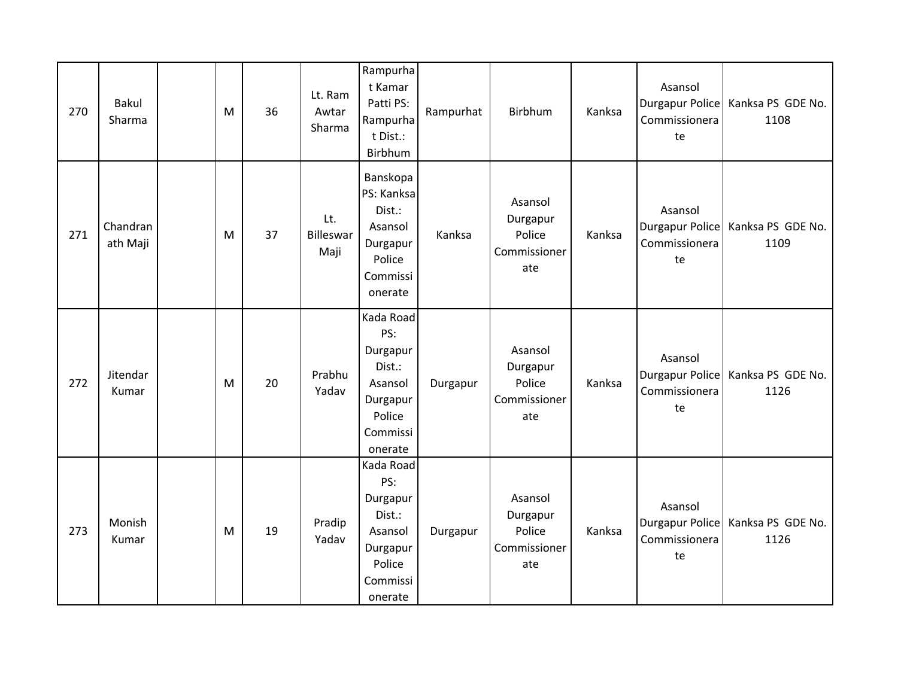| | | | | | | | | | | | |
|---|---|---|---|---|---|---|---|---|---|---|---|
| 270 | Bakul Sharma | | M | 36 | Lt. Ram Awtar Sharma | Rampurhat Kamar Patti PS: Rampurhat Dist.: Birbhum | Rampurhat | Birbhum | Kanksa | Asansol Durgapur Police Commissionerate | Kanksa PS GDE No. 1108 |
| 271 | Chandranath Maji | | M | 37 | Lt. Billeswar Maji | Banskopa PS: Kanksa Dist.: Asansol Durgapur Police Commissionerate | Kanksa | Asansol Durgapur Police Commissionerate | Kanksa | Asansol Durgapur Police Commissionerate | Kanksa PS GDE No. 1109 |
| 272 | Jitendar Kumar | | M | 20 | Prabhu Yadav | Kada Road PS: Durgapur Dist.: Asansol Durgapur Police Commissionerate | Durgapur | Asansol Durgapur Police Commissionerate | Kanksa | Asansol Durgapur Police Commissionerate | Kanksa PS GDE No. 1126 |
| 273 | Monish Kumar | | M | 19 | Pradip Yadav | Kada Road PS: Durgapur Dist.: Asansol Durgapur Police Commissionerate | Durgapur | Asansol Durgapur Police Commissionerate | Kanksa | Asansol Durgapur Police Commissionerate | Kanksa PS GDE No. 1126 |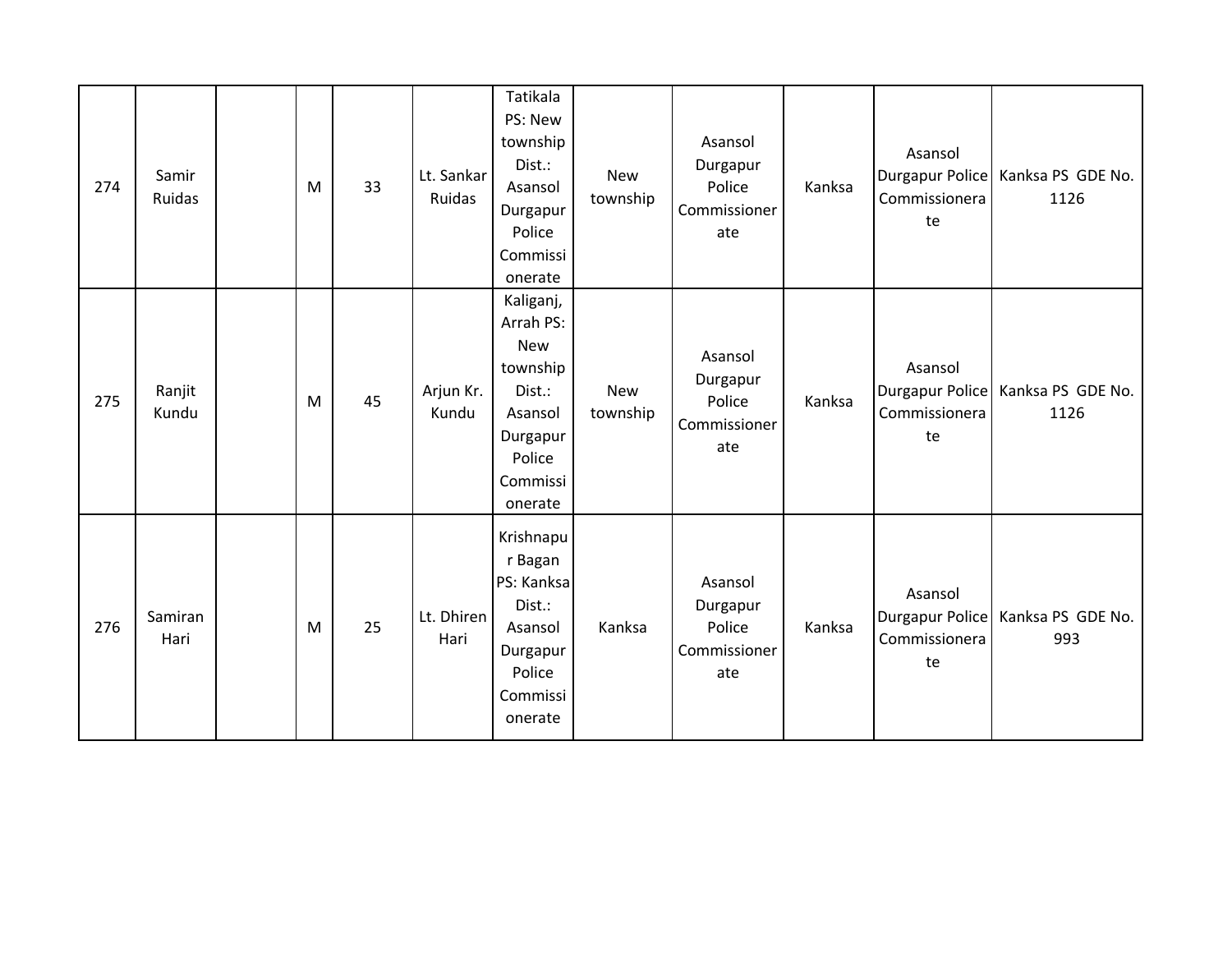| | | | | | | | | | | | |
|---|---|---|---|---|---|---|---|---|---|---|---|
| 274 | Samir Ruidas | | M | 33 | Lt. Sankar Ruidas | Tatikala PS: New township Dist.: Asansol Durgapur Police Commissionerate | New township | Asansol Durgapur Police Commissionerate | Kanksa | Asansol Durgapur Police Commissionerate | Kanksa PS GDE No. 1126 |
| 275 | Ranjit Kundu | | M | 45 | Arjun Kr. Kundu | Kaliganj, Arrah PS: New township Dist.: Asansol Durgapur Police Commissionerate | New township | Asansol Durgapur Police Commissionerate | Kanksa | Asansol Durgapur Police Commissionerate | Kanksa PS GDE No. 1126 |
| 276 | Samiran Hari | | M | 25 | Lt. Dhiren Hari | Krishnapur Bagan PS: Kanksa Dist.: Asansol Durgapur Police Commissionerate | Kanksa | Asansol Durgapur Police Commissionerate | Kanksa | Asansol Durgapur Police Commissionerate | Kanksa PS GDE No. 993 |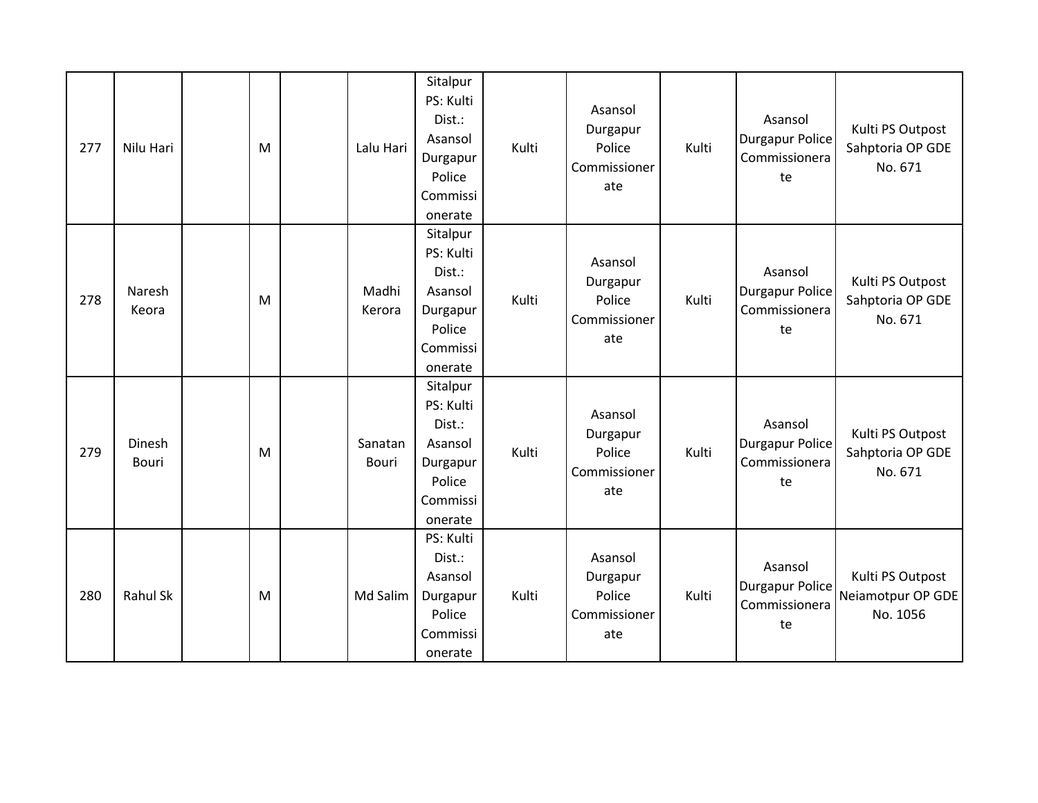| 277 | Nilu Hari | | M | | Lalu Hari | Sitalpur PS: Kulti Dist.: Asansol Durgapur Police Commissionerate | Kulti | Asansol Durgapur Police Commissionerate | Kulti | Asansol Durgapur Police Commissionerate | Kulti PS Outpost Sahptoria OP GDE No. 671 |
|---|---|---|---|---|---|---|---|---|---|---|---|
| 278 | Naresh Keora | | M | | Madhi Kerora | Sitalpur PS: Kulti Dist.: Asansol Durgapur Police Commissionerate | Kulti | Asansol Durgapur Police Commissionerate | Kulti | Asansol Durgapur Police Commissionerate | Kulti PS Outpost Sahptoria OP GDE No. 671 |
| 279 | Dinesh Bouri | | M | | Sanatan Bouri | Sitalpur PS: Kulti Dist.: Asansol Durgapur Police Commissionerate | Kulti | Asansol Durgapur Police Commissionerate | Kulti | Asansol Durgapur Police Commissionerate | Kulti PS Outpost Sahptoria OP GDE No. 671 |
| 280 | Rahul Sk | | M | | Md Salim | PS: Kulti Dist.: Asansol Durgapur Police Commissionerate | Kulti | Asansol Durgapur Police Commissionerate | Kulti | Asansol Durgapur Police Commissionerate | Kulti PS Outpost Neiamotpur OP GDE No. 1056 |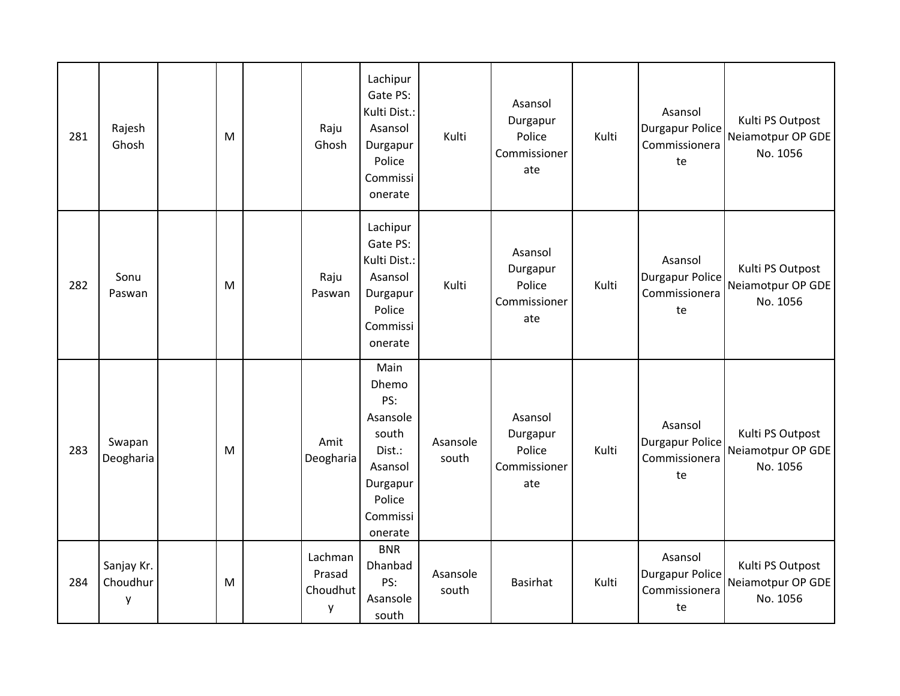| | | | | | | | | | | | |
|---|---|---|---|---|---|---|---|---|---|---|---|
| 281 | Rajesh Ghosh | | M | | Raju Ghosh | Lachipur Gate PS: Kulti Dist.: Asansol Durgapur Police Commissionerate | Kulti | Asansol Durgapur Police Commissionerate | Kulti | Asansol Durgapur Police Commissionerate | Kulti PS Outpost Neiamotpur OP GDE No. 1056 |
| 282 | Sonu Paswan | | M | | Raju Paswan | Lachipur Gate PS: Kulti Dist.: Asansol Durgapur Police Commissionerate | Kulti | Asansol Durgapur Police Commissionerate | Kulti | Asansol Durgapur Police Commissionerate | Kulti PS Outpost Neiamotpur OP GDE No. 1056 |
| 283 | Swapan Deogharia | | M | | Amit Deogharia | Main Dhemo PS: Asansole south Dist.: Asansol Durgapur Police Commissionerate | Asansole south | Asansol Durgapur Police Commissionerate | Kulti | Asansol Durgapur Police Commissionerate | Kulti PS Outpost Neiamotpur OP GDE No. 1056 |
| 284 | Sanjay Kr. Choudhury | | M | Lachman Prasad Choudhuty | | BNR Dhanbad PS: Asansole south | Asansole south | Basirhat | Kulti | Asansol Durgapur Police Commissionerate | Kulti PS Outpost Neiamotpur OP GDE No. 1056 |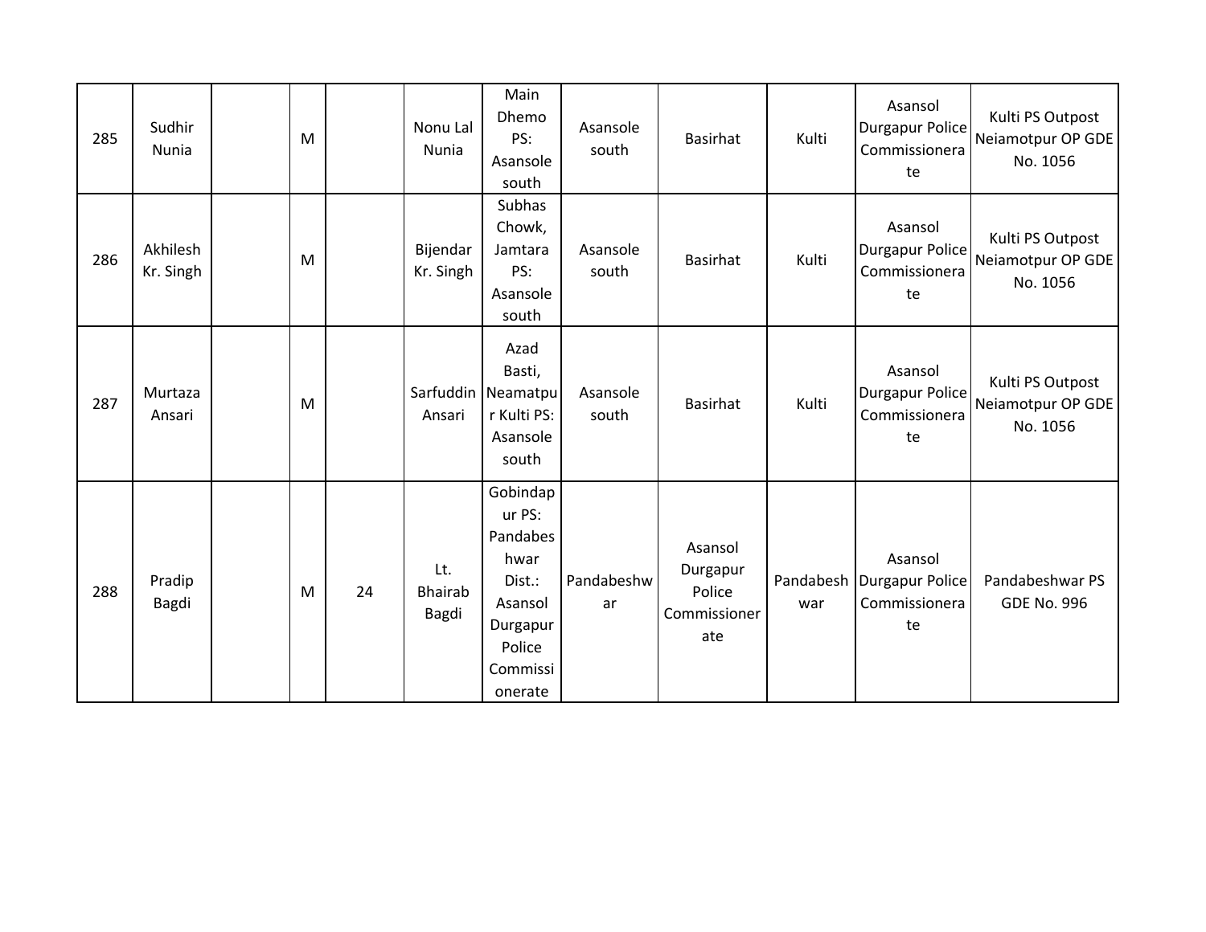| | | | | | | | | | | | |
|---|---|---|---|---|---|---|---|---|---|---|---|
| 285 | Sudhir Nunia | | M | | Nonu Lal Nunia | Main Dhemo PS: Asansole south | Asansole south | Basirhat | Kulti | Asansol Durgapur Police Commissionerate | Kulti PS Outpost Neiamotpur OP GDE No. 1056 |
| 286 | Akhilesh Kr. Singh | | M | | Bijendar Kr. Singh | Subhas Chowk, Jamtara PS: Asansole south | Asansole south | Basirhat | Kulti | Asansol Durgapur Police Commissionerate | Kulti PS Outpost Neiamotpur OP GDE No. 1056 |
| 287 | Murtaza Ansari | | M | | Sarfuddin Ansari | Azad Basti, Neamatpur Kulti PS: Asansole south | Asansole south | Basirhat | Kulti | Asansol Durgapur Police Commissionerate | Kulti PS Outpost Neiamotpur OP GDE No. 1056 |
| 288 | Pradip Bagdi | | M | 24 | Lt. Bhairab Bagdi | Gobindapur PS: Pandabeshwar Dist.: Asansol Durgapur Police Commissionerate | Pandabeshwar | Asansol Durgapur Police Commissionerate | Pandabeshwar | Asansol Durgapur Police Commissionerate | Pandabeshwar PS GDE No. 996 |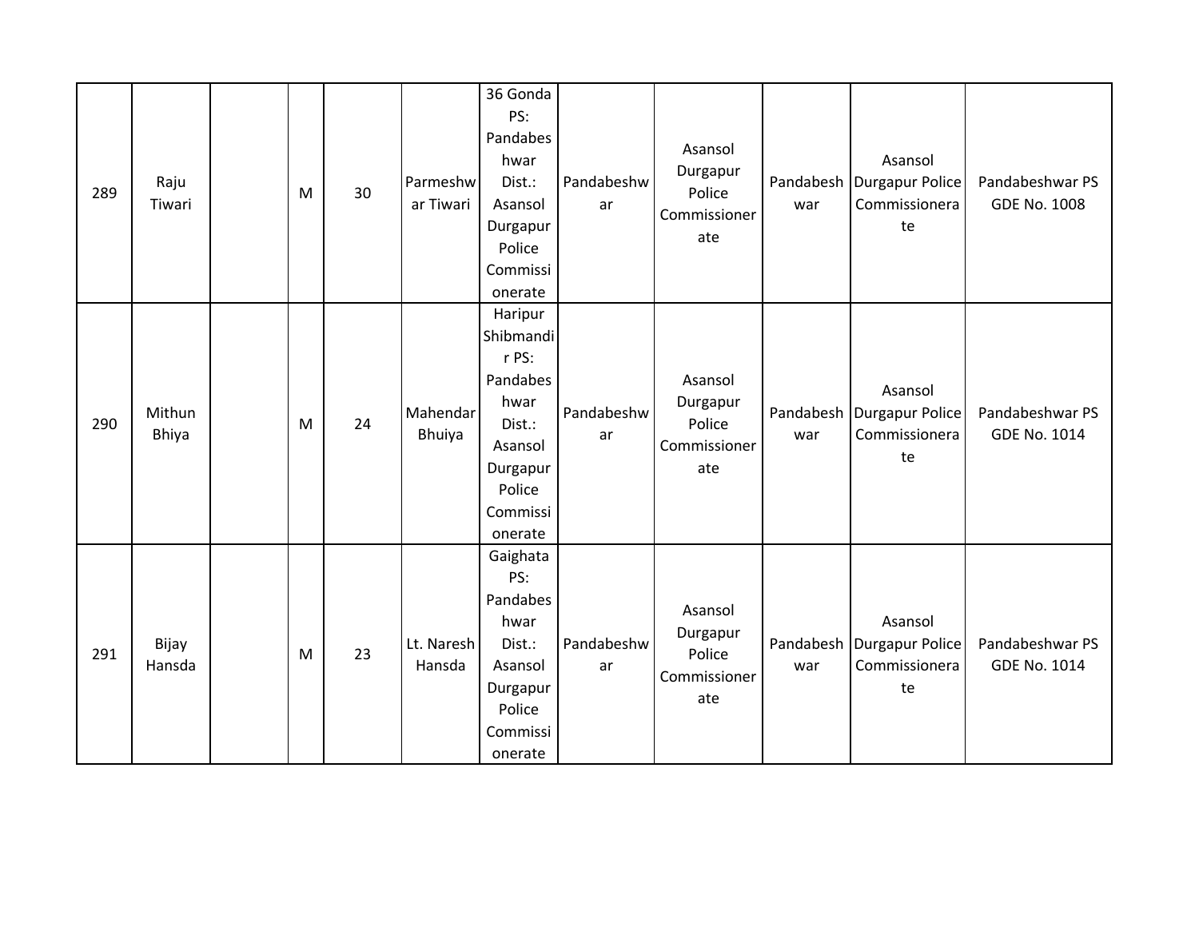| | | | | | | | | | | | |
|---|---|---|---|---|---|---|---|---|---|---|---|
| 289 | Raju Tiwari | | M | 30 | Parmeshwar Tiwari | 36 Gonda PS: Pandabeshwar Dist.: Asansol Durgapur Police Commissionerate | Pandabeshwar | Asansol Durgapur Police Commissionerate | Pandabeshwar | Asansol Durgapur Police Commissionerate | Pandabeshwar PS GDE No. 1008 |
| 290 | Mithun Bhiya | | M | 24 | Mahendar Bhuiya | Haripur Shibmandir PS: Pandabeshwar Dist.: Asansol Durgapur Police Commissionerate | Pandabeshwar | Asansol Durgapur Police Commissionerate | Pandabeshwar | Asansol Durgapur Police Commissionerate | Pandabeshwar PS GDE No. 1014 |
| 291 | Bijay Hansda | | M | 23 | Lt. Naresh Hansda | Gaighata PS: Pandabeshwar Dist.: Asansol Durgapur Police Commissionerate | Pandabeshwar | Asansol Durgapur Police Commissionerate | Pandabeshwar | Asansol Durgapur Police Commissionerate | Pandabeshwar PS GDE No. 1014 |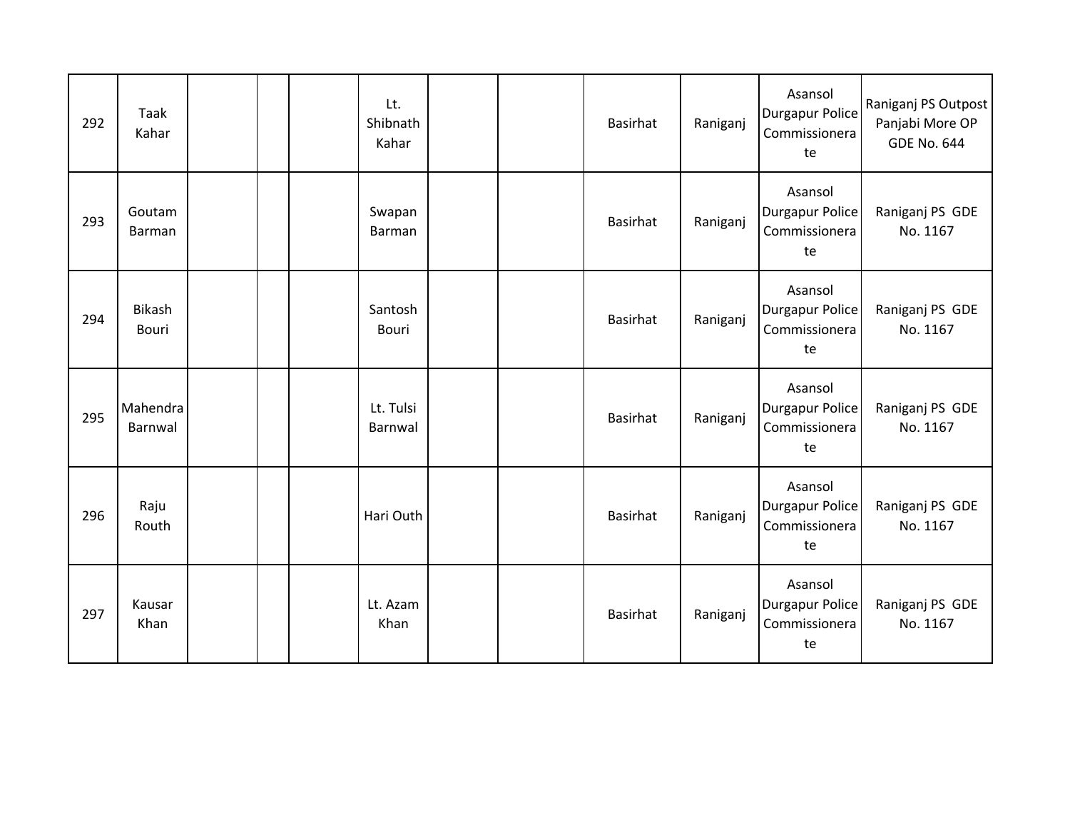| | | | | | | | | | | | |
|---|---|---|---|---|---|---|---|---|---|---|---|
| 292 | Taak Kahar | | | | Lt. Shibnath Kahar | | | Basirhat | Raniganj | Asansol Durgapur Police Commissionerate | Raniganj PS Outpost Panjabi More OP GDE No. 644 |
| 293 | Goutam Barman | | | | Swapan Barman | | | Basirhat | Raniganj | Asansol Durgapur Police Commissionerate | Raniganj PS GDE No. 1167 |
| 294 | Bikash Bouri | | | | Santosh Bouri | | | Basirhat | Raniganj | Asansol Durgapur Police Commissionerate | Raniganj PS GDE No. 1167 |
| 295 | Mahendra Barnwal | | | | Lt. Tulsi Barnwal | | | Basirhat | Raniganj | Asansol Durgapur Police Commissionerate | Raniganj PS GDE No. 1167 |
| 296 | Raju Routh | | | | Hari Outh | | | Basirhat | Raniganj | Asansol Durgapur Police Commissionerate | Raniganj PS GDE No. 1167 |
| 297 | Kausar Khan | | | | Lt. Azam Khan | | | Basirhat | Raniganj | Asansol Durgapur Police Commissionerate | Raniganj PS GDE No. 1167 |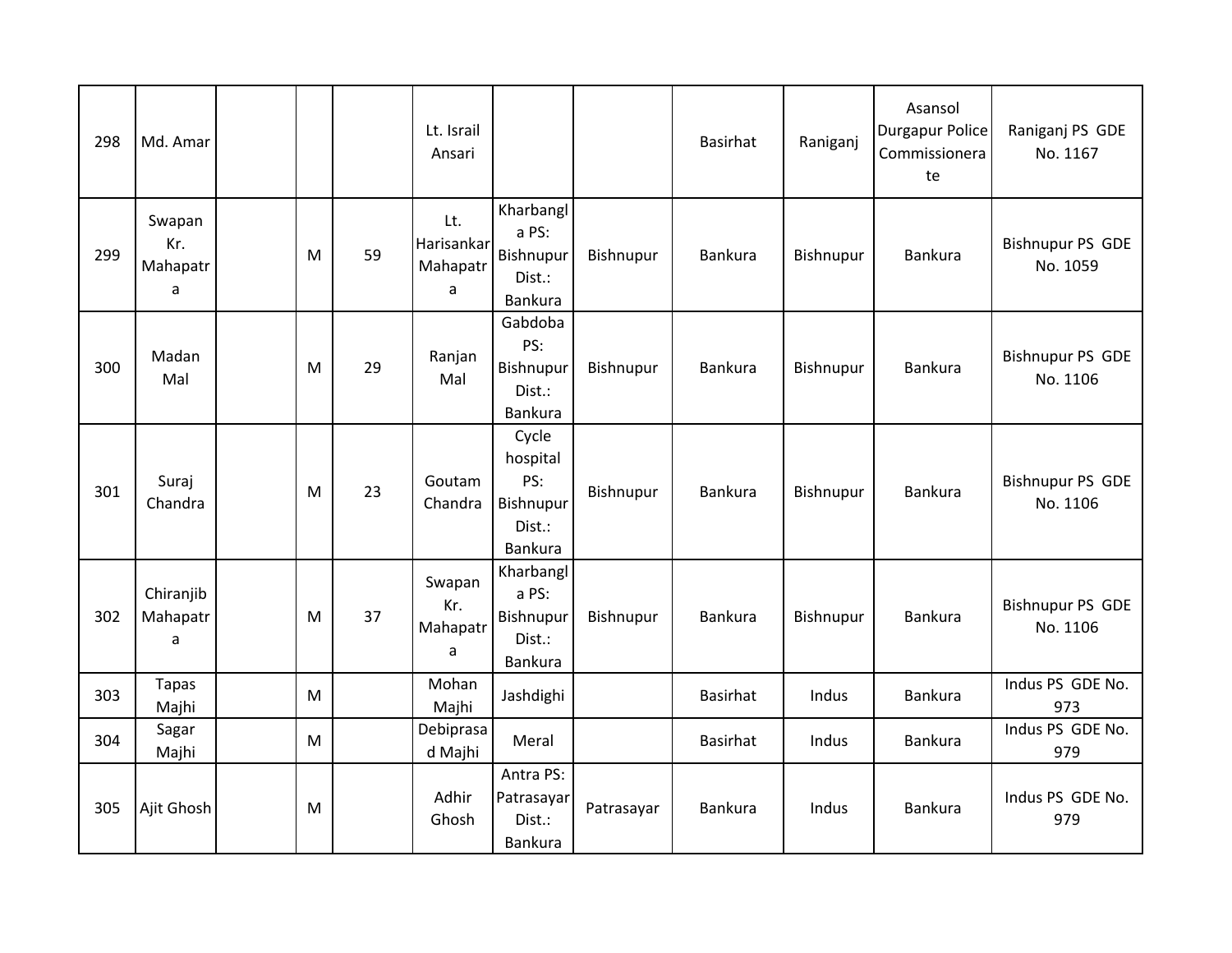| | | | | | | | | | | | |
|---|---|---|---|---|---|---|---|---|---|---|---|
| 298 | Md. Amar | | | | Lt. Israil Ansari | | | Basirhat | Raniganj | Asansol Durgapur Police Commissionerate | Raniganj PS GDE No. 1167 |
| 299 | Swapan Kr. Mahapatra | | M | 59 | Lt. Harisankar Mahapatra | Kharbangla PS: Bishnupur Dist.: Bankura | Bishnupur | Bankura | Bishnupur | Bankura | Bishnupur PS GDE No. 1059 |
| 300 | Madan Mal | | M | 29 | Ranjan Mal | Gabdoba PS: Bishnupur Dist.: Bankura | Bishnupur | Bankura | Bishnupur | Bankura | Bishnupur PS GDE No. 1106 |
| 301 | Suraj Chandra | | M | 23 | Goutam Chandra | Cycle hospital PS: Bishnupur Dist.: Bankura | Bishnupur | Bankura | Bishnupur | Bankura | Bishnupur PS GDE No. 1106 |
| 302 | Chiranjib Mahapatra | | M | 37 | Swapan Kr. Mahapatra | Kharbangla PS: Bishnupur Dist.: Bankura | Bishnupur | Bankura | Bishnupur | Bankura | Bishnupur PS GDE No. 1106 |
| 303 | Tapas Majhi | | M | | Mohan Majhi | Jashdighi | | Basirhat | Indus | Bankura | Indus PS GDE No. 973 |
| 304 | Sagar Majhi | | M | | Debiprasad Majhi | Meral | | Basirhat | Indus | Bankura | Indus PS GDE No. 979 |
| 305 | Ajit Ghosh | | M | | Adhir Ghosh | Antra PS: Patrasayar Dist.: Bankura | Patrasayar | Bankura | Indus | Bankura | Indus PS GDE No. 979 |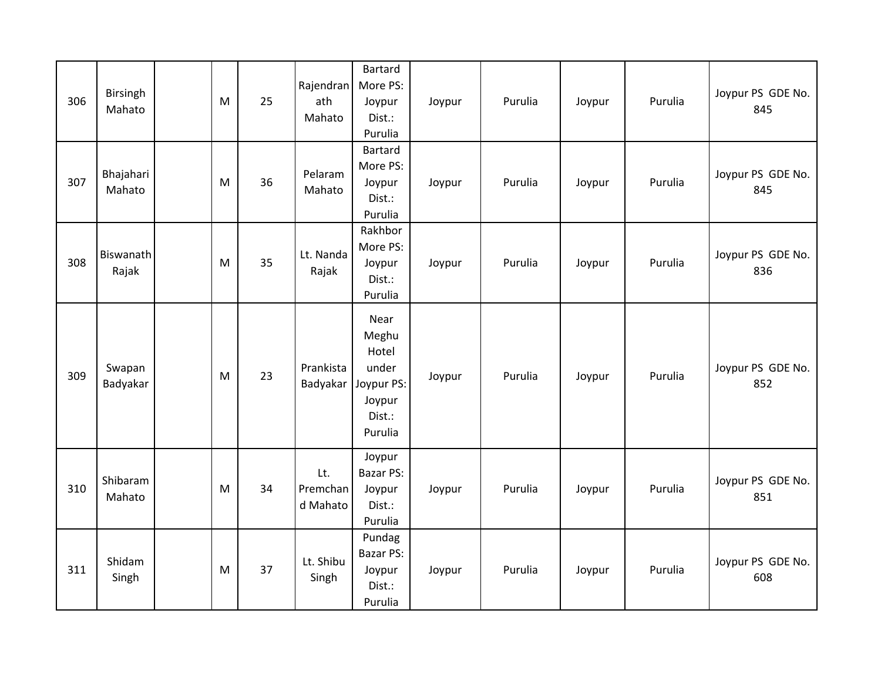| 306 | Birsingh Mahato | | M | 25 | Rajendranath Mahato | Bartard More PS: Joypur Dist.: Purulia | Joypur | Purulia | Joypur | Purulia | Joypur PS GDE No. 845 |
|---|---|---|---|---|---|---|---|---|---|---|---|
| 307 | Bhajahari Mahato | | M | 36 | Pelaram Mahato | Bartard More PS: Joypur Dist.: Purulia | Joypur | Purulia | Joypur | Purulia | Joypur PS GDE No. 845 |
| 308 | Biswanath Rajak | | M | 35 | Lt. Nanda Rajak | Rakhbor More PS: Joypur Dist.: Purulia | Joypur | Purulia | Joypur | Purulia | Joypur PS GDE No. 836 |
| 309 | Swapan Badyakar | | M | 23 | Prankista Badyakar | Near Meghu Hotel under Joypur PS: Joypur Dist.: Purulia | Joypur | Purulia | Joypur | Purulia | Joypur PS GDE No. 852 |
| 310 | Shibaram Mahato | | M | 34 | Lt. Premchand Mahato | Joypur Bazar PS: Joypur Dist.: Purulia | Joypur | Purulia | Joypur | Purulia | Joypur PS GDE No. 851 |
| 311 | Shidam Singh | | M | 37 | Lt. Shibu Singh | Pundag Bazar PS: Joypur Dist.: Purulia | Joypur | Purulia | Joypur | Purulia | Joypur PS GDE No. 608 |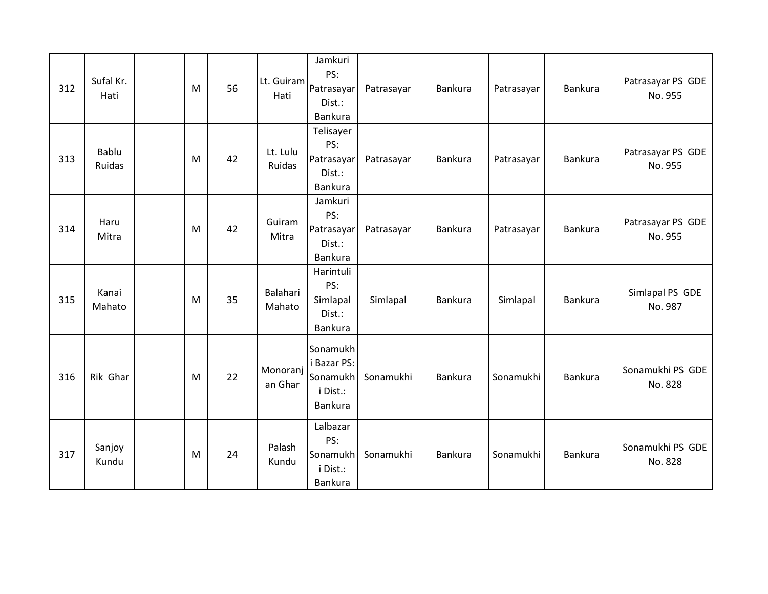| 312 | Sufal Kr. Hati | | M | 56 | Lt. Guiram Hati | Jamkuri PS: Patrasayar Dist.: Bankura | Patrasayar | Bankura | Patrasayar | Bankura | Patrasayar PS GDE No. 955 |
|---|---|---|---|---|---|---|---|---|---|---|---|
| 313 | Bablu Ruidas | | M | 42 | Lt. Lulu Ruidas | Telisayer PS: Patrasayar Dist.: Bankura | Patrasayar | Bankura | Patrasayar | Bankura | Patrasayar PS GDE No. 955 |
| 314 | Haru Mitra | | M | 42 | Guiram Mitra | Jamkuri PS: Patrasayar Dist.: Bankura | Patrasayar | Bankura | Patrasayar | Bankura | Patrasayar PS GDE No. 955 |
| 315 | Kanai Mahato | | M | 35 | Balahari Mahato | Harintuli PS: Simlapal Dist.: Bankura | Simlapal | Bankura | Simlapal | Bankura | Simlapal PS GDE No. 987 |
| 316 | Rik Ghar | | M | 22 | Monoranjan Ghar | Sonamukhi Bazar PS: Sonamukhi Dist.: Bankura | Sonamukhi | Bankura | Sonamukhi | Bankura | Sonamukhi PS GDE No. 828 |
| 317 | Sanjoy Kundu | | M | 24 | Palash Kundu | Lalbazar PS: Sonamukhi Dist.: Bankura | Sonamukhi | Bankura | Sonamukhi | Bankura | Sonamukhi PS GDE No. 828 |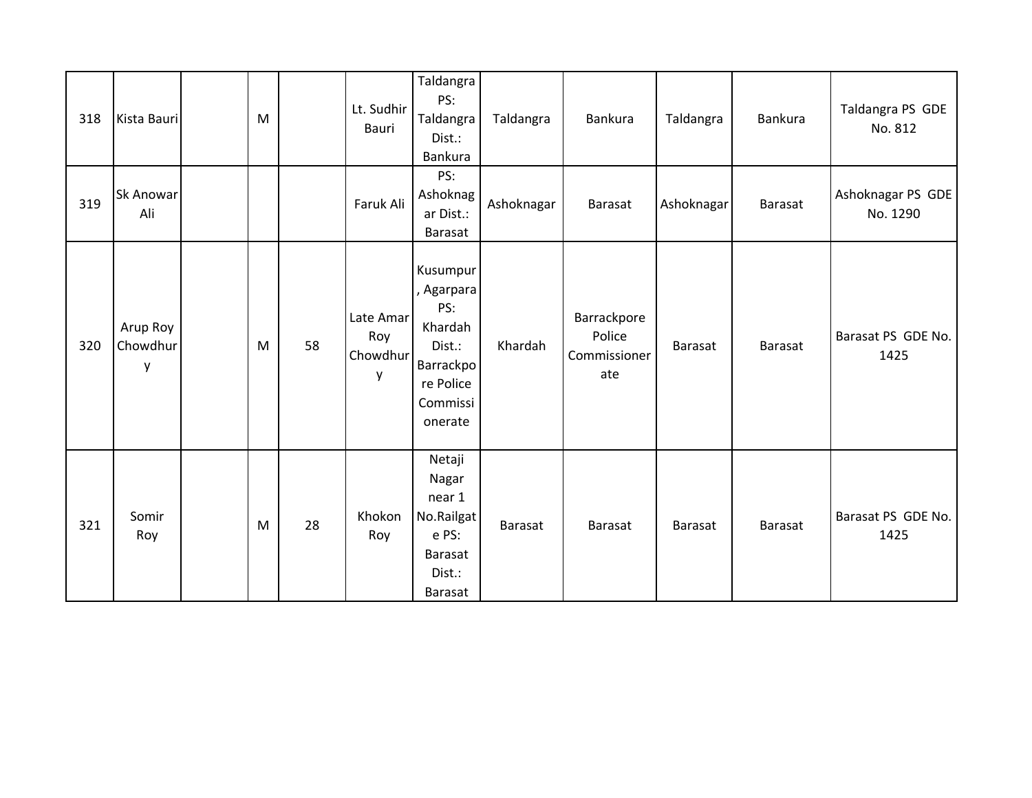| 318 | Kista Bauri | | M | | Lt. Sudhir Bauri | Taldangra PS: Taldangra Dist.: Bankura | Taldangra | Bankura | Taldangra | Bankura | Taldangra PS GDE No. 812 |
|---|---|---|---|---|---|---|---|---|---|---|---|
| 319 | Sk Anowar Ali | | | | Faruk Ali | PS: Ashoknagar Dist.: Barasat | Ashoknagar | Barasat | Ashoknagar | Barasat | Ashoknagar PS GDE No. 1290 |
| 320 | Arup Roy Chowdhury | | M | 58 | Late Amar Roy Chowdhury | Kusumpur, Agarpara PS: Khardah Dist.: Barrackpore Police Commissionerate | Khardah | Barrackpore Police Commissionerate | Barasat | Barasat | Barasat PS GDE No. 1425 |
| 321 | Somir Roy | | M | 28 | Khokon Roy | Netaji Nagar near 1 No.Railgate PS: Barasat Dist.: Barasat | Barasat | Barasat | Barasat | Barasat | Barasat PS GDE No. 1425 |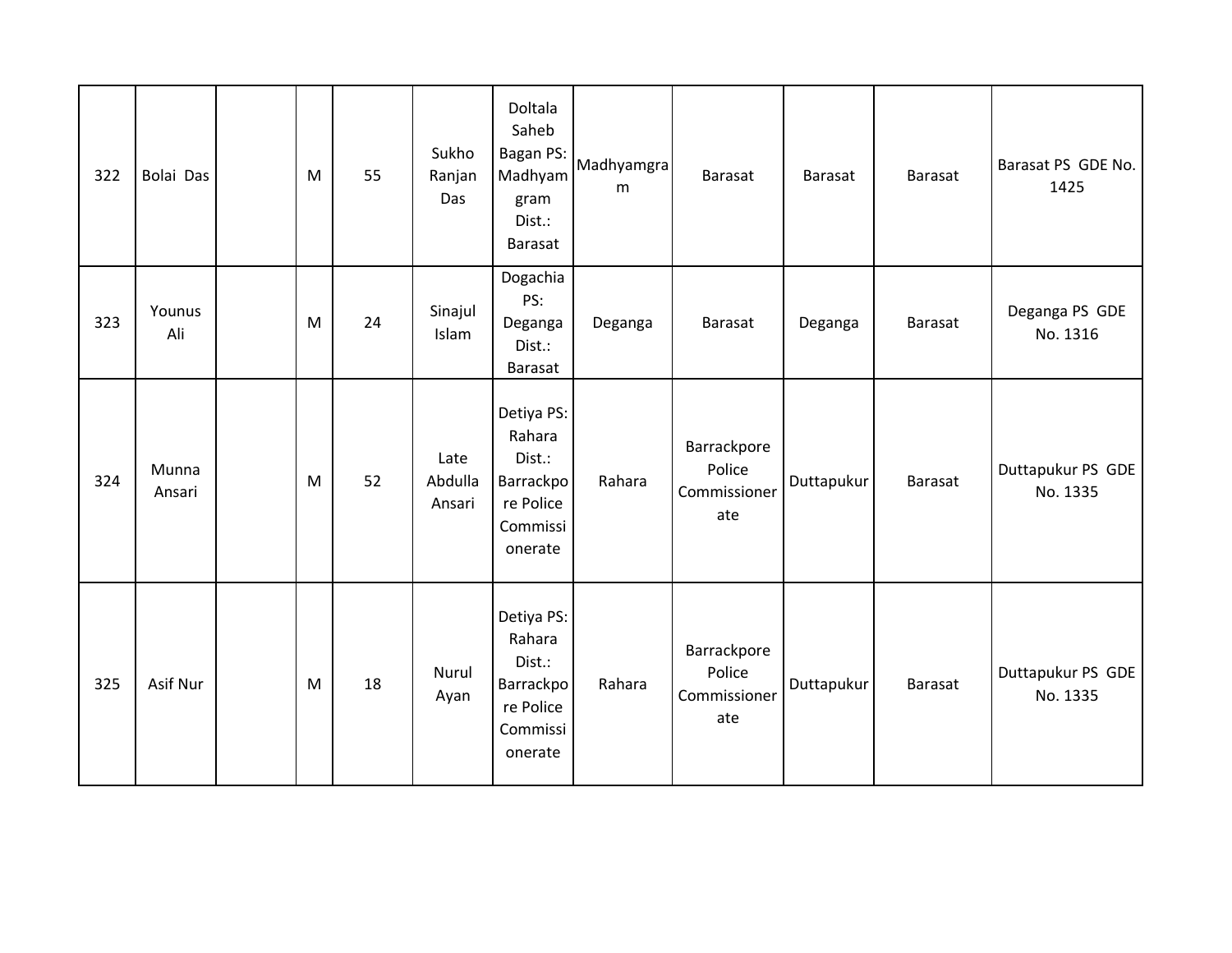| 322 | Bolai Das | | M | 55 | Sukho Ranjan Das | Doltala Saheb Bagan PS: Madhyamgram Dist.: Barasat | Madhyamgram | Barasat | Barasat | Barasat | Barasat PS GDE No. 1425 |
|---|---|---|---|---|---|---|---|---|---|---|---|
| 323 | Younus Ali | | M | 24 | Sinajul Islam | Dogachia PS: Deganga Dist.: Barasat | Deganga | Barasat | Deganga | Barasat | Deganga PS GDE No. 1316 |
| 324 | Munna Ansari | | M | 52 | Late Abdulla Ansari | Detiya PS: Rahara Dist.: Barrackpore Police Commissionerate | Rahara | Barrackpore Police Commissionerate | Duttapukur | Barasat | Duttapukur PS GDE No. 1335 |
| 325 | Asif Nur | | M | 18 | Nurul Ayan | Detiya PS: Rahara Dist.: Barrackpore Police Commissionerate | Rahara | Barrackpore Police Commissionerate | Duttapukur | Barasat | Duttapukur PS GDE No. 1335 |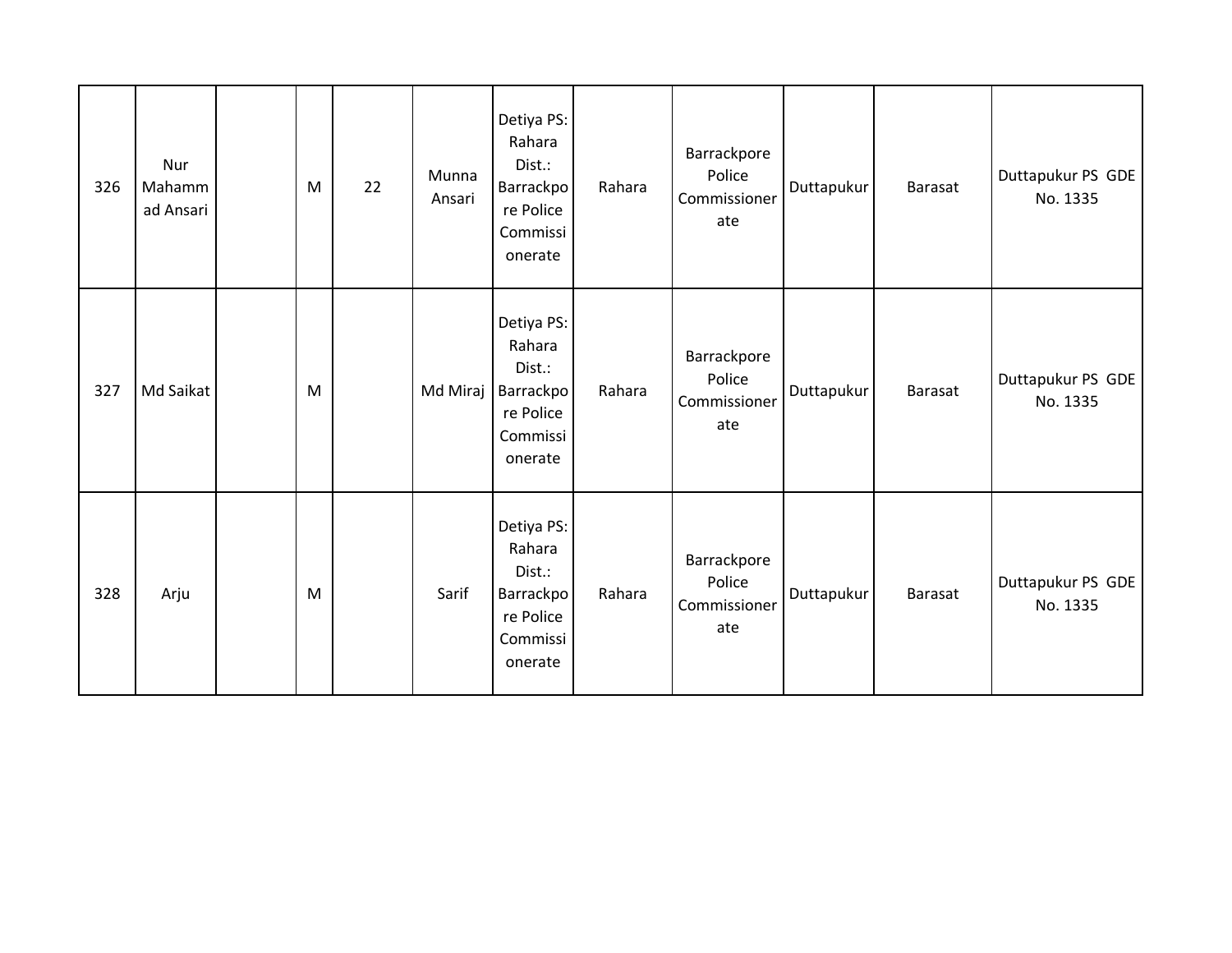| | | | | | | | | | | | |
|---|---|---|---|---|---|---|---|---|---|---|---|
| 326 | Nur Mahammad Ansari | | M | 22 | Munna Ansari | Detiya PS: Rahara Dist.: Barrackpore Police Commissionerate | Rahara | Barrackpore Police Commissionerate | Duttapukur | Barasat | Duttapukur PS GDE No. 1335 |
| 327 | Md Saikat | | M | | Md Miraj | Detiya PS: Rahara Dist.: Barrackpore Police Commissionerate | Rahara | Barrackpore Police Commissionerate | Duttapukur | Barasat | Duttapukur PS GDE No. 1335 |
| 328 | Arju | | M | | Sarif | Detiya PS: Rahara Dist.: Barrackpore Police Commissionerate | Rahara | Barrackpore Police Commissionerate | Duttapukur | Barasat | Duttapukur PS GDE No. 1335 |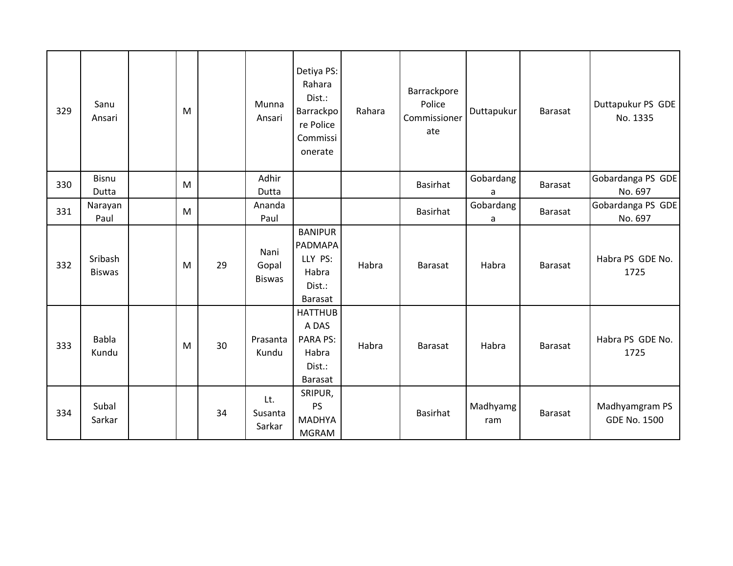| | | | | | | | | | | | |
|---|---|---|---|---|---|---|---|---|---|---|---|
| 329 | Sanu Ansari | | M | | Munna Ansari | Detiya PS: Rahara Dist.: Barrackpore Police Commissionerate | Rahara | Barrackpore Police Commissionerate | Duttapukur | Barasat | Duttapukur PS GDE No. 1335 |
| 330 | Bisnu Dutta | | M | | Adhir Dutta | | | Basirhat | Gobardanga | Barasat | Gobardanga PS GDE No. 697 |
| 331 | Narayan Paul | | M | | Ananda Paul | | | Basirhat | Gobardanga | Barasat | Gobardanga PS GDE No. 697 |
| 332 | Sribash Biswas | | M | 29 | Nani Gopal Biswas | BANIPUR PADMAPALLY PS: Habra Dist.: Barasat | Habra | Barasat | Habra | Barasat | Habra PS GDE No. 1725 |
| 333 | Babla Kundu | | M | 30 | Prasanta Kundu | HATTHUBA DAS PARA PS: Habra Dist.: Barasat | Habra | Barasat | Habra | Barasat | Habra PS GDE No. 1725 |
| 334 | Subal Sarkar | | | 34 | Lt. Susanta Sarkar | SRIPUR, PS MADHYAMGRAM | | Basirhat | Madhyamgram | Barasat | Madhyamgram PS GDE No. 1500 |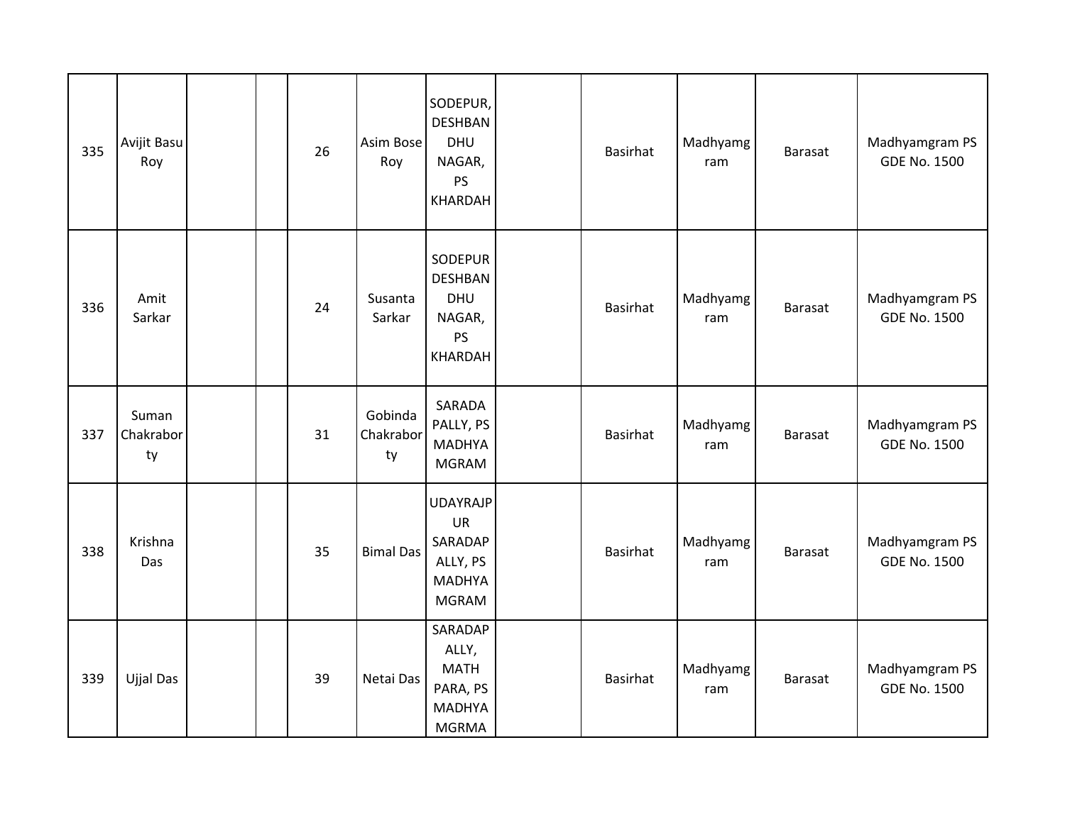| | | | | | | | | | | | |
|---|---|---|---|---|---|---|---|---|---|---|---|
| 335 | Avijit Basu Roy | | | 26 | Asim Bose Roy | SODEPUR, DESHBANDHU NAGAR, PS KHARDAH | | Basirhat | Madhyamgram | Barasat | Madhyamgram PS GDE No. 1500 |
| 336 | Amit Sarkar | | | 24 | Susanta Sarkar | SODEPUR DESHBANDHU NAGAR, PS KHARDAH | | Basirhat | Madhyamgram | Barasat | Madhyamgram PS GDE No. 1500 |
| 337 | Suman Chakraborty | | | 31 | Gobinda Chakraborty | SARADA PALLY, PS MADHYAMGRAM | | Basirhat | Madhyamgram | Barasat | Madhyamgram PS GDE No. 1500 |
| 338 | Krishna Das | | | 35 | Bimal Das | UDAYRAJPUR SARADAPALLY, PS MADHYAMGRAM | | Basirhat | Madhyamgram | Barasat | Madhyamgram PS GDE No. 1500 |
| 339 | Ujjal Das | | | 39 | Netai Das | SARADAPALLY, MATH PARA, PS MADHYAMGRMA | | Basirhat | Madhyamgram | Barasat | Madhyamgram PS GDE No. 1500 |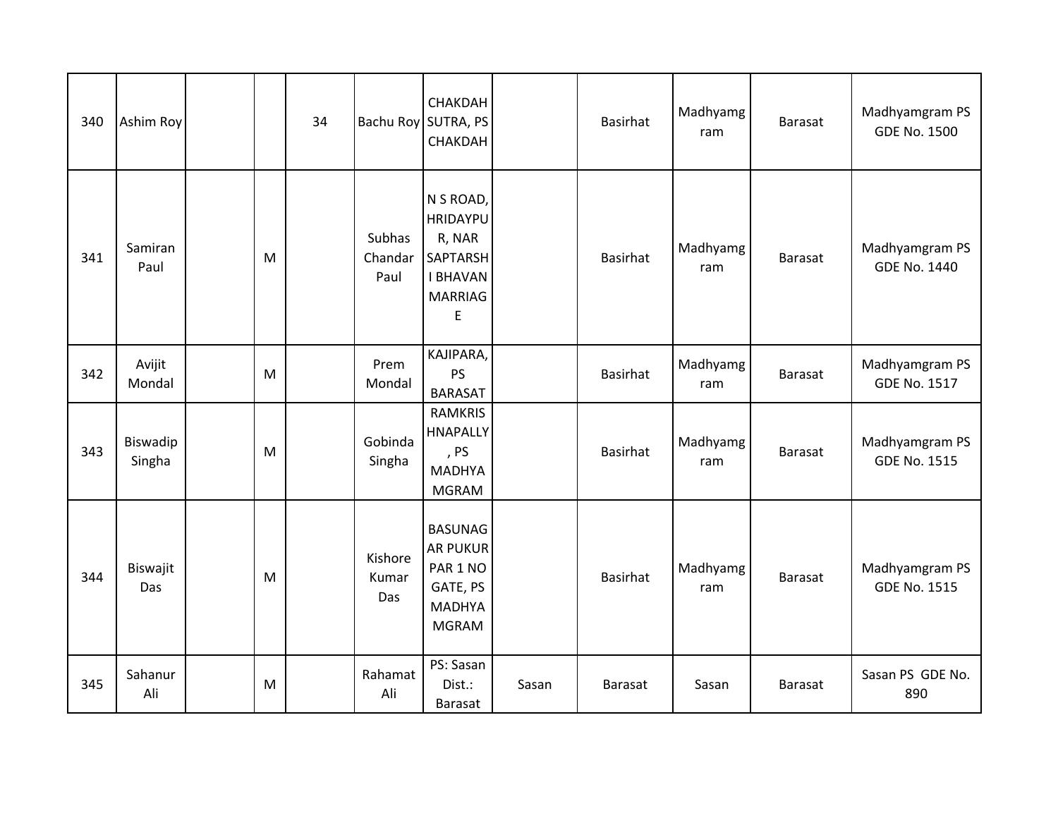| | | | | | | | | | | | |
|---|---|---|---|---|---|---|---|---|---|---|---|
| 340 | Ashim Roy | | | 34 | Bachu Roy | CHAKDAH SUTRA, PS CHAKDAH | | Basirhat | Madhyamgram | Barasat | Madhyamgram PS GDE No. 1500 |
| 341 | Samiran Paul | | M | | Subhas Chandar Paul | N S ROAD, HRIDAYPUR, NAR SAPTARSHI BHAVAN MARRIAGE | | Basirhat | Madhyamgram | Barasat | Madhyamgram PS GDE No. 1440 |
| 342 | Avijit Mondal | | M | | Prem Mondal | KAJIPARA, PS BARASAT | | Basirhat | Madhyamgram | Barasat | Madhyamgram PS GDE No. 1517 |
| 343 | Biswadip Singha | | M | | Gobinda Singha | RAMKRISHNAPALLY, PS MADHYAMGRAM | | Basirhat | Madhyamgram | Barasat | Madhyamgram PS GDE No. 1515 |
| 344 | Biswajit Das | | M | | Kishore Kumar Das | BASUNAGAR PUKUR PAR 1 NO GATE, PS MADHYAMGRAM | | Basirhat | Madhyamgram | Barasat | Madhyamgram PS GDE No. 1515 |
| 345 | Sahanur Ali | | M | | Rahamat Ali | PS: Sasan Dist.: Barasat | Sasan | Barasat | Sasan | Barasat | Sasan PS GDE No. 890 |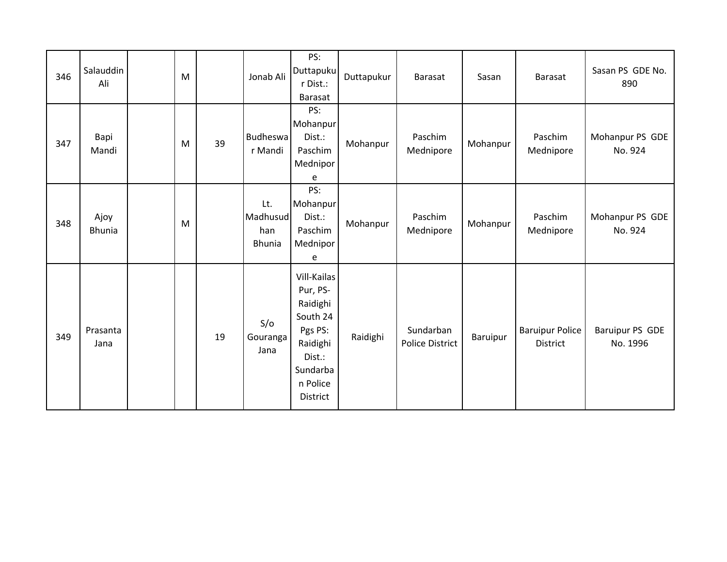| 346 | Salauddin Ali | | M | | Jonab Ali | PS: Duttapukur Dist.: Barasat | Duttapukur | Barasat | Sasan | Barasat | Sasan PS GDE No. 890 |
|---|---|---|---|---|---|---|---|---|---|---|---|
| 347 | Bapi Mandi | | M | 39 | Budheswar Mandi | PS: Mohanpur Dist.: Paschim Mednipore | Mohanpur | Paschim Mednipore | Mohanpur | Paschim Mednipore | Mohanpur PS GDE No. 924 |
| 348 | Ajoy Bhunia | | M | | Lt. Madhusudhan Bhunia | PS: Mohanpur Dist.: Paschim Mednipore | Mohanpur | Paschim Mednipore | Mohanpur | Paschim Mednipore | Mohanpur PS GDE No. 924 |
| 349 | Prasanta Jana | | | 19 | S/o Gouranga Jana | Vill-Kailas Pur, PS-Raidighi South 24 Pgs PS: Raidighi Dist.: Sundarban Police District | Raidighi | Sundarban Police District | Baruipur | Baruipur Police District | Baruipur PS GDE No. 1996 |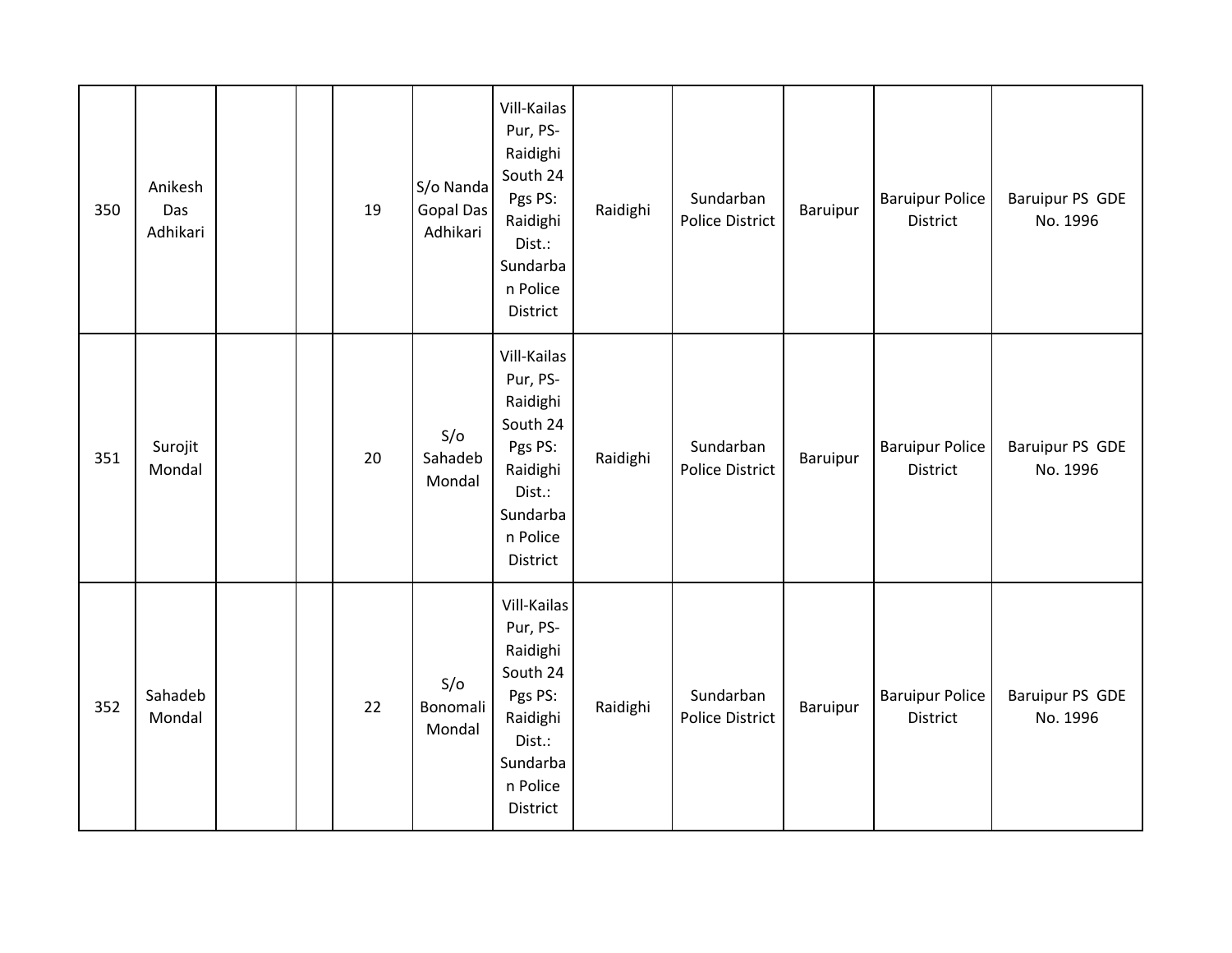| | | | | | | | | | | | |
|---|---|---|---|---|---|---|---|---|---|---|---|
| 350 | Anikesh Das Adhikari | | | 19 | S/o Nanda Gopal Das Adhikari | Vill-Kailas Pur, PS-Raidighi South 24 Pgs PS: Raidighi Dist.: Sundarban Police District | Raidighi | Sundarban Police District | Baruipur | Baruipur Police District | Baruipur PS GDE No. 1996 |
| 351 | Surojit Mondal | | | 20 | S/o Sahadeb Mondal | Vill-Kailas Pur, PS-Raidighi South 24 Pgs PS: Raidighi Dist.: Sundarban Police District | Raidighi | Sundarban Police District | Baruipur | Baruipur Police District | Baruipur PS GDE No. 1996 |
| 352 | Sahadeb Mondal | | | 22 | S/o Bonomali Mondal | Vill-Kailas Pur, PS-Raidighi South 24 Pgs PS: Raidighi Dist.: Sundarban Police District | Raidighi | Sundarban Police District | Baruipur | Baruipur Police District | Baruipur PS GDE No. 1996 |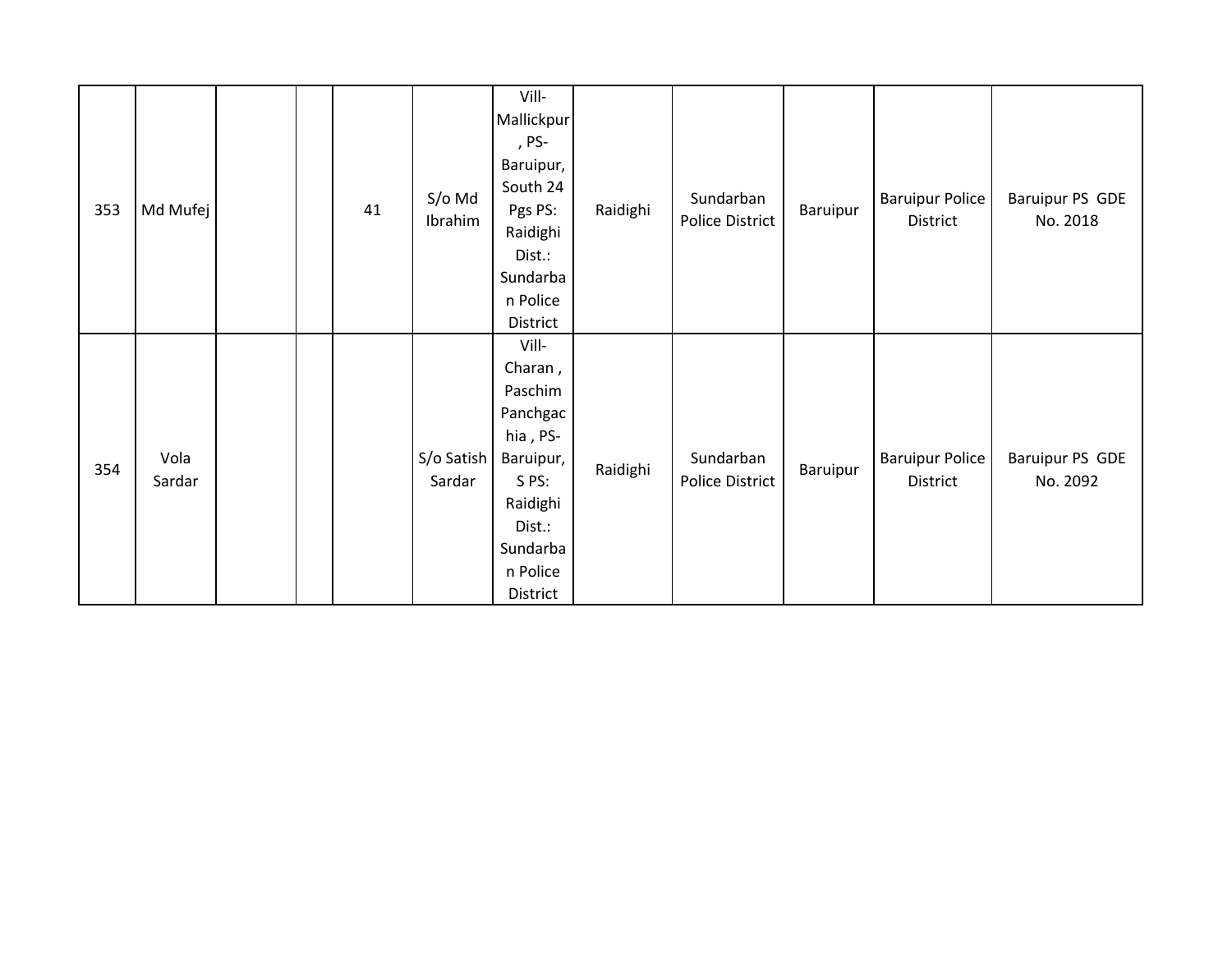| | | | | | | | | | | | |
|---|---|---|---|---|---|---|---|---|---|---|---|
| 353 | Md Mufej | | | 41 | S/o Md Ibrahim | Vill-Mallickpur , PS-Baruipur, South 24 Pgs PS: Raidighi Dist.: Sundarban Police District | Raidighi | Sundarban Police District | Baruipur | Baruipur Police District | Baruipur PS GDE No. 2018 |
| 354 | Vola Sardar | | | | S/o Satish Sardar | Vill-Charan , Paschim Panchgachia , PS-Baruipur, S PS: Raidighi Dist.: Sundarban Police District | Raidighi | Sundarban Police District | Baruipur | Baruipur Police District | Baruipur PS GDE No. 2092 |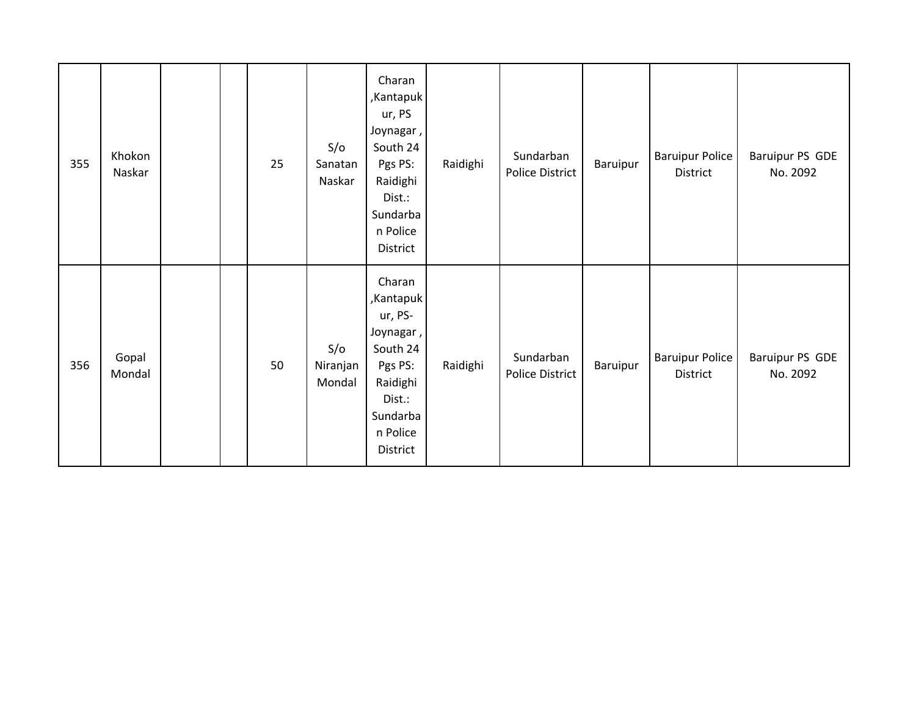| | | | | | | | | | | | |
|---|---|---|---|---|---|---|---|---|---|---|---|
| 355 | Khokon Naskar | | | 25 | S/o Sanatan Naskar | Charan ,Kantapukur, PS Joynagar , South 24 Pgs PS: Raidighi Dist.: Sundarban Police District | Raidighi | Sundarban Police District | Baruipur | Baruipur Police District | Baruipur PS GDE No. 2092 |
| 356 | Gopal Mondal | | | 50 | S/o Niranjan Mondal | Charan ,Kantapukur, PS-Joynagar , South 24 Pgs PS: Raidighi Dist.: Sundarban Police District | Raidighi | Sundarban Police District | Baruipur | Baruipur Police District | Baruipur PS GDE No. 2092 |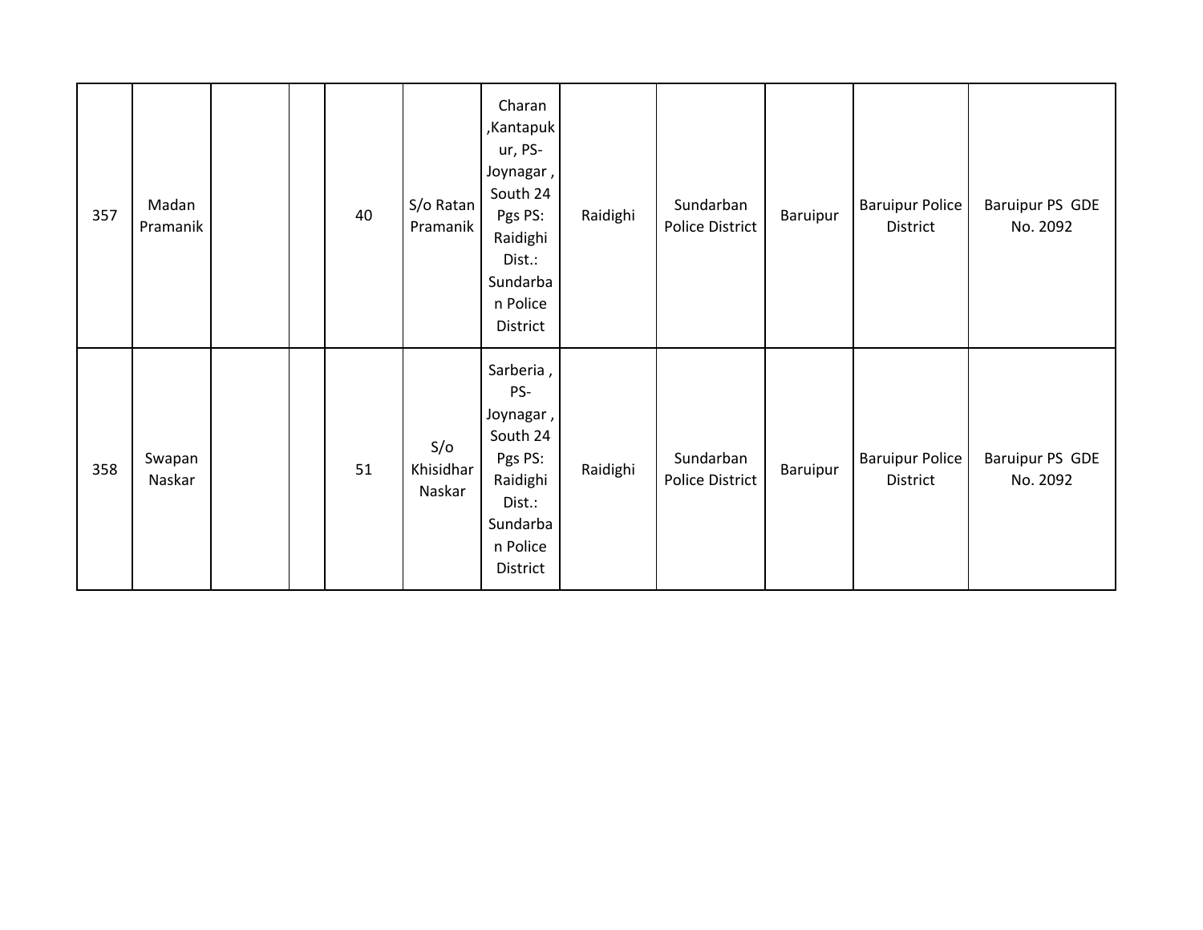| 357 | Madan Pramanik | | | 40 | S/o Ratan Pramanik | Charan ,Kantapukur, PS-Joynagar , South 24 Pgs PS: Raidighi Dist.: Sundarban Police District | Raidighi | Sundarban Police District | Baruipur | Baruipur Police District | Baruipur PS GDE No. 2092 |
|---|---|---|---|---|---|---|---|---|---|---|---|
| 358 | Swapan Naskar | | | 51 | S/o Khisidhar Naskar | Sarberia , PS-Joynagar , South 24 Pgs PS: Raidighi Dist.: Sundarban Police District | Raidighi | Sundarban Police District | Baruipur | Baruipur Police District | Baruipur PS GDE No. 2092 |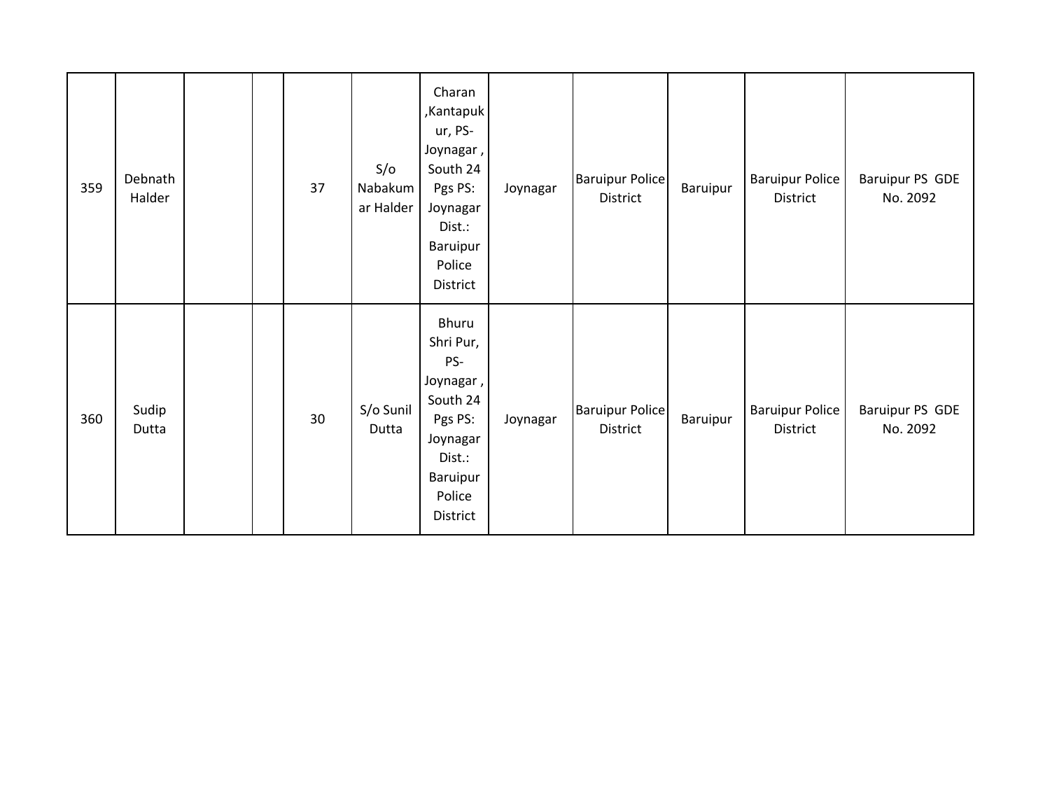| 359 | Debnath Halder | | | 37 | S/o Nabakumar Halder | Charan ,Kantapukur, PS- Joynagar , South 24 Pgs PS: Joynagar Dist.: Baruipur Police District | Joynagar | Baruipur Police District | Baruipur | Baruipur Police District | Baruipur PS GDE No. 2092 |
|---|---|---|---|---|---|---|---|---|---|---|---|
| 360 | Sudip Dutta | | | 30 | S/o Sunil Dutta | Bhuru Shri Pur, PS- Joynagar , South 24 Pgs PS: Joynagar Dist.: Baruipur Police District | Joynagar | Baruipur Police District | Baruipur | Baruipur Police District | Baruipur PS GDE No. 2092 |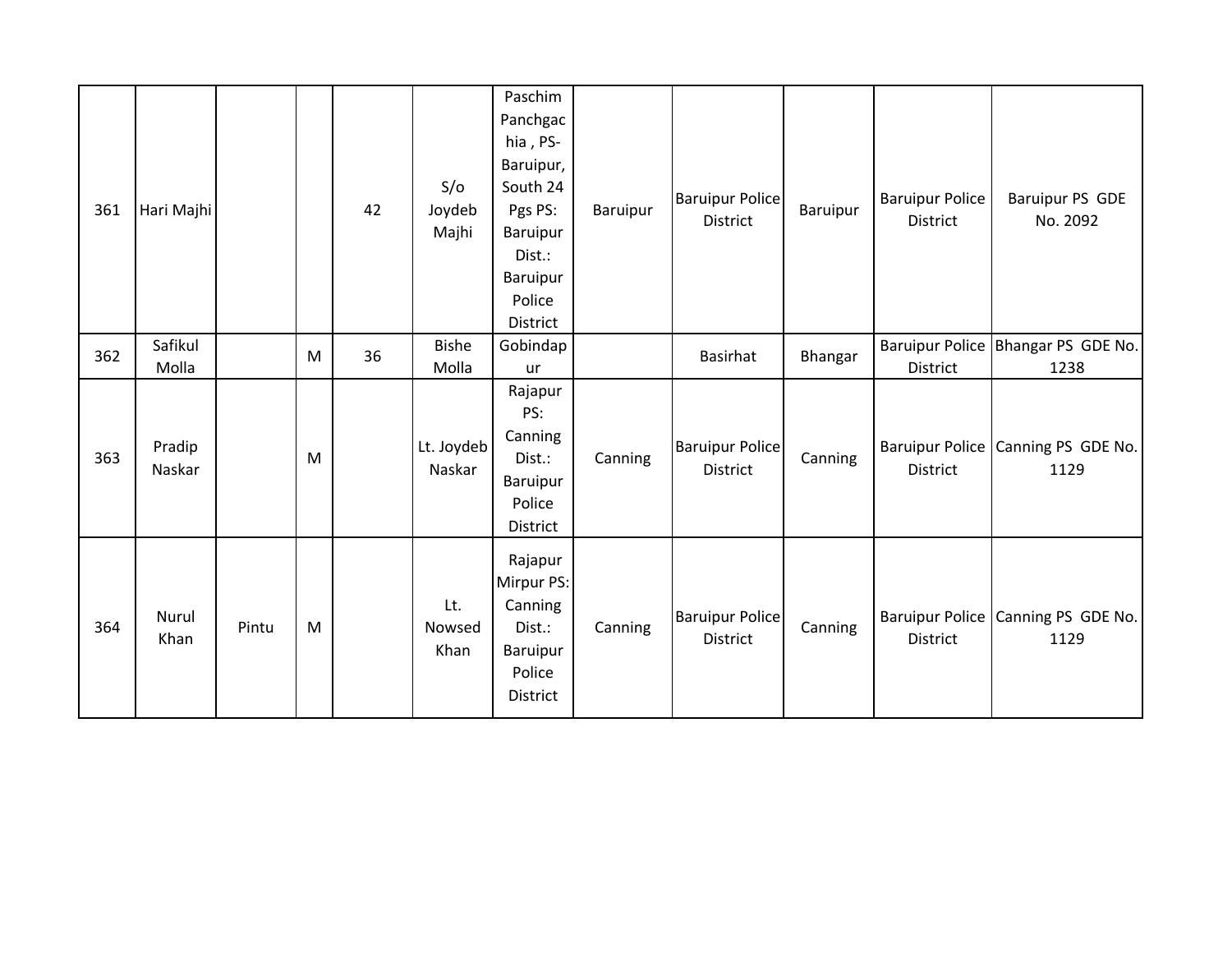| | | | | | | | | | | | |
|---|---|---|---|---|---|---|---|---|---|---|---|
| 361 | Hari Majhi | | | 42 | S/o Joydeb Majhi | Paschim Panchgachia , PS- Baruipur, South 24 Pgs PS: Baruipur Dist.: Baruipur Police District | Baruipur | Baruipur Police District | Baruipur | Baruipur Police District | Baruipur PS GDE No. 2092 |
| 362 | Safikul Molla | | M | 36 | Bishe Molla | Gobindapur | | Basirhat | Bhangar | Baruipur Police District | Bhangar PS GDE No. 1238 |
| 363 | Pradip Naskar | | M | | Lt. Joydeb Naskar | Rajapur PS: Canning Dist.: Baruipur Police District | Canning | Baruipur Police District | Canning | Baruipur Police District | Canning PS GDE No. 1129 |
| 364 | Nurul Khan | Pintu | M | | Lt. Nowsed Khan | Rajapur Mirpur PS: Canning Dist.: Baruipur Police District | Canning | Baruipur Police District | Canning | Baruipur Police District | Canning PS GDE No. 1129 |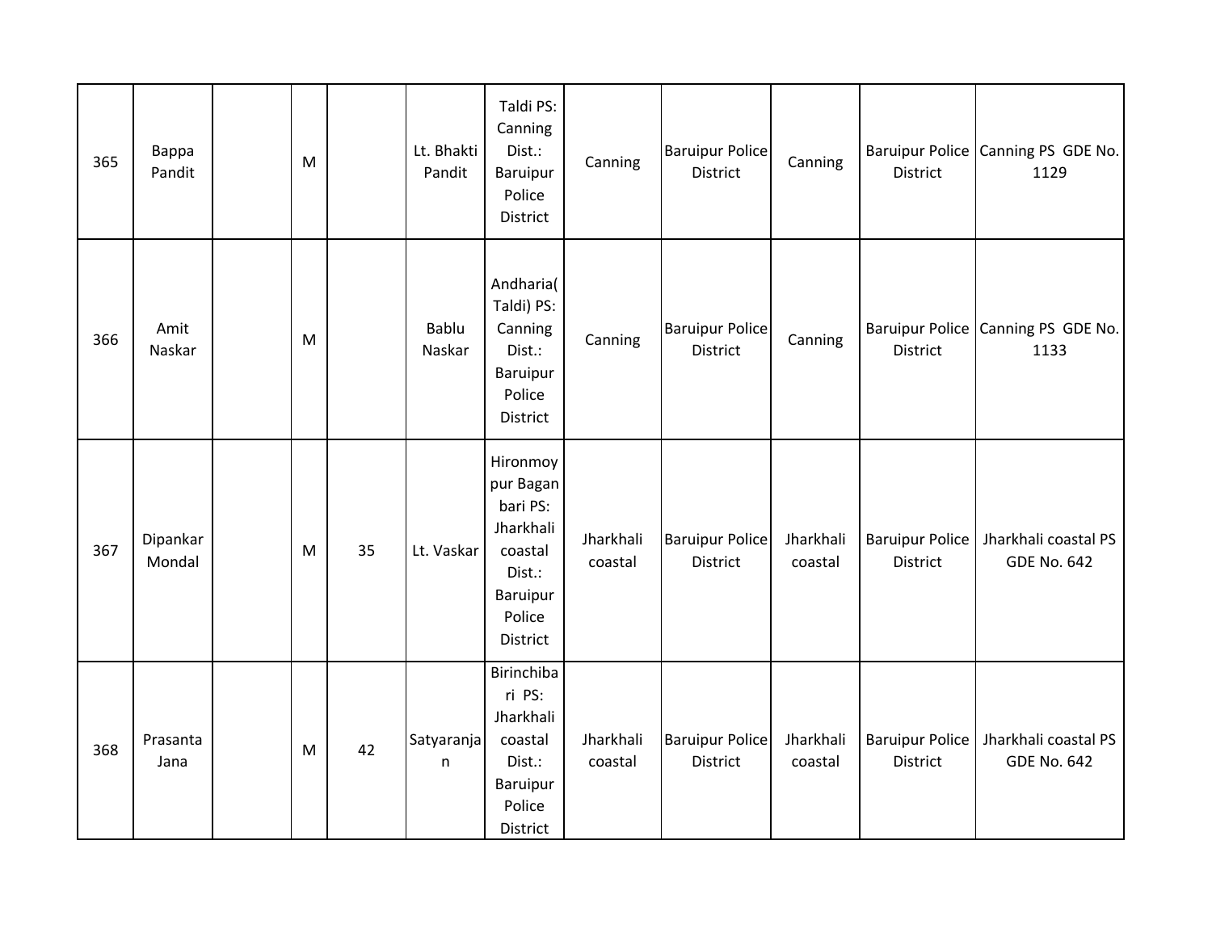| | | | | | | | | | | | |
|---|---|---|---|---|---|---|---|---|---|---|---|
| 365 | Bappa Pandit | | M | | Lt. Bhakti Pandit | Taldi PS: Canning Dist.: Baruipur Police District | Canning | Baruipur Police District | Canning | Baruipur Police District | Canning PS GDE No. 1129 |
| 366 | Amit Naskar | | M | | Bablu Naskar | Andharia( Taldi) PS: Canning Dist.: Baruipur Police District | Canning | Baruipur Police District | Canning | Baruipur Police District | Canning PS GDE No. 1133 |
| 367 | Dipankar Mondal | | M | 35 | Lt. Vaskar | Hironmoy pur Bagan bari PS: Jharkhali coastal Dist.: Baruipur Police District | Jharkhali coastal | Baruipur Police District | Jharkhali coastal | Baruipur Police District | Jharkhali coastal PS GDE No. 642 |
| 368 | Prasanta Jana | | M | 42 | Satyaranjan | Birinchibari PS: Jharkhali coastal Dist.: Baruipur Police District | Jharkhali coastal | Baruipur Police District | Jharkhali coastal | Baruipur Police District | Jharkhali coastal PS GDE No. 642 |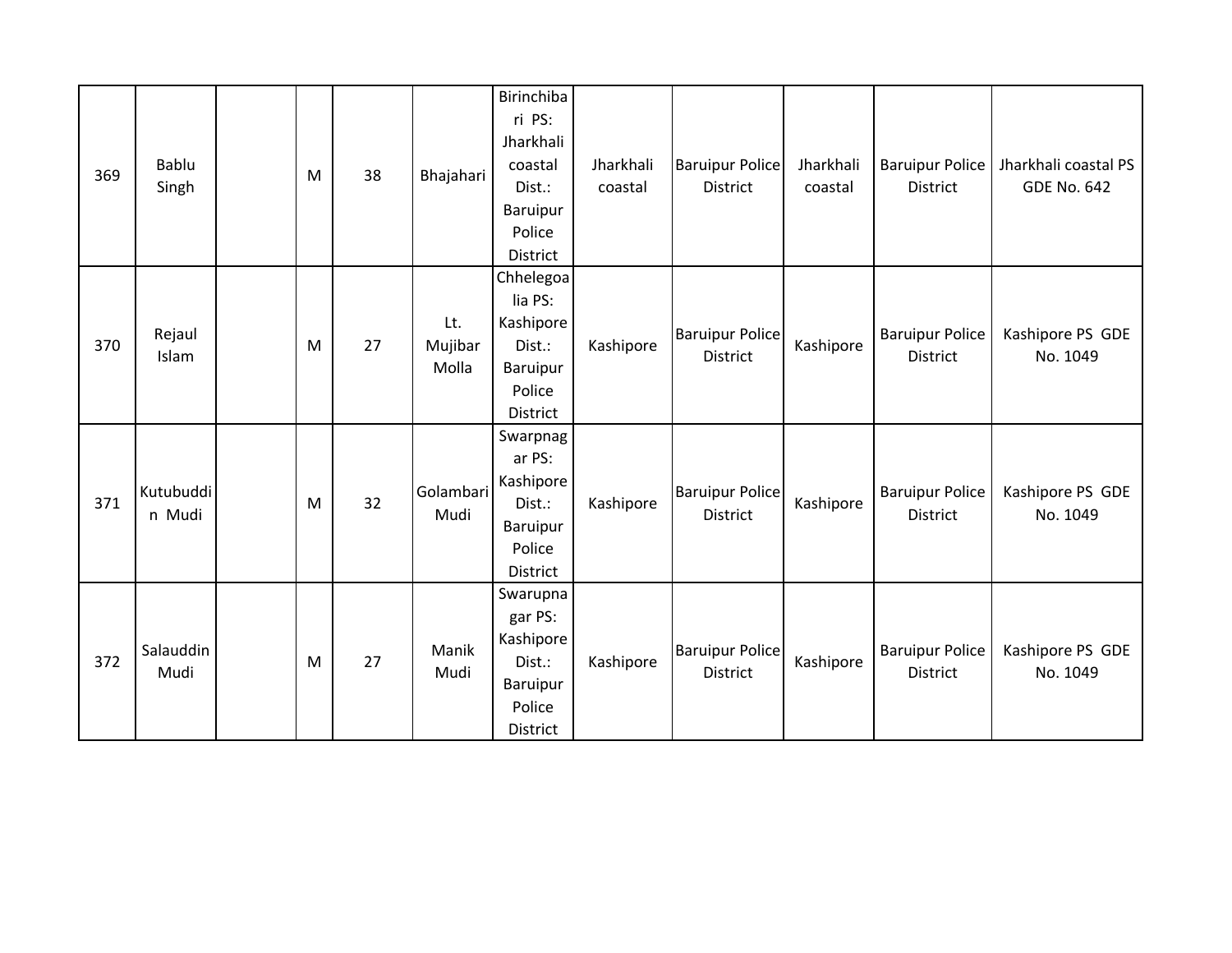| 369 | Bablu Singh | | M | 38 | Bhajahari | Birinchibari PS: Jharkhali coastal Dist.: Baruipur Police District | Jharkhali coastal | Baruipur Police District | Jharkhali coastal | Baruipur Police District | Jharkhali coastal PS GDE No. 642 |
|---|---|---|---|---|---|---|---|---|---|---|---|
| 370 | Rejaul Islam | | M | 27 | Lt. Mujibar Molla | Chhelegoalia PS: Kashipore Dist.: Baruipur Police District | Kashipore | Baruipur Police District | Kashipore | Baruipur Police District | Kashipore PS GDE No. 1049 |
| 371 | Kutubuddin Mudi | | M | 32 | Golambari Mudi | Swarpnagar PS: Kashipore Dist.: Baruipur Police District | Kashipore | Baruipur Police District | Kashipore | Baruipur Police District | Kashipore PS GDE No. 1049 |
| 372 | Salauddin Mudi | | M | 27 | Manik Mudi | Swarupnagar PS: Kashipore Dist.: Baruipur Police District | Kashipore | Baruipur Police District | Kashipore | Baruipur Police District | Kashipore PS GDE No. 1049 |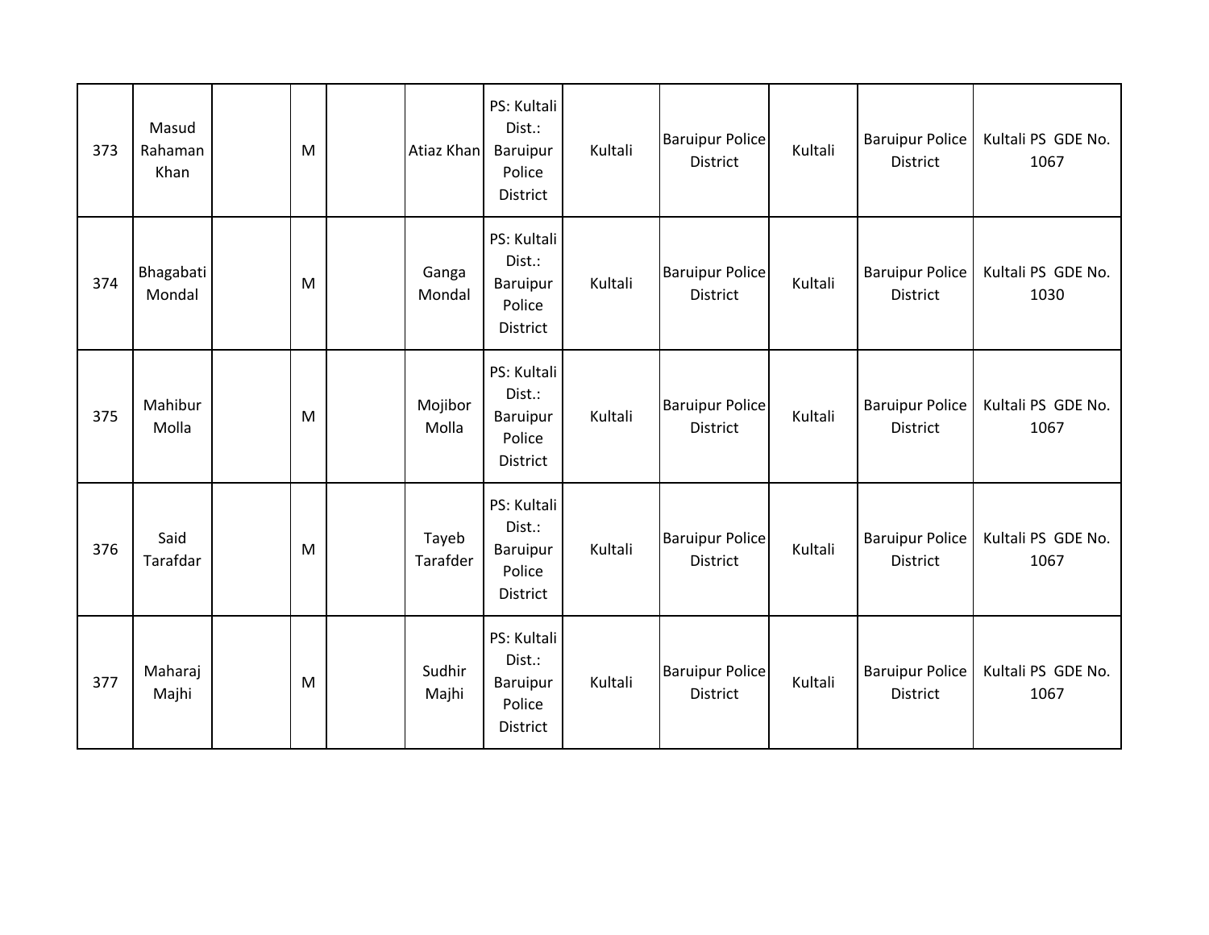| 373 | Masud Rahaman Khan | | M | | Atiaz Khan | PS: Kultali Dist.: Baruipur Police District | Kultali | Baruipur Police District | Kultali | Baruipur Police District | Kultali PS GDE No. 1067 |
|---|---|---|---|---|---|---|---|---|---|---|---|
| 374 | Bhagabati Mondal | | M | | Ganga Mondal | PS: Kultali Dist.: Baruipur Police District | Kultali | Baruipur Police District | Kultali | Baruipur Police District | Kultali PS GDE No. 1030 |
| 375 | Mahibur Molla | | M | | Mojibor Molla | PS: Kultali Dist.: Baruipur Police District | Kultali | Baruipur Police District | Kultali | Baruipur Police District | Kultali PS GDE No. 1067 |
| 376 | Said Tarafdar | | M | | Tayeb Tarafder | PS: Kultali Dist.: Baruipur Police District | Kultali | Baruipur Police District | Kultali | Baruipur Police District | Kultali PS GDE No. 1067 |
| 377 | Maharaj Majhi | | M | | Sudhir Majhi | PS: Kultali Dist.: Baruipur Police District | Kultali | Baruipur Police District | Kultali | Baruipur Police District | Kultali PS GDE No. 1067 |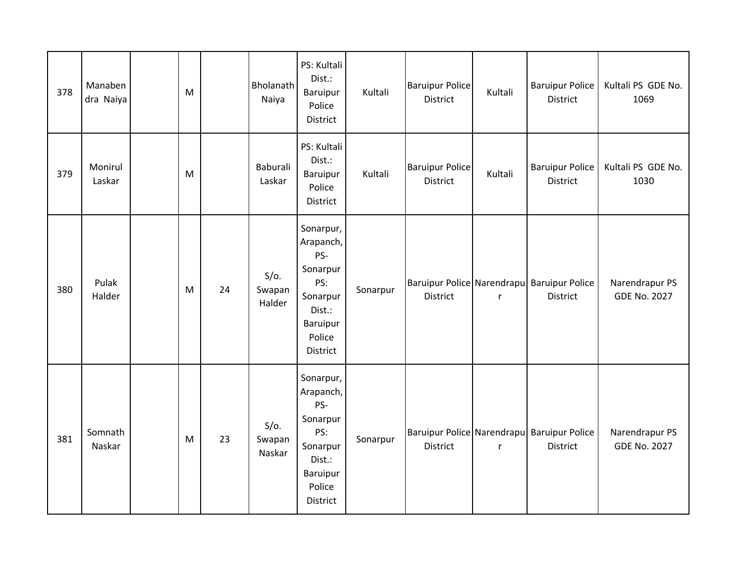| | | | | | | | | | | | |
|---|---|---|---|---|---|---|---|---|---|---|---|
| 378 | Manabendra Naiya | | M | | Bholanath Naiya | PS: Kultali Dist.: Baruipur Police District | Kultali | Baruipur Police District | Kultali | Baruipur Police District | Kultali PS GDE No. 1069 |
| 379 | Monirul Laskar | | M | | Baburali Laskar | PS: Kultali Dist.: Baruipur Police District | Kultali | Baruipur Police District | Kultali | Baruipur Police District | Kultali PS GDE No. 1030 |
| 380 | Pulak Halder | | M | 24 | S/o. Swapan Halder | Sonarpur, Arapanch, PS-Sonarpur PS: Sonarpur Dist.: Baruipur Police District | Sonarpur | Baruipur Police District | Narendrapur | Baruipur Police District | Narendrapur PS GDE No. 2027 |
| 381 | Somnath Naskar | | M | 23 | S/o. Swapan Naskar | Sonarpur, Arapanch, PS-Sonarpur PS: Sonarpur Dist.: Baruipur Police District | Sonarpur | Baruipur Police District | Narendrapur | Baruipur Police District | Narendrapur PS GDE No. 2027 |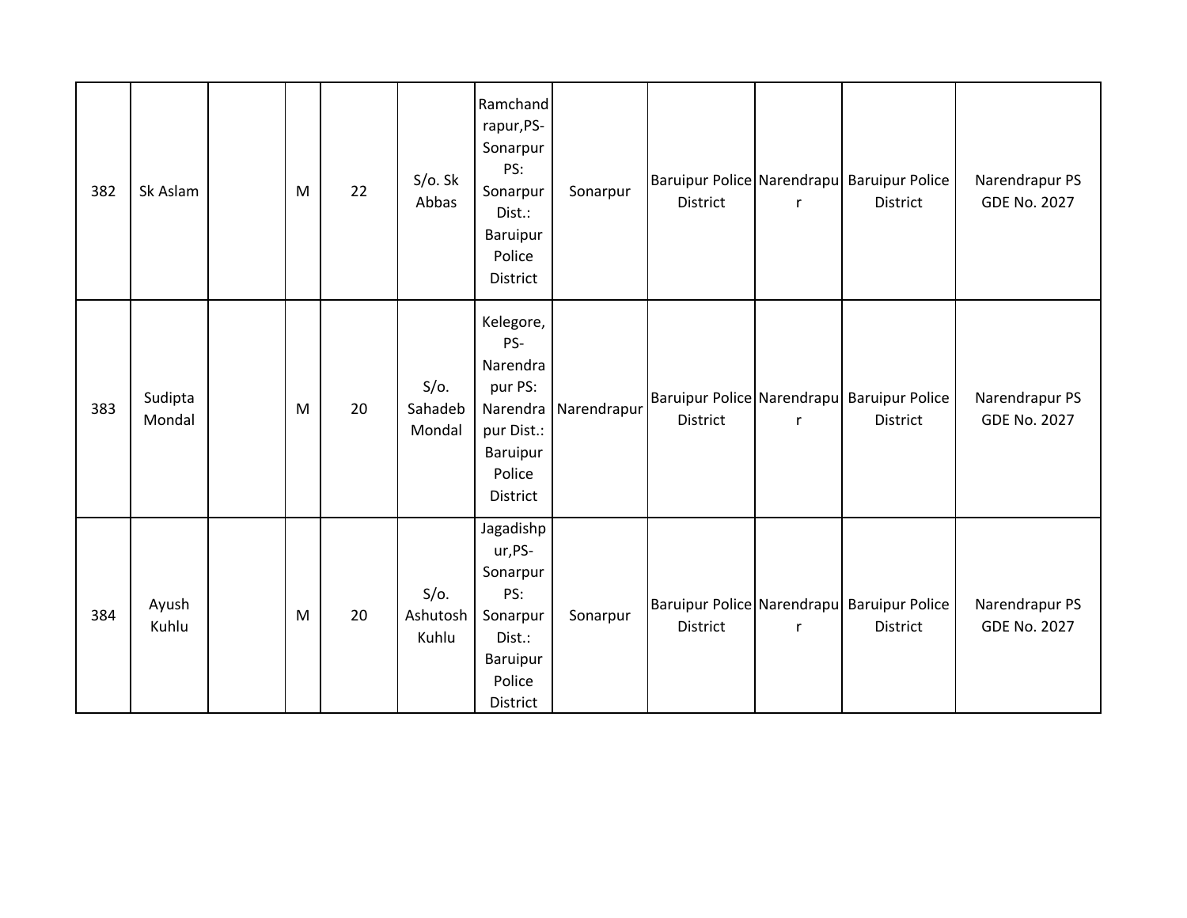| 382 | Sk Aslam | | M | 22 | S/o. Sk Abbas | Ramchandrapur,PS-Sonarpur PS: Sonarpur Dist.: Baruipur Police District | Sonarpur | Baruipur Police District | Narendrapur | Baruipur Police District | Narendrapur PS GDE No. 2027 |
|---|---|---|---|---|---|---|---|---|---|---|---|
| 383 | Sudipta Mondal | | M | 20 | S/o. Sahadeb Mondal | Kelegore, PS-Narendrapur PS: Narendrapur Dist.: Baruipur Police District | Narendrapur | Baruipur Police District | Narendrapur | Baruipur Police District | Narendrapur PS GDE No. 2027 |
| 384 | Ayush Kuhlu | | M | 20 | S/o. Ashutosh Kuhlu | Jagadishpur,PS-Sonarpur PS: Sonarpur Dist.: Baruipur Police District | Sonarpur | Baruipur Police District | Narendrapur | Baruipur Police District | Narendrapur PS GDE No. 2027 |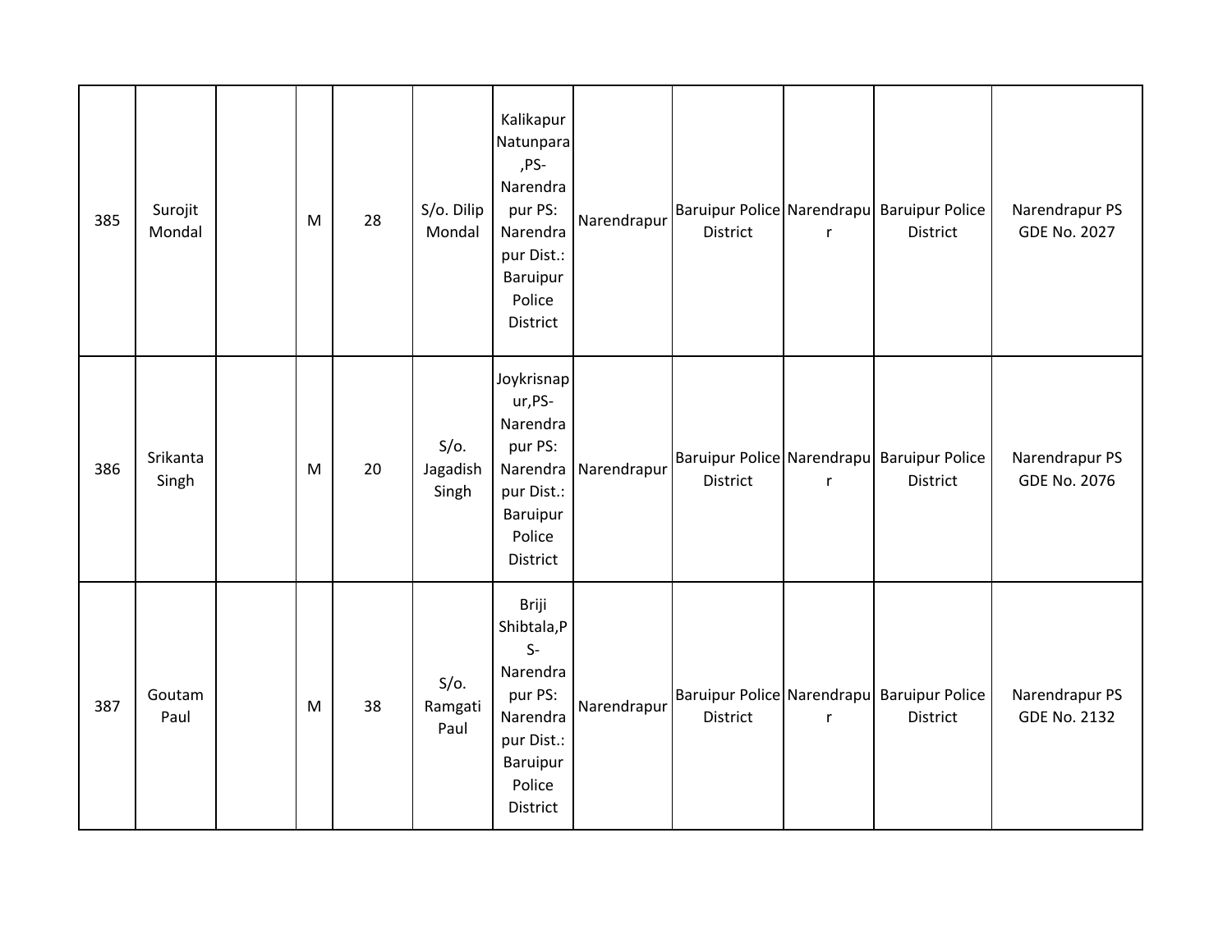| 385 | Surojit Mondal | | M | 28 | S/o. Dilip Mondal | Kalikapur Natunpara ,PS-Narendrapur PS: Narendrapur Dist.: Baruipur Police District | Narendrapur | Baruipur Police District | Narendrapur | Baruipur Police District | Narendrapur PS GDE No. 2027 |
|---|---|---|---|---|---|---|---|---|---|---|---|
| 386 | Srikanta Singh | | M | 20 | S/o. Jagadish Singh | Joykrisnapur,PS-Narendrapur PS: Narendrapur Dist.: Baruipur Police District | Narendrapur | Baruipur Police District | Narendrapur | Baruipur Police District | Narendrapur PS GDE No. 2076 |
| 387 | Goutam Paul | | M | 38 | S/o. Ramgati Paul | Briji Shibtala,PS-Narendrapur PS: Narendrapur Dist.: Baruipur Police District | Narendrapur | Baruipur Police District | Narendrapur | Baruipur Police District | Narendrapur PS GDE No. 2132 |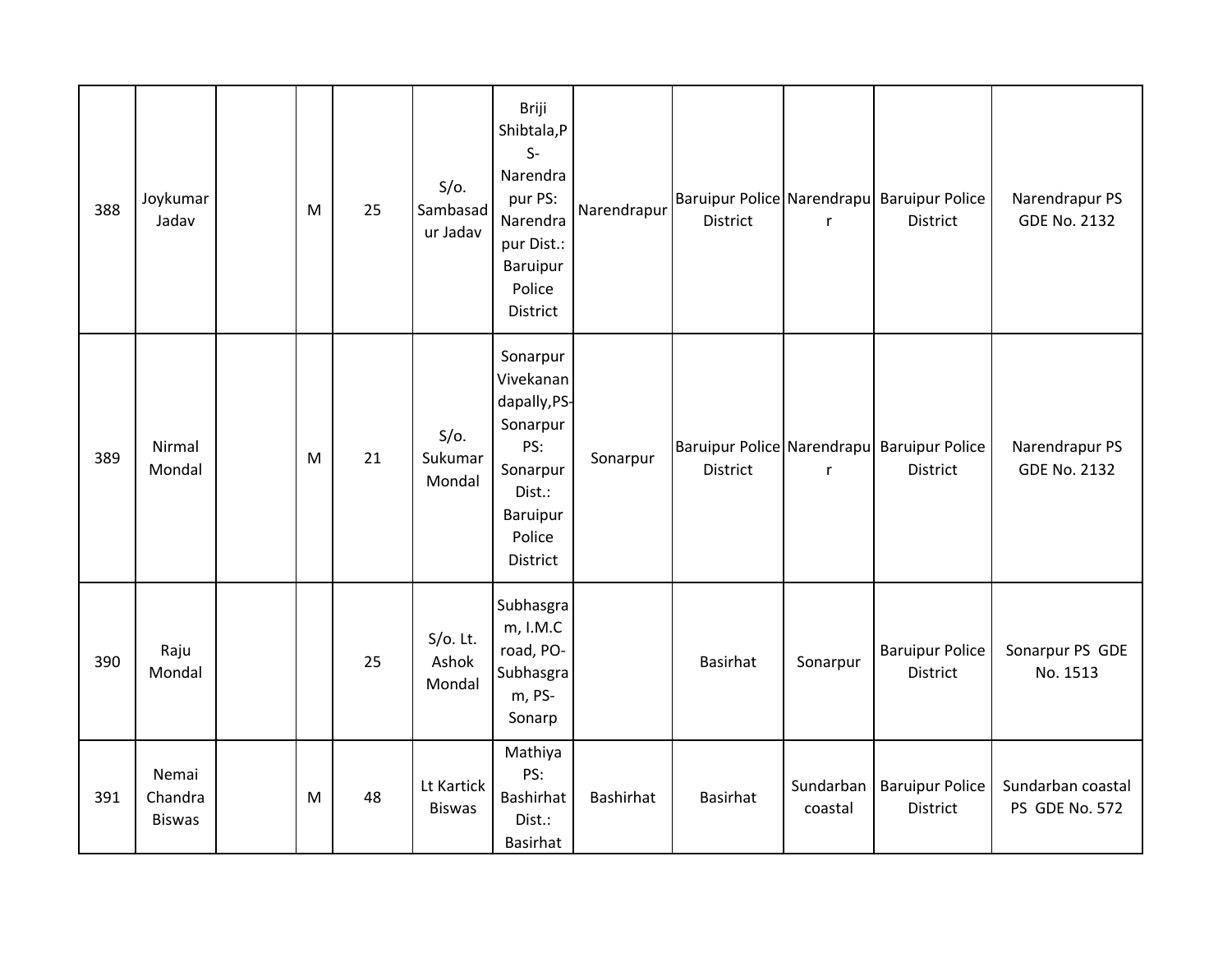| | | | | | | | | | | | |
|---|---|---|---|---|---|---|---|---|---|---|---|
| 388 | Joykumar Jadav | | M | 25 | S/o. Sambasadur Jadav | Briji Shibtala,PS-Narendrapur PS: Narendrapur Dist.: Baruipur Police District | Narendrapur | Baruipur Police District | Narendrapur | Baruipur Police District | Narendrapur PS GDE No. 2132 |
| 389 | Nirmal Mondal | | M | 21 | S/o. Sukumar Mondal | Sonarpur Vivekanandapally,PS-Sonarpur PS: Sonarpur Dist.: Baruipur Police District | Sonarpur | Baruipur Police District | Narendrapur | Baruipur Police District | Narendrapur PS GDE No. 2132 |
| 390 | Raju Mondal | | | 25 | S/o. Lt. Ashok Mondal | Subhasgram, I.M.C road, PO-Subhasgram, PS-Sonarp | | Basirhat | Sonarpur | Baruipur Police District | Sonarpur PS GDE No. 1513 |
| 391 | Nemai Chandra Biswas | | M | 48 | Lt Kartick Biswas | Mathiya PS: Bashirhat Dist.: Basirhat | Bashirhat | Basirhat | Sundarban coastal | Baruipur Police District | Sundarban coastal PS GDE No. 572 |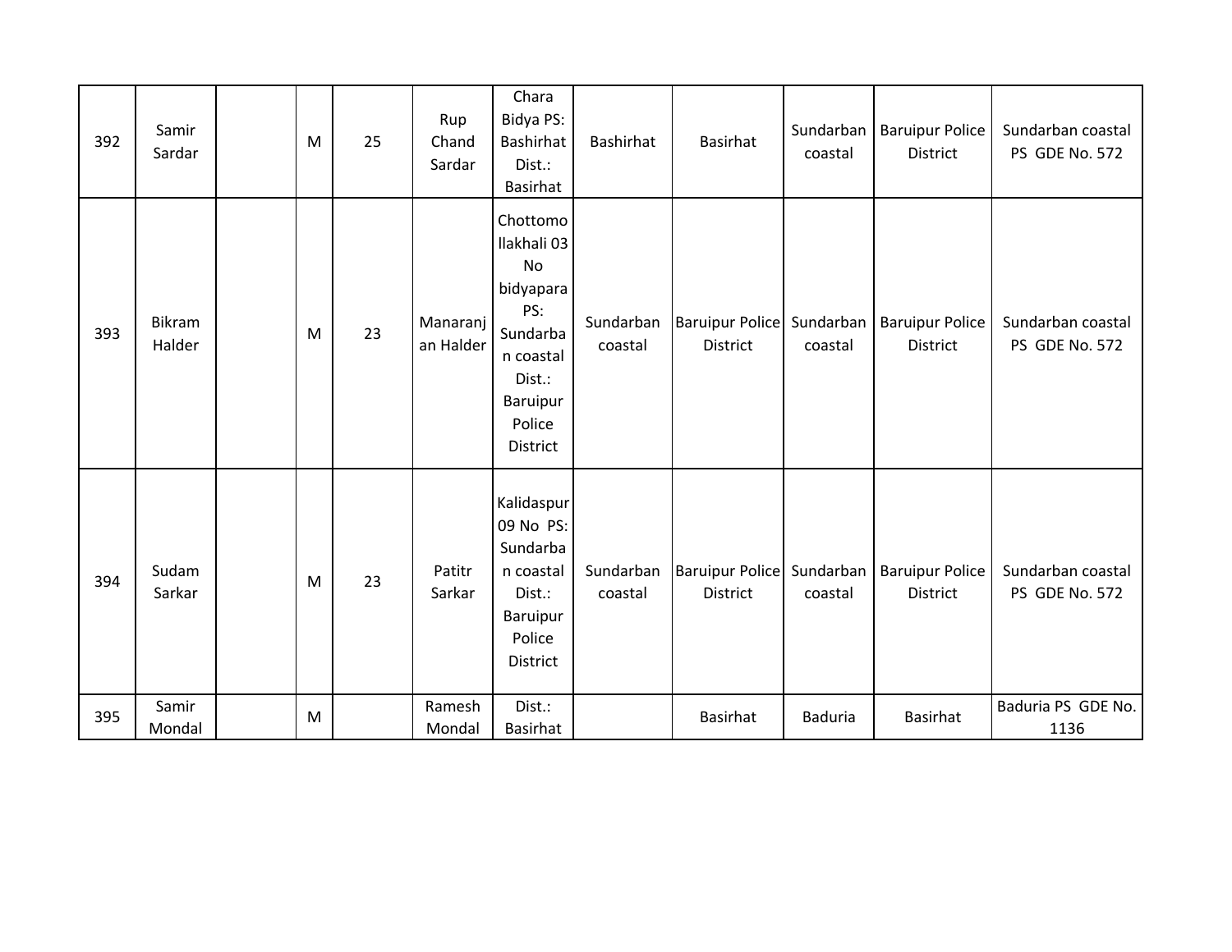| | | | | | | | | | | | |
|---|---|---|---|---|---|---|---|---|---|---|---|
| 392 | Samir Sardar | | M | 25 | Rup Chand Sardar | Chara Bidya PS: Bashirhat Dist.: Basirhat | Bashirhat | Basirhat | Sundarban coastal | Baruipur Police District | Sundarban coastal PS GDE No. 572 |
| 393 | Bikram Halder | | M | 23 | Manaranjan Halder | Chottomollakhali 03 No bidyapara PS: Sundarban coastal Dist.: Baruipur Police District | Sundarban coastal | Baruipur Police District | Sundarban coastal | Baruipur Police District | Sundarban coastal PS GDE No. 572 |
| 394 | Sudam Sarkar | | M | 23 | Patitr Sarkar | Kalidaspur 09 No PS: Sundarban coastal Dist.: Baruipur Police District | Sundarban coastal | Baruipur Police District | Sundarban coastal | Baruipur Police District | Sundarban coastal PS GDE No. 572 |
| 395 | Samir Mondal | | M | | Ramesh Mondal | Dist.: Basirhat | | Basirhat | Baduria | Basirhat | Baduria PS GDE No. 1136 |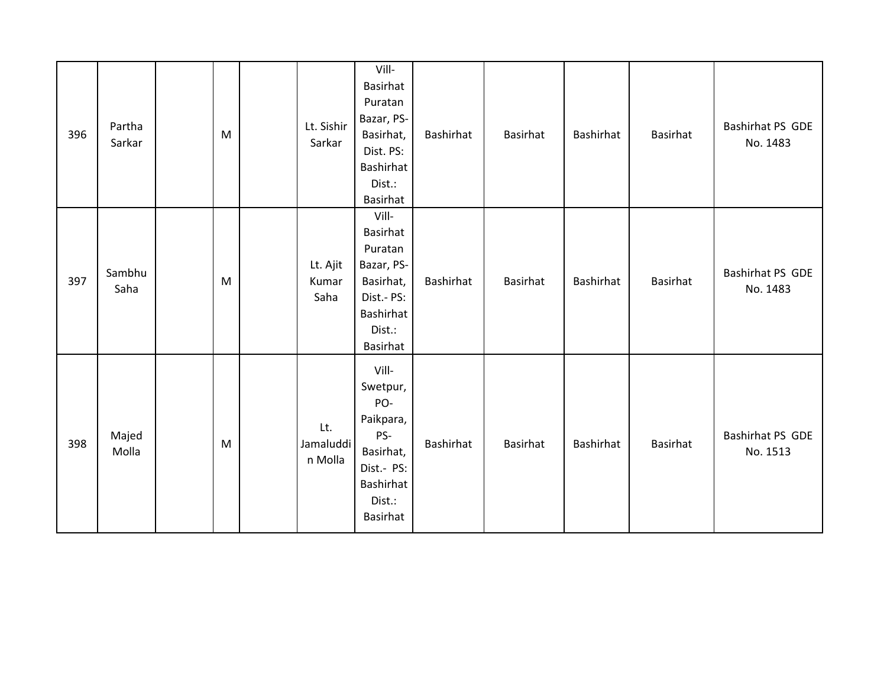| | | | | | | | | | | | |
|---|---|---|---|---|---|---|---|---|---|---|---|
| 396 | Partha Sarkar | | M | | Lt. Sishir Sarkar | Vill- Basirhat Puratan Bazar, PS- Basirhat, Dist. PS: Bashirhat Dist.: Basirhat | Bashirhat | Basirhat | Bashirhat | Basirhat | Bashirhat PS GDE No. 1483 |
| 397 | Sambhu Saha | | M | | Lt. Ajit Kumar Saha | Vill- Basirhat Puratan Bazar, PS- Basirhat, Dist.- PS: Bashirhat Dist.: Basirhat | Bashirhat | Basirhat | Bashirhat | Basirhat | Bashirhat PS GDE No. 1483 |
| 398 | Majed Molla | | M | | Lt. Jamaluddin Molla | Vill- Swetpur, PO- Paikpara, PS- Basirhat, Dist.- PS: Bashirhat Dist.: Basirhat | Bashirhat | Basirhat | Bashirhat | Basirhat | Bashirhat PS GDE No. 1513 |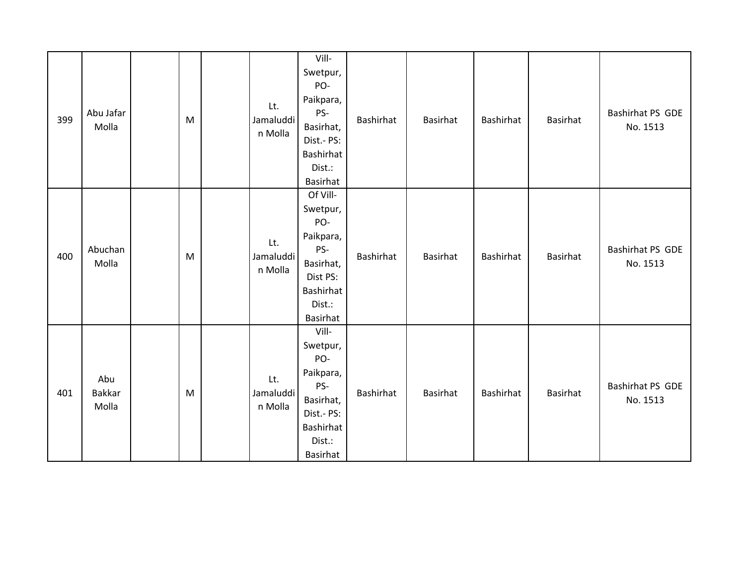| | | | | | | | | | | | |
|---|---|---|---|---|---|---|---|---|---|---|---|
| 399 | Abu Jafar Molla | | M | | Lt. Jamaluddin Molla | Vill- Swetpur, PO- Paikpara, PS- Basirhat, Dist.- PS: Bashirhat Dist.: Basirhat | Bashirhat | Basirhat | Bashirhat | Basirhat | Bashirhat PS GDE No. 1513 |
| 400 | Abuchan Molla | | M | | Lt. Jamaluddin Molla | Of Vill- Swetpur, PO- Paikpara, PS- Basirhat, Dist PS: Bashirhat Dist.: Basirhat | Bashirhat | Basirhat | Bashirhat | Basirhat | Bashirhat PS GDE No. 1513 |
| 401 | Abu Bakkar Molla | | M | | Lt. Jamaluddin Molla | Vill- Swetpur, PO- Paikpara, PS- Basirhat, Dist.- PS: Bashirhat Dist.: Basirhat | Bashirhat | Basirhat | Bashirhat | Basirhat | Bashirhat PS GDE No. 1513 |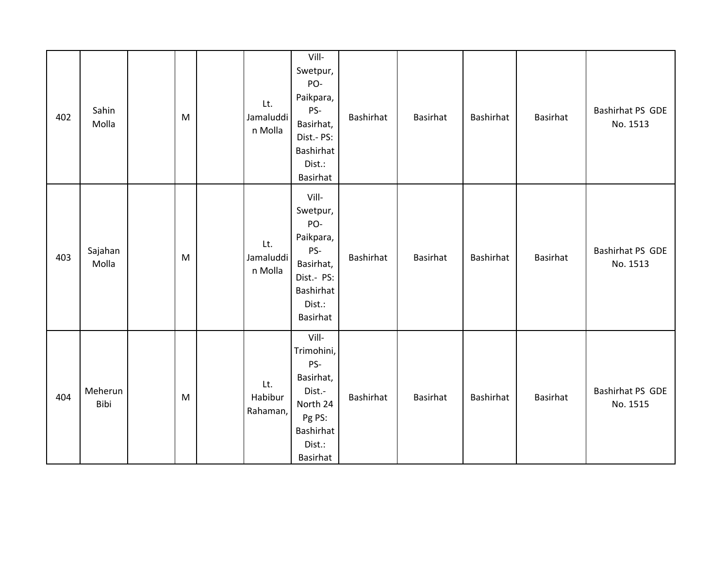|  |  |  |  |  |  |  |  |  |  |  |  |
|---|---|---|---|---|---|---|---|---|---|---|---|
| 402 | Sahin Molla |  | M |  | Lt. Jamaluddin Molla | Vill-Swetpur, PO-Paikpara, PS-Basirhat, Dist.- PS: Bashirhat Dist.: Basirhat | Bashirhat | Basirhat | Bashirhat | Basirhat | Bashirhat PS GDE No. 1513 |
| 403 | Sajahan Molla |  | M |  | Lt. Jamaluddin Molla | Vill-Swetpur, PO-Paikpara, PS-Basirhat, Dist.- PS: Bashirhat Dist.: Basirhat | Bashirhat | Basirhat | Bashirhat | Basirhat | Bashirhat PS GDE No. 1513 |
| 404 | Meherun Bibi |  | M |  | Lt. Habibur Rahaman, | Vill-Trimohini, PS-Basirhat, Dist.- North 24 Pg PS: Bashirhat Dist.: Basirhat | Bashirhat | Basirhat | Bashirhat | Basirhat | Bashirhat PS GDE No. 1515 |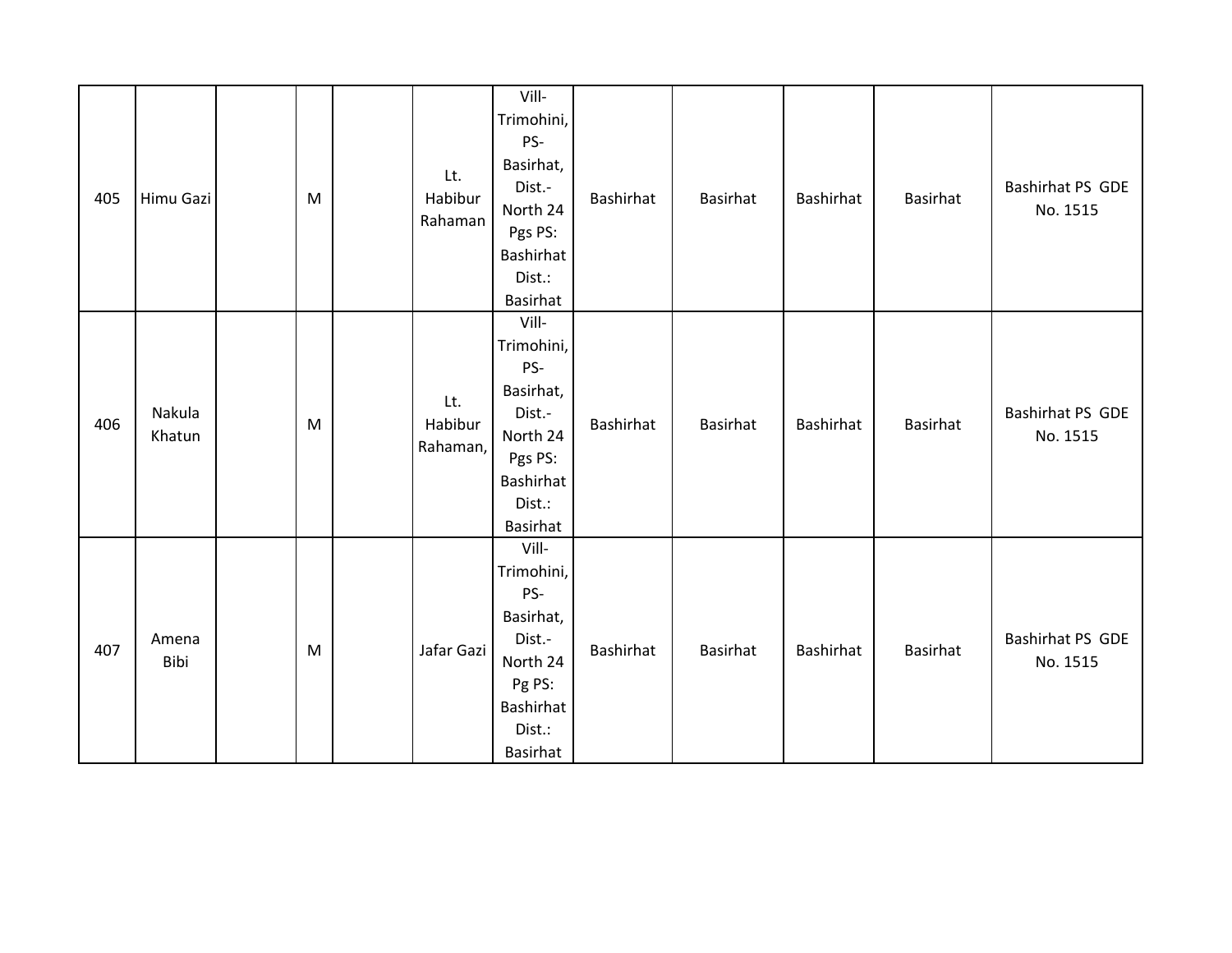| | | | | | | | | | | | |
|---|---|---|---|---|---|---|---|---|---|---|---|
| 405 | Himu Gazi | | M | | Lt. Habibur Rahaman | Vill- Trimohini, PS- Basirhat, Dist.- North 24 Pgs PS: Bashirhat Dist.: Basirhat | Bashirhat | Basirhat | Bashirhat | Basirhat | Bashirhat PS GDE No. 1515 |
| 406 | Nakula Khatun | | M | | Lt. Habibur Rahaman, | Vill- Trimohini, PS- Basirhat, Dist.- North 24 Pgs PS: Bashirhat Dist.: Basirhat | Bashirhat | Basirhat | Bashirhat | Basirhat | Bashirhat PS GDE No. 1515 |
| 407 | Amena Bibi | | M | | Jafar Gazi | Vill- Trimohini, PS- Basirhat, Dist.- North 24 Pg PS: Bashirhat Dist.: Basirhat | Bashirhat | Basirhat | Bashirhat | Basirhat | Bashirhat PS GDE No. 1515 |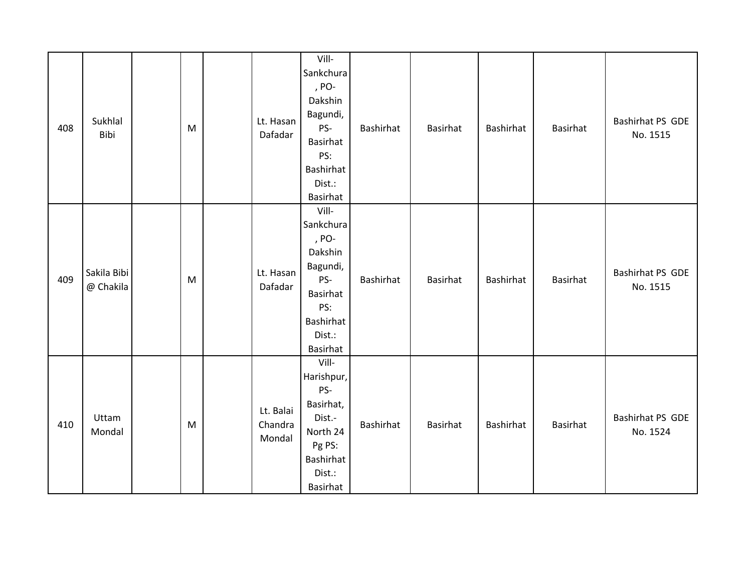| | | | | | | | | | | | |
|---|---|---|---|---|---|---|---|---|---|---|---|
| 408 | Sukhlal Bibi | | M | | Lt. Hasan Dafadar | Vill-Sankchura, PO-Dakshin Bagundi, PS-Basirhat PS: Bashirhat Dist.: Basirhat | Bashirhat | Basirhat | Bashirhat | Basirhat | Bashirhat PS GDE No. 1515 |
| 409 | Sakila Bibi @ Chakila | | M | | Lt. Hasan Dafadar | Vill-Sankchura, PO-Dakshin Bagundi, PS-Basirhat PS: Bashirhat Dist.: Basirhat | Bashirhat | Basirhat | Bashirhat | Basirhat | Bashirhat PS GDE No. 1515 |
| 410 | Uttam Mondal | | M | | Lt. Balai Chandra Mondal | Vill-Harishpur, PS-Basirhat, Dist.-North 24 Pg PS: Bashirhat Dist.: Basirhat | Bashirhat | Basirhat | Bashirhat | Basirhat | Bashirhat PS GDE No. 1524 |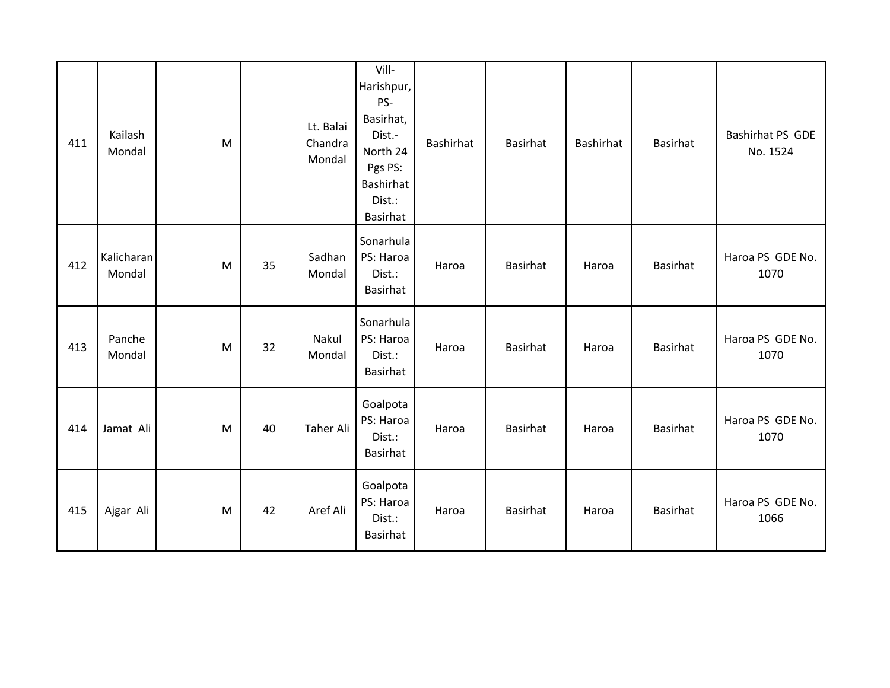| | | | | | | | | | | | |
|---|---|---|---|---|---|---|---|---|---|---|---|
| 411 | Kailash Mondal | | M | | Lt. Balai Chandra Mondal | Vill-Harishpur, PS-Basirhat, Dist.-North 24 Pgs PS: Bashirhat Dist.: Basirhat | Bashirhat | Basirhat | Bashirhat | Basirhat | Bashirhat PS GDE No. 1524 |
| 412 | Kalicharan Mondal | | M | 35 | Sadhan Mondal | Sonarhula PS: Haroa Dist.: Basirhat | Haroa | Basirhat | Haroa | Basirhat | Haroa PS GDE No. 1070 |
| 413 | Panche Mondal | | M | 32 | Nakul Mondal | Sonarhula PS: Haroa Dist.: Basirhat | Haroa | Basirhat | Haroa | Basirhat | Haroa PS GDE No. 1070 |
| 414 | Jamat Ali | | M | 40 | Taher Ali | Goalpota PS: Haroa Dist.: Basirhat | Haroa | Basirhat | Haroa | Basirhat | Haroa PS GDE No. 1070 |
| 415 | Ajgar Ali | | M | 42 | Aref Ali | Goalpota PS: Haroa Dist.: Basirhat | Haroa | Basirhat | Haroa | Basirhat | Haroa PS GDE No. 1066 |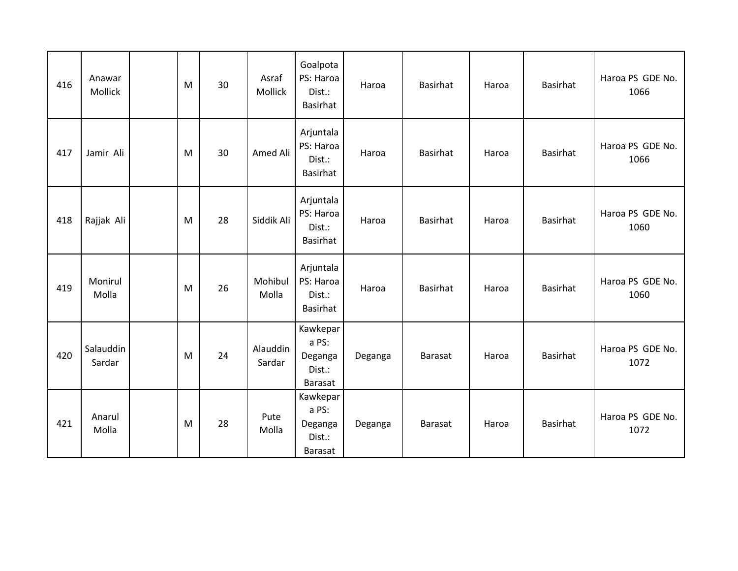| | | | | | | | | | | | |
|---|---|---|---|---|---|---|---|---|---|---|---|
| 416 | Anawar Mollick | | M | 30 | Asraf Mollick | Goalpota PS: Haroa Dist.: Basirhat | Haroa | Basirhat | Haroa | Basirhat | Haroa PS GDE No. 1066 |
| 417 | Jamir Ali | | M | 30 | Amed Ali | Arjuntala PS: Haroa Dist.: Basirhat | Haroa | Basirhat | Haroa | Basirhat | Haroa PS GDE No. 1066 |
| 418 | Rajjak Ali | | M | 28 | Siddik Ali | Arjuntala PS: Haroa Dist.: Basirhat | Haroa | Basirhat | Haroa | Basirhat | Haroa PS GDE No. 1060 |
| 419 | Monirul Molla | | M | 26 | Mohibul Molla | Arjuntala PS: Haroa Dist.: Basirhat | Haroa | Basirhat | Haroa | Basirhat | Haroa PS GDE No. 1060 |
| 420 | Salauddin Sardar | | M | 24 | Alauddin Sardar | Kawkepara PS: Deganga Dist.: Barasat | Deganga | Barasat | Haroa | Basirhat | Haroa PS GDE No. 1072 |
| 421 | Anarul Molla | | M | 28 | Pute Molla | Kawkepara PS: Deganga Dist.: Barasat | Deganga | Barasat | Haroa | Basirhat | Haroa PS GDE No. 1072 |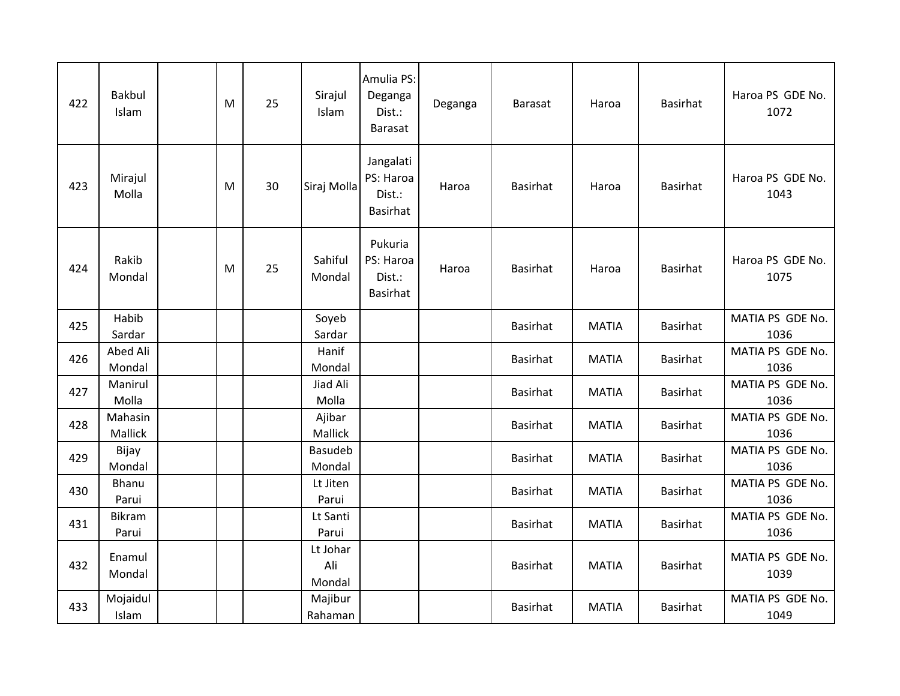| | | | | | | | | | | | |
|---|---|---|---|---|---|---|---|---|---|---|---|
| 422 | Bakbul Islam | | M | 25 | Sirajul Islam | Amulia PS: Deganga Dist.: Barasat | Deganga | Barasat | Haroa | Basirhat | Haroa PS GDE No. 1072 |
| 423 | Mirajul Molla | | M | 30 | Siraj Molla | Jangalati PS: Haroa Dist.: Basirhat | Haroa | Basirhat | Haroa | Basirhat | Haroa PS GDE No. 1043 |
| 424 | Rakib Mondal | | M | 25 | Sahiful Mondal | Pukuria PS: Haroa Dist.: Basirhat | Haroa | Basirhat | Haroa | Basirhat | Haroa PS GDE No. 1075 |
| 425 | Habib Sardar | | | | Soyeb Sardar | | | Basirhat | MATIA | Basirhat | MATIA PS GDE No. 1036 |
| 426 | Abed Ali Mondal | | | | Hanif Mondal | | | Basirhat | MATIA | Basirhat | MATIA PS GDE No. 1036 |
| 427 | Manirul Molla | | | | Jiad Ali Molla | | | Basirhat | MATIA | Basirhat | MATIA PS GDE No. 1036 |
| 428 | Mahasin Mallick | | | | Ajibar Mallick | | | Basirhat | MATIA | Basirhat | MATIA PS GDE No. 1036 |
| 429 | Bijay Mondal | | | | Basudeb Mondal | | | Basirhat | MATIA | Basirhat | MATIA PS GDE No. 1036 |
| 430 | Bhanu Parui | | | | Lt Jiten Parui | | | Basirhat | MATIA | Basirhat | MATIA PS GDE No. 1036 |
| 431 | Bikram Parui | | | | Lt Santi Parui | | | Basirhat | MATIA | Basirhat | MATIA PS GDE No. 1036 |
| 432 | Enamul Mondal | | | | Lt Johar Ali Mondal | | | Basirhat | MATIA | Basirhat | MATIA PS GDE No. 1039 |
| 433 | Mojaidul Islam | | | | Majibur Rahaman | | | Basirhat | MATIA | Basirhat | MATIA PS GDE No. 1049 |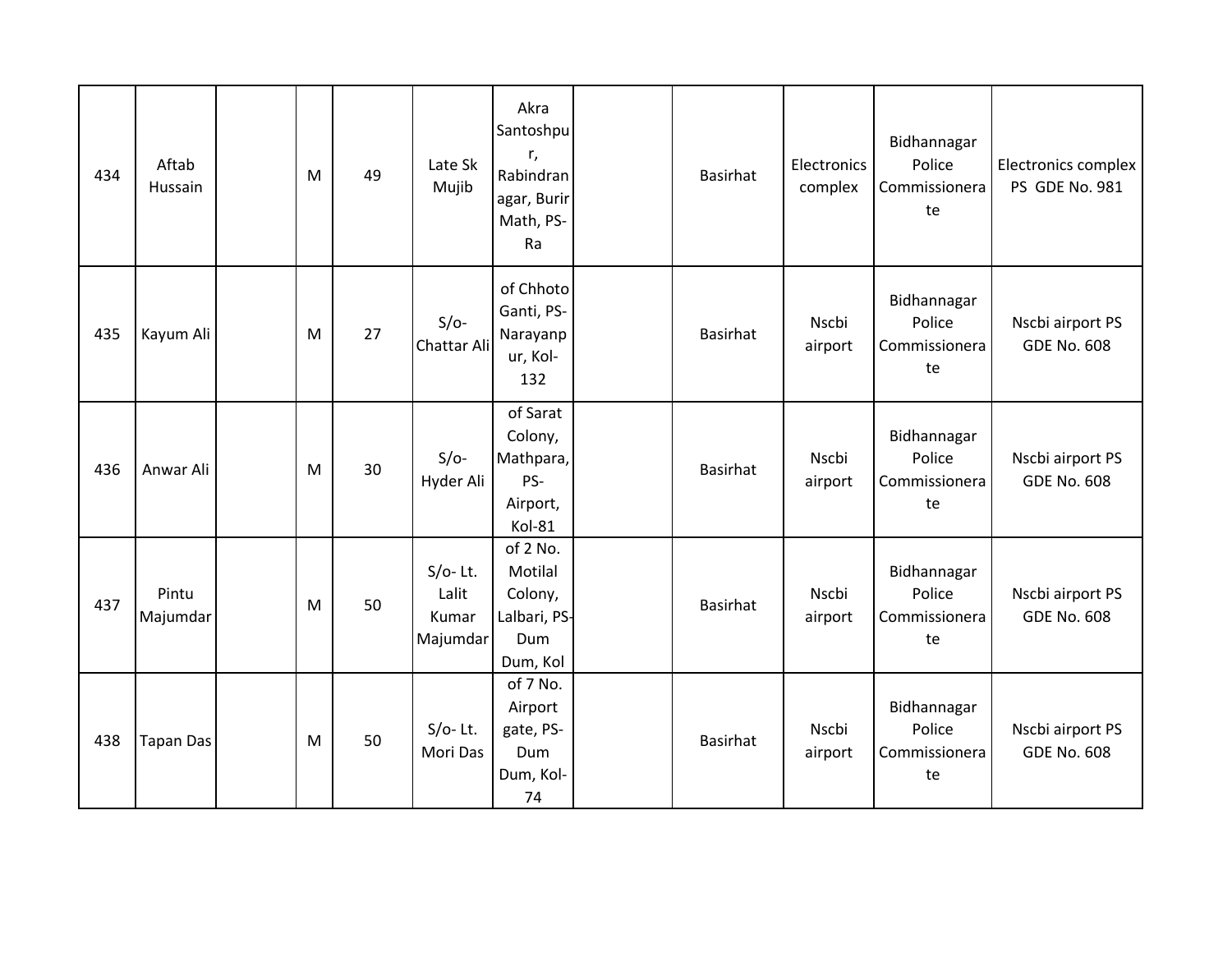| | | | | | | | | | | | |
|---|---|---|---|---|---|---|---|---|---|---|---|
| 434 | Aftab Hussain | | M | 49 | Late Sk Mujib | Akra Santoshpur, Rabindranagar, Burir Math, PS-Ra | | Basirhat | Electronics complex | Bidhannagar Police Commissionerate | Electronics complex PS GDE No. 981 |
| 435 | Kayum Ali | | M | 27 | S/o- Chattar Ali | of Chhoto Ganti, PS-Narayanpur, Kol-132 | | Basirhat | Nscbi airport | Bidhannagar Police Commissionerate | Nscbi airport PS GDE No. 608 |
| 436 | Anwar Ali | | M | 30 | S/o- Hyder Ali | of Sarat Colony, Mathpara, PS-Airport, Kol-81 | | Basirhat | Nscbi airport | Bidhannagar Police Commissionerate | Nscbi airport PS GDE No. 608 |
| 437 | Pintu Majumdar | | M | 50 | S/o- Lt. Lalit Kumar Majumdar | of 2 No. Motilal Colony, Lalbari, PS-Dum Dum, Kol | | Basirhat | Nscbi airport | Bidhannagar Police Commissionerate | Nscbi airport PS GDE No. 608 |
| 438 | Tapan Das | | M | 50 | S/o- Lt. Mori Das | of 7 No. Airport gate, PS-Dum Dum, Kol-74 | | Basirhat | Nscbi airport | Bidhannagar Police Commissionerate | Nscbi airport PS GDE No. 608 |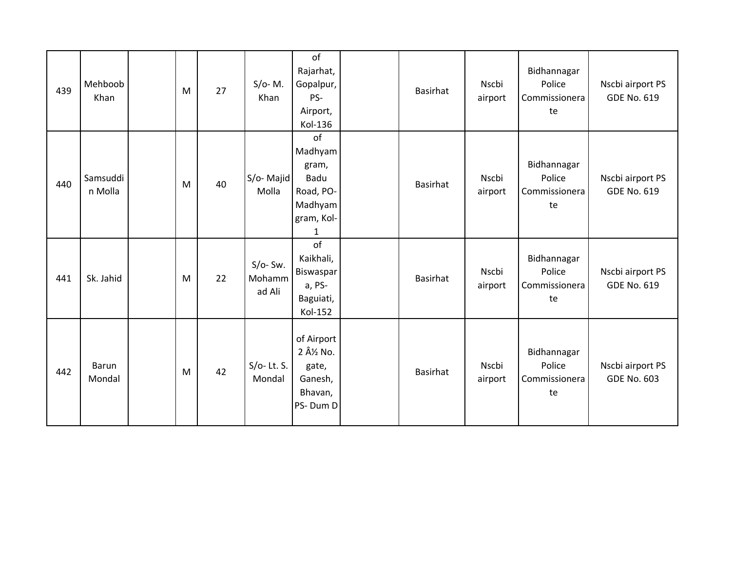| 439 | Mehboob Khan | | M | 27 | S/o- M. Khan | of Rajarhat, Gopalpur, PS- Airport, Kol-136 | | Basirhat | Nscbi airport | Bidhannagar Police Commissionerate | Nscbi airport PS GDE No. 619 |
|---|---|---|---|---|---|---|---|---|---|---|---|
| 440 | Samsuddin Molla | | M | 40 | S/o- Majid Molla | of Madhyamgram, Badu Road, PO- Madhyamgram, Kol-1 | | Basirhat | Nscbi airport | Bidhannagar Police Commissionerate | Nscbi airport PS GDE No. 619 |
| 441 | Sk. Jahid | | M | 22 | S/o- Sw. Mohammad Ali | of Kaikhali, Biswaspara, PS- Baguiati, Kol-152 | | Basirhat | Nscbi airport | Bidhannagar Police Commissionerate | Nscbi airport PS GDE No. 619 |
| 442 | Barun Mondal | | M | 42 | S/o- Lt. S. Mondal | of Airport 2 Â½ No. gate, Ganesh, Bhavan, PS- Dum D | | Basirhat | Nscbi airport | Bidhannagar Police Commissionerate | Nscbi airport PS GDE No. 603 |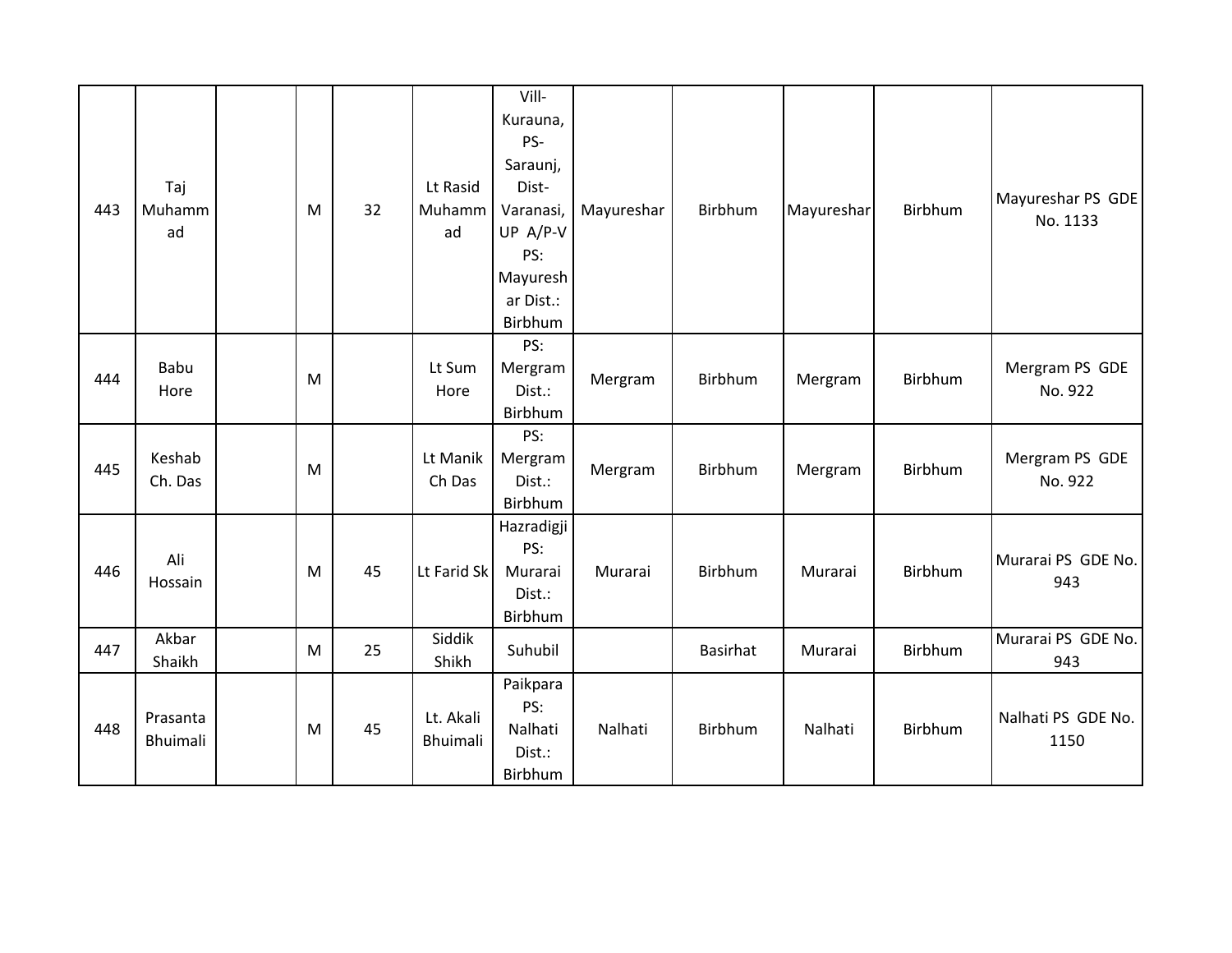| 443 | Taj Muhammad | | M | 32 | Lt Rasid Muhammad | Vill-Kurauna, PS-Saraunj, Dist-Varanasi, UP A/P-V PS: Mayureshar Dist.: Birbhum | Mayureshar | Birbhum | Mayureshar | Birbhum | Mayureshar PS GDE No. 1133 |
|---|---|---|---|---|---|---|---|---|---|---|---|
| 444 | Babu Hore | | M | | Lt Sum Hore | PS: Mergram Dist.: Birbhum | Mergram | Birbhum | Mergram | Birbhum | Mergram PS GDE No. 922 |
| 445 | Keshab Ch. Das | | M | | Lt Manik Ch Das | PS: Mergram Dist.: Birbhum | Mergram | Birbhum | Mergram | Birbhum | Mergram PS GDE No. 922 |
| 446 | Ali Hossain | | M | 45 | Lt Farid Sk | Hazradigji PS: Murarai Dist.: Birbhum | Murarai | Birbhum | Murarai | Birbhum | Murarai PS GDE No. 943 |
| 447 | Akbar Shaikh | | M | 25 | Siddik Shikh | Suhubil | | Basirhat | Murarai | Birbhum | Murarai PS GDE No. 943 |
| 448 | Prasanta Bhuimali | | M | 45 | Lt. Akali Bhuimali | Paikpara PS: Nalhati Dist.: Birbhum | Nalhati | Birbhum | Nalhati | Birbhum | Nalhati PS GDE No. 1150 |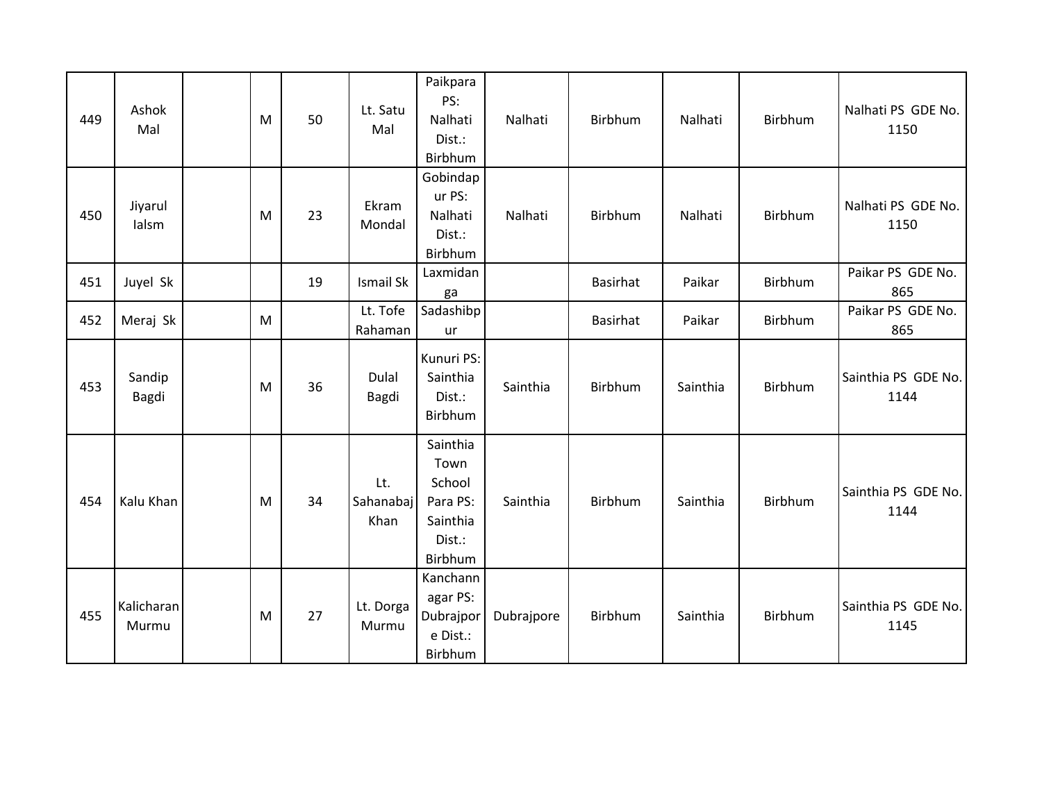| | | | | | | | | | | | |
|---|---|---|---|---|---|---|---|---|---|---|---|
| 449 | Ashok Mal | | M | 50 | Lt. Satu Mal | Paikpara PS: Nalhati Dist.: Birbhum | Nalhati | Birbhum | Nalhati | Birbhum | Nalhati PS GDE No. 1150 |
| 450 | Jiyarul Ialsm | | M | 23 | Ekram Mondal | Gobindapur PS: Nalhati Dist.: Birbhum | Nalhati | Birbhum | Nalhati | Birbhum | Nalhati PS GDE No. 1150 |
| 451 | Juyel Sk | | | 19 | Ismail Sk | Laxmidanga | | Basirhat | Paikar | Birbhum | Paikar PS GDE No. 865 |
| 452 | Meraj Sk | | M | | Lt. Tofe Rahaman | Sadashibpur | | Basirhat | Paikar | Birbhum | Paikar PS GDE No. 865 |
| 453 | Sandip Bagdi | | M | 36 | Dulal Bagdi | Kunuri PS: Sainthia Dist.: Birbhum | Sainthia | Birbhum | Sainthia | Birbhum | Sainthia PS GDE No. 1144 |
| 454 | Kalu Khan | | M | 34 | Lt. Sahanabaj Khan | Sainthia Town School Para PS: Sainthia Dist.: Birbhum | Sainthia | Birbhum | Sainthia | Birbhum | Sainthia PS GDE No. 1144 |
| 455 | Kalicharan Murmu | | M | 27 | Lt. Dorga Murmu | Kanchannagar PS: Dubrajpore Dist.: Birbhum | Dubrajpore | Birbhum | Sainthia | Birbhum | Sainthia PS GDE No. 1145 |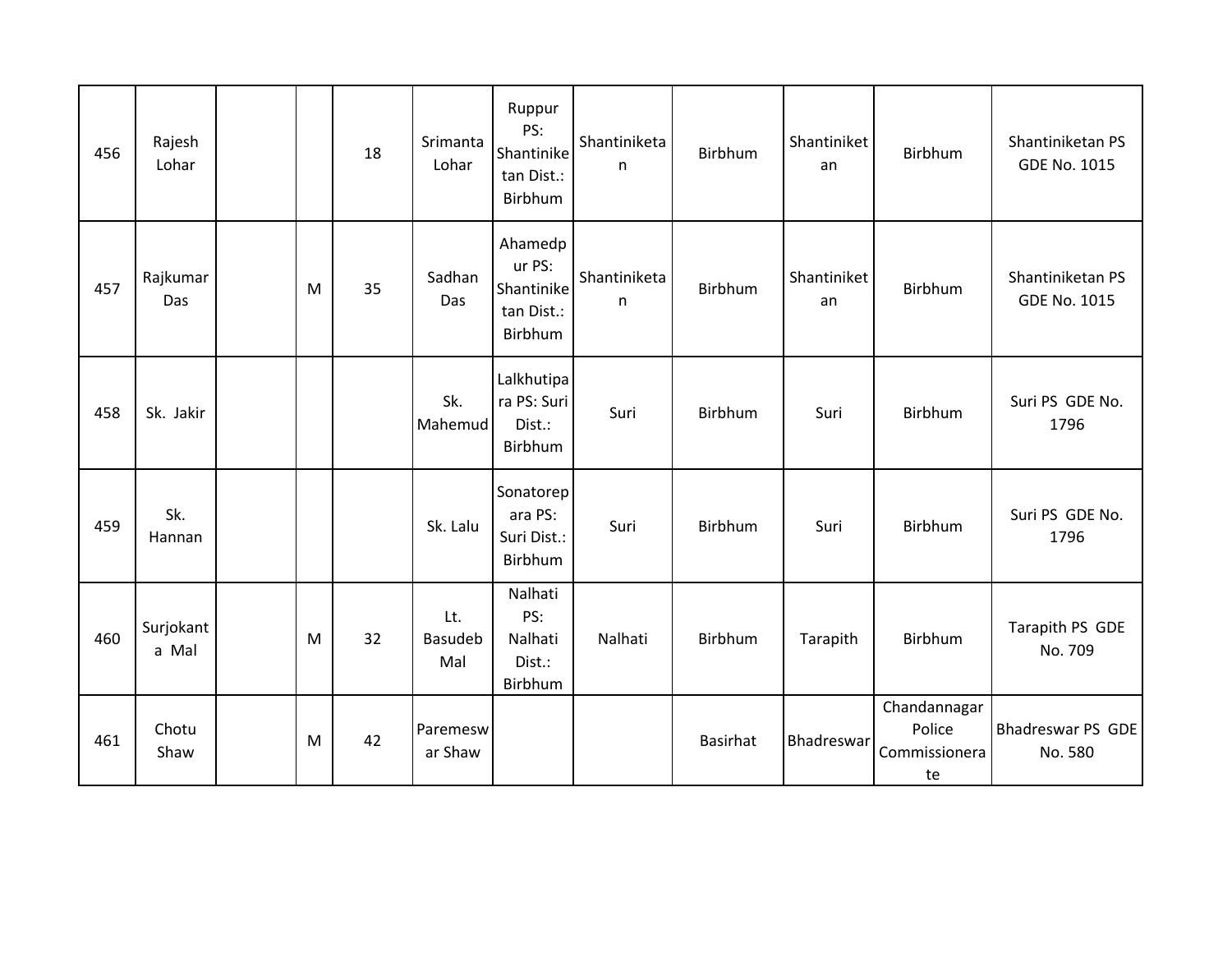| | | | | | | | | | | | |
|---|---|---|---|---|---|---|---|---|---|---|---|
| 456 | Rajesh Lohar | | | 18 | Srimanta Lohar | Ruppur PS: Shantiniketan Dist.: Birbhum | Shantiniketan | Birbhum | Shantiniketan | Birbhum | Shantiniketan PS GDE No. 1015 |
| 457 | Rajkumar Das | | M | 35 | Sadhan Das | Ahamedpur PS: Shantiniketan Dist.: Birbhum | Shantiniketan | Birbhum | Shantiniketan | Birbhum | Shantiniketan PS GDE No. 1015 |
| 458 | Sk. Jakir | | | | Sk. Mahemud | Lalkhutipara PS: Suri Dist.: Birbhum | Suri | Birbhum | Suri | Birbhum | Suri PS GDE No. 1796 |
| 459 | Sk. Hannan | | | | Sk. Lalu | Sonatorepara PS: Suri Dist.: Birbhum | Suri | Birbhum | Suri | Birbhum | Suri PS GDE No. 1796 |
| 460 | Surjokanta Mal | | M | 32 | Lt. Basudeb Mal | Nalhati PS: Nalhati Dist.: Birbhum | Nalhati | Birbhum | Tarapith | Birbhum | Tarapith PS GDE No. 709 |
| 461 | Chotu Shaw | | M | 42 | Paremeswar Shaw | | | Basirhat | Bhadreswar | Chandannagar Police Commissionerate | Bhadreswar PS GDE No. 580 |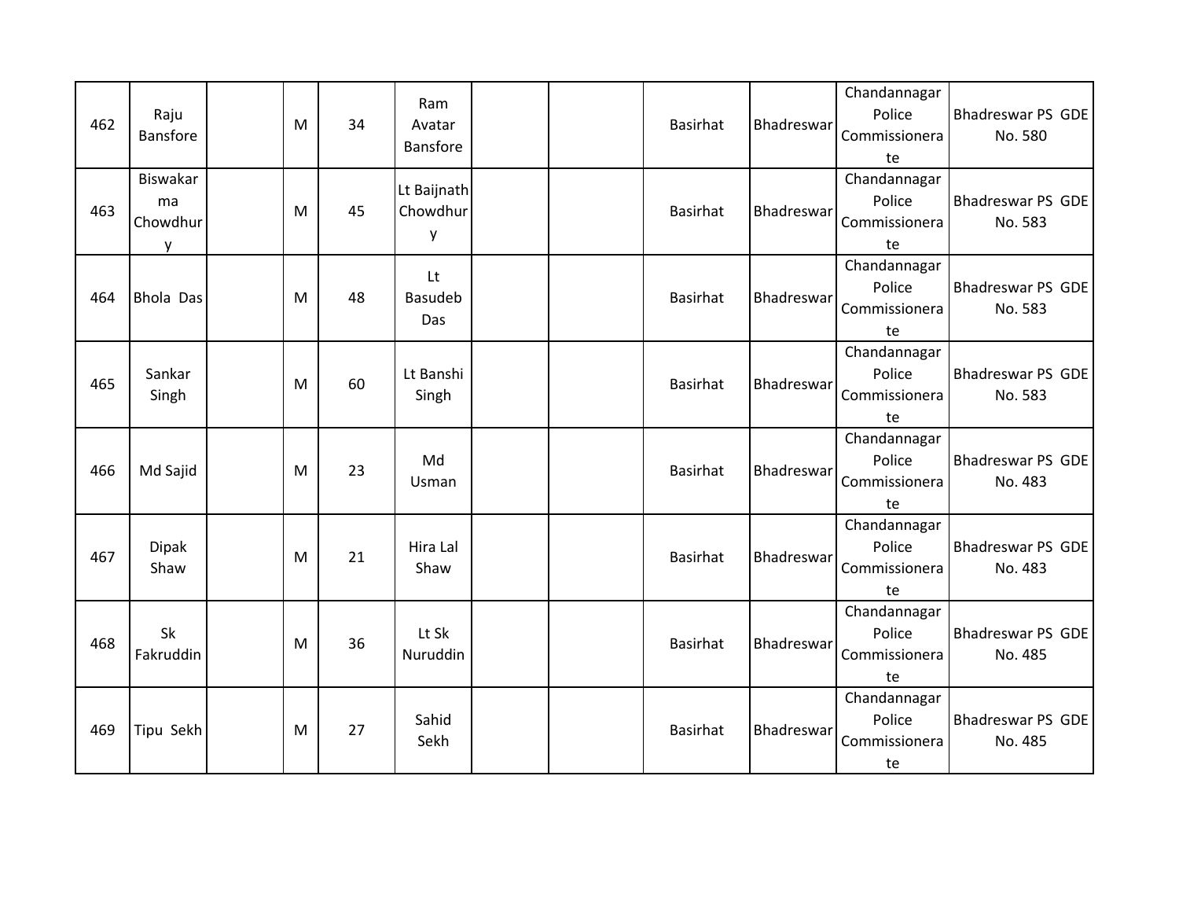| 462 | Raju Bansfore | | M | 34 | Ram Avatar Bansfore | | | Basirhat | Bhadreswar | Chandannagar Police Commissionerate | Bhadreswar PS GDE No. 580 |
|---|---|---|---|---|---|---|---|---|---|---|---|
| 463 | Biswakarma Chowdhury | | M | 45 | Lt Baijnath Chowdhury | | | Basirhat | Bhadreswar | Chandannagar Police Commissionerate | Bhadreswar PS GDE No. 583 |
| 464 | Bhola Das | | M | 48 | Lt Basudeb Das | | | Basirhat | Bhadreswar | Chandannagar Police Commissionerate | Bhadreswar PS GDE No. 583 |
| 465 | Sankar Singh | | M | 60 | Lt Banshi Singh | | | Basirhat | Bhadreswar | Chandannagar Police Commissionerate | Bhadreswar PS GDE No. 583 |
| 466 | Md Sajid | | M | 23 | Md Usman | | | Basirhat | Bhadreswar | Chandannagar Police Commissionerate | Bhadreswar PS GDE No. 483 |
| 467 | Dipak Shaw | | M | 21 | Hira Lal Shaw | | | Basirhat | Bhadreswar | Chandannagar Police Commissionerate | Bhadreswar PS GDE No. 483 |
| 468 | Sk Fakruddin | | M | 36 | Lt Sk Nuruddin | | | Basirhat | Bhadreswar | Chandannagar Police Commissionerate | Bhadreswar PS GDE No. 485 |
| 469 | Tipu Sekh | | M | 27 | Sahid Sekh | | | Basirhat | Bhadreswar | Chandannagar Police Commissionerate | Bhadreswar PS GDE No. 485 |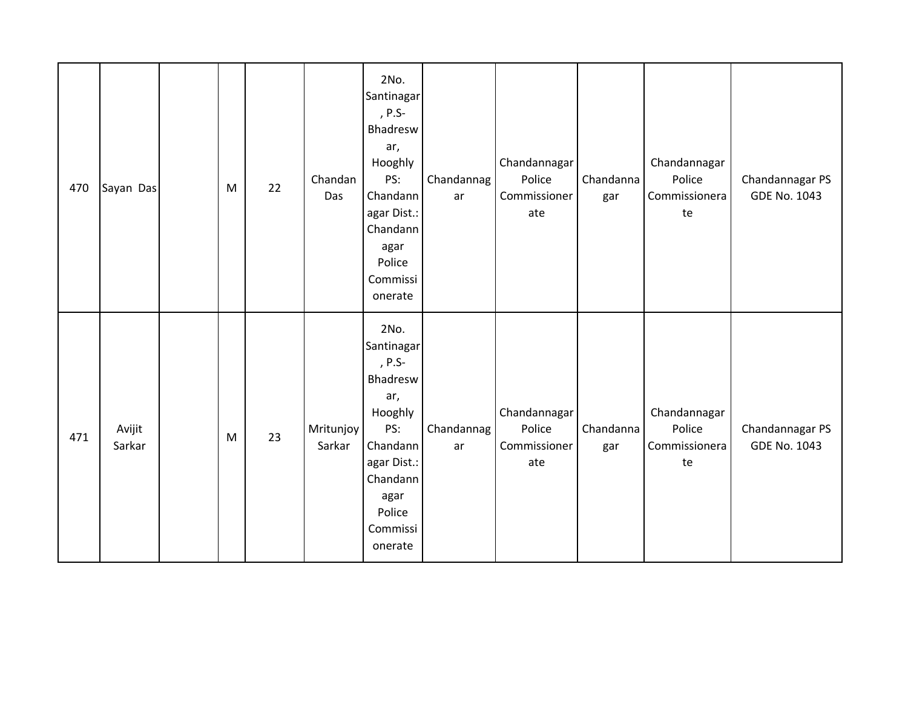| 470 | Sayan Das | | M | 22 | Chandan Das | 2No. Santinagar, P.S- Bhadreswar, Hooghly PS: Chandannagar Dist.: Chandannagar Police Commissionerate | Chandannagar | Chandannagar Police Commissionerate | Chandannagar | Chandannagar Police Commissionerate | Chandannagar PS GDE No. 1043 |
|---|---|---|---|---|---|---|---|---|---|---|---|
| 471 | Avijit Sarkar | | M | 23 | Mritunjoy Sarkar | 2No. Santinagar, P.S- Bhadreswar, Hooghly PS: Chandannagar Dist.: Chandannagar Police Commissionerate | Chandannagar | Chandannagar Police Commissionerate | Chandannagar | Chandannagar Police Commissionerate | Chandannagar PS GDE No. 1043 |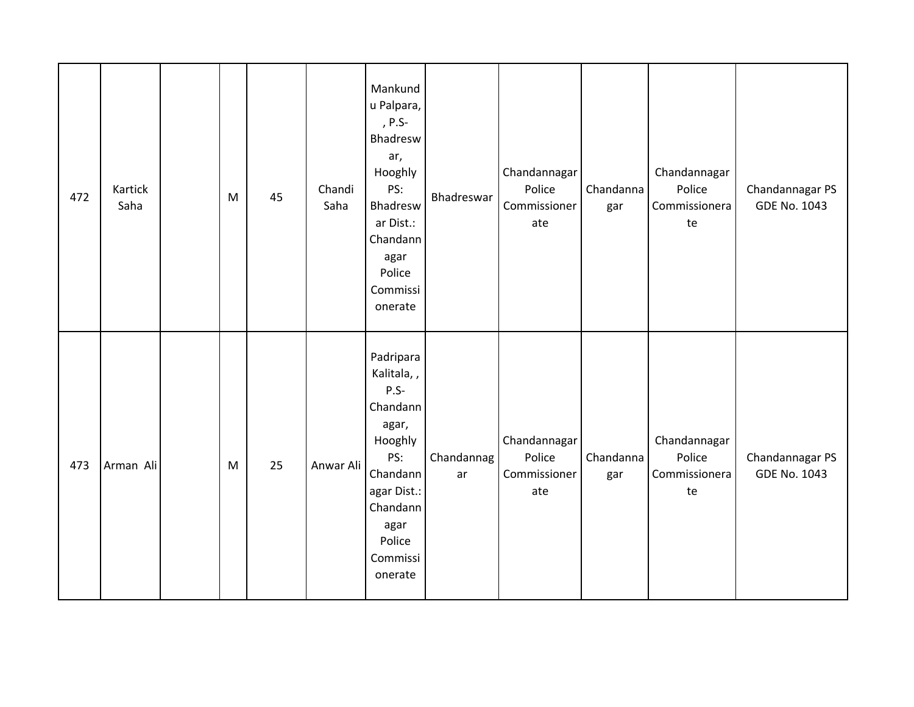| 472 | Kartick Saha | | M | 45 | Chandi Saha | Mankundu Palpara, , P.S- Bhadreswar, Hooghly PS: Bhadreswar Dist.: Chandannagar Police Commissionerate | Bhadreswar | Chandannagar Police Commissionerate | Chandannagar | Chandannagar Police Commissionerate | Chandannagar PS GDE No. 1043 |
|---|---|---|---|---|---|---|---|---|---|---|---|
| 473 | Arman Ali | | M | 25 | Anwar Ali | Padripara Kalitala, , P.S- Chandannagar, Hooghly PS: Chandannagar Dist.: Chandannagar Police Commissionerate | Chandannagar | Chandannagar Police Commissionerate | Chandannagar | Chandannagar Police Commissionerate | Chandannagar PS GDE No. 1043 |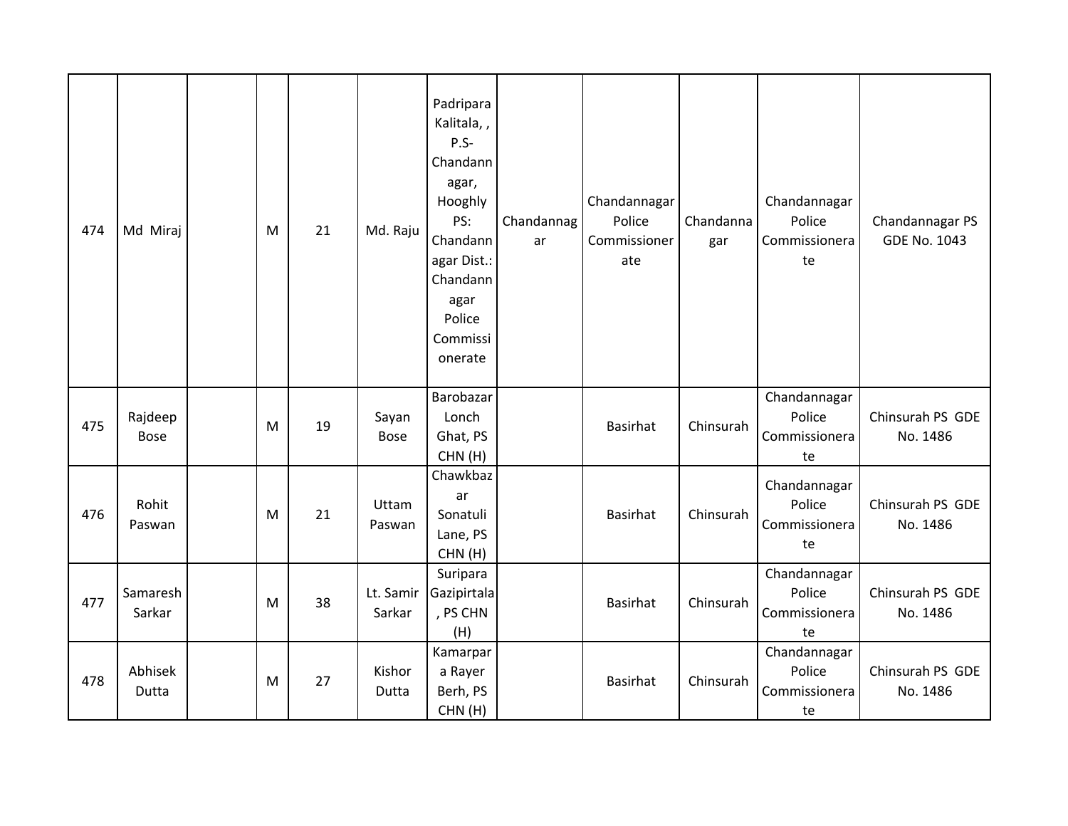| 474 | Md Miraj | | M | 21 | Md. Raju | Padripara Kalitala, , P.S- Chandannagar, Hooghly PS: Chandannagar Dist.: Chandannagar Police Commissionerate | Chandannagar | Chandannagar Police Commissionerate | Chandannagar | Chandannagar Police Commissionerate | Chandannagar PS GDE No. 1043 |
|---|---|---|---|---|---|---|---|---|---|---|---|
| 475 | Rajdeep Bose | | M | 19 | Sayan Bose | Barobazar Lonch Ghat, PS CHN (H) | | Basirhat | Chinsurah | Chandannagar Police Commissionerate | Chinsurah PS GDE No. 1486 |
| 476 | Rohit Paswan | | M | 21 | Uttam Paswan | Chawkbazar Sonatuli Lane, PS CHN (H) | | Basirhat | Chinsurah | Chandannagar Police Commissionerate | Chinsurah PS GDE No. 1486 |
| 477 | Samaresh Sarkar | | M | 38 | Lt. Samir Sarkar | Suripara Gazipirtala, PS CHN (H) | | Basirhat | Chinsurah | Chandannagar Police Commissionerate | Chinsurah PS GDE No. 1486 |
| 478 | Abhisek Dutta | | M | 27 | Kishor Dutta | Kamarpara Rayer Berh, PS CHN (H) | | Basirhat | Chinsurah | Chandannagar Police Commissionerate | Chinsurah PS GDE No. 1486 |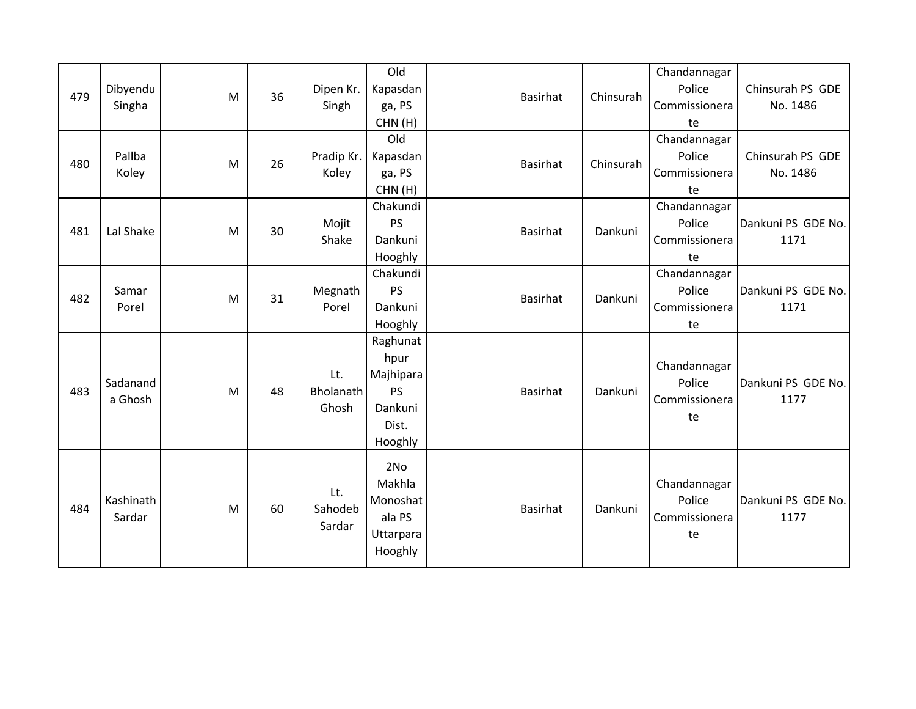| | | | | | | | | | | | |
|---|---|---|---|---|---|---|---|---|---|---|---|
| 479 | Dibyendu Singha | | M | 36 | Dipen Kr. Singh | Old Kapasdanga, PS CHN (H) | | Basirhat | Chinsurah | Chandannagar Police Commissionerate | Chinsurah PS GDE No. 1486 |
| 480 | Pallba Koley | | M | 26 | Pradip Kr. Koley | Old Kapasdanga, PS CHN (H) | | Basirhat | Chinsurah | Chandannagar Police Commissionerate | Chinsurah PS GDE No. 1486 |
| 481 | Lal Shake | | M | 30 | Mojit Shake | Chakundi PS Dankuni Hooghly | | Basirhat | Dankuni | Chandannagar Police Commissionerate | Dankuni PS GDE No. 1171 |
| 482 | Samar Porel | | M | 31 | Megnath Porel | Chakundi PS Dankuni Hooghly | | Basirhat | Dankuni | Chandannagar Police Commissionerate | Dankuni PS GDE No. 1171 |
| 483 | Sadananda Ghosh | | M | 48 | Lt. Bholanath Ghosh | Raghunathpur Majhipara PS Dankuni Dist. Hooghly | | Basirhat | Dankuni | Chandannagar Police Commissionerate | Dankuni PS GDE No. 1177 |
| 484 | Kashinath Sardar | | M | 60 | Lt. Sahodeb Sardar | 2No Makhla Monoshatala PS Uttarpara Hooghly | | Basirhat | Dankuni | Chandannagar Police Commissionerate | Dankuni PS GDE No. 1177 |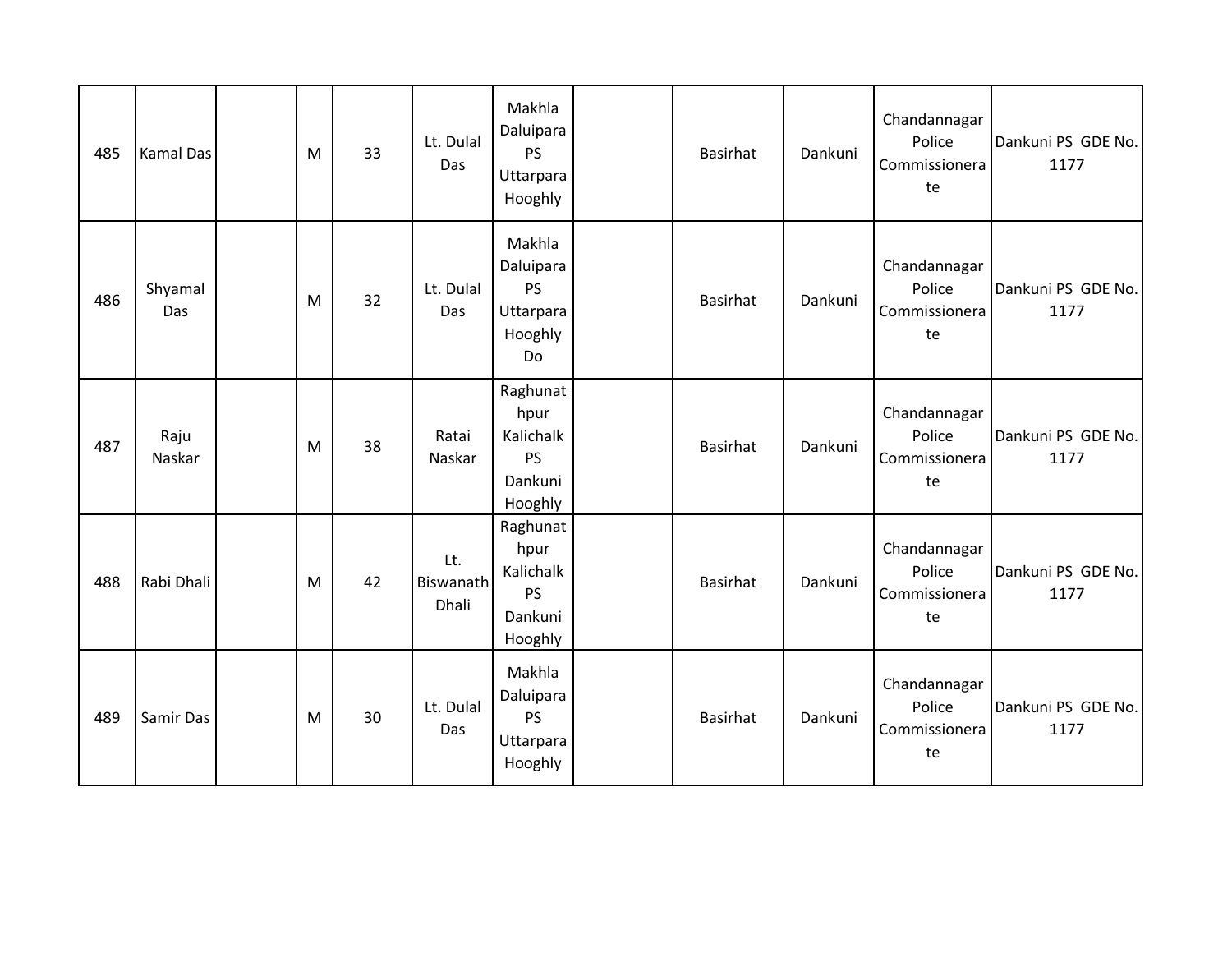| 485 | Kamal Das | | M | 33 | Lt. Dulal Das | Makhla Daluipara PS Uttarpara Hooghly | | Basirhat | Dankuni | Chandannagar Police Commissionerate | Dankuni PS GDE No. 1177 |
|---|---|---|---|---|---|---|---|---|---|---|---|
| 486 | Shyamal Das | | M | 32 | Lt. Dulal Das | Makhla Daluipara PS Uttarpara Hooghly Do | | Basirhat | Dankuni | Chandannagar Police Commissionerate | Dankuni PS GDE No. 1177 |
| 487 | Raju Naskar | | M | 38 | Ratai Naskar | Raghunathpur Kalichalk PS Dankuni Hooghly | | Basirhat | Dankuni | Chandannagar Police Commissionerate | Dankuni PS GDE No. 1177 |
| 488 | Rabi Dhali | | M | 42 | Lt. Biswanath Dhali | Raghunathpur Kalichalk PS Dankuni Hooghly | | Basirhat | Dankuni | Chandannagar Police Commissionerate | Dankuni PS GDE No. 1177 |
| 489 | Samir Das | | M | 30 | Lt. Dulal Das | Makhla Daluipara PS Uttarpara Hooghly | | Basirhat | Dankuni | Chandannagar Police Commissionerate | Dankuni PS GDE No. 1177 |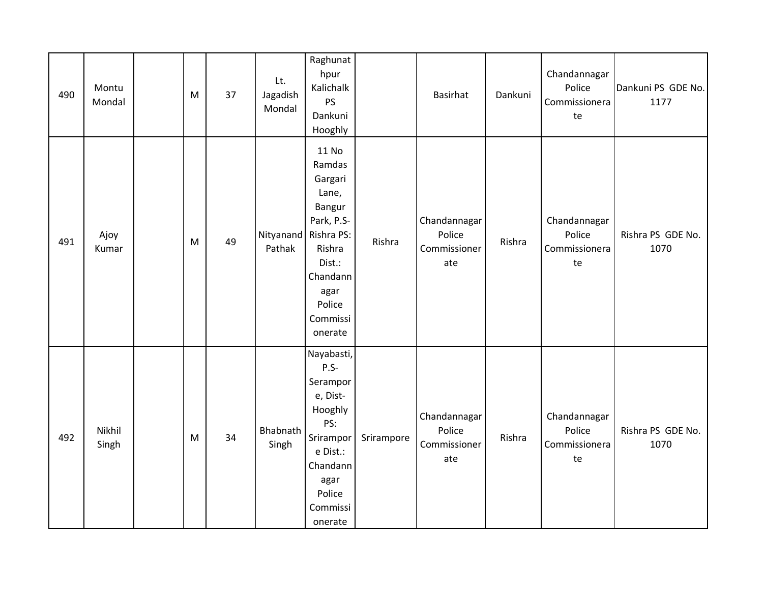| 490 | Montu Mondal | | M | 37 | Lt. Jagadish Mondal | Raghunathpur Kalichalk PS Dankuni Hooghly | | Basirhat | Dankuni | Chandannagar Police Commissionerate | Dankuni PS GDE No. 1177 |
|---|---|---|---|---|---|---|---|---|---|---|---|
| 491 | Ajoy Kumar | | M | 49 | Nityanand Pathak | 11 No Ramdas Gargari Lane, Bangur Park, P.S- Rishra PS: Rishra Dist.: Chandannagar Police Commissionerate | Rishra | Chandannagar Police Commissionerate | Rishra | Chandannagar Police Commissionerate | Rishra PS GDE No. 1070 |
| 492 | Nikhil Singh | | M | 34 | Bhabnath Singh | Nayabasti, P.S- Serampore, Dist- Hooghly PS: Srirampore Dist.: Chandannagar Police Commissionerate | Srirampore | Chandannagar Police Commissionerate | Rishra | Chandannagar Police Commissionerate | Rishra PS GDE No. 1070 |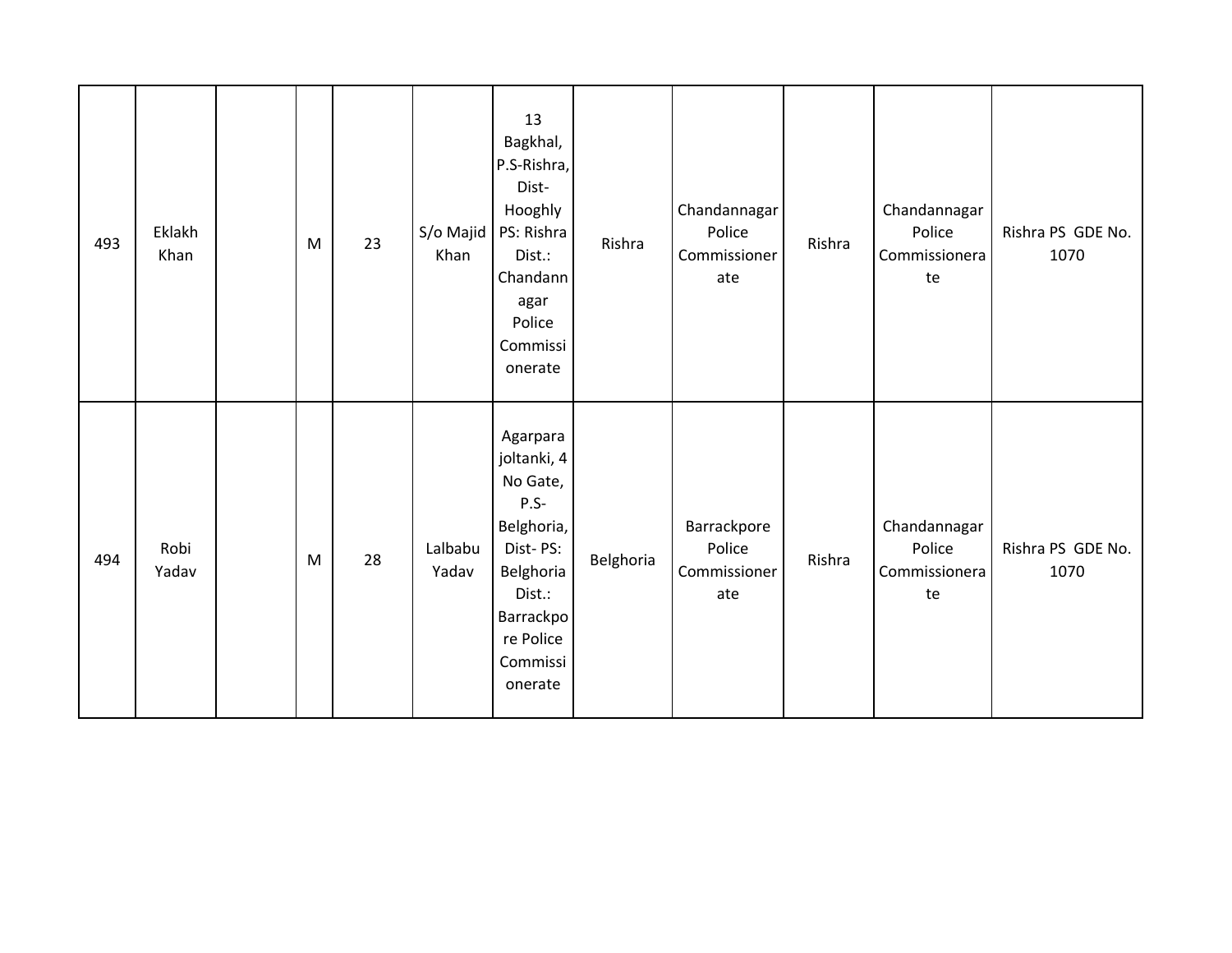| 493 | Eklakh Khan | | M | 23 | S/o Majid Khan | 13 Bagkhal, P.S-Rishra, Dist-Hooghly PS: Rishra Dist.: Chandannagar Police Commissionerate | Rishra | Chandannagar Police Commissionerate | Rishra | Chandannagar Police Commissionerate | Rishra PS GDE No. 1070 |
|---|---|---|---|---|---|---|---|---|---|---|---|
| 494 | Robi Yadav | | M | 28 | Lalbabu Yadav | Agarpara joltanki, 4 No Gate, P.S-Belghoria, Dist- PS: Belghoria Dist.: Barrackpore Police Commissionerate | Belghoria | Barrackpore Police Commissionerate | Rishra | Chandannagar Police Commissionerate | Rishra PS GDE No. 1070 |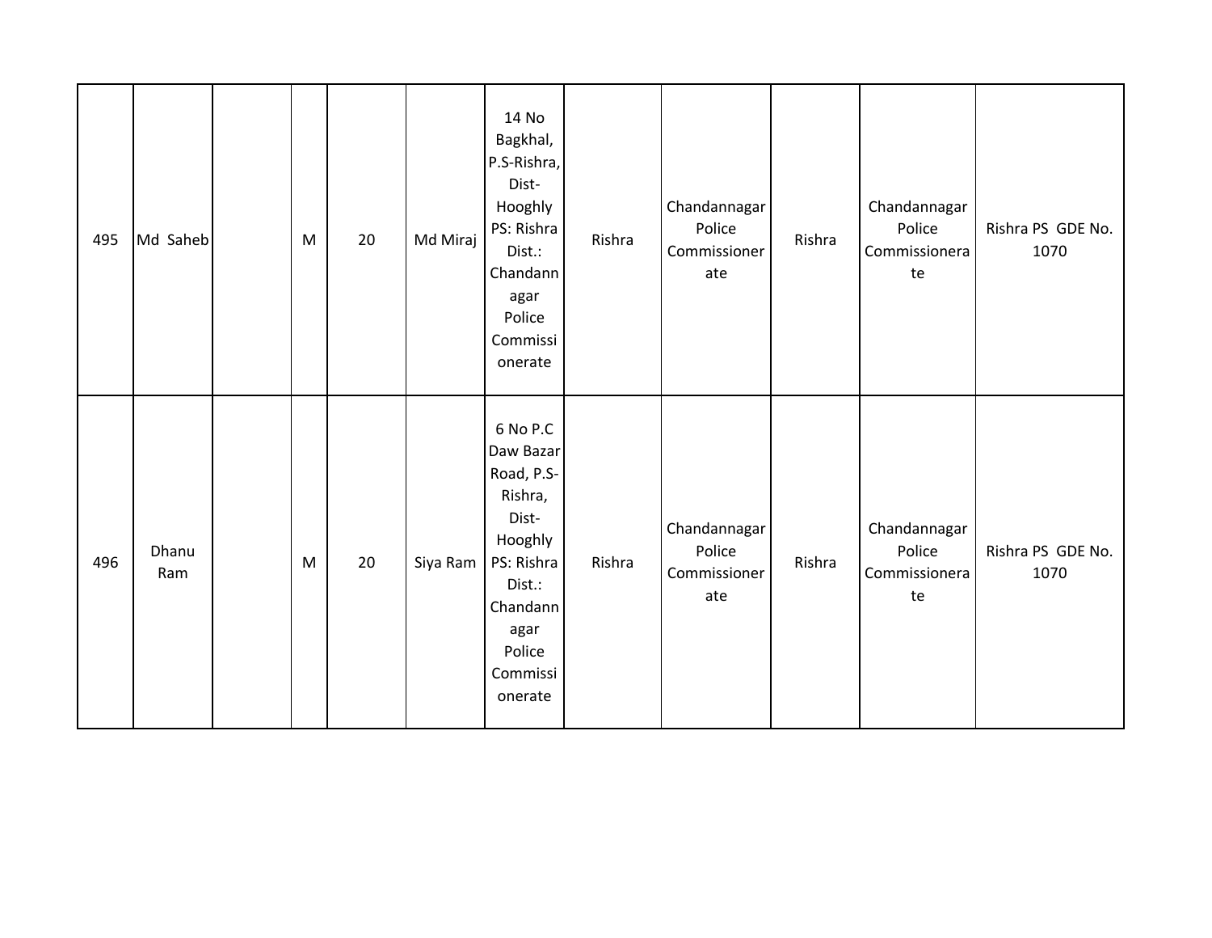| 495 | Md Saheb | | M | 20 | Md Miraj | 14 No Bagkhal, P.S-Rishra, Dist-Hooghly PS: Rishra Dist.: Chandannagar Police Commissionerate | Rishra | Chandannagar Police Commissionerate | Rishra | Chandannagar Police Commissionerate | Rishra PS GDE No. 1070 |
|---|---|---|---|---|---|---|---|---|---|---|---|
| 496 | Dhanu Ram | | M | 20 | Siya Ram | 6 No P.C Daw Bazar Road, P.S-Rishra, Dist-Hooghly PS: Rishra Dist.: Chandannagar Police Commissionerate | Rishra | Chandannagar Police Commissionerate | Rishra | Chandannagar Police Commissionerate | Rishra PS GDE No. 1070 |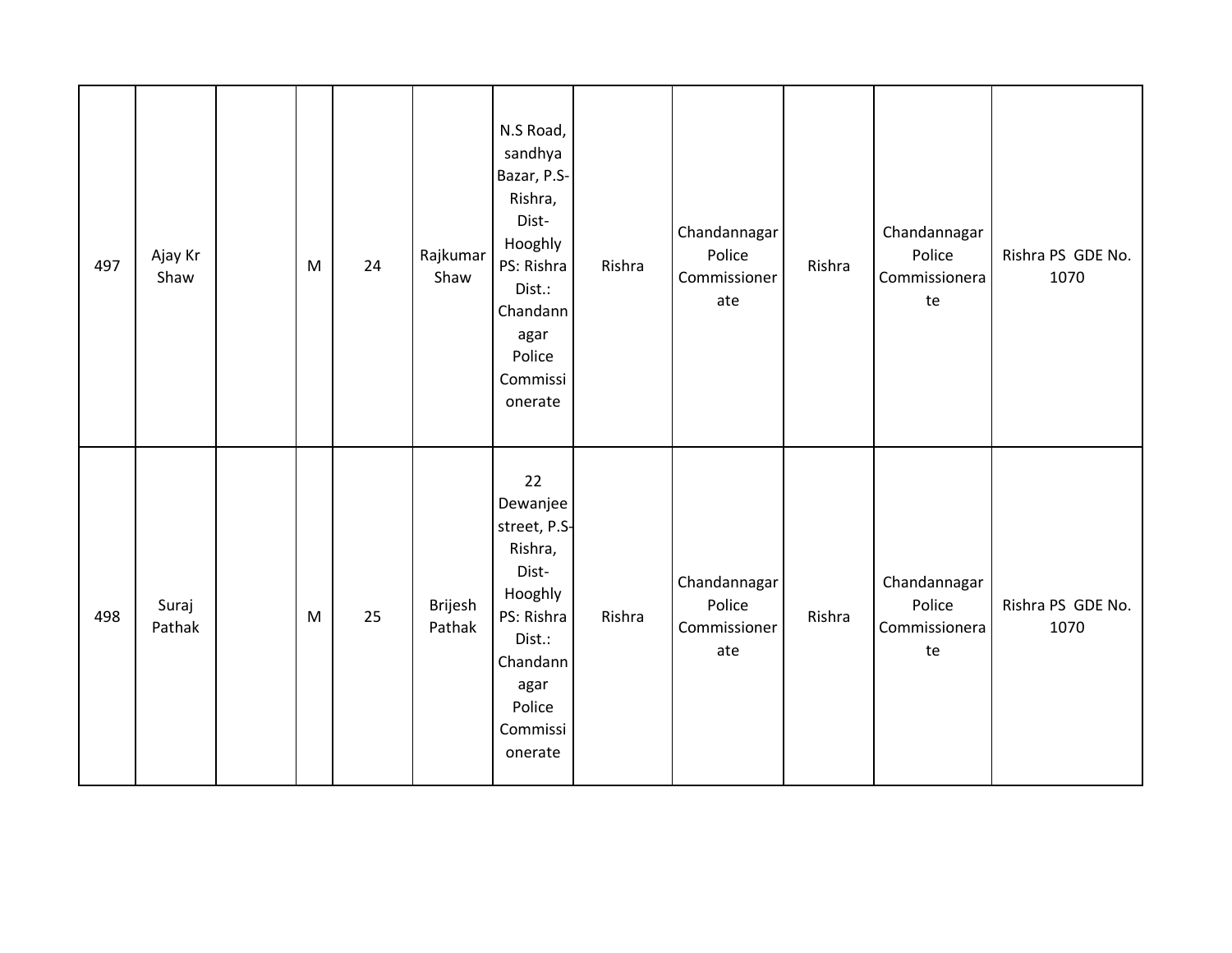| | | | | | | | | | | | |
|---|---|---|---|---|---|---|---|---|---|---|---|
| 497 | Ajay Kr Shaw | | M | 24 | Rajkumar Shaw | N.S Road, sandhya Bazar, P.S- Rishra, Dist- Hooghly PS: Rishra Dist.: Chandannagar Police Commissionerate | Rishra | Chandannagar Police Commissionerate | Rishra | Chandannagar Police Commissionerate | Rishra PS GDE No. 1070 |
| 498 | Suraj Pathak | | M | 25 | Brijesh Pathak | 22 Dewanjee street, P.S- Rishra, Dist- Hooghly PS: Rishra Dist.: Chandannagar Police Commissionerate | Rishra | Chandannagar Police Commissionerate | Rishra | Chandannagar Police Commissionerate | Rishra PS GDE No. 1070 |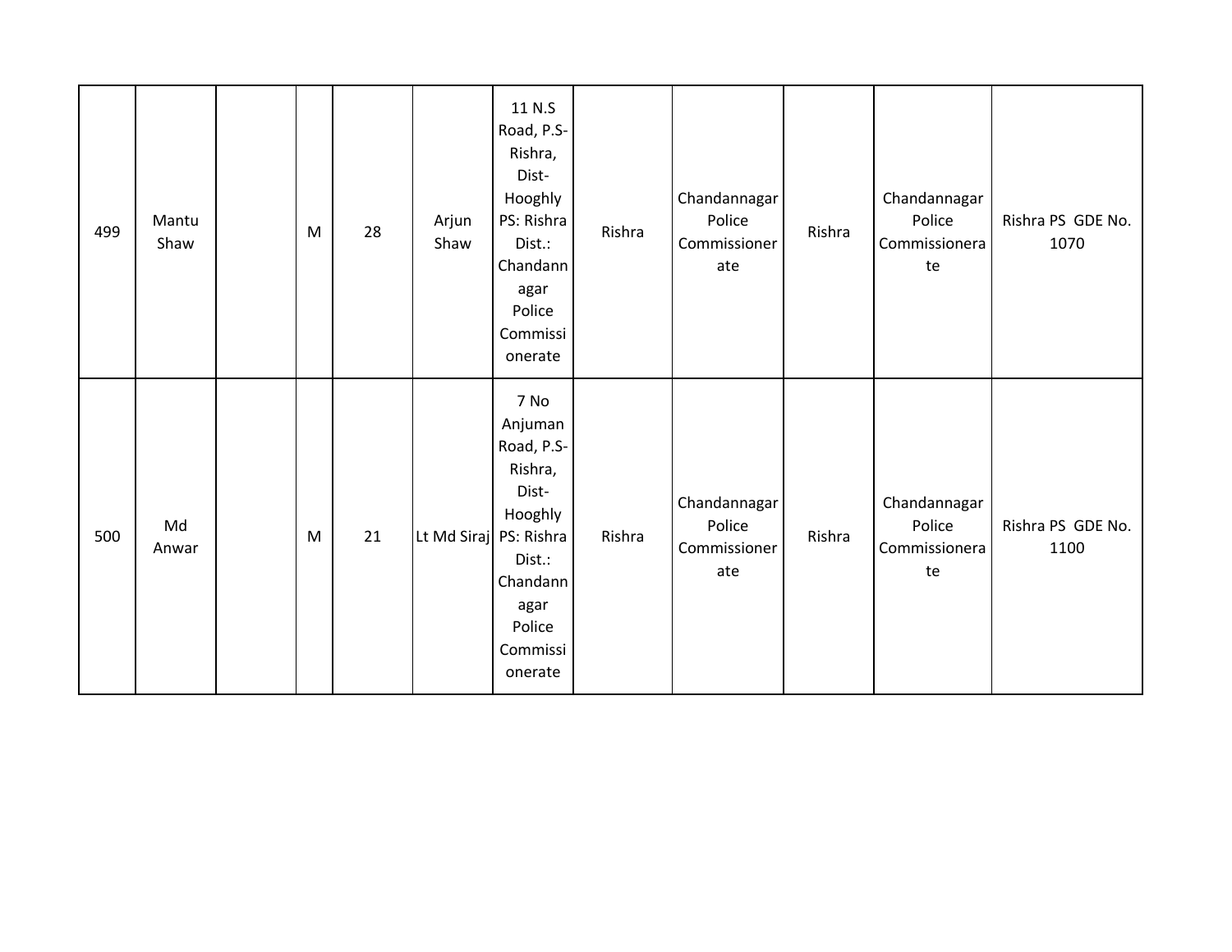| | | | | | | | | | | | |
|---|---|---|---|---|---|---|---|---|---|---|---|
| 499 | Mantu Shaw | | M | 28 | Arjun Shaw | 11 N.S Road, P.S-Rishra, Dist-Hooghly PS: Rishra Dist.: Chandannagar Police Commissionerate | Rishra | Chandannagar Police Commissionerate | Rishra | Chandannagar Police Commissionerate | Rishra PS GDE No. 1070 |
| 500 | Md Anwar | | M | 21 | Lt Md Siraj | 7 No Anjuman Road, P.S-Rishra, Dist-Hooghly PS: Rishra Dist.: Chandannagar Police Commissionerate | Rishra | Chandannagar Police Commissionerate | Rishra | Chandannagar Police Commissionerate | Rishra PS GDE No. 1100 |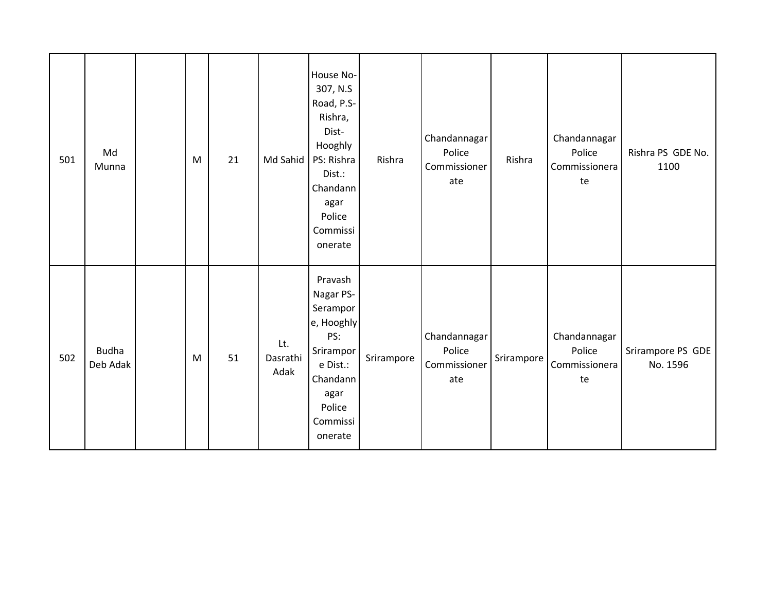| | | | | | | | | | | | |
|---|---|---|---|---|---|---|---|---|---|---|---|
| 501 | Md Munna | | M | 21 | Md Sahid | House No-307, N.S Road, P.S-Rishra, Dist-Hooghly PS: Rishra Dist.: Chandannagar Police Commissionerate | Rishra | Chandannagar Police Commissionerate | Rishra | Chandannagar Police Commissionerate | Rishra PS GDE No. 1100 |
| 502 | Budha Deb Adak | | M | 51 | Lt. Dasrathi Adak | Pravash Nagar PS-Serampore, Hooghly PS: Srirampore Dist.: Chandannagar Police Commissionerate | Srirampore | Chandannagar Police Commissionerate | Srirampore | Chandannagar Police Commissionerate | Srirampore PS GDE No. 1596 |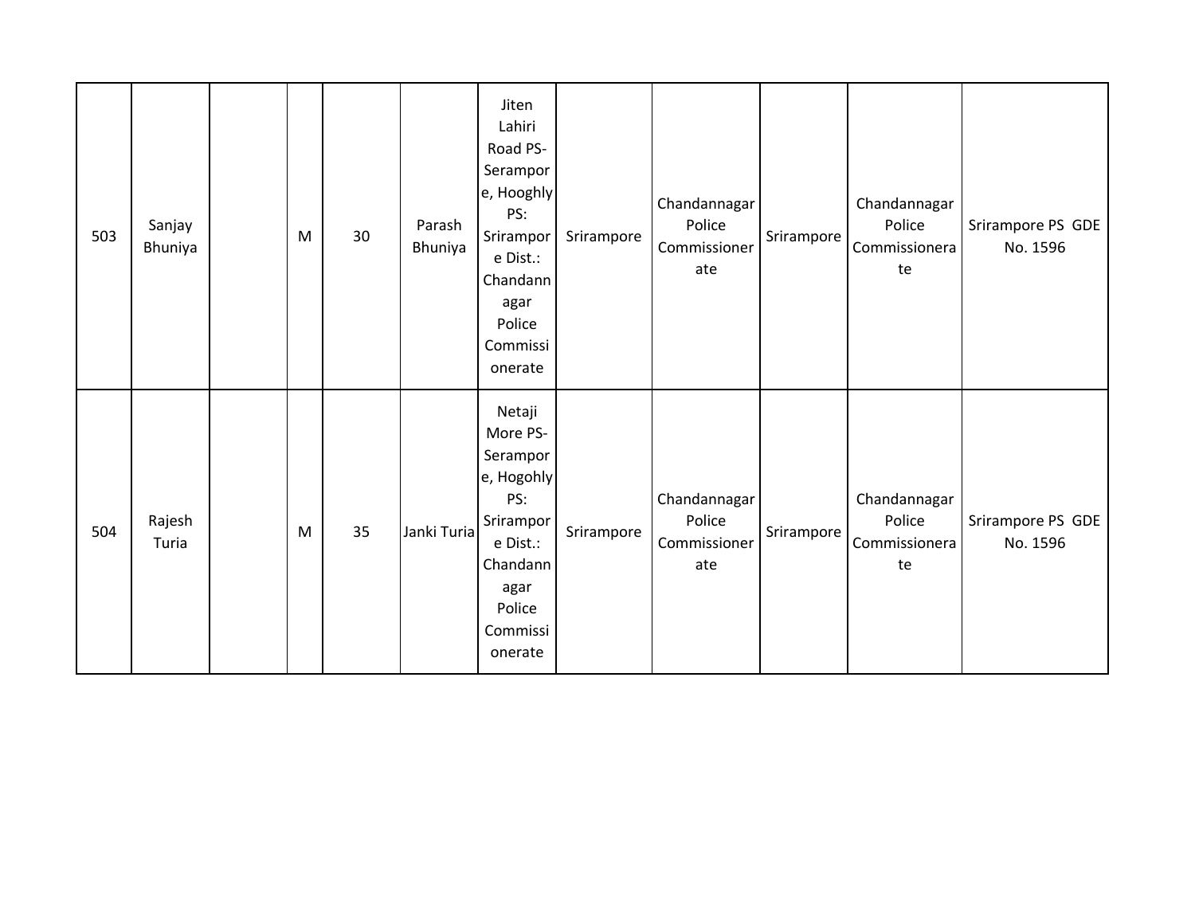| 503 | Sanjay Bhuniya | | M | 30 | Parash Bhuniya | Jiten Lahiri Road PS-Serampore, Hooghly PS: Srirampore Dist.: Chandannagar Police Commissionerate | Srirampore | Chandannagar Police Commissionerate | Srirampore | Chandannagar Police Commissionerate | Srirampore PS GDE No. 1596 |
|---|---|---|---|---|---|---|---|---|---|---|---|
| 504 | Rajesh Turia | | M | 35 | Janki Turia | Netaji More PS-Serampore, Hogohly PS: Srirampore Dist.: Chandannagar Police Commissionerate | Srirampore | Chandannagar Police Commissionerate | Srirampore | Chandannagar Police Commissionerate | Srirampore PS GDE No. 1596 |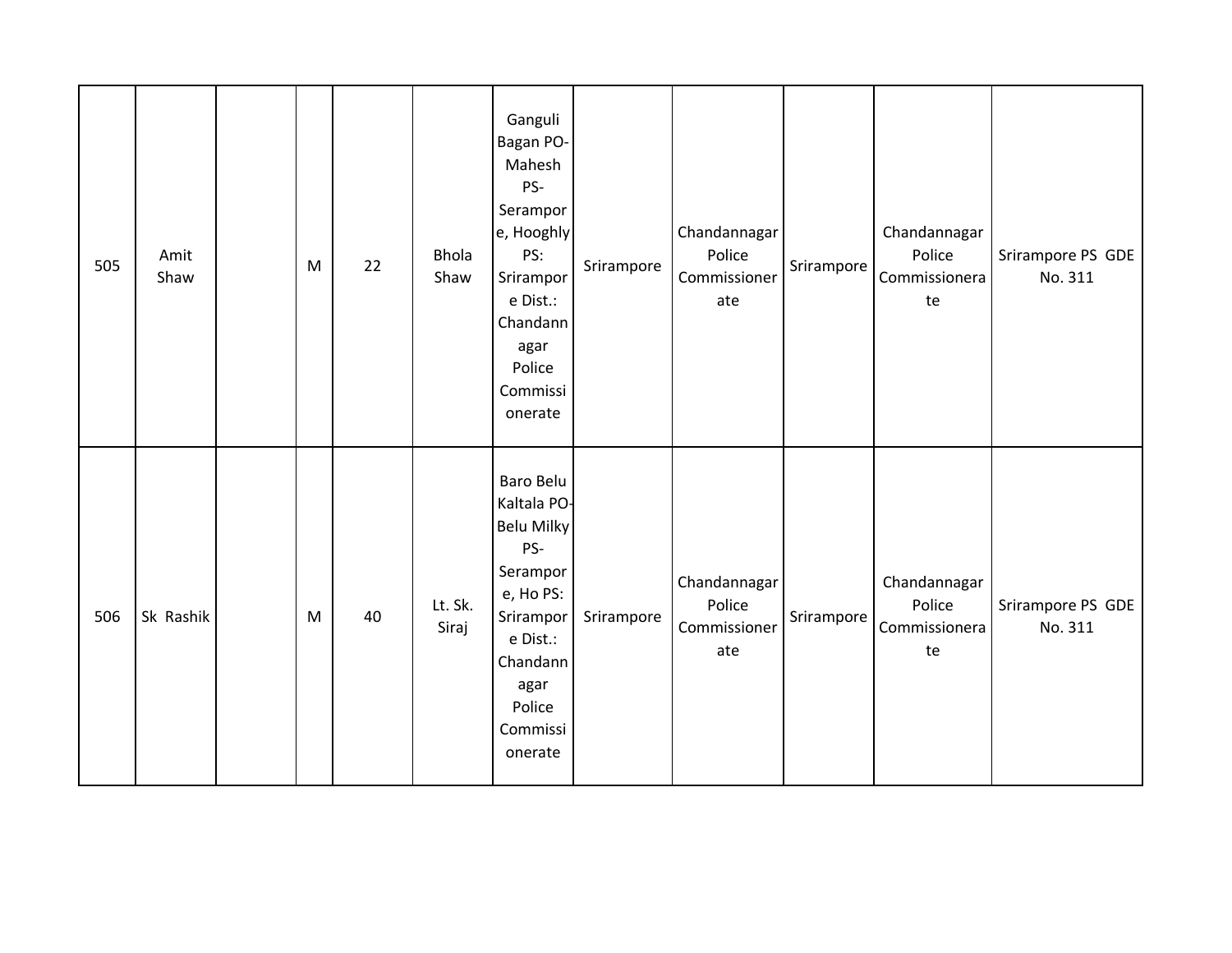| | | | | | | | | | | | |
|---|---|---|---|---|---|---|---|---|---|---|---|
| 505 | Amit Shaw | | M | 22 | Bhola Shaw | Ganguli Bagan PO-Mahesh PS-Serampore, Hooghly PS: Srirampore Dist.: Chandannagar Police Commissionerate | Srirampore | Chandannagar Police Commissionerate | Srirampore | Chandannagar Police Commissionerate | Srirampore PS GDE No. 311 |
| 506 | Sk Rashik | | M | 40 | Lt. Sk. Siraj | Baro Belu Kaltala PO-Belu Milky PS-Serampore, Ho PS: Srirampore Dist.: Chandannagar Police Commissionerate | Srirampore | Chandannagar Police Commissionerate | Srirampore | Chandannagar Police Commissionerate | Srirampore PS GDE No. 311 |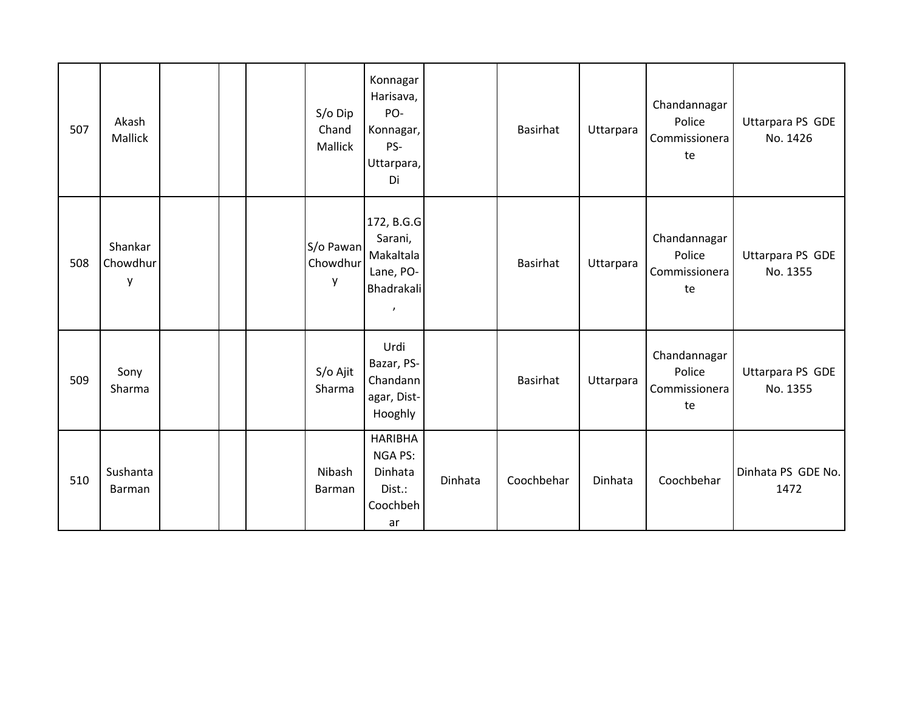| | | | | | | | | | | | |
|---|---|---|---|---|---|---|---|---|---|---|---|
| 507 | Akash Mallick | | | | S/o Dip Chand Mallick | Konnagar Harisava, PO- Konnagar, PS- Uttarpara, Di | | Basirhat | Uttarpara | Chandannagar Police Commissionerate | Uttarpara PS GDE No. 1426 |
| 508 | Shankar Chowdhury | | | | S/o Pawan Chowdhury | 172, B.G.G Sarani, Makaltala Lane, PO- Bhadrakali, | | Basirhat | Uttarpara | Chandannagar Police Commissionerate | Uttarpara PS GDE No. 1355 |
| 509 | Sony Sharma | | | | S/o Ajit Sharma | Urdi Bazar, PS- Chandannagar, Dist- Hooghly | | Basirhat | Uttarpara | Chandannagar Police Commissionerate | Uttarpara PS GDE No. 1355 |
| 510 | Sushanta Barman | | | | Nibash Barman | HARIBHANGA PS: Dinhata Dist.: Coochbehar | Dinhata | Coochbehar | Dinhata | Coochbehar | Dinhata PS GDE No. 1472 |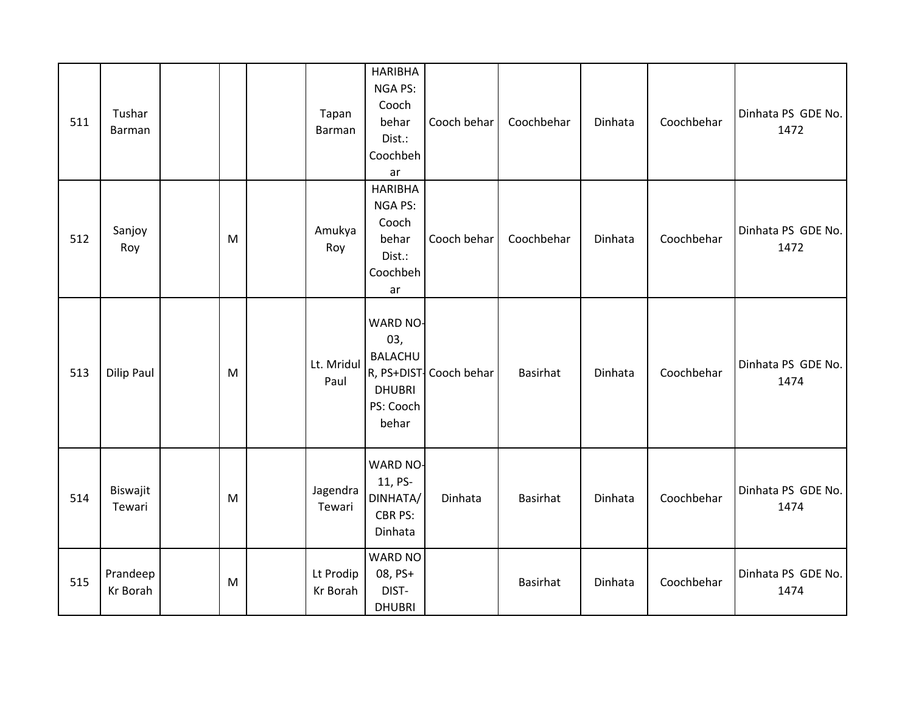| | | | | | | | | | | | |
|---|---|---|---|---|---|---|---|---|---|---|---|
| 511 | Tushar Barman | | | | Tapan Barman | HARIBHANGA PS: Cooch behar Dist.: Coochbehar | Cooch behar | Coochbehar | Dinhata | Coochbehar | Dinhata PS GDE No. 1472 |
| 512 | Sanjoy Roy | | M | | Amukya Roy | HARIBHANGA PS: Cooch behar Dist.: Coochbehar | Cooch behar | Coochbehar | Dinhata | Coochbehar | Dinhata PS GDE No. 1472 |
| 513 | Dilip Paul | | M | | Lt. Mridul Paul | WARD NO-03, BALACHUR, PS+DIST-DHUBRI PS: Cooch behar | Cooch behar | Basirhat | Dinhata | Coochbehar | Dinhata PS GDE No. 1474 |
| 514 | Biswajit Tewari | | M | | Jagendra Tewari | WARD NO-11, PS-DINHATA/CBR PS: Dinhata | Dinhata | Basirhat | Dinhata | Coochbehar | Dinhata PS GDE No. 1474 |
| 515 | Prandeep Kr Borah | | M | | Lt Prodip Kr Borah | WARD NO 08, PS+DIST-DHUBRI | | Basirhat | Dinhata | Coochbehar | Dinhata PS GDE No. 1474 |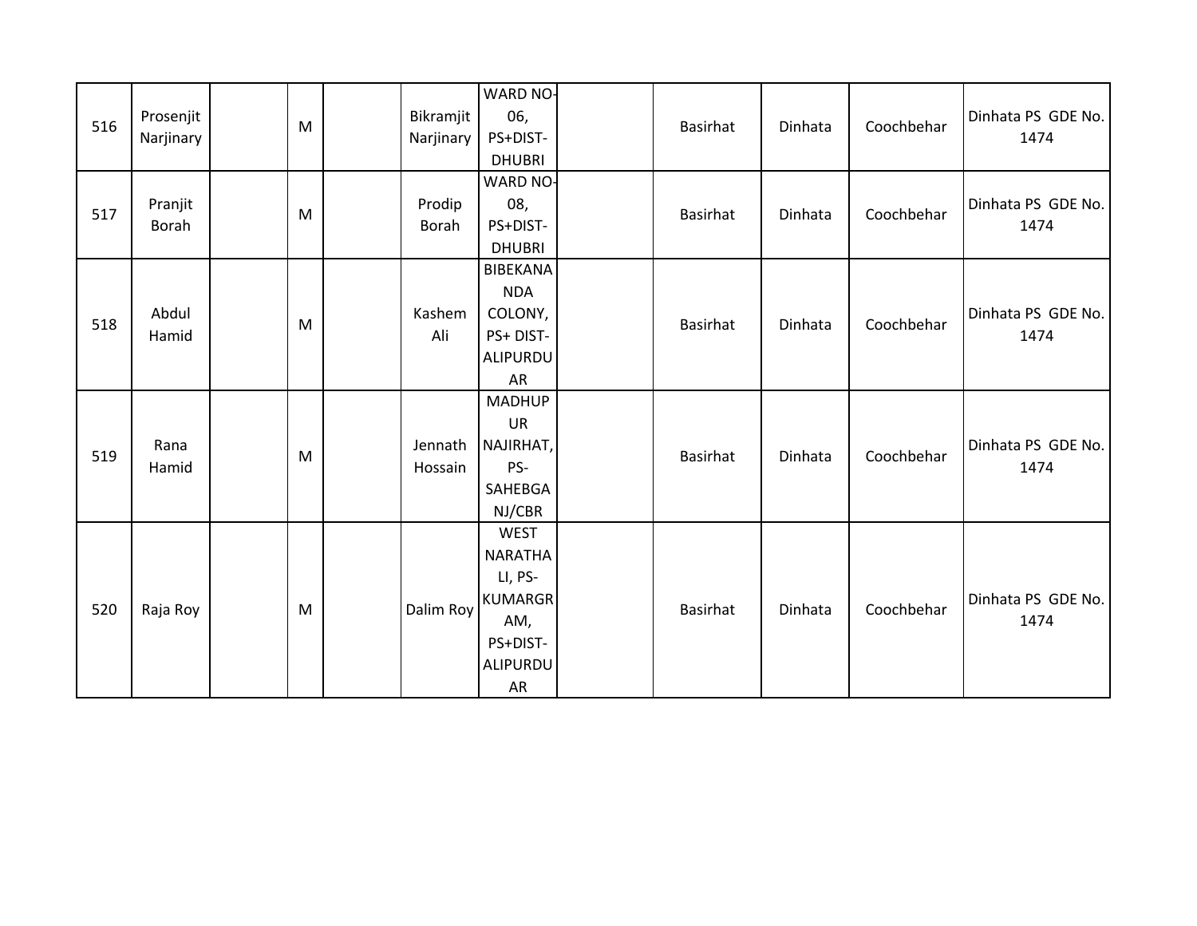| 516 | Prosenjit Narjinary | | M | | Bikramjit Narjinary | WARD NO-06, PS+DIST-DHUBRI | | Basirhat | Dinhata | Coochbehar | Dinhata PS GDE No. 1474 |
|---|---|---|---|---|---|---|---|---|---|---|---|
| 517 | Pranjit Borah | | M | | Prodip Borah | WARD NO-08, PS+DIST-DHUBRI | | Basirhat | Dinhata | Coochbehar | Dinhata PS GDE No. 1474 |
| 518 | Abdul Hamid | | M | | Kashem Ali | BIBEKANANDA COLONY, PS+ DIST-ALIPURDUAR | | Basirhat | Dinhata | Coochbehar | Dinhata PS GDE No. 1474 |
| 519 | Rana Hamid | | M | | Jennath Hossain | MADHUPUR NAJIRHAT, PS-SAHEBGANJ/CBR | | Basirhat | Dinhata | Coochbehar | Dinhata PS GDE No. 1474 |
| 520 | Raja Roy | | M | | Dalim Roy | WEST NARATHALI, PS-KUMARGRAM, PS+DIST-ALIPURDUAR | | Basirhat | Dinhata | Coochbehar | Dinhata PS GDE No. 1474 |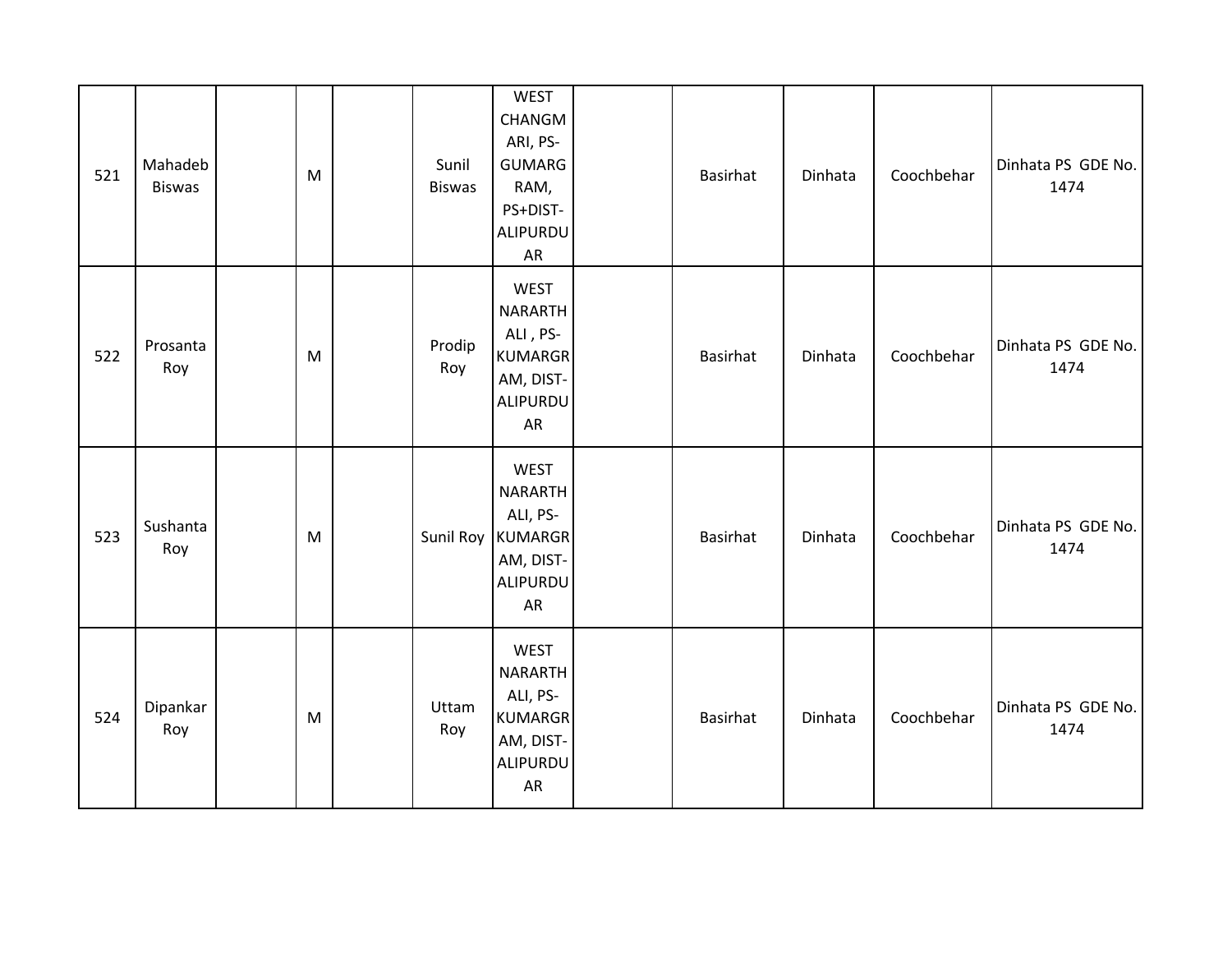|  |  |  |  |  |  |  |  |  |  |  |  |
|---|---|---|---|---|---|---|---|---|---|---|---|
| 521 | Mahadeb Biswas |  | M |  | Sunil Biswas | WEST CHANGMARI, PS-GUMARGRAM, PS+DIST-ALIPURDUAR |  | Basirhat | Dinhata | Coochbehar | Dinhata PS GDE No. 1474 |
| 522 | Prosanta Roy |  | M |  | Prodip Roy | WEST NARARTHALI , PS-KUMARGRAM, DIST-ALIPURDUAR |  | Basirhat | Dinhata | Coochbehar | Dinhata PS GDE No. 1474 |
| 523 | Sushanta Roy |  | M |  | Sunil Roy | WEST NARARTHALI, PS-KUMARGRAM, DIST-ALIPURDUAR |  | Basirhat | Dinhata | Coochbehar | Dinhata PS GDE No. 1474 |
| 524 | Dipankar Roy |  | M |  | Uttam Roy | WEST NARARTHALI, PS-KUMARGRAM, DIST-ALIPURDUAR |  | Basirhat | Dinhata | Coochbehar | Dinhata PS GDE No. 1474 |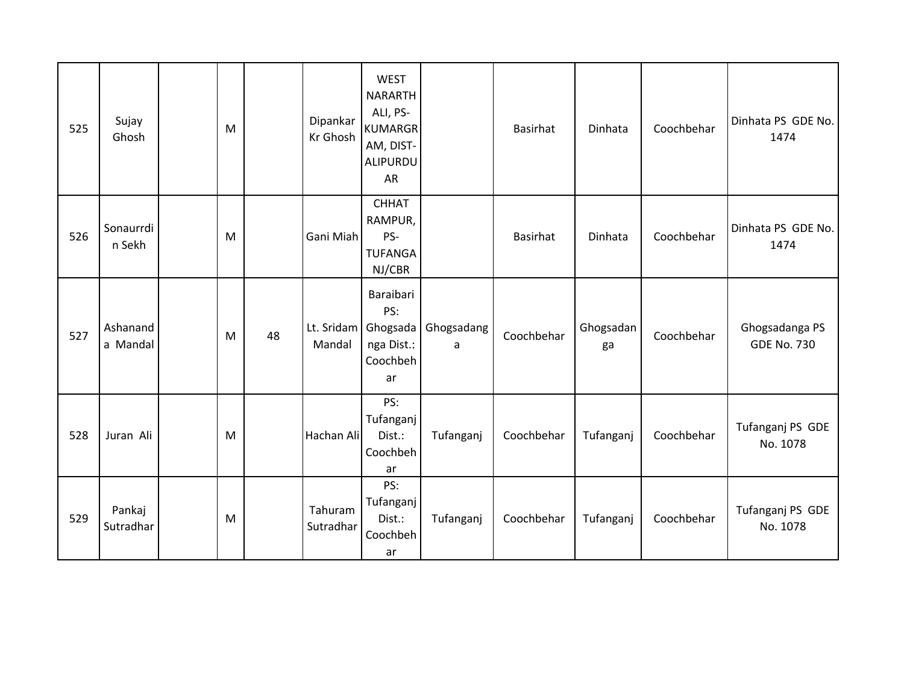| 525 | Sujay Ghosh | | M | | Dipankar Kr Ghosh | WEST NARARTHALI, PS-KUMARGRAM, DIST-ALIPURDUAR | | Basirhat | Dinhata | Coochbehar | Dinhata PS GDE No. 1474 |
|---|---|---|---|---|---|---|---|---|---|---|---|
| 526 | Sonaurrdin Sekh | | M | | Gani Miah | CHHAT RAMPUR, PS-TUFANGANJ/CBR | | Basirhat | Dinhata | Coochbehar | Dinhata PS GDE No. 1474 |
| 527 | Ashananda Mandal | | M | 48 | Lt. Sridam Mandal | Baraibari PS: Ghogsadanga Dist.: Coochbehar | Ghogsadanga | Coochbehar | Ghogsadanga | Coochbehar | Ghogsadanga PS GDE No. 730 |
| 528 | Juran Ali | | M | | Hachan Ali | PS: Tufanganj Dist.: Coochbehar | Tufanganj | Coochbehar | Tufanganj | Coochbehar | Tufanganj PS GDE No. 1078 |
| 529 | Pankaj Sutradhar | | M | | Tahuram Sutradhar | PS: Tufanganj Dist.: Coochbehar | Tufanganj | Coochbehar | Tufanganj | Coochbehar | Tufanganj PS GDE No. 1078 |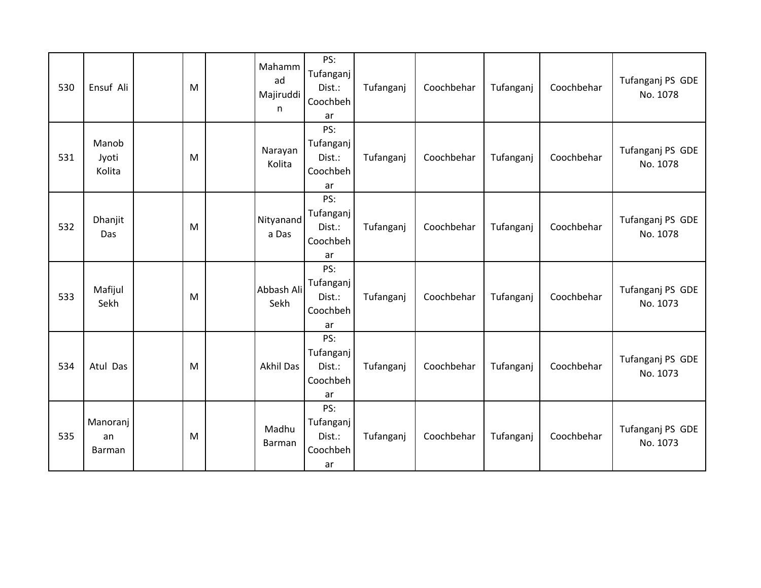| 530 | Ensuf Ali | | M | | Mahammad Majiruddin | PS: Tufanganj Dist.: Coochbehar | Tufanganj | Coochbehar | Tufanganj | Coochbehar | Tufanganj PS GDE No. 1078 |
|---|---|---|---|---|---|---|---|---|---|---|---|
| 531 | Manob Jyoti Kolita | | M | | Narayan Kolita | PS: Tufanganj Dist.: Coochbehar | Tufanganj | Coochbehar | Tufanganj | Coochbehar | Tufanganj PS GDE No. 1078 |
| 532 | Dhanjit Das | | M | | Nityananda Das | PS: Tufanganj Dist.: Coochbehar | Tufanganj | Coochbehar | Tufanganj | Coochbehar | Tufanganj PS GDE No. 1078 |
| 533 | Mafijul Sekh | | M | | Abbash Ali Sekh | PS: Tufanganj Dist.: Coochbehar | Tufanganj | Coochbehar | Tufanganj | Coochbehar | Tufanganj PS GDE No. 1073 |
| 534 | Atul Das | | M | | Akhil Das | PS: Tufanganj Dist.: Coochbehar | Tufanganj | Coochbehar | Tufanganj | Coochbehar | Tufanganj PS GDE No. 1073 |
| 535 | Manoranjan Barman | | M | | Madhu Barman | PS: Tufanganj Dist.: Coochbehar | Tufanganj | Coochbehar | Tufanganj | Coochbehar | Tufanganj PS GDE No. 1073 |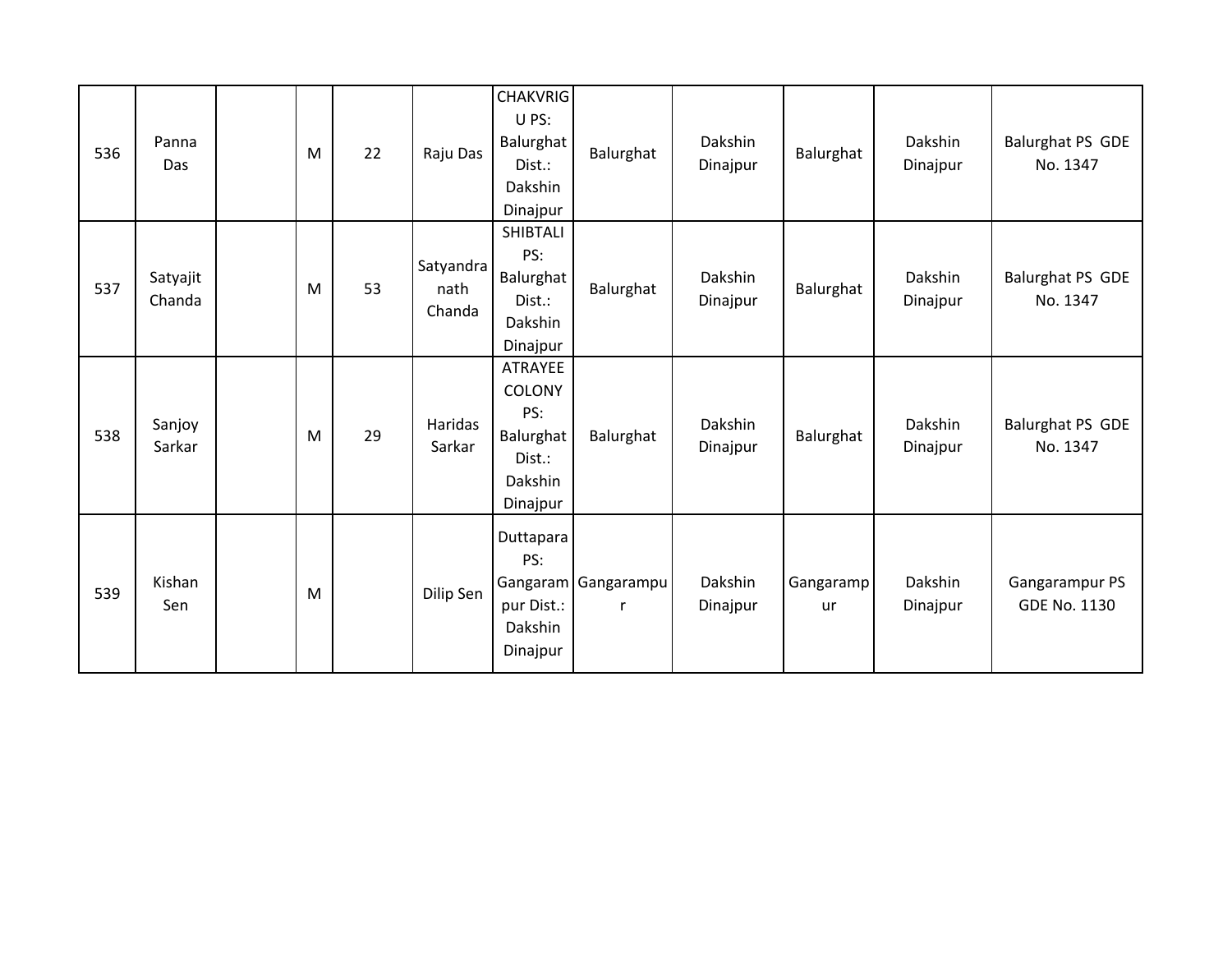| | | | | | | | | | | | |
|---|---|---|---|---|---|---|---|---|---|---|---|
| 536 | Panna Das | | M | 22 | Raju Das | CHAKVRIGU PS: Balurghat Dist.: Dakshin Dinajpur | Balurghat | Dakshin Dinajpur | Balurghat | Dakshin Dinajpur | Balurghat PS GDE No. 1347 |
| 537 | Satyajit Chanda | | M | 53 | Satyandranath Chanda | SHIBTALI PS: Balurghat Dist.: Dakshin Dinajpur | Balurghat | Dakshin Dinajpur | Balurghat | Dakshin Dinajpur | Balurghat PS GDE No. 1347 |
| 538 | Sanjoy Sarkar | | M | 29 | Haridas Sarkar | ATRAYEE COLONY PS: Balurghat Dist.: Dakshin Dinajpur | Balurghat | Dakshin Dinajpur | Balurghat | Dakshin Dinajpur | Balurghat PS GDE No. 1347 |
| 539 | Kishan Sen | | M | | Dilip Sen | Duttapara PS: Gangarampur Dist.: Dakshin Dinajpur | Gangarampur | Dakshin Dinajpur | Gangarampur | Dakshin Dinajpur | Gangarampur PS GDE No. 1130 |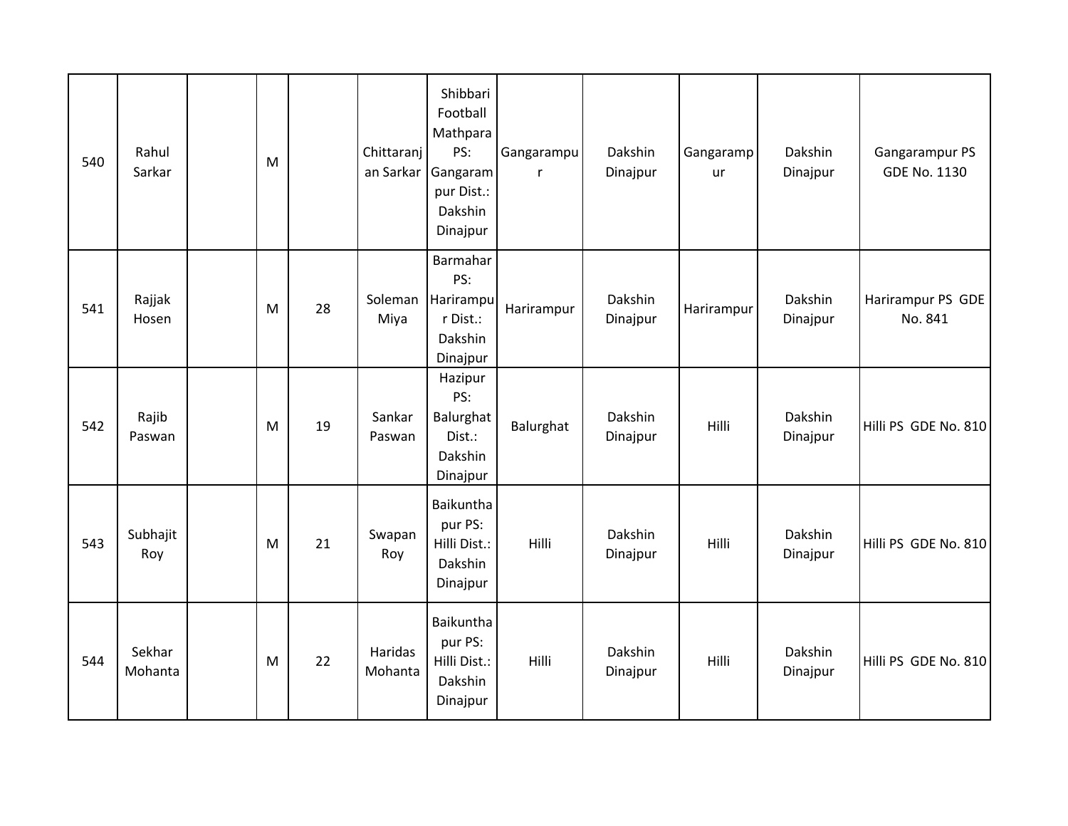| 540 | Rahul Sarkar | | M | | Chittaranjan Sarkar | Shibbari Football Mathpara PS: Gangarampur Dist.: Dakshin Dinajpur | Gangarampur | Dakshin Dinajpur | Gangarampur | Dakshin Dinajpur | Gangarampur PS GDE No. 1130 |
|---|---|---|---|---|---|---|---|---|---|---|---|
| 541 | Rajjak Hosen | | M | 28 | Soleman Miya | Barmahar PS: Harirampur Dist.: Dakshin Dinajpur | Harirampur | Dakshin Dinajpur | Harirampur | Dakshin Dinajpur | Harirampur PS GDE No. 841 |
| 542 | Rajib Paswan | | M | 19 | Sankar Paswan | Hazipur PS: Balurghat Dist.: Dakshin Dinajpur | Balurghat | Dakshin Dinajpur | Hilli | Dakshin Dinajpur | Hilli PS GDE No. 810 |
| 543 | Subhajit Roy | | M | 21 | Swapan Roy | Baikunthapur PS: Hilli Dist.: Dakshin Dinajpur | Hilli | Dakshin Dinajpur | Hilli | Dakshin Dinajpur | Hilli PS GDE No. 810 |
| 544 | Sekhar Mohanta | | M | 22 | Haridas Mohanta | Baikunthapur PS: Hilli Dist.: Dakshin Dinajpur | Hilli | Dakshin Dinajpur | Hilli | Dakshin Dinajpur | Hilli PS GDE No. 810 |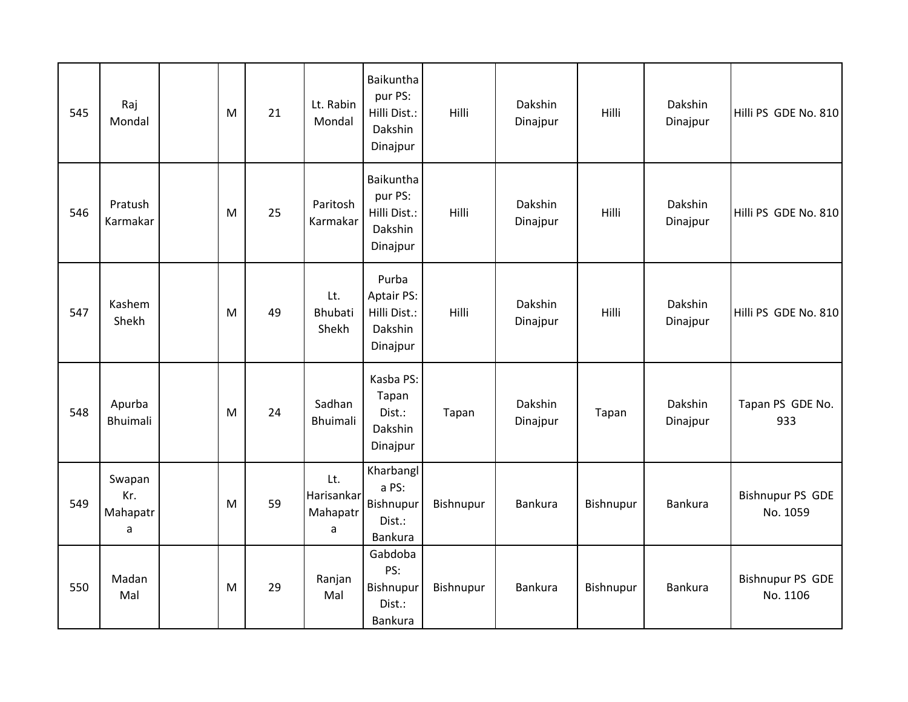| 545 | Raj Mondal | | M | 21 | Lt. Rabin Mondal | Baikunthapur PS: Hilli Dist.: Dakshin Dinajpur | Hilli | Dakshin Dinajpur | Hilli | Dakshin Dinajpur | Hilli PS GDE No. 810 |
|---|---|---|---|---|---|---|---|---|---|---|---|
| 546 | Pratush Karmakar | | M | 25 | Paritosh Karmakar | Baikunthapur PS: Hilli Dist.: Dakshin Dinajpur | Hilli | Dakshin Dinajpur | Hilli | Dakshin Dinajpur | Hilli PS GDE No. 810 |
| 547 | Kashem Shekh | | M | 49 | Lt. Bhubati Shekh | Purba Aptair PS: Hilli Dist.: Dakshin Dinajpur | Hilli | Dakshin Dinajpur | Hilli | Dakshin Dinajpur | Hilli PS GDE No. 810 |
| 548 | Apurba Bhuimali | | M | 24 | Sadhan Bhuimali | Kasba PS: Tapan Dist.: Dakshin Dinajpur | Tapan | Dakshin Dinajpur | Tapan | Dakshin Dinajpur | Tapan PS GDE No. 933 |
| 549 | Swapan Kr. Mahapatra | | M | 59 | Lt. Harisankar Mahapatra | Kharbangla PS: Bishnupur Dist.: Bankura | Bishnupur | Bankura | Bishnupur | Bankura | Bishnupur PS GDE No. 1059 |
| 550 | Madan Mal | | M | 29 | Ranjan Mal | Gabdoba PS: Bishnupur Dist.: Bankura | Bishnupur | Bankura | Bishnupur | Bankura | Bishnupur PS GDE No. 1106 |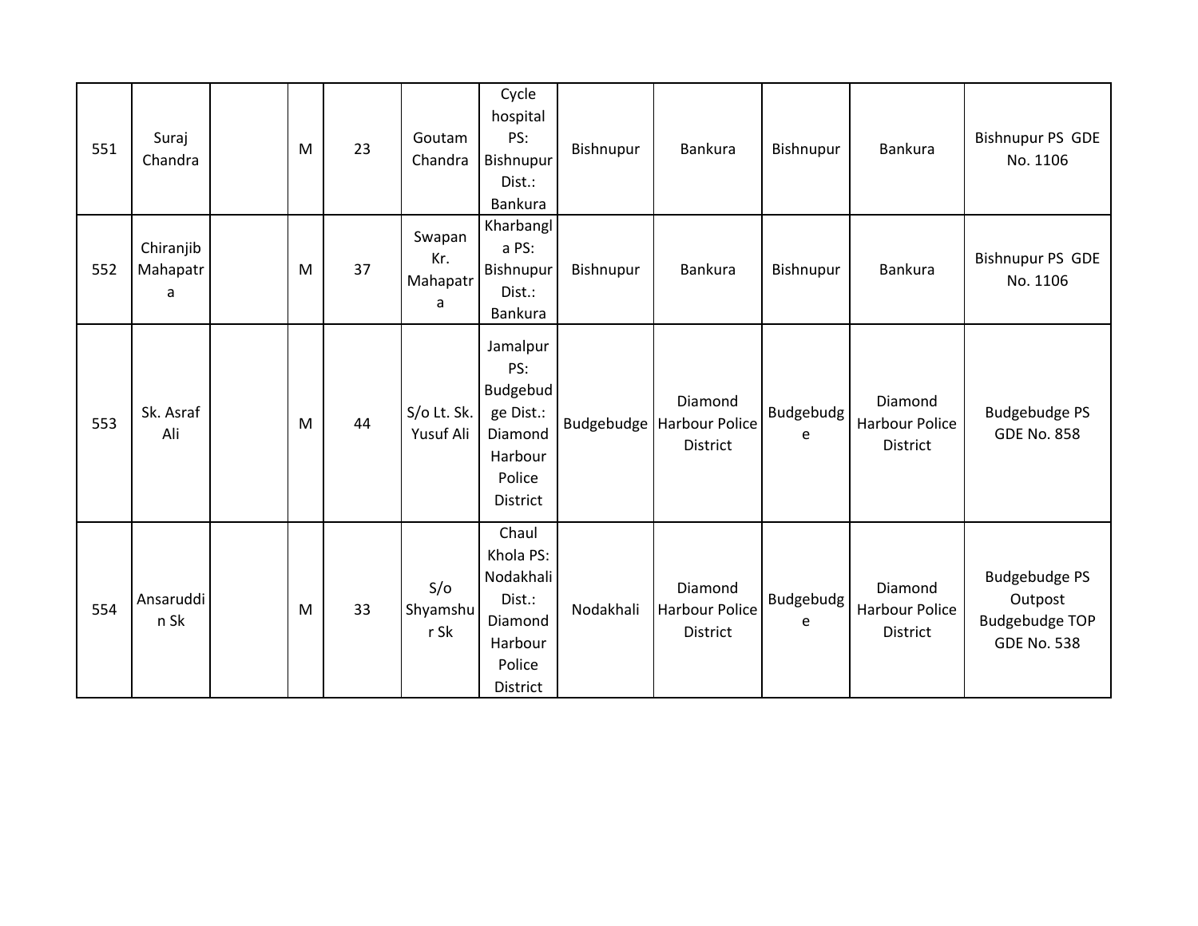| | | | | | | | | | | | |
|---|---|---|---|---|---|---|---|---|---|---|---|
| 551 | Suraj Chandra | | M | 23 | Goutam Chandra | Cycle hospital PS: Bishnupur Dist.: Bankura | Bishnupur | Bankura | Bishnupur | Bankura | Bishnupur PS GDE No. 1106 |
| 552 | Chiranjib Mahapatra | | M | 37 | Swapan Kr. Mahapatra | Kharbangla PS: Bishnupur Dist.: Bankura | Bishnupur | Bankura | Bishnupur | Bankura | Bishnupur PS GDE No. 1106 |
| 553 | Sk. Asraf Ali | | M | 44 | S/o Lt. Sk. Yusuf Ali | Jamalpur PS: Budgebudge Dist.: Diamond Harbour Police District | Budgebudge | Diamond Harbour Police District | Budgebudge | Diamond Harbour Police District | Budgebudge PS GDE No. 858 |
| 554 | Ansaruddin Sk | | M | 33 | S/o Shyamshur Sk | Chaul Khola PS: Nodakhali Dist.: Diamond Harbour Police District | Nodakhali | Diamond Harbour Police District | Budgebudge | Diamond Harbour Police District | Budgebudge PS Outpost Budgebudge TOP GDE No. 538 |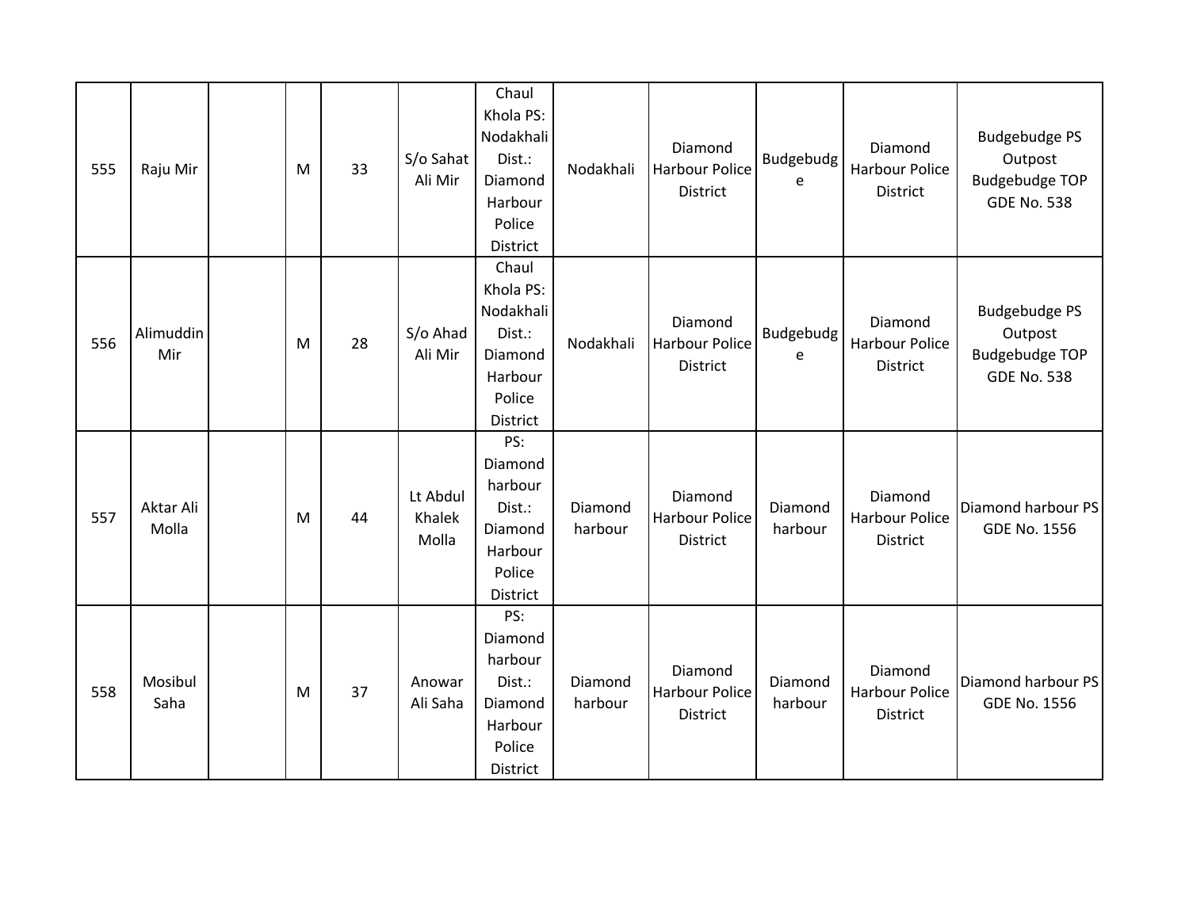| 555 | Raju Mir | | M | 33 | S/o Sahat Ali Mir | Chaul Khola PS: Nodakhali Dist.: Diamond Harbour Police District | Nodakhali | Diamond Harbour Police District | Budgebudge | Diamond Harbour Police District | Budgebudge PS Outpost Budgebudge TOP GDE No. 538 |
|---|---|---|---|---|---|---|---|---|---|---|---|
| 556 | Alimuddin Mir | | M | 28 | S/o Ahad Ali Mir | Chaul Khola PS: Nodakhali Dist.: Diamond Harbour Police District | Nodakhali | Diamond Harbour Police District | Budgebudge | Diamond Harbour Police District | Budgebudge PS Outpost Budgebudge TOP GDE No. 538 |
| 557 | Aktar Ali Molla | | M | 44 | Lt Abdul Khalek Molla | PS: Diamond harbour Dist.: Diamond Harbour Police District | Diamond harbour | Diamond Harbour Police District | Diamond harbour | Diamond Harbour Police District | Diamond harbour PS GDE No. 1556 |
| 558 | Mosibul Saha | | M | 37 | Anowar Ali Saha | PS: Diamond harbour Dist.: Diamond Harbour Police District | Diamond harbour | Diamond Harbour Police District | Diamond harbour | Diamond Harbour Police District | Diamond harbour PS GDE No. 1556 |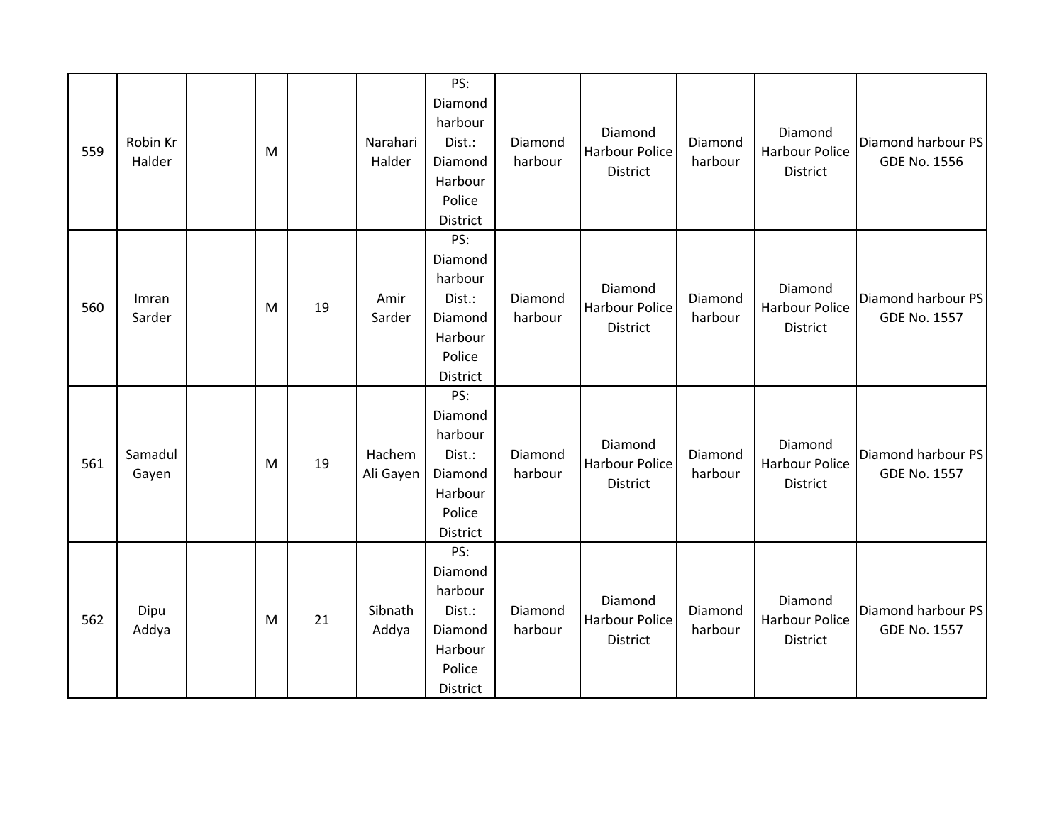| | | | | | | | | | | | |
|---|---|---|---|---|---|---|---|---|---|---|---|
| 559 | Robin Kr Halder | | M | | Narahari Halder | PS: Diamond harbour Dist.: Diamond Harbour Police District | Diamond harbour | Diamond Harbour Police District | Diamond harbour | Diamond Harbour Police District | Diamond harbour PS GDE No. 1556 |
| 560 | Imran Sarder | | M | 19 | Amir Sarder | PS: Diamond harbour Dist.: Diamond Harbour Police District | Diamond harbour | Diamond Harbour Police District | Diamond harbour | Diamond Harbour Police District | Diamond harbour PS GDE No. 1557 |
| 561 | Samadul Gayen | | M | 19 | Hachem Ali Gayen | PS: Diamond harbour Dist.: Diamond Harbour Police District | Diamond harbour | Diamond Harbour Police District | Diamond harbour | Diamond Harbour Police District | Diamond harbour PS GDE No. 1557 |
| 562 | Dipu Addya | | M | 21 | Sibnath Addya | PS: Diamond harbour Dist.: Diamond Harbour Police District | Diamond harbour | Diamond Harbour Police District | Diamond harbour | Diamond Harbour Police District | Diamond harbour PS GDE No. 1557 |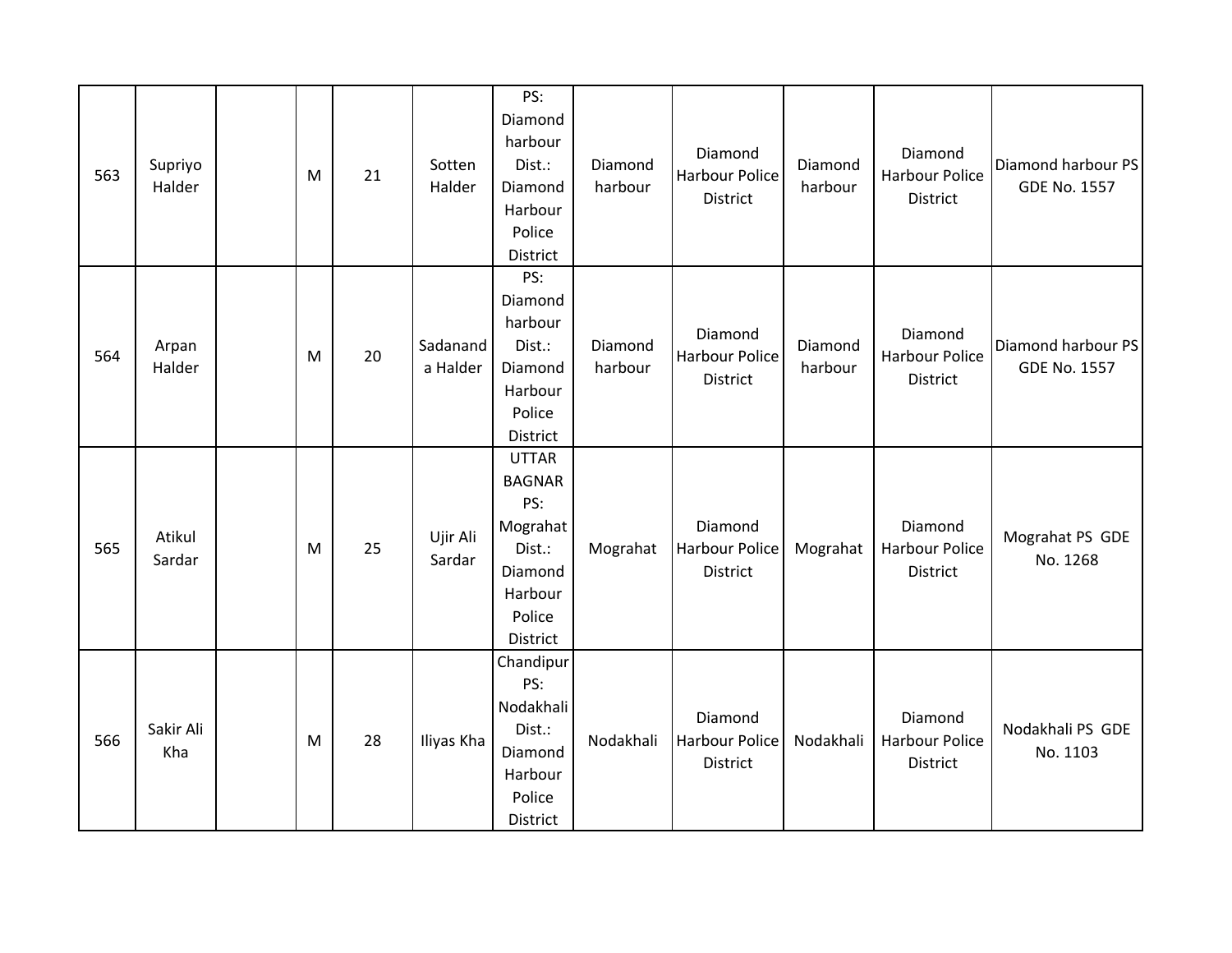| 563 | Supriyo Halder | | M | 21 | Sotten Halder | PS: Diamond harbour Dist.: Diamond Harbour Police District | Diamond harbour | Diamond Harbour Police District | Diamond harbour | Diamond Harbour Police District | Diamond harbour PS GDE No. 1557 |
|---|---|---|---|---|---|---|---|---|---|---|---|
| 564 | Arpan Halder | | M | 20 | Sadananda Halder | PS: Diamond harbour Dist.: Diamond Harbour Police District | Diamond harbour | Diamond Harbour Police District | Diamond harbour | Diamond Harbour Police District | Diamond harbour PS GDE No. 1557 |
| 565 | Atikul Sardar | | M | 25 | Ujir Ali Sardar | UTTAR BAGNAR PS: Mograhat Dist.: Diamond Harbour Police District | Mograhat | Diamond Harbour Police District | Mograhat | Diamond Harbour Police District | Mograhat PS GDE No. 1268 |
| 566 | Sakir Ali Kha | | M | 28 | Iliyas Kha | Chandipur PS: Nodakhali Dist.: Diamond Harbour Police District | Nodakhali | Diamond Harbour Police District | Nodakhali | Diamond Harbour Police District | Nodakhali PS GDE No. 1103 |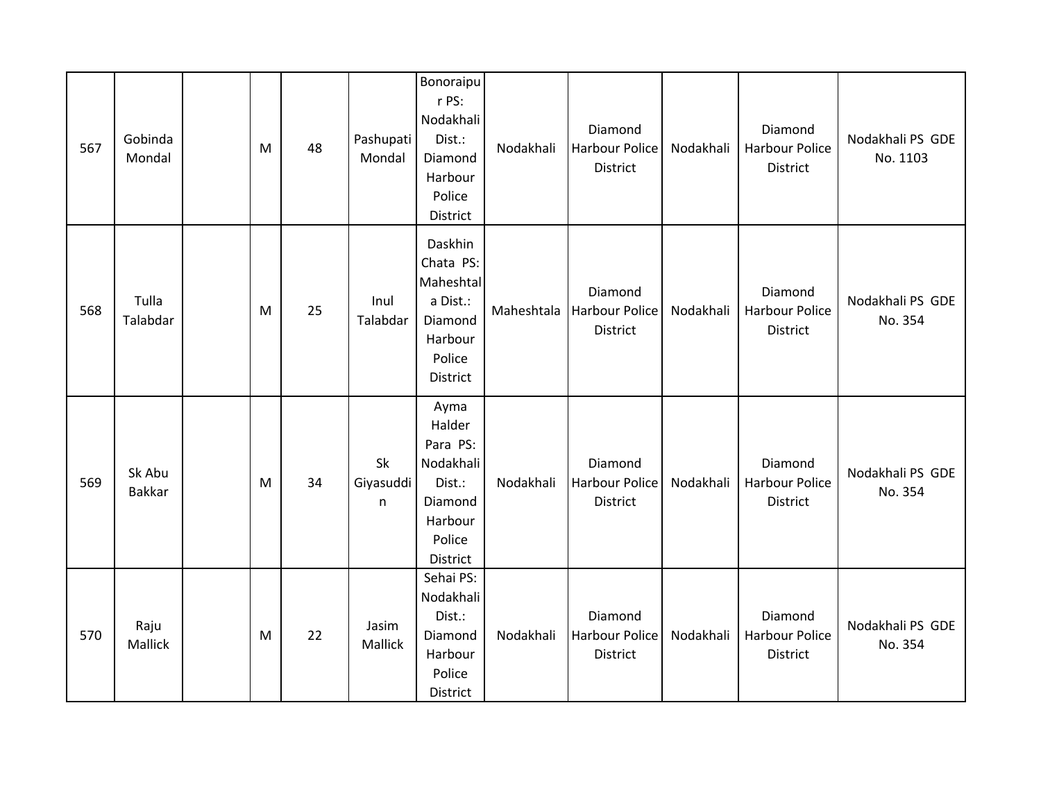| 567 | Gobinda Mondal | | M | 48 | Pashupati Mondal | Bonoraipur PS: Nodakhali Dist.: Diamond Harbour Police District | Nodakhali | Diamond Harbour Police District | Nodakhali | Diamond Harbour Police District | Nodakhali PS GDE No. 1103 |
|---|---|---|---|---|---|---|---|---|---|---|---|
| 568 | Tulla Talabdar | | M | 25 | Inul Talabdar | Daskhin Chata PS: Maheshtala Dist.: Diamond Harbour Police District | Maheshtala | Diamond Harbour Police District | Nodakhali | Diamond Harbour Police District | Nodakhali PS GDE No. 354 |
| 569 | Sk Abu Bakkar | | M | 34 | Sk Giyasuddin | Ayma Halder Para PS: Nodakhali Dist.: Diamond Harbour Police District | Nodakhali | Diamond Harbour Police District | Nodakhali | Diamond Harbour Police District | Nodakhali PS GDE No. 354 |
| 570 | Raju Mallick | | M | 22 | Jasim Mallick | Sehai PS: Nodakhali Dist.: Diamond Harbour Police District | Nodakhali | Diamond Harbour Police District | Nodakhali | Diamond Harbour Police District | Nodakhali PS GDE No. 354 |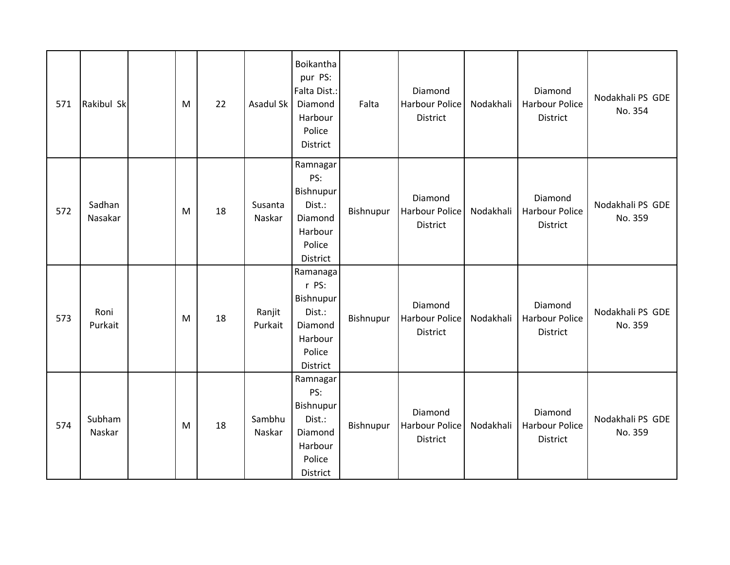| | | | | | | | | | | | |
|---|---|---|---|---|---|---|---|---|---|---|---|
| 571 | Rakibul Sk | | M | 22 | Asadul Sk | Boikanthapur PS: Falta Dist.: Diamond Harbour Police District | Falta | Diamond Harbour Police District | Nodakhali | Diamond Harbour Police District | Nodakhali PS GDE No. 354 |
| 572 | Sadhan Nasakar | | M | 18 | Susanta Naskar | Ramnagar PS: Bishnupur Dist.: Diamond Harbour Police District | Bishnupur | Diamond Harbour Police District | Nodakhali | Diamond Harbour Police District | Nodakhali PS GDE No. 359 |
| 573 | Roni Purkait | | M | 18 | Ranjit Purkait | Ramanagar PS: Bishnupur Dist.: Diamond Harbour Police District | Bishnupur | Diamond Harbour Police District | Nodakhali | Diamond Harbour Police District | Nodakhali PS GDE No. 359 |
| 574 | Subham Naskar | | M | 18 | Sambhu Naskar | Ramnagar PS: Bishnupur Dist.: Diamond Harbour Police District | Bishnupur | Diamond Harbour Police District | Nodakhali | Diamond Harbour Police District | Nodakhali PS GDE No. 359 |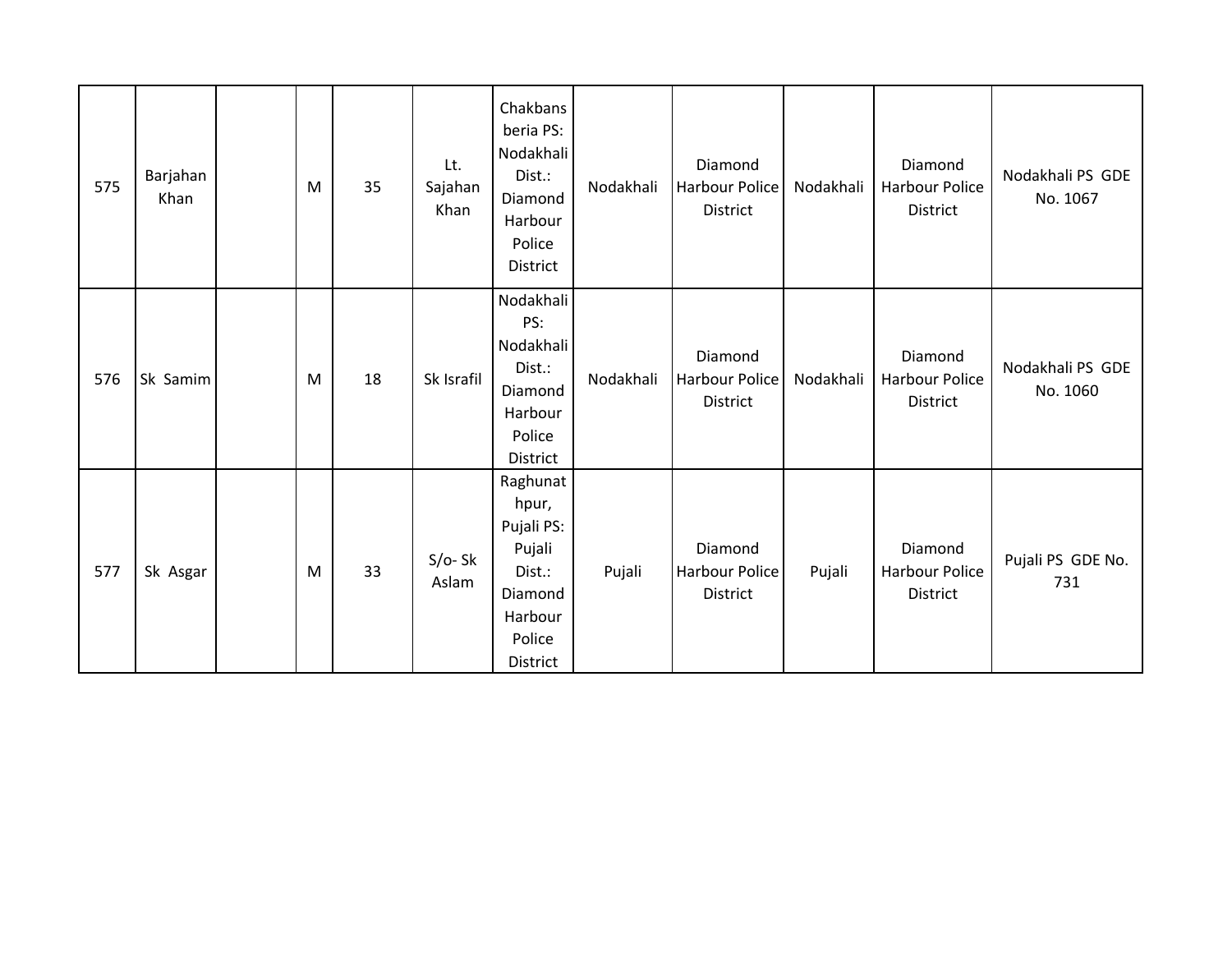| | | | | | | | | | | | |
|---|---|---|---|---|---|---|---|---|---|---|---|
| 575 | Barjahan Khan | | M | 35 | Lt. Sajahan Khan | Chakbansberia PS: Nodakhali Dist.: Diamond Harbour Police District | Nodakhali | Diamond Harbour Police District | Nodakhali | Diamond Harbour Police District | Nodakhali PS GDE No. 1067 |
| 576 | Sk Samim | | M | 18 | Sk Israfil | Nodakhali PS: Nodakhali Dist.: Diamond Harbour Police District | Nodakhali | Diamond Harbour Police District | Nodakhali | Diamond Harbour Police District | Nodakhali PS GDE No. 1060 |
| 577 | Sk Asgar | | M | 33 | S/o- Sk Aslam | Raghunathpur, Pujali PS: Pujali Dist.: Diamond Harbour Police District | Pujali | Diamond Harbour Police District | Pujali | Diamond Harbour Police District | Pujali PS GDE No. 731 |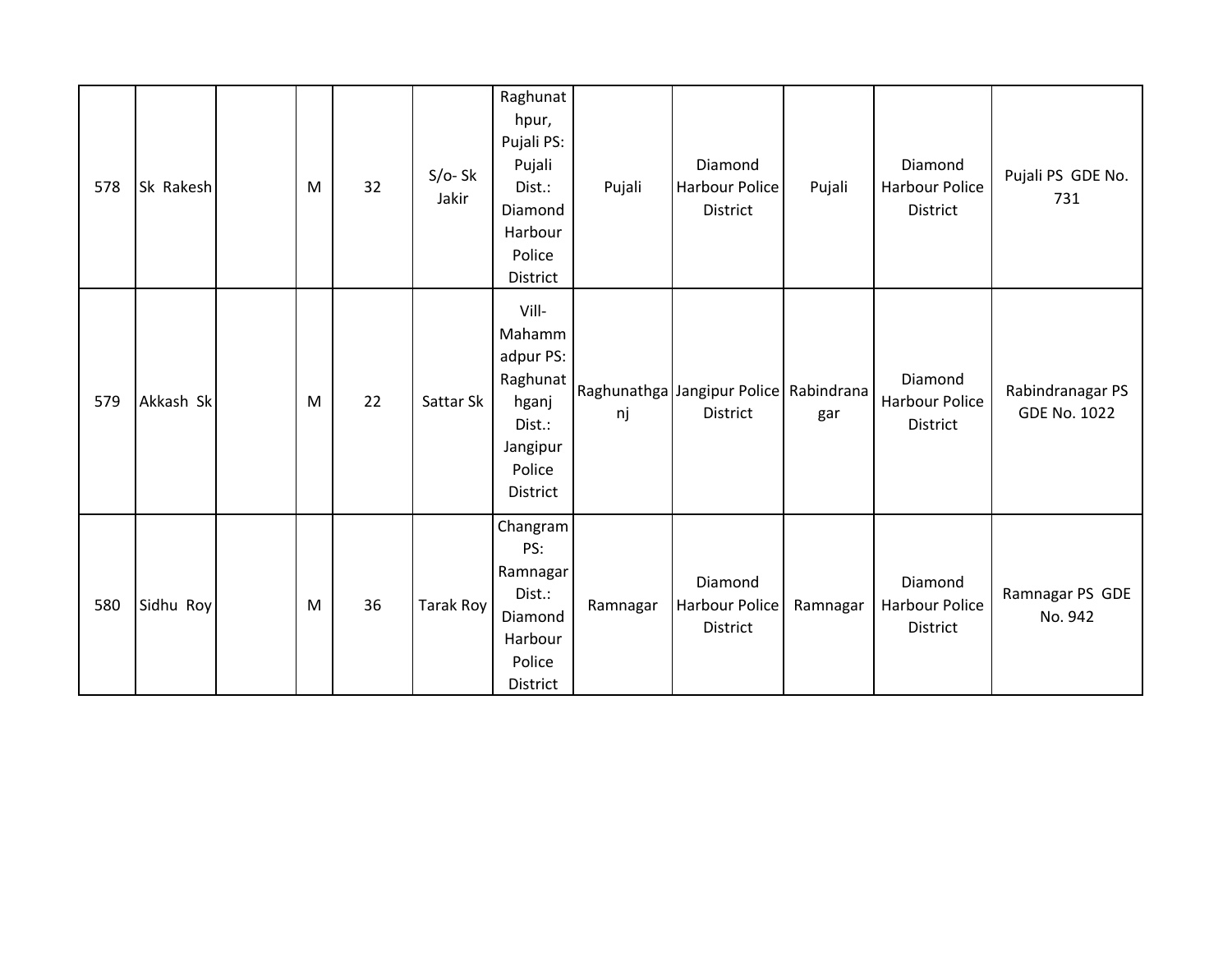| 578 | Sk Rakesh | | M | 32 | S/o- Sk Jakir | Raghunathpur, Pujali PS: Pujali Dist.: Diamond Harbour Police District | Pujali | Diamond Harbour Police District | Pujali | Diamond Harbour Police District | Pujali PS GDE No. 731 |
|---|---|---|---|---|---|---|---|---|---|---|---|
| 579 | Akkash Sk | | M | 22 | Sattar Sk | Vill- Mahammadpur PS: Raghunathganj Dist.: Jangipur Police District | Raghunathganj | Jangipur Police District | Rabindranagar | Diamond Harbour Police District | Rabindranagar PS GDE No. 1022 |
| 580 | Sidhu Roy | | M | 36 | Tarak Roy | Changram PS: Ramnagar Dist.: Diamond Harbour Police District | Ramnagar | Diamond Harbour Police District | Ramnagar | Diamond Harbour Police District | Ramnagar PS GDE No. 942 |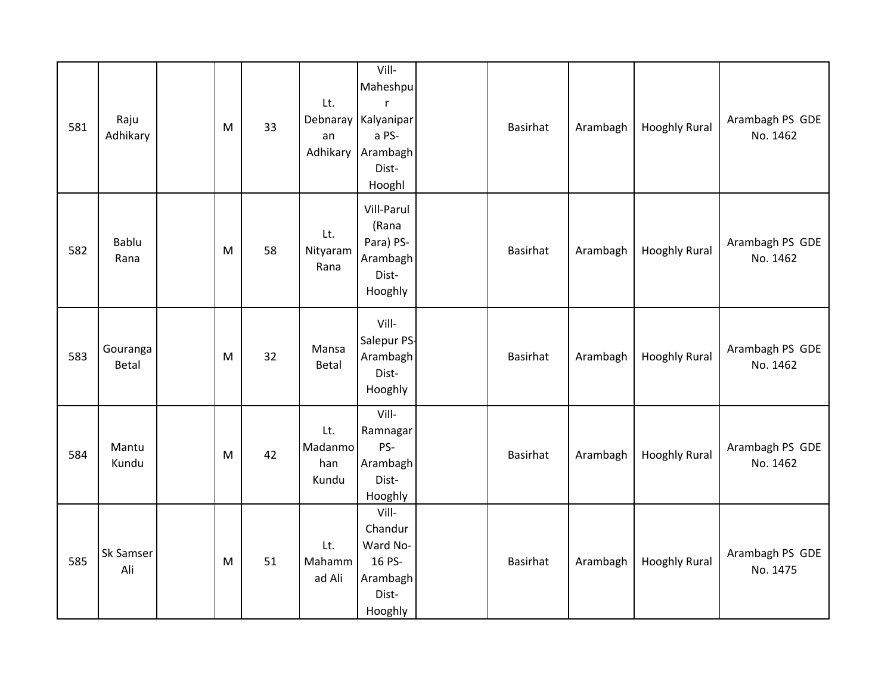| | | | | | | | | | | | |
|---|---|---|---|---|---|---|---|---|---|---|---|
| 581 | Raju Adhikary | | M | 33 | Lt. Debnarayan Adhikary | Vill-Maheshpur Kalyanipara PS-Arambagh Dist-Hooghl | | Basirhat | Arambagh | Hooghly Rural | Arambagh PS GDE No. 1462 |
| 582 | Bablu Rana | | M | 58 | Lt. Nityaram Rana | Vill-Parul (Rana Para) PS-Arambagh Dist-Hooghly | | Basirhat | Arambagh | Hooghly Rural | Arambagh PS GDE No. 1462 |
| 583 | Gouranga Betal | | M | 32 | Mansa Betal | Vill-Salepur PS-Arambagh Dist-Hooghly | | Basirhat | Arambagh | Hooghly Rural | Arambagh PS GDE No. 1462 |
| 584 | Mantu Kundu | | M | 42 | Lt. Madanmohan Kundu | Vill-Ramnagar PS-Arambagh Dist-Hooghly | | Basirhat | Arambagh | Hooghly Rural | Arambagh PS GDE No. 1462 |
| 585 | Sk Samser Ali | | M | 51 | Lt. Mahammad Ali | Vill-Chandur Ward No-16 PS-Arambagh Dist-Hooghly | | Basirhat | Arambagh | Hooghly Rural | Arambagh PS GDE No. 1475 |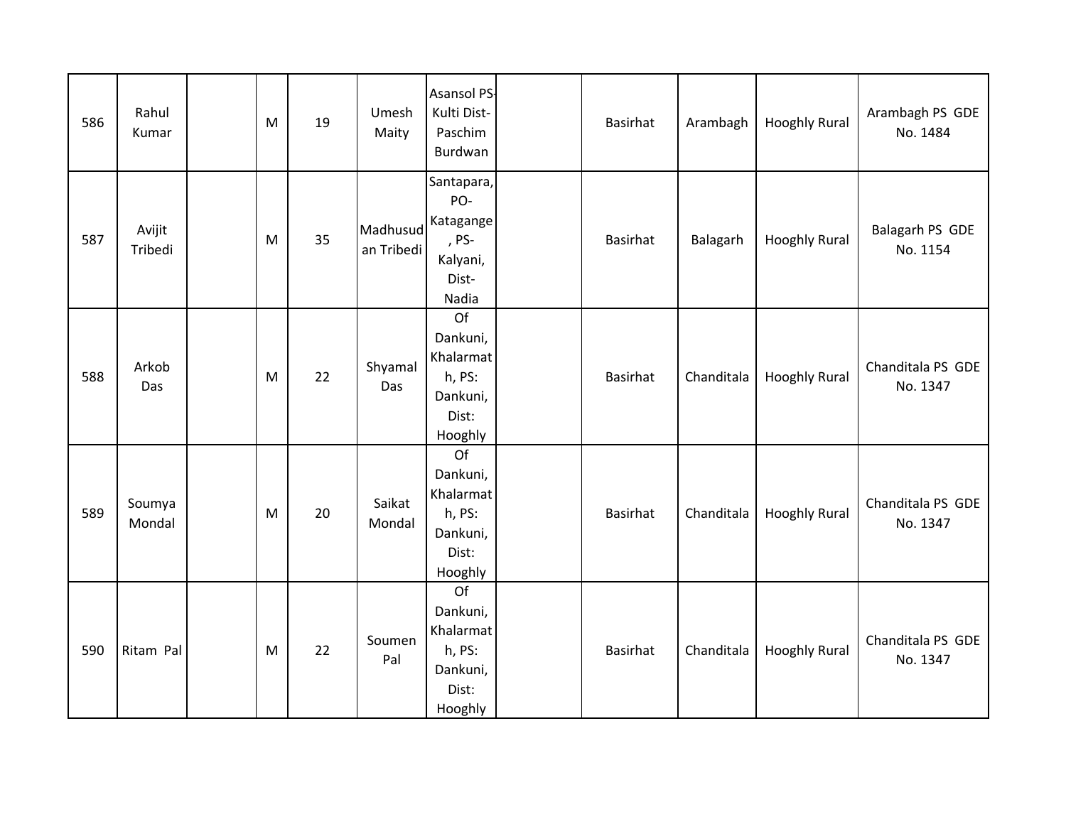| 586 | Rahul Kumar | | M | 19 | Umesh Maity | Asansol PS-Kulti Dist-Paschim Burdwan | | Basirhat | Arambagh | Hooghly Rural | Arambagh PS GDE No. 1484 |
|---|---|---|---|---|---|---|---|---|---|---|---|
| 587 | Avijit Tribedi | | M | 35 | Madhusudan Tribedi | Santapara, PO-Katagange, PS-Kalyani, Dist-Nadia | | Basirhat | Balagarh | Hooghly Rural | Balagarh PS GDE No. 1154 |
| 588 | Arkob Das | | M | 22 | Shyamal Das | Of Dankuni, Khalarmath, PS: Dankuni, Dist: Hooghly | | Basirhat | Chanditala | Hooghly Rural | Chanditala PS GDE No. 1347 |
| 589 | Soumya Mondal | | M | 20 | Saikat Mondal | Of Dankuni, Khalarmath, PS: Dankuni, Dist: Hooghly | | Basirhat | Chanditala | Hooghly Rural | Chanditala PS GDE No. 1347 |
| 590 | Ritam Pal | | M | 22 | Soumen Pal | Of Dankuni, Khalarmath, PS: Dankuni, Dist: Hooghly | | Basirhat | Chanditala | Hooghly Rural | Chanditala PS GDE No. 1347 |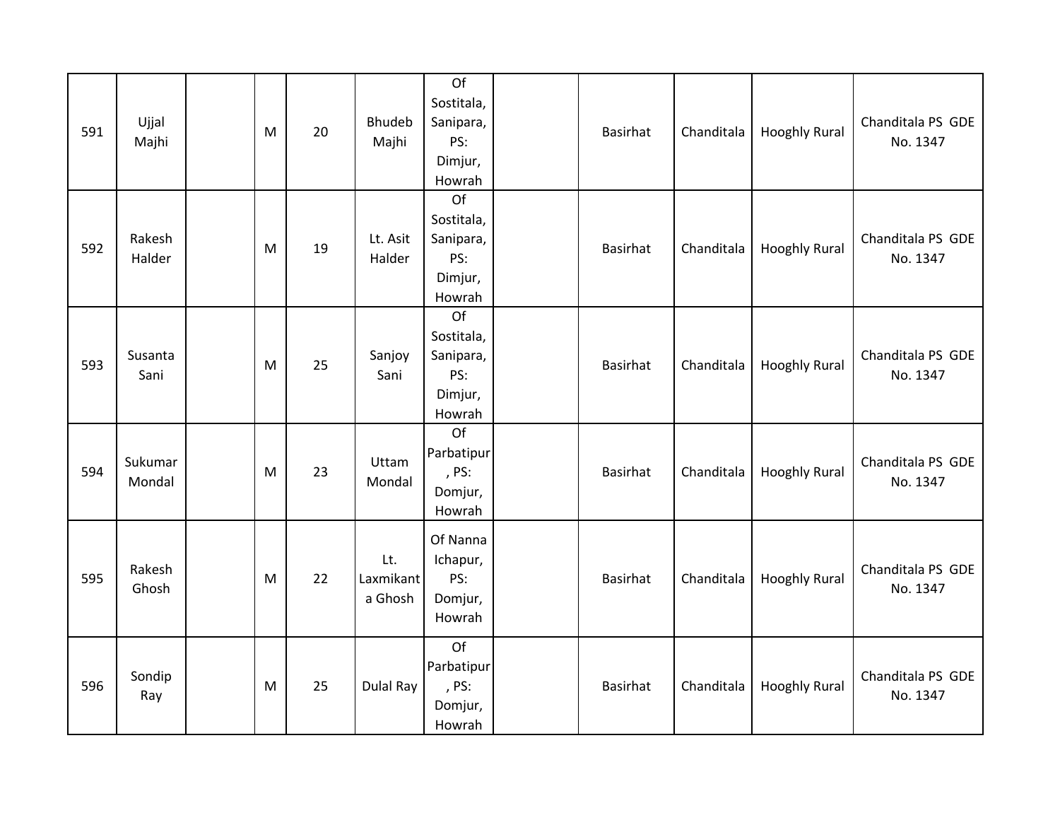| | | | | | | | | | | | |
|---|---|---|---|---|---|---|---|---|---|---|---|
| 591 | Ujjal Majhi | | M | 20 | Bhudeb Majhi | Of Sostitala, Sanipara, PS: Dimjur, Howrah | | Basirhat | Chanditala | Hooghly Rural | Chanditala PS GDE No. 1347 |
| 592 | Rakesh Halder | | M | 19 | Lt. Asit Halder | Of Sostitala, Sanipara, PS: Dimjur, Howrah | | Basirhat | Chanditala | Hooghly Rural | Chanditala PS GDE No. 1347 |
| 593 | Susanta Sani | | M | 25 | Sanjoy Sani | Of Sostitala, Sanipara, PS: Dimjur, Howrah | | Basirhat | Chanditala | Hooghly Rural | Chanditala PS GDE No. 1347 |
| 594 | Sukumar Mondal | | M | 23 | Uttam Mondal | Of Parbatipur, PS: Domjur, Howrah | | Basirhat | Chanditala | Hooghly Rural | Chanditala PS GDE No. 1347 |
| 595 | Rakesh Ghosh | | M | 22 | Lt. Laxmikanta Ghosh | Of Nanna Ichapur, PS: Domjur, Howrah | | Basirhat | Chanditala | Hooghly Rural | Chanditala PS GDE No. 1347 |
| 596 | Sondip Ray | | M | 25 | Dulal Ray | Of Parbatipur, PS: Domjur, Howrah | | Basirhat | Chanditala | Hooghly Rural | Chanditala PS GDE No. 1347 |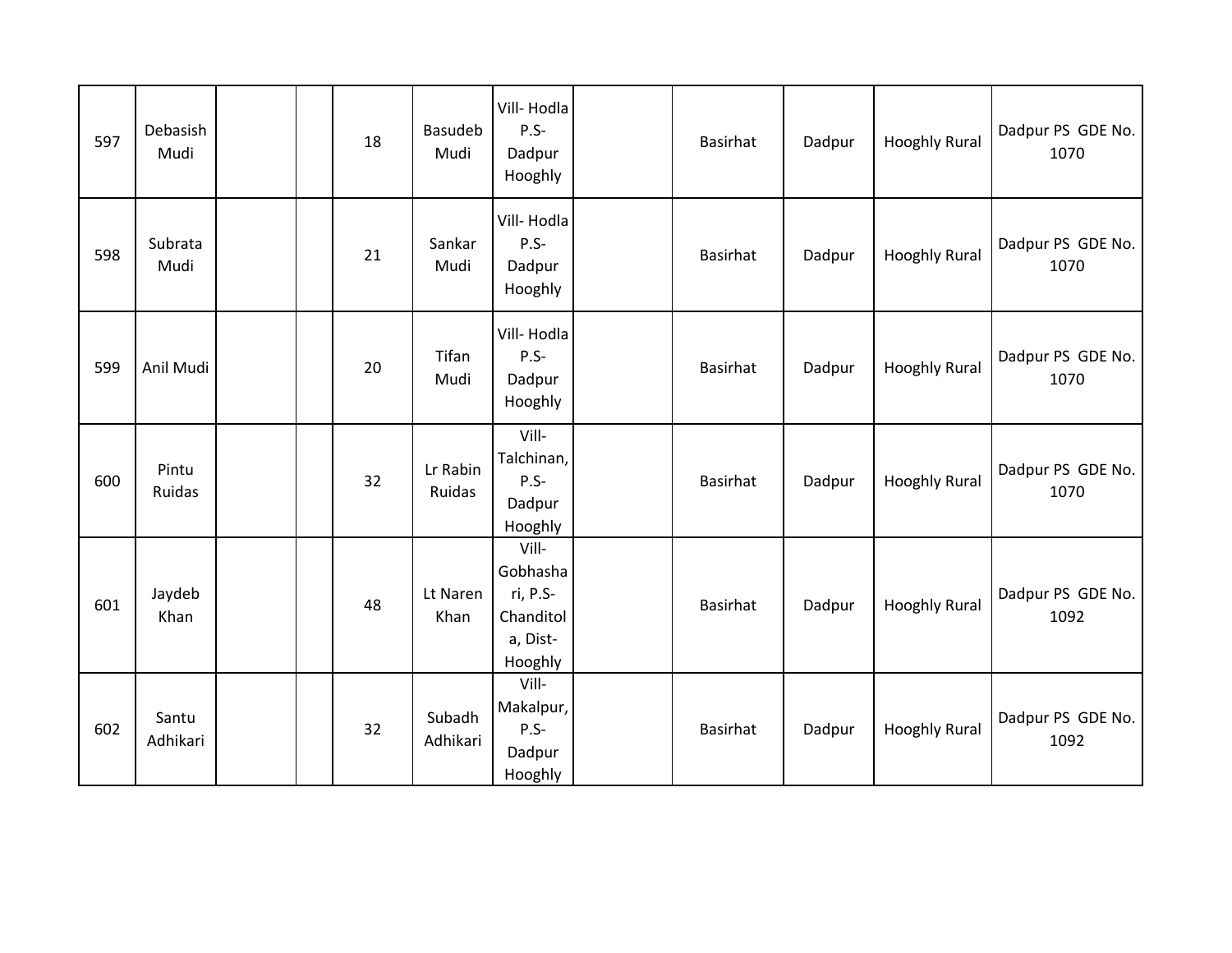| 597 | Debasish Mudi | | | 18 | Basudeb Mudi | Vill- Hodla P.S- Dadpur Hooghly | | Basirhat | Dadpur | Hooghly Rural | Dadpur PS GDE No. 1070 |
|---|---|---|---|---|---|---|---|---|---|---|---|
| 598 | Subrata Mudi | | | 21 | Sankar Mudi | Vill- Hodla P.S- Dadpur Hooghly | | Basirhat | Dadpur | Hooghly Rural | Dadpur PS GDE No. 1070 |
| 599 | Anil Mudi | | | 20 | Tifan Mudi | Vill- Hodla P.S- Dadpur Hooghly | | Basirhat | Dadpur | Hooghly Rural | Dadpur PS GDE No. 1070 |
| 600 | Pintu Ruidas | | | 32 | Lr Rabin Ruidas | Vill- Talchinan, P.S- Dadpur Hooghly | | Basirhat | Dadpur | Hooghly Rural | Dadpur PS GDE No. 1070 |
| 601 | Jaydeb Khan | | | 48 | Lt Naren Khan | Vill- Gobhashari, P.S- Chanditola, Dist- Hooghly | | Basirhat | Dadpur | Hooghly Rural | Dadpur PS GDE No. 1092 |
| 602 | Santu Adhikari | | | 32 | Subadh Adhikari | Vill- Makalpur, P.S- Dadpur Hooghly | | Basirhat | Dadpur | Hooghly Rural | Dadpur PS GDE No. 1092 |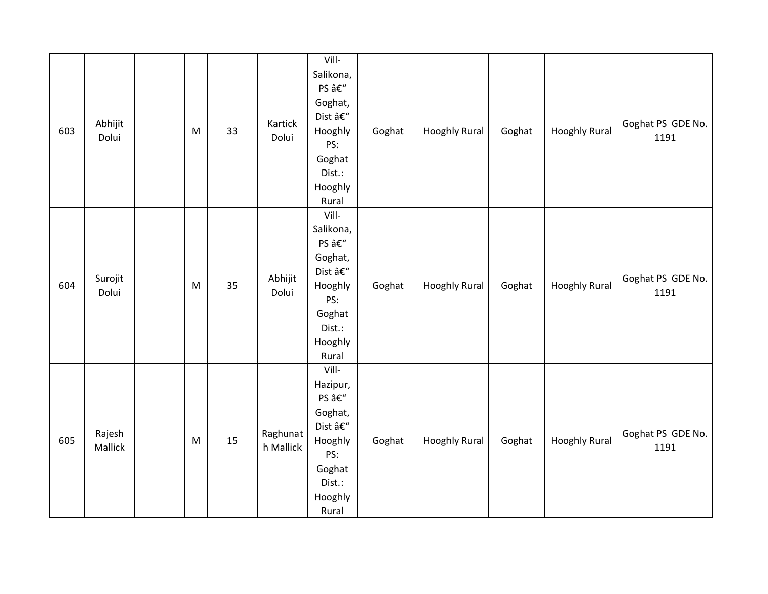| 603 | Abhijit Dolui | | M | 33 | Kartick Dolui | Vill-Salikona, PS â€" Goghat, Dist â€" Hooghly PS: Goghat Dist.: Hooghly Rural | Goghat | Hooghly Rural | Goghat | Hooghly Rural | Goghat PS GDE No. 1191 |
|---|---|---|---|---|---|---|---|---|---|---|---|
| 604 | Surojit Dolui | | M | 35 | Abhijit Dolui | Vill-Salikona, PS â€" Goghat, Dist â€" Hooghly PS: Goghat Dist.: Hooghly Rural | Goghat | Hooghly Rural | Goghat | Hooghly Rural | Goghat PS GDE No. 1191 |
| 605 | Rajesh Mallick | | M | 15 | Raghunath Mallick | Vill-Hazipur, PS â€" Goghat, Dist â€" Hooghly PS: Goghat Dist.: Hooghly Rural | Goghat | Hooghly Rural | Goghat | Hooghly Rural | Goghat PS GDE No. 1191 |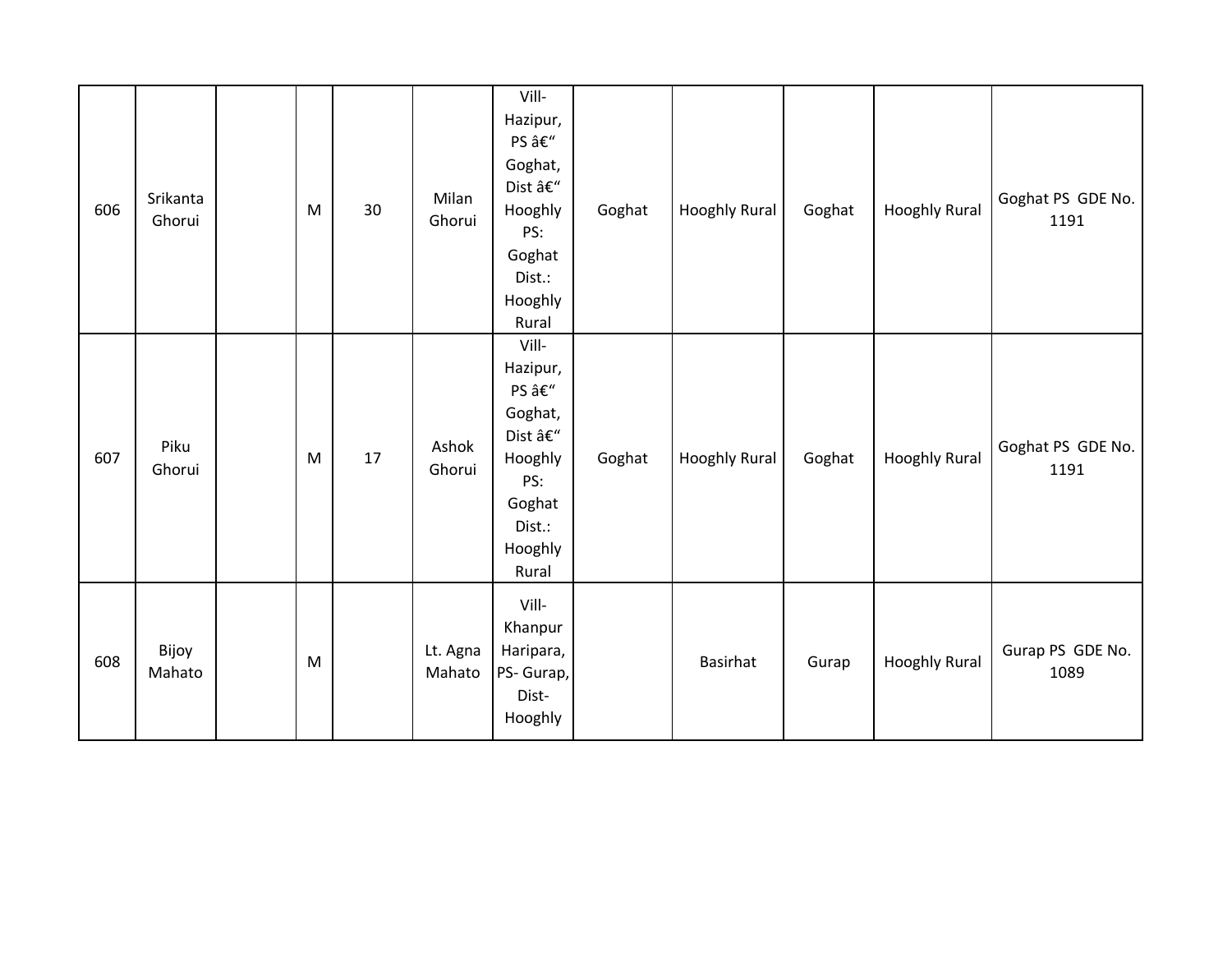| | | | | | | | | | | | |
|---|---|---|---|---|---|---|---|---|---|---|---|
| 606 | Srikanta Ghorui | | M | 30 | Milan Ghorui | Vill-Hazipur, PS â€" Goghat, Dist â€" Hooghly PS: Goghat Dist.: Hooghly Rural | Goghat | Hooghly Rural | Goghat | Hooghly Rural | Goghat PS GDE No. 1191 |
| 607 | Piku Ghorui | | M | 17 | Ashok Ghorui | Vill-Hazipur, PS â€" Goghat, Dist â€" Hooghly PS: Goghat Dist.: Hooghly Rural | Goghat | Hooghly Rural | Goghat | Hooghly Rural | Goghat PS GDE No. 1191 |
| 608 | Bijoy Mahato | | M | | Lt. Agna Mahato | Vill-Khanpur Haripara, PS- Gurap, Dist-Hooghly | | Basirhat | Gurap | Hooghly Rural | Gurap PS GDE No. 1089 |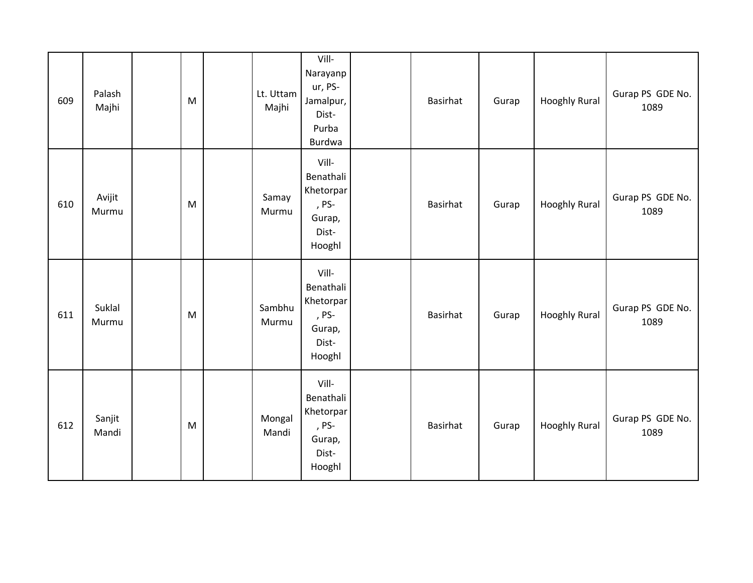| 609 | Palash Majhi | | M | | Lt. Uttam Majhi | Vill-Narayanpur, PS-Jamalpur, Dist-Purba Burdwa | | Basirhat | Gurap | Hooghly Rural | Gurap PS GDE No. 1089 |
|---|---|---|---|---|---|---|---|---|---|---|---|
| 610 | Avijit Murmu | | M | | Samay Murmu | Vill-Benathali Khetorpar, PS-Gurap, Dist-Hooghl | | Basirhat | Gurap | Hooghly Rural | Gurap PS GDE No. 1089 |
| 611 | Suklal Murmu | | M | | Sambhu Murmu | Vill-Benathali Khetorpar, PS-Gurap, Dist-Hooghl | | Basirhat | Gurap | Hooghly Rural | Gurap PS GDE No. 1089 |
| 612 | Sanjit Mandi | | M | | Mongal Mandi | Vill-Benathali Khetorpar, PS-Gurap, Dist-Hooghl | | Basirhat | Gurap | Hooghly Rural | Gurap PS GDE No. 1089 |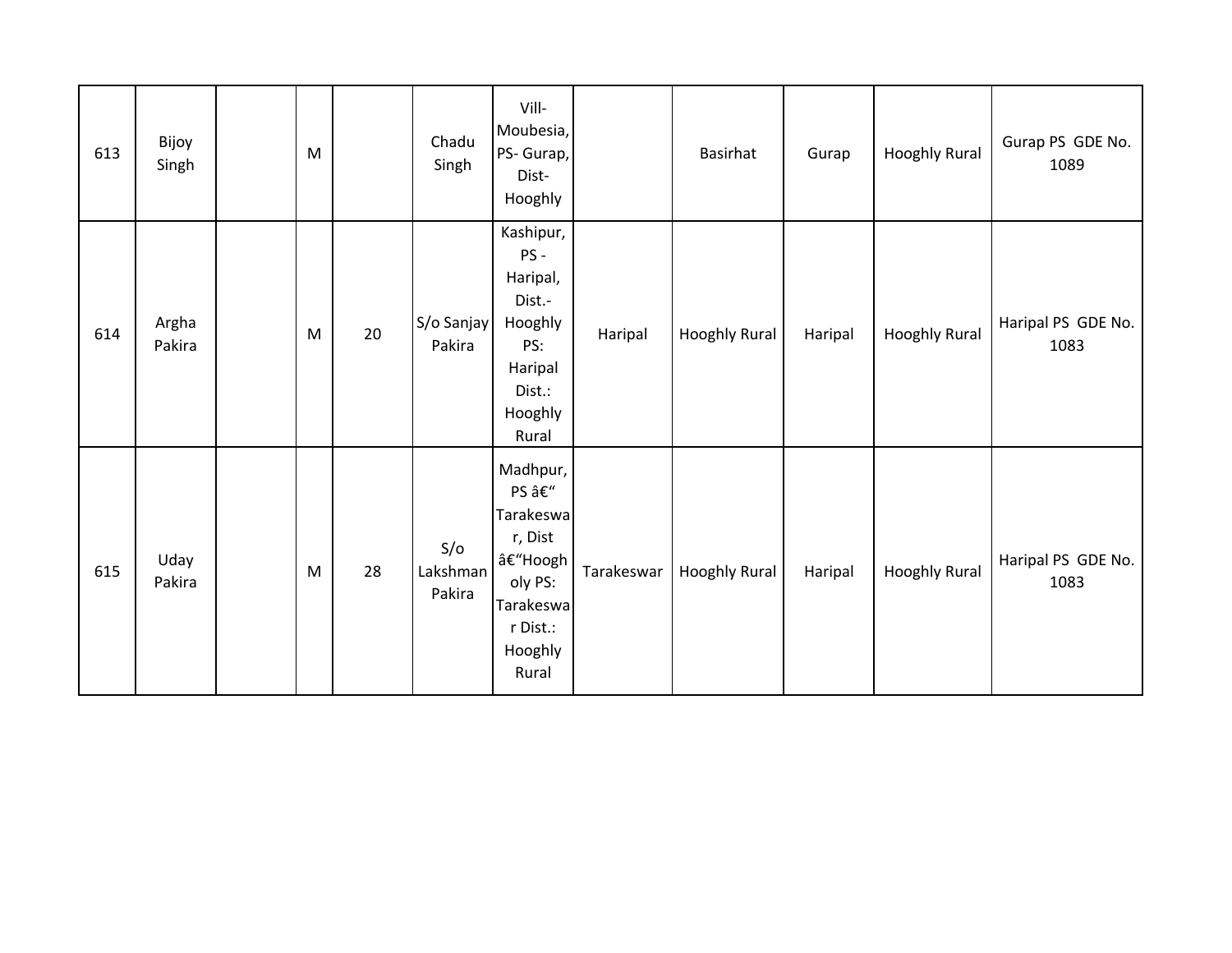| | | | | | | | | | | | |
|---|---|---|---|---|---|---|---|---|---|---|---|
| 613 | Bijoy Singh | | M | | Chadu Singh | Vill-Moubesia, PS- Gurap, Dist-Hooghly | | Basirhat | Gurap | Hooghly Rural | Gurap PS GDE No. 1089 |
| 614 | Argha Pakira | | M | 20 | S/o Sanjay Pakira | Kashipur, PS - Haripal, Dist.-Hooghly PS: Haripal Dist.: Hooghly Rural | Haripal | Hooghly Rural | Haripal | Hooghly Rural | Haripal PS GDE No. 1083 |
| 615 | Uday Pakira | | M | 28 | S/o Lakshman Pakira | Madhpur, PS â€“ Tarakeswar, Dist â€“Hooghly PS: Tarakeswar Dist.: Hooghly Rural | Tarakeswar | Hooghly Rural | Haripal | Hooghly Rural | Haripal PS GDE No. 1083 |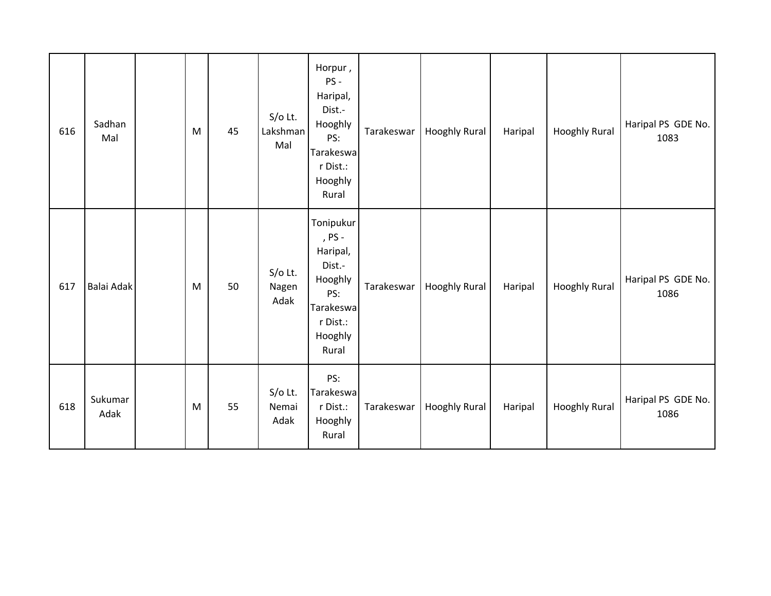| | | | | | | | | | | | |
|---|---|---|---|---|---|---|---|---|---|---|---|
| 616 | Sadhan Mal | | M | 45 | S/o Lt. Lakshman Mal | Horpur , PS - Haripal, Dist.- Hooghly PS: Tarakeswar Dist.: Hooghly Rural | Tarakeswar | Hooghly Rural | Haripal | Hooghly Rural | Haripal PS GDE No. 1083 |
| 617 | Balai Adak | | M | 50 | S/o Lt. Nagen Adak | Tonipukur , PS - Haripal, Dist.- Hooghly PS: Tarakeswar Dist.: Hooghly Rural | Tarakeswar | Hooghly Rural | Haripal | Hooghly Rural | Haripal PS GDE No. 1086 |
| 618 | Sukumar Adak | | M | 55 | S/o Lt. Nemai Adak | PS: Tarakeswar Dist.: Hooghly Rural | Tarakeswar | Hooghly Rural | Haripal | Hooghly Rural | Haripal PS GDE No. 1086 |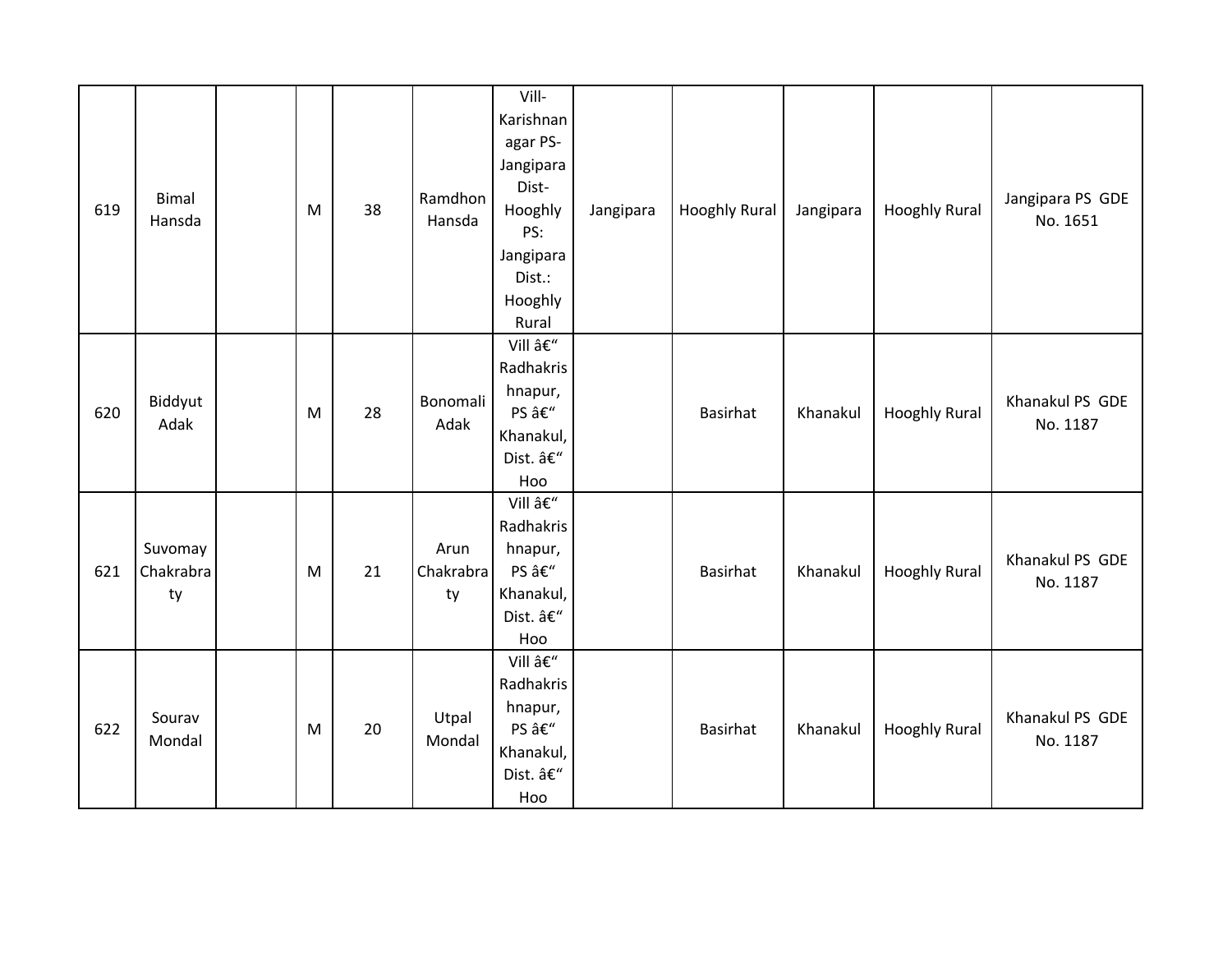| 619 | Bimal Hansda | | M | 38 | Ramdhon Hansda | Vill-Karishnanagar PS-Jangipara Dist-Hooghly PS: Jangipara Dist.: Hooghly Rural | Jangipara | Hooghly Rural | Jangipara | Hooghly Rural | Jangipara PS GDE No. 1651 |
|---|---|---|---|---|---|---|---|---|---|---|---|
| 620 | Biddyut Adak | | M | 28 | Bonomali Adak | Vill â€“ Radhakrishnapur, PS â€“ Khanakul, Dist. â€“ Hoo | | Basirhat | Khanakul | Hooghly Rural | Khanakul PS GDE No. 1187 |
| 621 | Suvomay Chakrabraty | | M | 21 | Arun Chakrabraty | Vill â€“ Radhakrishnapur, PS â€“ Khanakul, Dist. â€“ Hoo | | Basirhat | Khanakul | Hooghly Rural | Khanakul PS GDE No. 1187 |
| 622 | Sourav Mondal | | M | 20 | Utpal Mondal | Vill â€“ Radhakrishnapur, PS â€“ Khanakul, Dist. â€“ Hoo | | Basirhat | Khanakul | Hooghly Rural | Khanakul PS GDE No. 1187 |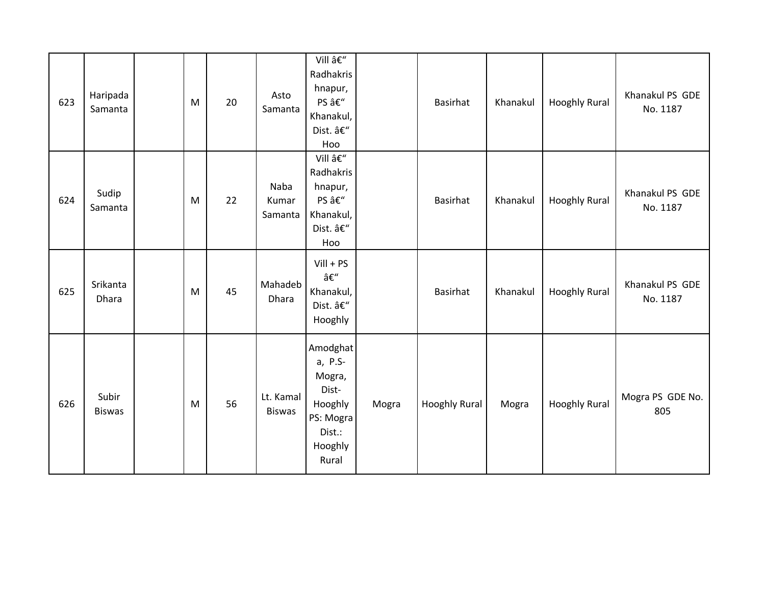| 623 | Haripada Samanta | | M | 20 | Asto Samanta | Vill â€" Radhakrishnapur, PS â€" Khanakul, Dist. â€" Hoo | | Basirhat | Khanakul | Hooghly Rural | Khanakul PS GDE No. 1187 |
|---|---|---|---|---|---|---|---|---|---|---|---|
| 624 | Sudip Samanta | | M | 22 | Naba Kumar Samanta | Vill â€" Radhakrishnapur, PS â€" Khanakul, Dist. â€" Hoo | | Basirhat | Khanakul | Hooghly Rural | Khanakul PS GDE No. 1187 |
| 625 | Srikanta Dhara | | M | 45 | Mahadeb Dhara | Vill + PS â€" Khanakul, Dist. â€" Hooghly | | Basirhat | Khanakul | Hooghly Rural | Khanakul PS GDE No. 1187 |
| 626 | Subir Biswas | | M | 56 | Lt. Kamal Biswas | Amodghata, P.S- Mogra, Dist- Hooghly PS: Mogra Dist.: Hooghly Rural | Mogra | Hooghly Rural | Mogra | Hooghly Rural | Mogra PS GDE No. 805 |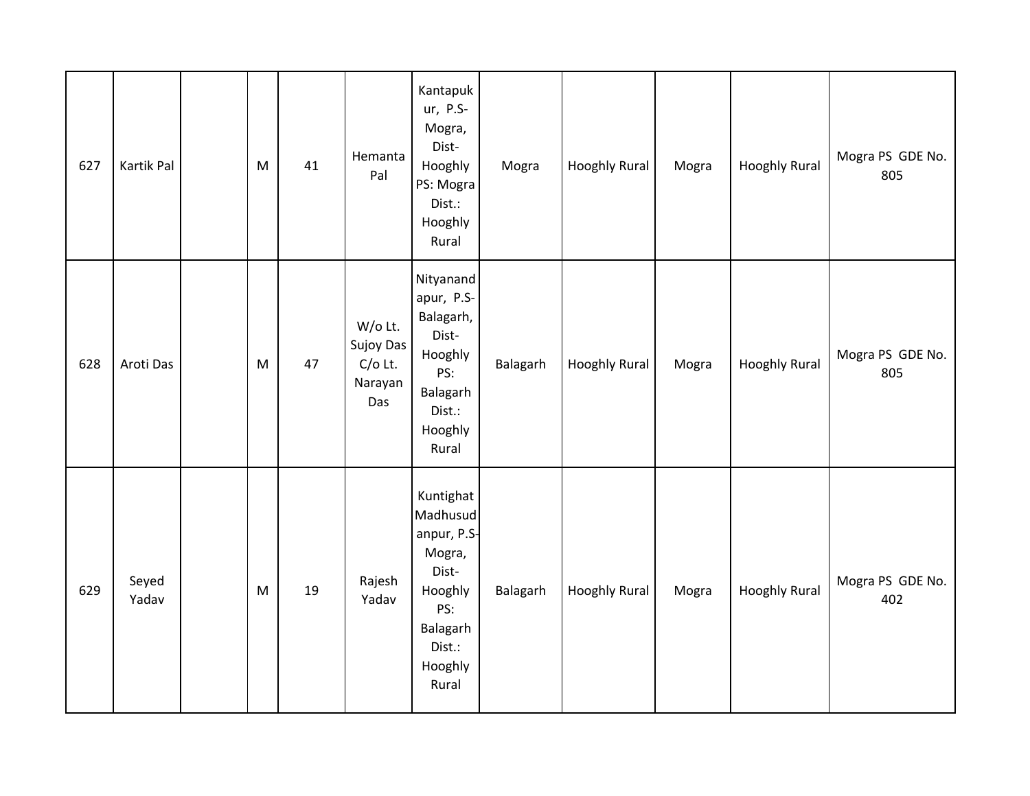| 627 | Kartik Pal | | M | 41 | Hemanta Pal | Kantapukur, P.S- Mogra, Dist- Hooghly PS: Mogra Dist.: Hooghly Rural | Mogra | Hooghly Rural | Mogra | Hooghly Rural | Mogra PS GDE No. 805 |
|---|---|---|---|---|---|---|---|---|---|---|---|
| 628 | Aroti Das | | M | 47 | W/o Lt. Sujoy Das C/o Lt. Narayan Das | Nityanandapur, P.S- Balagarh, Dist- Hooghly PS: Balagarh Dist.: Hooghly Rural | Balagarh | Hooghly Rural | Mogra | Hooghly Rural | Mogra PS GDE No. 805 |
| 629 | Seyed Yadav | | M | 19 | Rajesh Yadav | Kuntighat Madhusudanpur, P.S- Mogra, Dist- Hooghly PS: Balagarh Dist.: Hooghly Rural | Balagarh | Hooghly Rural | Mogra | Hooghly Rural | Mogra PS GDE No. 402 |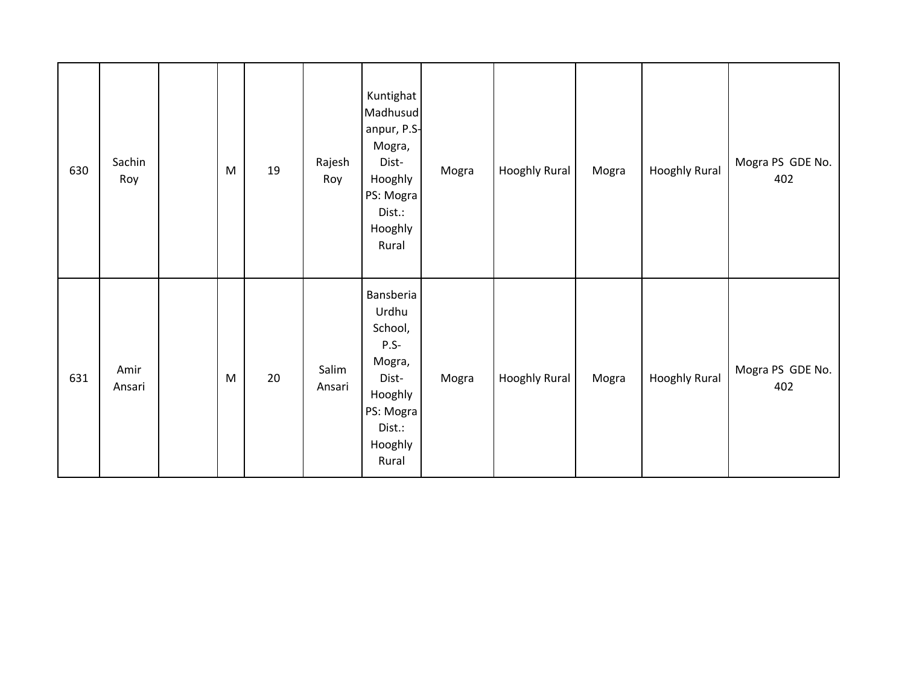| | | | | | | | | | | | |
|---|---|---|---|---|---|---|---|---|---|---|---|
| 630 | Sachin Roy | | M | 19 | Rajesh Roy | Kuntighat Madhusudanpur, P.S-Mogra, Dist-Hooghly PS: Mogra Dist.: Hooghly Rural | Mogra | Hooghly Rural | Mogra | Hooghly Rural | Mogra PS GDE No. 402 |
| 631 | Amir Ansari | | M | 20 | Salim Ansari | Bansberia Urdhu School, P.S-Mogra, Dist-Hooghly PS: Mogra Dist.: Hooghly Rural | Mogra | Hooghly Rural | Mogra | Hooghly Rural | Mogra PS GDE No. 402 |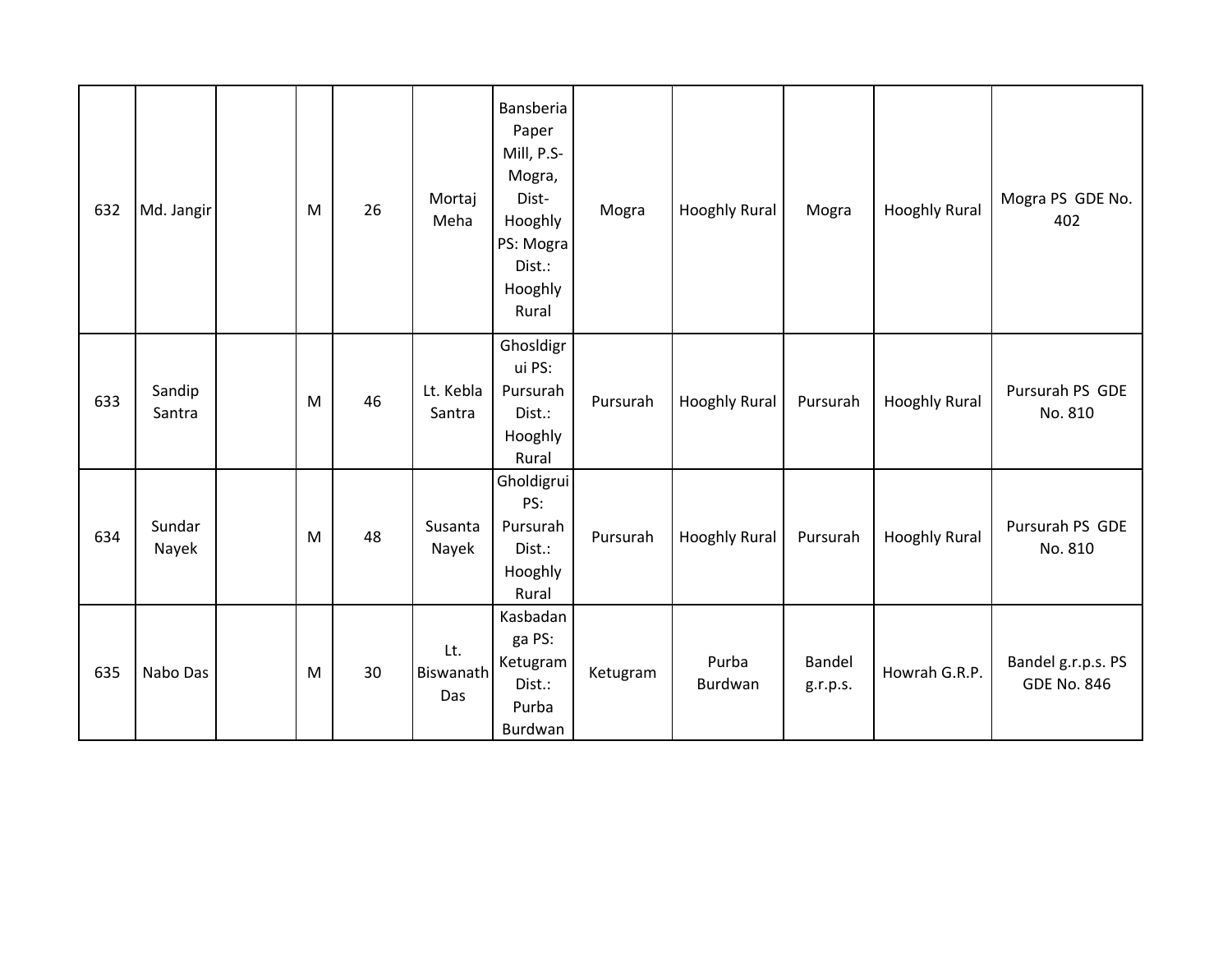| 632 | Md. Jangir | | M | 26 | Mortaj Meha | Bansberia Paper Mill, P.S- Mogra, Dist- Hooghly PS: Mogra Dist.: Hooghly Rural | Mogra | Hooghly Rural | Mogra | Hooghly Rural | Mogra PS GDE No. 402 |
|---|---|---|---|---|---|---|---|---|---|---|---|
| 633 | Sandip Santra | | M | 46 | Lt. Kebla Santra | Ghosldigrui PS: Pursurah Dist.: Hooghly Rural | Pursurah | Hooghly Rural | Pursurah | Hooghly Rural | Pursurah PS GDE No. 810 |
| 634 | Sundar Nayek | | M | 48 | Susanta Nayek | Gholdigrui PS: Pursurah Dist.: Hooghly Rural | Pursurah | Hooghly Rural | Pursurah | Hooghly Rural | Pursurah PS GDE No. 810 |
| 635 | Nabo Das | | M | 30 | Lt. Biswanath Das | Kasbadanga PS: Ketugram Dist.: Purba Burdwan | Ketugram | Purba Burdwan | Bandel g.r.p.s. | Howrah G.R.P. | Bandel g.r.p.s. PS GDE No. 846 |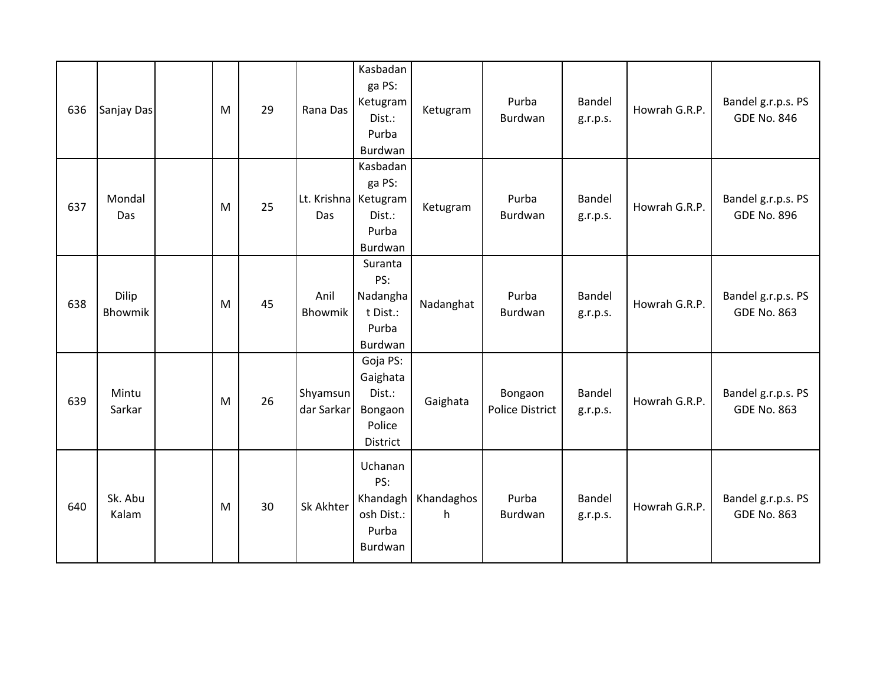| 636 | Sanjay Das | | M | 29 | Rana Das | Kasbadanga PS: Ketugram Dist.: Purba Burdwan | Ketugram | Purba Burdwan | Bandel g.r.p.s. | Howrah G.R.P. | Bandel g.r.p.s. PS GDE No. 846 |
|---|---|---|---|---|---|---|---|---|---|---|---|
| 637 | Mondal Das | | M | 25 | Lt. Krishna Das | Kasbadanga PS: Ketugram Dist.: Purba Burdwan | Ketugram | Purba Burdwan | Bandel g.r.p.s. | Howrah G.R.P. | Bandel g.r.p.s. PS GDE No. 896 |
| 638 | Dilip Bhowmik | | M | 45 | Anil Bhowmik | Suranta PS: Nadanghat Dist.: Purba Burdwan | Nadanghat | Purba Burdwan | Bandel g.r.p.s. | Howrah G.R.P. | Bandel g.r.p.s. PS GDE No. 863 |
| 639 | Mintu Sarkar | | M | 26 | Shyamsundar Sarkar | Goja PS: Gaighata Dist.: Bongaon Police District | Gaighata | Bongaon Police District | Bandel g.r.p.s. | Howrah G.R.P. | Bandel g.r.p.s. PS GDE No. 863 |
| 640 | Sk. Abu Kalam | | M | 30 | Sk Akhter | Uchanan PS: Khandaghosh Dist.: Purba Burdwan | Khandaghosh | Purba Burdwan | Bandel g.r.p.s. | Howrah G.R.P. | Bandel g.r.p.s. PS GDE No. 863 |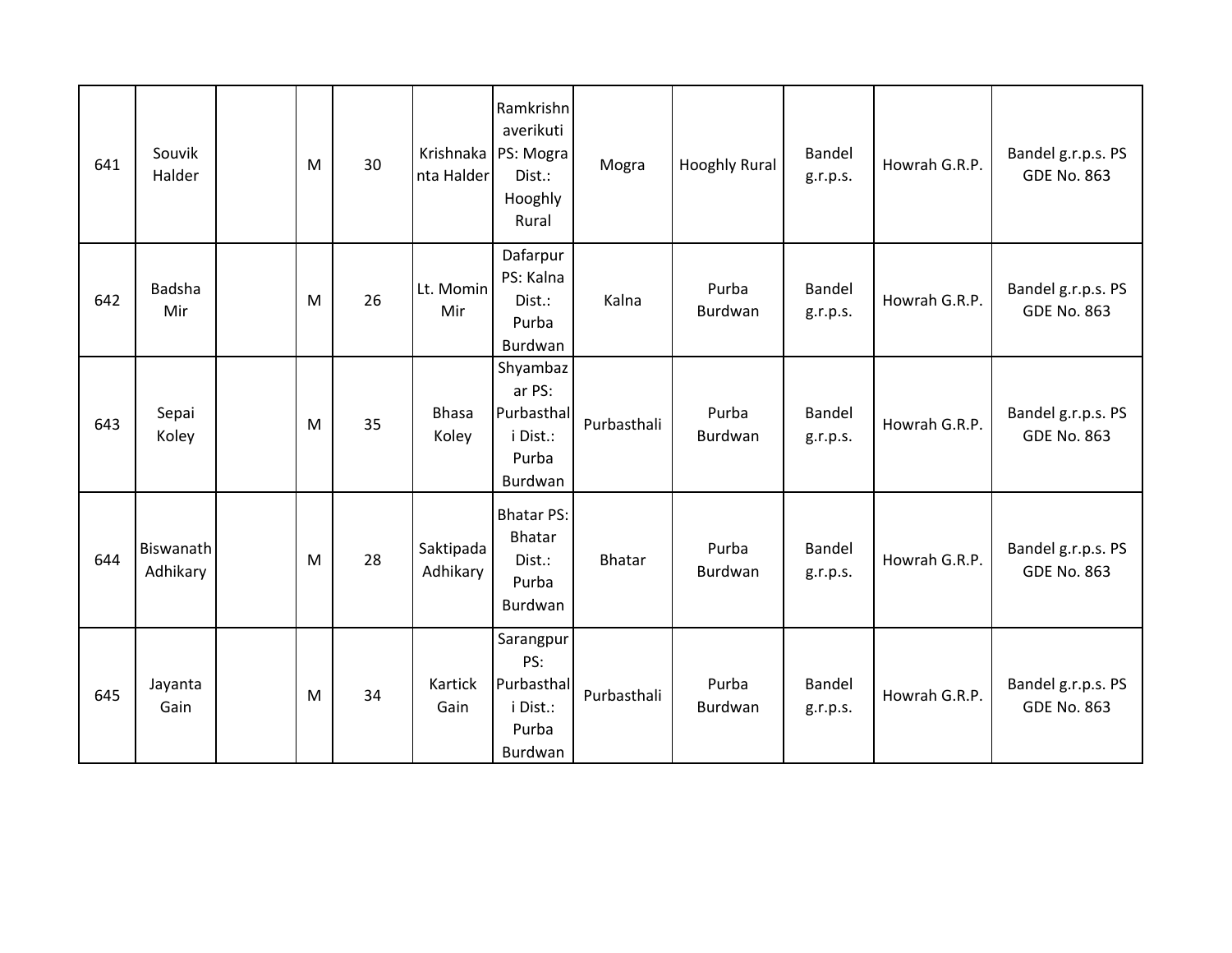| 641 | Souvik Halder | | M | 30 | Krishnakanta Halder | Ramkrishnaverikuti PS: Mogra Dist.: Hooghly Rural | Mogra | Hooghly Rural | Bandel g.r.p.s. | Howrah G.R.P. | Bandel g.r.p.s. PS GDE No. 863 |
|---|---|---|---|---|---|---|---|---|---|---|---|
| 642 | Badsha Mir | | M | 26 | Lt. Momin Mir | Dafarpur PS: Kalna Dist.: Purba Burdwan | Kalna | Purba Burdwan | Bandel g.r.p.s. | Howrah G.R.P. | Bandel g.r.p.s. PS GDE No. 863 |
| 643 | Sepai Koley | | M | 35 | Bhasa Koley | Shyambazar PS: Purbasthali Dist.: Purba Burdwan | Purbasthali | Purba Burdwan | Bandel g.r.p.s. | Howrah G.R.P. | Bandel g.r.p.s. PS GDE No. 863 |
| 644 | Biswanath Adhikary | | M | 28 | Saktipada Adhikary | Bhatar PS: Bhatar Dist.: Purba Burdwan | Bhatar | Purba Burdwan | Bandel g.r.p.s. | Howrah G.R.P. | Bandel g.r.p.s. PS GDE No. 863 |
| 645 | Jayanta Gain | | M | 34 | Kartick Gain | Sarangpur PS: Purbasthali Dist.: Purba Burdwan | Purbasthali | Purba Burdwan | Bandel g.r.p.s. | Howrah G.R.P. | Bandel g.r.p.s. PS GDE No. 863 |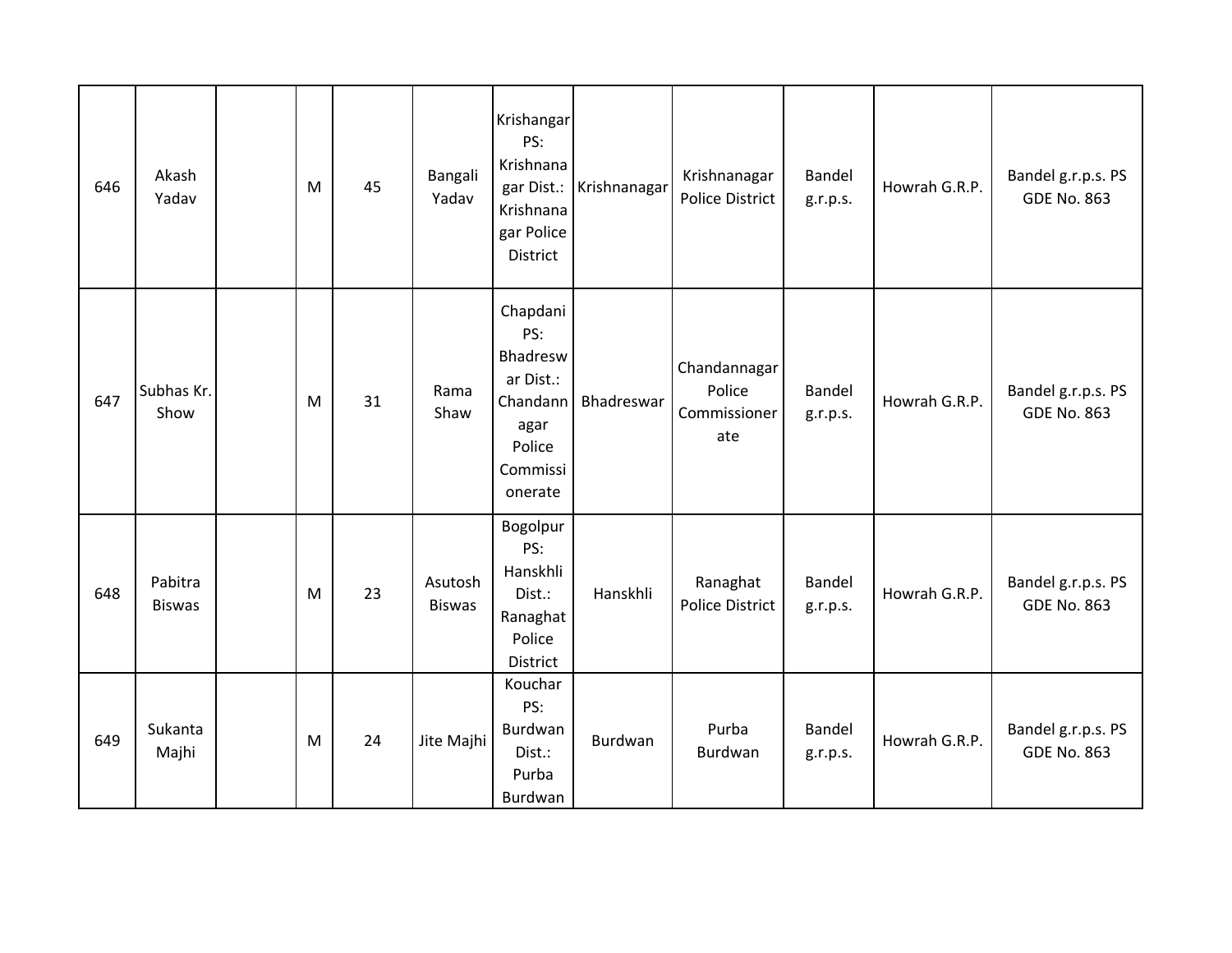| 646 | Akash Yadav | | M | 45 | Bangali Yadav | Krishangar PS: Krishnanagar Dist.: Krishnanagar Police District | Krishnanagar | Krishnanagar Police District | Bandel g.r.p.s. | Howrah G.R.P. | Bandel g.r.p.s. PS GDE No. 863 |
|---|---|---|---|---|---|---|---|---|---|---|---|
| 647 | Subhas Kr. Show | | M | 31 | Rama Shaw | Chapdani PS: Bhadreswar Dist.: Chandannagar Police Commissionerate | Bhadreswar | Chandannagar Police Commissionerate | Bandel g.r.p.s. | Howrah G.R.P. | Bandel g.r.p.s. PS GDE No. 863 |
| 648 | Pabitra Biswas | | M | 23 | Asutosh Biswas | Bogolpur PS: Hanskhli Dist.: Ranaghat Police District | Hanskhli | Ranaghat Police District | Bandel g.r.p.s. | Howrah G.R.P. | Bandel g.r.p.s. PS GDE No. 863 |
| 649 | Sukanta Majhi | | M | 24 | Jite Majhi | Kouchar PS: Burdwan Dist.: Purba Burdwan | Burdwan | Purba Burdwan | Bandel g.r.p.s. | Howrah G.R.P. | Bandel g.r.p.s. PS GDE No. 863 |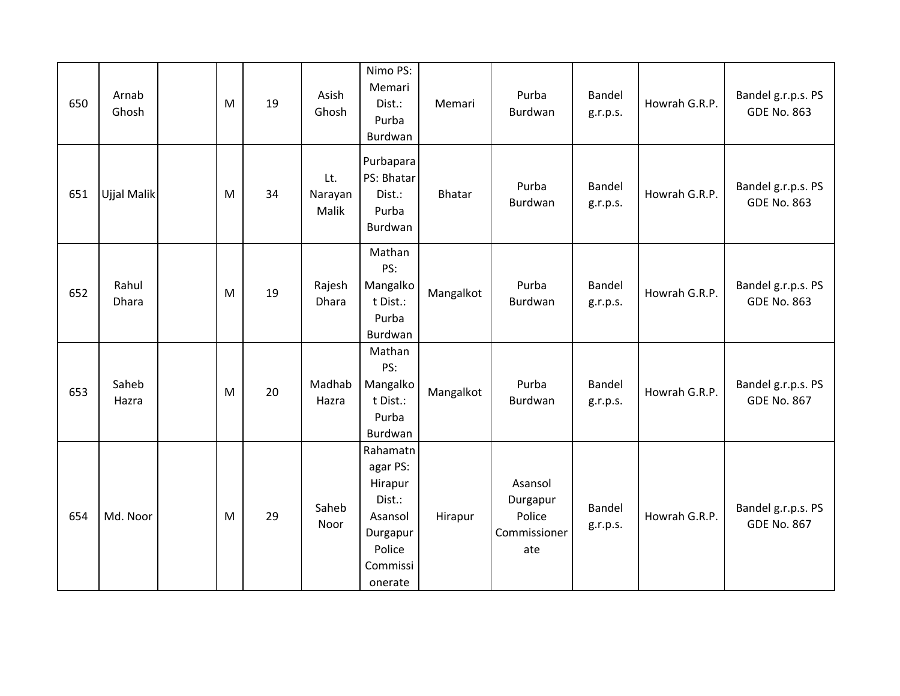|  |  |  |  |  |  |  |  |  |  |  |  |
|---|---|---|---|---|---|---|---|---|---|---|---|
| 650 | Arnab Ghosh |  | M | 19 | Asish Ghosh | Nimo PS: Memari Dist.: Purba Burdwan | Memari | Purba Burdwan | Bandel g.r.p.s. | Howrah G.R.P. | Bandel g.r.p.s. PS GDE No. 863 |
| 651 | Ujjal Malik |  | M | 34 | Lt. Narayan Malik | Purbapara PS: Bhatar Dist.: Purba Burdwan | Bhatar | Purba Burdwan | Bandel g.r.p.s. | Howrah G.R.P. | Bandel g.r.p.s. PS GDE No. 863 |
| 652 | Rahul Dhara |  | M | 19 | Rajesh Dhara | Mathan PS: Mangalkot Dist.: Purba Burdwan | Mangalkot | Purba Burdwan | Bandel g.r.p.s. | Howrah G.R.P. | Bandel g.r.p.s. PS GDE No. 863 |
| 653 | Saheb Hazra |  | M | 20 | Madhab Hazra | Mathan PS: Mangalkot Dist.: Purba Burdwan | Mangalkot | Purba Burdwan | Bandel g.r.p.s. | Howrah G.R.P. | Bandel g.r.p.s. PS GDE No. 867 |
| 654 | Md. Noor |  | M | 29 | Saheb Noor | Rahamatnagar PS: Hirapur Dist.: Asansol Durgapur Police Commissionerate | Hirapur | Asansol Durgapur Police Commissionerate | Bandel g.r.p.s. | Howrah G.R.P. | Bandel g.r.p.s. PS GDE No. 867 |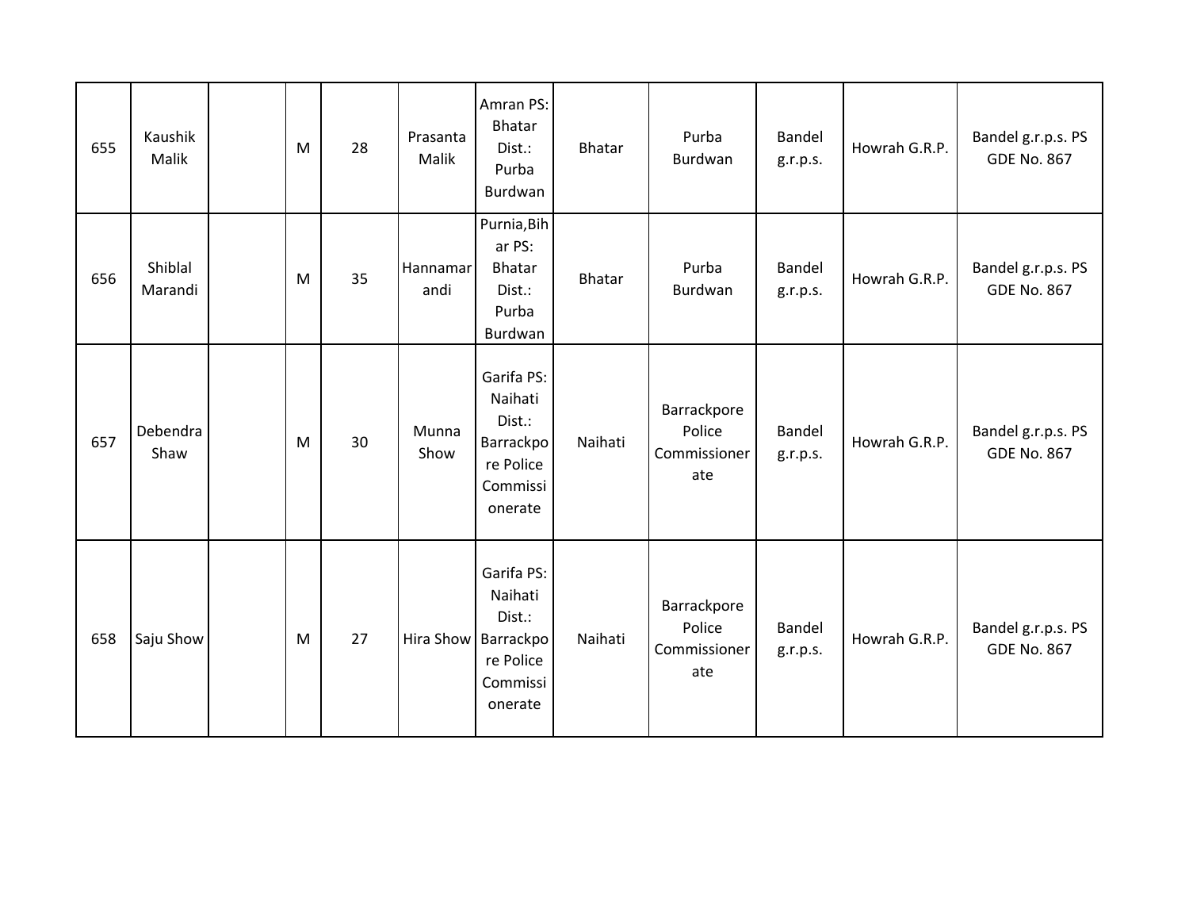| 655 | Kaushik Malik | | M | 28 | Prasanta Malik | Amran PS: Bhatar Dist.: Purba Burdwan | Bhatar | Purba Burdwan | Bandel g.r.p.s. | Howrah G.R.P. | Bandel g.r.p.s. PS GDE No. 867 |
|---|---|---|---|---|---|---|---|---|---|---|---|
| 656 | Shiblal Marandi | | M | 35 | Hannamarandi | Purnia,Bihar PS: Bhatar Dist.: Purba Burdwan | Bhatar | Purba Burdwan | Bandel g.r.p.s. | Howrah G.R.P. | Bandel g.r.p.s. PS GDE No. 867 |
| 657 | Debendra Shaw | | M | 30 | Munna Show | Garifa PS: Naihati Dist.: Barrackpore Police Commissionerate | Naihati | Barrackpore Police Commissionerate | Bandel g.r.p.s. | Howrah G.R.P. | Bandel g.r.p.s. PS GDE No. 867 |
| 658 | Saju Show | | M | 27 | Hira Show | Garifa PS: Naihati Dist.: Barrackpore Police Commissionerate | Naihati | Barrackpore Police Commissionerate | Bandel g.r.p.s. | Howrah G.R.P. | Bandel g.r.p.s. PS GDE No. 867 |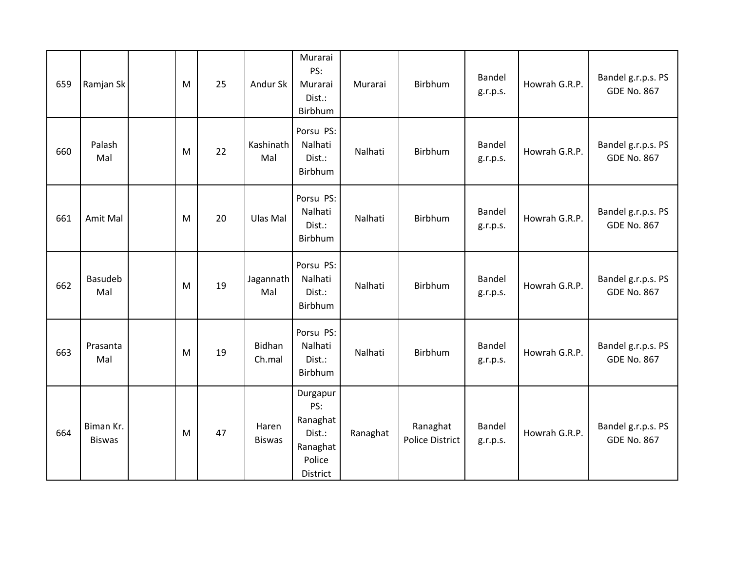| | | | | | | | | | | | |
|---|---|---|---|---|---|---|---|---|---|---|---|
| 659 | Ramjan Sk | | M | 25 | Andur Sk | Murarai PS: Murarai Dist.: Birbhum | Murarai | Birbhum | Bandel g.r.p.s. | Howrah G.R.P. | Bandel g.r.p.s. PS GDE No. 867 |
| 660 | Palash Mal | | M | 22 | Kashinath Mal | Porsu PS: Nalhati Dist.: Birbhum | Nalhati | Birbhum | Bandel g.r.p.s. | Howrah G.R.P. | Bandel g.r.p.s. PS GDE No. 867 |
| 661 | Amit Mal | | M | 20 | Ulas Mal | Porsu PS: Nalhati Dist.: Birbhum | Nalhati | Birbhum | Bandel g.r.p.s. | Howrah G.R.P. | Bandel g.r.p.s. PS GDE No. 867 |
| 662 | Basudeb Mal | | M | 19 | Jagannath Mal | Porsu PS: Nalhati Dist.: Birbhum | Nalhati | Birbhum | Bandel g.r.p.s. | Howrah G.R.P. | Bandel g.r.p.s. PS GDE No. 867 |
| 663 | Prasanta Mal | | M | 19 | Bidhan Ch.mal | Porsu PS: Nalhati Dist.: Birbhum | Nalhati | Birbhum | Bandel g.r.p.s. | Howrah G.R.P. | Bandel g.r.p.s. PS GDE No. 867 |
| 664 | Biman Kr. Biswas | | M | 47 | Haren Biswas | Durgapur PS: Ranaghat Dist.: Ranaghat Police District | Ranaghat | Ranaghat Police District | Bandel g.r.p.s. | Howrah G.R.P. | Bandel g.r.p.s. PS GDE No. 867 |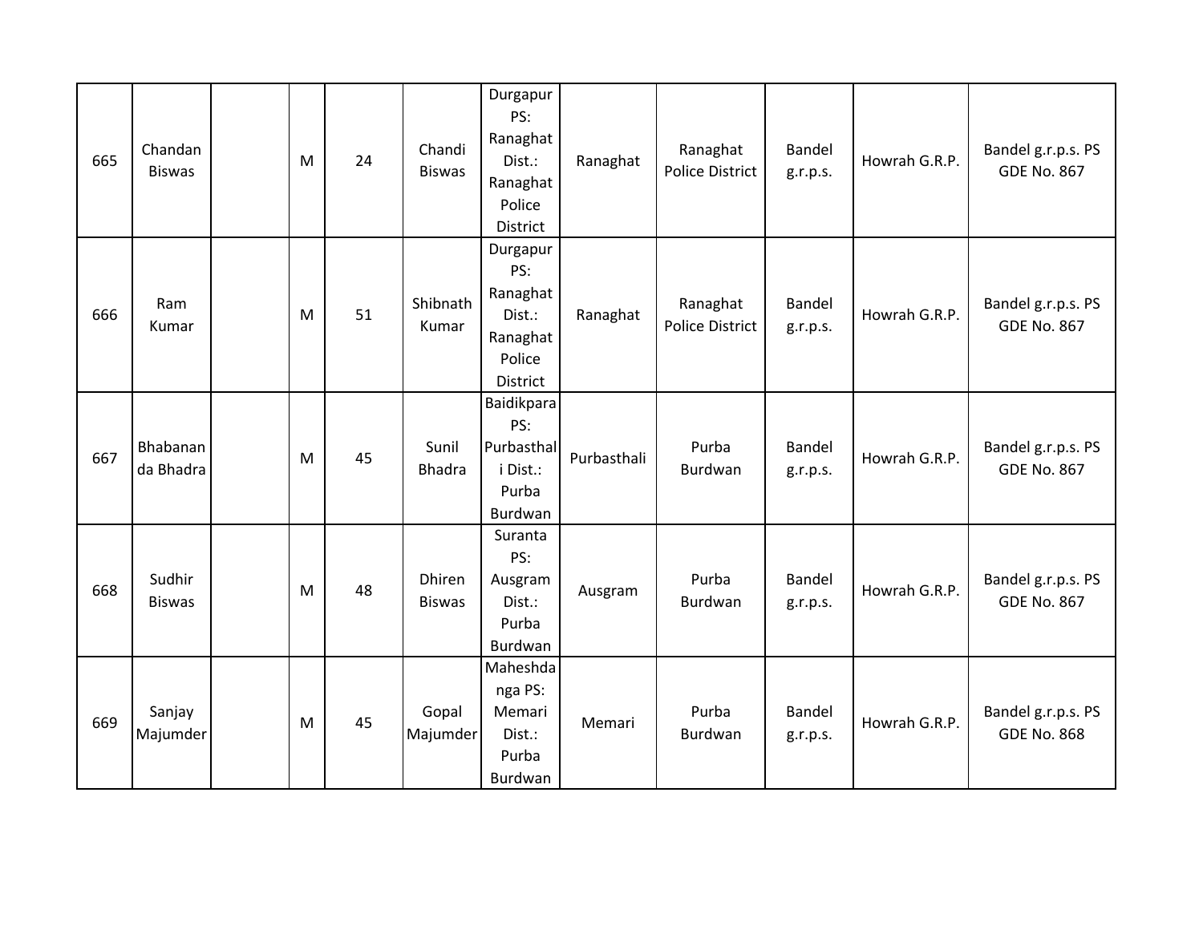| 665 | Chandan Biswas | | M | 24 | Chandi Biswas | Durgapur PS: Ranaghat Dist.: Ranaghat Police District | Ranaghat | Ranaghat Police District | Bandel g.r.p.s. | Howrah G.R.P. | Bandel g.r.p.s. PS GDE No. 867 |
|---|---|---|---|---|---|---|---|---|---|---|---|
| 666 | Ram Kumar | | M | 51 | Shibnath Kumar | Durgapur PS: Ranaghat Dist.: Ranaghat Police District | Ranaghat | Ranaghat Police District | Bandel g.r.p.s. | Howrah G.R.P. | Bandel g.r.p.s. PS GDE No. 867 |
| 667 | Bhabananda Bhadra | | M | 45 | Sunil Bhadra | Baidikpara PS: Purbasthali Dist.: Purba Burdwan | Purbasthali | Purba Burdwan | Bandel g.r.p.s. | Howrah G.R.P. | Bandel g.r.p.s. PS GDE No. 867 |
| 668 | Sudhir Biswas | | M | 48 | Dhiren Biswas | Suranta PS: Ausgram Dist.: Purba Burdwan | Ausgram | Purba Burdwan | Bandel g.r.p.s. | Howrah G.R.P. | Bandel g.r.p.s. PS GDE No. 867 |
| 669 | Sanjay Majumder | | M | 45 | Gopal Majumder | Maheshdanga PS: Memari Dist.: Purba Burdwan | Memari | Purba Burdwan | Bandel g.r.p.s. | Howrah G.R.P. | Bandel g.r.p.s. PS GDE No. 868 |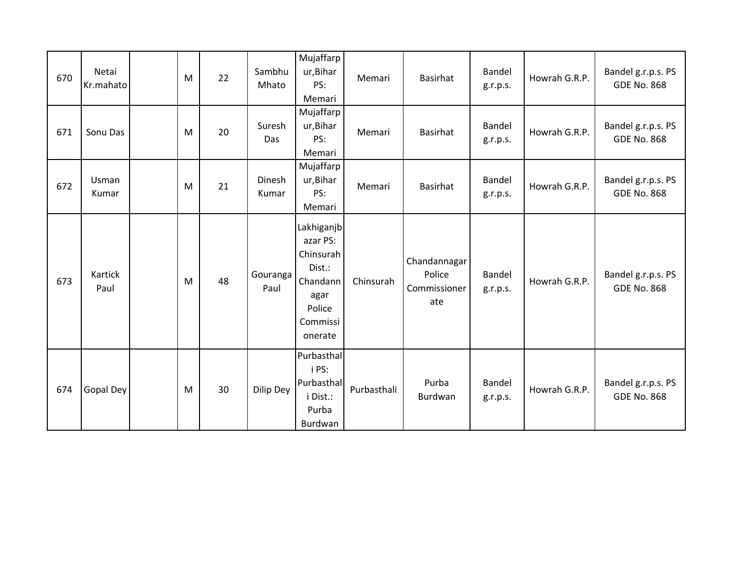| 670 | Netai Kr.mahato | | M | 22 | Sambhu Mhato | Mujaffarpur,Bihar PS: Memari | Memari | Basirhat | Bandel g.r.p.s. | Howrah G.R.P. | Bandel g.r.p.s. PS GDE No. 868 |
|---|---|---|---|---|---|---|---|---|---|---|---|
| 671 | Sonu Das | | M | 20 | Suresh Das | Mujaffarpur,Bihar PS: Memari | Memari | Basirhat | Bandel g.r.p.s. | Howrah G.R.P. | Bandel g.r.p.s. PS GDE No. 868 |
| 672 | Usman Kumar | | M | 21 | Dinesh Kumar | Mujaffarpur,Bihar PS: Memari | Memari | Basirhat | Bandel g.r.p.s. | Howrah G.R.P. | Bandel g.r.p.s. PS GDE No. 868 |
| 673 | Kartick Paul | | M | 48 | Gouranga Paul | Lakhiganjbazar PS: Chinsurah Dist.: Chandannagar Police Commissionerate | Chinsurah | Chandannagar Police Commissionerate | Bandel g.r.p.s. | Howrah G.R.P. | Bandel g.r.p.s. PS GDE No. 868 |
| 674 | Gopal Dey | | M | 30 | Dilip Dey | Purbasthali PS: Purbasthali Dist.: Purba Burdwan | Purbasthali | Purba Burdwan | Bandel g.r.p.s. | Howrah G.R.P. | Bandel g.r.p.s. PS GDE No. 868 |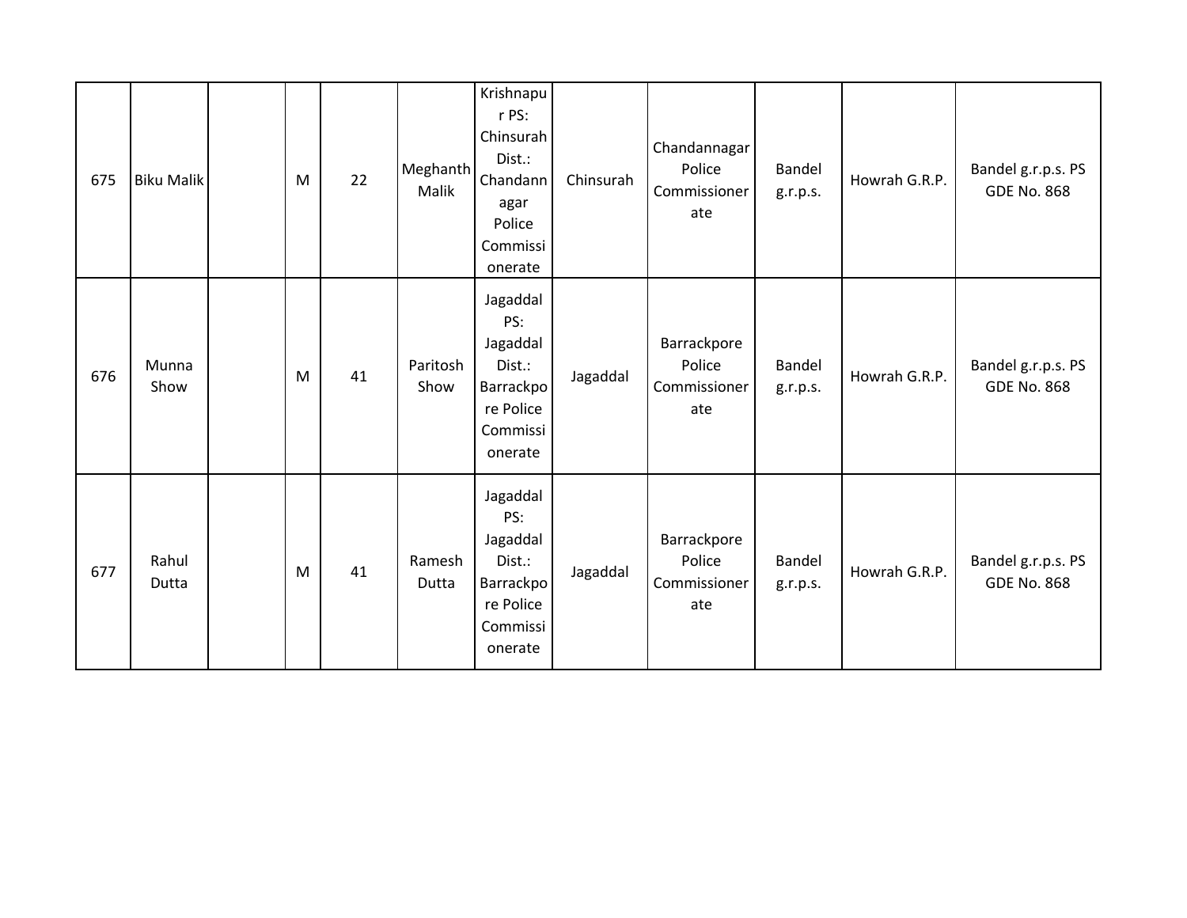| | | | | | | | | | | | |
|---|---|---|---|---|---|---|---|---|---|---|---|
| 675 | Biku Malik | | M | 22 | Meghanth Malik | Krishnapur PS: Chinsurah Dist.: Chandannagar Police Commissionerate | Chinsurah | Chandannagar Police Commissionerate | Bandel g.r.p.s. | Howrah G.R.P. | Bandel g.r.p.s. PS GDE No. 868 |
| 676 | Munna Show | | M | 41 | Paritosh Show | Jagaddal PS: Jagaddal Dist.: Barrackpore Police Commissionerate | Jagaddal | Barrackpore Police Commissionerate | Bandel g.r.p.s. | Howrah G.R.P. | Bandel g.r.p.s. PS GDE No. 868 |
| 677 | Rahul Dutta | | M | 41 | Ramesh Dutta | Jagaddal PS: Jagaddal Dist.: Barrackpore Police Commissionerate | Jagaddal | Barrackpore Police Commissionerate | Bandel g.r.p.s. | Howrah G.R.P. | Bandel g.r.p.s. PS GDE No. 868 |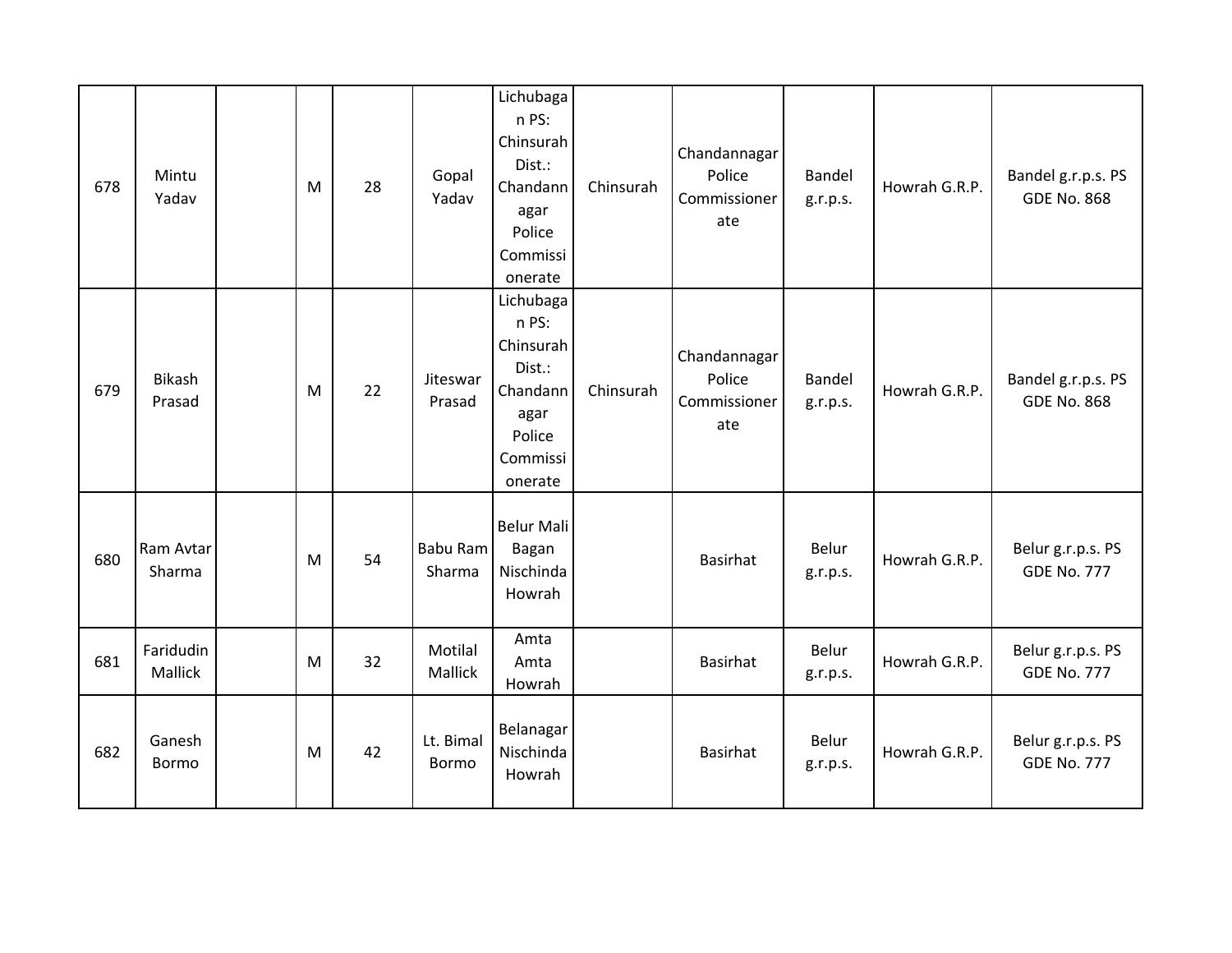| | | | | | | | | | | | |
|---|---|---|---|---|---|---|---|---|---|---|---|
| 678 | Mintu Yadav | | M | 28 | Gopal Yadav | Lichubagan PS: Chinsurah Dist.: Chandannagar Police Commissionerate | Chinsurah | Chandannagar Police Commissionerate | Bandel g.r.p.s. | Howrah G.R.P. | Bandel g.r.p.s. PS GDE No. 868 |
| 679 | Bikash Prasad | | M | 22 | Jiteswar Prasad | Lichubagan PS: Chinsurah Dist.: Chandannagar Police Commissionerate | Chinsurah | Chandannagar Police Commissionerate | Bandel g.r.p.s. | Howrah G.R.P. | Bandel g.r.p.s. PS GDE No. 868 |
| 680 | Ram Avtar Sharma | | M | 54 | Babu Ram Sharma | Belur Mali Bagan Nischinda Howrah | | Basirhat | Belur g.r.p.s. | Howrah G.R.P. | Belur g.r.p.s. PS GDE No. 777 |
| 681 | Faridudin Mallick | | M | 32 | Motilal Mallick | Amta Amta Howrah | | Basirhat | Belur g.r.p.s. | Howrah G.R.P. | Belur g.r.p.s. PS GDE No. 777 |
| 682 | Ganesh Bormo | | M | 42 | Lt. Bimal Bormo | Belanagar Nischinda Howrah | | Basirhat | Belur g.r.p.s. | Howrah G.R.P. | Belur g.r.p.s. PS GDE No. 777 |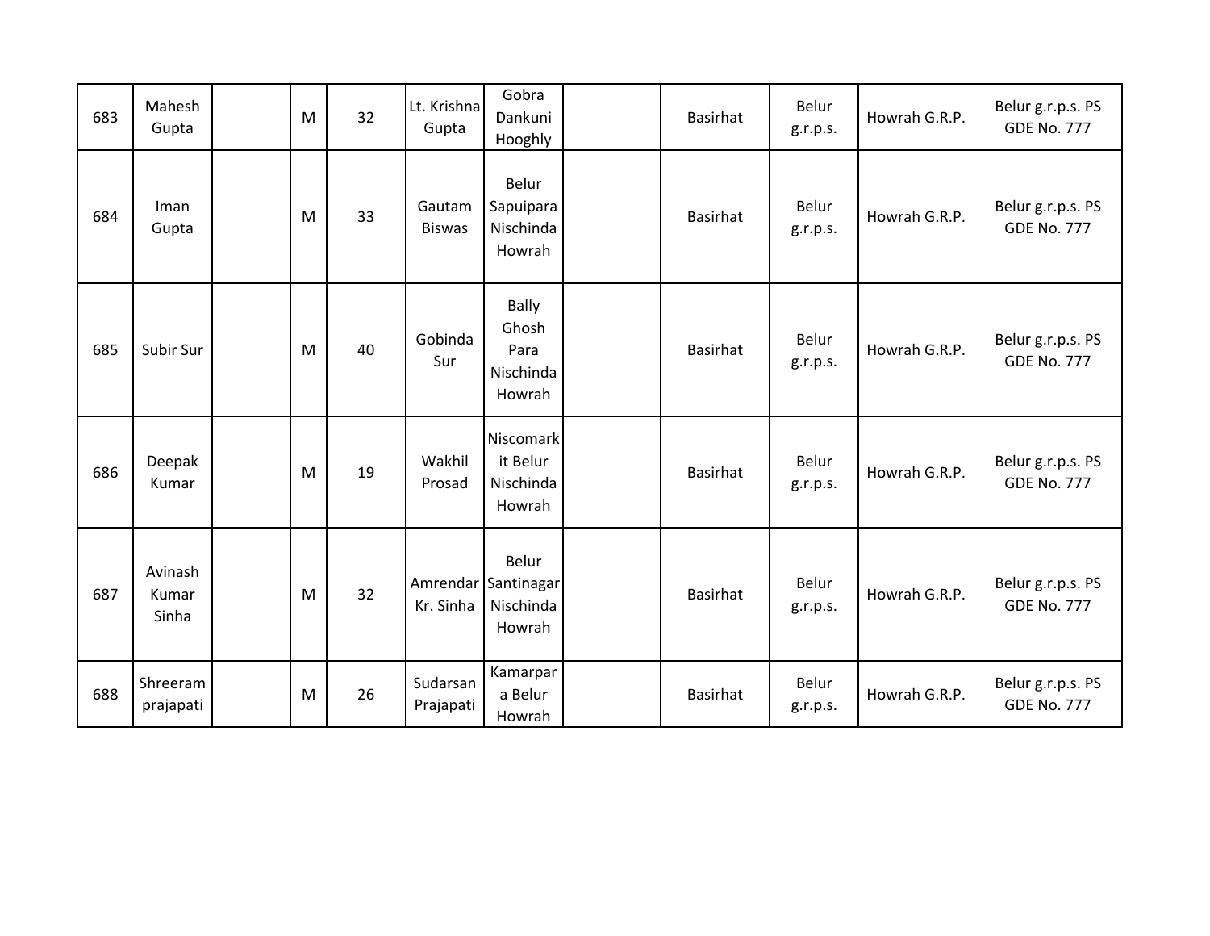| | | | | | | | | | | | |
|---|---|---|---|---|---|---|---|---|---|---|---|
| 683 | Mahesh Gupta | | M | 32 | Lt. Krishna Gupta | Gobra Dankuni Hooghly | | Basirhat | Belur g.r.p.s. | Howrah G.R.P. | Belur g.r.p.s. PS GDE No. 777 |
| 684 | Iman Gupta | | M | 33 | Gautam Biswas | Belur Sapuipara Nischinda Howrah | | Basirhat | Belur g.r.p.s. | Howrah G.R.P. | Belur g.r.p.s. PS GDE No. 777 |
| 685 | Subir Sur | | M | 40 | Gobinda Sur | Bally Ghosh Para Nischinda Howrah | | Basirhat | Belur g.r.p.s. | Howrah G.R.P. | Belur g.r.p.s. PS GDE No. 777 |
| 686 | Deepak Kumar | | M | 19 | Wakhil Prosad | Niscomarkit Belur Nischinda Howrah | | Basirhat | Belur g.r.p.s. | Howrah G.R.P. | Belur g.r.p.s. PS GDE No. 777 |
| 687 | Avinash Kumar Sinha | | M | 32 | Amrendar Kr. Sinha | Belur Santinagar Nischinda Howrah | | Basirhat | Belur g.r.p.s. | Howrah G.R.P. | Belur g.r.p.s. PS GDE No. 777 |
| 688 | Shreeram prajapati | | M | 26 | Sudarsan Prajapati | Kamarpara Belur Howrah | | Basirhat | Belur g.r.p.s. | Howrah G.R.P. | Belur g.r.p.s. PS GDE No. 777 |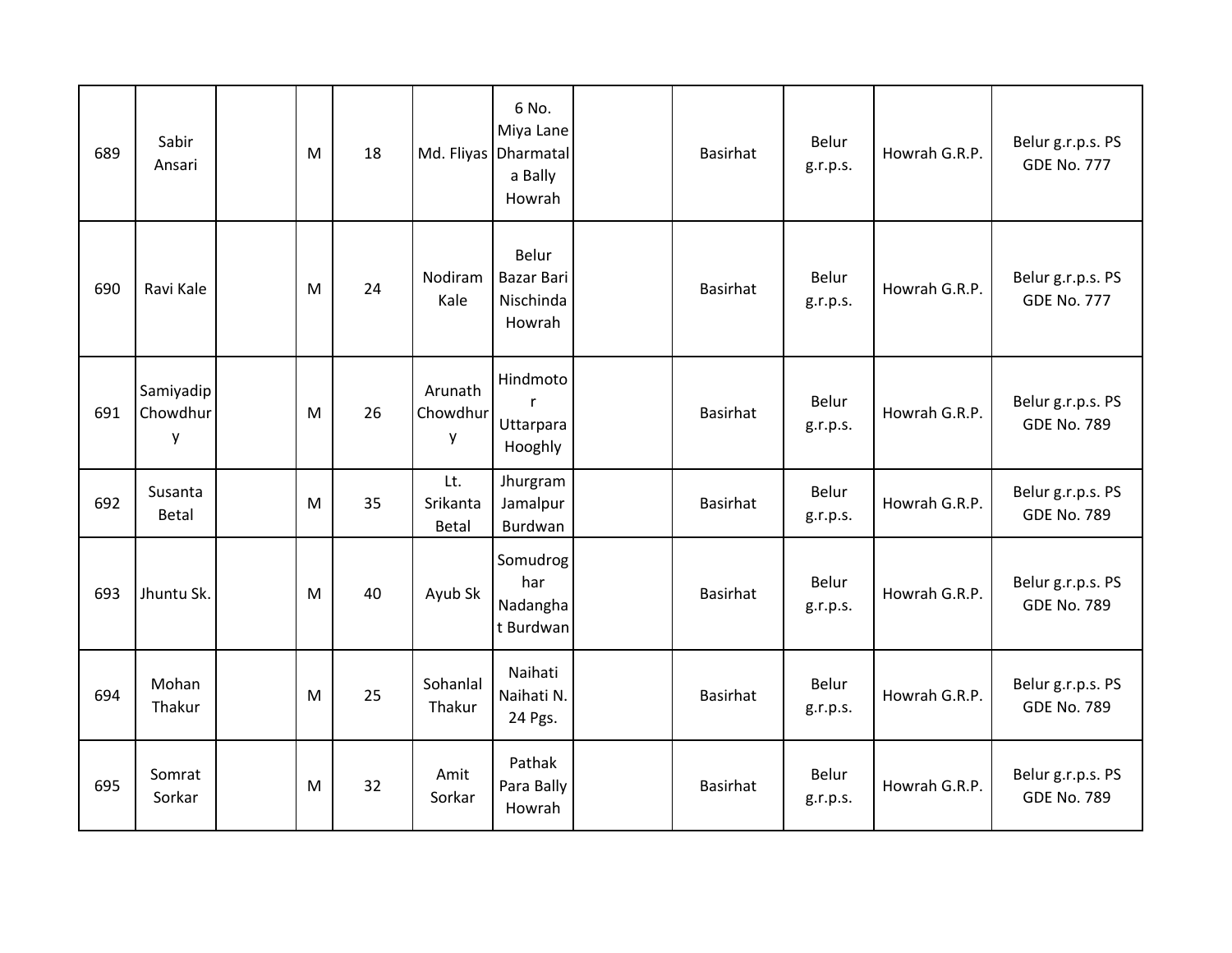| 689 | Sabir Ansari | | M | 18 | Md. Fliyas | 6 No. Miya Lane Dharmatala Bally Howrah | | Basirhat | Belur g.r.p.s. | Howrah G.R.P. | Belur g.r.p.s. PS GDE No. 777 |
|---|---|---|---|---|---|---|---|---|---|---|---|
| 690 | Ravi Kale | | M | 24 | Nodiram Kale | Belur Bazar Bari Nischinda Howrah | | Basirhat | Belur g.r.p.s. | Howrah G.R.P. | Belur g.r.p.s. PS GDE No. 777 |
| 691 | Samiyadip Chowdhury | | M | 26 | Arunath Chowdhury | Hindmotor Uttarpara Hooghly | | Basirhat | Belur g.r.p.s. | Howrah G.R.P. | Belur g.r.p.s. PS GDE No. 789 |
| 692 | Susanta Betal | | M | 35 | Lt. Srikanta Betal | Jhurgram Jamalpur Burdwan | | Basirhat | Belur g.r.p.s. | Howrah G.R.P. | Belur g.r.p.s. PS GDE No. 789 |
| 693 | Jhuntu Sk. | | M | 40 | Ayub Sk | Somudroghar Nadanghat Burdwan | | Basirhat | Belur g.r.p.s. | Howrah G.R.P. | Belur g.r.p.s. PS GDE No. 789 |
| 694 | Mohan Thakur | | M | 25 | Sohanlal Thakur | Naihati Naihati N. 24 Pgs. | | Basirhat | Belur g.r.p.s. | Howrah G.R.P. | Belur g.r.p.s. PS GDE No. 789 |
| 695 | Somrat Sorkar | | M | 32 | Amit Sorkar | Pathak Para Bally Howrah | | Basirhat | Belur g.r.p.s. | Howrah G.R.P. | Belur g.r.p.s. PS GDE No. 789 |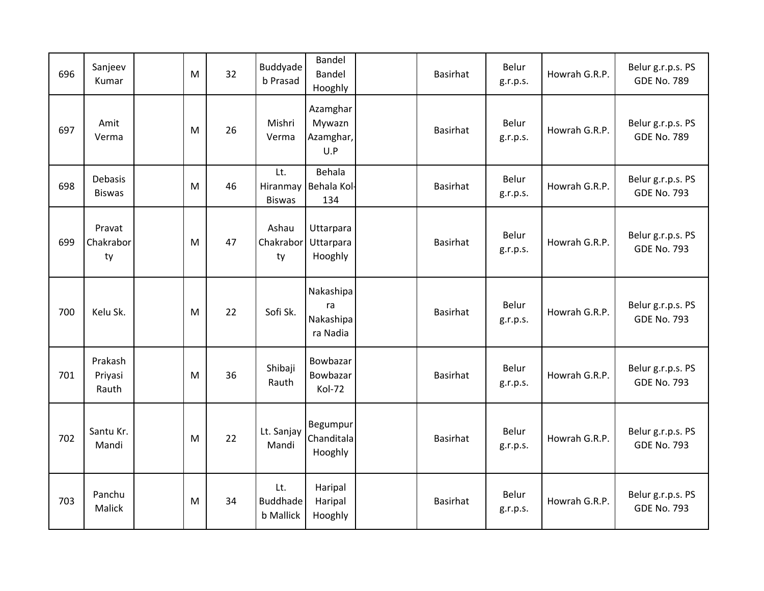| | | | | | | | | | | | |
|---|---|---|---|---|---|---|---|---|---|---|---|
| 696 | Sanjeev Kumar | | M | 32 | Buddyadeb Prasad | Bandel Bandel Hooghly | | Basirhat | Belur g.r.p.s. | Howrah G.R.P. | Belur g.r.p.s. PS GDE No. 789 |
| 697 | Amit Verma | | M | 26 | Mishri Verma | Azamghar Mywazn Azamghar, U.P | | Basirhat | Belur g.r.p.s. | Howrah G.R.P. | Belur g.r.p.s. PS GDE No. 789 |
| 698 | Debasis Biswas | | M | 46 | Lt. Hiranmay Biswas | Behala Behala Kol-134 | | Basirhat | Belur g.r.p.s. | Howrah G.R.P. | Belur g.r.p.s. PS GDE No. 793 |
| 699 | Pravat Chakraborty | | M | 47 | Ashau Chakraborty | Uttarpara Uttarpara Hooghly | | Basirhat | Belur g.r.p.s. | Howrah G.R.P. | Belur g.r.p.s. PS GDE No. 793 |
| 700 | Kelu Sk. | | M | 22 | Sofi Sk. | Nakashipara Nakashipara Nadia | | Basirhat | Belur g.r.p.s. | Howrah G.R.P. | Belur g.r.p.s. PS GDE No. 793 |
| 701 | Prakash Priyasi Rauth | | M | 36 | Shibaji Rauth | Bowbazar Bowbazar Kol-72 | | Basirhat | Belur g.r.p.s. | Howrah G.R.P. | Belur g.r.p.s. PS GDE No. 793 |
| 702 | Santu Kr. Mandi | | M | 22 | Lt. Sanjay Mandi | Begumpur Chanditala Hooghly | | Basirhat | Belur g.r.p.s. | Howrah G.R.P. | Belur g.r.p.s. PS GDE No. 793 |
| 703 | Panchu Malick | | M | 34 | Lt. Buddhadeb Mallick | Haripal Haripal Hooghly | | Basirhat | Belur g.r.p.s. | Howrah G.R.P. | Belur g.r.p.s. PS GDE No. 793 |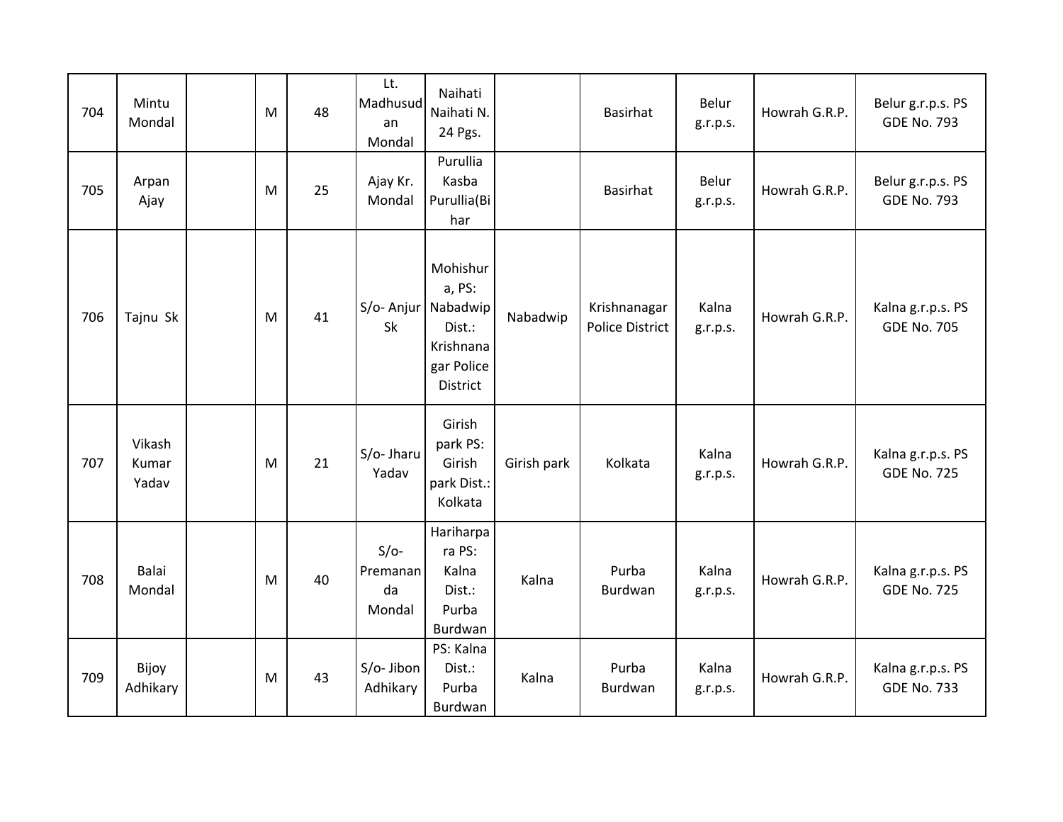| 704 | Mintu Mondal | | M | 48 | Lt. Madhusudan Mondal | Naihati Naihati N. 24 Pgs. | | Basirhat | Belur g.r.p.s. | Howrah G.R.P. | Belur g.r.p.s. PS GDE No. 793 |
|---|---|---|---|---|---|---|---|---|---|---|---|
| 705 | Arpan Ajay | | M | 25 | Ajay Kr. Mondal | Purullia Kasba Purullia(Bihar | | Basirhat | Belur g.r.p.s. | Howrah G.R.P. | Belur g.r.p.s. PS GDE No. 793 |
| 706 | Tajnu Sk | | M | 41 | S/o- Anjur Sk | Mohishura, PS: Nabadwip Dist.: Krishnanagar Police District | Nabadwip | Krishnanagar Police District | Kalna g.r.p.s. | Howrah G.R.P. | Kalna g.r.p.s. PS GDE No. 705 |
| 707 | Vikash Kumar Yadav | | M | 21 | S/o- Jharu Yadav | Girish park PS: Girish park Dist.: Kolkata | Girish park | Kolkata | Kalna g.r.p.s. | Howrah G.R.P. | Kalna g.r.p.s. PS GDE No. 725 |
| 708 | Balai Mondal | | M | 40 | S/o- Premananda Mondal | Hariharpara PS: Kalna Dist.: Purba Burdwan | Kalna | Purba Burdwan | Kalna g.r.p.s. | Howrah G.R.P. | Kalna g.r.p.s. PS GDE No. 725 |
| 709 | Bijoy Adhikary | | M | 43 | S/o- Jibon Adhikary | PS: Kalna Dist.: Purba Burdwan | Kalna | Purba Burdwan | Kalna g.r.p.s. | Howrah G.R.P. | Kalna g.r.p.s. PS GDE No. 733 |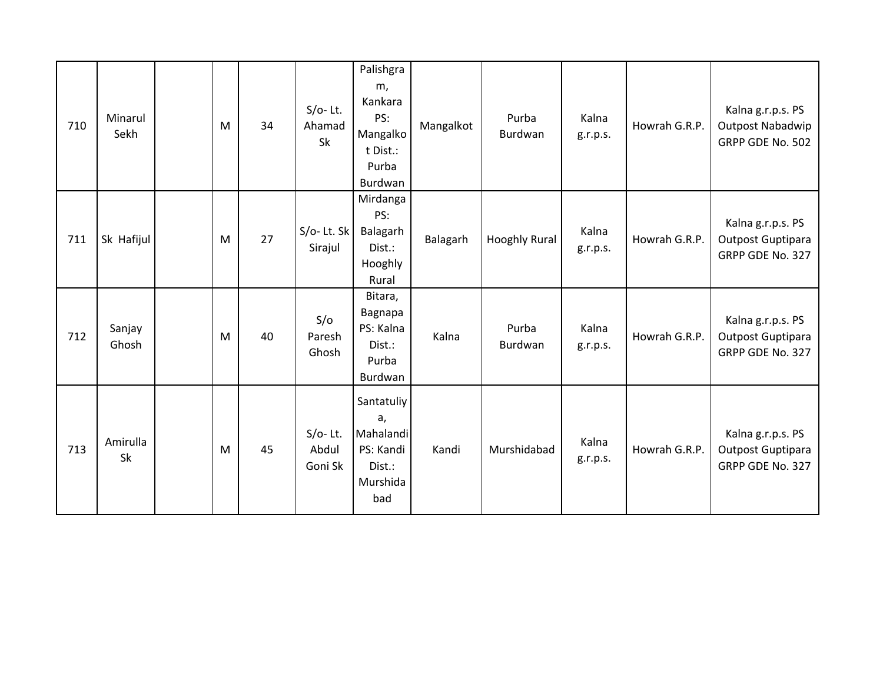| | | | | | | | | | | | |
|---|---|---|---|---|---|---|---|---|---|---|---|
| 710 | Minarul Sekh | | M | 34 | S/o- Lt. Ahamad Sk | Palishgram, Kankara PS: Mangalkot Dist.: Purba Burdwan | Mangalkot | Purba Burdwan | Kalna g.r.p.s. | Howrah G.R.P. | Kalna g.r.p.s. PS Outpost Nabadwip GRPP GDE No. 502 |
| 711 | Sk Hafijul | | M | 27 | S/o- Lt. Sk Sirajul | Mirdanga PS: Balagarh Dist.: Hooghly Rural | Balagarh | Hooghly Rural | Kalna g.r.p.s. | Howrah G.R.P. | Kalna g.r.p.s. PS Outpost Guptipara GRPP GDE No. 327 |
| 712 | Sanjay Ghosh | | M | 40 | S/o Paresh Ghosh | Bitara, Bagnapa PS: Kalna Dist.: Purba Burdwan | Kalna | Purba Burdwan | Kalna g.r.p.s. | Howrah G.R.P. | Kalna g.r.p.s. PS Outpost Guptipara GRPP GDE No. 327 |
| 713 | Amirulla Sk | | M | 45 | S/o- Lt. Abdul Goni Sk | Santatuliya, Mahalandi PS: Kandi Dist.: Murshidabad | Kandi | Murshidabad | Kalna g.r.p.s. | Howrah G.R.P. | Kalna g.r.p.s. PS Outpost Guptipara GRPP GDE No. 327 |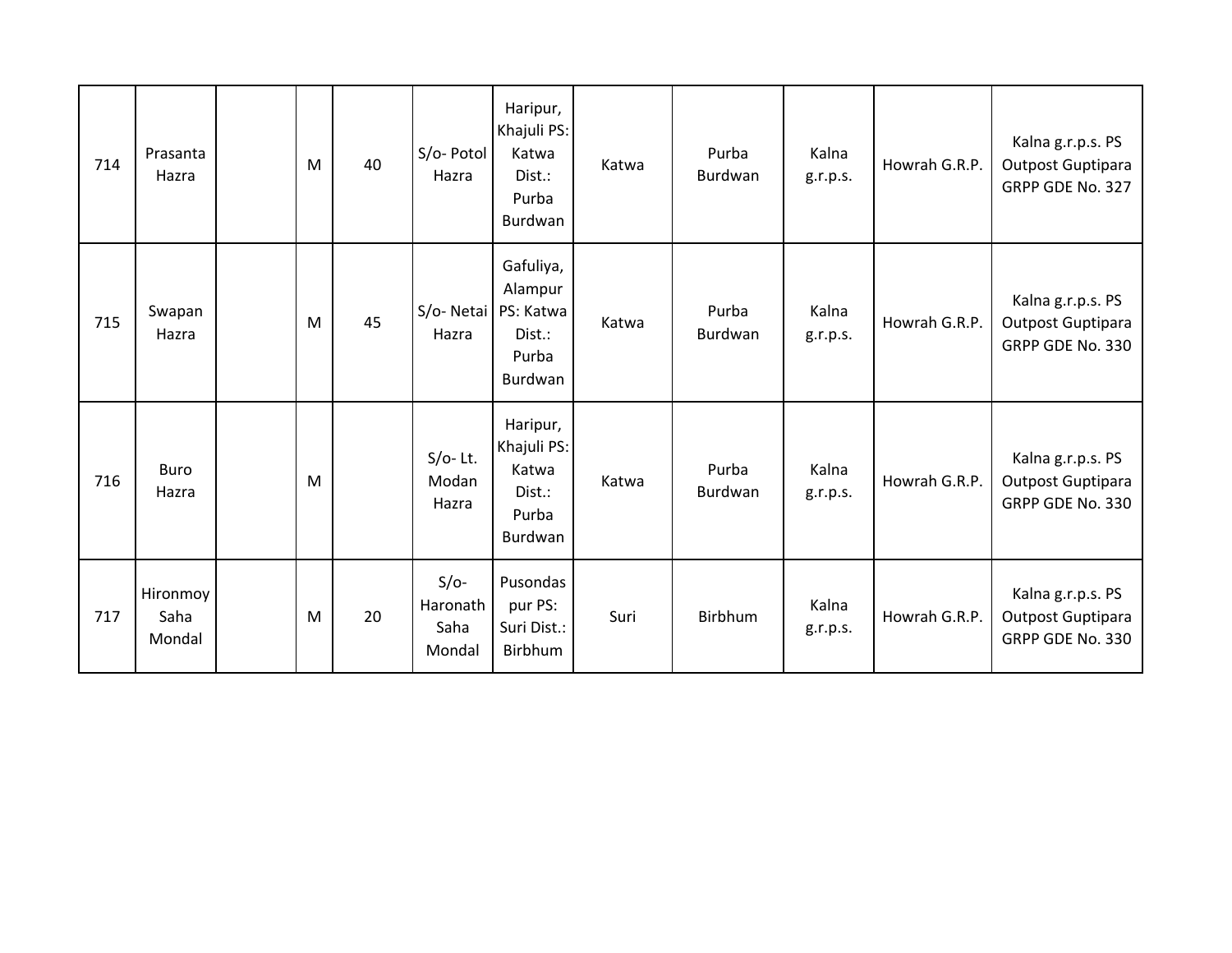| | | | | | | | | | | | |
|---|---|---|---|---|---|---|---|---|---|---|---|
| 714 | Prasanta Hazra | | M | 40 | S/o- Potol Hazra | Haripur, Khajuli PS: Katwa Dist.: Purba Burdwan | Katwa | Purba Burdwan | Kalna g.r.p.s. | Howrah G.R.P. | Kalna g.r.p.s. PS Outpost Guptipara GRPP GDE No. 327 |
| 715 | Swapan Hazra | | M | 45 | S/o- Netai Hazra | Gafuliya, Alampur PS: Katwa Dist.: Purba Burdwan | Katwa | Purba Burdwan | Kalna g.r.p.s. | Howrah G.R.P. | Kalna g.r.p.s. PS Outpost Guptipara GRPP GDE No. 330 |
| 716 | Buro Hazra | | M | | S/o- Lt. Modan Hazra | Haripur, Khajuli PS: Katwa Dist.: Purba Burdwan | Katwa | Purba Burdwan | Kalna g.r.p.s. | Howrah G.R.P. | Kalna g.r.p.s. PS Outpost Guptipara GRPP GDE No. 330 |
| 717 | Hironmoy Saha Mondal | | M | 20 | S/o- Haronath Saha Mondal | Pusondas pur PS: Suri Dist.: Birbhum | Suri | Birbhum | Kalna g.r.p.s. | Howrah G.R.P. | Kalna g.r.p.s. PS Outpost Guptipara GRPP GDE No. 330 |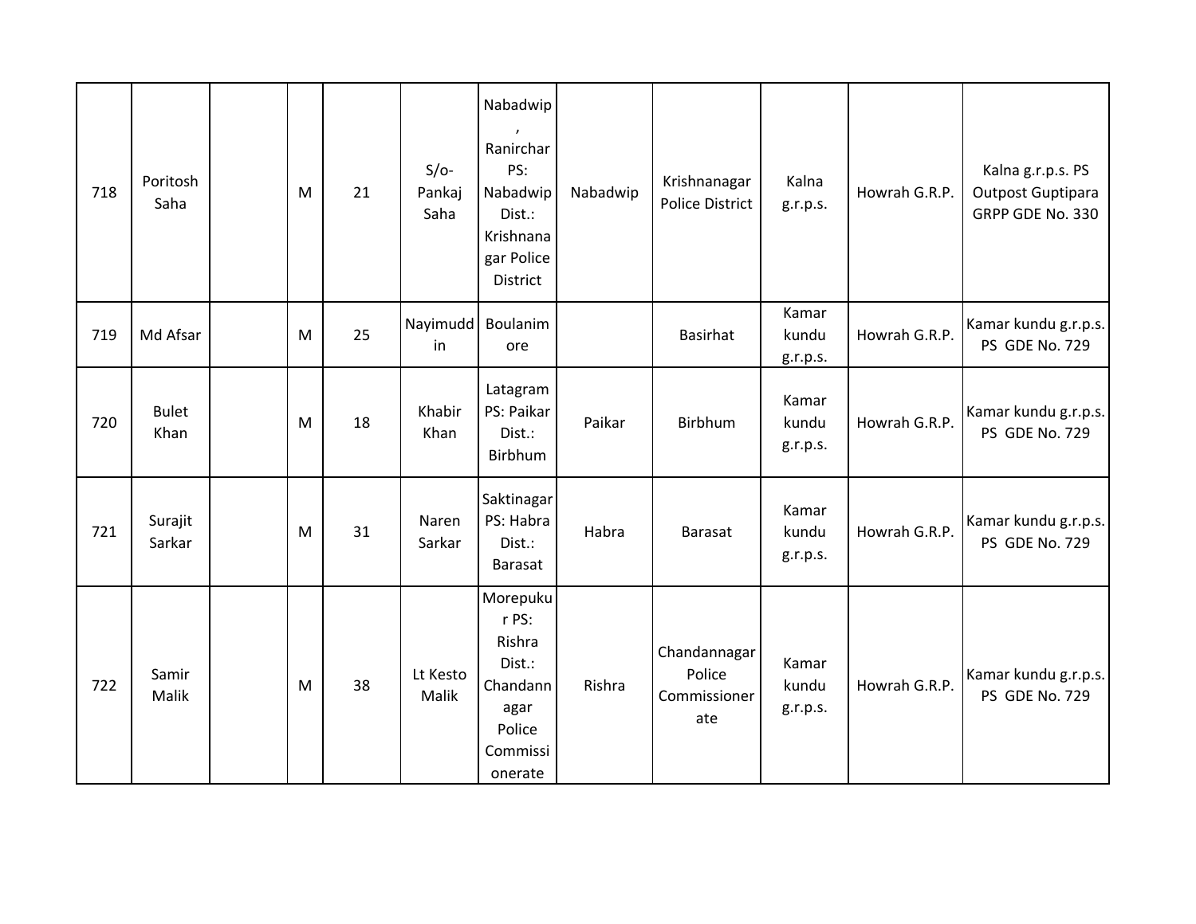| 718 | Poritosh Saha | | M | 21 | S/o- Pankaj Saha | Nabadwip , Ranirchar PS: Nabadwip Dist.: Krishnanagar Police District | Nabadwip | Krishnanagar Police District | Kalna g.r.p.s. | Howrah G.R.P. | Kalna g.r.p.s. PS Outpost Guptipara GRPP GDE No. 330 |
|---|---|---|---|---|---|---|---|---|---|---|---|
| 719 | Md Afsar | | M | 25 | Nayimuddin | Boulanimore | | Basirhat | Kamar kundu g.r.p.s. | Howrah G.R.P. | Kamar kundu g.r.p.s. PS GDE No. 729 |
| 720 | Bulet Khan | | M | 18 | Khabir Khan | Latagram PS: Paikar Dist.: Birbhum | Paikar | Birbhum | Kamar kundu g.r.p.s. | Howrah G.R.P. | Kamar kundu g.r.p.s. PS GDE No. 729 |
| 721 | Surajit Sarkar | | M | 31 | Naren Sarkar | Saktinagar PS: Habra Dist.: Barasat | Habra | Barasat | Kamar kundu g.r.p.s. | Howrah G.R.P. | Kamar kundu g.r.p.s. PS GDE No. 729 |
| 722 | Samir Malik | | M | 38 | Lt Kesto Malik | Morepukur PS: Rishra Dist.: Chandannagar Police Commissionerate | Rishra | Chandannagar Police Commissionerate | Kamar kundu g.r.p.s. | Howrah G.R.P. | Kamar kundu g.r.p.s. PS GDE No. 729 |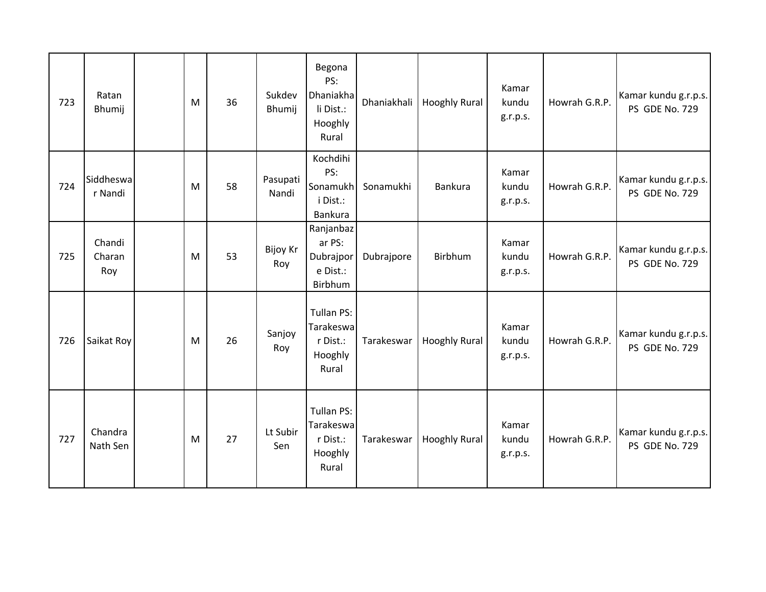| 723 | Ratan Bhumij | | M | 36 | Sukdev Bhumij | Begona PS: Dhaniakhali Dist.: Hooghly Rural | Dhaniakhali | Hooghly Rural | Kamar kundu g.r.p.s. | Howrah G.R.P. | Kamar kundu g.r.p.s. PS GDE No. 729 |
|---|---|---|---|---|---|---|---|---|---|---|---|
| 724 | Siddheswar Nandi | | M | 58 | Pasupati Nandi | Kochdihi PS: Sonamukhi Dist.: Bankura | Sonamukhi | Bankura | Kamar kundu g.r.p.s. | Howrah G.R.P. | Kamar kundu g.r.p.s. PS GDE No. 729 |
| 725 | Chandi Charan Roy | | M | 53 | Bijoy Kr Roy | Ranjanbazar PS: Dubrajpore Dist.: Birbhum | Dubrajpore | Birbhum | Kamar kundu g.r.p.s. | Howrah G.R.P. | Kamar kundu g.r.p.s. PS GDE No. 729 |
| 726 | Saikat Roy | | M | 26 | Sanjoy Roy | Tullan PS: Tarakeswar Dist.: Hooghly Rural | Tarakeswar | Hooghly Rural | Kamar kundu g.r.p.s. | Howrah G.R.P. | Kamar kundu g.r.p.s. PS GDE No. 729 |
| 727 | Chandra Nath Sen | | M | 27 | Lt Subir Sen | Tullan PS: Tarakeswar Dist.: Hooghly Rural | Tarakeswar | Hooghly Rural | Kamar kundu g.r.p.s. | Howrah G.R.P. | Kamar kundu g.r.p.s. PS GDE No. 729 |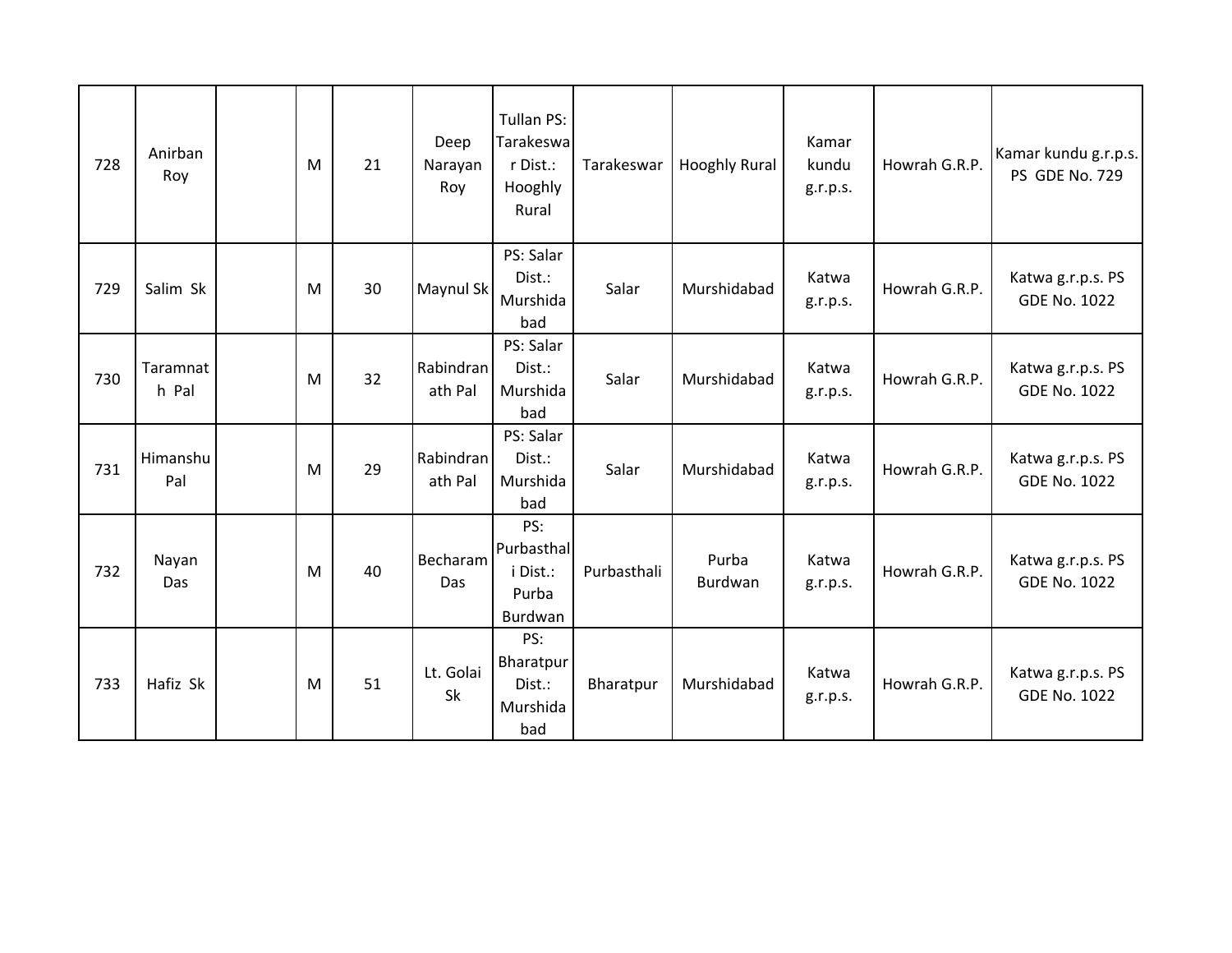| 728 | Anirban Roy | | M | 21 | Deep Narayan Roy | Tullan PS: Tarakeswar Dist.: Hooghly Rural | Tarakeswar | Hooghly Rural | Kamar kundu g.r.p.s. | Howrah G.R.P. | Kamar kundu g.r.p.s. PS GDE No. 729 |
|---|---|---|---|---|---|---|---|---|---|---|---|
| 729 | Salim Sk | | M | 30 | Maynul Sk | PS: Salar Dist.: Murshidabad | Salar | Murshidabad | Katwa g.r.p.s. | Howrah G.R.P. | Katwa g.r.p.s. PS GDE No. 1022 |
| 730 | Taramnath Pal | | M | 32 | Rabindranath Pal | PS: Salar Dist.: Murshidabad | Salar | Murshidabad | Katwa g.r.p.s. | Howrah G.R.P. | Katwa g.r.p.s. PS GDE No. 1022 |
| 731 | Himanshu Pal | | M | 29 | Rabindranath Pal | PS: Salar Dist.: Murshidabad | Salar | Murshidabad | Katwa g.r.p.s. | Howrah G.R.P. | Katwa g.r.p.s. PS GDE No. 1022 |
| 732 | Nayan Das | | M | 40 | Becharam Das | PS: Purbasthali Dist.: Purba Burdwan | Purbasthali | Purba Burdwan | Katwa g.r.p.s. | Howrah G.R.P. | Katwa g.r.p.s. PS GDE No. 1022 |
| 733 | Hafiz Sk | | M | 51 | Lt. Golai Sk | PS: Bharatpur Dist.: Murshidabad | Bharatpur | Murshidabad | Katwa g.r.p.s. | Howrah G.R.P. | Katwa g.r.p.s. PS GDE No. 1022 |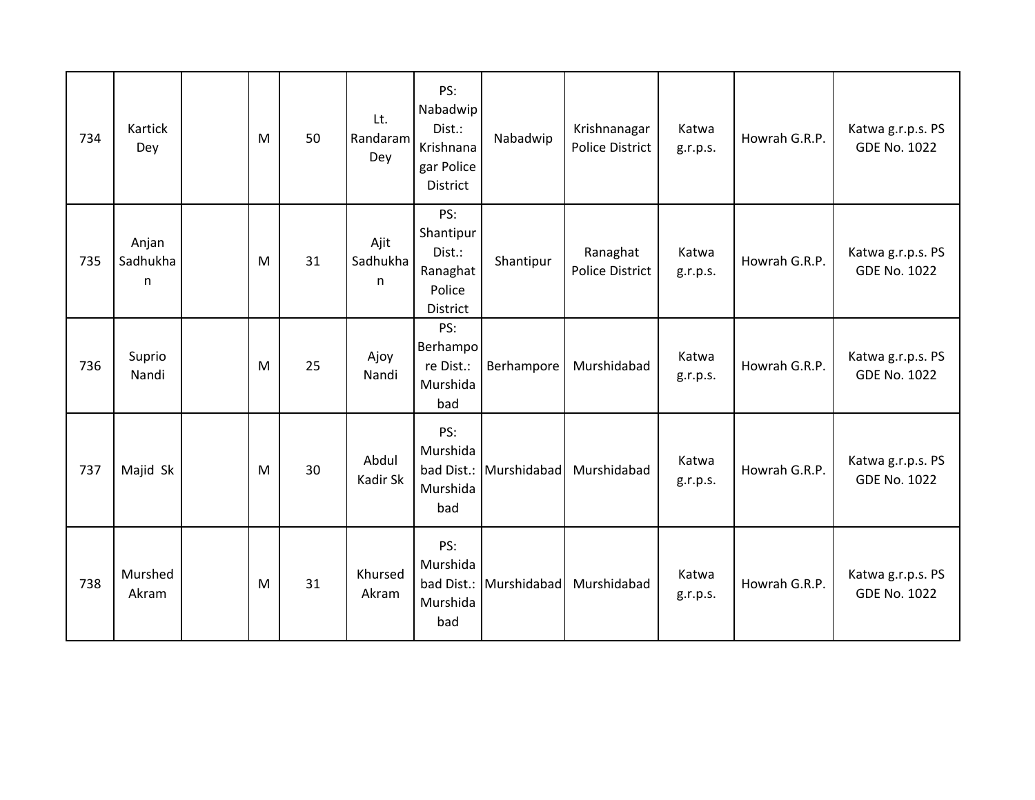| | | | | | | | | | | | |
|---|---|---|---|---|---|---|---|---|---|---|---|
| 734 | Kartick Dey | | M | 50 | Lt. Randaram Dey | PS: Nabadwip Dist.: Krishnanagar Police District | Nabadwip | Krishnanagar Police District | Katwa g.r.p.s. | Howrah G.R.P. | Katwa g.r.p.s. PS GDE No. 1022 |
| 735 | Anjan Sadhukhan | | M | 31 | Ajit Sadhukhan | PS: Shantipur Dist.: Ranaghat Police District | Shantipur | Ranaghat Police District | Katwa g.r.p.s. | Howrah G.R.P. | Katwa g.r.p.s. PS GDE No. 1022 |
| 736 | Suprio Nandi | | M | 25 | Ajoy Nandi | PS: Berhampore Dist.: Murshidabad | Berhampore | Murshidabad | Katwa g.r.p.s. | Howrah G.R.P. | Katwa g.r.p.s. PS GDE No. 1022 |
| 737 | Majid Sk | | M | 30 | Abdul Kadir Sk | PS: Murshidabad Dist.: Murshidabad | Murshidabad | Murshidabad | Katwa g.r.p.s. | Howrah G.R.P. | Katwa g.r.p.s. PS GDE No. 1022 |
| 738 | Murshed Akram | | M | 31 | Khursed Akram | PS: Murshidabad Dist.: Murshidabad | Murshidabad | Murshidabad | Katwa g.r.p.s. | Howrah G.R.P. | Katwa g.r.p.s. PS GDE No. 1022 |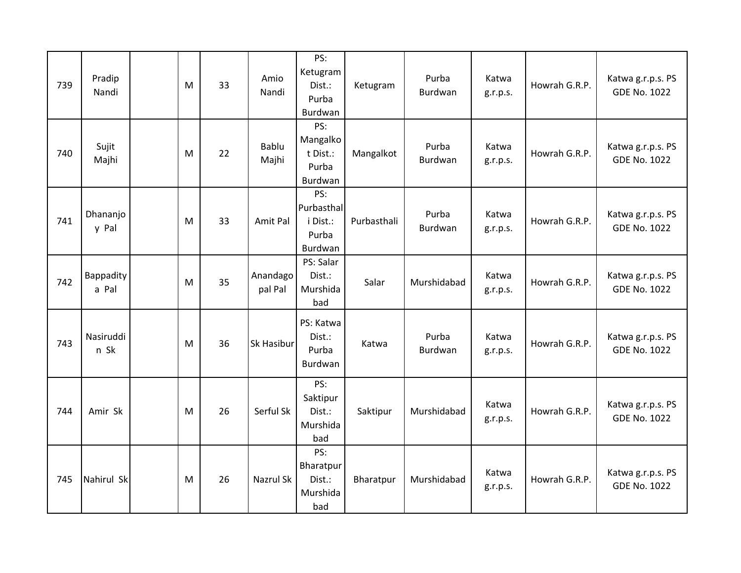| 739 | Pradip Nandi | | M | 33 | Amio Nandi | PS: Ketugram Dist.: Purba Burdwan | Ketugram | Purba Burdwan | Katwa g.r.p.s. | Howrah G.R.P. | Katwa g.r.p.s. PS GDE No. 1022 |
|---|---|---|---|---|---|---|---|---|---|---|---|
| 740 | Sujit Majhi | | M | 22 | Bablu Majhi | PS: Mangalkot Dist.: Purba Burdwan | Mangalkot | Purba Burdwan | Katwa g.r.p.s. | Howrah G.R.P. | Katwa g.r.p.s. PS GDE No. 1022 |
| 741 | Dhananjoy Pal | | M | 33 | Amit Pal | PS: Purbasthali Dist.: Purba Burdwan | Purbasthali | Purba Burdwan | Katwa g.r.p.s. | Howrah G.R.P. | Katwa g.r.p.s. PS GDE No. 1022 |
| 742 | Bappaditya Pal | | M | 35 | Anandagopal Pal | PS: Salar Dist.: Murshidabad | Salar | Murshidabad | Katwa g.r.p.s. | Howrah G.R.P. | Katwa g.r.p.s. PS GDE No. 1022 |
| 743 | Nasiruddin Sk | | M | 36 | Sk Hasibur | PS: Katwa Dist.: Purba Burdwan | Katwa | Purba Burdwan | Katwa g.r.p.s. | Howrah G.R.P. | Katwa g.r.p.s. PS GDE No. 1022 |
| 744 | Amir Sk | | M | 26 | Serful Sk | PS: Saktipur Dist.: Murshidabad | Saktipur | Murshidabad | Katwa g.r.p.s. | Howrah G.R.P. | Katwa g.r.p.s. PS GDE No. 1022 |
| 745 | Nahirul Sk | | M | 26 | Nazrul Sk | PS: Bharatpur Dist.: Murshidabad | Bharatpur | Murshidabad | Katwa g.r.p.s. | Howrah G.R.P. | Katwa g.r.p.s. PS GDE No. 1022 |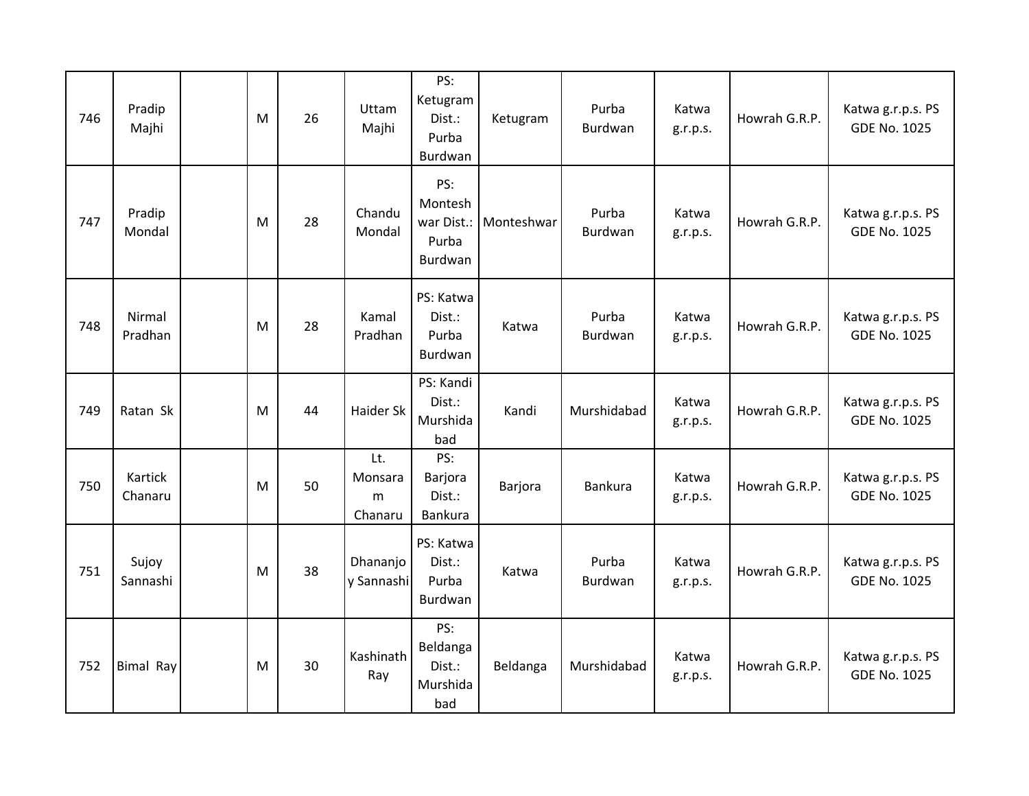| 746 | Pradip Majhi | | M | 26 | Uttam Majhi | PS: Ketugram Dist.: Purba Burdwan | Ketugram | Purba Burdwan | Katwa g.r.p.s. | Howrah G.R.P. | Katwa g.r.p.s. PS GDE No. 1025 |
|---|---|---|---|---|---|---|---|---|---|---|---|
| 747 | Pradip Mondal | | M | 28 | Chandu Mondal | PS: Monteshwar Dist.: Purba Burdwan | Monteshwar | Purba Burdwan | Katwa g.r.p.s. | Howrah G.R.P. | Katwa g.r.p.s. PS GDE No. 1025 |
| 748 | Nirmal Pradhan | | M | 28 | Kamal Pradhan | PS: Katwa Dist.: Purba Burdwan | Katwa | Purba Burdwan | Katwa g.r.p.s. | Howrah G.R.P. | Katwa g.r.p.s. PS GDE No. 1025 |
| 749 | Ratan Sk | | M | 44 | Haider Sk | PS: Kandi Dist.: Murshidabad | Kandi | Murshidabad | Katwa g.r.p.s. | Howrah G.R.P. | Katwa g.r.p.s. PS GDE No. 1025 |
| 750 | Kartick Chanaru | | M | 50 | Lt. Monsaram Chanaru | PS: Barjora Dist.: Bankura | Barjora | Bankura | Katwa g.r.p.s. | Howrah G.R.P. | Katwa g.r.p.s. PS GDE No. 1025 |
| 751 | Sujoy Sannashi | | M | 38 | Dhananjoy Sannashi | PS: Katwa Dist.: Purba Burdwan | Katwa | Purba Burdwan | Katwa g.r.p.s. | Howrah G.R.P. | Katwa g.r.p.s. PS GDE No. 1025 |
| 752 | Bimal Ray | | M | 30 | Kashinath Ray | PS: Beldanga Dist.: Murshidabad | Beldanga | Murshidabad | Katwa g.r.p.s. | Howrah G.R.P. | Katwa g.r.p.s. PS GDE No. 1025 |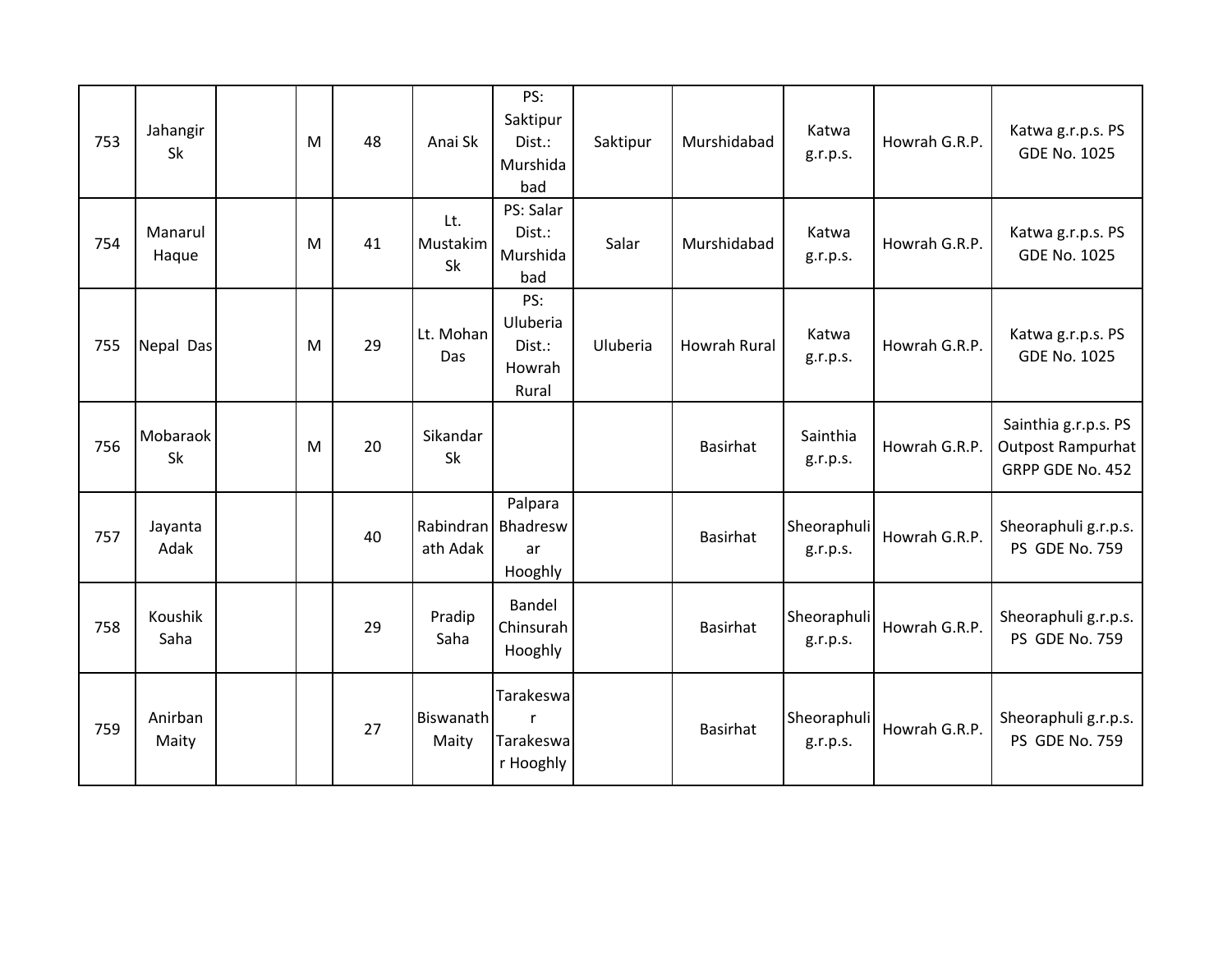| 753 | Jahangir Sk | | M | 48 | Anai Sk | PS: Saktipur Dist.: Murshidabad | Saktipur | Murshidabad | Katwa g.r.p.s. | Howrah G.R.P. | Katwa g.r.p.s. PS GDE No. 1025 |
|---|---|---|---|---|---|---|---|---|---|---|---|
| 754 | Manarul Haque | | M | 41 | Lt. Mustakim Sk | PS: Salar Dist.: Murshidabad | Salar | Murshidabad | Katwa g.r.p.s. | Howrah G.R.P. | Katwa g.r.p.s. PS GDE No. 1025 |
| 755 | Nepal Das | | M | 29 | Lt. Mohan Das | PS: Uluberia Dist.: Howrah Rural | Uluberia | Howrah Rural | Katwa g.r.p.s. | Howrah G.R.P. | Katwa g.r.p.s. PS GDE No. 1025 |
| 756 | Mobaraok Sk | | M | 20 | Sikandar Sk | | | Basirhat | Sainthia g.r.p.s. | Howrah G.R.P. | Sainthia g.r.p.s. PS Outpost Rampurhat GRPP GDE No. 452 |
| 757 | Jayanta Adak | | | 40 | Rabindranath Adak | Palpara Bhadreswar Hooghly | | Basirhat | Sheoraphuli g.r.p.s. | Howrah G.R.P. | Sheoraphuli g.r.p.s. PS GDE No. 759 |
| 758 | Koushik Saha | | | 29 | Pradip Saha | Bandel Chinsurah Hooghly | | Basirhat | Sheoraphuli g.r.p.s. | Howrah G.R.P. | Sheoraphuli g.r.p.s. PS GDE No. 759 |
| 759 | Anirban Maity | | | 27 | Biswanath Maity | Tarakeswar Tarakeswar Hooghly | | Basirhat | Sheoraphuli g.r.p.s. | Howrah G.R.P. | Sheoraphuli g.r.p.s. PS GDE No. 759 |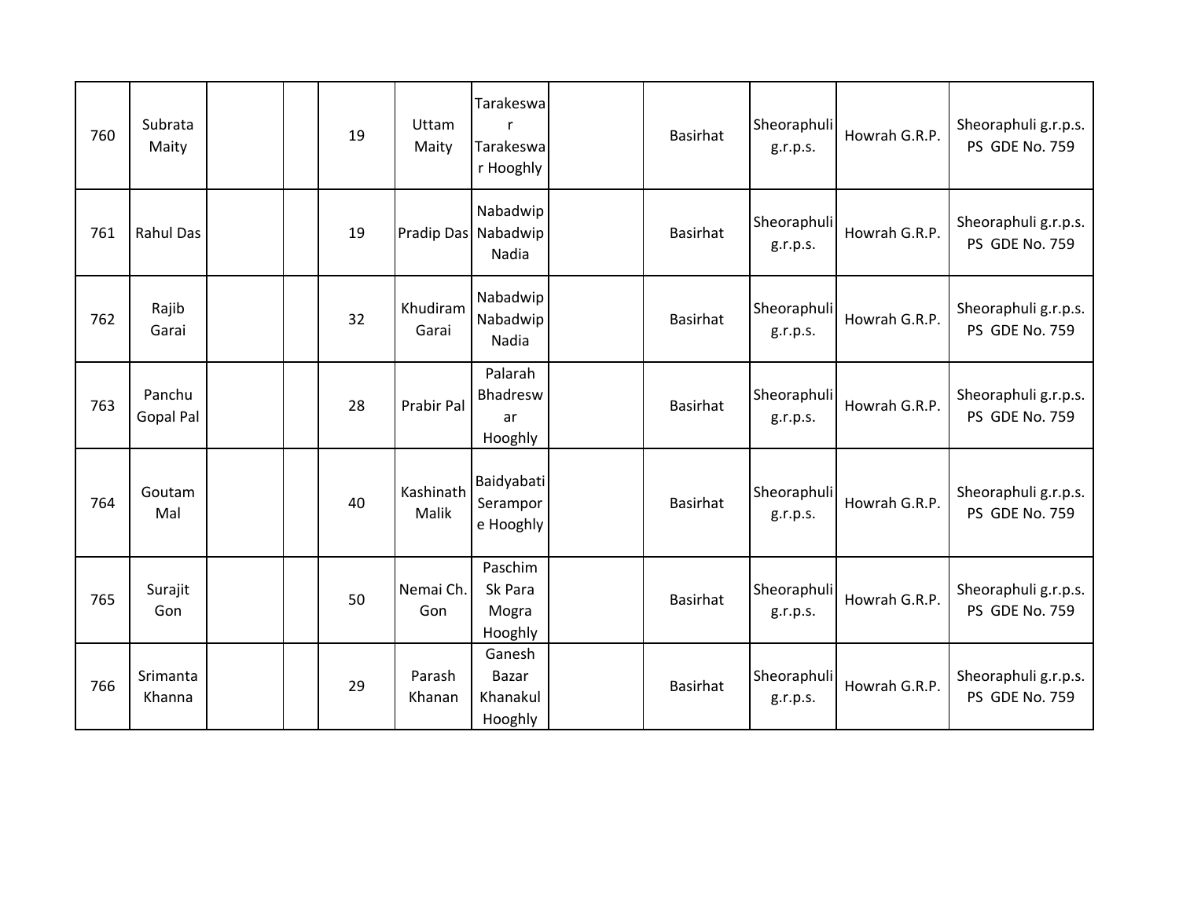| 760 | Subrata Maity | | | 19 | Uttam Maity | Tarakeswar Tarakeswar Hooghly | | Basirhat | Sheoraphuli g.r.p.s. | Howrah G.R.P. | Sheoraphuli g.r.p.s. PS GDE No. 759 |
|---|---|---|---|---|---|---|---|---|---|---|---|
| 761 | Rahul Das | | | 19 | Pradip Das | Nabadwip Nabadwip Nadia | | Basirhat | Sheoraphuli g.r.p.s. | Howrah G.R.P. | Sheoraphuli g.r.p.s. PS GDE No. 759 |
| 762 | Rajib Garai | | | 32 | Khudiram Garai | Nabadwip Nabadwip Nadia | | Basirhat | Sheoraphuli g.r.p.s. | Howrah G.R.P. | Sheoraphuli g.r.p.s. PS GDE No. 759 |
| 763 | Panchu Gopal Pal | | | 28 | Prabir Pal | Palarah Bhadreswar Hooghly | | Basirhat | Sheoraphuli g.r.p.s. | Howrah G.R.P. | Sheoraphuli g.r.p.s. PS GDE No. 759 |
| 764 | Goutam Mal | | | 40 | Kashinath Malik | Baidyabati Serampore Hooghly | | Basirhat | Sheoraphuli g.r.p.s. | Howrah G.R.P. | Sheoraphuli g.r.p.s. PS GDE No. 759 |
| 765 | Surajit Gon | | | 50 | Nemai Ch. Gon | Paschim Sk Para Mogra Hooghly | | Basirhat | Sheoraphuli g.r.p.s. | Howrah G.R.P. | Sheoraphuli g.r.p.s. PS GDE No. 759 |
| 766 | Srimanta Khanna | | | 29 | Parash Khanan | Ganesh Bazar Khanakul Hooghly | | Basirhat | Sheoraphuli g.r.p.s. | Howrah G.R.P. | Sheoraphuli g.r.p.s. PS GDE No. 759 |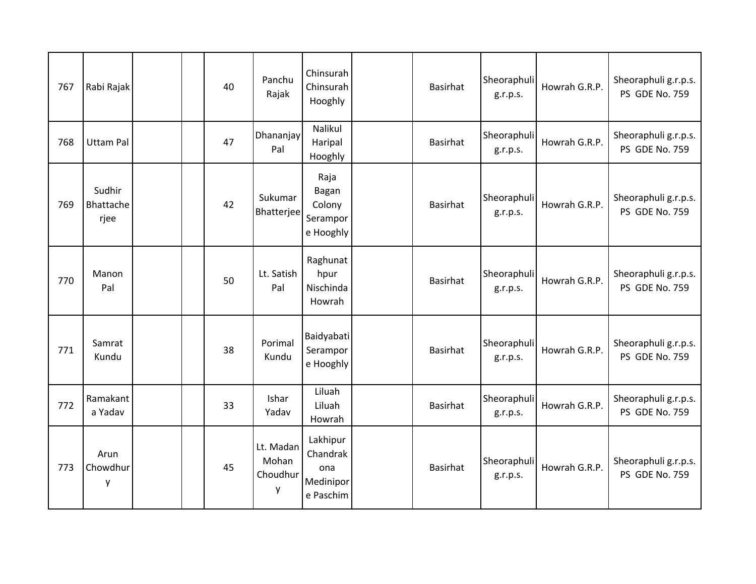| | | | | | | | | | | | |
|---|---|---|---|---|---|---|---|---|---|---|---|
| 767 | Rabi Rajak | | | 40 | Panchu Rajak | Chinsurah Chinsurah Hooghly | | Basirhat | Sheoraphuli g.r.p.s. | Howrah G.R.P. | Sheoraphuli g.r.p.s. PS GDE No. 759 |
| 768 | Uttam Pal | | | 47 | Dhananjay Pal | Nalikul Haripal Hooghly | | Basirhat | Sheoraphuli g.r.p.s. | Howrah G.R.P. | Sheoraphuli g.r.p.s. PS GDE No. 759 |
| 769 | Sudhir Bhattacherjee | | | 42 | Sukumar Bhatterjee | Raja Bagan Colony Serampore Hooghly | | Basirhat | Sheoraphuli g.r.p.s. | Howrah G.R.P. | Sheoraphuli g.r.p.s. PS GDE No. 759 |
| 770 | Manon Pal | | | 50 | Lt. Satish Pal | Raghunathpur Nischinda Howrah | | Basirhat | Sheoraphuli g.r.p.s. | Howrah G.R.P. | Sheoraphuli g.r.p.s. PS GDE No. 759 |
| 771 | Samrat Kundu | | | 38 | Porimal Kundu | Baidyabati Serampore Hooghly | | Basirhat | Sheoraphuli g.r.p.s. | Howrah G.R.P. | Sheoraphuli g.r.p.s. PS GDE No. 759 |
| 772 | Ramakanta Yadav | | | 33 | Ishar Yadav | Liluah Liluah Howrah | | Basirhat | Sheoraphuli g.r.p.s. | Howrah G.R.P. | Sheoraphuli g.r.p.s. PS GDE No. 759 |
| 773 | Arun Chowdhury | | | 45 | Lt. Madan Mohan Choudhury | Lakhipur Chandrakona Medinipore Paschim | | Basirhat | Sheoraphuli g.r.p.s. | Howrah G.R.P. | Sheoraphuli g.r.p.s. PS GDE No. 759 |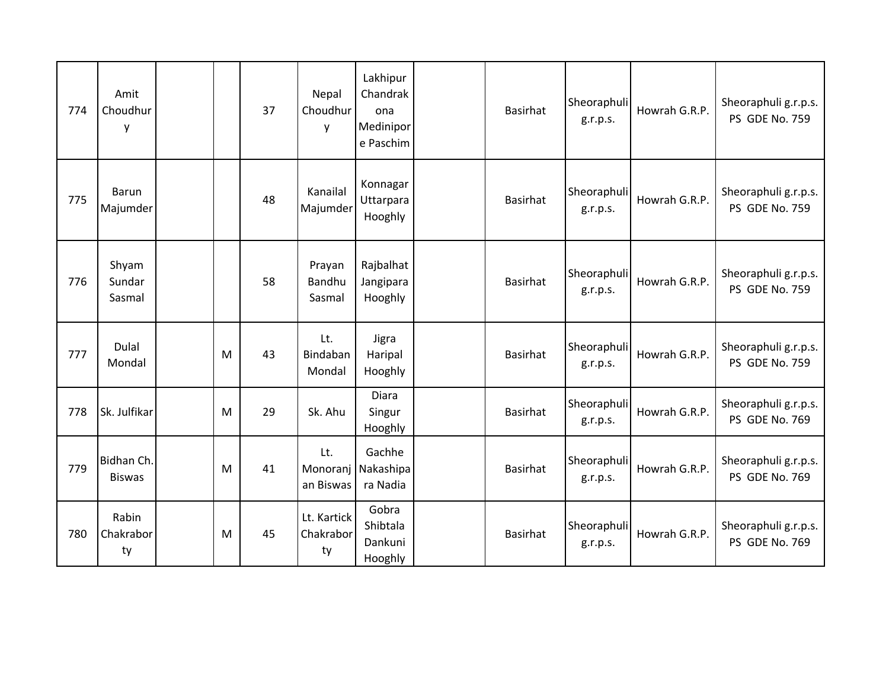| | | | | | | | | | | | |
|---|---|---|---|---|---|---|---|---|---|---|---|
| 774 | Amit Choudhury | | | 37 | Nepal Choudhury | Lakhipur Chandrakona Medinipore Paschim | | Basirhat | Sheoraphuli g.r.p.s. | Howrah G.R.P. | Sheoraphuli g.r.p.s. PS GDE No. 759 |
| 775 | Barun Majumder | | | 48 | Kanailal Majumder | Konnagar Uttarpara Hooghly | | Basirhat | Sheoraphuli g.r.p.s. | Howrah G.R.P. | Sheoraphuli g.r.p.s. PS GDE No. 759 |
| 776 | Shyam Sundar Sasmal | | | 58 | Prayan Bandhu Sasmal | Rajbalhat Jangipara Hooghly | | Basirhat | Sheoraphuli g.r.p.s. | Howrah G.R.P. | Sheoraphuli g.r.p.s. PS GDE No. 759 |
| 777 | Dulal Mondal | | M | 43 | Lt. Bindaban Mondal | Jigra Haripal Hooghly | | Basirhat | Sheoraphuli g.r.p.s. | Howrah G.R.P. | Sheoraphuli g.r.p.s. PS GDE No. 759 |
| 778 | Sk. Julfikar | | M | 29 | Sk. Ahu | Diara Singur Hooghly | | Basirhat | Sheoraphuli g.r.p.s. | Howrah G.R.P. | Sheoraphuli g.r.p.s. PS GDE No. 769 |
| 779 | Bidhan Ch. Biswas | | M | 41 | Lt. Monoranjan Biswas | Gachhe Nakashipara Nadia | | Basirhat | Sheoraphuli g.r.p.s. | Howrah G.R.P. | Sheoraphuli g.r.p.s. PS GDE No. 769 |
| 780 | Rabin Chakraborty | | M | 45 | Lt. Kartick Chakraborty | Gobra Shibtala Dankuni Hooghly | | Basirhat | Sheoraphuli g.r.p.s. | Howrah G.R.P. | Sheoraphuli g.r.p.s. PS GDE No. 769 |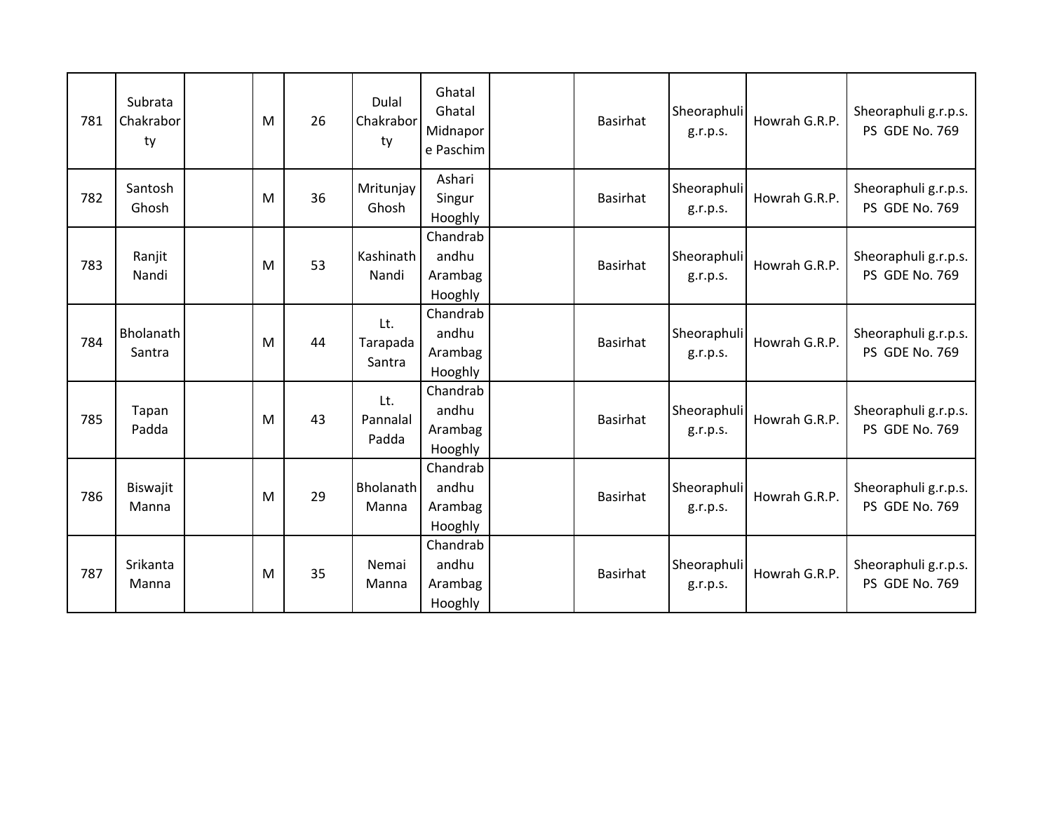| | | | | | | | | | | | |
|---|---|---|---|---|---|---|---|---|---|---|---|
| 781 | Subrata Chakraborty | | M | 26 | Dulal Chakraborty | Ghatal Ghatal Midnapore Paschim | | Basirhat | Sheoraphuli g.r.p.s. | Howrah G.R.P. | Sheoraphuli g.r.p.s. PS GDE No. 769 |
| 782 | Santosh Ghosh | | M | 36 | Mritunjay Ghosh | Ashari Singur Hooghly | | Basirhat | Sheoraphuli g.r.p.s. | Howrah G.R.P. | Sheoraphuli g.r.p.s. PS GDE No. 769 |
| 783 | Ranjit Nandi | | M | 53 | Kashinath Nandi | Chandrabandhu Arambag Hooghly | | Basirhat | Sheoraphuli g.r.p.s. | Howrah G.R.P. | Sheoraphuli g.r.p.s. PS GDE No. 769 |
| 784 | Bholanath Santra | | M | 44 | Lt. Tarapada Santra | Chandrabandhu Arambag Hooghly | | Basirhat | Sheoraphuli g.r.p.s. | Howrah G.R.P. | Sheoraphuli g.r.p.s. PS GDE No. 769 |
| 785 | Tapan Padda | | M | 43 | Lt. Pannalal Padda | Chandrabandhu Arambag Hooghly | | Basirhat | Sheoraphuli g.r.p.s. | Howrah G.R.P. | Sheoraphuli g.r.p.s. PS GDE No. 769 |
| 786 | Biswajit Manna | | M | 29 | Bholanath Manna | Chandrabandhu Arambag Hooghly | | Basirhat | Sheoraphuli g.r.p.s. | Howrah G.R.P. | Sheoraphuli g.r.p.s. PS GDE No. 769 |
| 787 | Srikanta Manna | | M | 35 | Nemai Manna | Chandrabandhu Arambag Hooghly | | Basirhat | Sheoraphuli g.r.p.s. | Howrah G.R.P. | Sheoraphuli g.r.p.s. PS GDE No. 769 |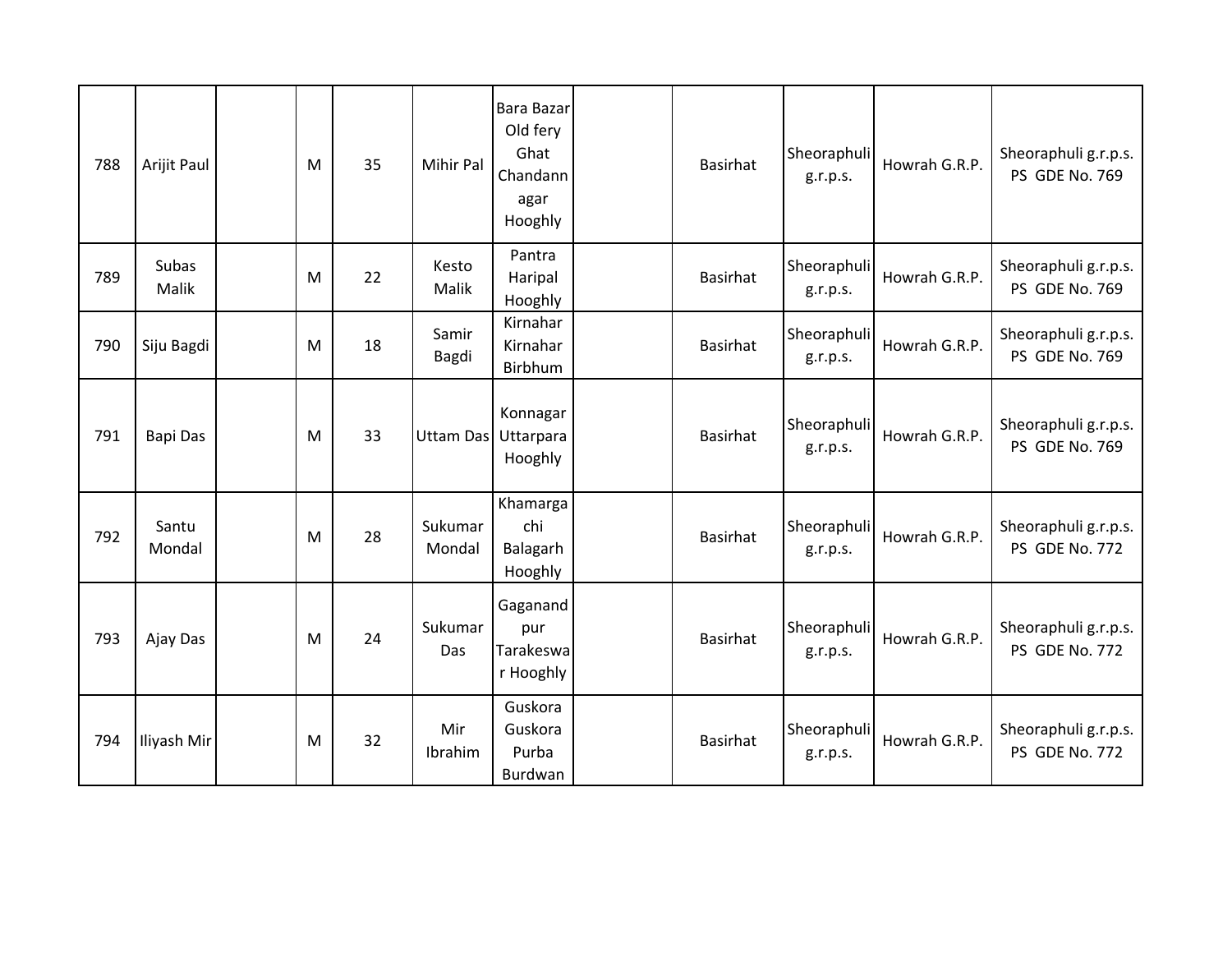| 788 | Arijit Paul | | M | 35 | Mihir Pal | Bara Bazar Old fery Ghat Chandannagar Hooghly | | Basirhat | Sheoraphuli g.r.p.s. | Howrah G.R.P. | Sheoraphuli g.r.p.s. PS GDE No. 769 |
|---|---|---|---|---|---|---|---|---|---|---|---|
| 789 | Subas Malik | | M | 22 | Kesto Malik | Pantra Haripal Hooghly | | Basirhat | Sheoraphuli g.r.p.s. | Howrah G.R.P. | Sheoraphuli g.r.p.s. PS GDE No. 769 |
| 790 | Siju Bagdi | | M | 18 | Samir Bagdi | Kirnahar Kirnahar Birbhum | | Basirhat | Sheoraphuli g.r.p.s. | Howrah G.R.P. | Sheoraphuli g.r.p.s. PS GDE No. 769 |
| 791 | Bapi Das | | M | 33 | Uttam Das | Konnagar Uttarpara Hooghly | | Basirhat | Sheoraphuli g.r.p.s. | Howrah G.R.P. | Sheoraphuli g.r.p.s. PS GDE No. 769 |
| 792 | Santu Mondal | | M | 28 | Sukumar Mondal | Khamargachi Balagarh Hooghly | | Basirhat | Sheoraphuli g.r.p.s. | Howrah G.R.P. | Sheoraphuli g.r.p.s. PS GDE No. 772 |
| 793 | Ajay Das | | M | 24 | Sukumar Das | Gaganandpur Tarakeswar Hooghly | | Basirhat | Sheoraphuli g.r.p.s. | Howrah G.R.P. | Sheoraphuli g.r.p.s. PS GDE No. 772 |
| 794 | Iliyash Mir | | M | 32 | Mir Ibrahim | Guskora Guskora Purba Burdwan | | Basirhat | Sheoraphuli g.r.p.s. | Howrah G.R.P. | Sheoraphuli g.r.p.s. PS GDE No. 772 |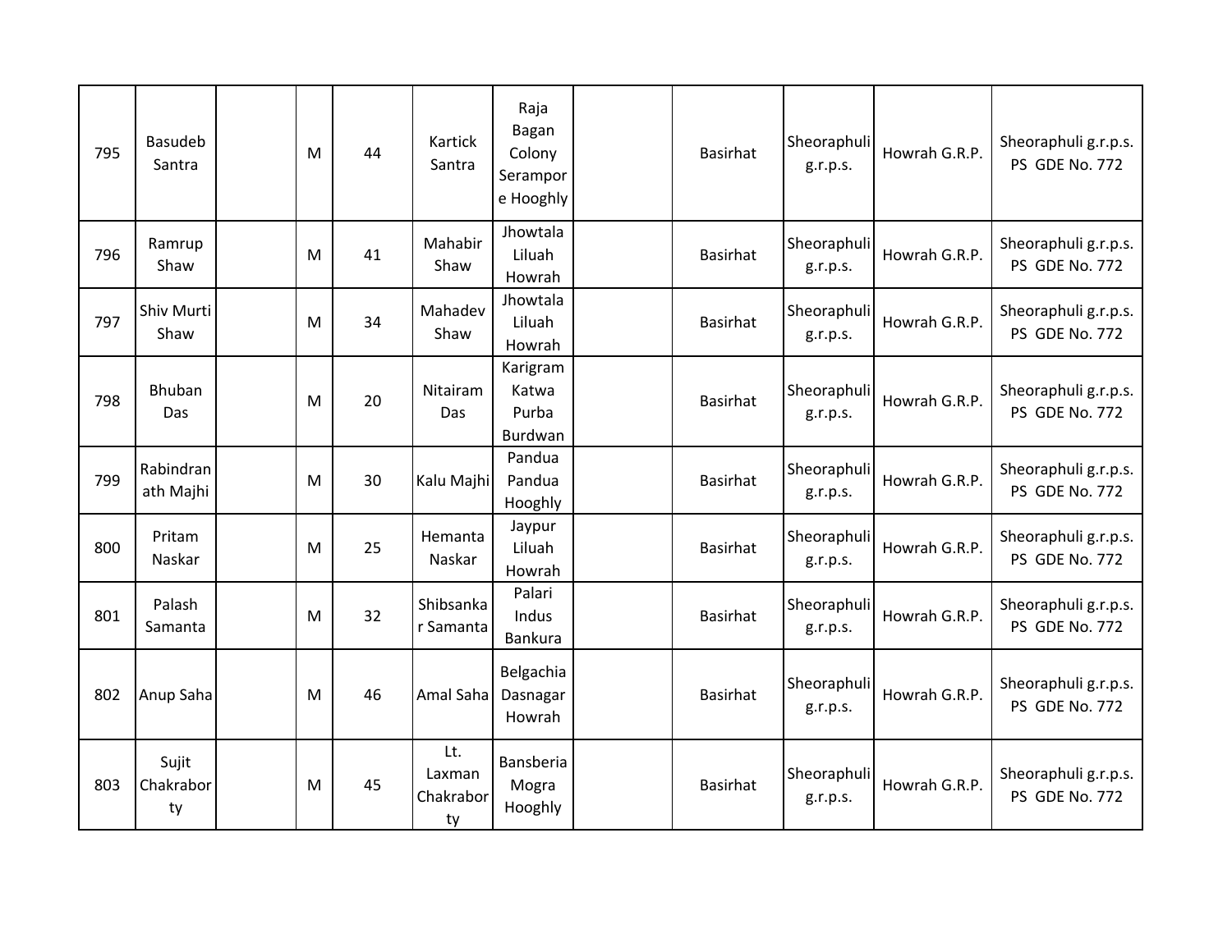| | | | | | | | | | | | |
|---|---|---|---|---|---|---|---|---|---|---|---|
| 795 | Basudeb Santra | | M | 44 | Kartick Santra | Raja Bagan Colony Serampore Hooghly | | Basirhat | Sheoraphuli g.r.p.s. | Howrah G.R.P. | Sheoraphuli g.r.p.s. PS GDE No. 772 |
| 796 | Ramrup Shaw | | M | 41 | Mahabir Shaw | Jhowtala Liluah Howrah | | Basirhat | Sheoraphuli g.r.p.s. | Howrah G.R.P. | Sheoraphuli g.r.p.s. PS GDE No. 772 |
| 797 | Shiv Murti Shaw | | M | 34 | Mahadev Shaw | Jhowtala Liluah Howrah | | Basirhat | Sheoraphuli g.r.p.s. | Howrah G.R.P. | Sheoraphuli g.r.p.s. PS GDE No. 772 |
| 798 | Bhuban Das | | M | 20 | Nitairam Das | Karigram Katwa Purba Burdwan | | Basirhat | Sheoraphuli g.r.p.s. | Howrah G.R.P. | Sheoraphuli g.r.p.s. PS GDE No. 772 |
| 799 | Rabindranath Majhi | | M | 30 | Kalu Majhi | Pandua Pandua Hooghly | | Basirhat | Sheoraphuli g.r.p.s. | Howrah G.R.P. | Sheoraphuli g.r.p.s. PS GDE No. 772 |
| 800 | Pritam Naskar | | M | 25 | Hemanta Naskar | Jaypur Liluah Howrah | | Basirhat | Sheoraphuli g.r.p.s. | Howrah G.R.P. | Sheoraphuli g.r.p.s. PS GDE No. 772 |
| 801 | Palash Samanta | | M | 32 | Shibsankar Samanta | Palari Indus Bankura | | Basirhat | Sheoraphuli g.r.p.s. | Howrah G.R.P. | Sheoraphuli g.r.p.s. PS GDE No. 772 |
| 802 | Anup Saha | | M | 46 | Amal Saha | Belgachia Dasnagar Howrah | | Basirhat | Sheoraphuli g.r.p.s. | Howrah G.R.P. | Sheoraphuli g.r.p.s. PS GDE No. 772 |
| 803 | Sujit Chakraborty | | M | 45 | Lt. Laxman Chakraborty | Bansberia Mogra Hooghly | | Basirhat | Sheoraphuli g.r.p.s. | Howrah G.R.P. | Sheoraphuli g.r.p.s. PS GDE No. 772 |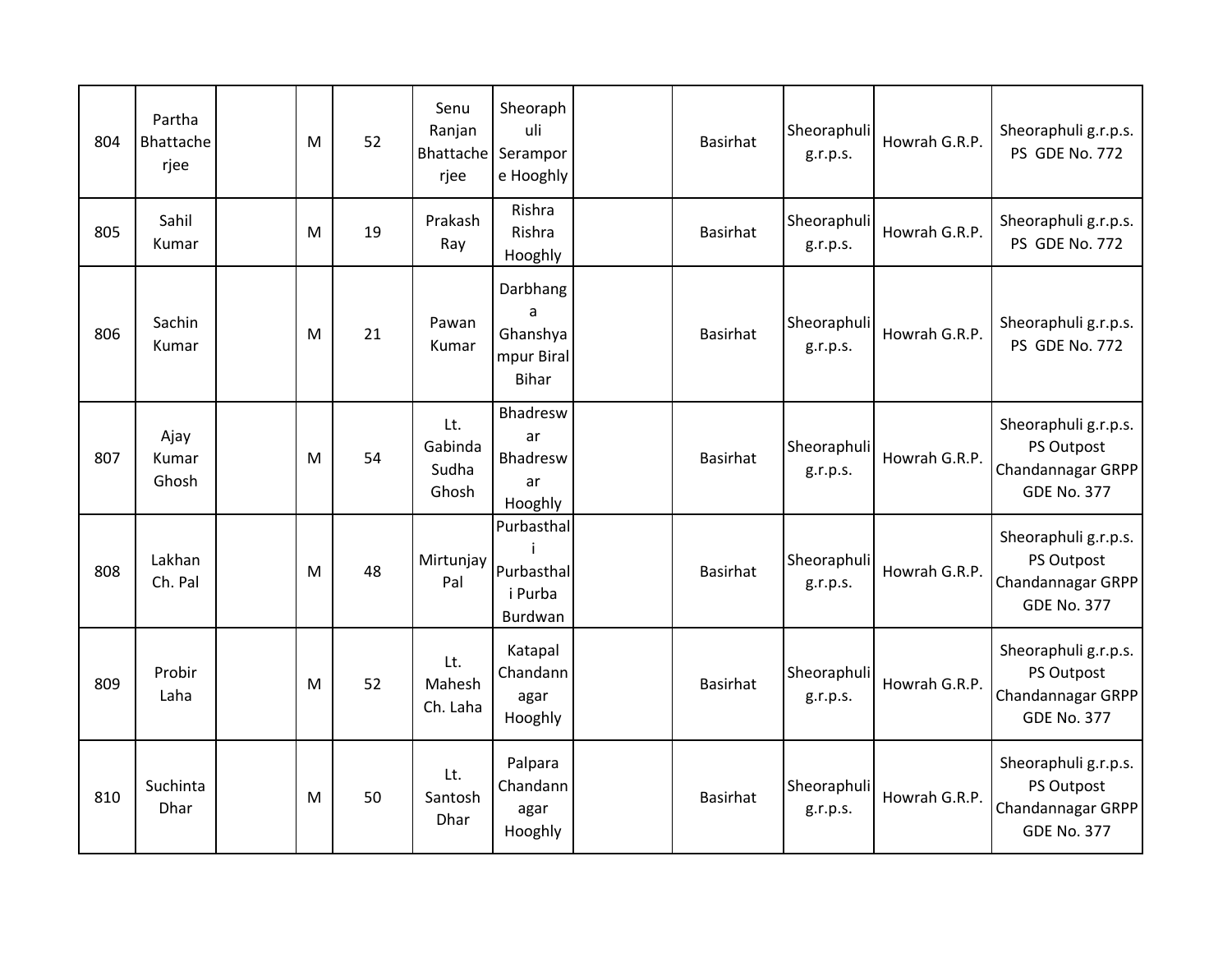| 804 | Partha Bhattacherjee | | M | 52 | Senu Ranjan Bhattacherjee | Sheoraphuli Serampore Hooghly | | Basirhat | Sheoraphuli g.r.p.s. | Howrah G.R.P. | Sheoraphuli g.r.p.s. PS GDE No. 772 |
|---|---|---|---|---|---|---|---|---|---|---|---|
| 805 | Sahil Kumar | | M | 19 | Prakash Ray | Rishra Rishra Hooghly | | Basirhat | Sheoraphuli g.r.p.s. | Howrah G.R.P. | Sheoraphuli g.r.p.s. PS GDE No. 772 |
| 806 | Sachin Kumar | | M | 21 | Pawan Kumar | Darbhanga Ghanshyampur Biral Bihar | | Basirhat | Sheoraphuli g.r.p.s. | Howrah G.R.P. | Sheoraphuli g.r.p.s. PS GDE No. 772 |
| 807 | Ajay Kumar Ghosh | | M | 54 | Lt. Gabinda Sudha Ghosh | Bhadreswar Bhadreswar Hooghly | | Basirhat | Sheoraphuli g.r.p.s. | Howrah G.R.P. | Sheoraphuli g.r.p.s. PS Outpost Chandannagar GRPP GDE No. 377 |
| 808 | Lakhan Ch. Pal | | M | 48 | Mirtunjay Pal | Purbasthali Purbasthali Purba Burdwan | | Basirhat | Sheoraphuli g.r.p.s. | Howrah G.R.P. | Sheoraphuli g.r.p.s. PS Outpost Chandannagar GRPP GDE No. 377 |
| 809 | Probir Laha | | M | 52 | Lt. Mahesh Ch. Laha | Katapal Chandannagar Hooghly | | Basirhat | Sheoraphuli g.r.p.s. | Howrah G.R.P. | Sheoraphuli g.r.p.s. PS Outpost Chandannagar GRPP GDE No. 377 |
| 810 | Suchinta Dhar | | M | 50 | Lt. Santosh Dhar | Palpara Chandannagar Hooghly | | Basirhat | Sheoraphuli g.r.p.s. | Howrah G.R.P. | Sheoraphuli g.r.p.s. PS Outpost Chandannagar GRPP GDE No. 377 |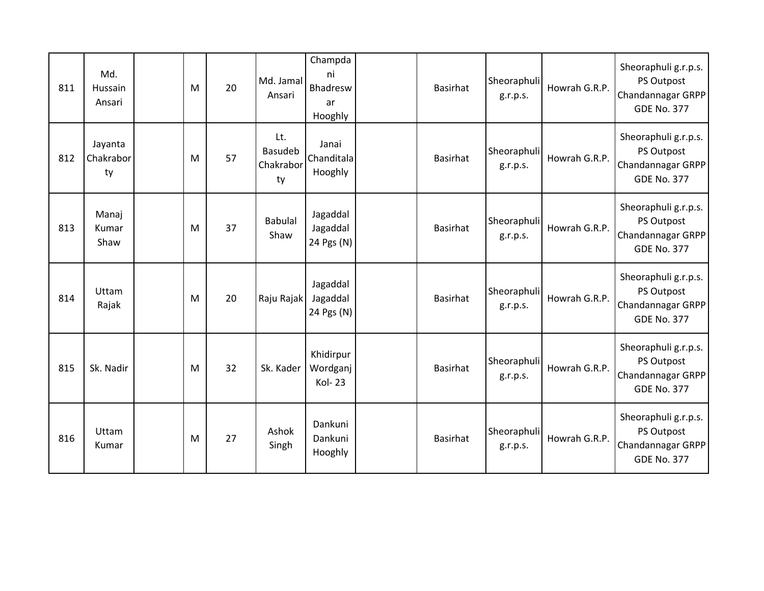| 811 | Md. Hussain Ansari | | M | 20 | Md. Jamal Ansari | Champdani Bhadreswar Hooghly | | Basirhat | Sheoraphuli g.r.p.s. | Howrah G.R.P. | Sheoraphuli g.r.p.s. PS Outpost Chandannagar GRPP GDE No. 377 |
|---|---|---|---|---|---|---|---|---|---|---|---|
| 812 | Jayanta Chakraborty | | M | 57 | Lt. Basudeb Chakraborty | Janai Chanditala Hooghly | | Basirhat | Sheoraphuli g.r.p.s. | Howrah G.R.P. | Sheoraphuli g.r.p.s. PS Outpost Chandannagar GRPP GDE No. 377 |
| 813 | Manaj Kumar Shaw | | M | 37 | Babulal Shaw | Jagaddal Jagaddal 24 Pgs (N) | | Basirhat | Sheoraphuli g.r.p.s. | Howrah G.R.P. | Sheoraphuli g.r.p.s. PS Outpost Chandannagar GRPP GDE No. 377 |
| 814 | Uttam Rajak | | M | 20 | Raju Rajak | Jagaddal Jagaddal 24 Pgs (N) | | Basirhat | Sheoraphuli g.r.p.s. | Howrah G.R.P. | Sheoraphuli g.r.p.s. PS Outpost Chandannagar GRPP GDE No. 377 |
| 815 | Sk. Nadir | | M | 32 | Sk. Kader | Khidirpur Wordganj Kol- 23 | | Basirhat | Sheoraphuli g.r.p.s. | Howrah G.R.P. | Sheoraphuli g.r.p.s. PS Outpost Chandannagar GRPP GDE No. 377 |
| 816 | Uttam Kumar | | M | 27 | Ashok Singh | Dankuni Dankuni Hooghly | | Basirhat | Sheoraphuli g.r.p.s. | Howrah G.R.P. | Sheoraphuli g.r.p.s. PS Outpost Chandannagar GRPP GDE No. 377 |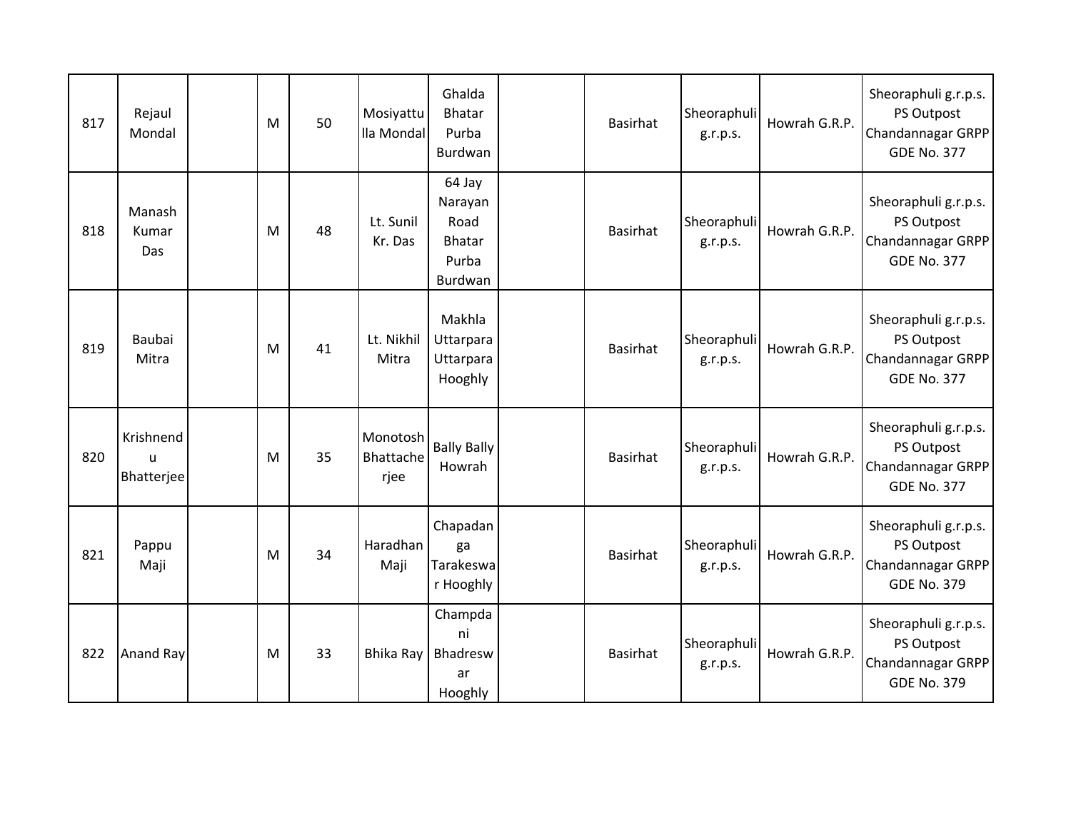| 817 | Rejaul Mondal | | M | 50 | Mosiyattulla Mondal | Ghalda Bhatar Purba Burdwan | | Basirhat | Sheoraphuli g.r.p.s. | Howrah G.R.P. | Sheoraphuli g.r.p.s. PS Outpost Chandannagar GRPP GDE No. 377 |
|---|---|---|---|---|---|---|---|---|---|---|---|
| 818 | Manash Kumar Das | | M | 48 | Lt. Sunil Kr. Das | 64 Jay Narayan Road Bhatar Purba Burdwan | | Basirhat | Sheoraphuli g.r.p.s. | Howrah G.R.P. | Sheoraphuli g.r.p.s. PS Outpost Chandannagar GRPP GDE No. 377 |
| 819 | Baubai Mitra | | M | 41 | Lt. Nikhil Mitra | Makhla Uttarpara Uttarpara Hooghly | | Basirhat | Sheoraphuli g.r.p.s. | Howrah G.R.P. | Sheoraphuli g.r.p.s. PS Outpost Chandannagar GRPP GDE No. 377 |
| 820 | Krishnendu Bhatterjee | | M | 35 | Monotosh Bhattacherjee | Bally Bally Howrah | | Basirhat | Sheoraphuli g.r.p.s. | Howrah G.R.P. | Sheoraphuli g.r.p.s. PS Outpost Chandannagar GRPP GDE No. 377 |
| 821 | Pappu Maji | | M | 34 | Haradhan Maji | Chapadanga Tarakeswar Hooghly | | Basirhat | Sheoraphuli g.r.p.s. | Howrah G.R.P. | Sheoraphuli g.r.p.s. PS Outpost Chandannagar GRPP GDE No. 379 |
| 822 | Anand Ray | | M | 33 | Bhika Ray | Champdani Bhadreswar Hooghly | | Basirhat | Sheoraphuli g.r.p.s. | Howrah G.R.P. | Sheoraphuli g.r.p.s. PS Outpost Chandannagar GRPP GDE No. 379 |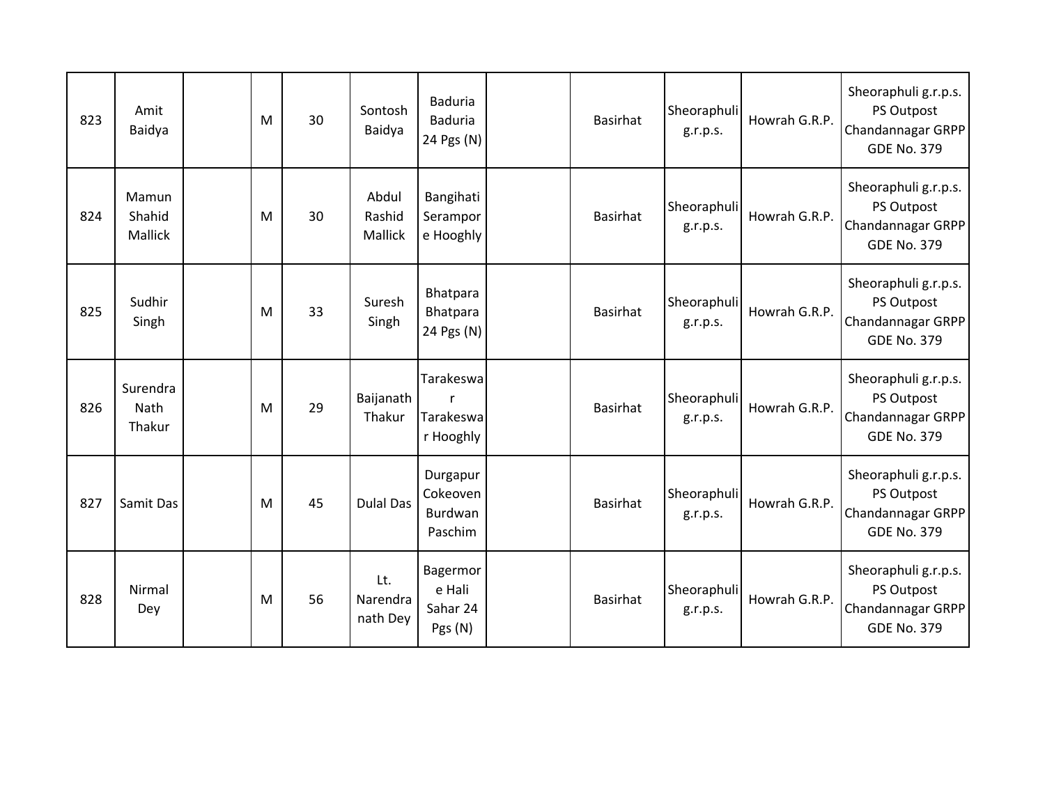| 823 | Amit Baidya | | M | 30 | Sontosh Baidya | Baduria Baduria 24 Pgs (N) | | Basirhat | Sheoraphuli g.r.p.s. | Howrah G.R.P. | Sheoraphuli g.r.p.s. PS Outpost Chandannagar GRPP GDE No. 379 |
|---|---|---|---|---|---|---|---|---|---|---|---|
| 824 | Mamun Shahid Mallick | | M | 30 | Abdul Rashid Mallick | Bangihati Serampore Hooghly | | Basirhat | Sheoraphuli g.r.p.s. | Howrah G.R.P. | Sheoraphuli g.r.p.s. PS Outpost Chandannagar GRPP GDE No. 379 |
| 825 | Sudhir Singh | | M | 33 | Suresh Singh | Bhatpara Bhatpara 24 Pgs (N) | | Basirhat | Sheoraphuli g.r.p.s. | Howrah G.R.P. | Sheoraphuli g.r.p.s. PS Outpost Chandannagar GRPP GDE No. 379 |
| 826 | Surendra Nath Thakur | | M | 29 | Baijanath Thakur | Tarakeswar Tarakeswar Hooghly | | Basirhat | Sheoraphuli g.r.p.s. | Howrah G.R.P. | Sheoraphuli g.r.p.s. PS Outpost Chandannagar GRPP GDE No. 379 |
| 827 | Samit Das | | M | 45 | Dulal Das | Durgapur Cokeoven Burdwan Paschim | | Basirhat | Sheoraphuli g.r.p.s. | Howrah G.R.P. | Sheoraphuli g.r.p.s. PS Outpost Chandannagar GRPP GDE No. 379 |
| 828 | Nirmal Dey | | M | 56 | Lt. Narendranath Dey | Bagermore Hali Sahar 24 Pgs (N) | | Basirhat | Sheoraphuli g.r.p.s. | Howrah G.R.P. | Sheoraphuli g.r.p.s. PS Outpost Chandannagar GRPP GDE No. 379 |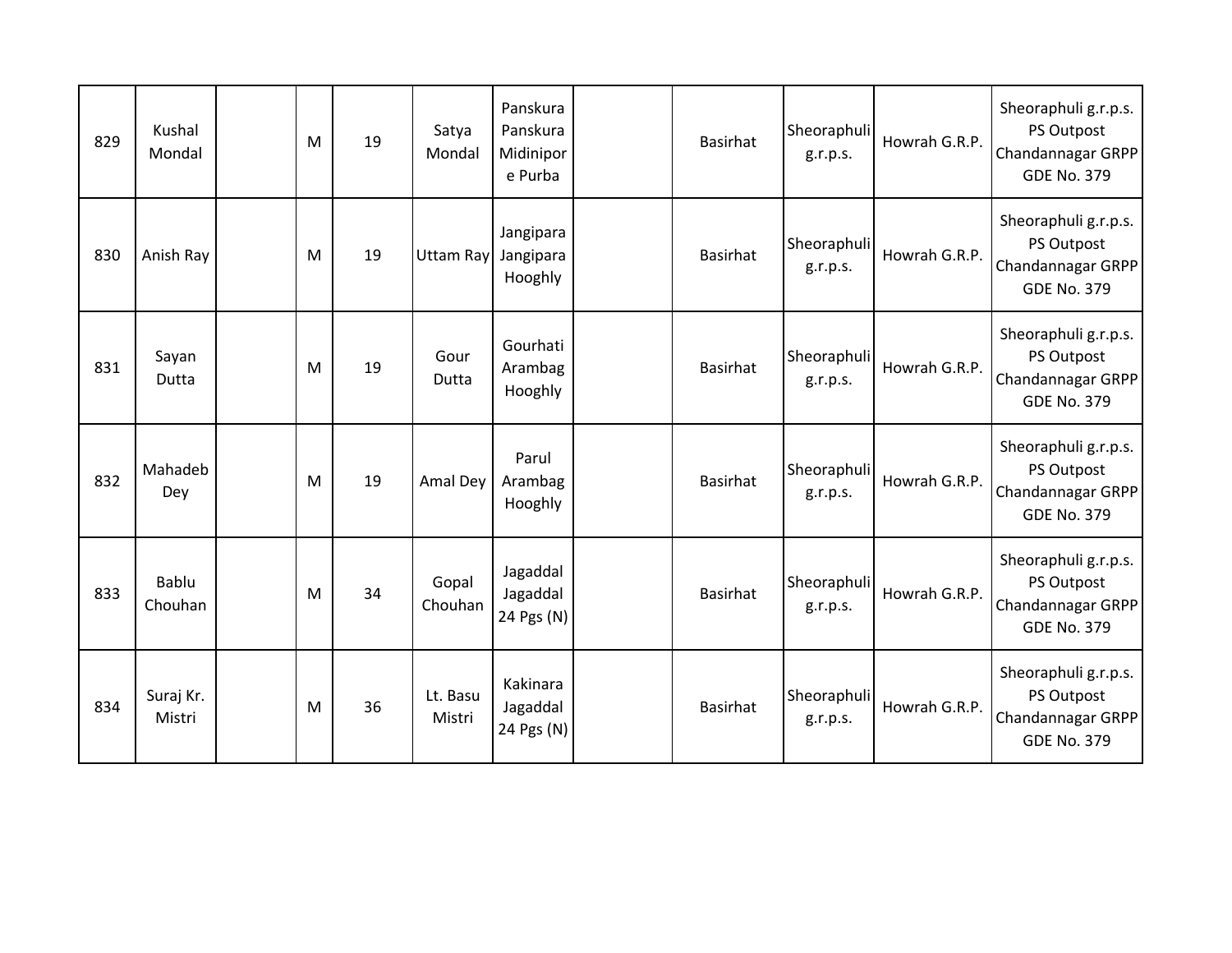| 829 | Kushal Mondal | | M | 19 | Satya Mondal | Panskura Panskura Midinipore Purba | | Basirhat | Sheoraphuli g.r.p.s. | Howrah G.R.P. | Sheoraphuli g.r.p.s. PS Outpost Chandannagar GRPP GDE No. 379 |
|---|---|---|---|---|---|---|---|---|---|---|---|
| 830 | Anish Ray | | M | 19 | Uttam Ray | Jangipara Jangipara Hooghly | | Basirhat | Sheoraphuli g.r.p.s. | Howrah G.R.P. | Sheoraphuli g.r.p.s. PS Outpost Chandannagar GRPP GDE No. 379 |
| 831 | Sayan Dutta | | M | 19 | Gour Dutta | Gourhati Arambag Hooghly | | Basirhat | Sheoraphuli g.r.p.s. | Howrah G.R.P. | Sheoraphuli g.r.p.s. PS Outpost Chandannagar GRPP GDE No. 379 |
| 832 | Mahadeb Dey | | M | 19 | Amal Dey | Parul Arambag Hooghly | | Basirhat | Sheoraphuli g.r.p.s. | Howrah G.R.P. | Sheoraphuli g.r.p.s. PS Outpost Chandannagar GRPP GDE No. 379 |
| 833 | Bablu Chouhan | | M | 34 | Gopal Chouhan | Jagaddal Jagaddal 24 Pgs (N) | | Basirhat | Sheoraphuli g.r.p.s. | Howrah G.R.P. | Sheoraphuli g.r.p.s. PS Outpost Chandannagar GRPP GDE No. 379 |
| 834 | Suraj Kr. Mistri | | M | 36 | Lt. Basu Mistri | Kakinara Jagaddal 24 Pgs (N) | | Basirhat | Sheoraphuli g.r.p.s. | Howrah G.R.P. | Sheoraphuli g.r.p.s. PS Outpost Chandannagar GRPP GDE No. 379 |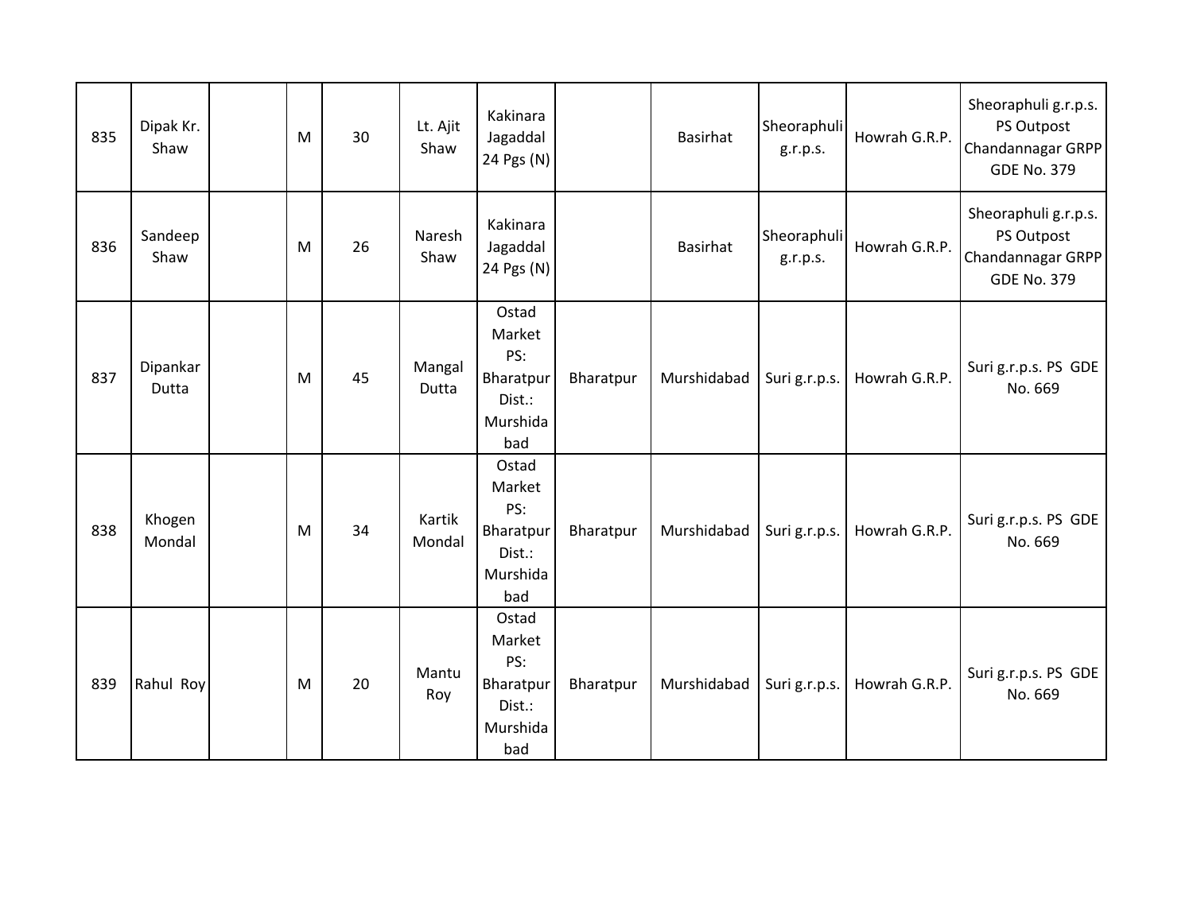| 835 | Dipak Kr. Shaw | | M | 30 | Lt. Ajit Shaw | Kakinara Jagaddal 24 Pgs (N) | | Basirhat | Sheoraphuli g.r.p.s. | Howrah G.R.P. | Sheoraphuli g.r.p.s. PS Outpost Chandannagar GRPP GDE No. 379 |
|---|---|---|---|---|---|---|---|---|---|---|---|
| 836 | Sandeep Shaw | | M | 26 | Naresh Shaw | Kakinara Jagaddal 24 Pgs (N) | | Basirhat | Sheoraphuli g.r.p.s. | Howrah G.R.P. | Sheoraphuli g.r.p.s. PS Outpost Chandannagar GRPP GDE No. 379 |
| 837 | Dipankar Dutta | | M | 45 | Mangal Dutta | Ostad Market PS: Bharatpur Dist.: Murshidabad | Bharatpur | Murshidabad | Suri g.r.p.s. | Howrah G.R.P. | Suri g.r.p.s. PS GDE No. 669 |
| 838 | Khogen Mondal | | M | 34 | Kartik Mondal | Ostad Market PS: Bharatpur Dist.: Murshidabad | Bharatpur | Murshidabad | Suri g.r.p.s. | Howrah G.R.P. | Suri g.r.p.s. PS GDE No. 669 |
| 839 | Rahul Roy | | M | 20 | Mantu Roy | Ostad Market PS: Bharatpur Dist.: Murshidabad | Bharatpur | Murshidabad | Suri g.r.p.s. | Howrah G.R.P. | Suri g.r.p.s. PS GDE No. 669 |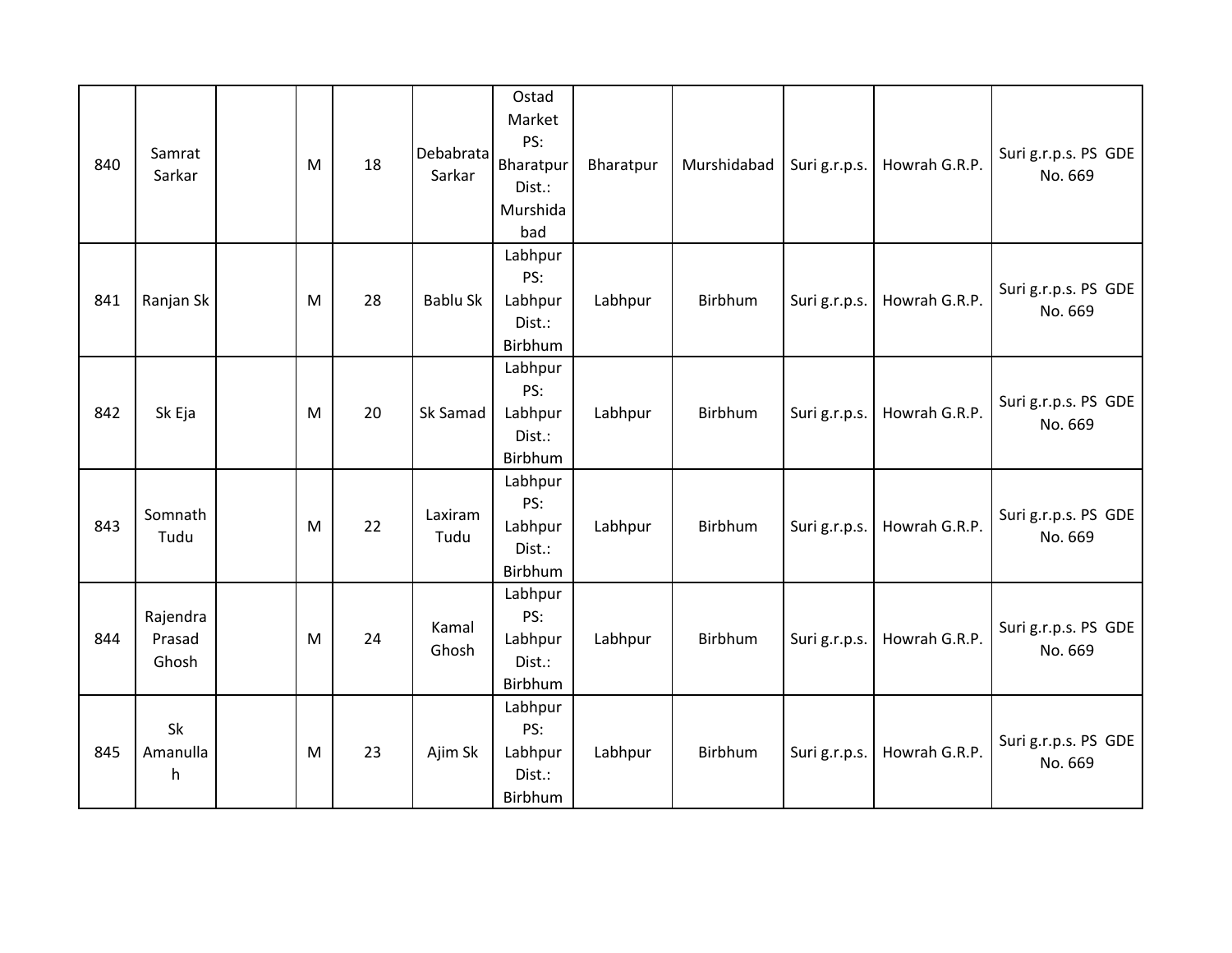| 840 | Samrat Sarkar | | M | 18 | Debabrata Sarkar | Ostad Market PS: Bharatpur Dist.: Murshidabad | Bharatpur | Murshidabad | Suri g.r.p.s. | Howrah G.R.P. | Suri g.r.p.s. PS GDE No. 669 |
|---|---|---|---|---|---|---|---|---|---|---|---|
| 841 | Ranjan Sk | | M | 28 | Bablu Sk | Labhpur PS: Labhpur Dist.: Birbhum | Labhpur | Birbhum | Suri g.r.p.s. | Howrah G.R.P. | Suri g.r.p.s. PS GDE No. 669 |
| 842 | Sk Eja | | M | 20 | Sk Samad | Labhpur PS: Labhpur Dist.: Birbhum | Labhpur | Birbhum | Suri g.r.p.s. | Howrah G.R.P. | Suri g.r.p.s. PS GDE No. 669 |
| 843 | Somnath Tudu | | M | 22 | Laxiram Tudu | Labhpur PS: Labhpur Dist.: Birbhum | Labhpur | Birbhum | Suri g.r.p.s. | Howrah G.R.P. | Suri g.r.p.s. PS GDE No. 669 |
| 844 | Rajendra Prasad Ghosh | | M | 24 | Kamal Ghosh | Labhpur PS: Labhpur Dist.: Birbhum | Labhpur | Birbhum | Suri g.r.p.s. | Howrah G.R.P. | Suri g.r.p.s. PS GDE No. 669 |
| 845 | Sk Amanullah | | M | 23 | Ajim Sk | Labhpur PS: Labhpur Dist.: Birbhum | Labhpur | Birbhum | Suri g.r.p.s. | Howrah G.R.P. | Suri g.r.p.s. PS GDE No. 669 |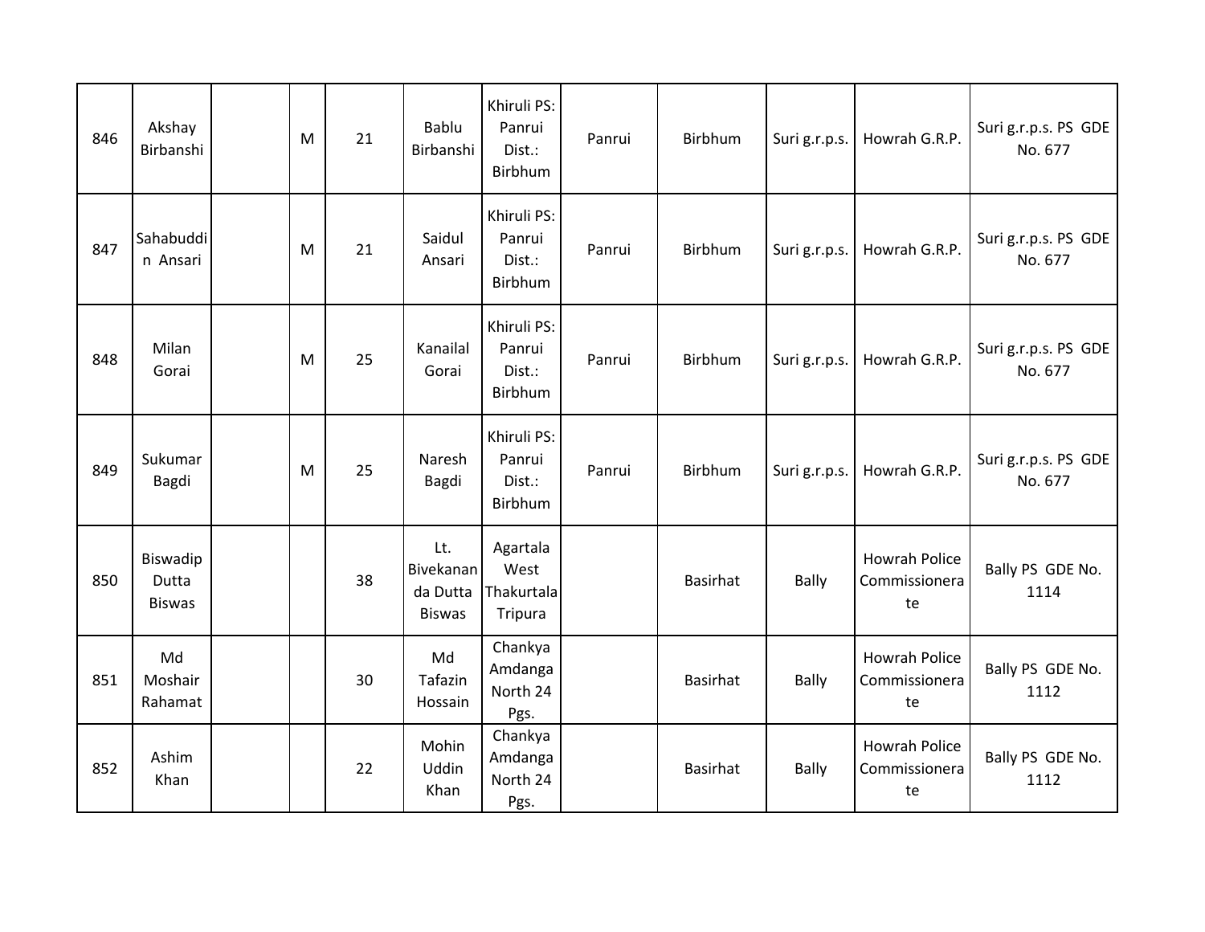| 846 | Akshay Birbanshi | | M | 21 | Bablu Birbanshi | Khiruli PS: Panrui Dist.: Birbhum | Panrui | Birbhum | Suri g.r.p.s. | Howrah G.R.P. | Suri g.r.p.s. PS GDE No. 677 |
|---|---|---|---|---|---|---|---|---|---|---|---|
| 847 | Sahabuddin Ansari | | M | 21 | Saidul Ansari | Khiruli PS: Panrui Dist.: Birbhum | Panrui | Birbhum | Suri g.r.p.s. | Howrah G.R.P. | Suri g.r.p.s. PS GDE No. 677 |
| 848 | Milan Gorai | | M | 25 | Kanailal Gorai | Khiruli PS: Panrui Dist.: Birbhum | Panrui | Birbhum | Suri g.r.p.s. | Howrah G.R.P. | Suri g.r.p.s. PS GDE No. 677 |
| 849 | Sukumar Bagdi | | M | 25 | Naresh Bagdi | Khiruli PS: Panrui Dist.: Birbhum | Panrui | Birbhum | Suri g.r.p.s. | Howrah G.R.P. | Suri g.r.p.s. PS GDE No. 677 |
| 850 | Biswadip Dutta Biswas | | | 38 | Lt. Bivekananda Dutta Biswas | Agartala West Thakurtala Tripura | | Basirhat | Bally | Howrah Police Commissionerate | Bally PS GDE No. 1114 |
| 851 | Md Moshair Rahamat | | | 30 | Md Tafazin Hossain | Chankya Amdanga North 24 Pgs. | | Basirhat | Bally | Howrah Police Commissionerate | Bally PS GDE No. 1112 |
| 852 | Ashim Khan | | | 22 | Mohin Uddin Khan | Chankya Amdanga North 24 Pgs. | | Basirhat | Bally | Howrah Police Commissionerate | Bally PS GDE No. 1112 |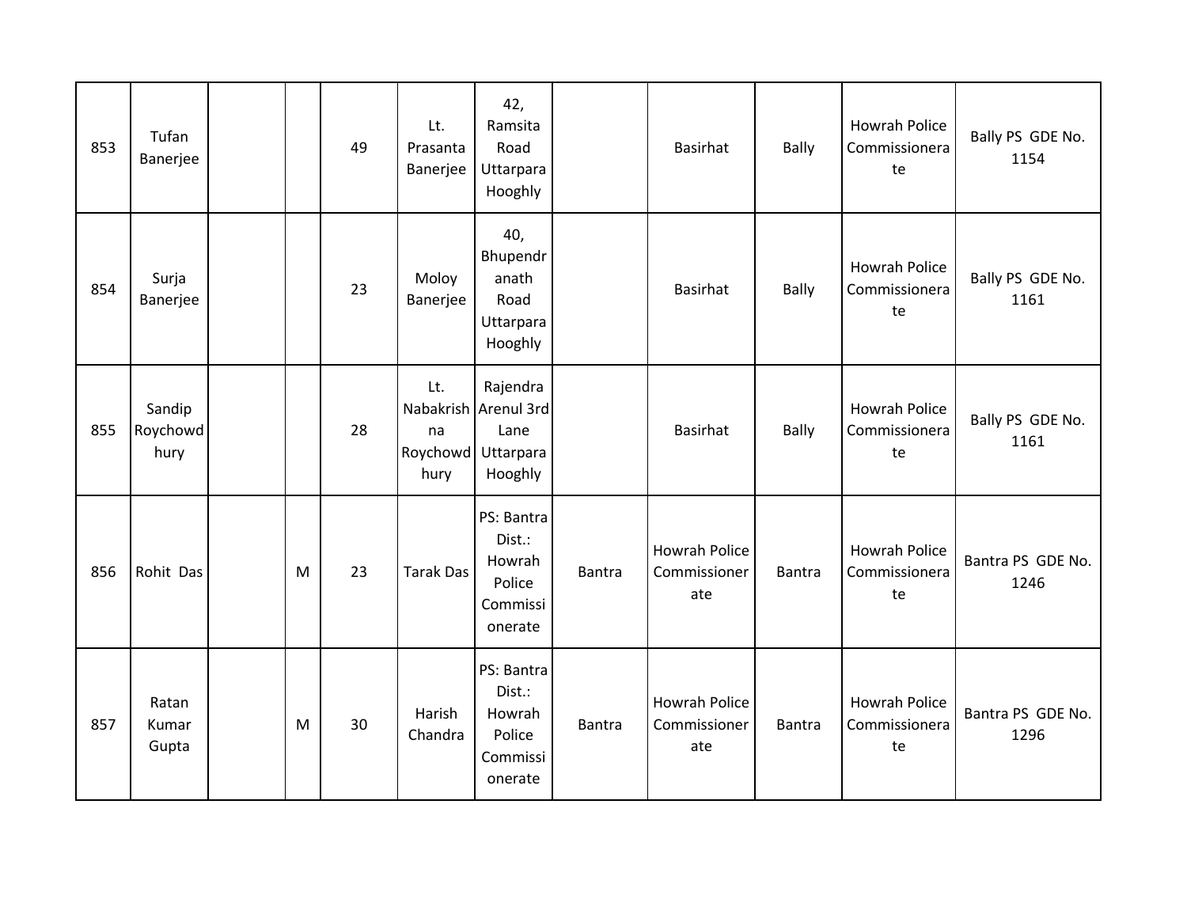| | | | | | | | | | | | |
|---|---|---|---|---|---|---|---|---|---|---|---|
| 853 | Tufan Banerjee | | | 49 | Lt. Prasanta Banerjee | 42, Ramsita Road Uttarpara Hooghly | | Basirhat | Bally | Howrah Police Commissionerate | Bally PS GDE No. 1154 |
| 854 | Surja Banerjee | | | 23 | Moloy Banerjee | 40, Bhupendranath Road Uttarpara Hooghly | | Basirhat | Bally | Howrah Police Commissionerate | Bally PS GDE No. 1161 |
| 855 | Sandip Roychowdhury | | | 28 | Lt. Nabakrishna Roychowdhury | Rajendra Arenul 3rd Lane Uttarpara Hooghly | | Basirhat | Bally | Howrah Police Commissionerate | Bally PS GDE No. 1161 |
| 856 | Rohit Das | | M | 23 | Tarak Das | PS: Bantra Dist.: Howrah Police Commissionerate | Bantra | Howrah Police Commissionerate | Bantra | Howrah Police Commissionerate | Bantra PS GDE No. 1246 |
| 857 | Ratan Kumar Gupta | | M | 30 | Harish Chandra | PS: Bantra Dist.: Howrah Police Commissionerate | Bantra | Howrah Police Commissionerate | Bantra | Howrah Police Commissionerate | Bantra PS GDE No. 1296 |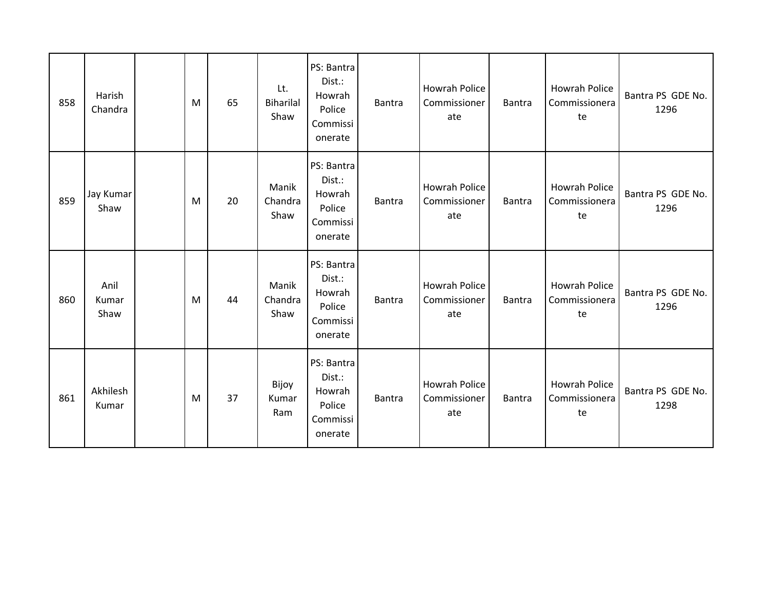| | | | | | | | | | | | |
|---|---|---|---|---|---|---|---|---|---|---|---|
| 858 | Harish Chandra | | M | 65 | Lt. Biharilal Shaw | PS: Bantra Dist.: Howrah Police Commissionerate | Bantra | Howrah Police Commissionerate | Bantra | Howrah Police Commissionerate | Bantra PS GDE No. 1296 |
| 859 | Jay Kumar Shaw | | M | 20 | Manik Chandra Shaw | PS: Bantra Dist.: Howrah Police Commissionerate | Bantra | Howrah Police Commissionerate | Bantra | Howrah Police Commissionerate | Bantra PS GDE No. 1296 |
| 860 | Anil Kumar Shaw | | M | 44 | Manik Chandra Shaw | PS: Bantra Dist.: Howrah Police Commissionerate | Bantra | Howrah Police Commissionerate | Bantra | Howrah Police Commissionerate | Bantra PS GDE No. 1296 |
| 861 | Akhilesh Kumar | | M | 37 | Bijoy Kumar Ram | PS: Bantra Dist.: Howrah Police Commissionerate | Bantra | Howrah Police Commissionerate | Bantra | Howrah Police Commissionerate | Bantra PS GDE No. 1298 |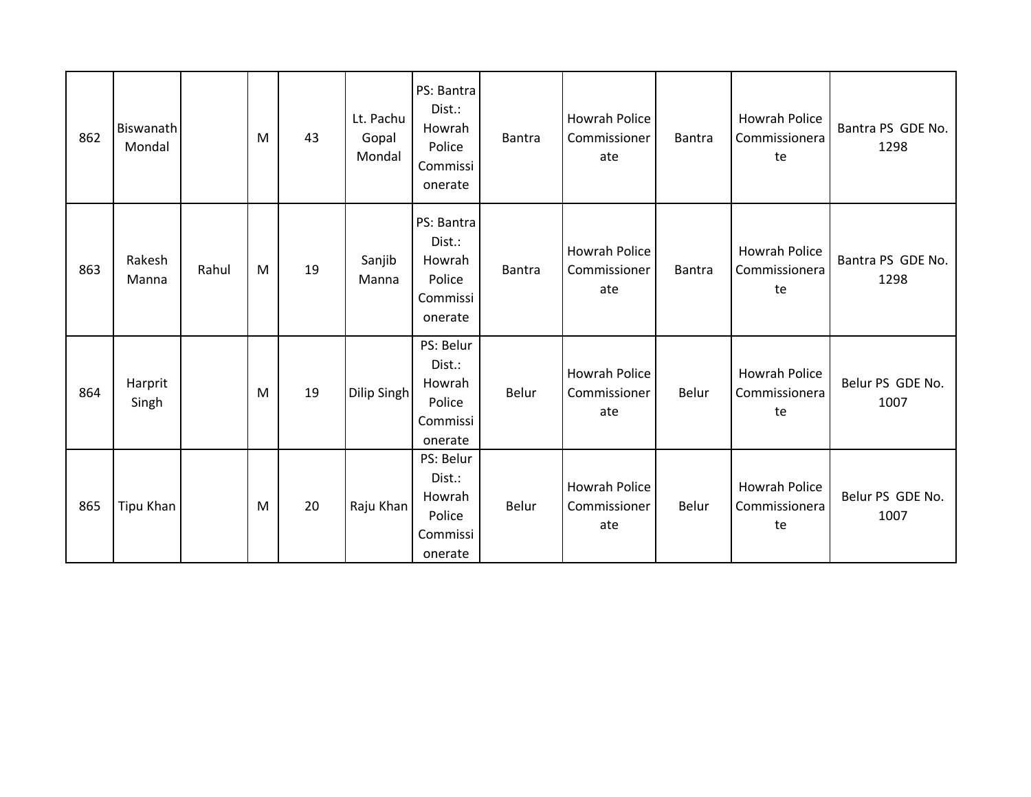| 862 | Biswanath Mondal | | M | 43 | Lt. Pachu Gopal Mondal | PS: Bantra Dist.: Howrah Police Commissionerate | Bantra | Howrah Police Commissionerate | Bantra | Howrah Police Commissionerate | Bantra PS GDE No. 1298 |
|---|---|---|---|---|---|---|---|---|---|---|---|
| 863 | Rakesh Manna | Rahul | M | 19 | Sanjib Manna | PS: Bantra Dist.: Howrah Police Commissionerate | Bantra | Howrah Police Commissionerate | Bantra | Howrah Police Commissionerate | Bantra PS GDE No. 1298 |
| 864 | Harprit Singh | | M | 19 | Dilip Singh | PS: Belur Dist.: Howrah Police Commissionerate | Belur | Howrah Police Commissionerate | Belur | Howrah Police Commissionerate | Belur PS GDE No. 1007 |
| 865 | Tipu Khan | | M | 20 | Raju Khan | PS: Belur Dist.: Howrah Police Commissionerate | Belur | Howrah Police Commissionerate | Belur | Howrah Police Commissionerate | Belur PS GDE No. 1007 |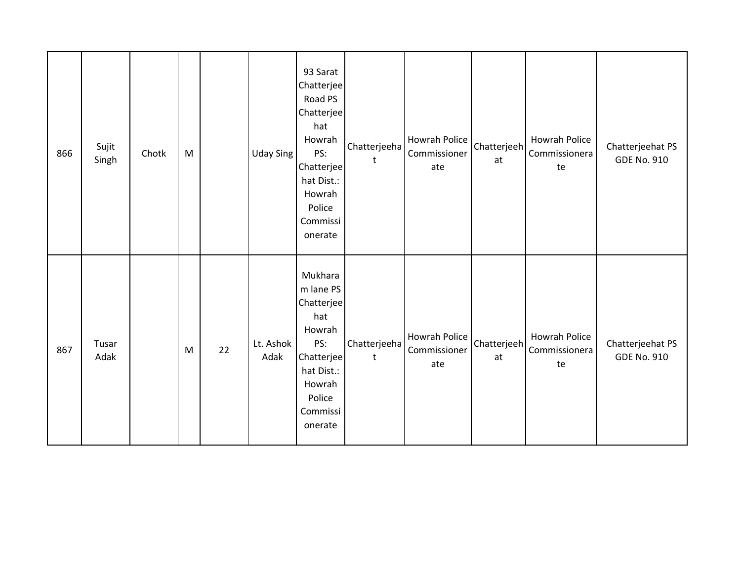| 866 | Sujit Singh | Chotk | M | | Uday Sing | 93 Sarat Chatterjee Road PS Chatterjeehat Howrah PS: Chatterjeehat Dist.: Howrah Police Commissionerate | Chatterjeehat | Howrah Police Commissionerate | Chatterjeehat | Howrah Police Commissionerate | Chatterjeehat PS GDE No. 910 |
|---|---|---|---|---|---|---|---|---|---|---|---|
| 867 | Tusar Adak | | M | 22 | Lt. Ashok Adak | Mukharam lane PS Chatterjeehat Howrah PS: Chatterjeehat Dist.: Howrah Police Commissionerate | Chatterjeehat | Howrah Police Commissionerate | Chatterjeehat | Howrah Police Commissionerate | Chatterjeehat PS GDE No. 910 |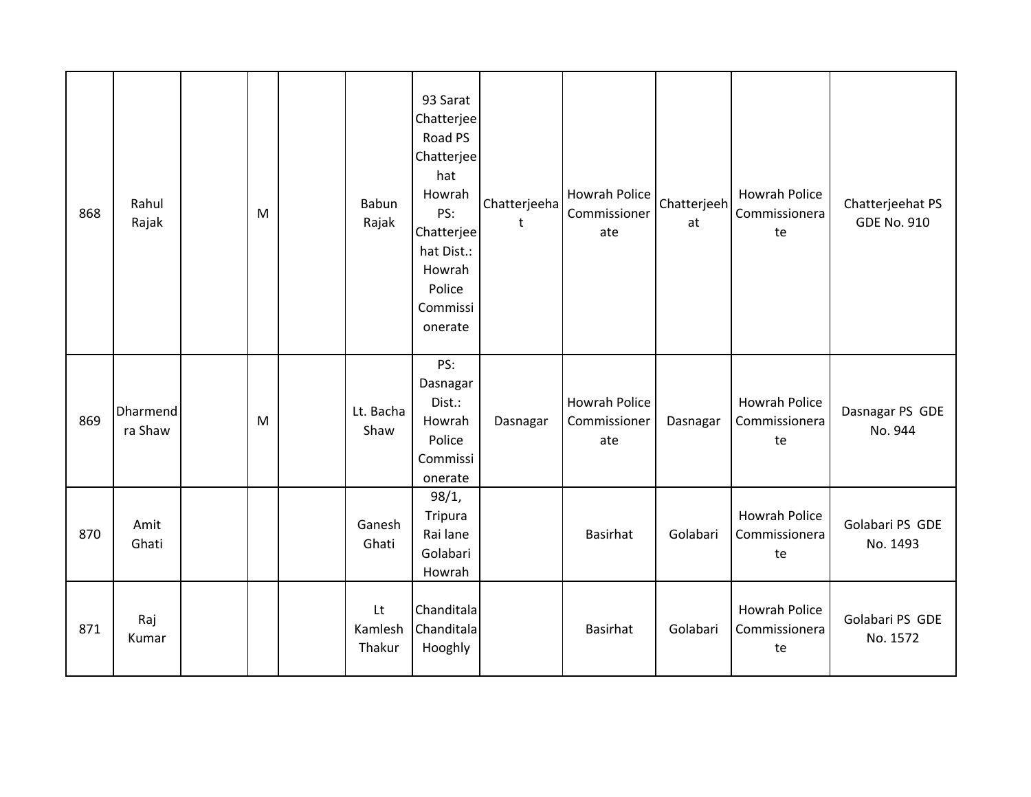| | | | | | | | | | | | |
|---|---|---|---|---|---|---|---|---|---|---|---|
| 868 | Rahul Rajak | | M | | Babun Rajak | 93 Sarat Chatterjee Road PS Chatterjeehat Howrah PS: Chatterjeehat Dist.: Howrah Police Commissionerate | Chatterjeehat | Howrah Police Commissionerate | Chatterjeehat | Howrah Police Commissionerate | Chatterjeehat PS GDE No. 910 |
| 869 | Dharmendra Shaw | | M | | Lt. Bacha Shaw | PS: Dasnagar Dist.: Howrah Police Commissionerate | Dasnagar | Howrah Police Commissionerate | Dasnagar | Howrah Police Commissionerate | Dasnagar PS GDE No. 944 |
| 870 | Amit Ghati | | | | Ganesh Ghati | 98/1, Tripura Rai lane Golabari Howrah | | Basirhat | Golabari | Howrah Police Commissionerate | Golabari PS GDE No. 1493 |
| 871 | Raj Kumar | | | | Lt Kamlesh Thakur | Chanditala Chanditala Hooghly | | Basirhat | Golabari | Howrah Police Commissionerate | Golabari PS GDE No. 1572 |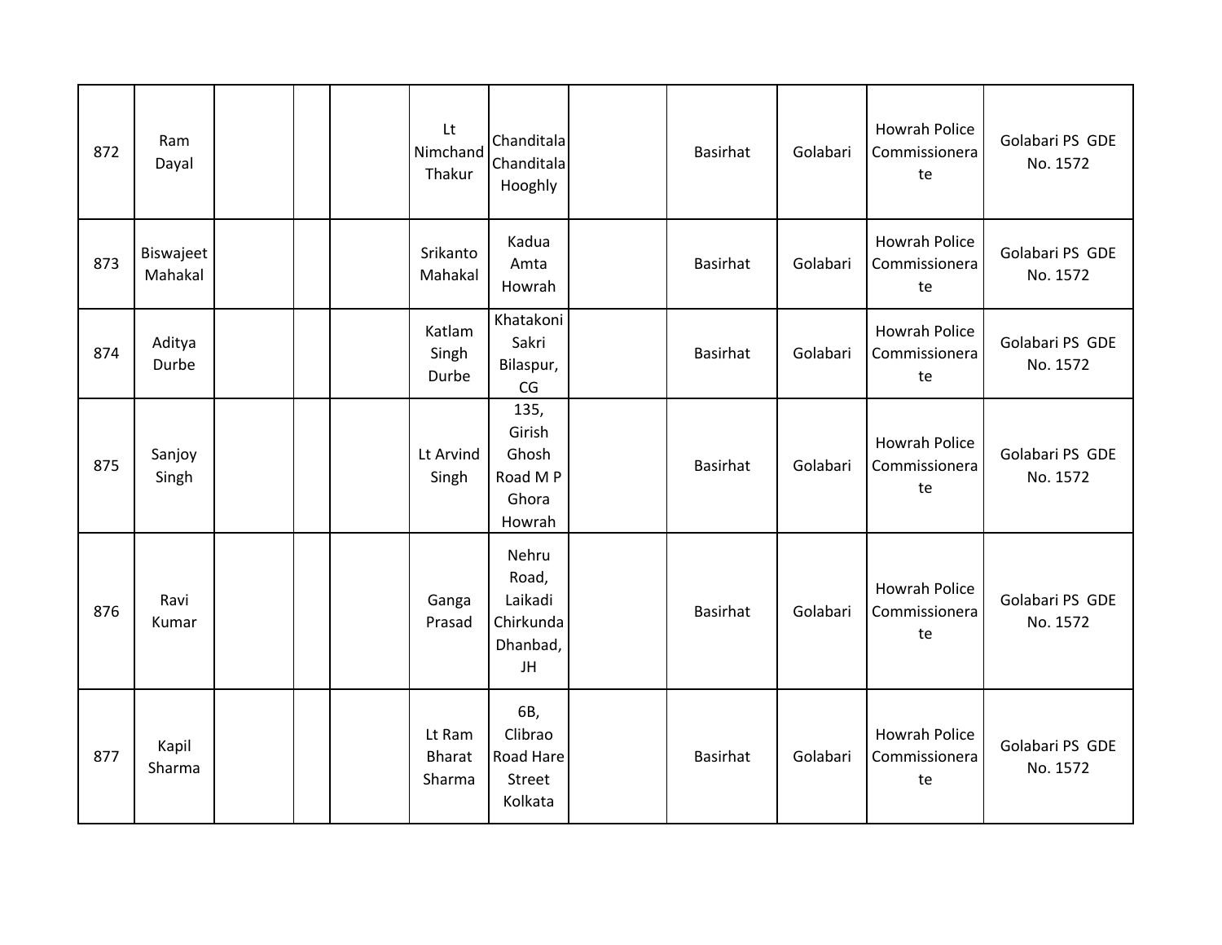| | | | | | | | | | | | |
|---|---|---|---|---|---|---|---|---|---|---|---|
| 872 | Ram Dayal | | | | Lt Nimchand Thakur | Chanditala Chanditala Hooghly | | Basirhat | Golabari | Howrah Police Commissionerate | Golabari PS GDE No. 1572 |
| 873 | Biswajeet Mahakal | | | | Srikanto Mahakal | Kadua Amta Howrah | | Basirhat | Golabari | Howrah Police Commissionerate | Golabari PS GDE No. 1572 |
| 874 | Aditya Durbe | | | | Katlam Singh Durbe | Khatakoni Sakri Bilaspur, CG | | Basirhat | Golabari | Howrah Police Commissionerate | Golabari PS GDE No. 1572 |
| 875 | Sanjoy Singh | | | | Lt Arvind Singh | 135, Girish Ghosh Road M P Ghora Howrah | | Basirhat | Golabari | Howrah Police Commissionerate | Golabari PS GDE No. 1572 |
| 876 | Ravi Kumar | | | | Ganga Prasad | Nehru Road, Laikadi Chirkunda Dhanbad, JH | | Basirhat | Golabari | Howrah Police Commissionerate | Golabari PS GDE No. 1572 |
| 877 | Kapil Sharma | | | | Lt Ram Bharat Sharma | 6B, Clibrao Road Hare Street Kolkata | | Basirhat | Golabari | Howrah Police Commissionerate | Golabari PS GDE No. 1572 |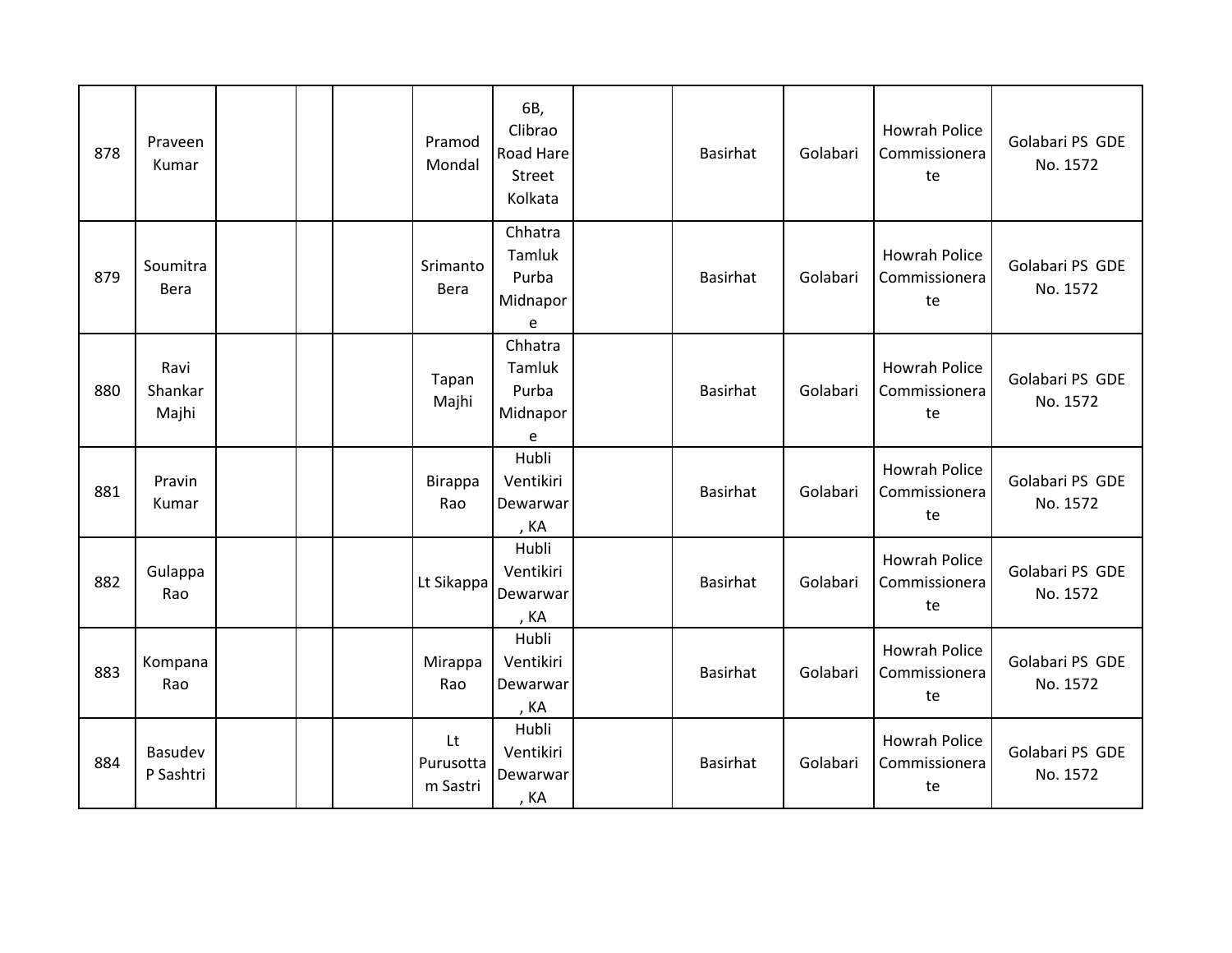| 878 | Praveen Kumar | | | | Pramod Mondal | 6B, Clibrao Road Hare Street Kolkata | | Basirhat | Golabari | Howrah Police Commissionerate | Golabari PS GDE No. 1572 |
|---|---|---|---|---|---|---|---|---|---|---|---|
| 879 | Soumitra Bera | | | | Srimanto Bera | Chhatra Tamluk Purba Midnapore | | Basirhat | Golabari | Howrah Police Commissionerate | Golabari PS GDE No. 1572 |
| 880 | Ravi Shankar Majhi | | | | Tapan Majhi | Chhatra Tamluk Purba Midnapore | | Basirhat | Golabari | Howrah Police Commissionerate | Golabari PS GDE No. 1572 |
| 881 | Pravin Kumar | | | | Birappa Rao | Hubli Ventikiri Dewarwar, KA | | Basirhat | Golabari | Howrah Police Commissionerate | Golabari PS GDE No. 1572 |
| 882 | Gulappa Rao | | | | Lt Sikappa | Hubli Ventikiri Dewarwar, KA | | Basirhat | Golabari | Howrah Police Commissionerate | Golabari PS GDE No. 1572 |
| 883 | Kompana Rao | | | | Mirappa Rao | Hubli Ventikiri Dewarwar, KA | | Basirhat | Golabari | Howrah Police Commissionerate | Golabari PS GDE No. 1572 |
| 884 | Basudev P Sashtri | | | | Lt Purusottam Sastri | Hubli Ventikiri Dewarwar, KA | | Basirhat | Golabari | Howrah Police Commissionerate | Golabari PS GDE No. 1572 |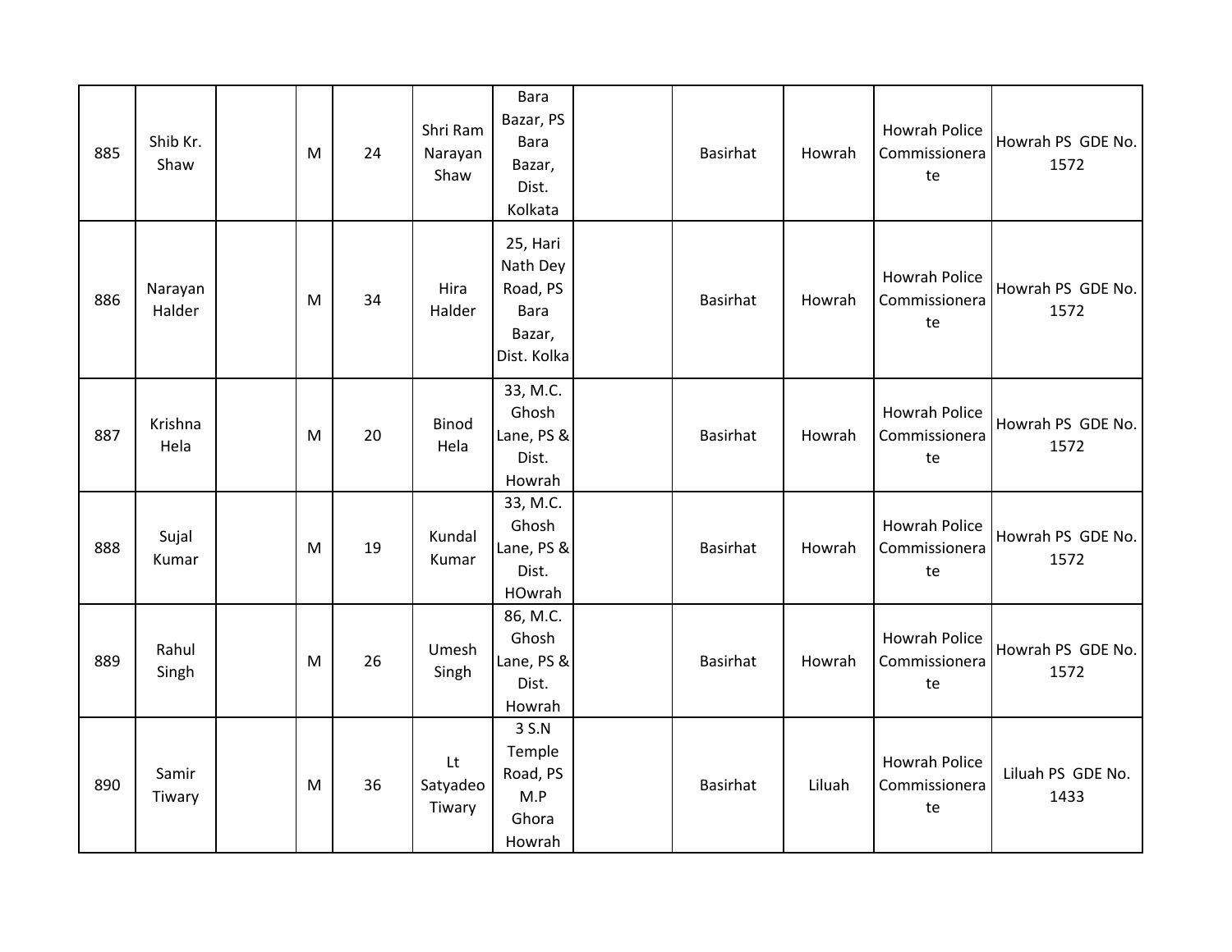| 885 | Shib Kr. Shaw | | M | 24 | Shri Ram Narayan Shaw | Bara Bazar, PS Bara Bazar, Dist. Kolkata | | Basirhat | Howrah | Howrah Police Commissionerate | Howrah PS GDE No. 1572 |
|---|---|---|---|---|---|---|---|---|---|---|---|
| 886 | Narayan Halder | | M | 34 | Hira Halder | 25, Hari Nath Dey Road, PS Bara Bazar, Dist. Kolka | | Basirhat | Howrah | Howrah Police Commissionerate | Howrah PS GDE No. 1572 |
| 887 | Krishna Hela | | M | 20 | Binod Hela | 33, M.C. Ghosh Lane, PS & Dist. Howrah | | Basirhat | Howrah | Howrah Police Commissionerate | Howrah PS GDE No. 1572 |
| 888 | Sujal Kumar | | M | 19 | Kundal Kumar | 33, M.C. Ghosh Lane, PS & Dist. HOwrah | | Basirhat | Howrah | Howrah Police Commissionerate | Howrah PS GDE No. 1572 |
| 889 | Rahul Singh | | M | 26 | Umesh Singh | 86, M.C. Ghosh Lane, PS & Dist. Howrah | | Basirhat | Howrah | Howrah Police Commissionerate | Howrah PS GDE No. 1572 |
| 890 | Samir Tiwary | | M | 36 | Lt Satyadeo Tiwary | 3 S.N Temple Road, PS M.P Ghora Howrah | | Basirhat | Liluah | Howrah Police Commissionerate | Liluah PS GDE No. 1433 |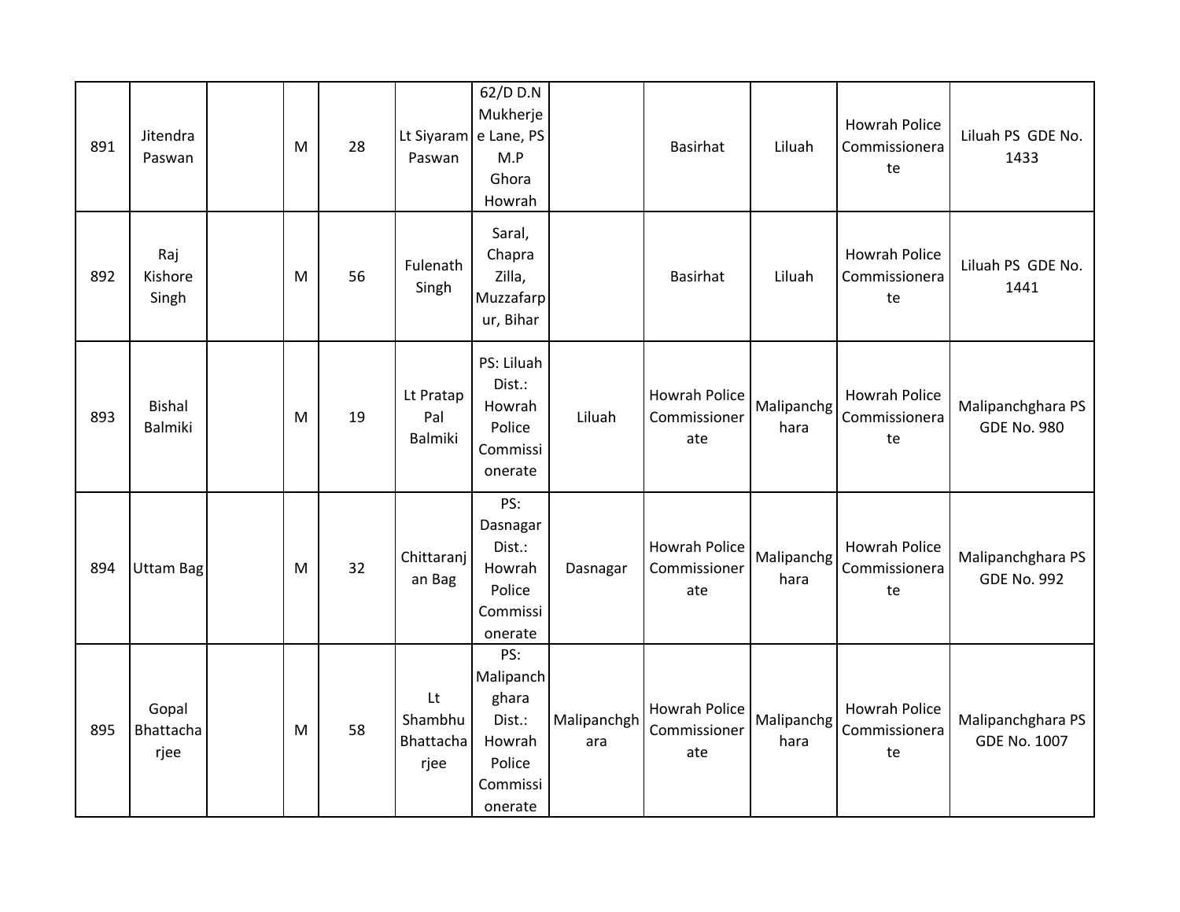| | | | | | | | | | | | |
|---|---|---|---|---|---|---|---|---|---|---|---|
| 891 | Jitendra Paswan | | M | 28 | Lt Siyaram Paswan | 62/D D.N Mukherjee Lane, PS M.P Ghora Howrah | | Basirhat | Liluah | Howrah Police Commissionerate | Liluah PS GDE No. 1433 |
| 892 | Raj Kishore Singh | | M | 56 | Fulenath Singh | Saral, Chapra Zilla, Muzzafarpur, Bihar | | Basirhat | Liluah | Howrah Police Commissionerate | Liluah PS GDE No. 1441 |
| 893 | Bishal Balmiki | | M | 19 | Lt Pratap Pal Balmiki | PS: Liluah Dist.: Howrah Police Commissionerate | Liluah | Howrah Police Commissionerate | Malipanchghara | Howrah Police Commissionerate | Malipanchghara PS GDE No. 980 |
| 894 | Uttam Bag | | M | 32 | Chittaranjan Bag | PS: Dasnagar Dist.: Howrah Police Commissionerate | Dasnagar | Howrah Police Commissionerate | Malipanchghara | Howrah Police Commissionerate | Malipanchghara PS GDE No. 992 |
| 895 | Gopal Bhattacharjee | | M | 58 | Lt Shambhu Bhattacharjee | PS: Malipanchghara Dist.: Howrah Police Commissionerate | Malipanchghara | Howrah Police Commissionerate | Malipanchghara | Howrah Police Commissionerate | Malipanchghara PS GDE No. 1007 |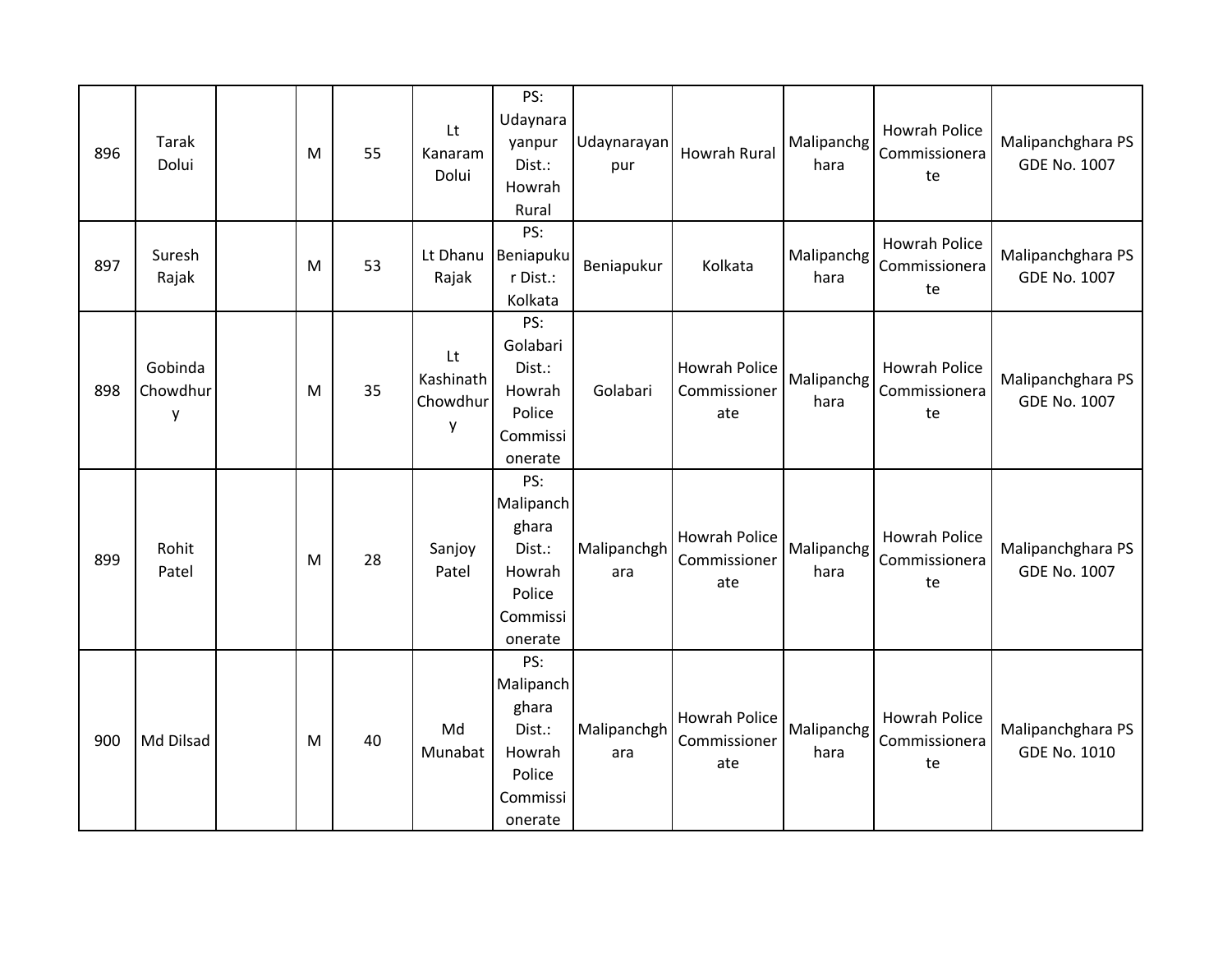| | | | | | | | | | | | |
|---|---|---|---|---|---|---|---|---|---|---|---|
| 896 | Tarak Dolui | | M | 55 | Lt Kanaram Dolui | PS: Udaynarayanpur Dist.: Howrah Rural | Udaynarayanpur | Howrah Rural | Malipanchghara | Howrah Police Commissionerate | Malipanchghara PS GDE No. 1007 |
| 897 | Suresh Rajak | | M | 53 | Lt Dhanu Rajak | PS: Beniapukur Dist.: Kolkata | Beniapukur | Kolkata | Malipanchghara | Howrah Police Commissionerate | Malipanchghara PS GDE No. 1007 |
| 898 | Gobinda Chowdhury | | M | 35 | Lt Kashinath Chowdhury | PS: Golabari Dist.: Howrah Police Commissionerate | Golabari | Howrah Police Commissionerate | Malipanchghara | Howrah Police Commissionerate | Malipanchghara PS GDE No. 1007 |
| 899 | Rohit Patel | | M | 28 | Sanjoy Patel | PS: Malipanchghara Dist.: Howrah Police Commissionerate | Malipanchghara | Howrah Police Commissionerate | Malipanchghara | Howrah Police Commissionerate | Malipanchghara PS GDE No. 1007 |
| 900 | Md Dilsad | | M | 40 | Md Munabat | PS: Malipanchghara Dist.: Howrah Police Commissionerate | Malipanchghara | Howrah Police Commissionerate | Malipanchghara | Howrah Police Commissionerate | Malipanchghara PS GDE No. 1010 |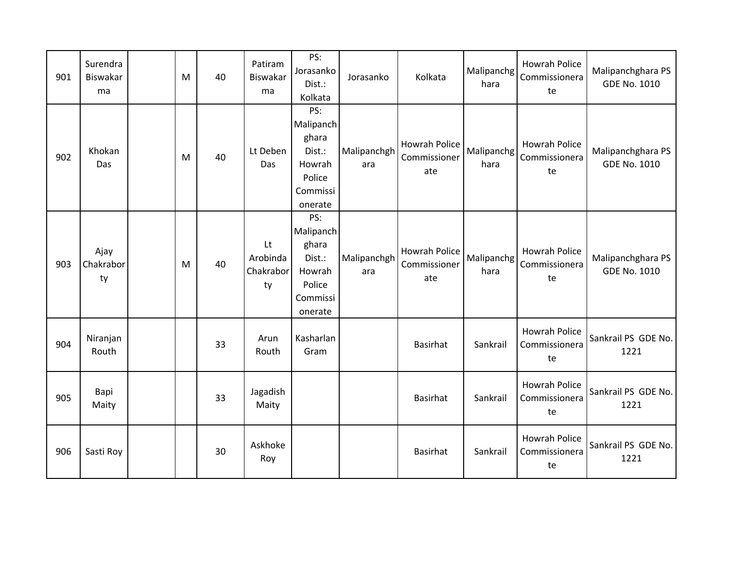| | | | | | | | | | | | |
|---|---|---|---|---|---|---|---|---|---|---|---|
| 901 | Surendra Biswakarma | | M | 40 | Patiram Biswakarma | PS: Jorasanko Dist.: Kolkata | Jorasanko | Kolkata | Malipanchghara | Howrah Police Commissionerate | Malipanchghara PS GDE No. 1010 |
| 902 | Khokan Das | | M | 40 | Lt Deben Das | PS: Malipanchghara Dist.: Howrah Police Commissionerate | Malipanchghara | Howrah Police Commissionerate | Malipanchghara | Howrah Police Commissionerate | Malipanchghara PS GDE No. 1010 |
| 903 | Ajay Chakraborty | | M | 40 | Lt Arobinda Chakraborty | PS: Malipanchghara Dist.: Howrah Police Commissionerate | Malipanchghara | Howrah Police Commissionerate | Malipanchghara | Howrah Police Commissionerate | Malipanchghara PS GDE No. 1010 |
| 904 | Niranjan Routh | | | 33 | Arun Routh | Kasharlan Gram | | Basirhat | Sankrail | Howrah Police Commissionerate | Sankrail PS GDE No. 1221 |
| 905 | Bapi Maity | | | 33 | Jagadish Maity | | | Basirhat | Sankrail | Howrah Police Commissionerate | Sankrail PS GDE No. 1221 |
| 906 | Sasti Roy | | | 30 | Askhoke Roy | | | Basirhat | Sankrail | Howrah Police Commissionerate | Sankrail PS GDE No. 1221 |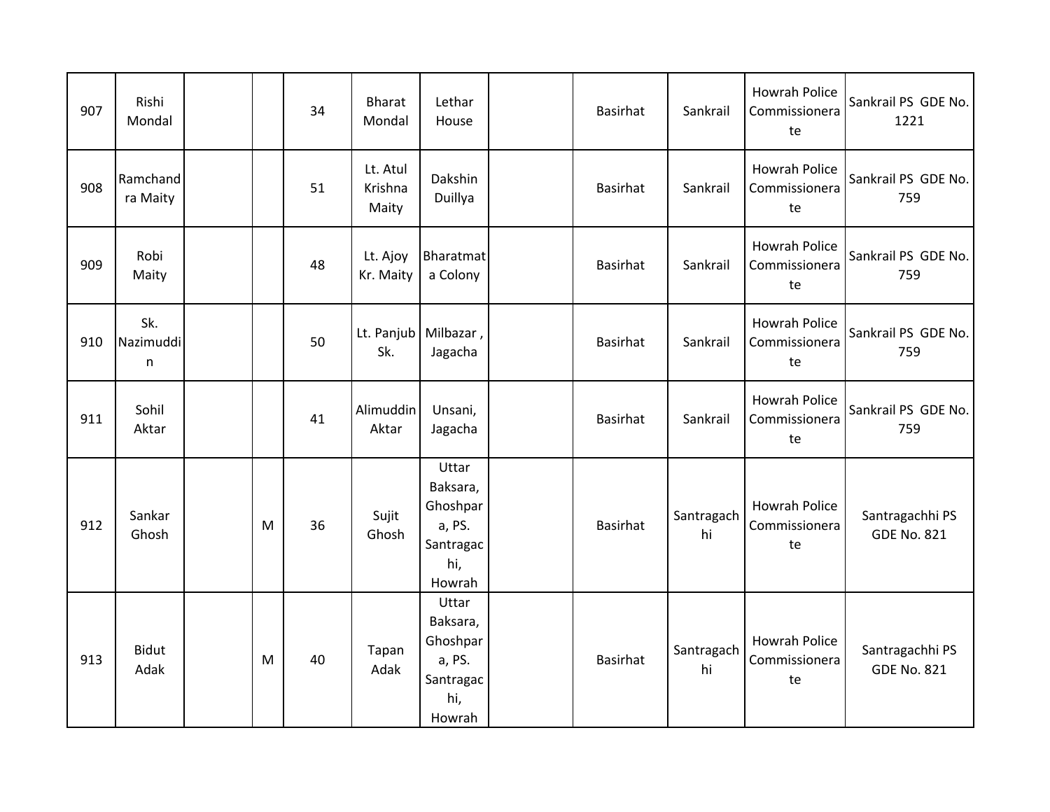| | | | | | | | | | | | |
|---|---|---|---|---|---|---|---|---|---|---|---|
| 907 | Rishi Mondal | | | 34 | Bharat Mondal | Lethar House | | Basirhat | Sankrail | Howrah Police Commissionerate | Sankrail PS GDE No. 1221 |
| 908 | Ramchandra Maity | | | 51 | Lt. Atul Krishna Maity | Dakshin Duillya | | Basirhat | Sankrail | Howrah Police Commissionerate | Sankrail PS GDE No. 759 |
| 909 | Robi Maity | | | 48 | Lt. Ajoy Kr. Maity | Bharatmata Colony | | Basirhat | Sankrail | Howrah Police Commissionerate | Sankrail PS GDE No. 759 |
| 910 | Sk. Nazimuddin | | | 50 | Lt. Panjub Sk. | Milbazar , Jagacha | | Basirhat | Sankrail | Howrah Police Commissionerate | Sankrail PS GDE No. 759 |
| 911 | Sohil Aktar | | | 41 | Alimuddin Aktar | Unsani, Jagacha | | Basirhat | Sankrail | Howrah Police Commissionerate | Sankrail PS GDE No. 759 |
| 912 | Sankar Ghosh | | M | 36 | Sujit Ghosh | Uttar Baksara, Ghoshpara, PS. Santragachi, Howrah | | Basirhat | Santragachhi | Howrah Police Commissionerate | Santragachhi PS GDE No. 821 |
| 913 | Bidut Adak | | M | 40 | Tapan Adak | Uttar Baksara, Ghoshpara, PS. Santragachi, Howrah | | Basirhat | Santragachhi | Howrah Police Commissionerate | Santragachhi PS GDE No. 821 |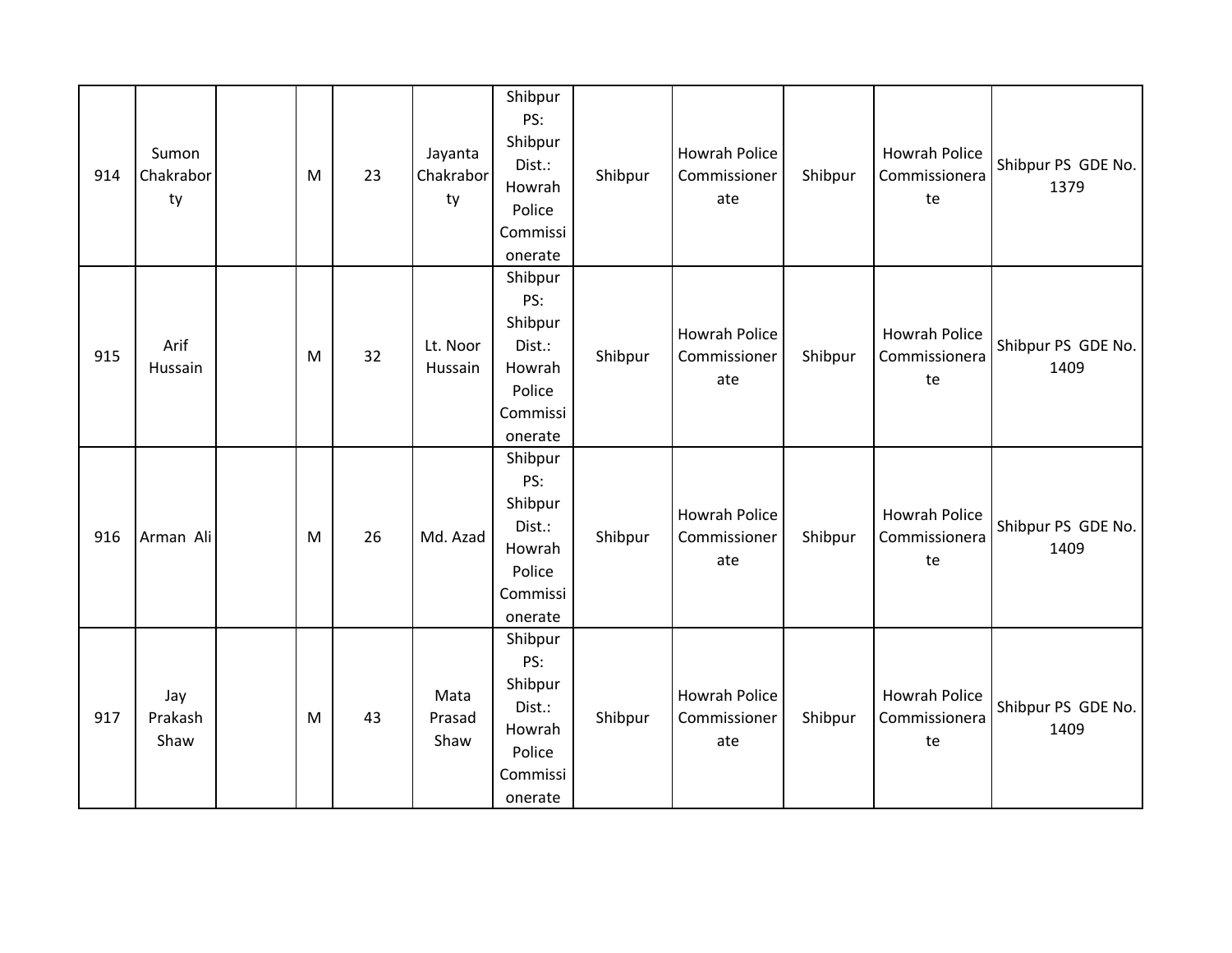| 914 | Sumon Chakraborty | | M | 23 | Jayanta Chakraborty | Shibpur PS: Shibpur Dist.: Howrah Police Commissionerate | Shibpur | Howrah Police Commissionerate | Shibpur | Howrah Police Commissionerate | Shibpur PS GDE No. 1379 |
|---|---|---|---|---|---|---|---|---|---|---|---|
| 915 | Arif Hussain | | M | 32 | Lt. Noor Hussain | Shibpur PS: Shibpur Dist.: Howrah Police Commissionerate | Shibpur | Howrah Police Commissionerate | Shibpur | Howrah Police Commissionerate | Shibpur PS GDE No. 1409 |
| 916 | Arman Ali | | M | 26 | Md. Azad | Shibpur PS: Shibpur Dist.: Howrah Police Commissionerate | Shibpur | Howrah Police Commissionerate | Shibpur | Howrah Police Commissionerate | Shibpur PS GDE No. 1409 |
| 917 | Jay Prakash Shaw | | M | 43 | Mata Prasad Shaw | Shibpur PS: Shibpur Dist.: Howrah Police Commissionerate | Shibpur | Howrah Police Commissionerate | Shibpur | Howrah Police Commissionerate | Shibpur PS GDE No. 1409 |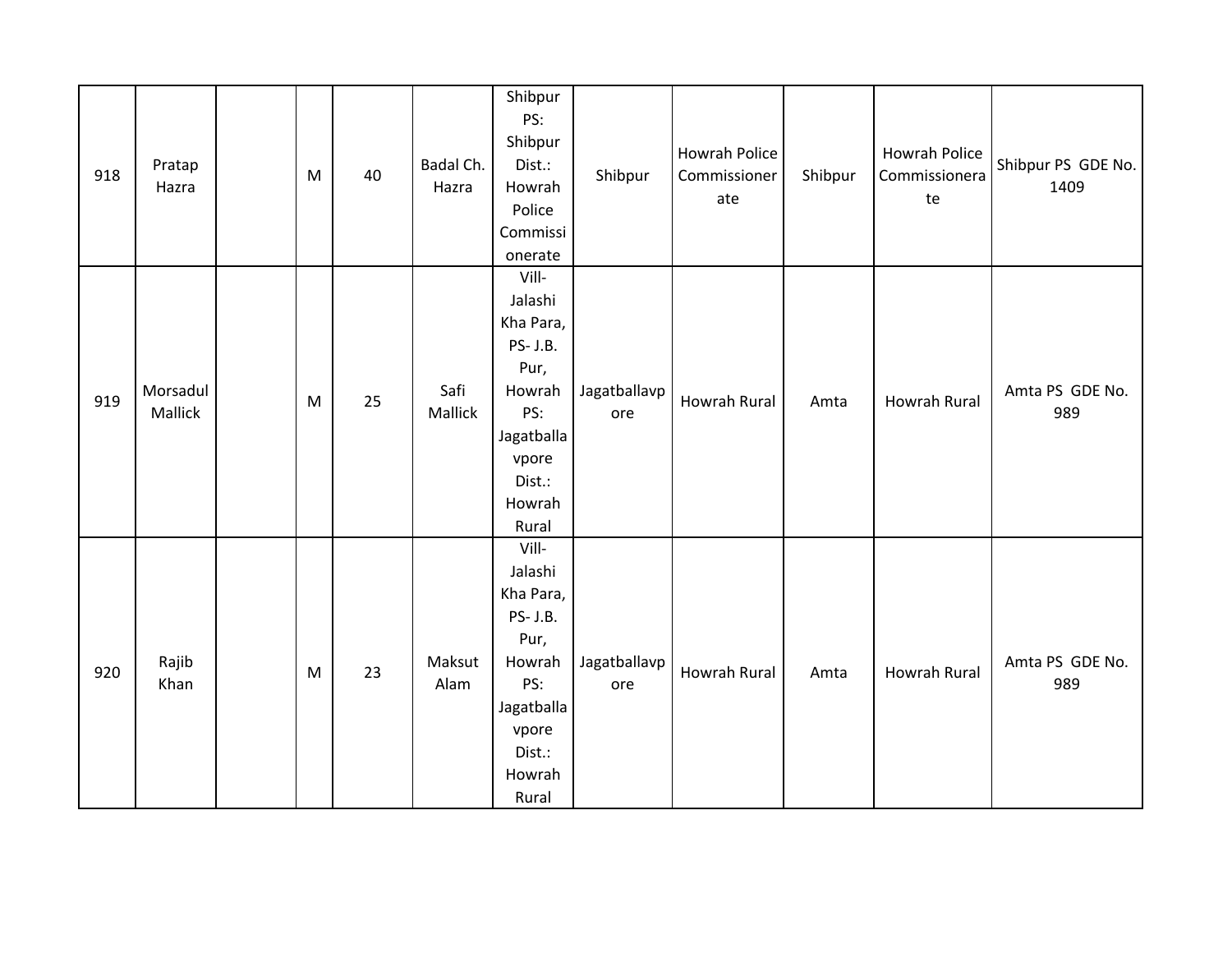| 918 | Pratap Hazra | | M | 40 | Badal Ch. Hazra | Shibpur PS: Shibpur Dist.: Howrah Police Commissionerate | Shibpur | Howrah Police Commissionerate | Shibpur | Howrah Police Commissionerate | Shibpur PS GDE No. 1409 |
|---|---|---|---|---|---|---|---|---|---|---|---|
| 919 | Morsadul Mallick | | M | 25 | Safi Mallick | Vill- Jalashi Kha Para, PS- J.B. Pur, Howrah PS: Jagatballavpore Dist.: Howrah Rural | Jagatballavpore | Howrah Rural | Amta | Howrah Rural | Amta PS GDE No. 989 |
| 920 | Rajib Khan | | M | 23 | Maksut Alam | Vill- Jalashi Kha Para, PS- J.B. Pur, Howrah PS: Jagatballavpore Dist.: Howrah Rural | Jagatballavpore | Howrah Rural | Amta | Howrah Rural | Amta PS GDE No. 989 |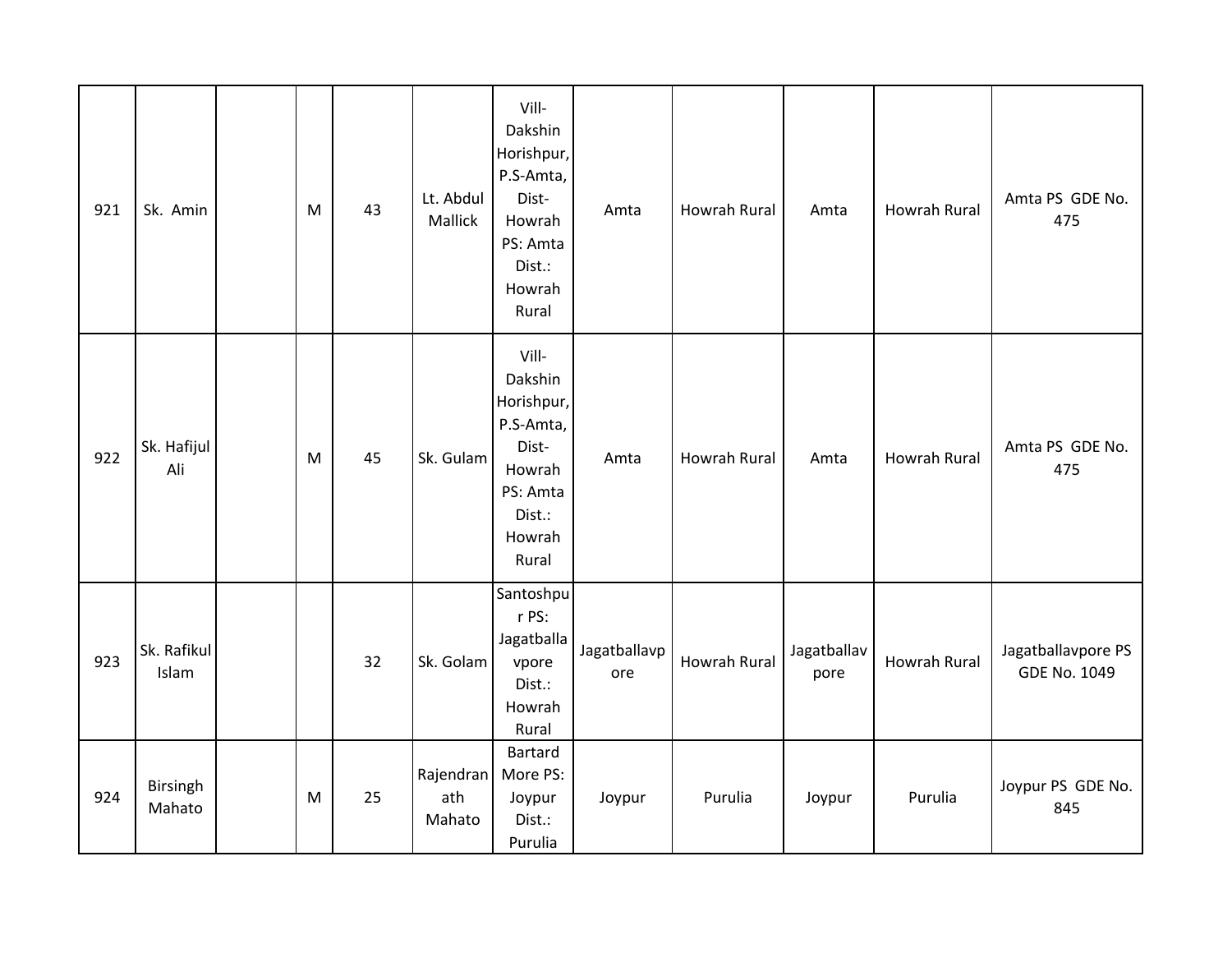| 921 | Sk. Amin | | M | 43 | Lt. Abdul Mallick | Vill-Dakshin Horishpur, P.S-Amta, Dist-Howrah PS: Amta Dist.: Howrah Rural | Amta | Howrah Rural | Amta | Howrah Rural | Amta PS GDE No. 475 |
|---|---|---|---|---|---|---|---|---|---|---|---|
| 922 | Sk. Hafijul Ali | | M | 45 | Sk. Gulam | Vill-Dakshin Horishpur, P.S-Amta, Dist-Howrah PS: Amta Dist.: Howrah Rural | Amta | Howrah Rural | Amta | Howrah Rural | Amta PS GDE No. 475 |
| 923 | Sk. Rafikul Islam | | | 32 | Sk. Golam | Santoshpur PS: Jagatballavpore Dist.: Howrah Rural | Jagatballavpore | Howrah Rural | Jagatballavpore | Howrah Rural | Jagatballavpore PS GDE No. 1049 |
| 924 | Birsingh Mahato | | M | 25 | Rajendranath Mahato | Bartard More PS: Joypur Dist.: Purulia | Joypur | Purulia | Joypur | Purulia | Joypur PS GDE No. 845 |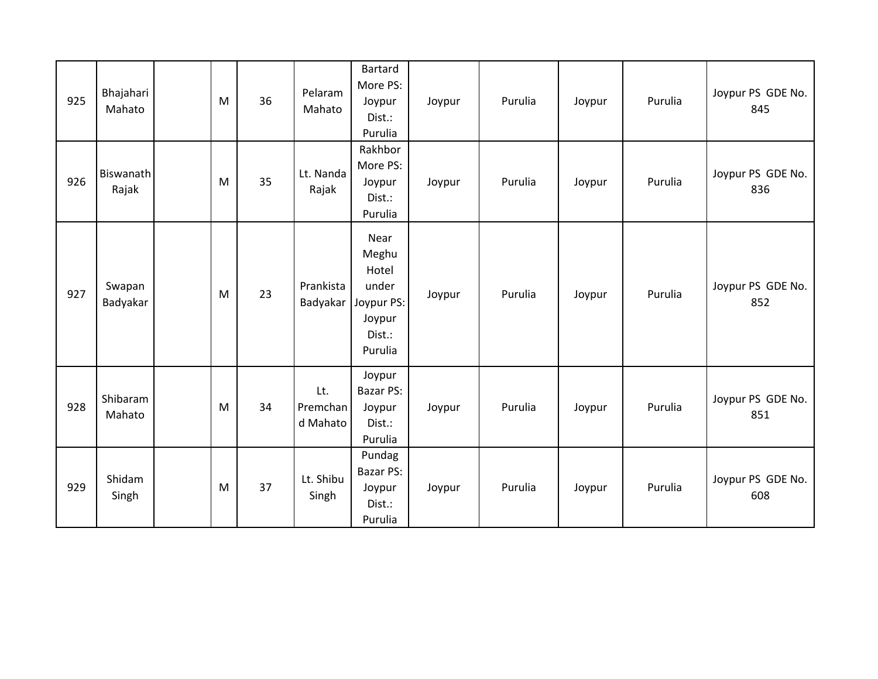| | | | | | | | | | | | |
|---|---|---|---|---|---|---|---|---|---|---|---|
| 925 | Bhajahari Mahato | | M | 36 | Pelaram Mahato | Bartard More PS: Joypur Dist.: Purulia | Joypur | Purulia | Joypur | Purulia | Joypur PS GDE No. 845 |
| 926 | Biswanath Rajak | | M | 35 | Lt. Nanda Rajak | Rakhbor More PS: Joypur Dist.: Purulia | Joypur | Purulia | Joypur | Purulia | Joypur PS GDE No. 836 |
| 927 | Swapan Badyakar | | M | 23 | Prankista Badyakar | Near Meghu Hotel under Joypur PS: Joypur Dist.: Purulia | Joypur | Purulia | Joypur | Purulia | Joypur PS GDE No. 852 |
| 928 | Shibaram Mahato | | M | 34 | Lt. Premchand Mahato | Joypur Bazar PS: Joypur Dist.: Purulia | Joypur | Purulia | Joypur | Purulia | Joypur PS GDE No. 851 |
| 929 | Shidam Singh | | M | 37 | Lt. Shibu Singh | Pundag Bazar PS: Joypur Dist.: Purulia | Joypur | Purulia | Joypur | Purulia | Joypur PS GDE No. 608 |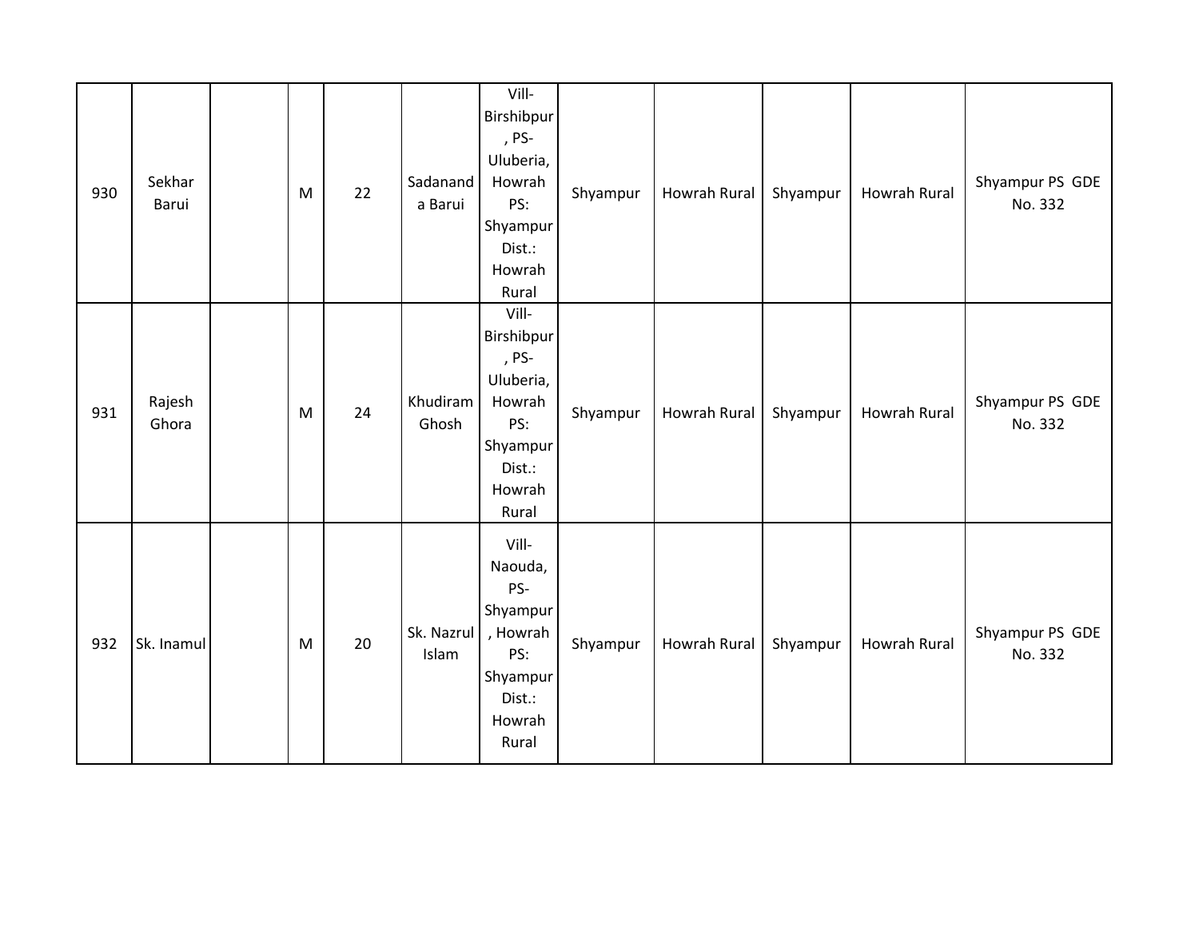| | | | | | | | | | | | |
|---|---|---|---|---|---|---|---|---|---|---|---|
| 930 | Sekhar Barui | | M | 22 | Sadananda Barui | Vill-Birshibpur, PS-Uluberia, Howrah PS: Shyampur Dist.: Howrah Rural | Shyampur | Howrah Rural | Shyampur | Howrah Rural | Shyampur PS GDE No. 332 |
| 931 | Rajesh Ghora | | M | 24 | Khudiram Ghosh | Vill-Birshibpur, PS-Uluberia, Howrah PS: Shyampur Dist.: Howrah Rural | Shyampur | Howrah Rural | Shyampur | Howrah Rural | Shyampur PS GDE No. 332 |
| 932 | Sk. Inamul | | M | 20 | Sk. Nazrul Islam | Vill-Naouda, PS-Shyampur, Howrah PS: Shyampur Dist.: Howrah Rural | Shyampur | Howrah Rural | Shyampur | Howrah Rural | Shyampur PS GDE No. 332 |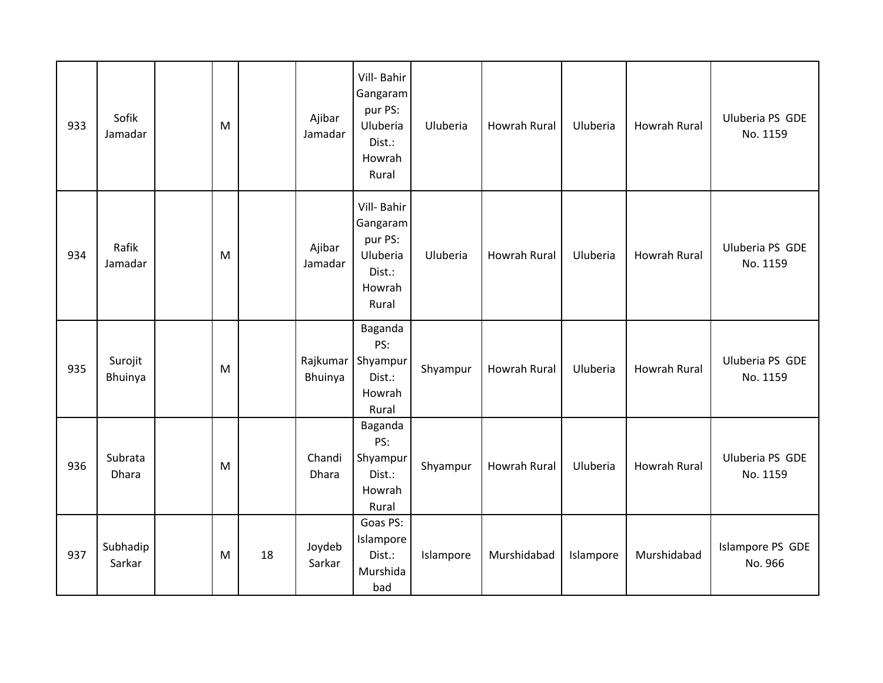| | | | | | | | | | | | |
|---|---|---|---|---|---|---|---|---|---|---|---|
| 933 | Sofik Jamadar | | M | | Ajibar Jamadar | Vill- Bahir Gangarampur PS: Uluberia Dist.: Howrah Rural | Uluberia | Howrah Rural | Uluberia | Howrah Rural | Uluberia PS GDE No. 1159 |
| 934 | Rafik Jamadar | | M | | Ajibar Jamadar | Vill- Bahir Gangarampur PS: Uluberia Dist.: Howrah Rural | Uluberia | Howrah Rural | Uluberia | Howrah Rural | Uluberia PS GDE No. 1159 |
| 935 | Surojit Bhuinya | | M | | Rajkumar Bhuinya | Baganda PS: Shyampur Dist.: Howrah Rural | Shyampur | Howrah Rural | Uluberia | Howrah Rural | Uluberia PS GDE No. 1159 |
| 936 | Subrata Dhara | | M | | Chandi Dhara | Baganda PS: Shyampur Dist.: Howrah Rural | Shyampur | Howrah Rural | Uluberia | Howrah Rural | Uluberia PS GDE No. 1159 |
| 937 | Subhadip Sarkar | | M | 18 | Joydeb Sarkar | Goas PS: Islampore Dist.: Murshidabad | Islampore | Murshidabad | Islampore | Murshidabad | Islampore PS GDE No. 966 |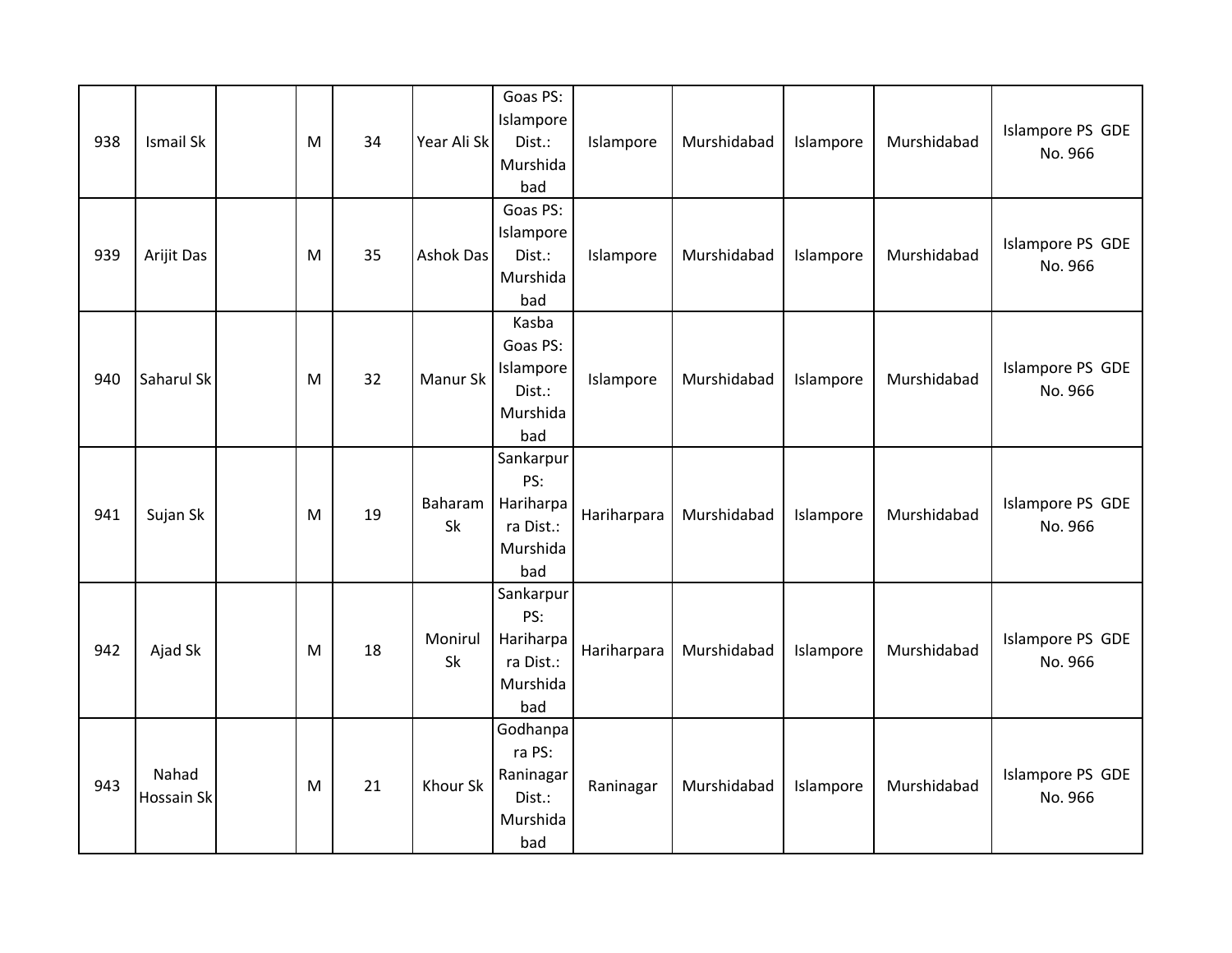| 938 | Ismail Sk | | M | 34 | Year Ali Sk | Goas PS: Islampore Dist.: Murshidabad | Islampore | Murshidabad | Islampore | Murshidabad | Islampore PS GDE No. 966 |
|---|---|---|---|---|---|---|---|---|---|---|---|
| 939 | Arijit Das | | M | 35 | Ashok Das | Goas PS: Islampore Dist.: Murshidabad | Islampore | Murshidabad | Islampore | Murshidabad | Islampore PS GDE No. 966 |
| 940 | Saharul Sk | | M | 32 | Manur Sk | Kasba Goas PS: Islampore Dist.: Murshidabad | Islampore | Murshidabad | Islampore | Murshidabad | Islampore PS GDE No. 966 |
| 941 | Sujan Sk | | M | 19 | Baharam Sk | Sankarpur PS: Hariharpara Dist.: Murshidabad | Hariharpara | Murshidabad | Islampore | Murshidabad | Islampore PS GDE No. 966 |
| 942 | Ajad Sk | | M | 18 | Monirul Sk | Sankarpur PS: Hariharpara Dist.: Murshidabad | Hariharpara | Murshidabad | Islampore | Murshidabad | Islampore PS GDE No. 966 |
| 943 | Nahad Hossain Sk | | M | 21 | Khour Sk | Godhanpara PS: Raninagar Dist.: Murshidabad | Raninagar | Murshidabad | Islampore | Murshidabad | Islampore PS GDE No. 966 |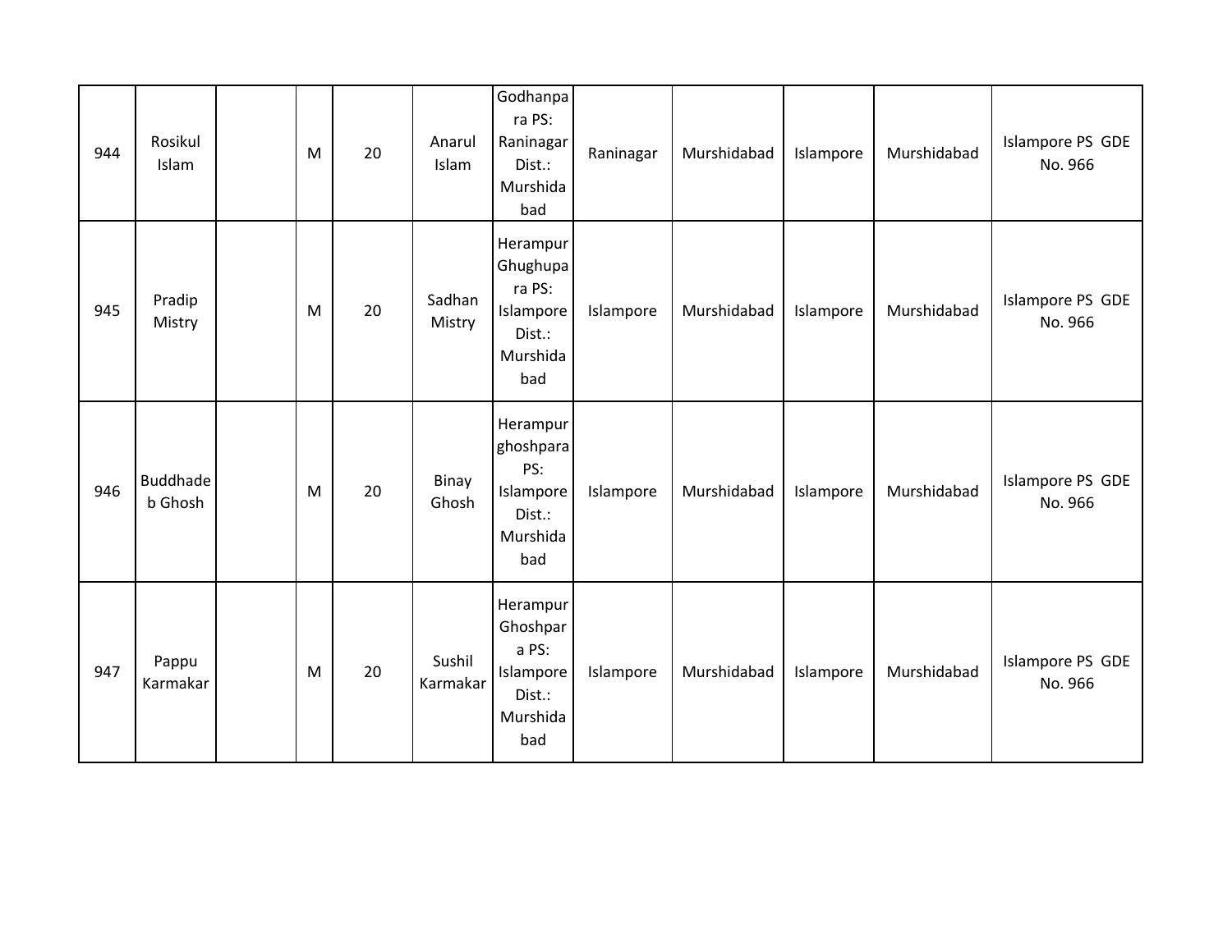| 944 | Rosikul Islam | | M | 20 | Anarul Islam | Godhanpara PS: Raninagar Dist.: Murshidabad | Raninagar | Murshidabad | Islampore | Murshidabad | Islampore PS GDE No. 966 |
|---|---|---|---|---|---|---|---|---|---|---|---|
| 945 | Pradip Mistry | | M | 20 | Sadhan Mistry | Herampur Ghughupara PS: Islampore Dist.: Murshidabad | Islampore | Murshidabad | Islampore | Murshidabad | Islampore PS GDE No. 966 |
| 946 | Buddhadeb Ghosh | | M | 20 | Binay Ghosh | Herampur ghoshpara PS: Islampore Dist.: Murshidabad | Islampore | Murshidabad | Islampore | Murshidabad | Islampore PS GDE No. 966 |
| 947 | Pappu Karmakar | | M | 20 | Sushil Karmakar | Herampur Ghoshpara PS: Islampore Dist.: Murshidabad | Islampore | Murshidabad | Islampore | Murshidabad | Islampore PS GDE No. 966 |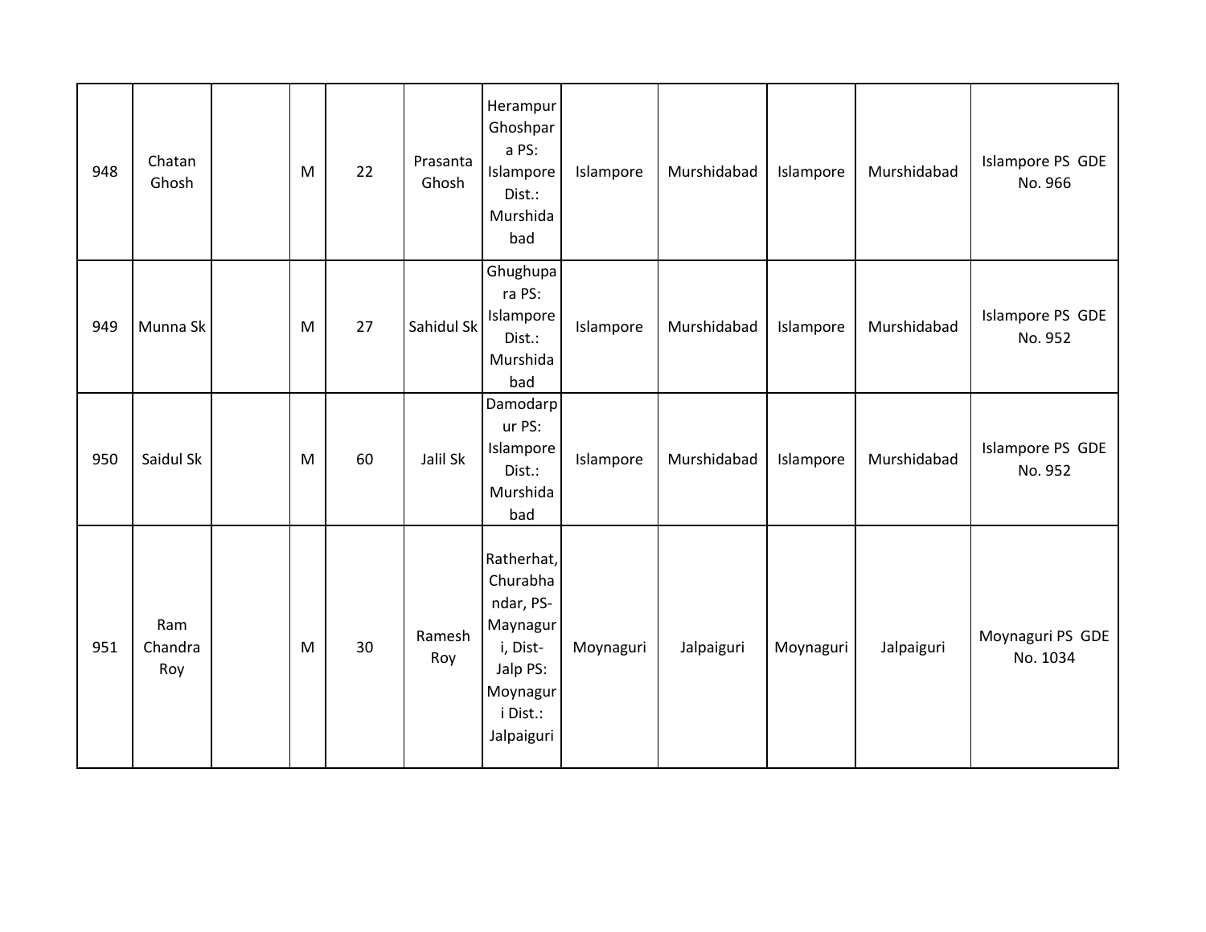| | | | | | | | | | | | |
|---|---|---|---|---|---|---|---|---|---|---|---|
| 948 | Chatan Ghosh | | M | 22 | Prasanta Ghosh | Herampur Ghoshpara PS: Islampore Dist.: Murshidabad | Islampore | Murshidabad | Islampore | Murshidabad | Islampore PS GDE No. 966 |
| 949 | Munna Sk | | M | 27 | Sahidul Sk | Ghughupara PS: Islampore Dist.: Murshidabad | Islampore | Murshidabad | Islampore | Murshidabad | Islampore PS GDE No. 952 |
| 950 | Saidul Sk | | M | 60 | Jalil Sk | Damodarpur PS: Islampore Dist.: Murshidabad | Islampore | Murshidabad | Islampore | Murshidabad | Islampore PS GDE No. 952 |
| 951 | Ram Chandra Roy | | M | 30 | Ramesh Roy | Ratherhat, Churabhandar, PS-Maynaguri, Dist-Jalp PS: Moynaguri Dist.: Jalpaiguri | Moynaguri | Jalpaiguri | Moynaguri | Jalpaiguri | Moynaguri PS GDE No. 1034 |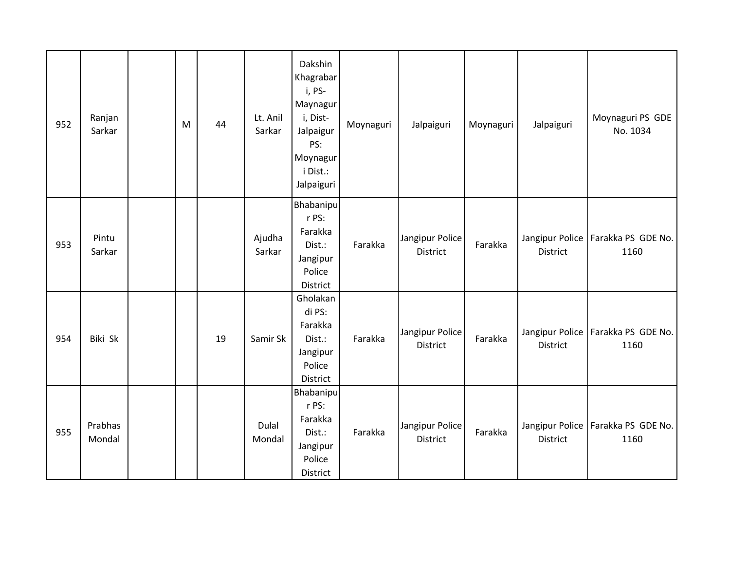| | | | | | | | | | | | |
|---|---|---|---|---|---|---|---|---|---|---|---|
| 952 | Ranjan Sarkar | | M | 44 | Lt. Anil Sarkar | Dakshin Khagrabari, PS-Maynaguri, Dist-Jalpaiguri PS: Moynaguri Dist.: Jalpaiguri | Moynaguri | Jalpaiguri | Moynaguri | Jalpaiguri | Moynaguri PS GDE No. 1034 |
| 953 | Pintu Sarkar | | | | Ajudha Sarkar | Bhabanipur PS: Farakka Dist.: Jangipur Police District | Farakka | Jangipur Police District | Farakka | Jangipur Police District | Farakka PS GDE No. 1160 |
| 954 | Biki Sk | | | 19 | Samir Sk | Gholakandi PS: Farakka Dist.: Jangipur Police District | Farakka | Jangipur Police District | Farakka | Jangipur Police District | Farakka PS GDE No. 1160 |
| 955 | Prabhas Mondal | | | | Dulal Mondal | Bhabanipur PS: Farakka Dist.: Jangipur Police District | Farakka | Jangipur Police District | Farakka | Jangipur Police District | Farakka PS GDE No. 1160 |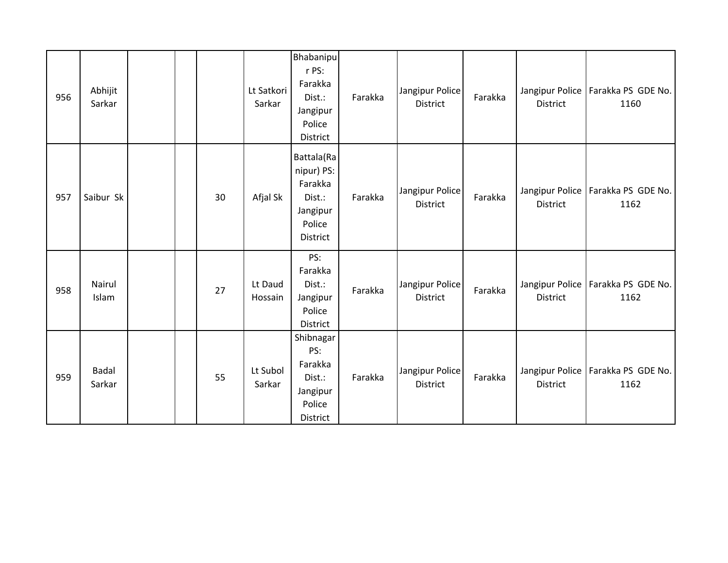| | | | | | | | | | | | |
|---|---|---|---|---|---|---|---|---|---|---|---|
| 956 | Abhijit Sarkar | | | | Lt Satkori Sarkar | Bhabanipur PS: Farakka Dist.: Jangipur Police District | Farakka | Jangipur Police District | Farakka | Jangipur Police District | Farakka PS GDE No. 1160 |
| 957 | Saibur Sk | | | 30 | Afjal Sk | Battala(Ranipur) PS: Farakka Dist.: Jangipur Police District | Farakka | Jangipur Police District | Farakka | Jangipur Police District | Farakka PS GDE No. 1162 |
| 958 | Nairul Islam | | | 27 | Lt Daud Hossain | PS: Farakka Dist.: Jangipur Police District | Farakka | Jangipur Police District | Farakka | Jangipur Police District | Farakka PS GDE No. 1162 |
| 959 | Badal Sarkar | | | 55 | Lt Subol Sarkar | Shibnagar PS: Farakka Dist.: Jangipur Police District | Farakka | Jangipur Police District | Farakka | Jangipur Police District | Farakka PS GDE No. 1162 |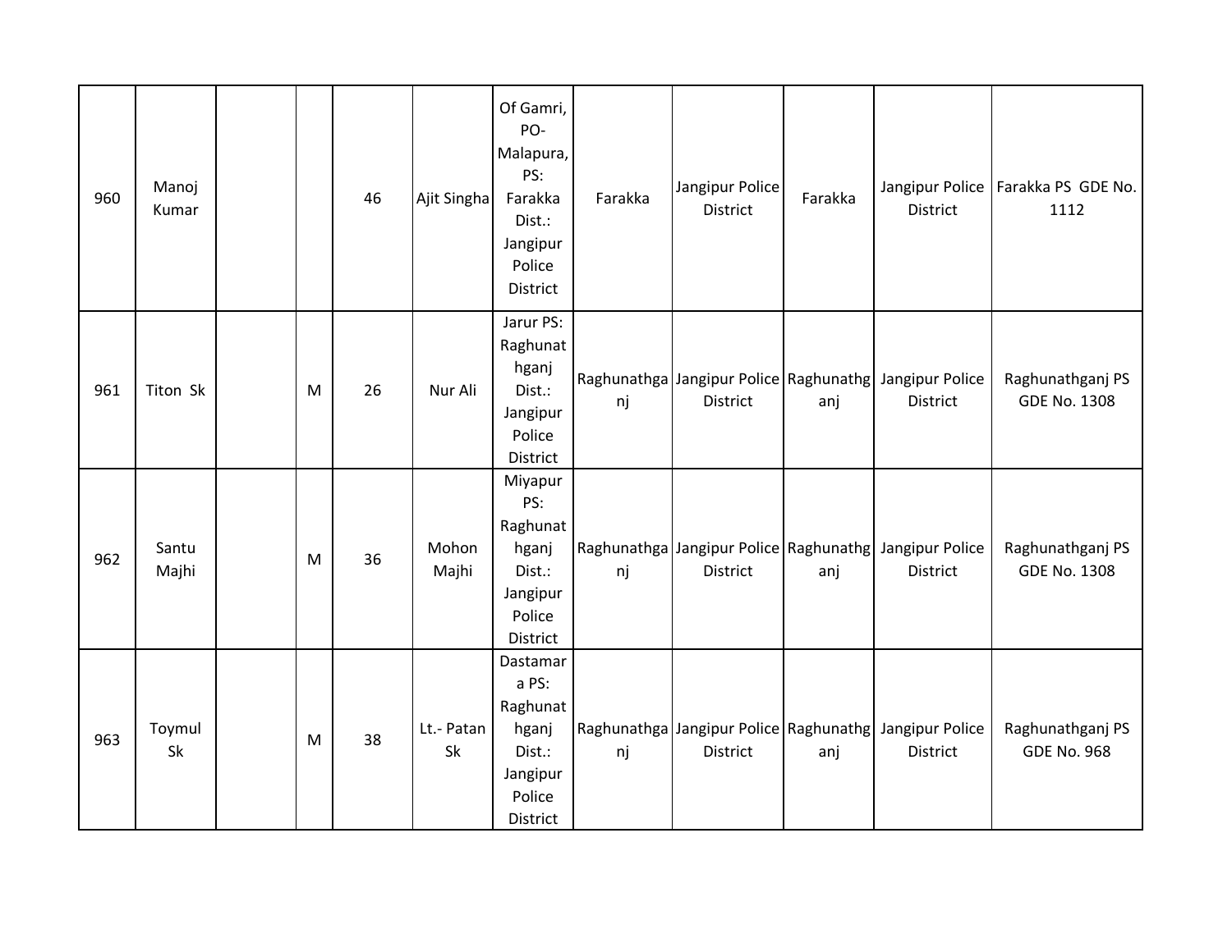| 960 | Manoj Kumar | | | 46 | Ajit Singha | Of Gamri, PO- Malapura, PS: Farakka Dist.: Jangipur Police District | Farakka | Jangipur Police District | Farakka | Jangipur Police District | Farakka PS GDE No. 1112 |
|---|---|---|---|---|---|---|---|---|---|---|---|
| 961 | Titon Sk | | M | 26 | Nur Ali | Jarur PS: Raghunathganj Dist.: Jangipur Police District | Raghunathganj | Jangipur Police District | Raghunathganj | Jangipur Police District | Raghunathganj PS GDE No. 1308 |
| 962 | Santu Majhi | | M | 36 | Mohon Majhi | Miyapur PS: Raghunathganj Dist.: Jangipur Police District | Raghunathganj | Jangipur Police District | Raghunathganj | Jangipur Police District | Raghunathganj PS GDE No. 1308 |
| 963 | Toymul Sk | | M | 38 | Lt.- Patan Sk | Dastamara PS: Raghunathganj Dist.: Jangipur Police District | Raghunathganj | Jangipur Police District | Raghunathganj | Jangipur Police District | Raghunathganj PS GDE No. 968 |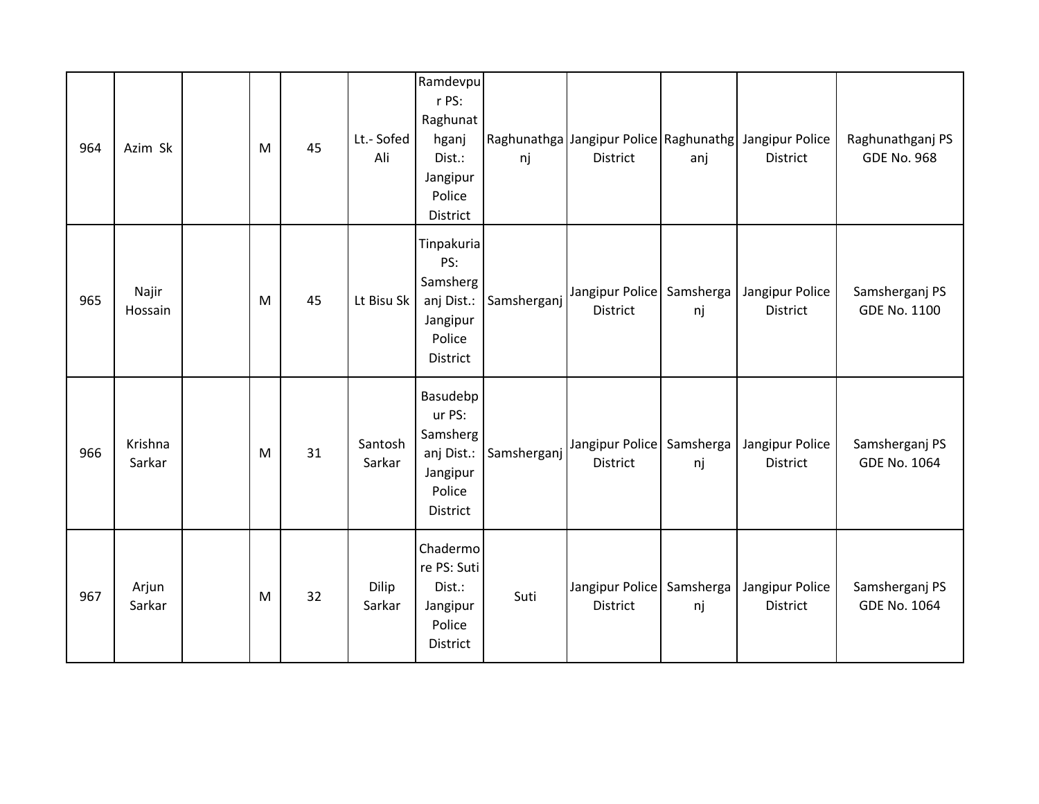| 964 | Azim Sk | | M | 45 | Lt.- Sofed Ali | Ramdevpur PS: Raghunathganj Dist.: Jangipur Police District | Raghunathganj | Jangipur Police District | Raghunathganj | Jangipur Police District | Raghunathganj PS GDE No. 968 |
|---|---|---|---|---|---|---|---|---|---|---|---|
| 965 | Najir Hossain | | M | 45 | Lt Bisu Sk | Tinpakuria PS: Samsherganj Dist.: Jangipur Police District | Samsherganj | Jangipur Police District | Samsherganj | Jangipur Police District | Samsherganj PS GDE No. 1100 |
| 966 | Krishna Sarkar | | M | 31 | Santosh Sarkar | Basudebpur PS: Samsherganj Dist.: Jangipur Police District | Samsherganj | Jangipur Police District | Samsherganj | Jangipur Police District | Samsherganj PS GDE No. 1064 |
| 967 | Arjun Sarkar | | M | 32 | Dilip Sarkar | Chadermore PS: Suti Dist.: Jangipur Police District | Suti | Jangipur Police District | Samsherganj | Jangipur Police District | Samsherganj PS GDE No. 1064 |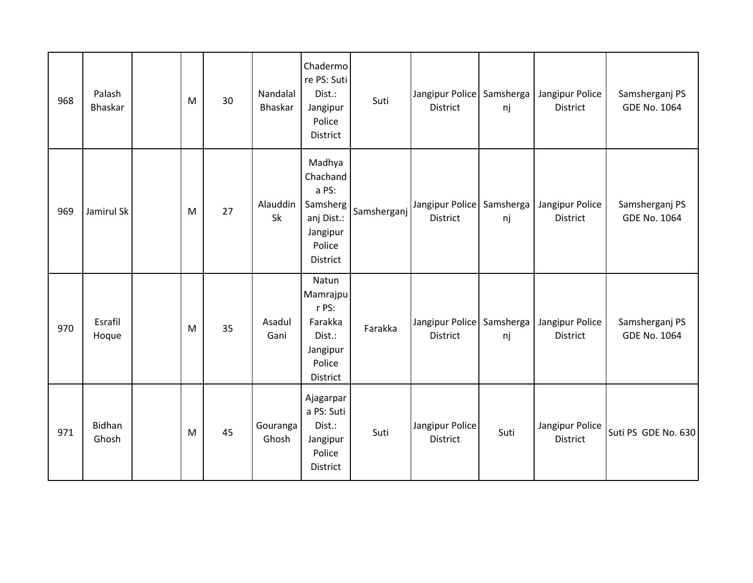| | | | | | | | | | | | |
|---|---|---|---|---|---|---|---|---|---|---|---|
| 968 | Palash Bhaskar | | M | 30 | Nandalal Bhaskar | Chadermore PS: Suti Dist.: Jangipur Police District | Suti | Jangipur Police District | Samsherganj | Jangipur Police District | Samsherganj PS GDE No. 1064 |
| 969 | Jamirul Sk | | M | 27 | Alauddin Sk | Madhya Chachanda PS: Samsherganj Dist.: Jangipur Police District | Samsherganj | Jangipur Police District | Samsherganj | Jangipur Police District | Samsherganj PS GDE No. 1064 |
| 970 | Esrafil Hoque | | M | 35 | Asadul Gani | Natun Mamrajpur PS: Farakka Dist.: Jangipur Police District | Farakka | Jangipur Police District | Samsherganj | Jangipur Police District | Samsherganj PS GDE No. 1064 |
| 971 | Bidhan Ghosh | | M | 45 | Gouranga Ghosh | Ajagarpara PS: Suti Dist.: Jangipur Police District | Suti | Jangipur Police District | Suti | Jangipur Police District | Suti PS GDE No. 630 |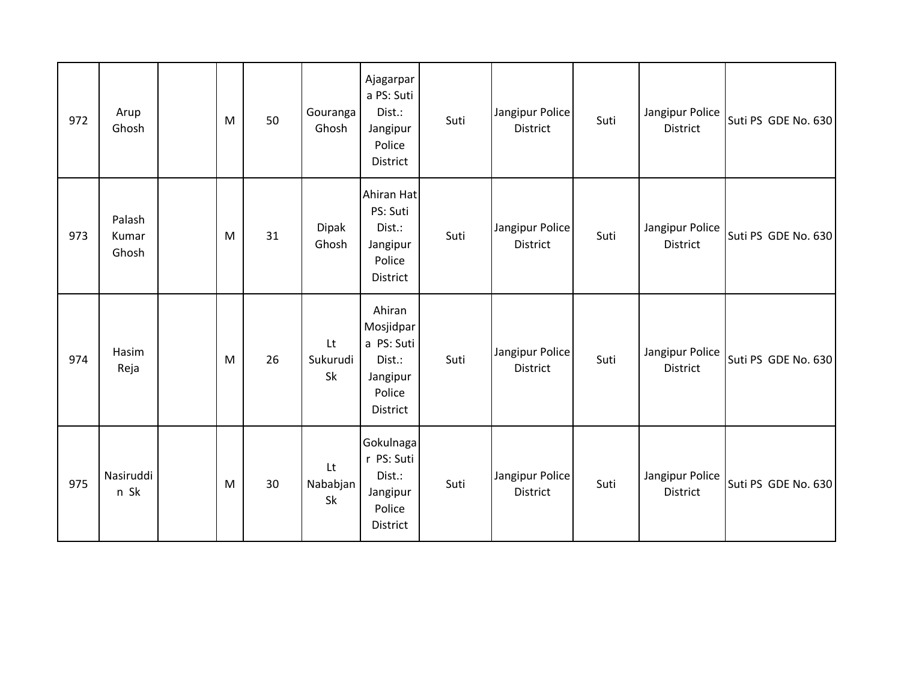| 972 | Arup Ghosh | | M | 50 | Gouranga Ghosh | Ajagarpara PS: Suti Dist.: Jangipur Police District | Suti | Jangipur Police District | Suti | Jangipur Police District | Suti PS GDE No. 630 |
|---|---|---|---|---|---|---|---|---|---|---|---|
| 973 | Palash Kumar Ghosh | | M | 31 | Dipak Ghosh | Ahiran Hat PS: Suti Dist.: Jangipur Police District | Suti | Jangipur Police District | Suti | Jangipur Police District | Suti PS GDE No. 630 |
| 974 | Hasim Reja | | M | 26 | Lt Sukurudi Sk | Ahiran Mosjidpara PS: Suti Dist.: Jangipur Police District | Suti | Jangipur Police District | Suti | Jangipur Police District | Suti PS GDE No. 630 |
| 975 | Nasiruddin Sk | | M | 30 | Lt Nababjan Sk | Gokulnagar PS: Suti Dist.: Jangipur Police District | Suti | Jangipur Police District | Suti | Jangipur Police District | Suti PS GDE No. 630 |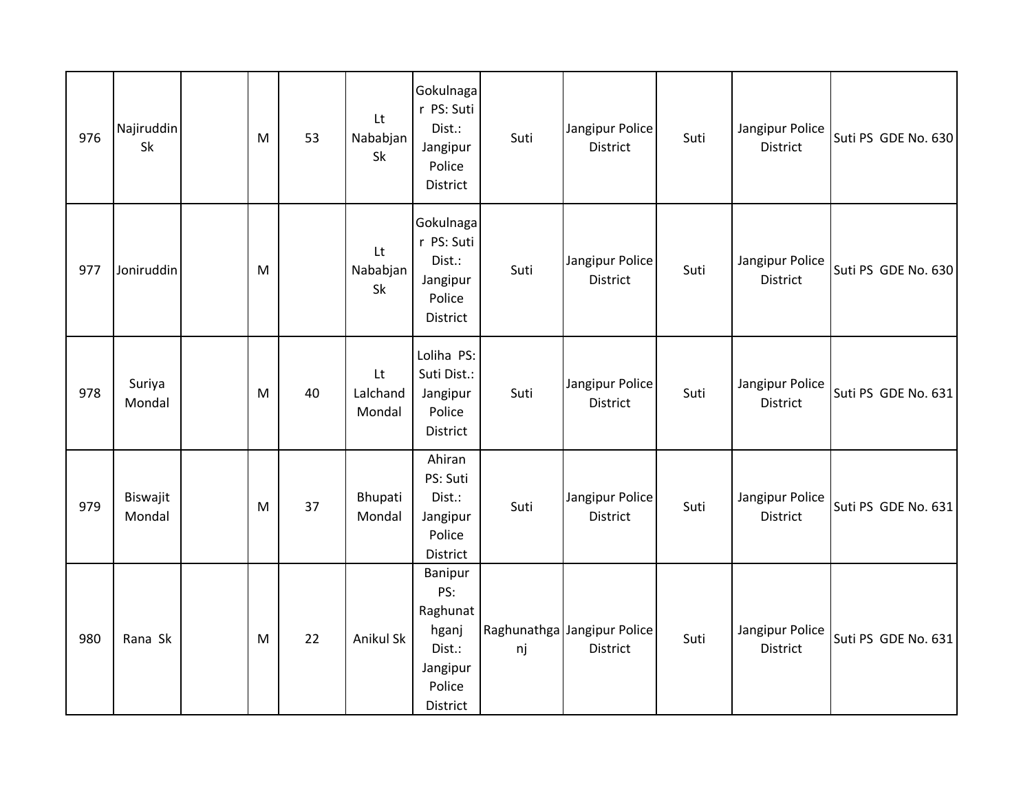| 976 | Najiruddin Sk | | M | 53 | Lt Nababjan Sk | Gokulnagar PS: Suti Dist.: Jangipur Police District | Suti | Jangipur Police District | Suti | Jangipur Police District | Suti PS GDE No. 630 |
|---|---|---|---|---|---|---|---|---|---|---|---|
| 977 | Joniruddin | | M | | Lt Nababjan Sk | Gokulnagar PS: Suti Dist.: Jangipur Police District | Suti | Jangipur Police District | Suti | Jangipur Police District | Suti PS GDE No. 630 |
| 978 | Suriya Mondal | | M | 40 | Lt Lalchand Mondal | Loliha PS: Suti Dist.: Jangipur Police District | Suti | Jangipur Police District | Suti | Jangipur Police District | Suti PS GDE No. 631 |
| 979 | Biswajit Mondal | | M | 37 | Bhupati Mondal | Ahiran PS: Suti Dist.: Jangipur Police District | Suti | Jangipur Police District | Suti | Jangipur Police District | Suti PS GDE No. 631 |
| 980 | Rana Sk | | M | 22 | Anikul Sk | Banipur PS: Raghunathganj Dist.: Jangipur Police District | Raghunathganj | Jangipur Police District | Suti | Jangipur Police District | Suti PS GDE No. 631 |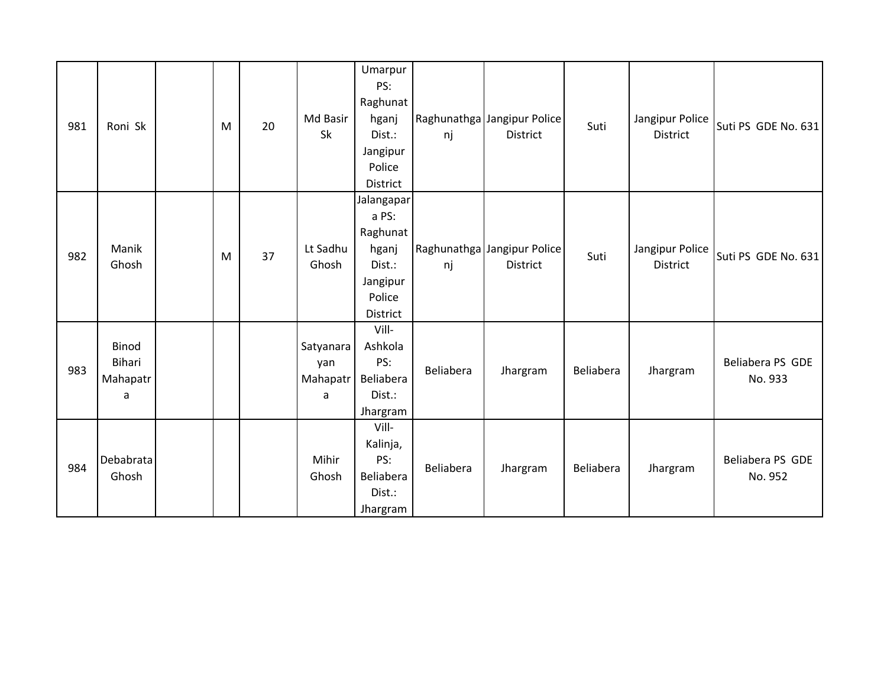| | | | | | | | | | | | |
|---|---|---|---|---|---|---|---|---|---|---|---|
| 981 | Roni Sk | | M | 20 | Md Basir Sk | Umarpur PS: Raghunathganj Dist.: Jangipur Police District | Raghunathganj | Jangipur Police District | Suti | Jangipur Police District | Suti PS GDE No. 631 |
| 982 | Manik Ghosh | | M | 37 | Lt Sadhu Ghosh | Jalangapara PS: Raghunathganj Dist.: Jangipur Police District | Raghunathganj | Jangipur Police District | Suti | Jangipur Police District | Suti PS GDE No. 631 |
| 983 | Binod Bihari Mahapatra | | | | Satyanarayan Mahapatra | Vill- Ashkola PS: Beliabera Dist.: Jhargram | Beliabera | Jhargram | Beliabera | Jhargram | Beliabera PS GDE No. 933 |
| 984 | Debabrata Ghosh | | | | Mihir Ghosh | Vill- Kalinja, PS: Beliabera Dist.: Jhargram | Beliabera | Jhargram | Beliabera | Jhargram | Beliabera PS GDE No. 952 |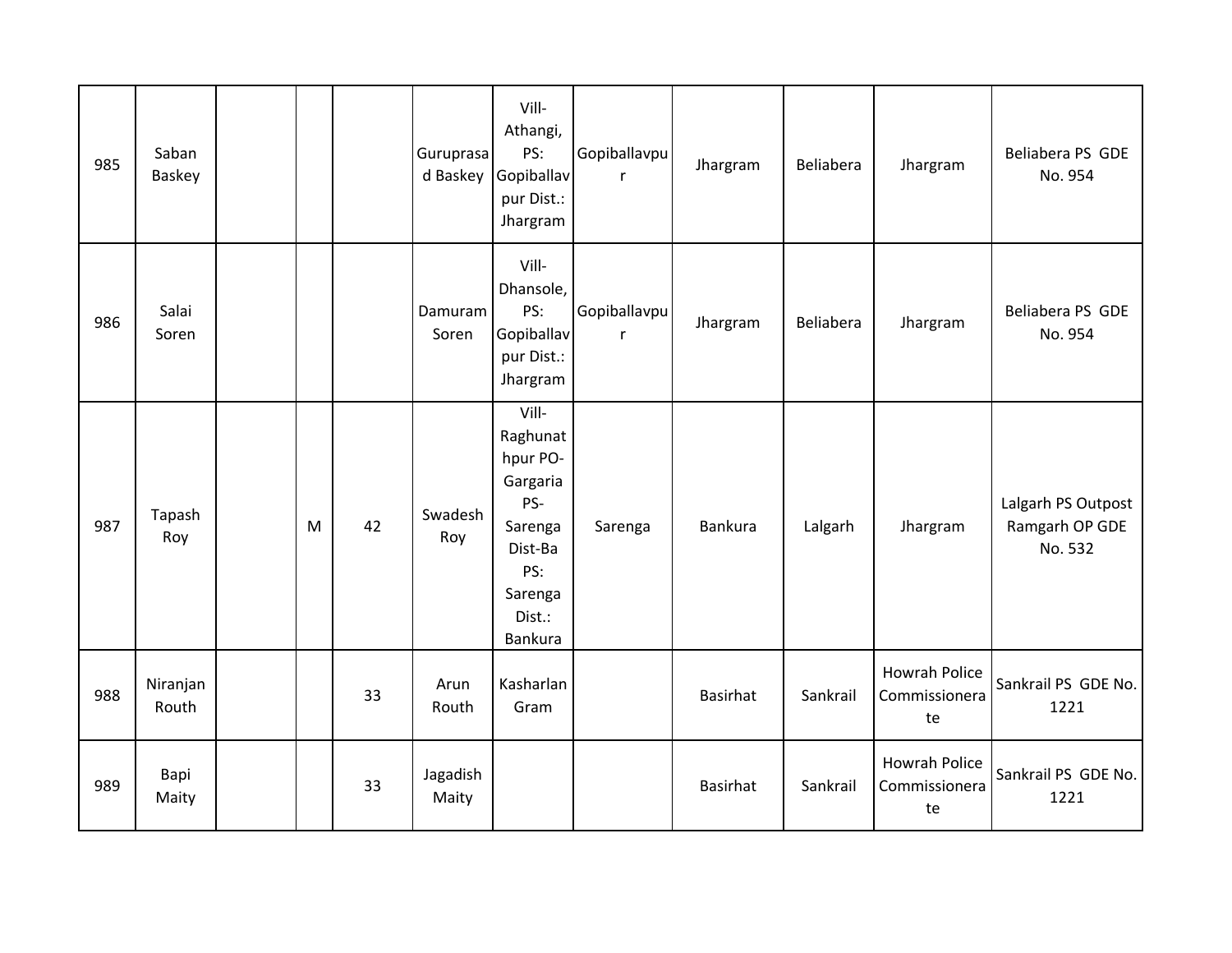| 985 | Saban Baskey | | | | Guruprasad Baskey | Vill-Athangi, PS: Gopiballavpur Dist.: Jhargram | Gopiballavpur | Jhargram | Beliabera | Jhargram | Beliabera PS GDE No. 954 |
|---|---|---|---|---|---|---|---|---|---|---|---|
| 986 | Salai Soren | | | | Damuram Soren | Vill-Dhansole, PS: Gopiballavpur Dist.: Jhargram | Gopiballavpur | Jhargram | Beliabera | Jhargram | Beliabera PS GDE No. 954 |
| 987 | Tapash Roy | | M | 42 | Swadesh Roy | Vill-Raghunathpur PO-Gargaria PS-Sarenga Dist-Ba PS: Sarenga Dist.: Bankura | Sarenga | Bankura | Lalgarh | Jhargram | Lalgarh PS Outpost Ramgarh OP GDE No. 532 |
| 988 | Niranjan Routh | | | 33 | Arun Routh | Kasharlan Gram | | Basirhat | Sankrail | Howrah Police Commissionerate | Sankrail PS GDE No. 1221 |
| 989 | Bapi Maity | | | 33 | Jagadish Maity | | | Basirhat | Sankrail | Howrah Police Commissionerate | Sankrail PS GDE No. 1221 |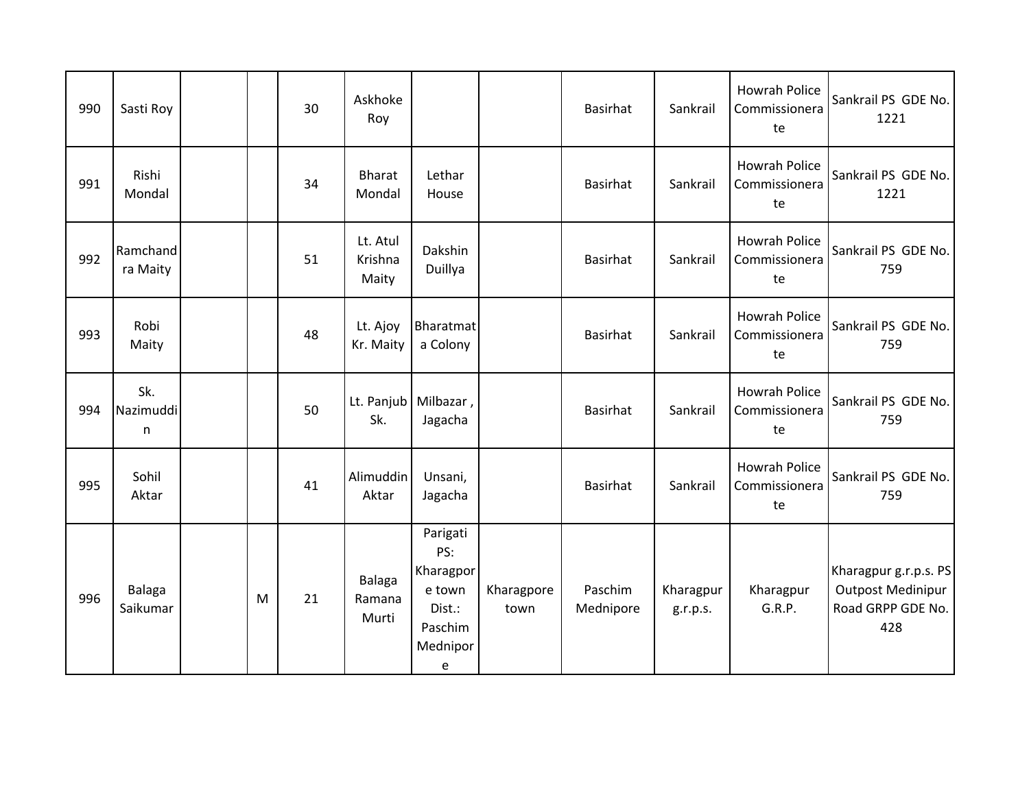| | | | | | | | | | | | |
|---|---|---|---|---|---|---|---|---|---|---|---|
| 990 | Sasti Roy | | | 30 | Askhoke Roy | | | Basirhat | Sankrail | Howrah Police Commissionerate | Sankrail PS GDE No. 1221 |
| 991 | Rishi Mondal | | | 34 | Bharat Mondal | Lethar House | | Basirhat | Sankrail | Howrah Police Commissionerate | Sankrail PS GDE No. 1221 |
| 992 | Ramchandra Maity | | | 51 | Lt. Atul Krishna Maity | Dakshin Duillya | | Basirhat | Sankrail | Howrah Police Commissionerate | Sankrail PS GDE No. 759 |
| 993 | Robi Maity | | | 48 | Lt. Ajoy Kr. Maity | Bharatmata Colony | | Basirhat | Sankrail | Howrah Police Commissionerate | Sankrail PS GDE No. 759 |
| 994 | Sk. Nazimuddin | | | 50 | Lt. Panjub Sk. | Milbazar , Jagacha | | Basirhat | Sankrail | Howrah Police Commissionerate | Sankrail PS GDE No. 759 |
| 995 | Sohil Aktar | | | 41 | Alimuddin Aktar | Unsani, Jagacha | | Basirhat | Sankrail | Howrah Police Commissionerate | Sankrail PS GDE No. 759 |
| 996 | Balaga Saikumar | | M | 21 | Balaga Ramana Murti | Parigati PS: Kharagpore town Dist.: Paschim Mednipore | Kharagpore town | Paschim Mednipore | Kharagpur g.r.p.s. | Kharagpur G.R.P. | Kharagpur g.r.p.s. PS Outpost Medinipur Road GRPP GDE No. 428 |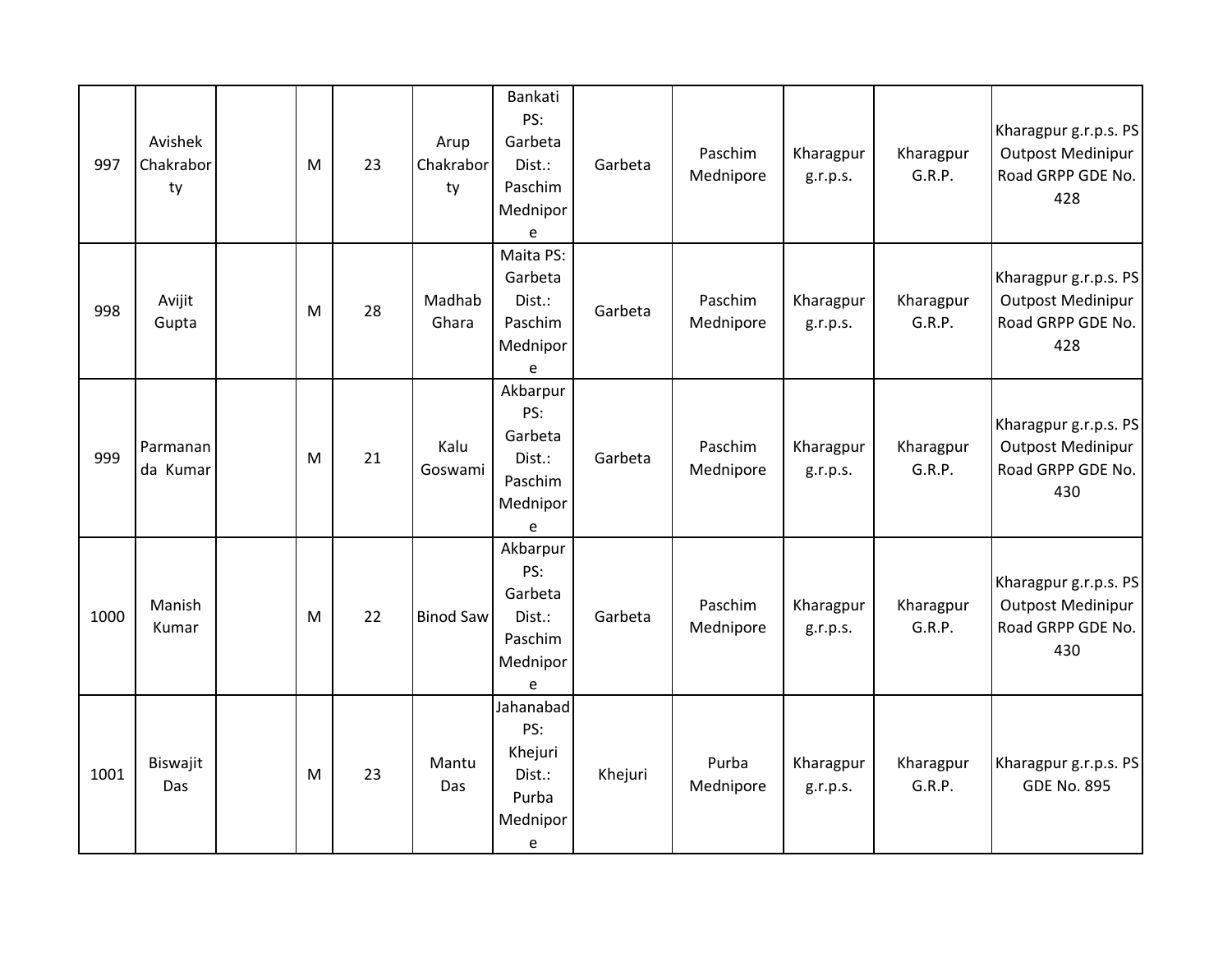| | | | | | | | | | | | |
|---|---|---|---|---|---|---|---|---|---|---|---|
| 997 | Avishek Chakraborty | | M | 23 | Arup Chakraborty | Bankati PS: Garbeta Dist.: Paschim Mednipore | Garbeta | Paschim Mednipore | Kharagpur g.r.p.s. | Kharagpur G.R.P. | Kharagpur g.r.p.s. PS Outpost Medinipur Road GRPP GDE No. 428 |
| 998 | Avijit Gupta | | M | 28 | Madhab Ghara | Maita PS: Garbeta Dist.: Paschim Mednipore | Garbeta | Paschim Mednipore | Kharagpur g.r.p.s. | Kharagpur G.R.P. | Kharagpur g.r.p.s. PS Outpost Medinipur Road GRPP GDE No. 428 |
| 999 | Parmananda Kumar | | M | 21 | Kalu Goswami | Akbarpur PS: Garbeta Dist.: Paschim Mednipore | Garbeta | Paschim Mednipore | Kharagpur g.r.p.s. | Kharagpur G.R.P. | Kharagpur g.r.p.s. PS Outpost Medinipur Road GRPP GDE No. 430 |
| 1000 | Manish Kumar | | M | 22 | Binod Saw | Akbarpur PS: Garbeta Dist.: Paschim Mednipore | Garbeta | Paschim Mednipore | Kharagpur g.r.p.s. | Kharagpur G.R.P. | Kharagpur g.r.p.s. PS Outpost Medinipur Road GRPP GDE No. 430 |
| 1001 | Biswajit Das | | M | 23 | Mantu Das | Jahanabad PS: Khejuri Dist.: Purba Mednipore | Khejuri | Purba Mednipore | Kharagpur g.r.p.s. | Kharagpur G.R.P. | Kharagpur g.r.p.s. PS GDE No. 895 |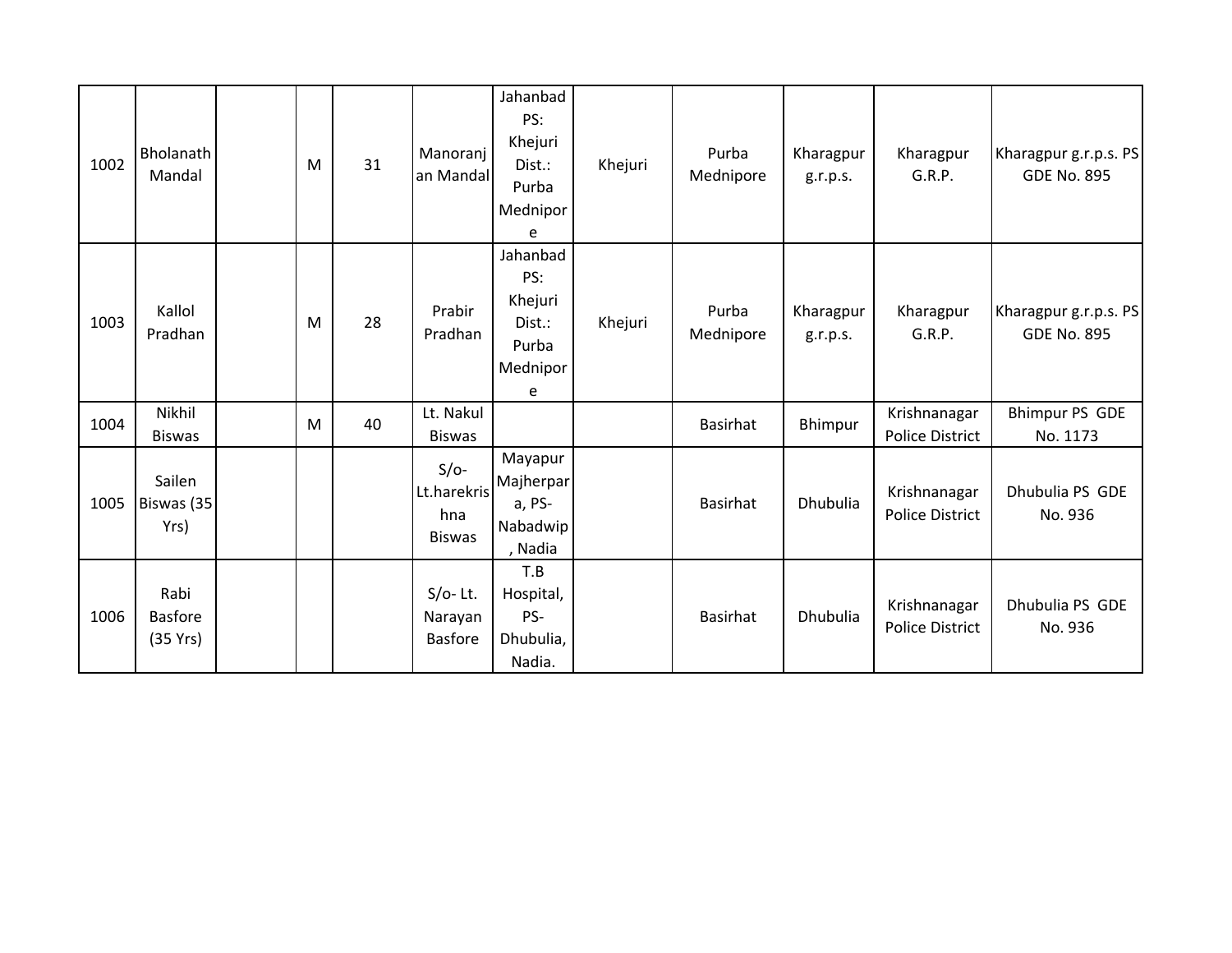| 1002 | Bholanath Mandal | | M | 31 | Manoranjan Mandal | Jahanbad PS: Khejuri Dist.: Purba Mednipore | Khejuri | Purba Mednipore | Kharagpur g.r.p.s. | Kharagpur G.R.P. | Kharagpur g.r.p.s. PS GDE No. 895 |
|---|---|---|---|---|---|---|---|---|---|---|---|
| 1003 | Kallol Pradhan | | M | 28 | Prabir Pradhan | Jahanbad PS: Khejuri Dist.: Purba Mednipore | Khejuri | Purba Mednipore | Kharagpur g.r.p.s. | Kharagpur G.R.P. | Kharagpur g.r.p.s. PS GDE No. 895 |
| 1004 | Nikhil Biswas | | M | 40 | Lt. Nakul Biswas | | | Basirhat | Bhimpur | Krishnanagar Police District | Bhimpur PS GDE No. 1173 |
| 1005 | Sailen Biswas (35 Yrs) | | | | S/o- Lt.harekrishna Biswas | Mayapur Majherpara, PS- Nabadwip, Nadia | | Basirhat | Dhubulia | Krishnanagar Police District | Dhubulia PS GDE No. 936 |
| 1006 | Rabi Basfore (35 Yrs) | | | | S/o- Lt. Narayan Basfore | T.B Hospital, PS- Dhubulia, Nadia. | | Basirhat | Dhubulia | Krishnanagar Police District | Dhubulia PS GDE No. 936 |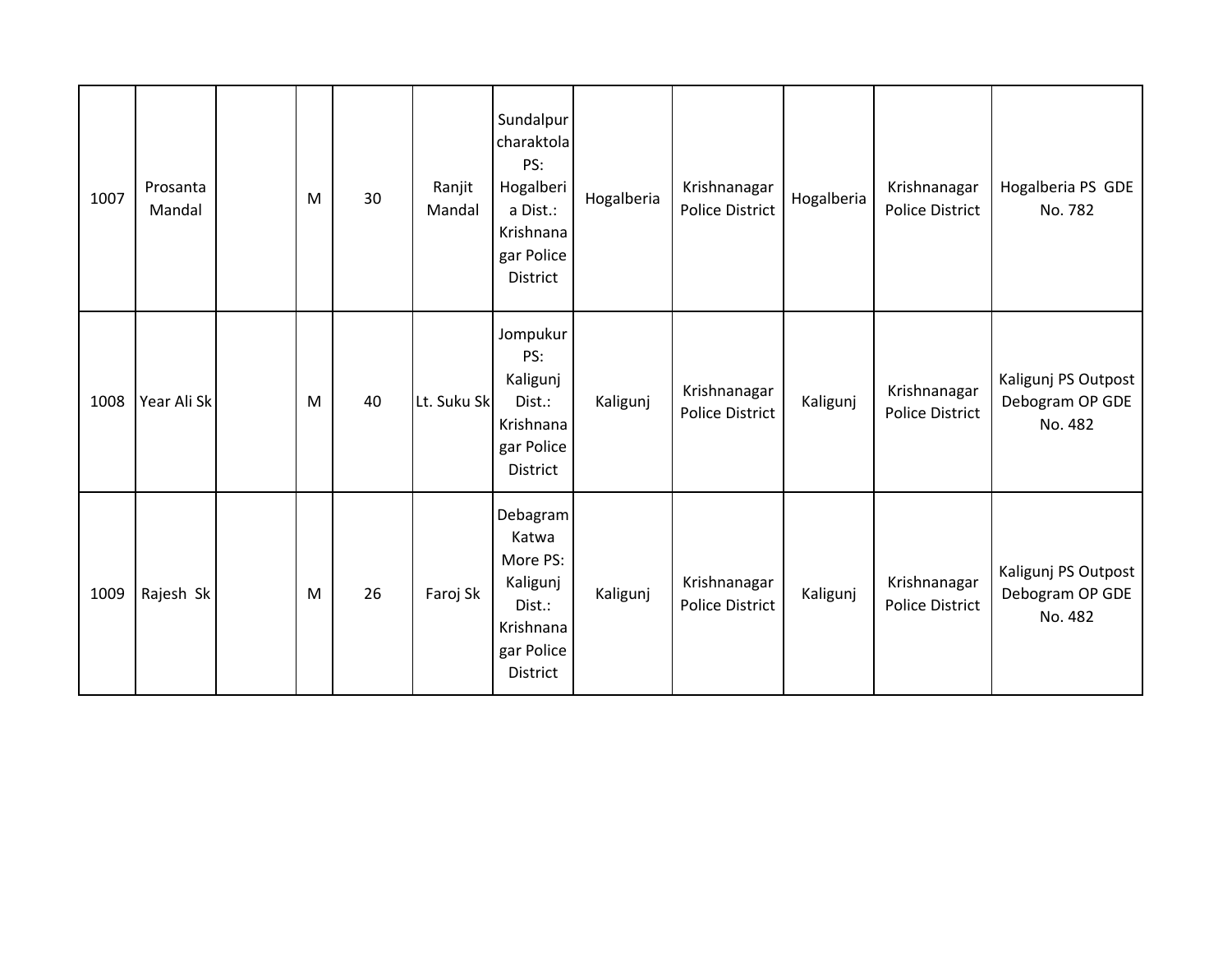| | | | | | | | | | | | |
|---|---|---|---|---|---|---|---|---|---|---|---|
| 1007 | Prosanta Mandal | | M | 30 | Ranjit Mandal | Sundalpur charaktola PS: Hogalberia Dist.: Krishnanagar Police District | Hogalberia | Krishnanagar Police District | Hogalberia | Krishnanagar Police District | Hogalberia PS GDE No. 782 |
| 1008 | Year Ali Sk | | M | 40 | Lt. Suku Sk | Jompukur PS: Kaligunj Dist.: Krishnanagar Police District | Kaligunj | Krishnanagar Police District | Kaligunj | Krishnanagar Police District | Kaligunj PS Outpost Debogram OP GDE No. 482 |
| 1009 | Rajesh Sk | | M | 26 | Faroj Sk | Debagram Katwa More PS: Kaligunj Dist.: Krishnanagar Police District | Kaligunj | Krishnanagar Police District | Kaligunj | Krishnanagar Police District | Kaligunj PS Outpost Debogram OP GDE No. 482 |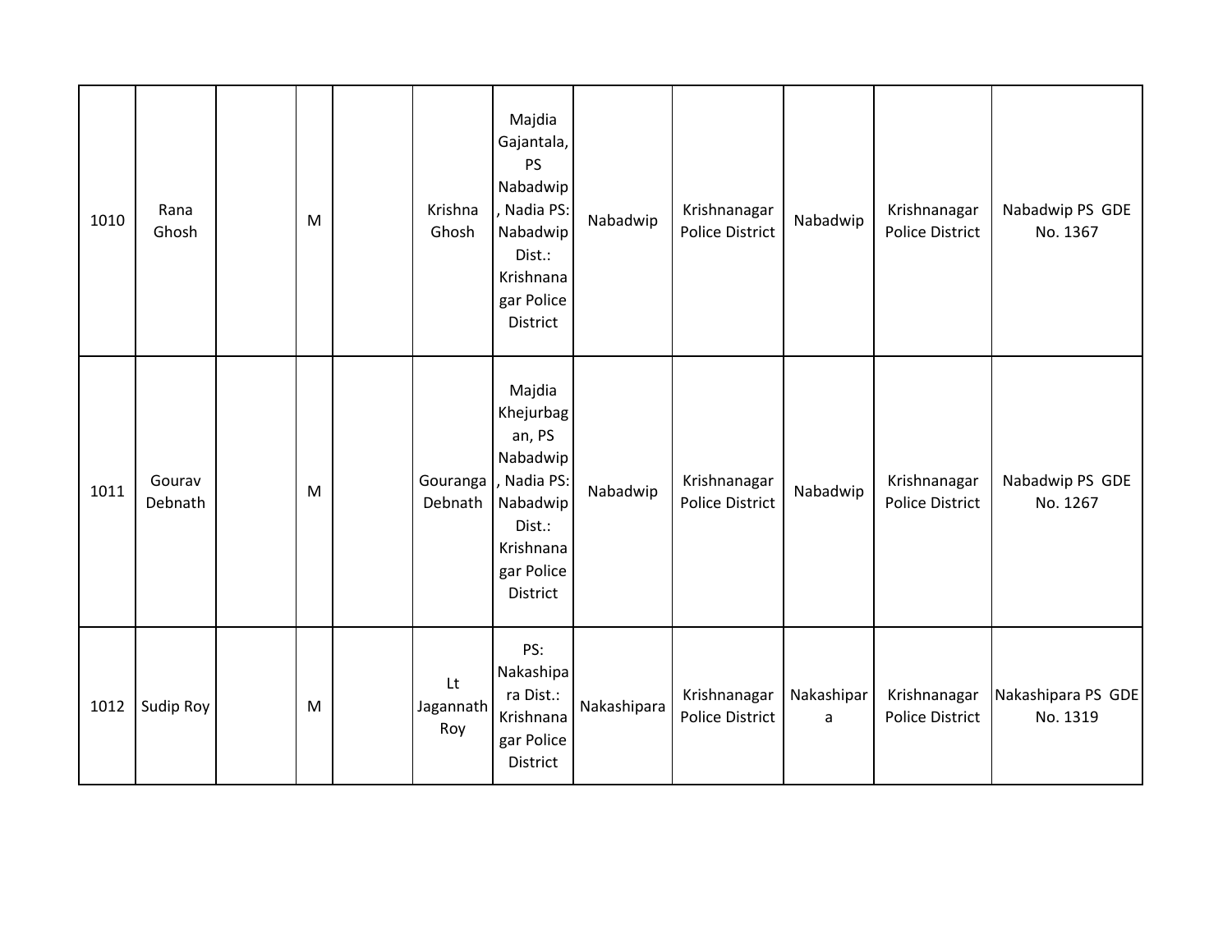| | | | | | | | | | | | |
|---|---|---|---|---|---|---|---|---|---|---|---|
| 1010 | Rana Ghosh | | M | | Krishna Ghosh | Majdia Gajantala, PS Nabadwip, Nadia PS: Nabadwip Dist.: Krishnanagar Police District | Nabadwip | Krishnanagar Police District | Nabadwip | Krishnanagar Police District | Nabadwip PS GDE No. 1367 |
| 1011 | Gourav Debnath | | M | | Gouranga Debnath | Majdia Khejurbagan, PS Nabadwip, Nadia PS: Nabadwip Dist.: Krishnanagar Police District | Nabadwip | Krishnanagar Police District | Nabadwip | Krishnanagar Police District | Nabadwip PS GDE No. 1267 |
| 1012 | Sudip Roy | | M | | Lt Jagannath Roy | PS: Nakashipara Dist.: Krishnanagar Police District | Nakashipara | Krishnanagar Police District | Nakashipara | Krishnanagar Police District | Nakashipara PS GDE No. 1319 |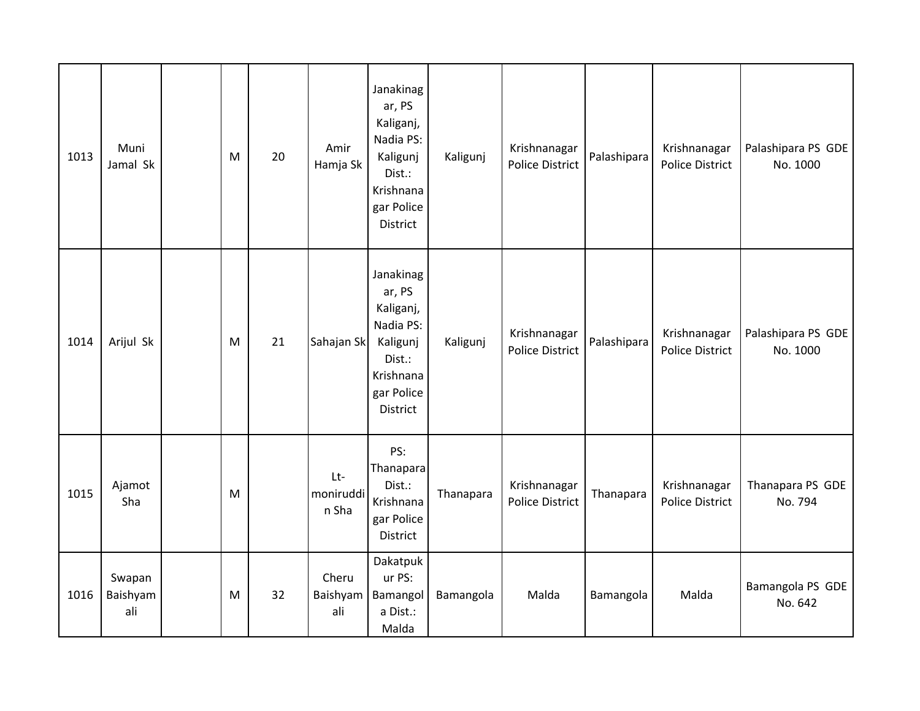| | | | | | | | | | | | |
|---|---|---|---|---|---|---|---|---|---|---|---|
| 1013 | Muni Jamal Sk | | M | 20 | Amir Hamja Sk | Janakinagar, PS Kaliganj, Nadia PS: Kaligunj Dist.: Krishnanagar Police District | Kaligunj | Krishnanagar Police District | Palashipara | Krishnanagar Police District | Palashipara PS GDE No. 1000 |
| 1014 | Arijul Sk | | M | 21 | Sahajan Sk | Janakinagar, PS Kaliganj, Nadia PS: Kaligunj Dist.: Krishnanagar Police District | Kaligunj | Krishnanagar Police District | Palashipara | Krishnanagar Police District | Palashipara PS GDE No. 1000 |
| 1015 | Ajamot Sha | | M | | Lt-moniruddin Sha | PS: Thanapara Dist.: Krishnanagar Police District | Thanapara | Krishnanagar Police District | Thanapara | Krishnanagar Police District | Thanapara PS GDE No. 794 |
| 1016 | Swapan Baishyamali | | M | 32 | Cheru Baishyamali | Dakatpukur PS: Bamangola Dist.: Malda | Bamangola | Malda | Bamangola | Malda | Bamangola PS GDE No. 642 |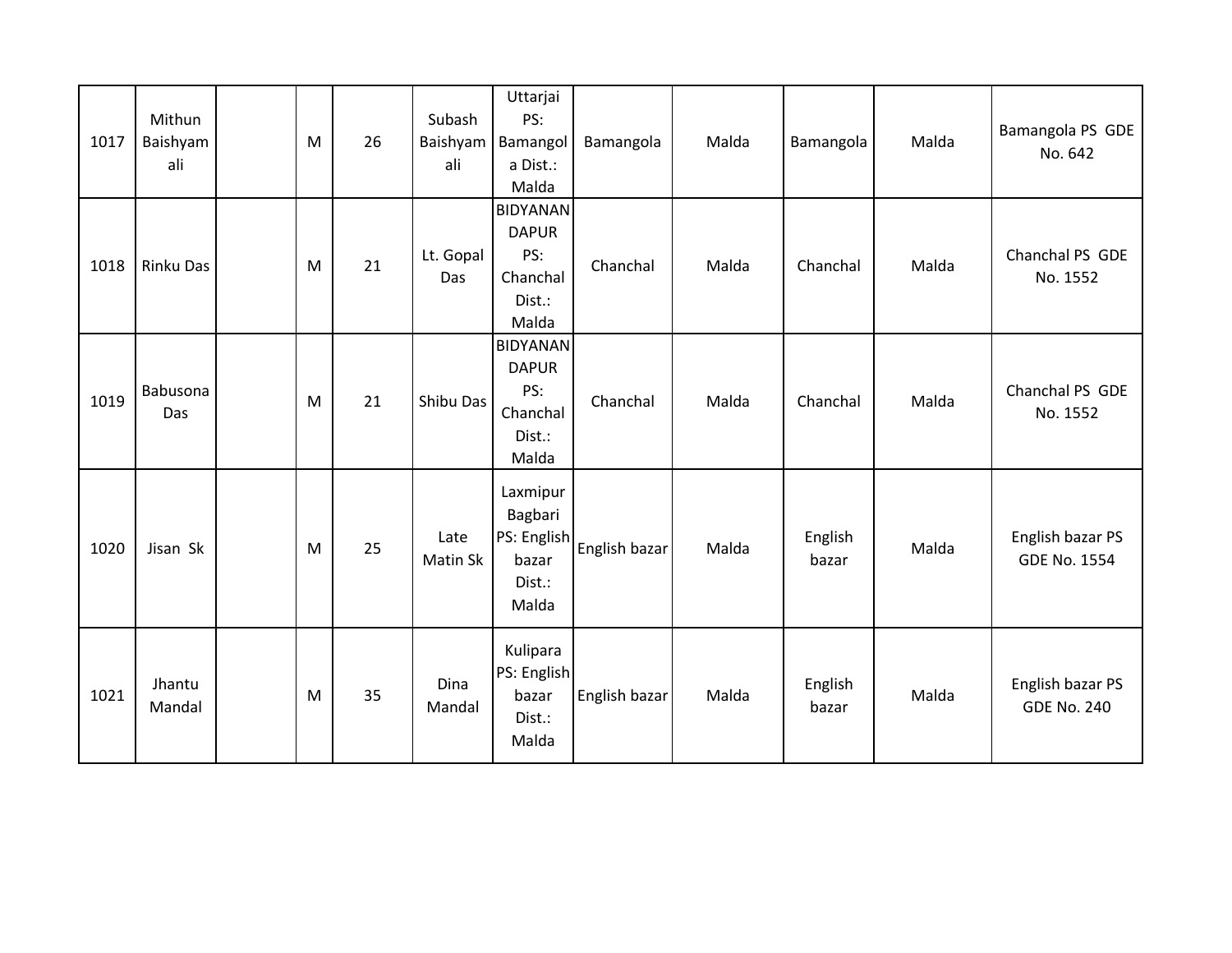| 1017 | Mithun Baishyamali | | M | 26 | Subash Baishyamali | Uttarjai PS: Bamangola Dist.: Malda | Bamangola | Malda | Bamangola | Malda | Bamangola PS GDE No. 642 |
|---|---|---|---|---|---|---|---|---|---|---|---|
| 1018 | Rinku Das | | M | 21 | Lt. Gopal Das | BIDYANANDAPUR PS: Chanchal Dist.: Malda | Chanchal | Malda | Chanchal | Malda | Chanchal PS GDE No. 1552 |
| 1019 | Babusona Das | | M | 21 | Shibu Das | BIDYANANDAPUR PS: Chanchal Dist.: Malda | Chanchal | Malda | Chanchal | Malda | Chanchal PS GDE No. 1552 |
| 1020 | Jisan Sk | | M | 25 | Late Matin Sk | Laxmipur Bagbari PS: English bazar Dist.: Malda | English bazar | Malda | English bazar | Malda | English bazar PS GDE No. 1554 |
| 1021 | Jhantu Mandal | | M | 35 | Dina Mandal | Kulipara PS: English bazar Dist.: Malda | English bazar | Malda | English bazar | Malda | English bazar PS GDE No. 240 |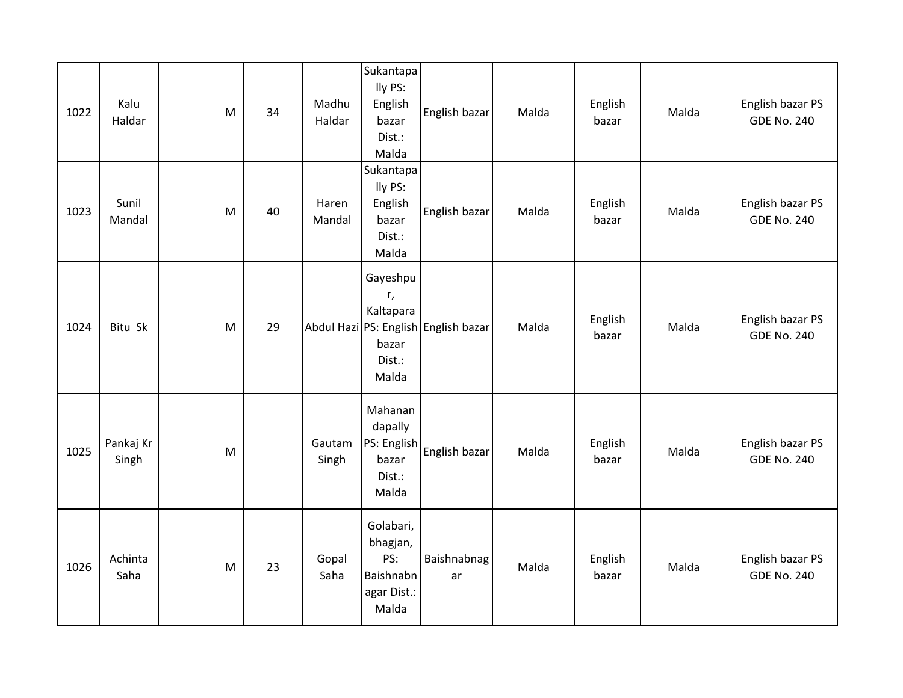| | | | | | | | | | | | |
|---|---|---|---|---|---|---|---|---|---|---|---|
| 1022 | Kalu Haldar | | M | 34 | Madhu Haldar | Sukantapally PS: English bazar Dist.: Malda | English bazar | Malda | English bazar | Malda | English bazar PS GDE No. 240 |
| 1023 | Sunil Mandal | | M | 40 | Haren Mandal | Sukantapally PS: English bazar Dist.: Malda | English bazar | Malda | English bazar | Malda | English bazar PS GDE No. 240 |
| 1024 | Bitu Sk | | M | 29 | Abdul Hazi | Gayeshpur, Kaltapara PS: English bazar Dist.: Malda | English bazar | Malda | English bazar | Malda | English bazar PS GDE No. 240 |
| 1025 | Pankaj Kr Singh | | M | | Gautam Singh | Mahanandapally PS: English bazar Dist.: Malda | English bazar | Malda | English bazar | Malda | English bazar PS GDE No. 240 |
| 1026 | Achinta Saha | | M | 23 | Gopal Saha | Golabari, bhagjan, PS: Baishnabnagar Dist.: Malda | Baishnabnagar | Malda | English bazar | Malda | English bazar PS GDE No. 240 |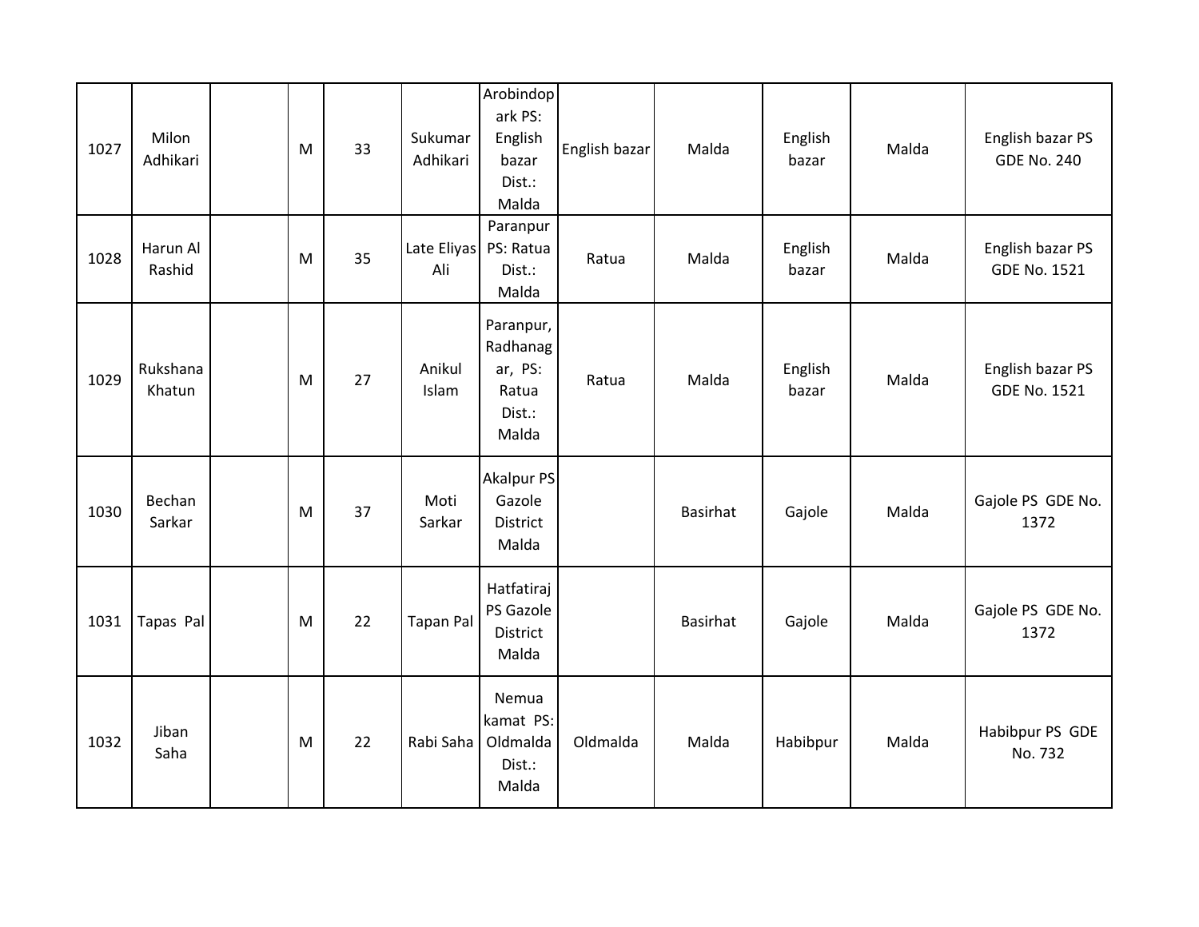| 1027 | Milon Adhikari | | M | 33 | Sukumar Adhikari | Arobindopark PS: English bazar Dist.: Malda | English bazar | Malda | English bazar | Malda | English bazar PS GDE No. 240 |
|---|---|---|---|---|---|---|---|---|---|---|---|
| 1028 | Harun Al Rashid | | M | 35 | Late Eliyas Ali | Paranpur PS: Ratua Dist.: Malda | Ratua | Malda | English bazar | Malda | English bazar PS GDE No. 1521 |
| 1029 | Rukshana Khatun | | M | 27 | Anikul Islam | Paranpur, Radhanagar, PS: Ratua Dist.: Malda | Ratua | Malda | English bazar | Malda | English bazar PS GDE No. 1521 |
| 1030 | Bechan Sarkar | | M | 37 | Moti Sarkar | Akalpur PS Gazole District Malda | | Basirhat | Gajole | Malda | Gajole PS GDE No. 1372 |
| 1031 | Tapas Pal | | M | 22 | Tapan Pal | Hatfatiraj PS Gazole District Malda | | Basirhat | Gajole | Malda | Gajole PS GDE No. 1372 |
| 1032 | Jiban Saha | | M | 22 | Rabi Saha | Nemua kamat PS: Oldmalda Dist.: Malda | Oldmalda | Malda | Habibpur | Malda | Habibpur PS GDE No. 732 |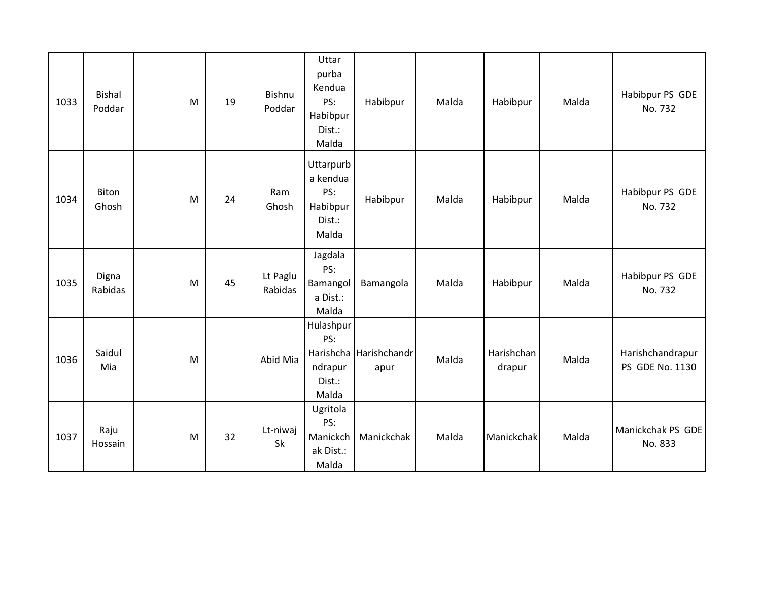| | | | | | | | | | | | |
|---|---|---|---|---|---|---|---|---|---|---|---|
| 1033 | Bishal Poddar | | M | 19 | Bishnu Poddar | Uttar purba Kendua PS: Habibpur Dist.: Malda | Habibpur | Malda | Habibpur | Malda | Habibpur PS GDE No. 732 |
| 1034 | Biton Ghosh | | M | 24 | Ram Ghosh | Uttarpurba kendua PS: Habibpur Dist.: Malda | Habibpur | Malda | Habibpur | Malda | Habibpur PS GDE No. 732 |
| 1035 | Digna Rabidas | | M | 45 | Lt Paglu Rabidas | Jagdala PS: Bamangola Dist.: Malda | Bamangola | Malda | Habibpur | Malda | Habibpur PS GDE No. 732 |
| 1036 | Saidul Mia | | M | | Abid Mia | Hulashpur PS: Harishchandrapur Dist.: Malda | Harishchandrapur | Malda | Harishchandrapur | Malda | Harishchandrapur PS GDE No. 1130 |
| 1037 | Raju Hossain | | M | 32 | Lt-niwaj Sk | Ugritola PS: Manickchak Dist.: Malda | Manickchak | Malda | Manickchak | Malda | Manickchak PS GDE No. 833 |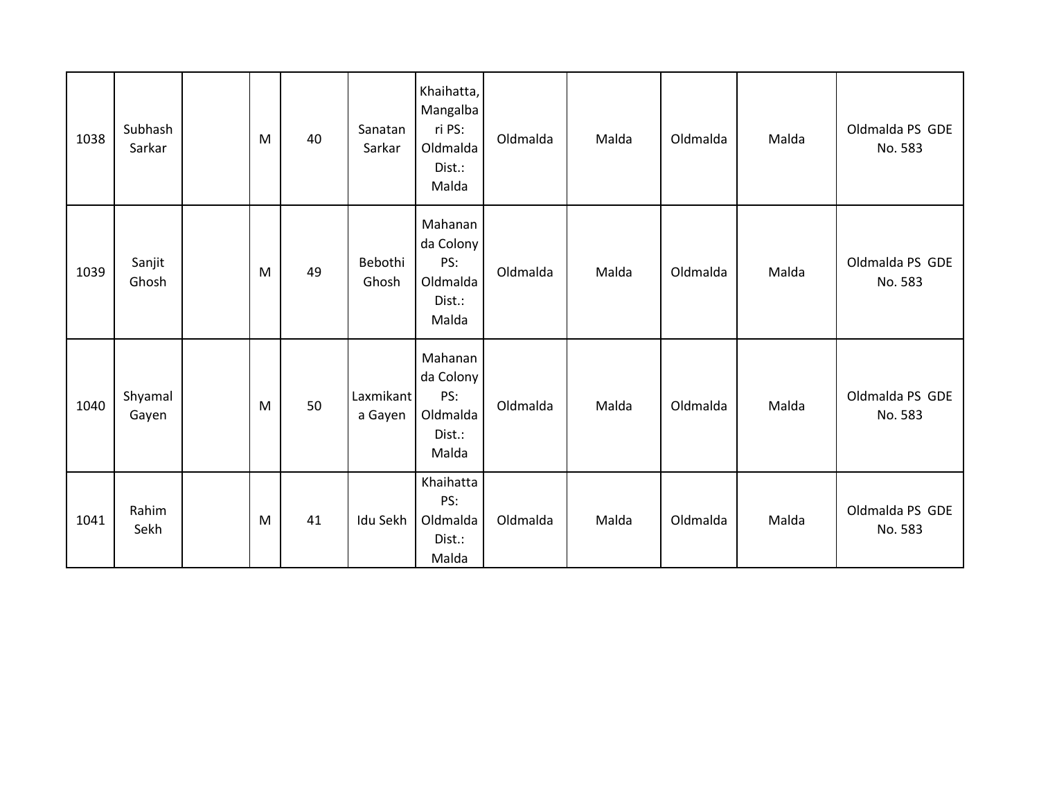| 1038 | Subhash Sarkar | | M | 40 | Sanatan Sarkar | Khaihatta, Mangalbari PS: Oldmalda Dist.: Malda | Oldmalda | Malda | Oldmalda | Malda | Oldmalda PS GDE No. 583 |
|---|---|---|---|---|---|---|---|---|---|---|---|
| 1039 | Sanjit Ghosh | | M | 49 | Bebothi Ghosh | Mahananda Colony PS: Oldmalda Dist.: Malda | Oldmalda | Malda | Oldmalda | Malda | Oldmalda PS GDE No. 583 |
| 1040 | Shyamal Gayen | | M | 50 | Laxmikanta Gayen | Mahananda Colony PS: Oldmalda Dist.: Malda | Oldmalda | Malda | Oldmalda | Malda | Oldmalda PS GDE No. 583 |
| 1041 | Rahim Sekh | | M | 41 | Idu Sekh | Khaihatta PS: Oldmalda Dist.: Malda | Oldmalda | Malda | Oldmalda | Malda | Oldmalda PS GDE No. 583 |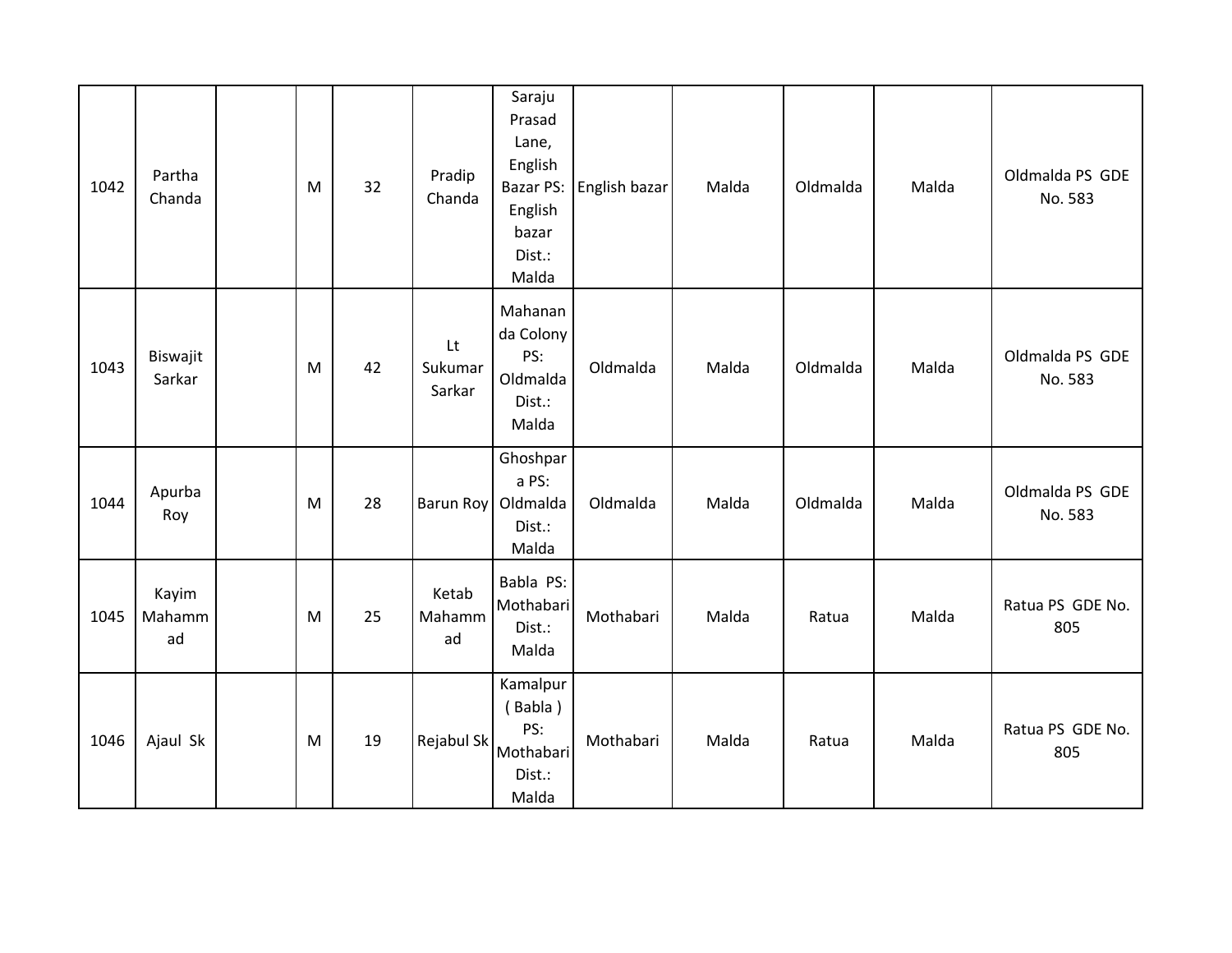| 1042 | Partha Chanda | | M | 32 | Pradip Chanda | Saraju Prasad Lane, English Bazar PS: English bazar Dist.: Malda | English bazar | Malda | Oldmalda | Malda | Oldmalda PS GDE No. 583 |
|---|---|---|---|---|---|---|---|---|---|---|---|
| 1043 | Biswajit Sarkar | | M | 42 | Lt Sukumar Sarkar | Mahananda Colony PS: Oldmalda Dist.: Malda | Oldmalda | Malda | Oldmalda | Malda | Oldmalda PS GDE No. 583 |
| 1044 | Apurba Roy | | M | 28 | Barun Roy | Ghoshpara PS: Oldmalda Dist.: Malda | Oldmalda | Malda | Oldmalda | Malda | Oldmalda PS GDE No. 583 |
| 1045 | Kayim Mahammad | | M | 25 | Ketab Mahammad | Babla PS: Mothabari Dist.: Malda | Mothabari | Malda | Ratua | Malda | Ratua PS GDE No. 805 |
| 1046 | Ajaul Sk | | M | 19 | Rejabul Sk | Kamalpur ( Babla ) PS: Mothabari Dist.: Malda | Mothabari | Malda | Ratua | Malda | Ratua PS GDE No. 805 |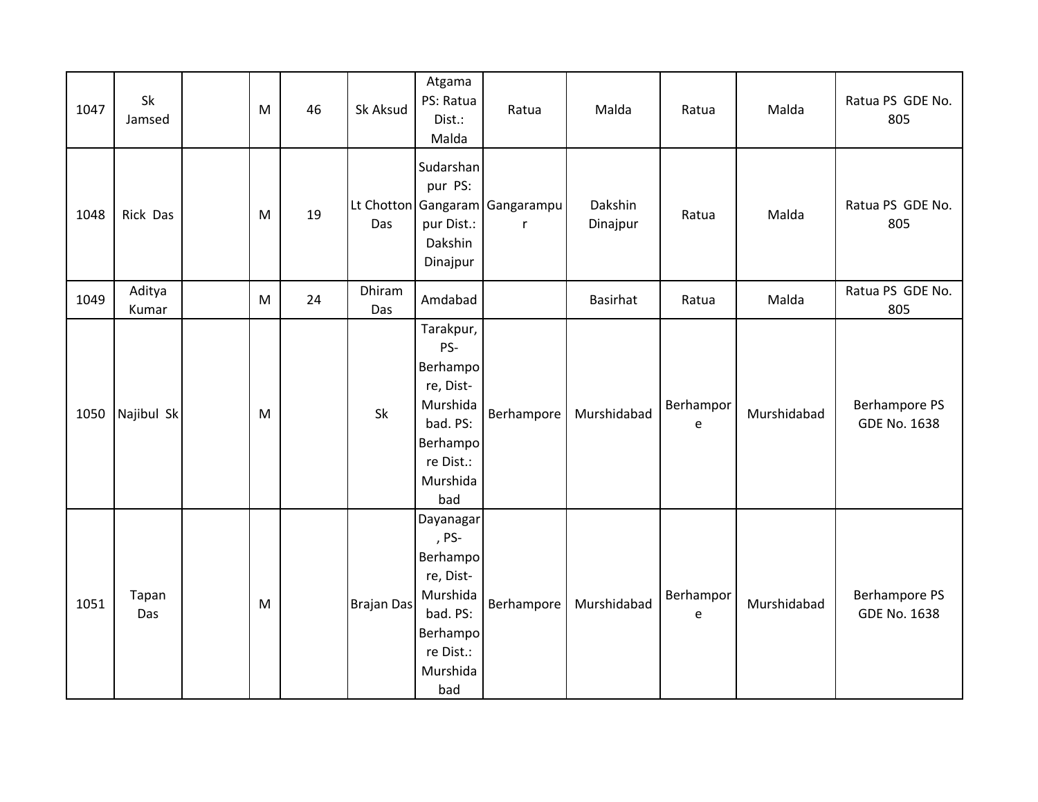| | | | | | | | | | | | |
|---|---|---|---|---|---|---|---|---|---|---|---|
| 1047 | Sk Jamsed | | M | 46 | Sk Aksud | Atgama PS: Ratua Dist.: Malda | Ratua | Malda | Ratua | Malda | Ratua PS GDE No. 805 |
| 1048 | Rick Das | | M | 19 | Lt Chotton Das | Sudarshanpur PS: Gangarampur Dist.: Dakshin Dinajpur | Gangarampur | Dakshin Dinajpur | Ratua | Malda | Ratua PS GDE No. 805 |
| 1049 | Aditya Kumar | | M | 24 | Dhiram Das | Amdabad | | Basirhat | Ratua | Malda | Ratua PS GDE No. 805 |
| 1050 | Najibul Sk | | M | | Sk | Tarakpur, PS-Berhampore, Dist-Murshidabad. PS: Berhampore Dist.: Murshidabad | Berhampore | Murshidabad | Berhampore | Murshidabad | Berhampore PS GDE No. 1638 |
| 1051 | Tapan Das | | M | | Brajan Das | Dayanagar, PS-Berhampore, Dist-Murshidabad. PS: Berhampore Dist.: Murshidabad | Berhampore | Murshidabad | Berhampore | Murshidabad | Berhampore PS GDE No. 1638 |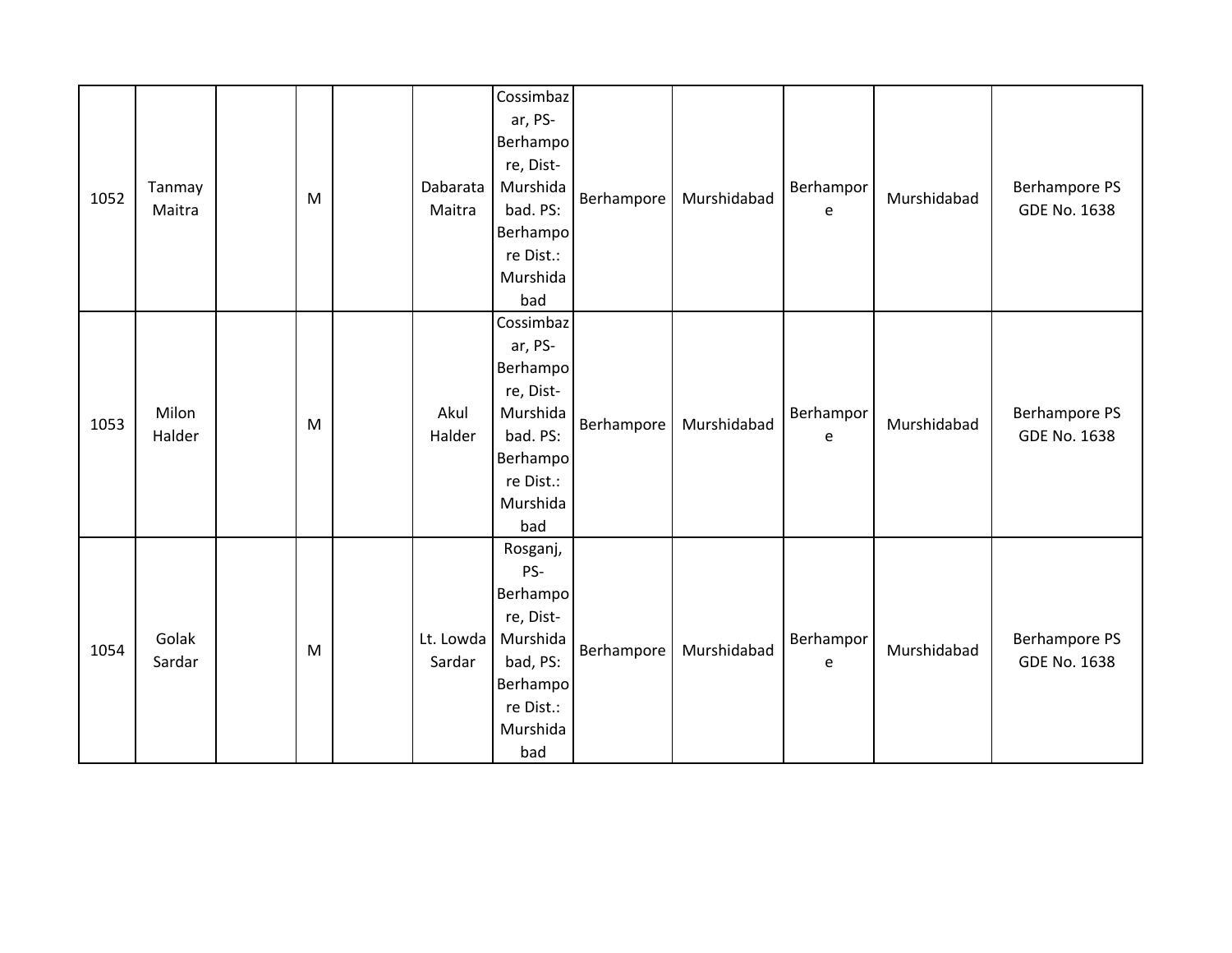| | | | | | | | | | | | |
|---|---|---|---|---|---|---|---|---|---|---|---|
| 1052 | Tanmay Maitra | | M | | Dabarata Maitra | Cossimbazar, PS-Berhampore, Dist-Murshidabad. PS: Berhampore Dist.: Murshidabad | Berhampore | Murshidabad | Berhampore | Murshidabad | Berhampore PS GDE No. 1638 |
| 1053 | Milon Halder | | M | | Akul Halder | Cossimbazar, PS-Berhampore, Dist-Murshidabad. PS: Berhampore Dist.: Murshidabad | Berhampore | Murshidabad | Berhampore | Murshidabad | Berhampore PS GDE No. 1638 |
| 1054 | Golak Sardar | | M | | Lt. Lowda Sardar | Rosganj, PS-Berhampore, Dist-Murshidabad, PS: Berhampore Dist.: Murshidabad | Berhampore | Murshidabad | Berhampore | Murshidabad | Berhampore PS GDE No. 1638 |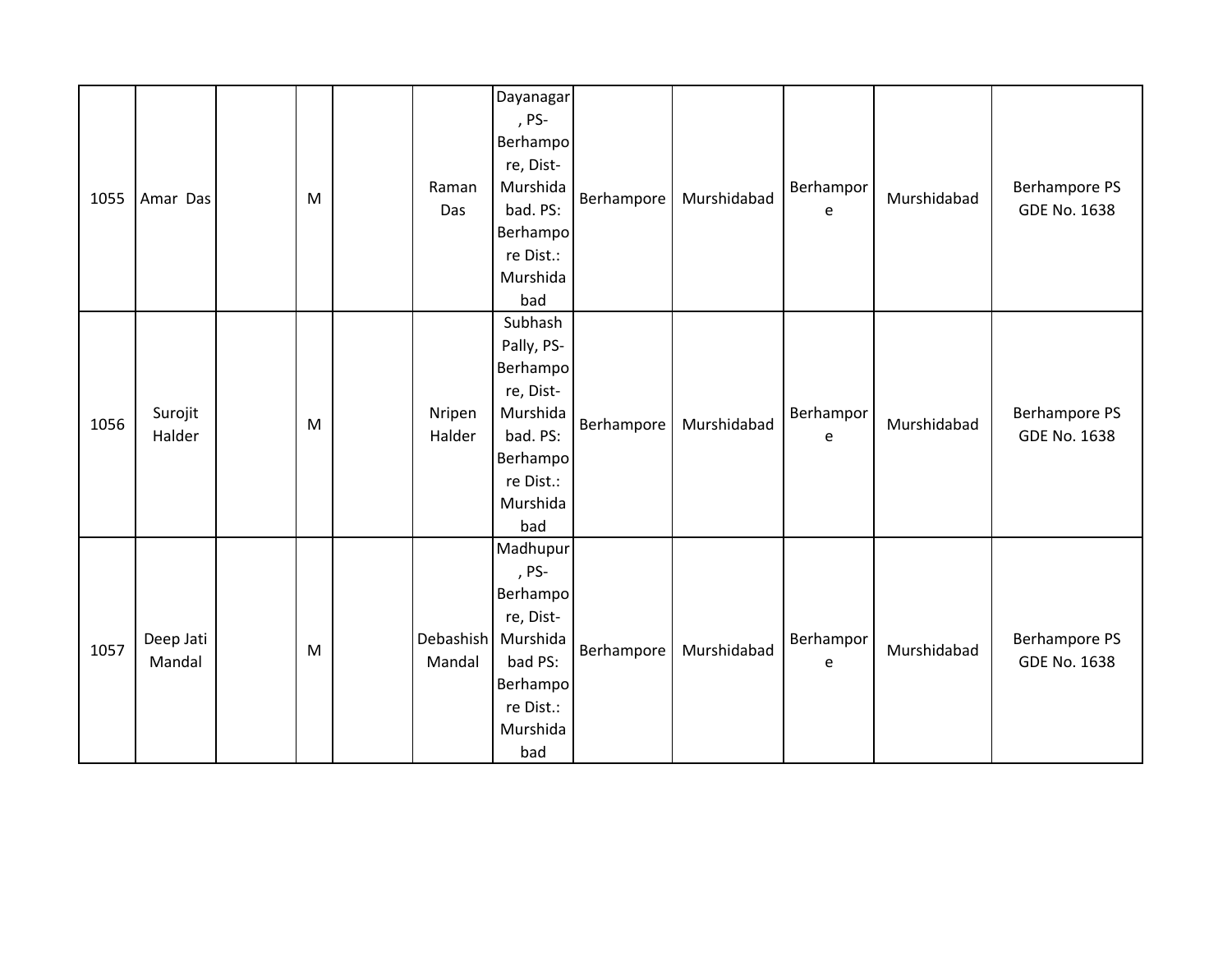| | | | | | | | | | | | |
|---|---|---|---|---|---|---|---|---|---|---|---|
| 1055 | Amar Das | | M | | Raman Das | Dayanagar, PS- Berhampore, Dist- Murshidabad. PS: Berhampore Dist.: Murshidabad | Berhampore | Murshidabad | Berhampore | Murshidabad | Berhampore PS GDE No. 1638 |
| 1056 | Surojit Halder | | M | | Nripen Halder | Subhash Pally, PS- Berhampore, Dist- Murshidabad. PS: Berhampore Dist.: Murshidabad | Berhampore | Murshidabad | Berhampore | Murshidabad | Berhampore PS GDE No. 1638 |
| 1057 | Deep Jati Mandal | | M | | Debashish Mandal | Madhupur, PS- Berhampore, Dist- Murshidabad PS: Berhampore Dist.: Murshidabad | Berhampore | Murshidabad | Berhampore | Murshidabad | Berhampore PS GDE No. 1638 |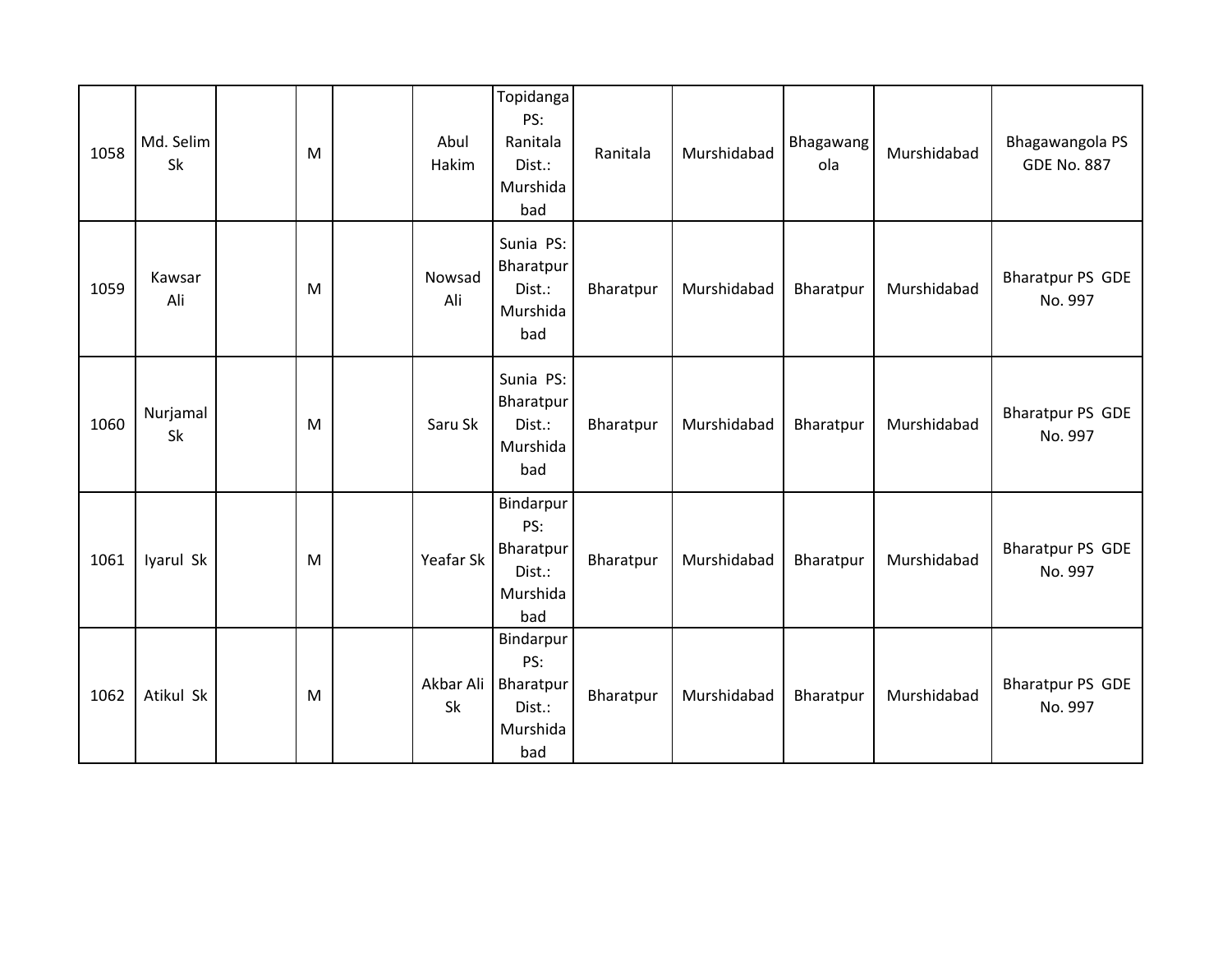| 1058 | Md. Selim Sk | | M | | Abul Hakim | Topidanga PS: Ranitala Dist.: Murshidabad | Ranitala | Murshidabad | Bhagawangola | Murshidabad | Bhagawangola PS GDE No. 887 |
|---|---|---|---|---|---|---|---|---|---|---|---|
| 1059 | Kawsar Ali | | M | | Nowsad Ali | Sunia PS: Bharatpur Dist.: Murshidabad | Bharatpur | Murshidabad | Bharatpur | Murshidabad | Bharatpur PS GDE No. 997 |
| 1060 | Nurjamal Sk | | M | | Saru Sk | Sunia PS: Bharatpur Dist.: Murshidabad | Bharatpur | Murshidabad | Bharatpur | Murshidabad | Bharatpur PS GDE No. 997 |
| 1061 | Iyarul Sk | | M | | Yeafar Sk | Bindarpur PS: Bharatpur Dist.: Murshidabad | Bharatpur | Murshidabad | Bharatpur | Murshidabad | Bharatpur PS GDE No. 997 |
| 1062 | Atikul Sk | | M | | Akbar Ali Sk | Bindarpur PS: Bharatpur Dist.: Murshidabad | Bharatpur | Murshidabad | Bharatpur | Murshidabad | Bharatpur PS GDE No. 997 |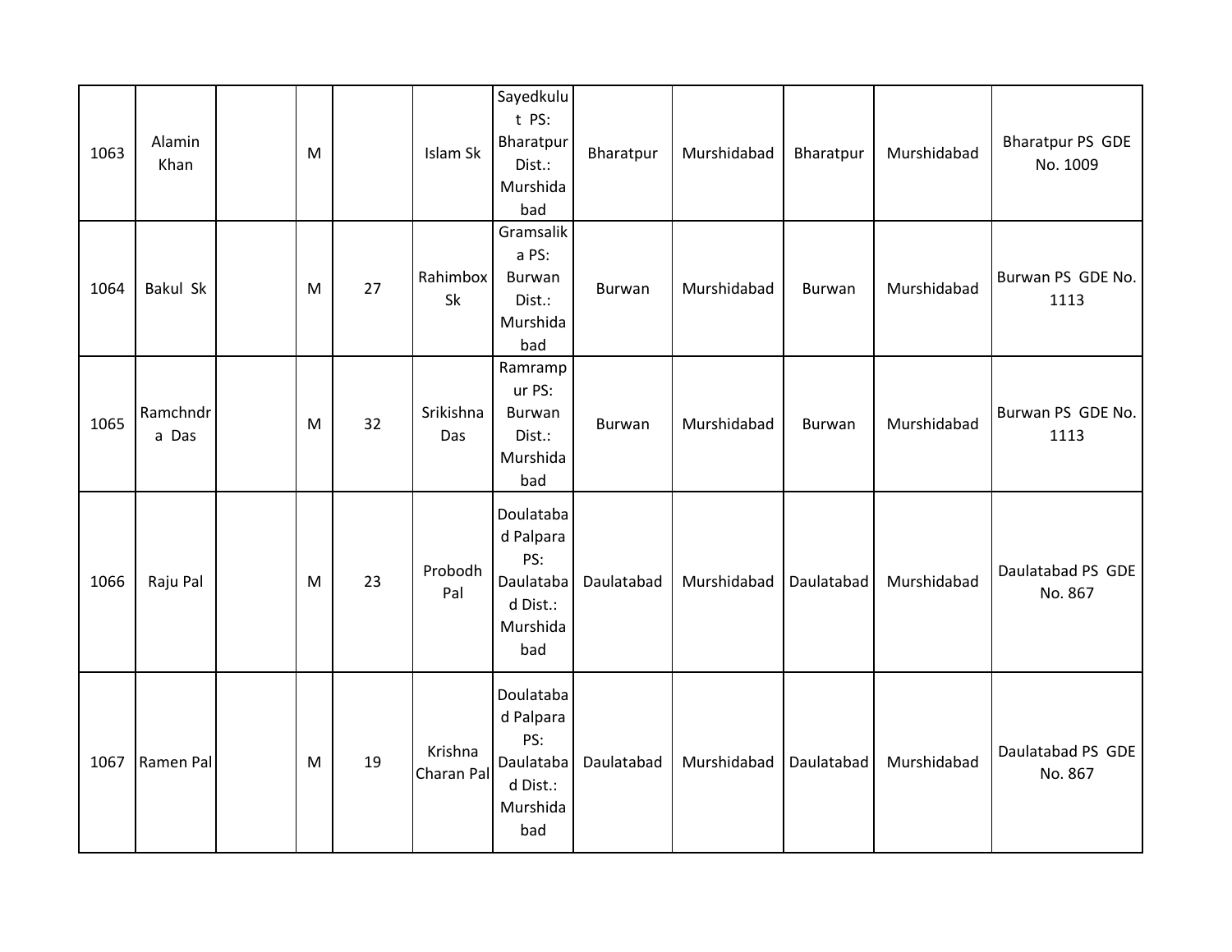| 1063 | Alamin Khan | | M | | Islam Sk | Sayedkulut PS: Bharatpur Dist.: Murshidabad | Bharatpur | Murshidabad | Bharatpur | Murshidabad | Bharatpur PS GDE No. 1009 |
|---|---|---|---|---|---|---|---|---|---|---|---|
| 1064 | Bakul Sk | | M | 27 | Rahimbox Sk | Gramsalika PS: Burwan Dist.: Murshidabad | Burwan | Murshidabad | Burwan | Murshidabad | Burwan PS GDE No. 1113 |
| 1065 | Ramchndra Das | | M | 32 | Srikishna Das | Ramrampur PS: Burwan Dist.: Murshidabad | Burwan | Murshidabad | Burwan | Murshidabad | Burwan PS GDE No. 1113 |
| 1066 | Raju Pal | | M | 23 | Probodh Pal | Doulatabad Palpara PS: Daulatabad Dist.: Murshidabad | Daulatabad | Murshidabad | Daulatabad | Murshidabad | Daulatabad PS GDE No. 867 |
| 1067 | Ramen Pal | | M | 19 | Krishna Charan Pal | Doulatabad Palpara PS: Daulatabad Dist.: Murshidabad | Daulatabad | Murshidabad | Daulatabad | Murshidabad | Daulatabad PS GDE No. 867 |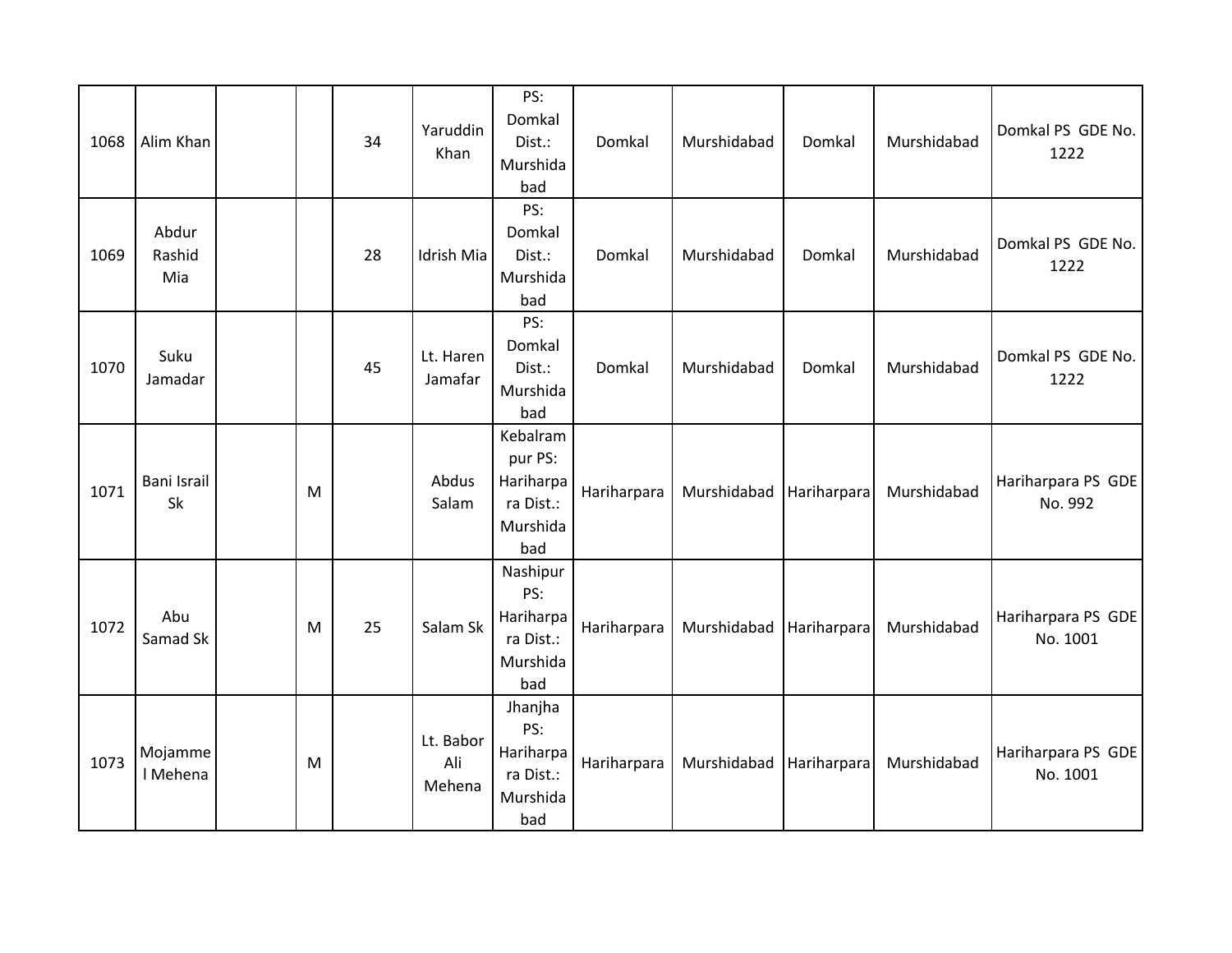| 1068 | Alim Khan | | | 34 | Yaruddin Khan | PS: Domkal Dist.: Murshidabad | Domkal | Murshidabad | Domkal | Murshidabad | Domkal PS GDE No. 1222 |
|---|---|---|---|---|---|---|---|---|---|---|---|
| 1069 | Abdur Rashid Mia | | | 28 | Idrish Mia | PS: Domkal Dist.: Murshidabad | Domkal | Murshidabad | Domkal | Murshidabad | Domkal PS GDE No. 1222 |
| 1070 | Suku Jamadar | | | 45 | Lt. Haren Jamafar | PS: Domkal Dist.: Murshidabad | Domkal | Murshidabad | Domkal | Murshidabad | Domkal PS GDE No. 1222 |
| 1071 | Bani Israil Sk | | M | | Abdus Salam | Kebalrampur PS: Hariharpara Dist.: Murshidabad | Hariharpara | Murshidabad | Hariharpara | Murshidabad | Hariharpara PS GDE No. 992 |
| 1072 | Abu Samad Sk | | M | 25 | Salam Sk | Nashipur PS: Hariharpara Dist.: Murshidabad | Hariharpara | Murshidabad | Hariharpara | Murshidabad | Hariharpara PS GDE No. 1001 |
| 1073 | Mojammel Mehena | | M | | Lt. Babor Ali Mehena | Jhanjha PS: Hariharpara Dist.: Murshidabad | Hariharpara | Murshidabad | Hariharpara | Murshidabad | Hariharpara PS GDE No. 1001 |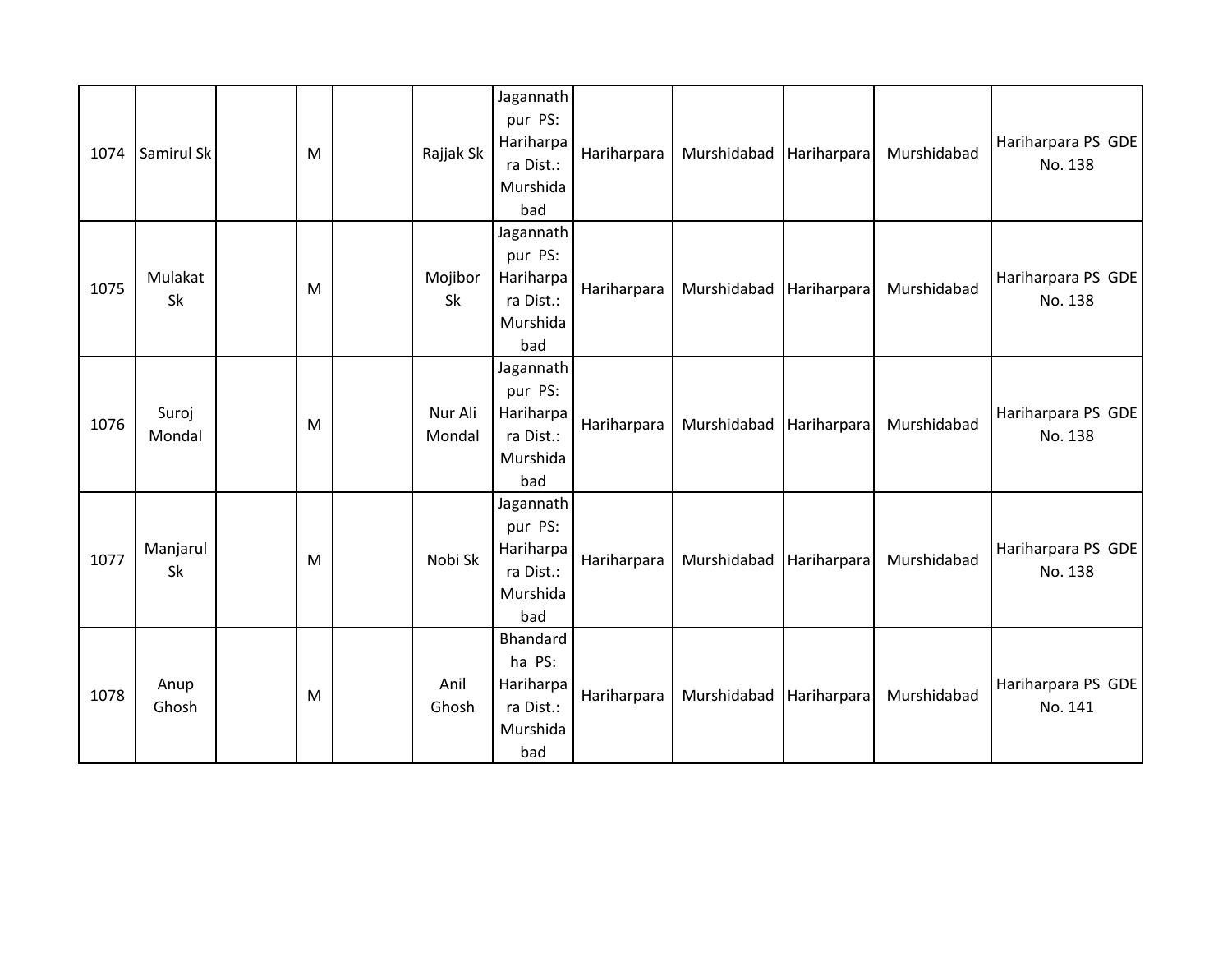| 1074 | Samirul Sk | | M | | Rajjak Sk | Jagannathpur PS: Hariharpara Dist.: Murshidabad | Hariharpara | Murshidabad | Hariharpara | Murshidabad | Hariharpara PS GDE No. 138 |
|---|---|---|---|---|---|---|---|---|---|---|---|
| 1075 | Mulakat Sk | | M | | Mojibor Sk | Jagannathpur PS: Hariharpara Dist.: Murshidabad | Hariharpara | Murshidabad | Hariharpara | Murshidabad | Hariharpara PS GDE No. 138 |
| 1076 | Suroj Mondal | | M | | Nur Ali Mondal | Jagannathpur PS: Hariharpara Dist.: Murshidabad | Hariharpara | Murshidabad | Hariharpara | Murshidabad | Hariharpara PS GDE No. 138 |
| 1077 | Manjarul Sk | | M | | Nobi Sk | Jagannathpur PS: Hariharpara Dist.: Murshidabad | Hariharpara | Murshidabad | Hariharpara | Murshidabad | Hariharpara PS GDE No. 138 |
| 1078 | Anup Ghosh | | M | | Anil Ghosh | Bhandardha PS: Hariharpara Dist.: Murshidabad | Hariharpara | Murshidabad | Hariharpara | Murshidabad | Hariharpara PS GDE No. 141 |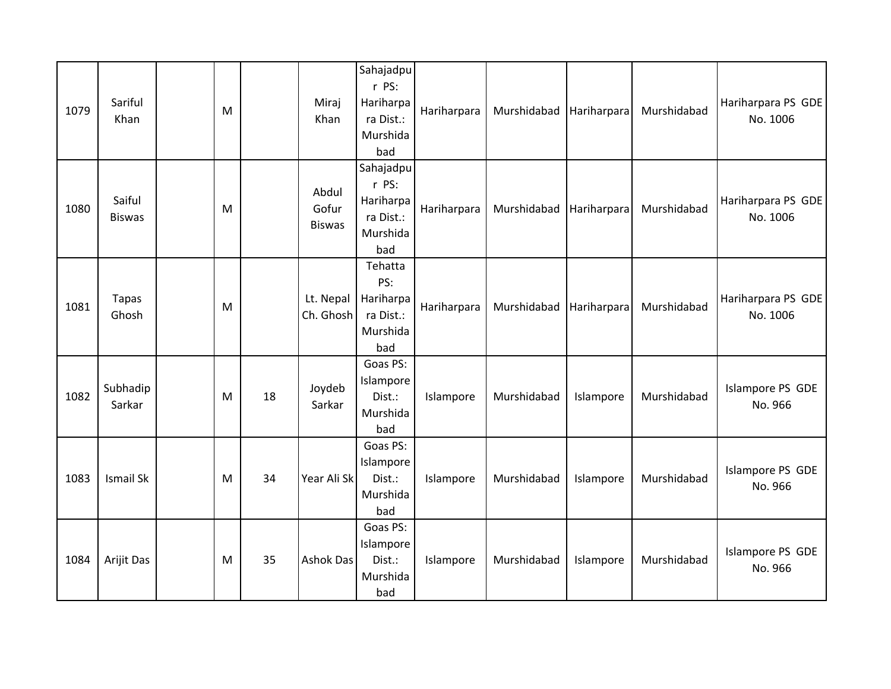| | | | | | | | | | | | |
|---|---|---|---|---|---|---|---|---|---|---|---|
| 1079 | Sariful Khan | | M | | Miraj Khan | Sahajadpur PS: Hariharpara Dist.: Murshidabad | Hariharpara | Murshidabad | Hariharpara | Murshidabad | Hariharpara PS GDE No. 1006 |
| 1080 | Saiful Biswas | | M | | Abdul Gofur Biswas | Sahajadpur PS: Hariharpara Dist.: Murshidabad | Hariharpara | Murshidabad | Hariharpara | Murshidabad | Hariharpara PS GDE No. 1006 |
| 1081 | Tapas Ghosh | | M | | Lt. Nepal Ch. Ghosh | Tehatta PS: Hariharpara Dist.: Murshidabad | Hariharpara | Murshidabad | Hariharpara | Murshidabad | Hariharpara PS GDE No. 1006 |
| 1082 | Subhadip Sarkar | | M | 18 | Joydeb Sarkar | Goas PS: Islampore Dist.: Murshidabad | Islampore | Murshidabad | Islampore | Murshidabad | Islampore PS GDE No. 966 |
| 1083 | Ismail Sk | | M | 34 | Year Ali Sk | Goas PS: Islampore Dist.: Murshidabad | Islampore | Murshidabad | Islampore | Murshidabad | Islampore PS GDE No. 966 |
| 1084 | Arijit Das | | M | 35 | Ashok Das | Goas PS: Islampore Dist.: Murshidabad | Islampore | Murshidabad | Islampore | Murshidabad | Islampore PS GDE No. 966 |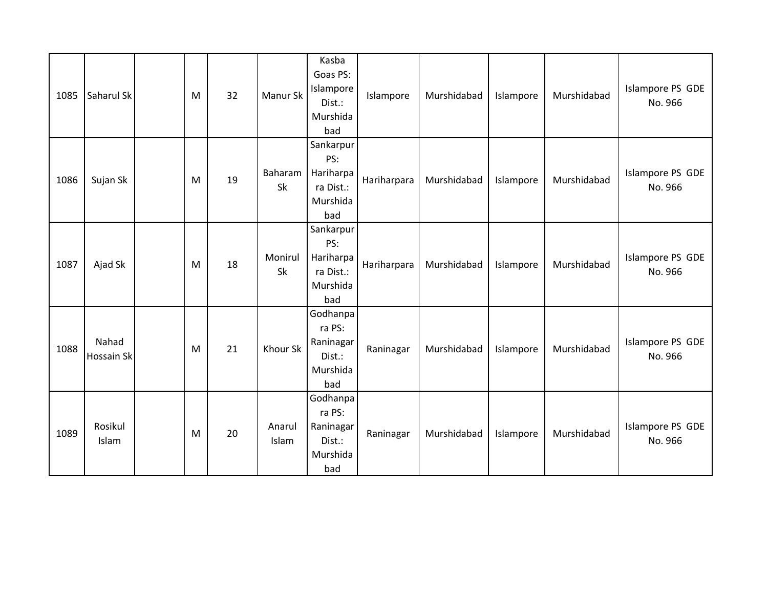| | | | | | | | | | | | |
|---|---|---|---|---|---|---|---|---|---|---|---|
| 1085 | Saharul Sk | | M | 32 | Manur Sk | Kasba Goas PS: Islampore Dist.: Murshidabad | Islampore | Murshidabad | Islampore | Murshidabad | Islampore PS GDE No. 966 |
| 1086 | Sujan Sk | | M | 19 | Baharam Sk | Sankarpur PS: Hariharpara Dist.: Murshidabad | Hariharpara | Murshidabad | Islampore | Murshidabad | Islampore PS GDE No. 966 |
| 1087 | Ajad Sk | | M | 18 | Monirul Sk | Sankarpur PS: Hariharpara Dist.: Murshidabad | Hariharpara | Murshidabad | Islampore | Murshidabad | Islampore PS GDE No. 966 |
| 1088 | Nahad Hossain Sk | | M | 21 | Khour Sk | Godhanpara PS: Raninagar Dist.: Murshidabad | Raninagar | Murshidabad | Islampore | Murshidabad | Islampore PS GDE No. 966 |
| 1089 | Rosikul Islam | | M | 20 | Anarul Islam | Godhanpara PS: Raninagar Dist.: Murshidabad | Raninagar | Murshidabad | Islampore | Murshidabad | Islampore PS GDE No. 966 |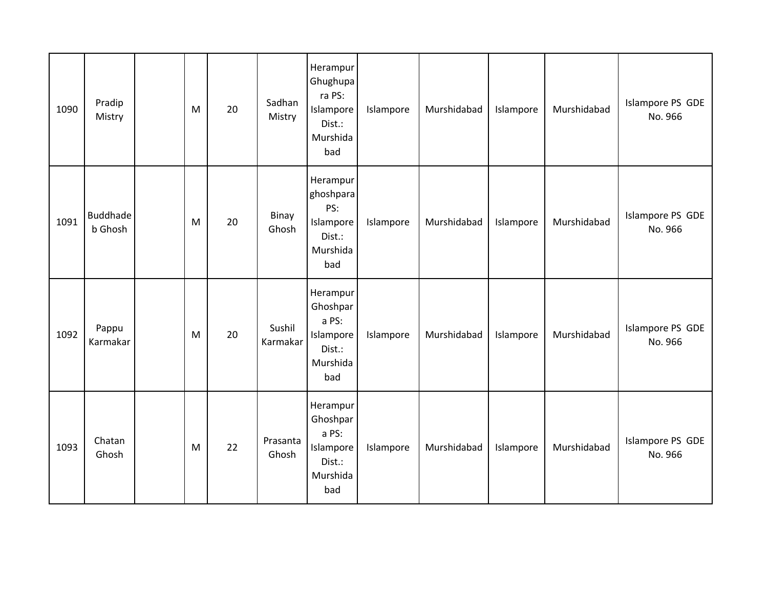| | | | | | | | | | | | |
|---|---|---|---|---|---|---|---|---|---|---|---|
| 1090 | Pradip Mistry | | M | 20 | Sadhan Mistry | Herampur Ghughupara PS: Islampore Dist.: Murshidabad | Islampore | Murshidabad | Islampore | Murshidabad | Islampore PS GDE No. 966 |
| 1091 | Buddhadeb Ghosh | | M | 20 | Binay Ghosh | Herampur ghoshpara PS: Islampore Dist.: Murshidabad | Islampore | Murshidabad | Islampore | Murshidabad | Islampore PS GDE No. 966 |
| 1092 | Pappu Karmakar | | M | 20 | Sushil Karmakar | Herampur Ghoshpara PS: Islampore Dist.: Murshidabad | Islampore | Murshidabad | Islampore | Murshidabad | Islampore PS GDE No. 966 |
| 1093 | Chatan Ghosh | | M | 22 | Prasanta Ghosh | Herampur Ghoshpara PS: Islampore Dist.: Murshidabad | Islampore | Murshidabad | Islampore | Murshidabad | Islampore PS GDE No. 966 |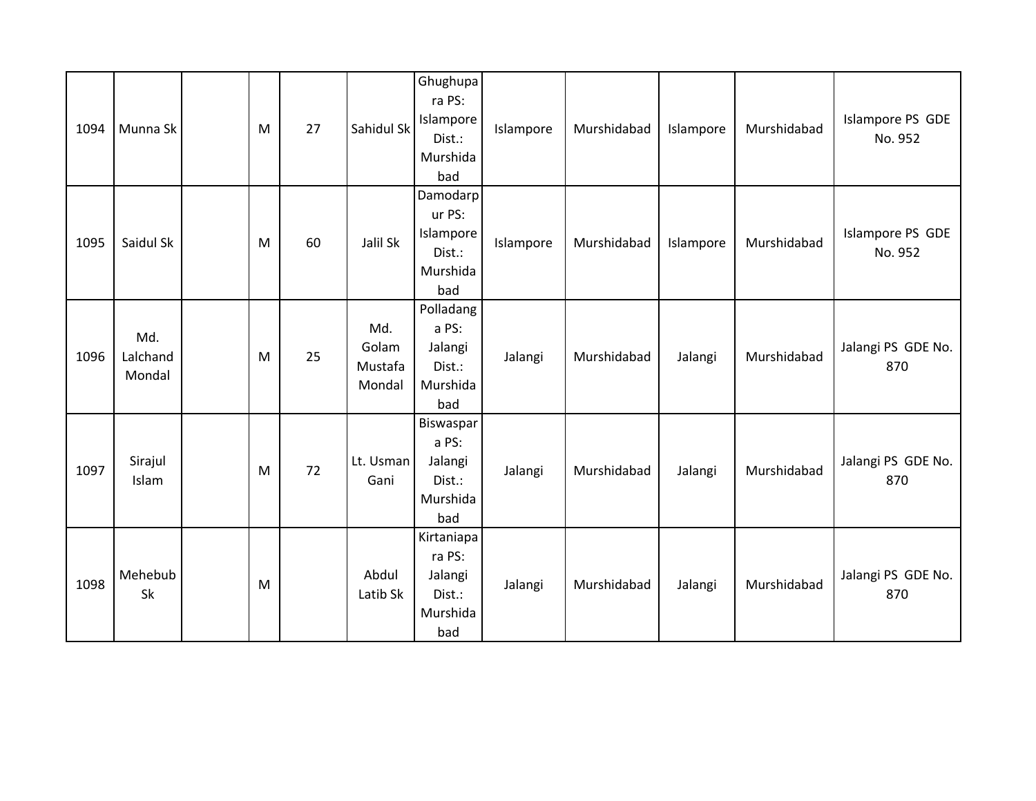| 1094 | Munna Sk | | M | 27 | Sahidul Sk | Ghughupara PS: Islampore Dist.: Murshidabad | Islampore | Murshidabad | Islampore | Murshidabad | Islampore PS GDE No. 952 |
|---|---|---|---|---|---|---|---|---|---|---|---|
| 1095 | Saidul Sk | | M | 60 | Jalil Sk | Damodarpur PS: Islampore Dist.: Murshidabad | Islampore | Murshidabad | Islampore | Murshidabad | Islampore PS GDE No. 952 |
| 1096 | Md. Lalchand Mondal | | M | 25 | Md. Golam Mustafa Mondal | Polladanga PS: Jalangi Dist.: Murshidabad | Jalangi | Murshidabad | Jalangi | Murshidabad | Jalangi PS GDE No. 870 |
| 1097 | Sirajul Islam | | M | 72 | Lt. Usman Gani | Biswaspara PS: Jalangi Dist.: Murshidabad | Jalangi | Murshidabad | Jalangi | Murshidabad | Jalangi PS GDE No. 870 |
| 1098 | Mehebub Sk | | M | | Abdul Latib Sk | Kirtaniapara PS: Jalangi Dist.: Murshidabad | Jalangi | Murshidabad | Jalangi | Murshidabad | Jalangi PS GDE No. 870 |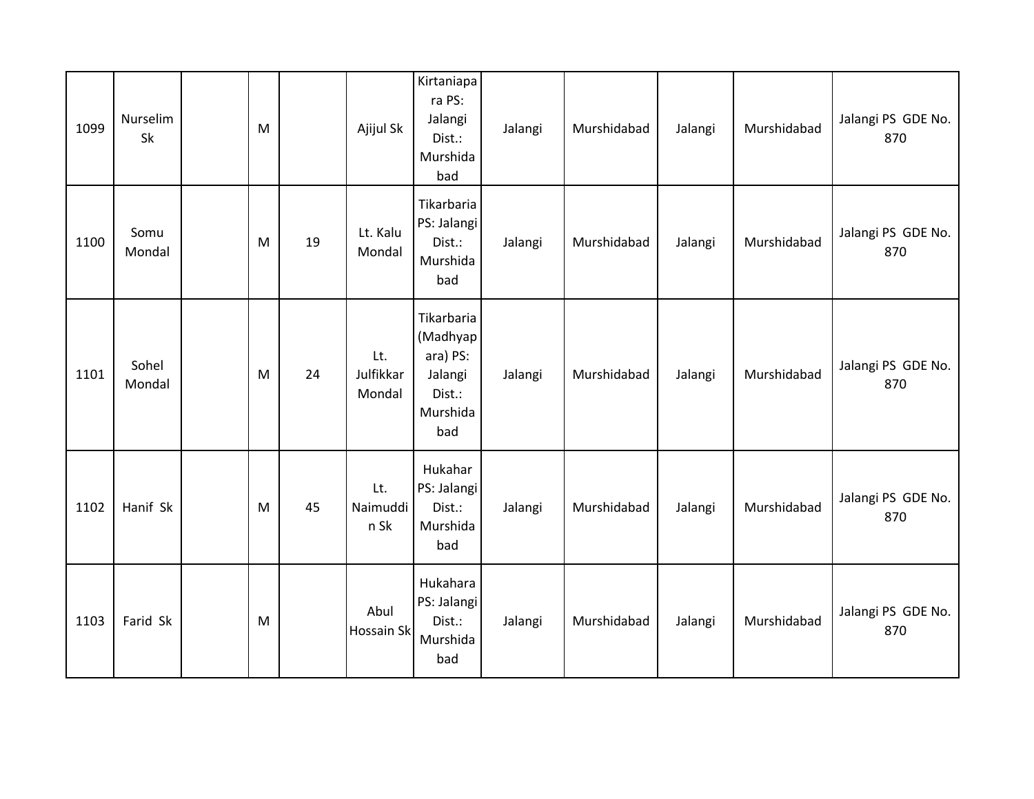| | | | | | | | | | | | |
|---|---|---|---|---|---|---|---|---|---|---|---|
| 1099 | Nurselim Sk | | M | | Ajijul Sk | Kirtaniapara PS: Jalangi Dist.: Murshidabad | Jalangi | Murshidabad | Jalangi | Murshidabad | Jalangi PS GDE No. 870 |
| 1100 | Somu Mondal | | M | 19 | Lt. Kalu Mondal | Tikarbaria PS: Jalangi Dist.: Murshidabad | Jalangi | Murshidabad | Jalangi | Murshidabad | Jalangi PS GDE No. 870 |
| 1101 | Sohel Mondal | | M | 24 | Lt. Julfikkar Mondal | Tikarbaria (Madhyapara) PS: Jalangi Dist.: Murshidabad | Jalangi | Murshidabad | Jalangi | Murshidabad | Jalangi PS GDE No. 870 |
| 1102 | Hanif Sk | | M | 45 | Lt. Naimuddin Sk | Hukahar PS: Jalangi Dist.: Murshidabad | Jalangi | Murshidabad | Jalangi | Murshidabad | Jalangi PS GDE No. 870 |
| 1103 | Farid Sk | | M | | Abul Hossain Sk | Hukahara PS: Jalangi Dist.: Murshidabad | Jalangi | Murshidabad | Jalangi | Murshidabad | Jalangi PS GDE No. 870 |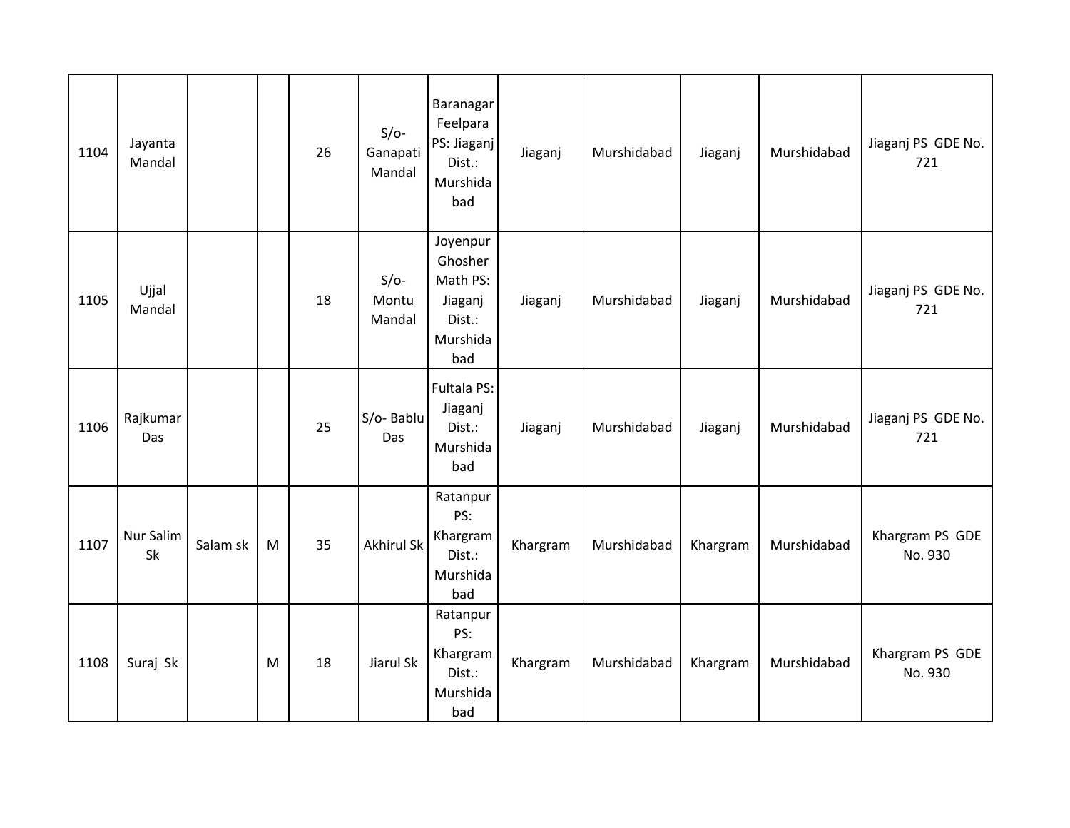| | | | | | | | | | | | | |
|---|---|---|---|---|---|---|---|---|---|---|---|---|
| 1104 | Jayanta Mandal | | | 26 | S/o- Ganapati Mandal | Baranagar Feelpara PS: Jiaganj Dist.: Murshidabad | Jiaganj | Murshidabad | Jiaganj | Murshidabad | Jiaganj PS GDE No. 721 |
| 1105 | Ujjal Mandal | | | 18 | S/o- Montu Mandal | Joyenpur Ghosher Math PS: Jiaganj Dist.: Murshidabad | Jiaganj | Murshidabad | Jiaganj | Murshidabad | Jiaganj PS GDE No. 721 |
| 1106 | Rajkumar Das | | | 25 | S/o- Bablu Das | Fultala PS: Jiaganj Dist.: Murshidabad | Jiaganj | Murshidabad | Jiaganj | Murshidabad | Jiaganj PS GDE No. 721 |
| 1107 | Nur Salim Sk | Salam sk | M | 35 | Akhirul Sk | Ratanpur PS: Khargram Dist.: Murshidabad | Khargram | Murshidabad | Khargram | Murshidabad | Khargram PS GDE No. 930 |
| 1108 | Suraj Sk | | M | 18 | Jiarul Sk | Ratanpur PS: Khargram Dist.: Murshidabad | Khargram | Murshidabad | Khargram | Murshidabad | Khargram PS GDE No. 930 |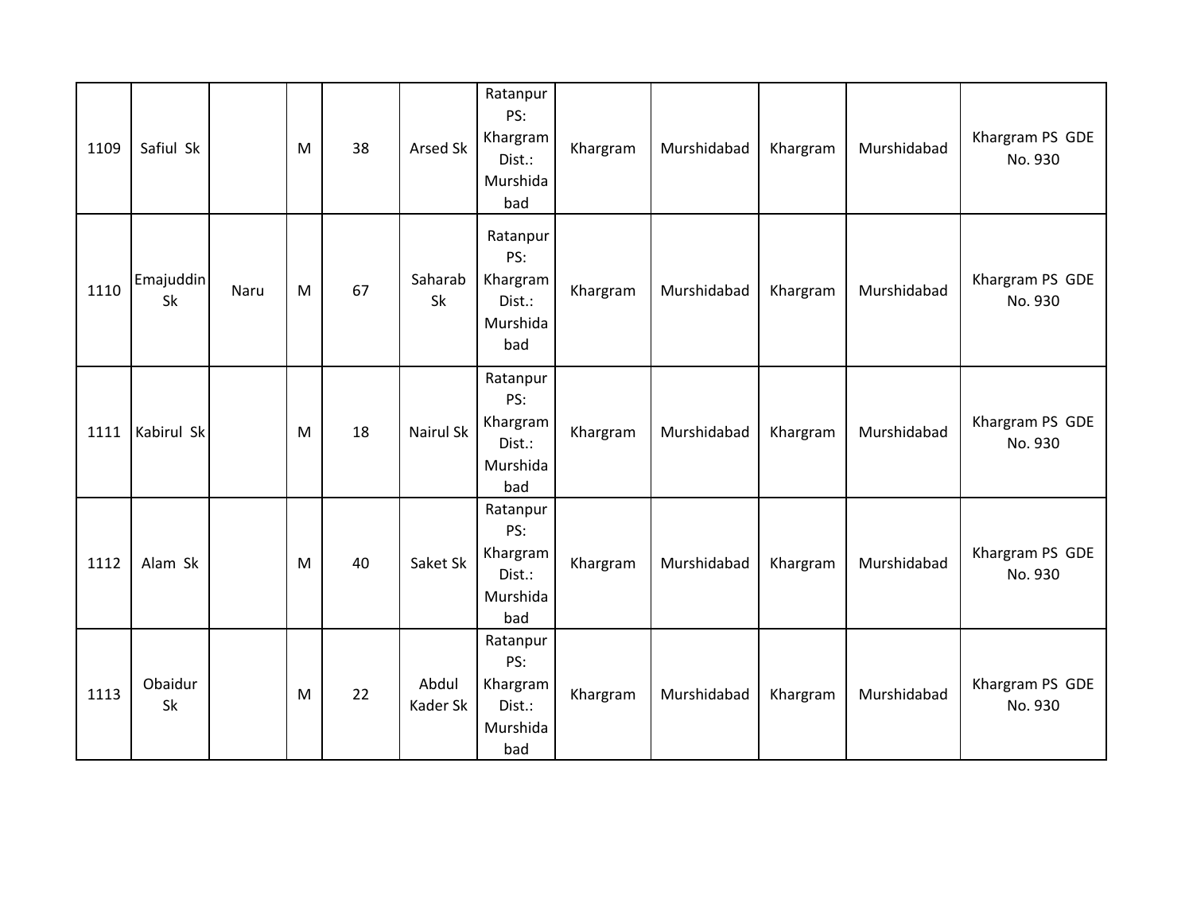| | | | | | | | | | | | |
|---|---|---|---|---|---|---|---|---|---|---|---|
| 1109 | Safiul Sk | | M | 38 | Arsed Sk | Ratanpur PS: Khargram Dist.: Murshidabad | Khargram | Murshidabad | Khargram | Murshidabad | Khargram PS GDE No. 930 |
| 1110 | Emajuddin Sk | Naru | M | 67 | Saharab Sk | Ratanpur PS: Khargram Dist.: Murshidabad | Khargram | Murshidabad | Khargram | Murshidabad | Khargram PS GDE No. 930 |
| 1111 | Kabirul Sk | | M | 18 | Nairul Sk | Ratanpur PS: Khargram Dist.: Murshidabad | Khargram | Murshidabad | Khargram | Murshidabad | Khargram PS GDE No. 930 |
| 1112 | Alam Sk | | M | 40 | Saket Sk | Ratanpur PS: Khargram Dist.: Murshidabad | Khargram | Murshidabad | Khargram | Murshidabad | Khargram PS GDE No. 930 |
| 1113 | Obaidur Sk | | M | 22 | Abdul Kader Sk | Ratanpur PS: Khargram Dist.: Murshidabad | Khargram | Murshidabad | Khargram | Murshidabad | Khargram PS GDE No. 930 |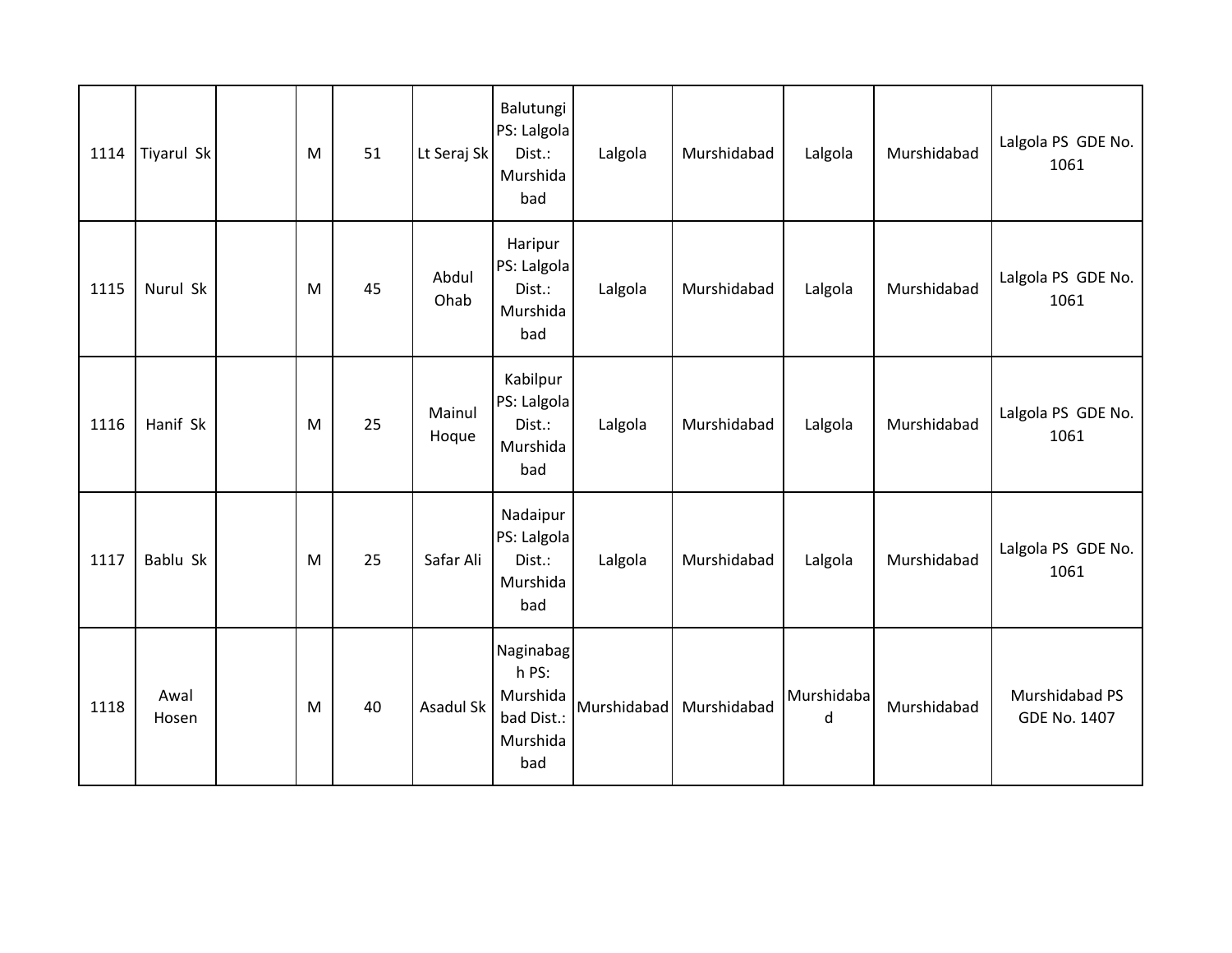| | | | | | | | | | | | |
|---|---|---|---|---|---|---|---|---|---|---|---|
| 1114 | Tiyarul Sk | | M | 51 | Lt Seraj Sk | Balutungi PS: Lalgola Dist.: Murshidabad | Lalgola | Murshidabad | Lalgola | Murshidabad | Lalgola PS GDE No. 1061 |
| 1115 | Nurul Sk | | M | 45 | Abdul Ohab | Haripur PS: Lalgola Dist.: Murshidabad | Lalgola | Murshidabad | Lalgola | Murshidabad | Lalgola PS GDE No. 1061 |
| 1116 | Hanif Sk | | M | 25 | Mainul Hoque | Kabilpur PS: Lalgola Dist.: Murshidabad | Lalgola | Murshidabad | Lalgola | Murshidabad | Lalgola PS GDE No. 1061 |
| 1117 | Bablu Sk | | M | 25 | Safar Ali | Nadaipur PS: Lalgola Dist.: Murshidabad | Lalgola | Murshidabad | Lalgola | Murshidabad | Lalgola PS GDE No. 1061 |
| 1118 | Awal Hosen | | M | 40 | Asadul Sk | Naginabagh PS: Murshidabad Dist.: Murshidabad | Murshidabad | Murshidabad | Murshidabad | Murshidabad | Murshidabad PS GDE No. 1407 |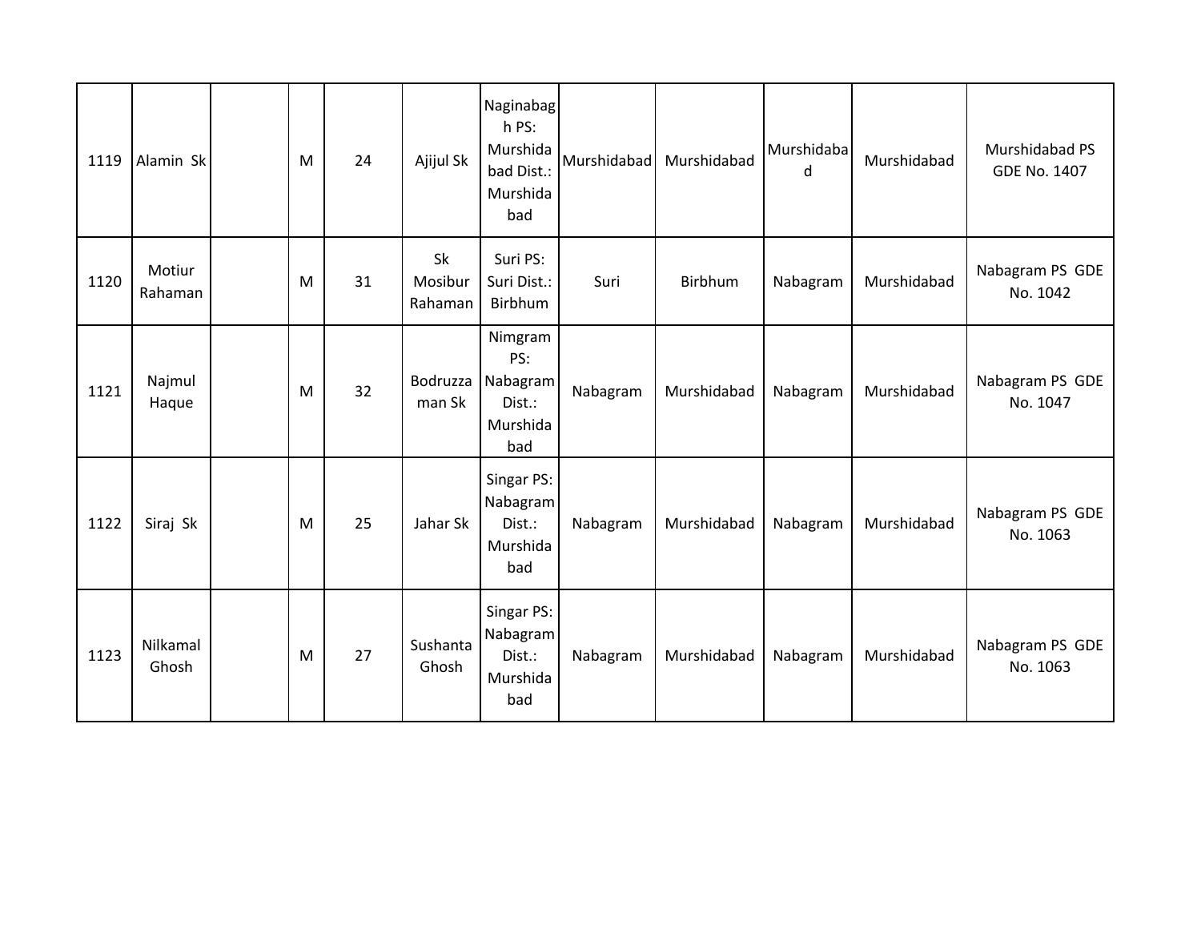| | | | | | | | | | | | |
|---|---|---|---|---|---|---|---|---|---|---|---|
| 1119 | Alamin Sk | | M | 24 | Ajijul Sk | Naginabagh PS: Murshidabad Dist.: Murshidabad | Murshidabad | Murshidabad | Murshidabad | Murshidabad | Murshidabad PS GDE No. 1407 |
| 1120 | Motiur Rahaman | | M | 31 | Sk Mosibur Rahaman | Suri PS: Suri Dist.: Birbhum | Suri | Birbhum | Nabagram | Murshidabad | Nabagram PS GDE No. 1042 |
| 1121 | Najmul Haque | | M | 32 | Bodruzzaman Sk | Nimgram PS: Nabagram Dist.: Murshidabad | Nabagram | Murshidabad | Nabagram | Murshidabad | Nabagram PS GDE No. 1047 |
| 1122 | Siraj Sk | | M | 25 | Jahar Sk | Singar PS: Nabagram Dist.: Murshidabad | Nabagram | Murshidabad | Nabagram | Murshidabad | Nabagram PS GDE No. 1063 |
| 1123 | Nilkamal Ghosh | | M | 27 | Sushanta Ghosh | Singar PS: Nabagram Dist.: Murshidabad | Nabagram | Murshidabad | Nabagram | Murshidabad | Nabagram PS GDE No. 1063 |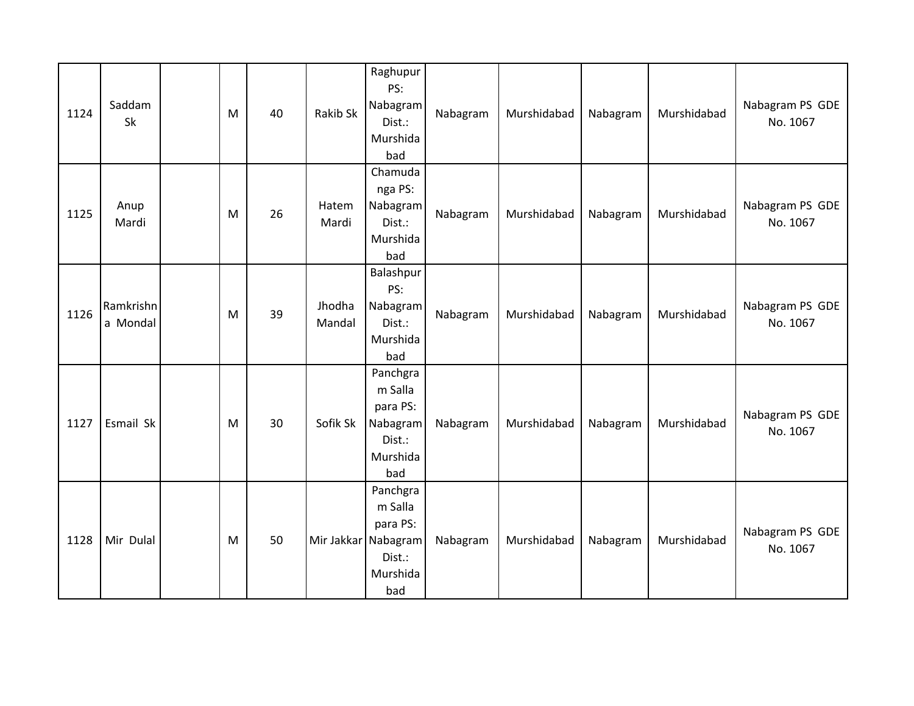| | | | | | | | | | | | |
|---|---|---|---|---|---|---|---|---|---|---|---|
| 1124 | Saddam Sk | | M | 40 | Rakib Sk | Raghupur PS: Nabagram Dist.: Murshidabad | Nabagram | Murshidabad | Nabagram | Murshidabad | Nabagram PS GDE No. 1067 |
| 1125 | Anup Mardi | | M | 26 | Hatem Mardi | Chamudanga PS: Nabagram Dist.: Murshidabad | Nabagram | Murshidabad | Nabagram | Murshidabad | Nabagram PS GDE No. 1067 |
| 1126 | Ramkrishna Mondal | | M | 39 | Jhodha Mandal | Balashpur PS: Nabagram Dist.: Murshidabad | Nabagram | Murshidabad | Nabagram | Murshidabad | Nabagram PS GDE No. 1067 |
| 1127 | Esmail Sk | | M | 30 | Sofik Sk | Panchgram Salla para PS: Nabagram Dist.: Murshidabad | Nabagram | Murshidabad | Nabagram | Murshidabad | Nabagram PS GDE No. 1067 |
| 1128 | Mir Dulal | | M | 50 | Mir Jakkar | Panchgram Salla para PS: Nabagram Dist.: Murshidabad | Nabagram | Murshidabad | Nabagram | Murshidabad | Nabagram PS GDE No. 1067 |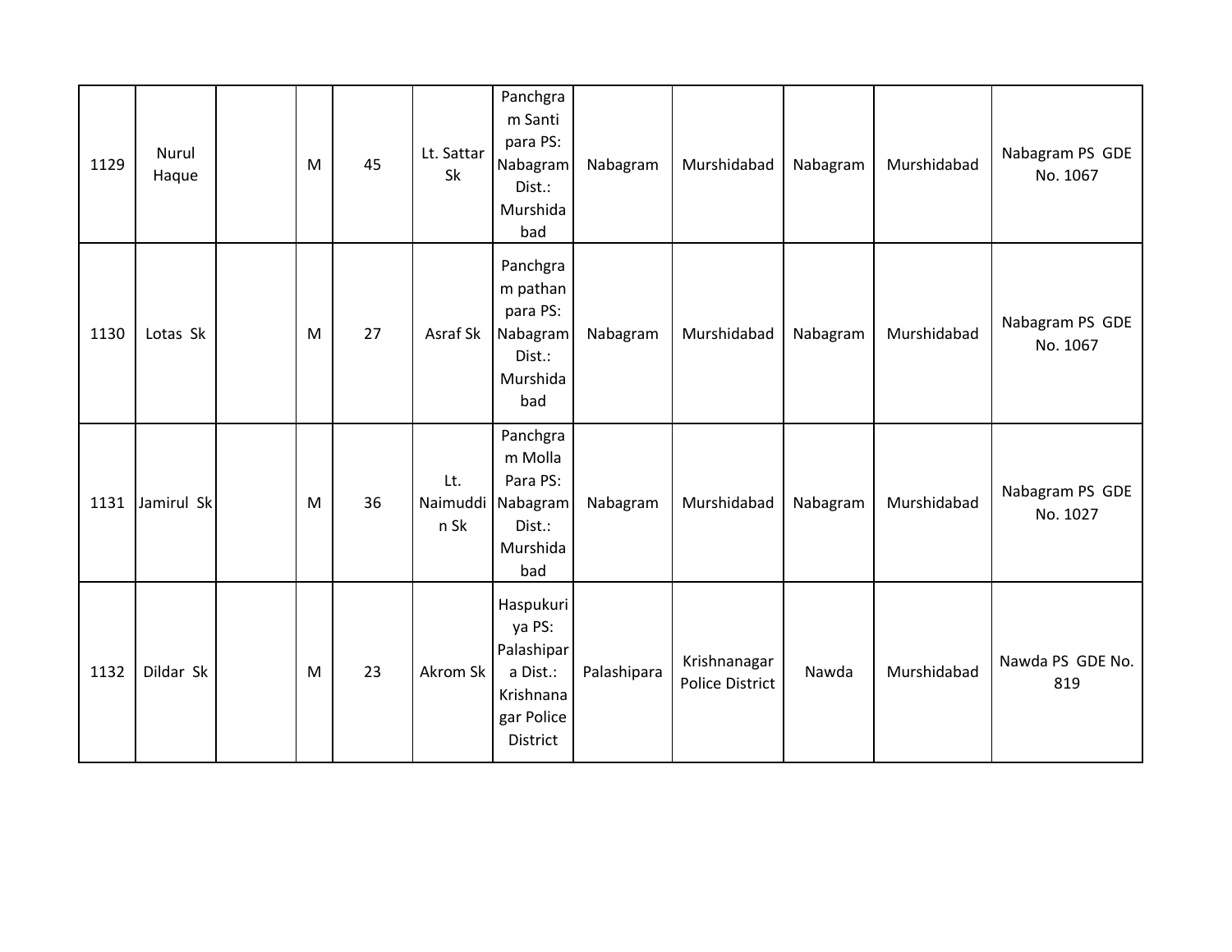| | | | | | | | | | | | |
|---|---|---|---|---|---|---|---|---|---|---|---|
| 1129 | Nurul Haque | | M | 45 | Lt. Sattar Sk | Panchgram Santi para PS: Nabagram Dist.: Murshidabad | Nabagram | Murshidabad | Nabagram | Murshidabad | Nabagram PS GDE No. 1067 |
| 1130 | Lotas Sk | | M | 27 | Asraf Sk | Panchgram pathan para PS: Nabagram Dist.: Murshidabad | Nabagram | Murshidabad | Nabagram | Murshidabad | Nabagram PS GDE No. 1067 |
| 1131 | Jamirul Sk | | M | 36 | Lt. Naimuddin Sk | Panchgram Molla Para PS: Nabagram Dist.: Murshidabad | Nabagram | Murshidabad | Nabagram | Murshidabad | Nabagram PS GDE No. 1027 |
| 1132 | Dildar Sk | | M | 23 | Akrom Sk | Haspukuriya PS: Palashipara Dist.: Krishnanagar Police District | Palashipara | Krishnanagar Police District | Nawda | Murshidabad | Nawda PS GDE No. 819 |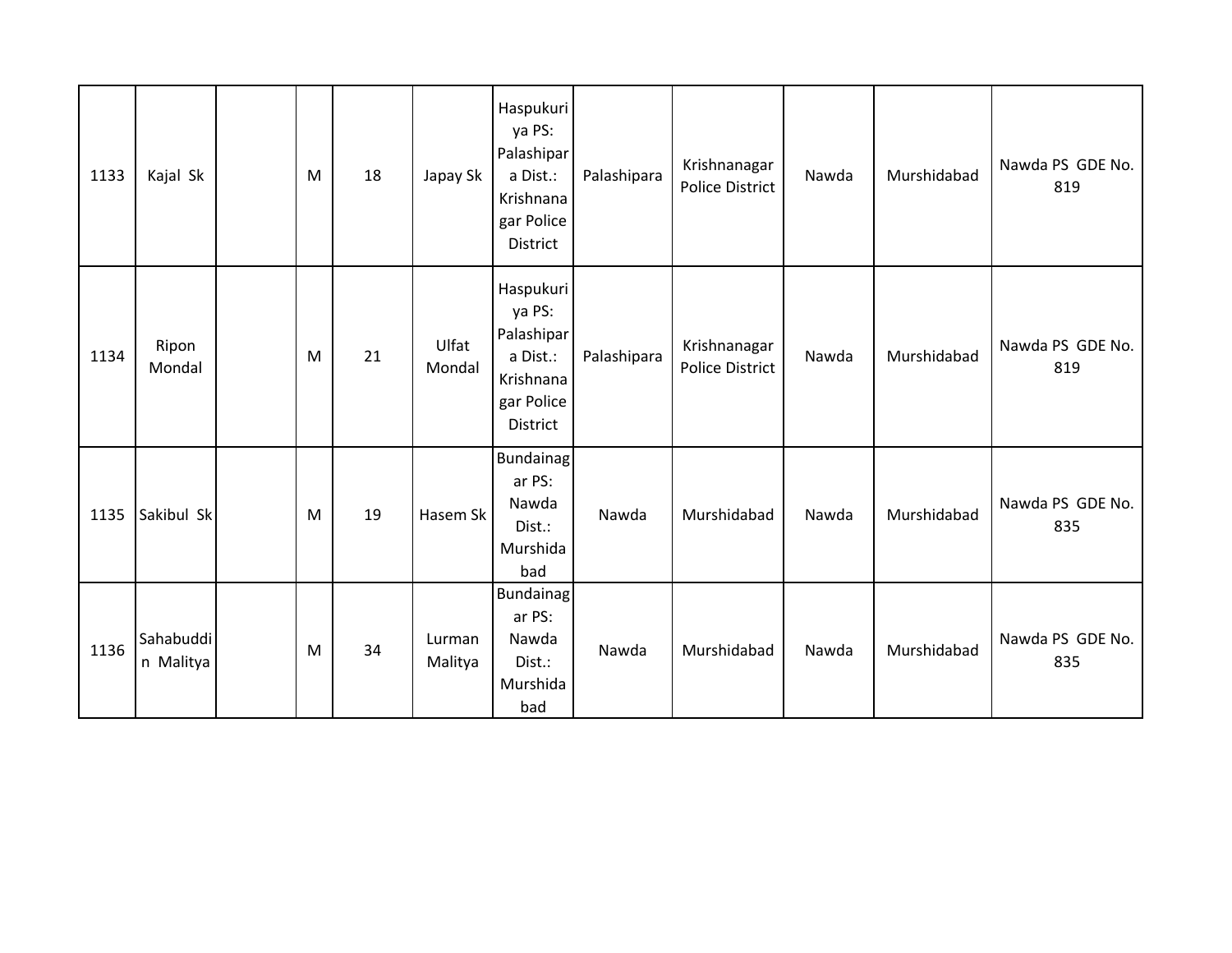| | | | | | | | | | | | |
|---|---|---|---|---|---|---|---|---|---|---|---|
| 1133 | Kajal Sk | | M | 18 | Japay Sk | Haspukuriya PS: Palashipara Dist.: Krishnanagar Police District | Palashipara | Krishnanagar Police District | Nawda | Murshidabad | Nawda PS GDE No. 819 |
| 1134 | Ripon Mondal | | M | 21 | Ulfat Mondal | Haspukuriya PS: Palashipara Dist.: Krishnanagar Police District | Palashipara | Krishnanagar Police District | Nawda | Murshidabad | Nawda PS GDE No. 819 |
| 1135 | Sakibul Sk | | M | 19 | Hasem Sk | Bundainagar PS: Nawda Dist.: Murshidabad | Nawda | Murshidabad | Nawda | Murshidabad | Nawda PS GDE No. 835 |
| 1136 | Sahabuddin Malitya | | M | 34 | Lurman Malitya | Bundainagar PS: Nawda Dist.: Murshidabad | Nawda | Murshidabad | Nawda | Murshidabad | Nawda PS GDE No. 835 |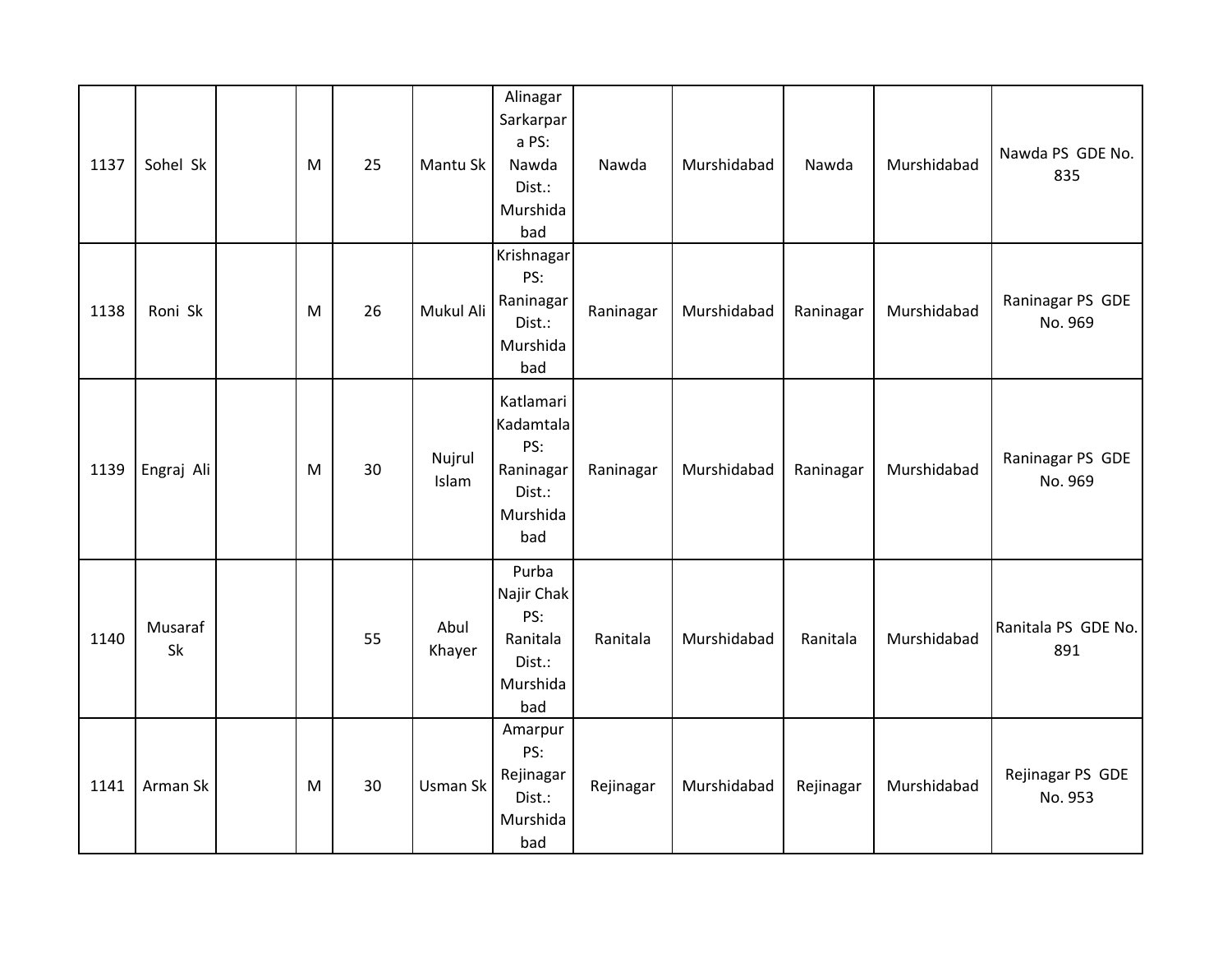| | | | | | | | | | | | |
|---|---|---|---|---|---|---|---|---|---|---|---|
| 1137 | Sohel Sk | | M | 25 | Mantu Sk | Alinagar Sarkarpara PS: Nawda Dist.: Murshidabad | Nawda | Murshidabad | Nawda | Murshidabad | Nawda PS GDE No. 835 |
| 1138 | Roni Sk | | M | 26 | Mukul Ali | Krishnagar PS: Raninagar Dist.: Murshidabad | Raninagar | Murshidabad | Raninagar | Murshidabad | Raninagar PS GDE No. 969 |
| 1139 | Engraj Ali | | M | 30 | Nujrul Islam | Katlamari Kadamtala PS: Raninagar Dist.: Murshidabad | Raninagar | Murshidabad | Raninagar | Murshidabad | Raninagar PS GDE No. 969 |
| 1140 | Musaraf Sk | | | 55 | Abul Khayer | Purba Najir Chak PS: Ranitala Dist.: Murshidabad | Ranitala | Murshidabad | Ranitala | Murshidabad | Ranitala PS GDE No. 891 |
| 1141 | Arman Sk | | M | 30 | Usman Sk | Amarpur PS: Rejinagar Dist.: Murshidabad | Rejinagar | Murshidabad | Rejinagar | Murshidabad | Rejinagar PS GDE No. 953 |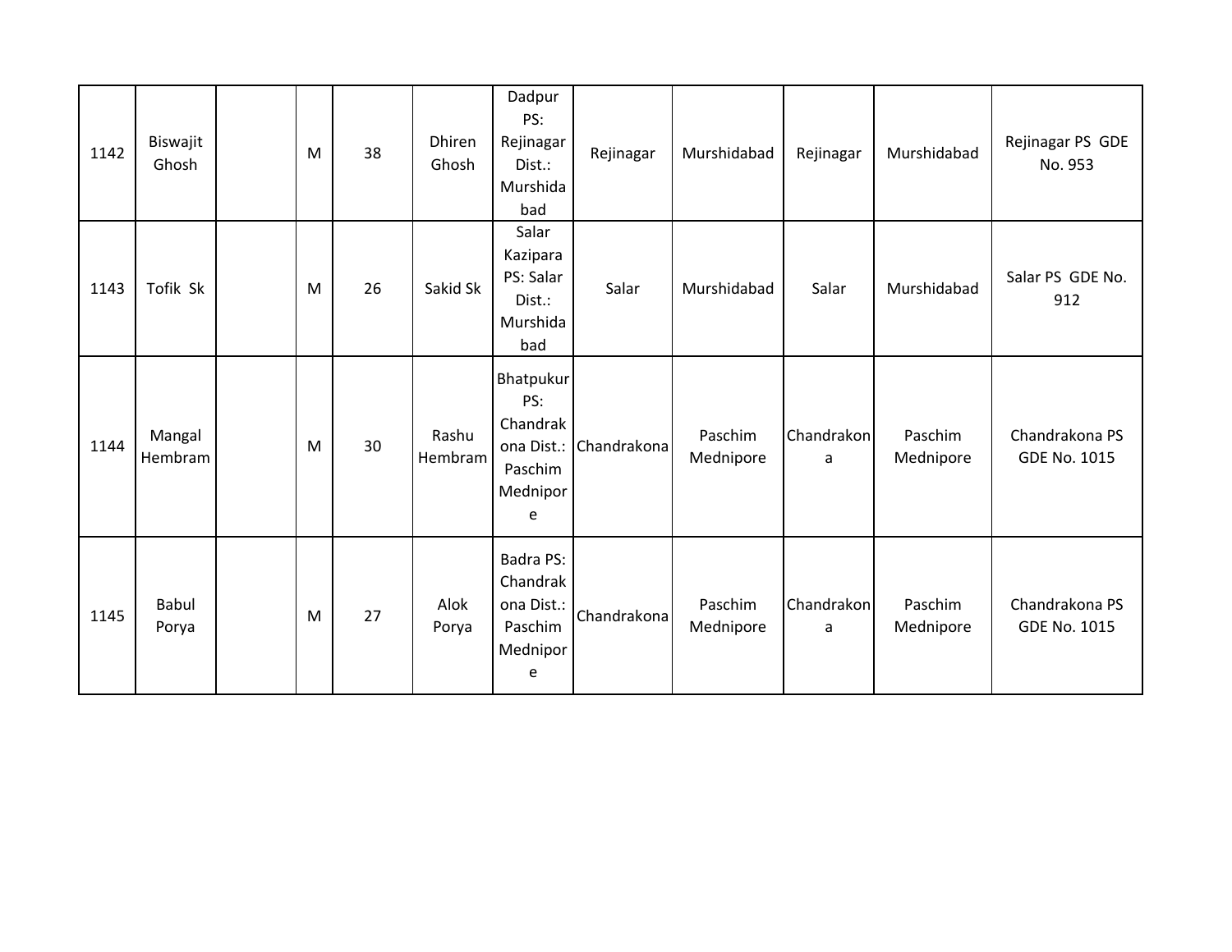| | | | | | | | | | | | |
|---|---|---|---|---|---|---|---|---|---|---|---|
| 1142 | Biswajit Ghosh | | M | 38 | Dhiren Ghosh | Dadpur PS: Rejinagar Dist.: Murshidabad | Rejinagar | Murshidabad | Rejinagar | Murshidabad | Rejinagar PS GDE No. 953 |
| 1143 | Tofik Sk | | M | 26 | Sakid Sk | Salar Kazipara PS: Salar Dist.: Murshidabad | Salar | Murshidabad | Salar | Murshidabad | Salar PS GDE No. 912 |
| 1144 | Mangal Hembram | | M | 30 | Rashu Hembram | Bhatpukur PS: Chandrakona Dist.: Paschim Mednipore | Chandrakona | Paschim Mednipore | Chandrakona | Paschim Mednipore | Chandrakona PS GDE No. 1015 |
| 1145 | Babul Porya | | M | 27 | Alok Porya | Badra PS: Chandrakona Dist.: Paschim Mednipore | Chandrakona | Paschim Mednipore | Chandrakona | Paschim Mednipore | Chandrakona PS GDE No. 1015 |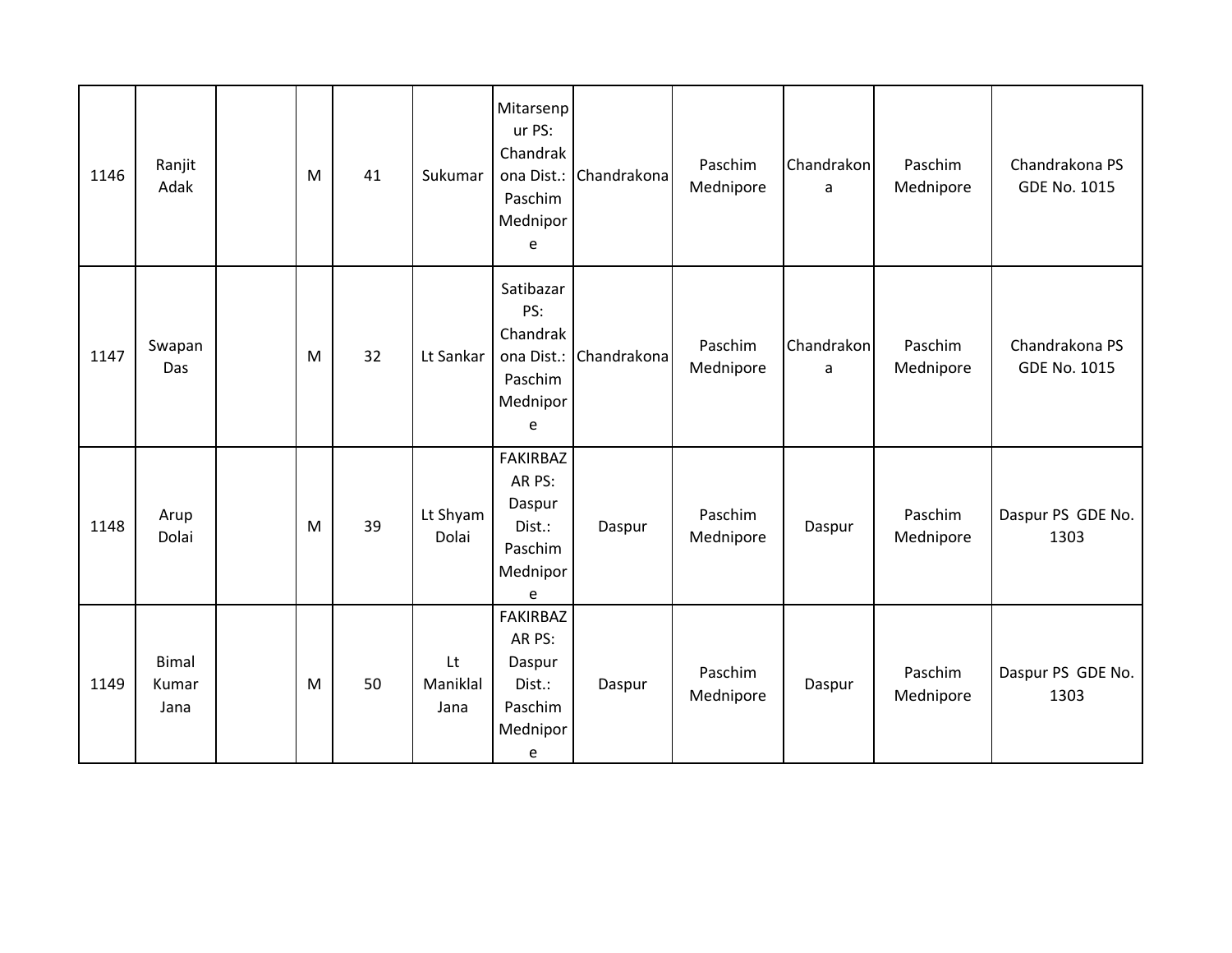| 1146 | Ranjit Adak | | M | 41 | Sukumar | Mitarsenpur PS: Chandrakona Dist.: Paschim Mednipore | Chandrakona | Paschim Mednipore | Chandrakona | Paschim Mednipore | Chandrakona PS GDE No. 1015 |
|---|---|---|---|---|---|---|---|---|---|---|---|
| 1147 | Swapan Das | | M | 32 | Lt Sankar | Satibazar PS: Chandrakona Dist.: Paschim Mednipore | Chandrakona | Paschim Mednipore | Chandrakona | Paschim Mednipore | Chandrakona PS GDE No. 1015 |
| 1148 | Arup Dolai | | M | 39 | Lt Shyam Dolai | FAKIRBAZAR PS: Daspur Dist.: Paschim Mednipore | Daspur | Paschim Mednipore | Daspur | Paschim Mednipore | Daspur PS GDE No. 1303 |
| 1149 | Bimal Kumar Jana | | M | 50 | Lt Maniklal Jana | FAKIRBAZAR PS: Daspur Dist.: Paschim Mednipore | Daspur | Paschim Mednipore | Daspur | Paschim Mednipore | Daspur PS GDE No. 1303 |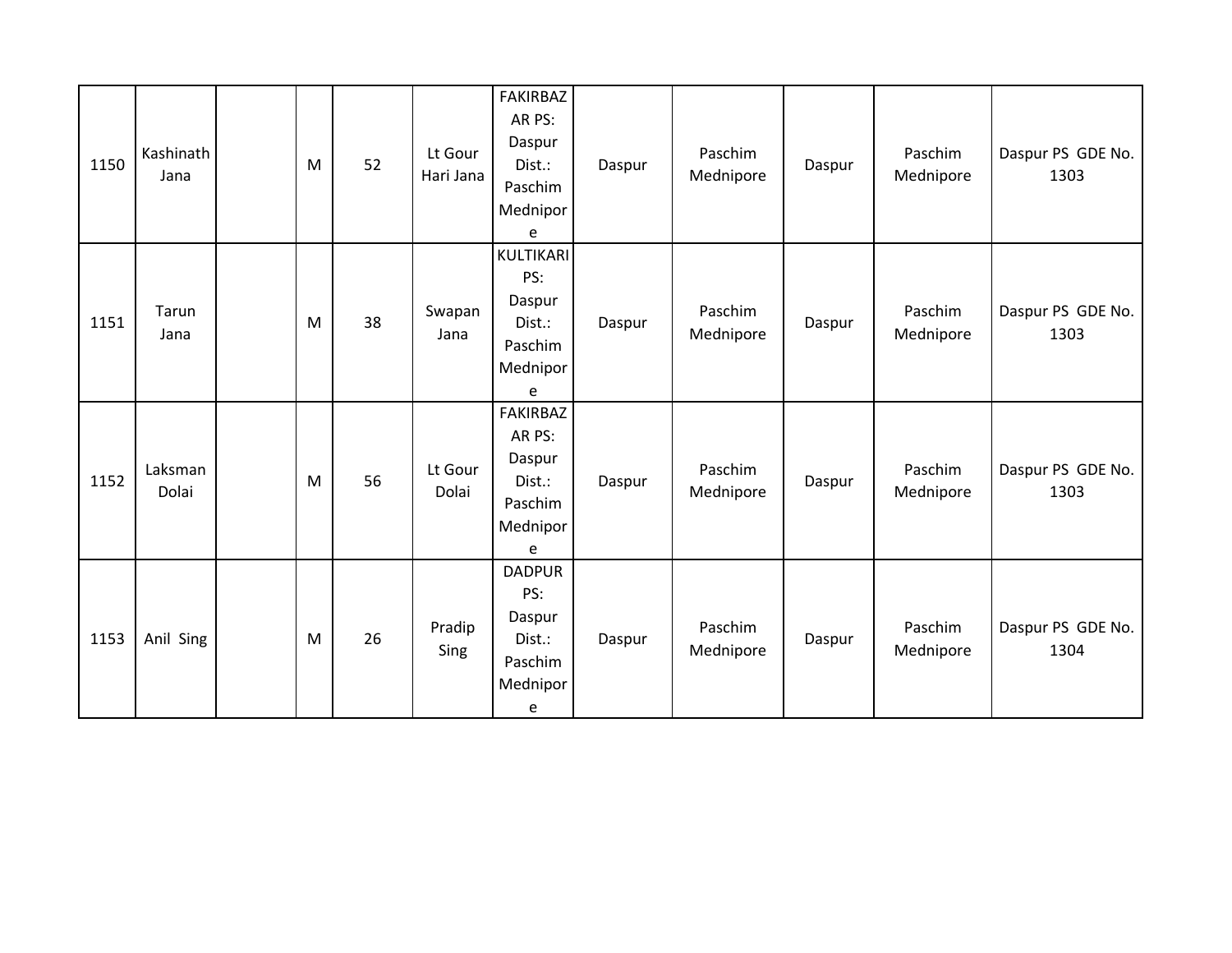| 1150 | Kashinath Jana | | M | 52 | Lt Gour Hari Jana | FAKIRBAZAR PS: Daspur Dist.: Paschim Mednipore | Daspur | Paschim Mednipore | Daspur | Paschim Mednipore | Daspur PS GDE No. 1303 |
|---|---|---|---|---|---|---|---|---|---|---|---|
| 1151 | Tarun Jana | | M | 38 | Swapan Jana | KULTIKARI PS: Daspur Dist.: Paschim Mednipore | Daspur | Paschim Mednipore | Daspur | Paschim Mednipore | Daspur PS GDE No. 1303 |
| 1152 | Laksman Dolai | | M | 56 | Lt Gour Dolai | FAKIRBAZAR PS: Daspur Dist.: Paschim Mednipore | Daspur | Paschim Mednipore | Daspur | Paschim Mednipore | Daspur PS GDE No. 1303 |
| 1153 | Anil Sing | | M | 26 | Pradip Sing | DADPUR PS: Daspur Dist.: Paschim Mednipore | Daspur | Paschim Mednipore | Daspur | Paschim Mednipore | Daspur PS GDE No. 1304 |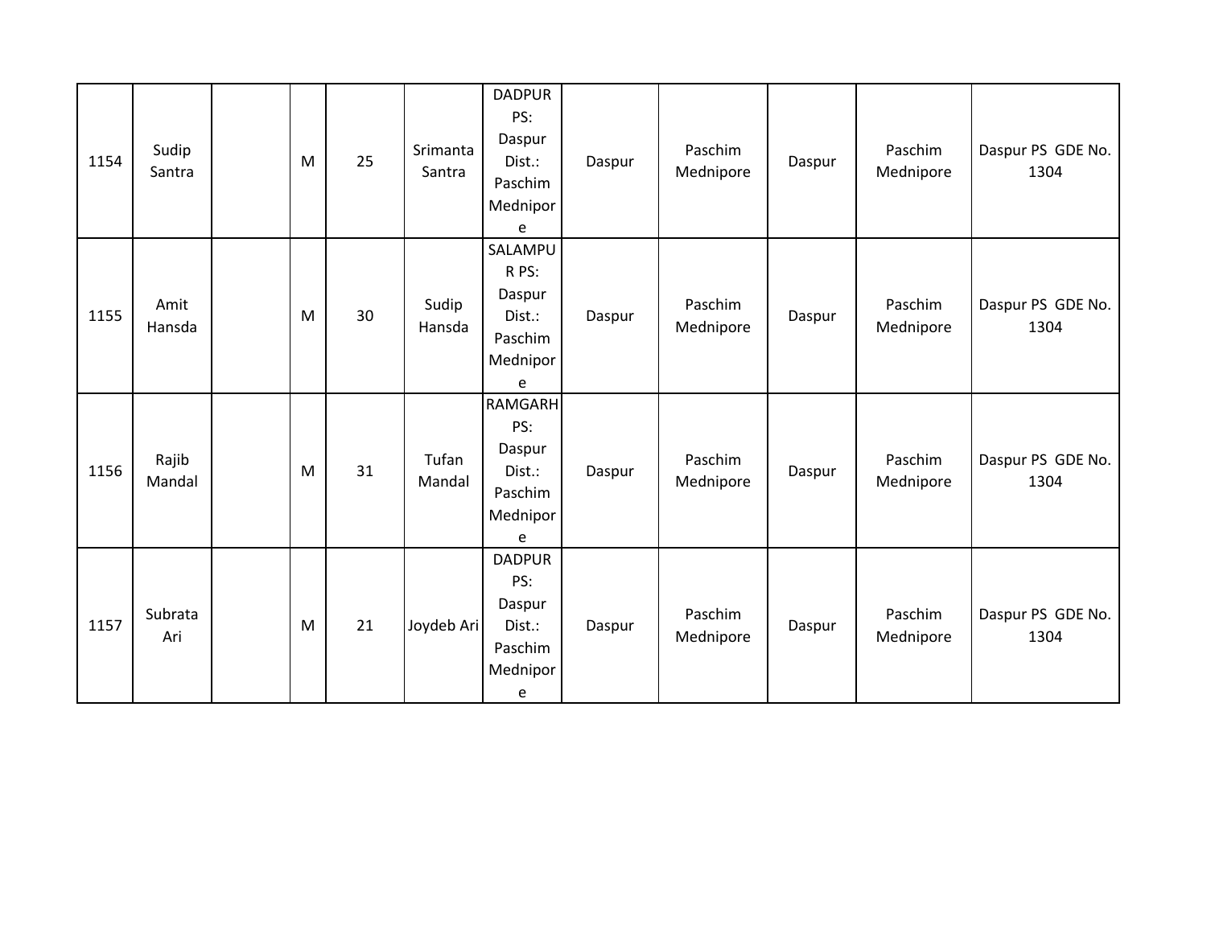| 1154 | Sudip Santra | | M | 25 | Srimanta Santra | DADPUR PS: Daspur Dist.: Paschim Mednipore | Daspur | Paschim Mednipore | Daspur | Paschim Mednipore | Daspur PS GDE No. 1304 |
|---|---|---|---|---|---|---|---|---|---|---|---|
| 1155 | Amit Hansda | | M | 30 | Sudip Hansda | SALAMPUR PS: Daspur Dist.: Paschim Mednipore | Daspur | Paschim Mednipore | Daspur | Paschim Mednipore | Daspur PS GDE No. 1304 |
| 1156 | Rajib Mandal | | M | 31 | Tufan Mandal | RAMGARH PS: Daspur Dist.: Paschim Mednipore | Daspur | Paschim Mednipore | Daspur | Paschim Mednipore | Daspur PS GDE No. 1304 |
| 1157 | Subrata Ari | | M | 21 | Joydeb Ari | DADPUR PS: Daspur Dist.: Paschim Mednipore | Daspur | Paschim Mednipore | Daspur | Paschim Mednipore | Daspur PS GDE No. 1304 |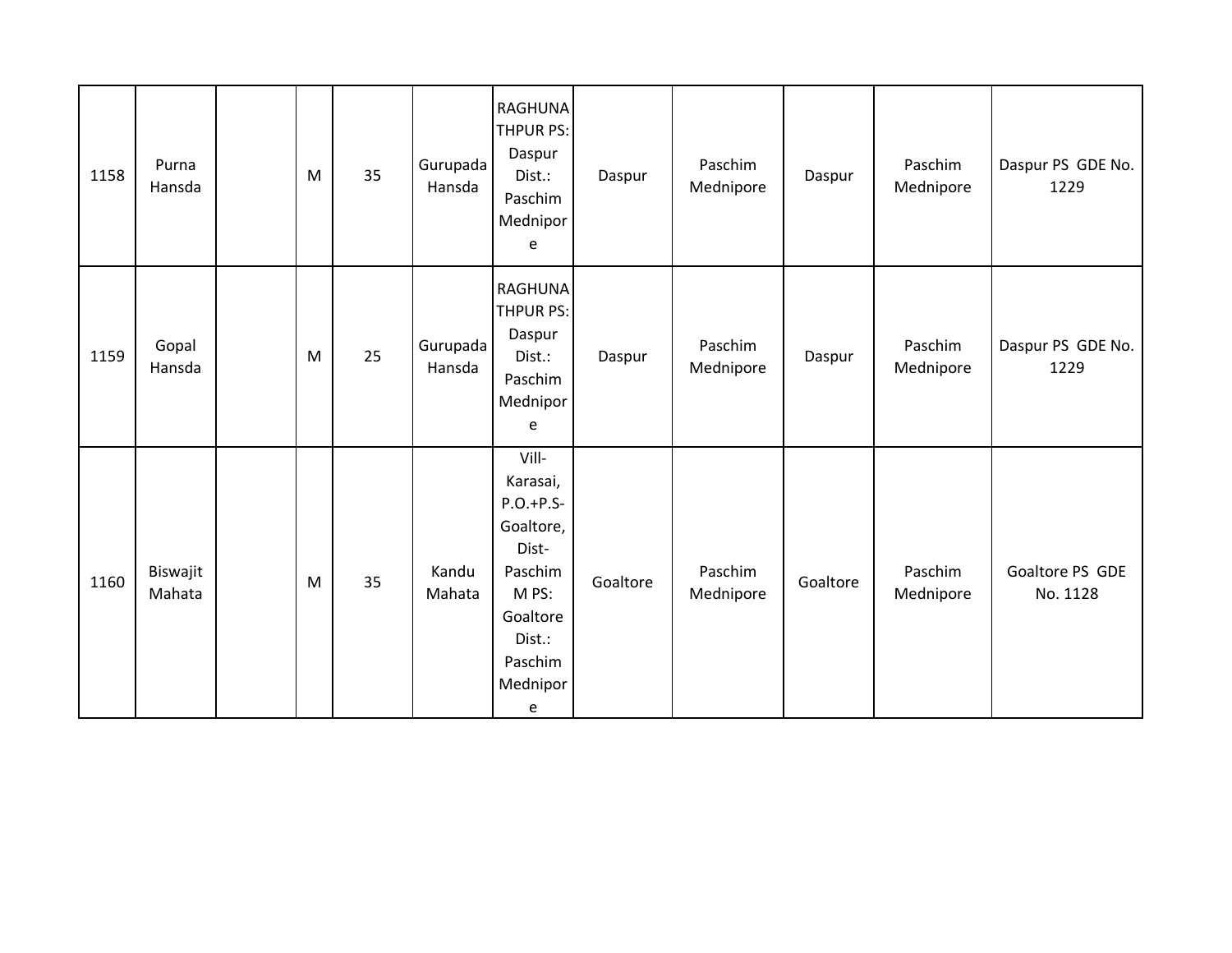| 1158 | Purna Hansda | | M | 35 | Gurupada Hansda | RAGHUNATHPUR PS: Daspur Dist.: Paschim Mednipore | Daspur | Paschim Mednipore | Daspur | Paschim Mednipore | Daspur PS GDE No. 1229 |
|---|---|---|---|---|---|---|---|---|---|---|---|
| 1159 | Gopal Hansda | | M | 25 | Gurupada Hansda | RAGHUNATHPUR PS: Daspur Dist.: Paschim Mednipore | Daspur | Paschim Mednipore | Daspur | Paschim Mednipore | Daspur PS GDE No. 1229 |
| 1160 | Biswajit Mahata | | M | 35 | Kandu Mahata | Vill-Karasai, P.O.+P.S-Goaltore, Dist-Paschim M PS: Goaltore Dist.: Paschim Mednipore | Goaltore | Paschim Mednipore | Goaltore | Paschim Mednipore | Goaltore PS GDE No. 1128 |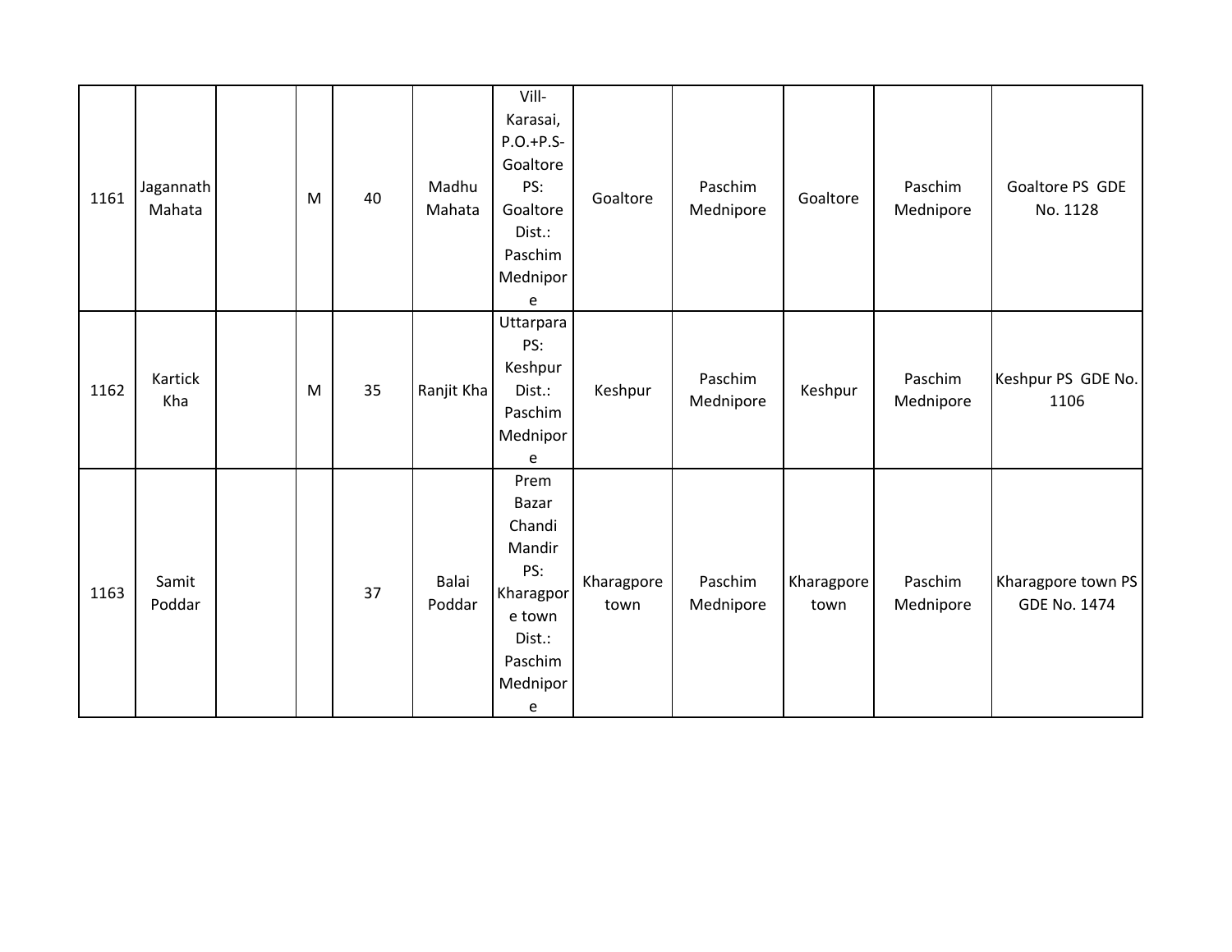| | | | | | | | | | | | |
|---|---|---|---|---|---|---|---|---|---|---|---|
| 1161 | Jagannath Mahata | | M | 40 | Madhu Mahata | Vill-Karasai, P.O.+P.S-Goaltore PS: Goaltore Dist.: Paschim Mednipore | Goaltore | Paschim Mednipore | Goaltore | Paschim Mednipore | Goaltore PS GDE No. 1128 |
| 1162 | Kartick Kha | | M | 35 | Ranjit Kha | Uttarpara PS: Keshpur Dist.: Paschim Mednipore | Keshpur | Paschim Mednipore | Keshpur | Paschim Mednipore | Keshpur PS GDE No. 1106 |
| 1163 | Samit Poddar | | | 37 | Balai Poddar | Prem Bazar Chandi Mandir PS: Kharagpore town Dist.: Paschim Mednipore | Kharagpore town | Paschim Mednipore | Kharagpore town | Paschim Mednipore | Kharagpore town PS GDE No. 1474 |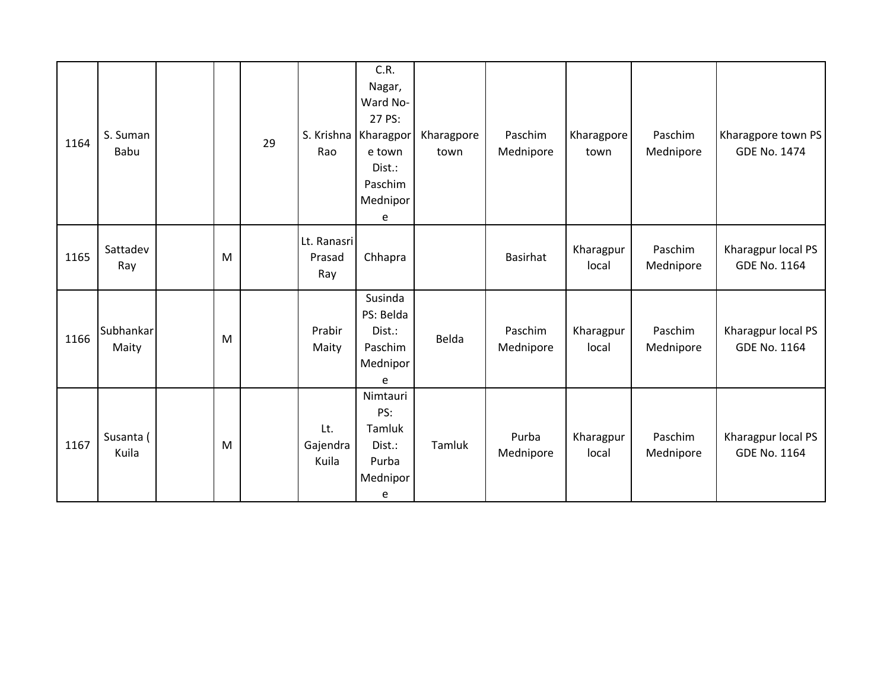| | | | | | | | | | | | |
|---|---|---|---|---|---|---|---|---|---|---|---|
| 1164 | S. Suman Babu | | | 29 | S. Krishna Rao | C.R. Nagar, Ward No-27 PS: Kharagpore town Dist.: Paschim Mednipore | Kharagpore town | Paschim Mednipore | Kharagpore town | Paschim Mednipore | Kharagpore town PS GDE No. 1474 |
| 1165 | Sattadev Ray | | M | | Lt. Ranasri Prasad Ray | Chhapra | | Basirhat | Kharagpur local | Paschim Mednipore | Kharagpur local PS GDE No. 1164 |
| 1166 | Subhankar Maity | | M | | Prabir Maity | Susinda PS: Belda Dist.: Paschim Mednipore | Belda | Paschim Mednipore | Kharagpur local | Paschim Mednipore | Kharagpur local PS GDE No. 1164 |
| 1167 | Susanta ( Kuila | | M | | Lt. Gajendra Kuila | Nimtauri PS: Tamluk Dist.: Purba Mednipore | Tamluk | Purba Mednipore | Kharagpur local | Paschim Mednipore | Kharagpur local PS GDE No. 1164 |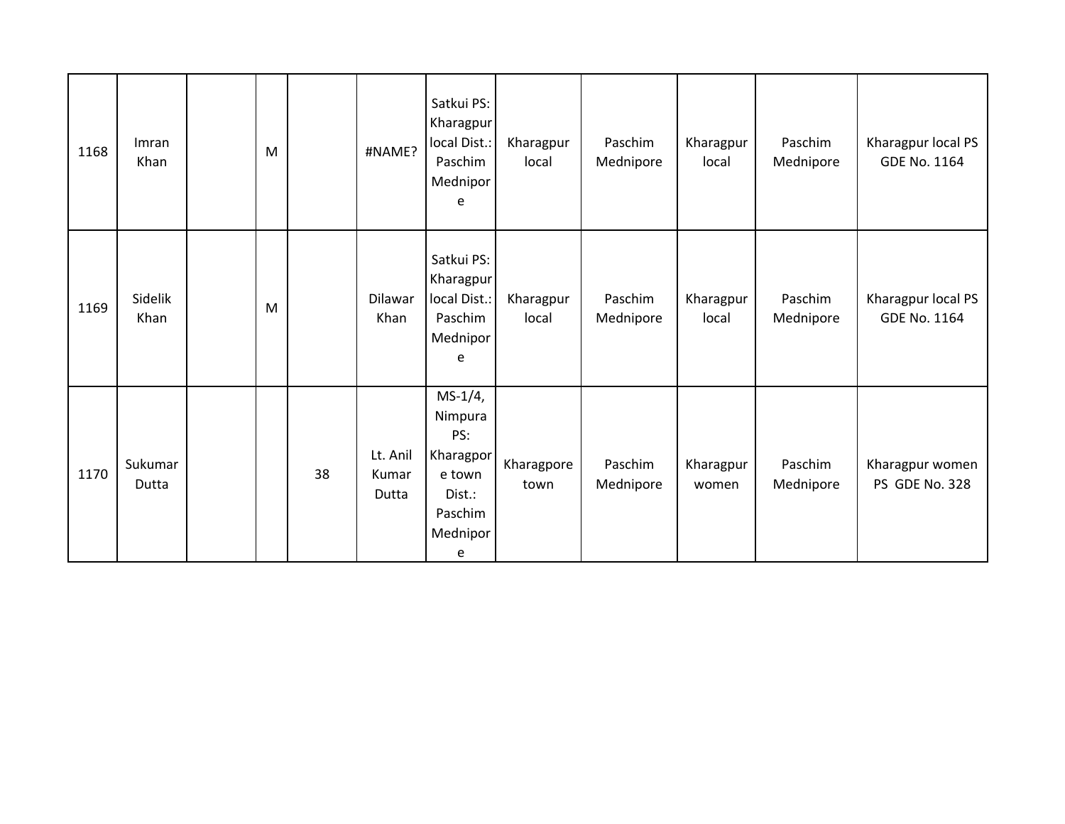| | | | | | | | | | | | |
|---|---|---|---|---|---|---|---|---|---|---|---|
| 1168 | Imran Khan | | M | | #NAME? | Satkui PS: Kharagpur local Dist.: Paschim Mednipore | Kharagpur local | Paschim Mednipore | Kharagpur local | Paschim Mednipore | Kharagpur local PS GDE No. 1164 |
| 1169 | Sidelik Khan | | M | | Dilawar Khan | Satkui PS: Kharagpur local Dist.: Paschim Mednipore | Kharagpur local | Paschim Mednipore | Kharagpur local | Paschim Mednipore | Kharagpur local PS GDE No. 1164 |
| 1170 | Sukumar Dutta | | | 38 | Lt. Anil Kumar Dutta | MS-1/4, Nimpura PS: Kharagpore town Dist.: Paschim Mednipore | Kharagpore town | Paschim Mednipore | Kharagpur women | Paschim Mednipore | Kharagpur women PS GDE No. 328 |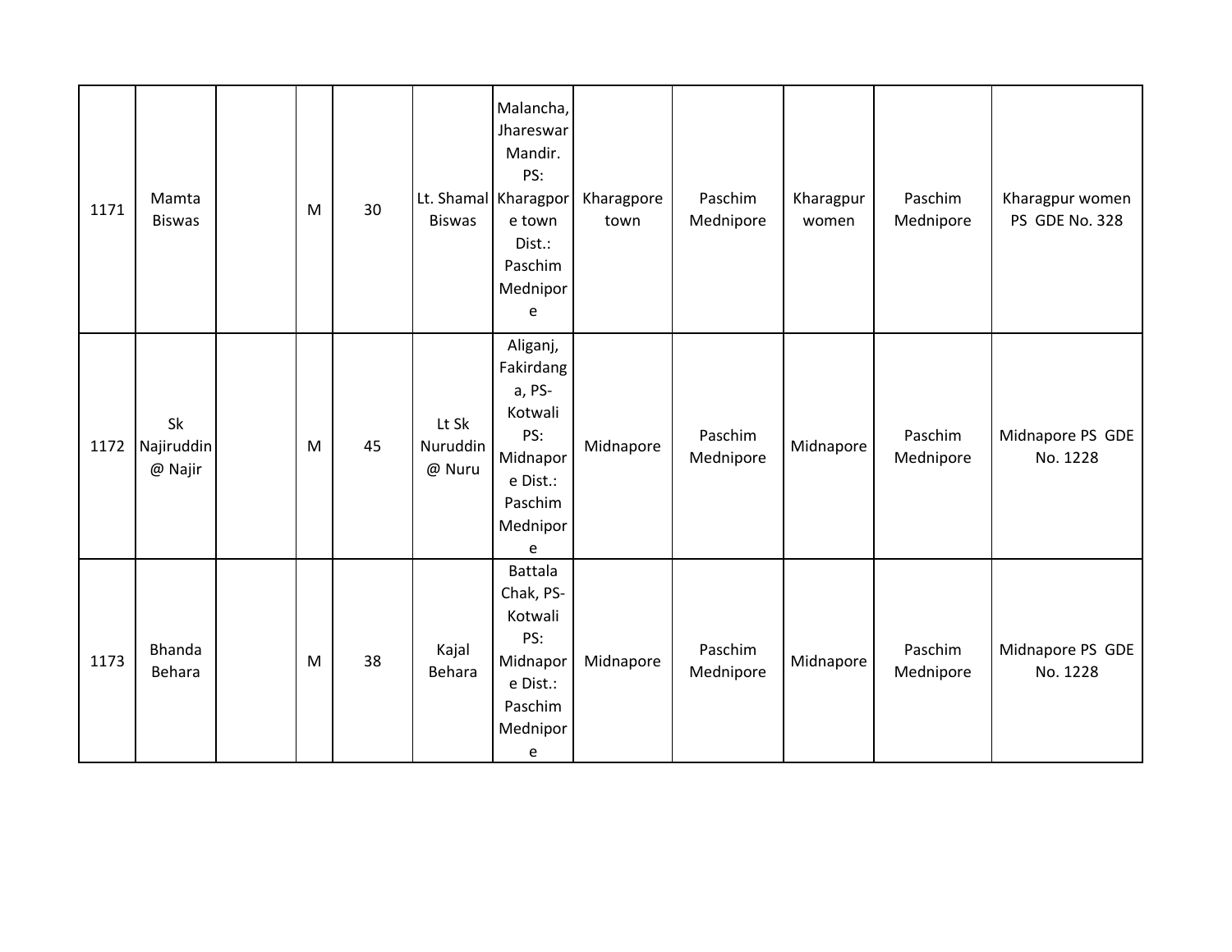| | | | | | | | | | | | |
|---|---|---|---|---|---|---|---|---|---|---|---|
| 1171 | Mamta Biswas | | M | 30 | Lt. Shamal Biswas | Malancha, Jhareswar Mandir. PS: Kharagpore town Dist.: Paschim Mednipore | Kharagpore town | Paschim Mednipore | Kharagpur women | Paschim Mednipore | Kharagpur women PS GDE No. 328 |
| 1172 | Sk Najiruddin @ Najir | | M | 45 | Lt Sk Nuruddin @ Nuru | Aliganj, Fakirdanga, PS-Kotwali PS: Midnapore Dist.: Paschim Mednipore | Midnapore | Paschim Mednipore | Midnapore | Paschim Mednipore | Midnapore PS GDE No. 1228 |
| 1173 | Bhanda Behara | | M | 38 | Kajal Behara | Battala Chak, PS-Kotwali PS: Midnapore Dist.: Paschim Mednipore | Midnapore | Paschim Mednipore | Midnapore | Paschim Mednipore | Midnapore PS GDE No. 1228 |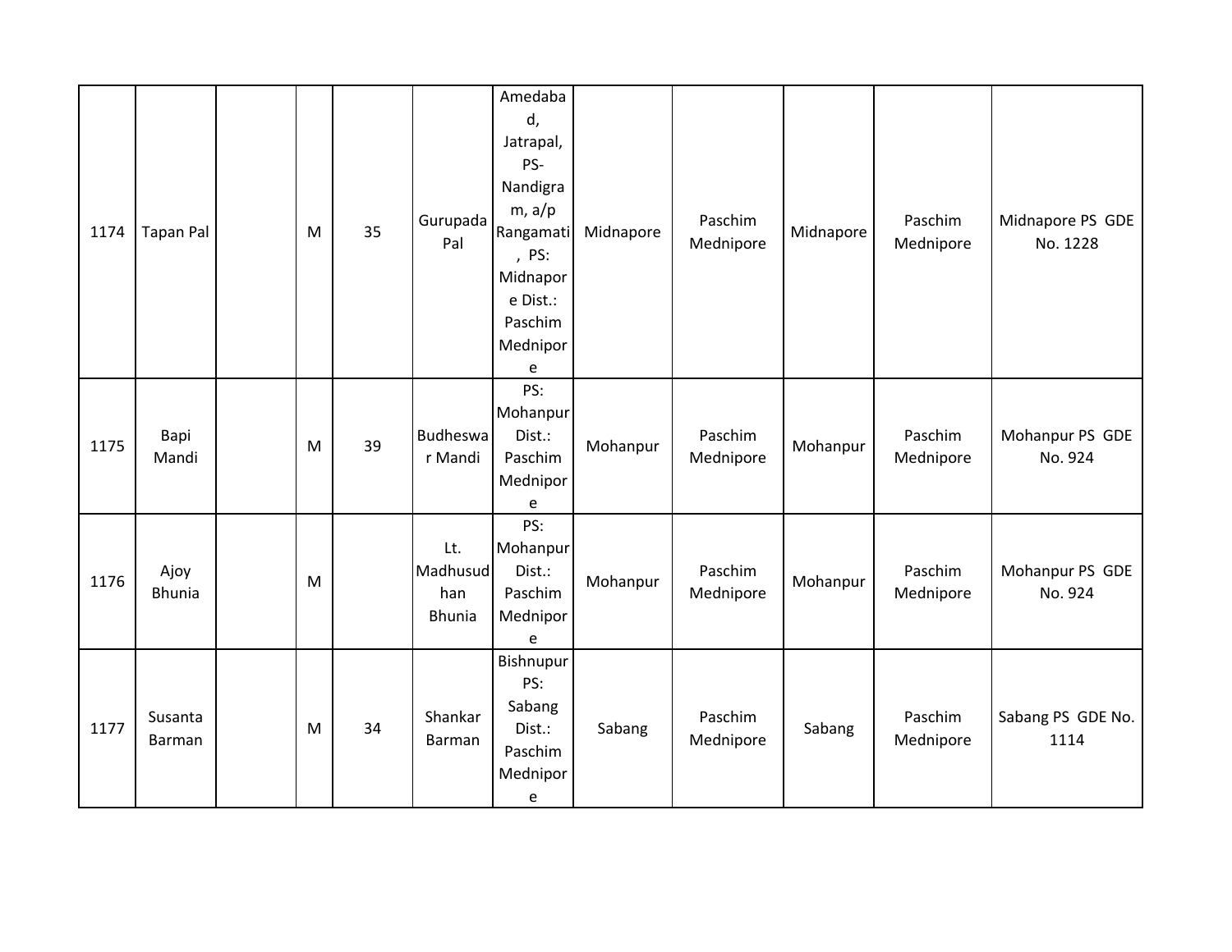| 1174 | Tapan Pal | | M | 35 | Gurupada Pal | Amedabad, Jatrapal, PS- Nandigram, a/p Rangamati , PS: Midnapore Dist.: Paschim Mednipore | Midnapore | Paschim Mednipore | Midnapore | Paschim Mednipore | Midnapore PS GDE No. 1228 |
|---|---|---|---|---|---|---|---|---|---|---|---|
| 1175 | Bapi Mandi | | M | 39 | Budheswar Mandi | PS: Mohanpur Dist.: Paschim Mednipore | Mohanpur | Paschim Mednipore | Mohanpur | Paschim Mednipore | Mohanpur PS GDE No. 924 |
| 1176 | Ajoy Bhunia | | M | | Lt. Madhusudhan Bhunia | PS: Mohanpur Dist.: Paschim Mednipore | Mohanpur | Paschim Mednipore | Mohanpur | Paschim Mednipore | Mohanpur PS GDE No. 924 |
| 1177 | Susanta Barman | | M | 34 | Shankar Barman | Bishnupur PS: Sabang Dist.: Paschim Mednipore | Sabang | Paschim Mednipore | Sabang | Paschim Mednipore | Sabang PS GDE No. 1114 |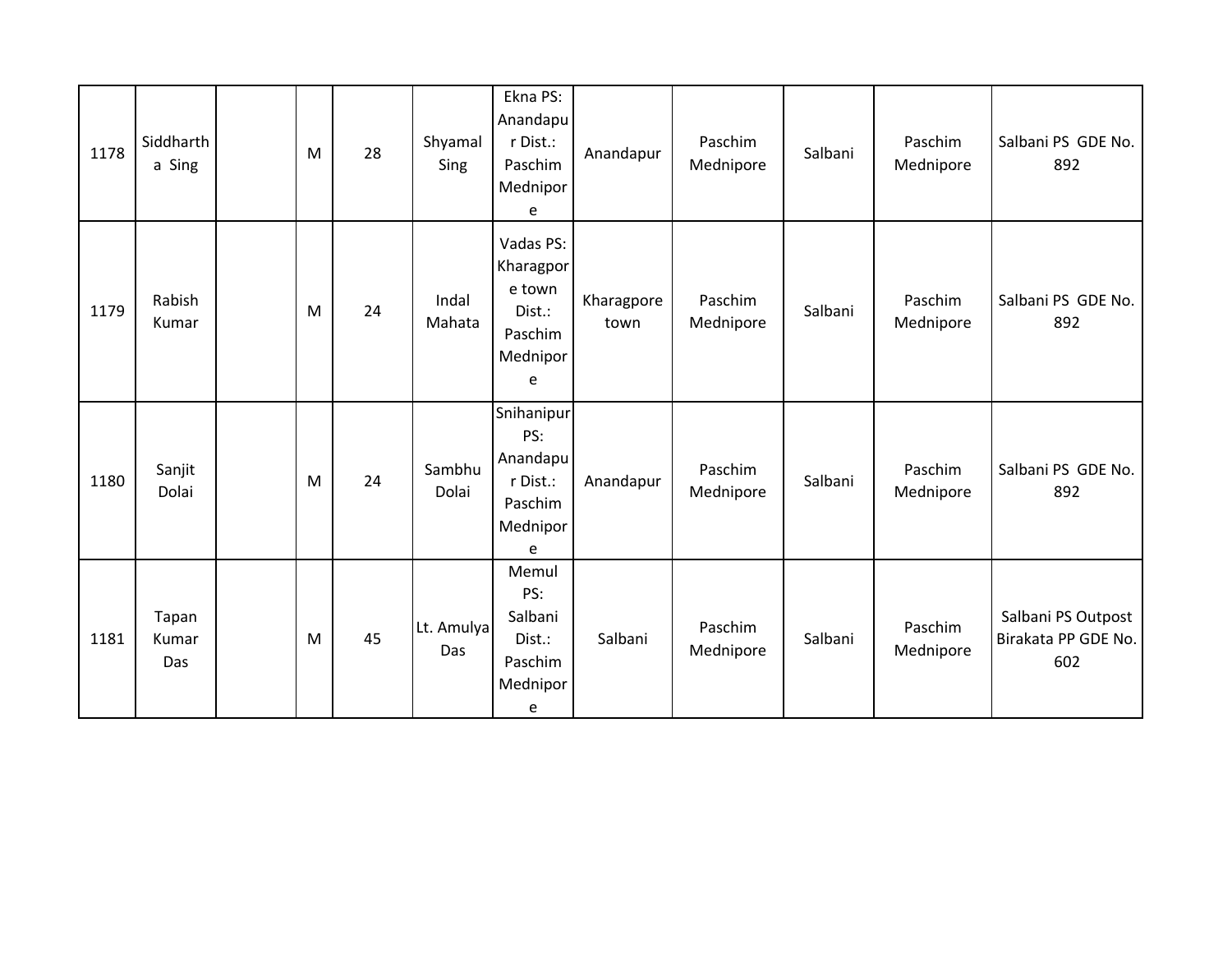| 1178 | Siddhartha Sing | | M | 28 | Shyamal Sing | Ekna PS: Anandapur Dist.: Paschim Mednipore | Anandapur | Paschim Mednipore | Salbani | Paschim Mednipore | Salbani PS GDE No. 892 |
|---|---|---|---|---|---|---|---|---|---|---|---|
| 1179 | Rabish Kumar | | M | 24 | Indal Mahata | Vadas PS: Kharagpore town Dist.: Paschim Mednipore | Kharagpore town | Paschim Mednipore | Salbani | Paschim Mednipore | Salbani PS GDE No. 892 |
| 1180 | Sanjit Dolai | | M | 24 | Sambhu Dolai | Snihanipur PS: Anandapur Dist.: Paschim Mednipore | Anandapur | Paschim Mednipore | Salbani | Paschim Mednipore | Salbani PS GDE No. 892 |
| 1181 | Tapan Kumar Das | | M | 45 | Lt. Amulya Das | Memul PS: Salbani Dist.: Paschim Mednipore | Salbani | Paschim Mednipore | Salbani | Paschim Mednipore | Salbani PS Outpost Birakata PP GDE No. 602 |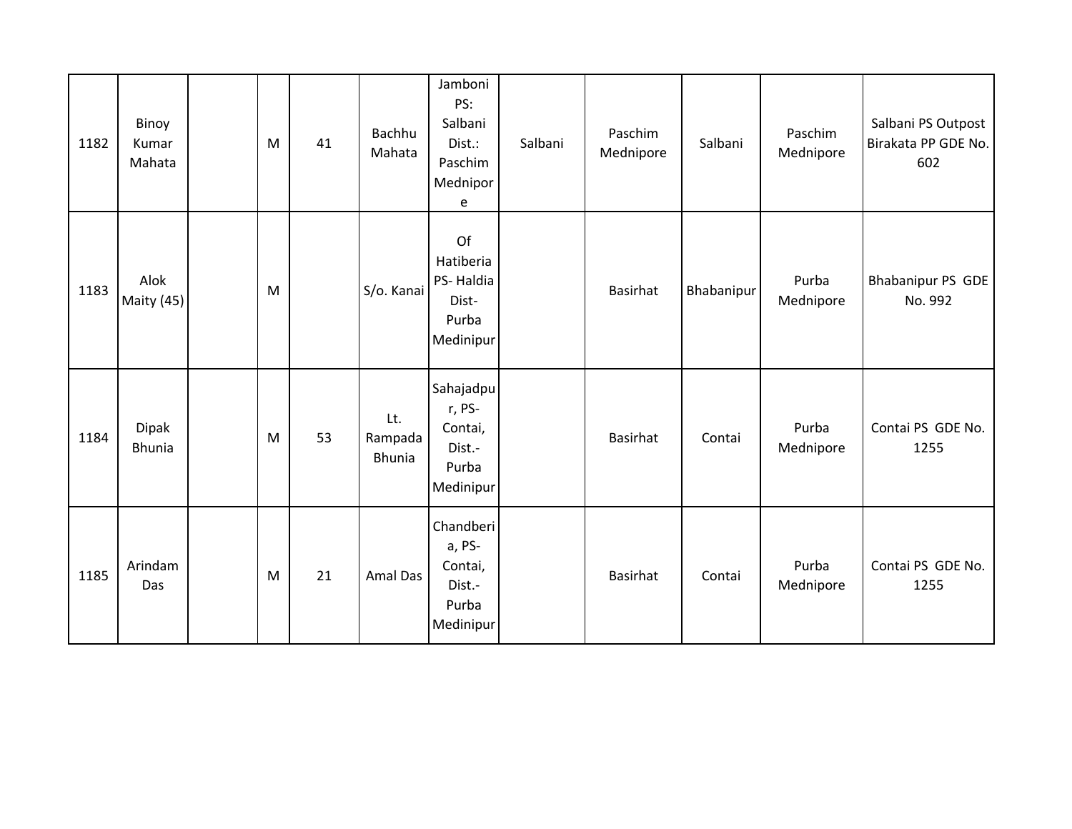| 1182 | Binoy Kumar Mahata | | M | 41 | Bachhu Mahata | Jamboni PS: Salbani Dist.: Paschim Mednipore | Salbani | Paschim Mednipore | Salbani | Paschim Mednipore | Salbani PS Outpost Birakata PP GDE No. 602 |
|---|---|---|---|---|---|---|---|---|---|---|---|
| 1183 | Alok Maity (45) | | M | | S/o. Kanai | Of Hatiberia PS- Haldia Dist- Purba Medinipur | | Basirhat | Bhabanipur | Purba Mednipore | Bhabanipur PS GDE No. 992 |
| 1184 | Dipak Bhunia | | M | 53 | Lt. Rampada Bhunia | Sahajadpur, PS- Contai, Dist.- Purba Medinipur | | Basirhat | Contai | Purba Mednipore | Contai PS GDE No. 1255 |
| 1185 | Arindam Das | | M | 21 | Amal Das | Chandberia, PS- Contai, Dist.- Purba Medinipur | | Basirhat | Contai | Purba Mednipore | Contai PS GDE No. 1255 |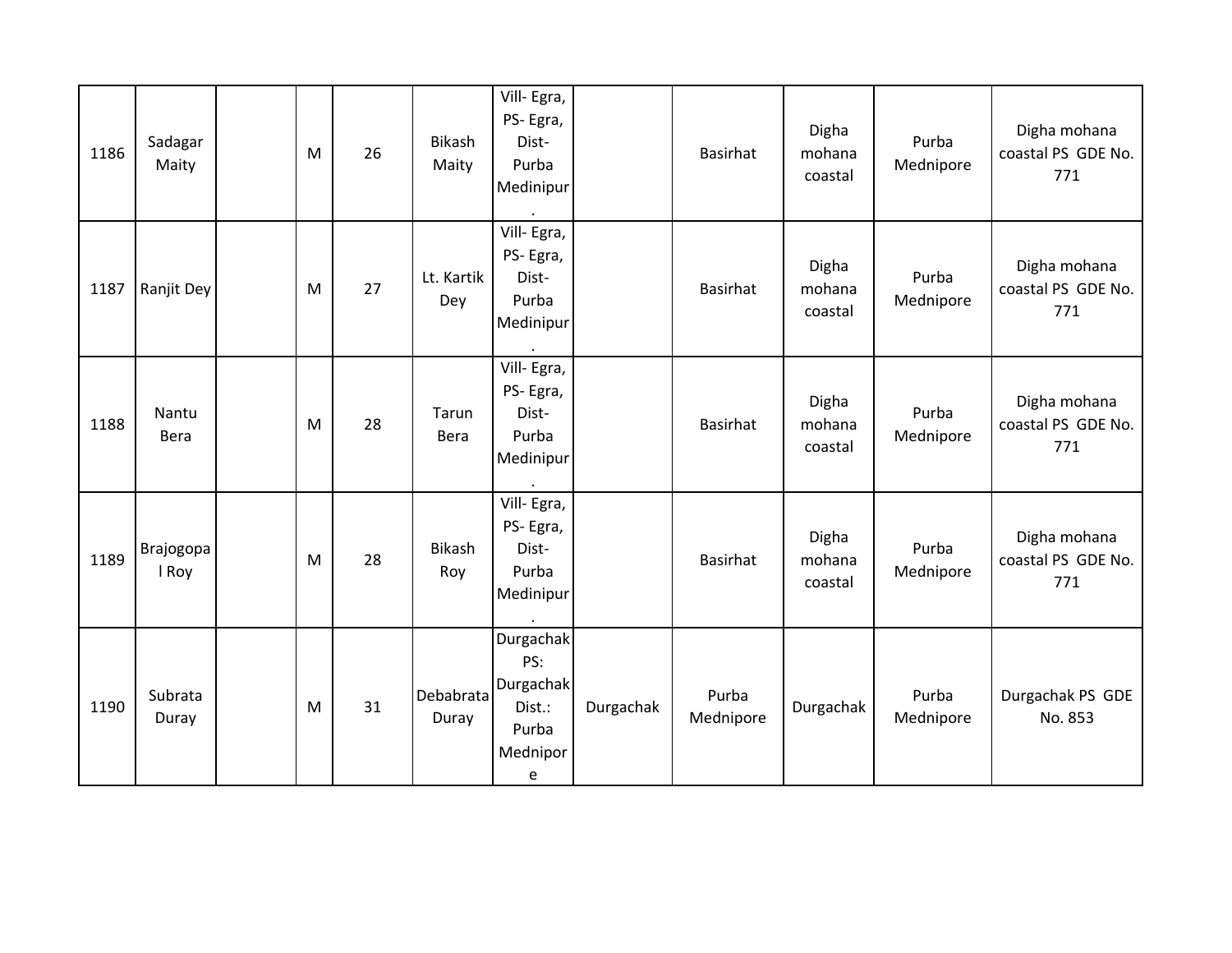| | | | | | | | | | | | |
|---|---|---|---|---|---|---|---|---|---|---|---|
| 1186 | Sadagar Maity | | M | 26 | Bikash Maity | Vill- Egra, PS- Egra, Dist- Purba Medinipur. | | Basirhat | Digha mohana coastal | Purba Mednipore | Digha mohana coastal PS GDE No. 771 |
| 1187 | Ranjit Dey | | M | 27 | Lt. Kartik Dey | Vill- Egra, PS- Egra, Dist- Purba Medinipur. | | Basirhat | Digha mohana coastal | Purba Mednipore | Digha mohana coastal PS GDE No. 771 |
| 1188 | Nantu Bera | | M | 28 | Tarun Bera | Vill- Egra, PS- Egra, Dist- Purba Medinipur. | | Basirhat | Digha mohana coastal | Purba Mednipore | Digha mohana coastal PS GDE No. 771 |
| 1189 | Brajogopal Roy | | M | 28 | Bikash Roy | Vill- Egra, PS- Egra, Dist- Purba Medinipur. | | Basirhat | Digha mohana coastal | Purba Mednipore | Digha mohana coastal PS GDE No. 771 |
| 1190 | Subrata Duray | | M | 31 | Debabrata Duray | Durgachak PS: Durgachak Dist.: Purba Mednipore | Durgachak | Purba Mednipore | Durgachak | Purba Mednipore | Durgachak PS GDE No. 853 |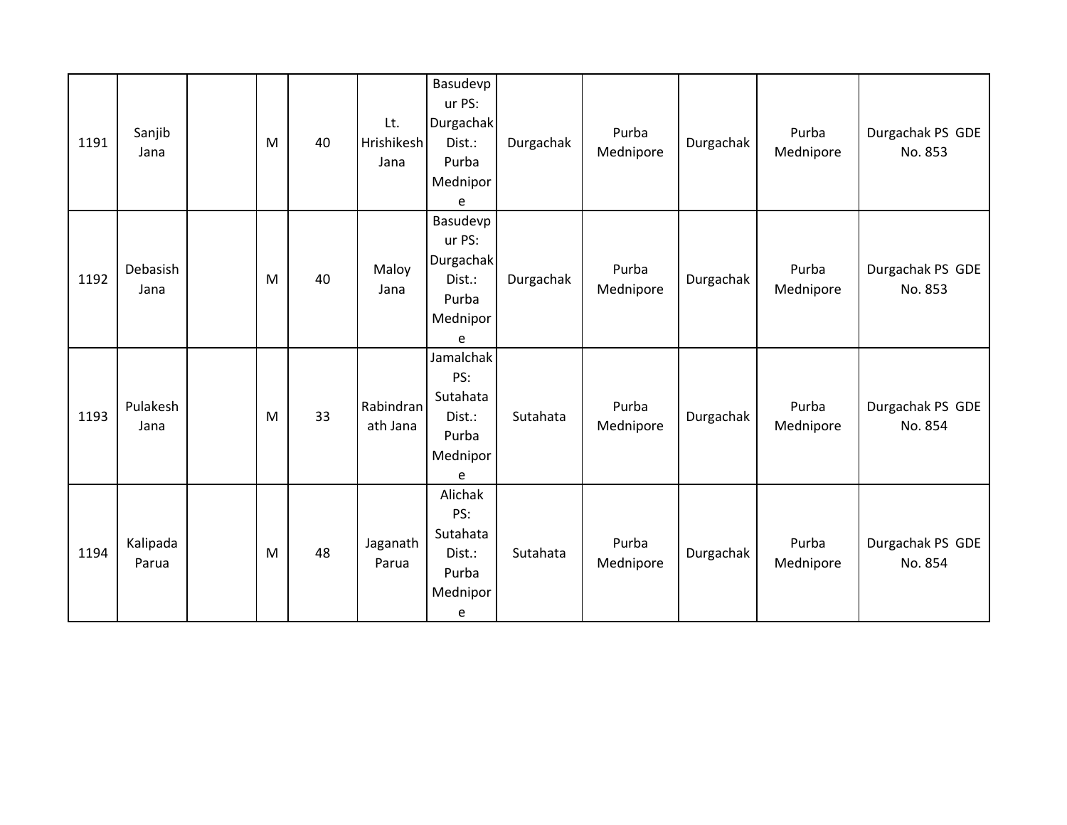| 1191 | Sanjib Jana | | M | 40 | Lt. Hrishikesh Jana | Basudevpur PS: Durgachak Dist.: Purba Mednipore | Durgachak | Purba Mednipore | Durgachak | Purba Mednipore | Durgachak PS GDE No. 853 |
|---|---|---|---|---|---|---|---|---|---|---|---|
| 1192 | Debasish Jana | | M | 40 | Maloy Jana | Basudevpur PS: Durgachak Dist.: Purba Mednipore | Durgachak | Purba Mednipore | Durgachak | Purba Mednipore | Durgachak PS GDE No. 853 |
| 1193 | Pulakesh Jana | | M | 33 | Rabindranath Jana | Jamalchak PS: Sutahata Dist.: Purba Mednipore | Sutahata | Purba Mednipore | Durgachak | Purba Mednipore | Durgachak PS GDE No. 854 |
| 1194 | Kalipada Parua | | M | 48 | Jaganath Parua | Alichak PS: Sutahata Dist.: Purba Mednipore | Sutahata | Purba Mednipore | Durgachak | Purba Mednipore | Durgachak PS GDE No. 854 |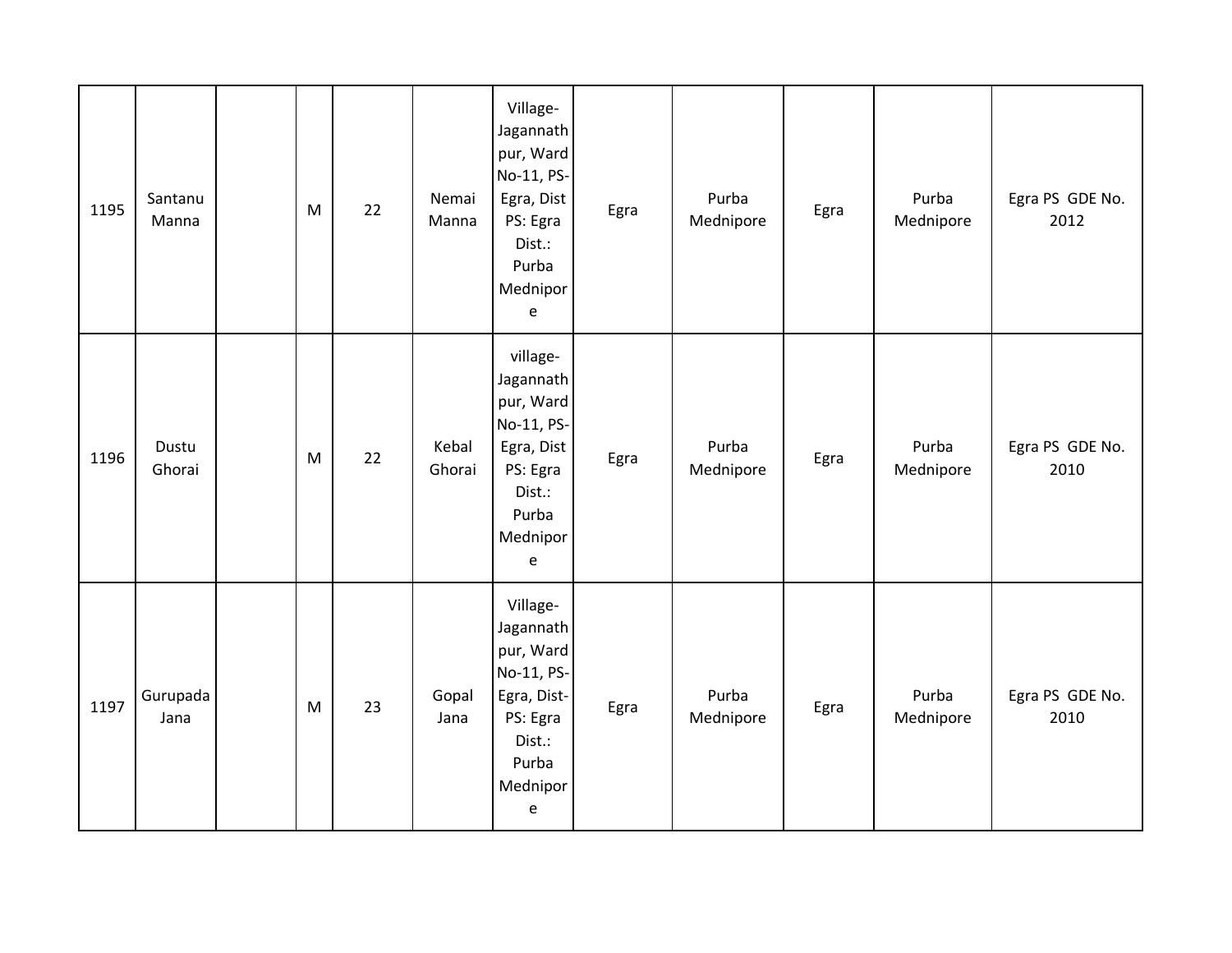| 1195 | Santanu Manna | | M | 22 | Nemai Manna | Village-Jagannathpur, Ward No-11, PS-Egra, Dist PS: Egra Dist.: Purba Mednipore | Egra | Purba Mednipore | Egra | Purba Mednipore | Egra PS GDE No. 2012 |
|---|---|---|---|---|---|---|---|---|---|---|---|
| 1196 | Dustu Ghorai | | M | 22 | Kebal Ghorai | village-Jagannathpur, Ward No-11, PS-Egra, Dist PS: Egra Dist.: Purba Mednipore | Egra | Purba Mednipore | Egra | Purba Mednipore | Egra PS GDE No. 2010 |
| 1197 | Gurupada Jana | | M | 23 | Gopal Jana | Village-Jagannathpur, Ward No-11, PS-Egra, Dist-PS: Egra Dist.: Purba Mednipore | Egra | Purba Mednipore | Egra | Purba Mednipore | Egra PS GDE No. 2010 |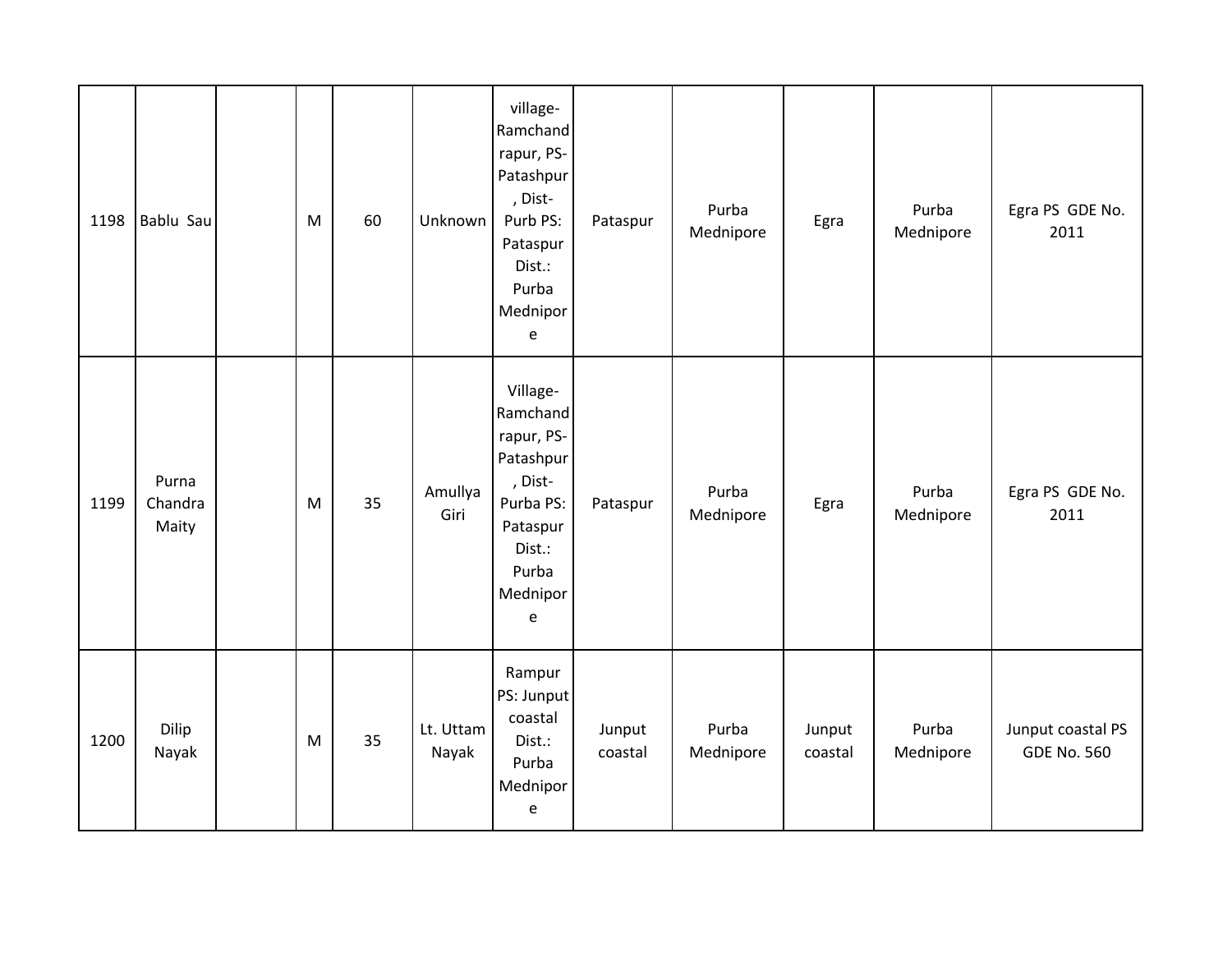| 1198 | Bablu Sau | | M | 60 | Unknown | village-Ramchandrapur, PS-Patashpur, Dist-Purb PS: Pataspur Dist.: Purba Mednipore | Pataspur | Purba Mednipore | Egra | Purba Mednipore | Egra PS GDE No. 2011 |
|---|---|---|---|---|---|---|---|---|---|---|---|
| 1199 | Purna Chandra Maity | | M | 35 | Amullya Giri | Village-Ramchandrapur, PS-Patashpur, Dist-Purba PS: Pataspur Dist.: Purba Mednipore | Pataspur | Purba Mednipore | Egra | Purba Mednipore | Egra PS GDE No. 2011 |
| 1200 | Dilip Nayak | | M | 35 | Lt. Uttam Nayak | Rampur PS: Junput coastal Dist.: Purba Mednipore | Junput coastal | Purba Mednipore | Junput coastal | Purba Mednipore | Junput coastal PS GDE No. 560 |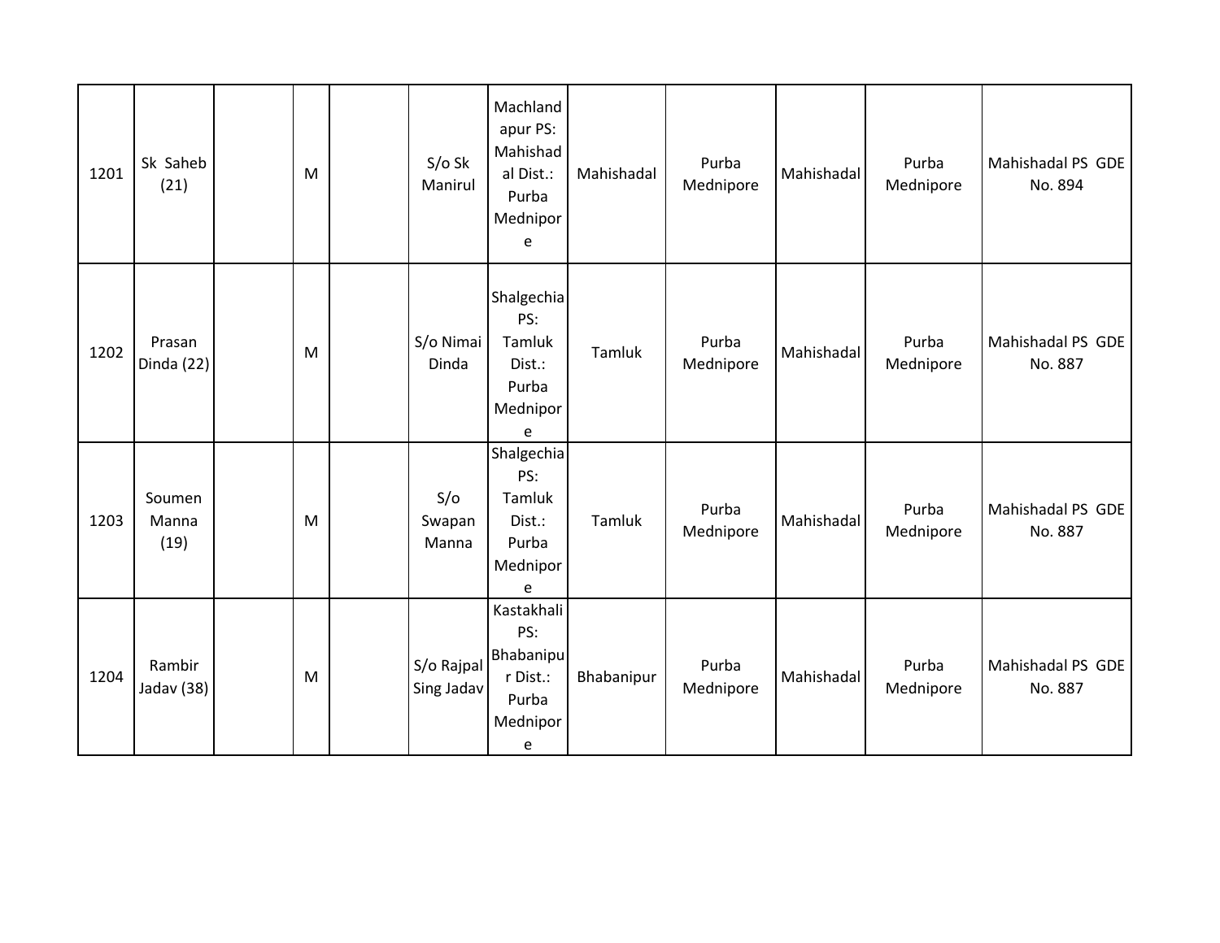| 1201 | Sk Saheb (21) | | M | | S/o Sk Manirul | Machlandapur PS: Mahishadal Dist.: Purba Mednipore | Mahishadal | Purba Mednipore | Mahishadal | Purba Mednipore | Mahishadal PS GDE No. 894 |
|---|---|---|---|---|---|---|---|---|---|---|---|
| 1202 | Prasan Dinda (22) | | M | | S/o Nimai Dinda | Shalgechia PS: Tamluk Dist.: Purba Mednipore | Tamluk | Purba Mednipore | Mahishadal | Purba Mednipore | Mahishadal PS GDE No. 887 |
| 1203 | Soumen Manna (19) | | M | | S/o Swapan Manna | Shalgechia PS: Tamluk Dist.: Purba Mednipore | Tamluk | Purba Mednipore | Mahishadal | Purba Mednipore | Mahishadal PS GDE No. 887 |
| 1204 | Rambir Jadav (38) | | M | | S/o Rajpal Sing Jadav | Kastakhali PS: Bhabanipur Dist.: Purba Mednipore | Bhabanipur | Purba Mednipore | Mahishadal | Purba Mednipore | Mahishadal PS GDE No. 887 |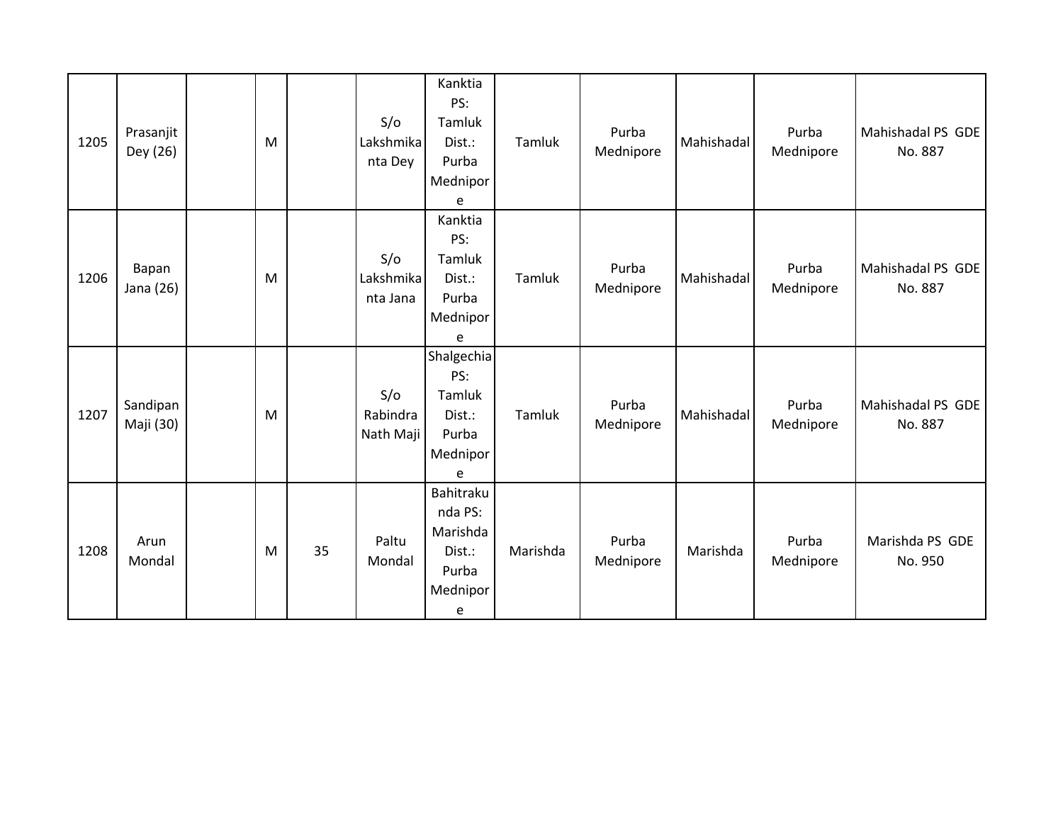| | | | | | | | | | | | |
|---|---|---|---|---|---|---|---|---|---|---|---|
| 1205 | Prasanjit Dey (26) | | M | | S/o Lakshmikanta Dey | Kanktia PS: Tamluk Dist.: Purba Mednipore | Tamluk | Purba Mednipore | Mahishadal | Purba Mednipore | Mahishadal PS GDE No. 887 |
| 1206 | Bapan Jana (26) | | M | | S/o Lakshmikanta Jana | Kanktia PS: Tamluk Dist.: Purba Mednipore | Tamluk | Purba Mednipore | Mahishadal | Purba Mednipore | Mahishadal PS GDE No. 887 |
| 1207 | Sandipan Maji (30) | | M | | S/o Rabindra Nath Maji | Shalgechia PS: Tamluk Dist.: Purba Mednipore | Tamluk | Purba Mednipore | Mahishadal | Purba Mednipore | Mahishadal PS GDE No. 887 |
| 1208 | Arun Mondal | | M | 35 | Paltu Mondal | Bahitrakunda PS: Marishda Dist.: Purba Mednipore | Marishda | Purba Mednipore | Marishda | Purba Mednipore | Marishda PS GDE No. 950 |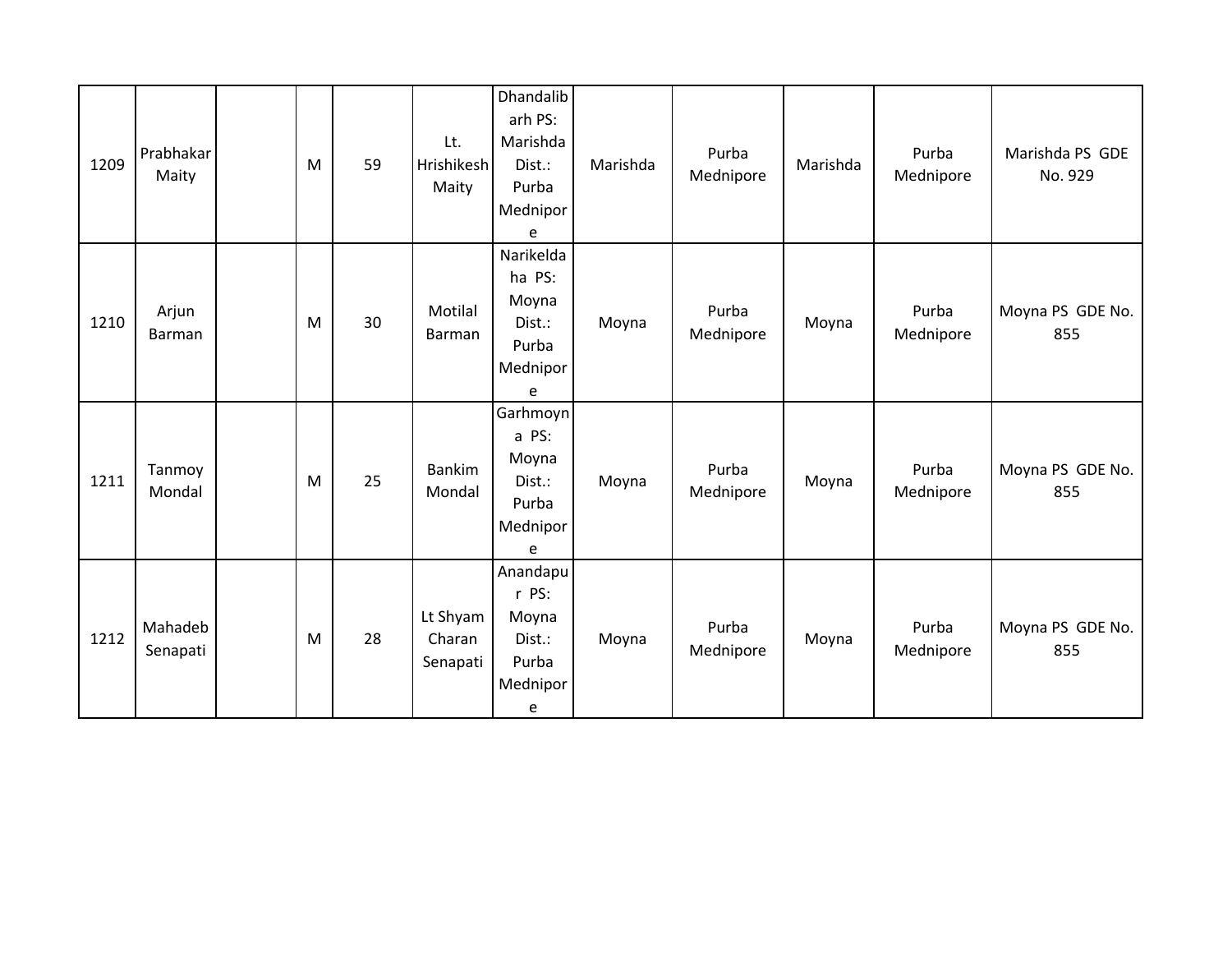| | | | | | | | | | | | |
|---|---|---|---|---|---|---|---|---|---|---|---|
| 1209 | Prabhakar Maity | | M | 59 | Lt. Hrishikesh Maity | Dhandalibarh PS: Marishda Dist.: Purba Mednipore | Marishda | Purba Mednipore | Marishda | Purba Mednipore | Marishda PS GDE No. 929 |
| 1210 | Arjun Barman | | M | 30 | Motilal Barman | Narikeldaha PS: Moyna Dist.: Purba Mednipore | Moyna | Purba Mednipore | Moyna | Purba Mednipore | Moyna PS GDE No. 855 |
| 1211 | Tanmoy Mondal | | M | 25 | Bankim Mondal | Garhmoyna PS: Moyna Dist.: Purba Mednipore | Moyna | Purba Mednipore | Moyna | Purba Mednipore | Moyna PS GDE No. 855 |
| 1212 | Mahadeb Senapati | | M | 28 | Lt Shyam Charan Senapati | Anandapur PS: Moyna Dist.: Purba Mednipore | Moyna | Purba Mednipore | Moyna | Purba Mednipore | Moyna PS GDE No. 855 |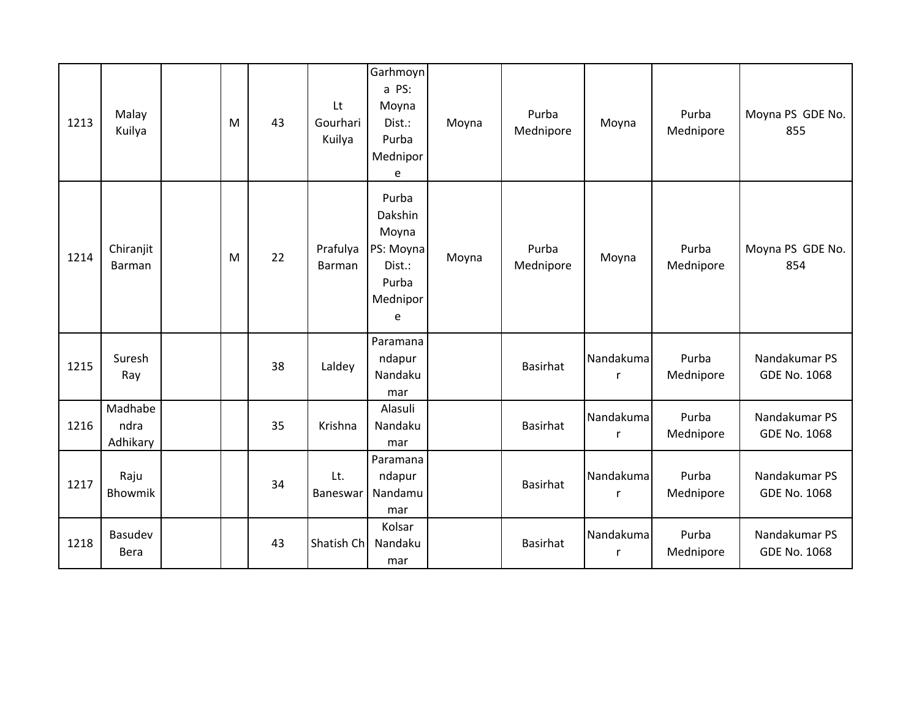| | | | | | | | | | | | |
|---|---|---|---|---|---|---|---|---|---|---|---|
| 1213 | Malay Kuilya | | M | 43 | Lt Gourhari Kuilya | Garhmoyna PS: Moyna Dist.: Purba Mednipore | Moyna | Purba Mednipore | Moyna | Purba Mednipore | Moyna PS GDE No. 855 |
| 1214 | Chiranjit Barman | | M | 22 | Prafulya Barman | Purba Dakshin Moyna PS: Moyna Dist.: Purba Mednipore | Moyna | Purba Mednipore | Moyna | Purba Mednipore | Moyna PS GDE No. 854 |
| 1215 | Suresh Ray | | | 38 | Laldey | Paramanandapur Nandakumar | | Basirhat | Nandakumar | Purba Mednipore | Nandakumar PS GDE No. 1068 |
| 1216 | Madhabendra Adhikary | | | 35 | Krishna | Alasuli Nandakumar | | Basirhat | Nandakumar | Purba Mednipore | Nandakumar PS GDE No. 1068 |
| 1217 | Raju Bhowmik | | | 34 | Lt. Baneswar | Paramanandapur Nandamumar | | Basirhat | Nandakumar | Purba Mednipore | Nandakumar PS GDE No. 1068 |
| 1218 | Basudev Bera | | | 43 | Shatish Ch | Kolsar Nandakumar | | Basirhat | Nandakumar | Purba Mednipore | Nandakumar PS GDE No. 1068 |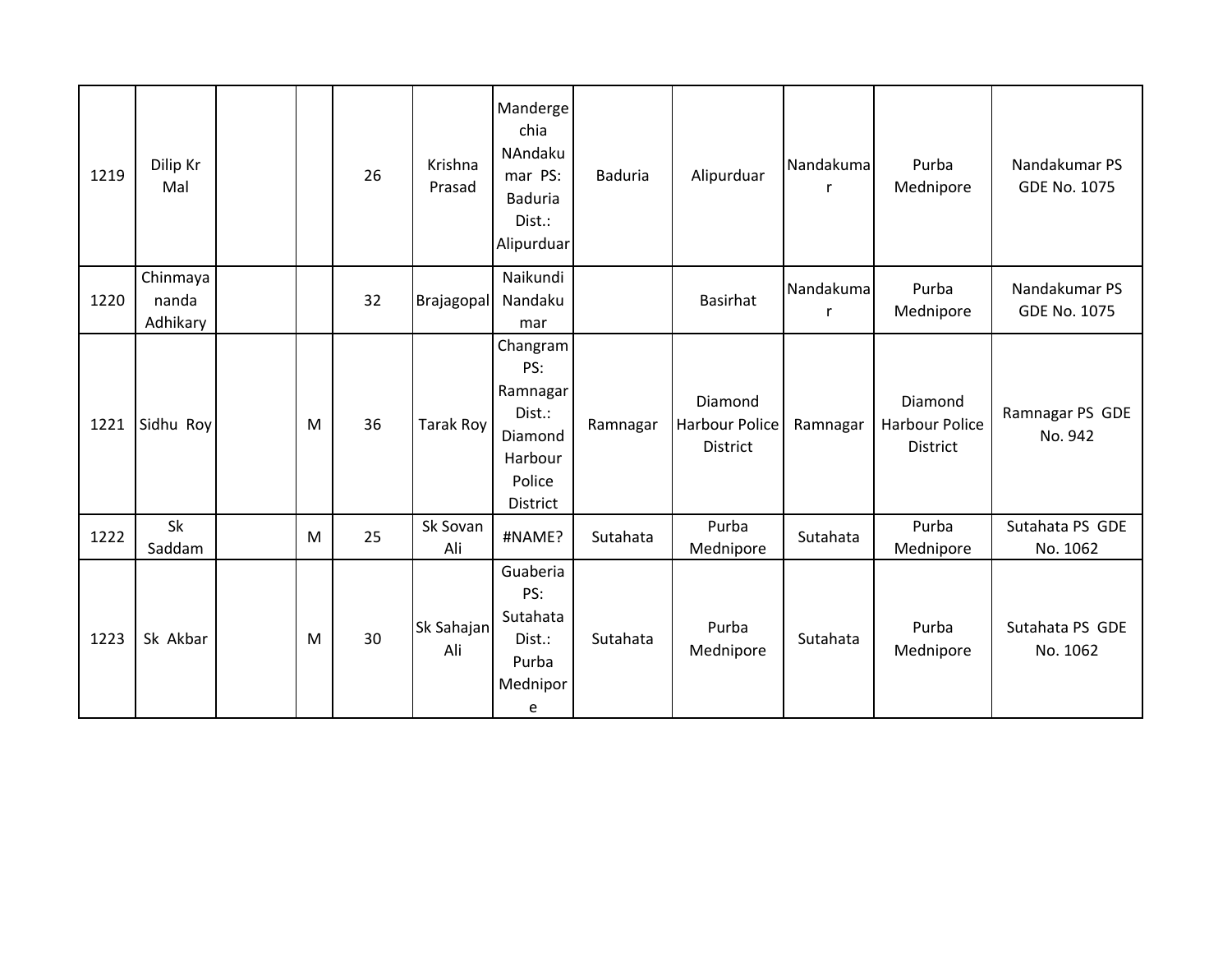| 1219 | Dilip Kr Mal | | | 26 | Krishna Prasad | Mandergechia NAndakumar PS: Baduria Dist.: Alipurduar | Baduria | Alipurduar | Nandakumar | Purba Mednipore | Nandakumar PS GDE No. 1075 |
|---|---|---|---|---|---|---|---|---|---|---|---|
| 1220 | Chinmayananda Adhikary | | | 32 | Brajagopal | Naikundi Nandakumar | | Basirhat | Nandakumar | Purba Mednipore | Nandakumar PS GDE No. 1075 |
| 1221 | Sidhu Roy | | M | 36 | Tarak Roy | Changram PS: Ramnagar Dist.: Diamond Harbour Police District | Ramnagar | Diamond Harbour Police District | Ramnagar | Diamond Harbour Police District | Ramnagar PS GDE No. 942 |
| 1222 | Sk Saddam | | M | 25 | Sk Sovan Ali | #NAME? | Sutahata | Purba Mednipore | Sutahata | Purba Mednipore | Sutahata PS GDE No. 1062 |
| 1223 | Sk Akbar | | M | 30 | Sk Sahajan Ali | Guaberia PS: Sutahata Dist.: Purba Mednipore | Sutahata | Purba Mednipore | Sutahata | Purba Mednipore | Sutahata PS GDE No. 1062 |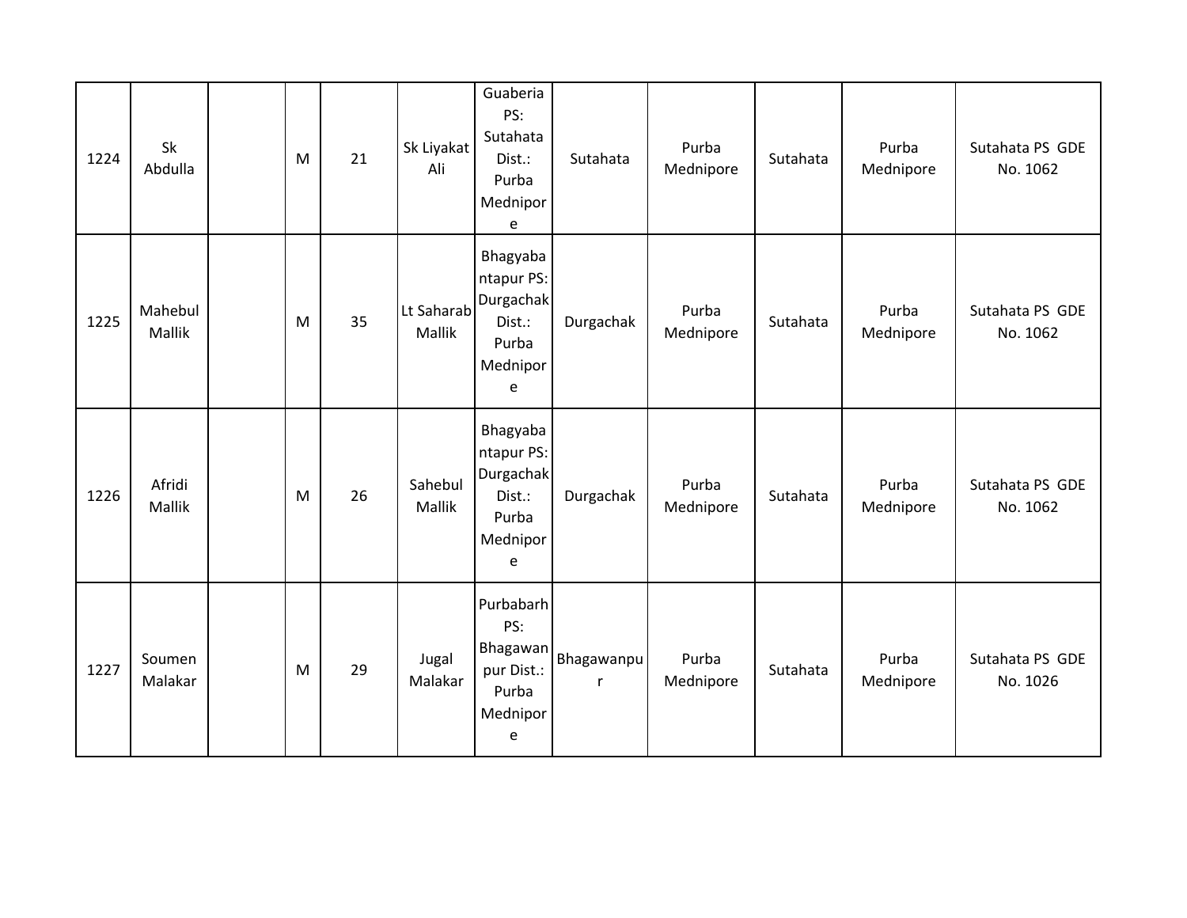| 1224 | Sk Abdulla | | M | 21 | Sk Liyakat Ali | Guaberia PS: Sutahata Dist.: Purba Mednipore | Sutahata | Purba Mednipore | Sutahata | Purba Mednipore | Sutahata PS GDE No. 1062 |
|---|---|---|---|---|---|---|---|---|---|---|---|
| 1225 | Mahebul Mallik | | M | 35 | Lt Saharab Mallik | Bhagyabantapur PS: Durgachak Dist.: Purba Mednipore | Durgachak | Purba Mednipore | Sutahata | Purba Mednipore | Sutahata PS GDE No. 1062 |
| 1226 | Afridi Mallik | | M | 26 | Sahebul Mallik | Bhagyabantapur PS: Durgachak Dist.: Purba Mednipore | Durgachak | Purba Mednipore | Sutahata | Purba Mednipore | Sutahata PS GDE No. 1062 |
| 1227 | Soumen Malakar | | M | 29 | Jugal Malakar | Purbabarh PS: Bhagawanpur Dist.: Purba Mednipore | Bhagawanpur | Purba Mednipore | Sutahata | Purba Mednipore | Sutahata PS GDE No. 1026 |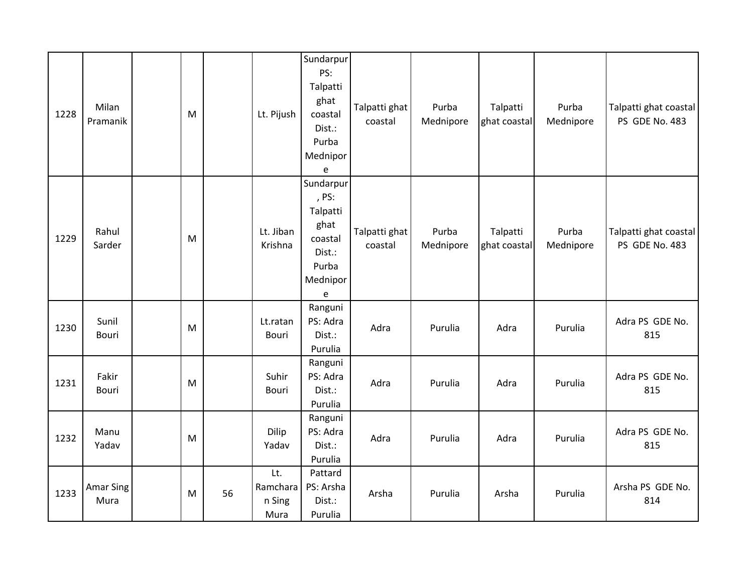| | | | | | | | | | | | |
|---|---|---|---|---|---|---|---|---|---|---|---|
| 1228 | Milan Pramanik | | M | | Lt. Pijush | Sundarpur PS: Talpatti ghat coastal Dist.: Purba Mednipore | Talpatti ghat coastal | Purba Mednipore | Talpatti ghat coastal | Purba Mednipore | Talpatti ghat coastal PS GDE No. 483 |
| 1229 | Rahul Sarder | | M | | Lt. Jiban Krishna | Sundarpur , PS: Talpatti ghat coastal Dist.: Purba Mednipore | Talpatti ghat coastal | Purba Mednipore | Talpatti ghat coastal | Purba Mednipore | Talpatti ghat coastal PS GDE No. 483 |
| 1230 | Sunil Bouri | | M | | Lt.ratan Bouri | Ranguni PS: Adra Dist.: Purulia | Adra | Purulia | Adra | Purulia | Adra PS GDE No. 815 |
| 1231 | Fakir Bouri | | M | | Suhir Bouri | Ranguni PS: Adra Dist.: Purulia | Adra | Purulia | Adra | Purulia | Adra PS GDE No. 815 |
| 1232 | Manu Yadav | | M | | Dilip Yadav | Ranguni PS: Adra Dist.: Purulia | Adra | Purulia | Adra | Purulia | Adra PS GDE No. 815 |
| 1233 | Amar Sing Mura | | M | 56 | Lt. Ramcharan Sing Mura | Pattard PS: Arsha Dist.: Purulia | Arsha | Purulia | Arsha | Purulia | Arsha PS GDE No. 814 |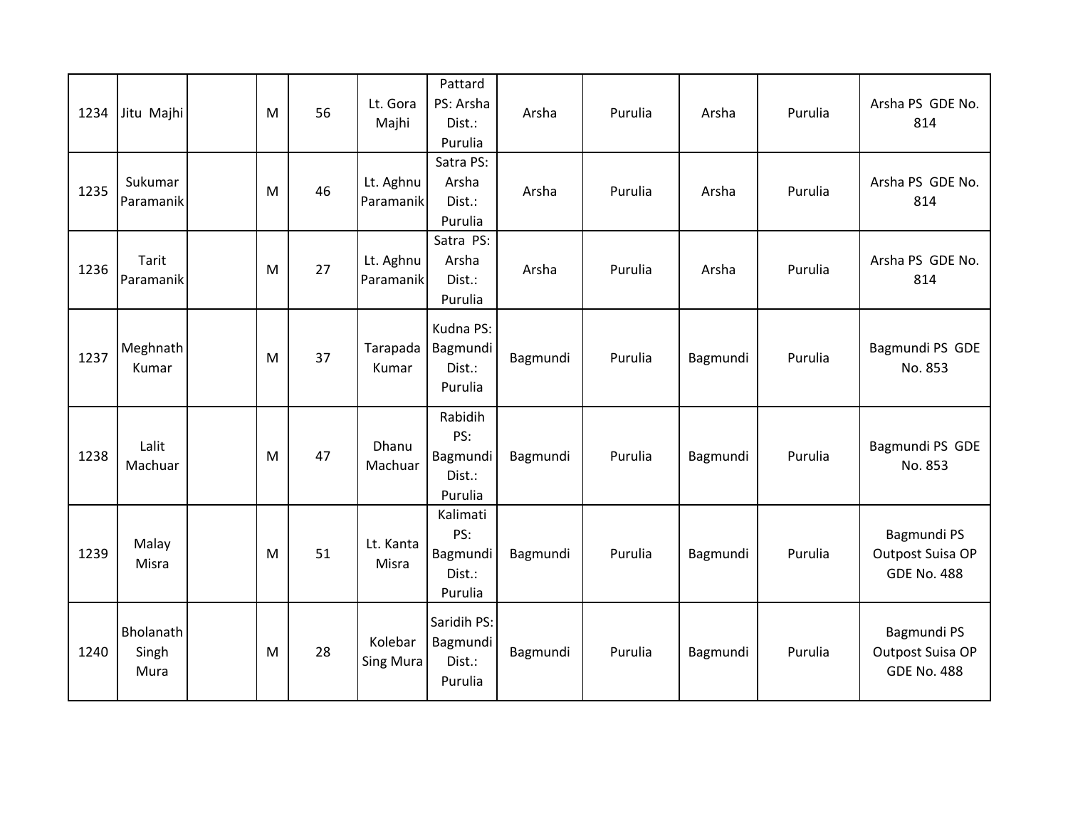| 1234 | Jitu Majhi | | M | 56 | Lt. Gora Majhi | Pattard PS: Arsha Dist.: Purulia | Arsha | Purulia | Arsha | Purulia | Arsha PS GDE No. 814 |
|---|---|---|---|---|---|---|---|---|---|---|---|
| 1235 | Sukumar Paramanik | | M | 46 | Lt. Aghnu Paramanik | Satra PS: Arsha Dist.: Purulia | Arsha | Purulia | Arsha | Purulia | Arsha PS GDE No. 814 |
| 1236 | Tarit Paramanik | | M | 27 | Lt. Aghnu Paramanik | Satra PS: Arsha Dist.: Purulia | Arsha | Purulia | Arsha | Purulia | Arsha PS GDE No. 814 |
| 1237 | Meghnath Kumar | | M | 37 | Tarapada Kumar | Kudna PS: Bagmundi Dist.: Purulia | Bagmundi | Purulia | Bagmundi | Purulia | Bagmundi PS GDE No. 853 |
| 1238 | Lalit Machuar | | M | 47 | Dhanu Machuar | Rabidih PS: Bagmundi Dist.: Purulia | Bagmundi | Purulia | Bagmundi | Purulia | Bagmundi PS GDE No. 853 |
| 1239 | Malay Misra | | M | 51 | Lt. Kanta Misra | Kalimati PS: Bagmundi Dist.: Purulia | Bagmundi | Purulia | Bagmundi | Purulia | Bagmundi PS Outpost Suisa OP GDE No. 488 |
| 1240 | Bholanath Singh Mura | | M | 28 | Kolebar Sing Mura | Saridih PS: Bagmundi Dist.: Purulia | Bagmundi | Purulia | Bagmundi | Purulia | Bagmundi PS Outpost Suisa OP GDE No. 488 |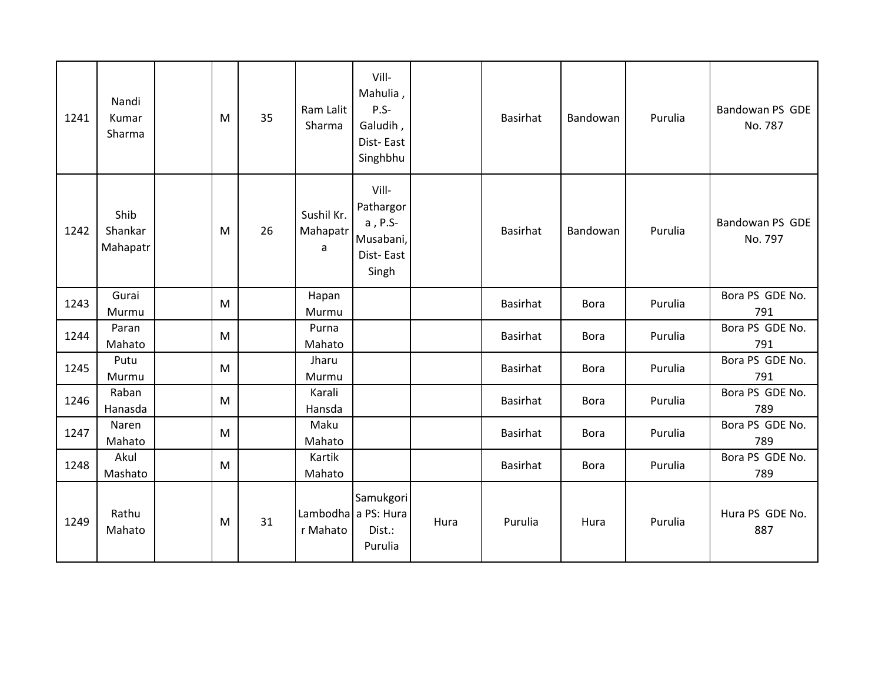| 1241 | Nandi Kumar Sharma | | M | 35 | Ram Lalit Sharma | Vill- Mahulia , P.S- Galudih , Dist- East Singhbhu | | Basirhat | Bandowan | Purulia | Bandowan PS GDE No. 787 |
|---|---|---|---|---|---|---|---|---|---|---|---|
| 1242 | Shib Shankar Mahapatr | | M | 26 | Sushil Kr. Mahapatr a | Vill- Pathargor a , P.S- Musabani, Dist- East Singh | | Basirhat | Bandowan | Purulia | Bandowan PS GDE No. 797 |
| 1243 | Gurai Murmu | | M | | Hapan Murmu | | | Basirhat | Bora | Purulia | Bora PS GDE No. 791 |
| 1244 | Paran Mahato | | M | | Purna Mahato | | | Basirhat | Bora | Purulia | Bora PS GDE No. 791 |
| 1245 | Putu Murmu | | M | | Jharu Murmu | | | Basirhat | Bora | Purulia | Bora PS GDE No. 791 |
| 1246 | Raban Hanasda | | M | | Karali Hansda | | | Basirhat | Bora | Purulia | Bora PS GDE No. 789 |
| 1247 | Naren Mahato | | M | | Maku Mahato | | | Basirhat | Bora | Purulia | Bora PS GDE No. 789 |
| 1248 | Akul Mashato | | M | | Kartik Mahato | | | Basirhat | Bora | Purulia | Bora PS GDE No. 789 |
| 1249 | Rathu Mahato | | M | 31 | Lambodha r Mahato | Samukgori a PS: Hura Dist.: Purulia | Hura | Purulia | Hura | Purulia | Hura PS GDE No. 887 |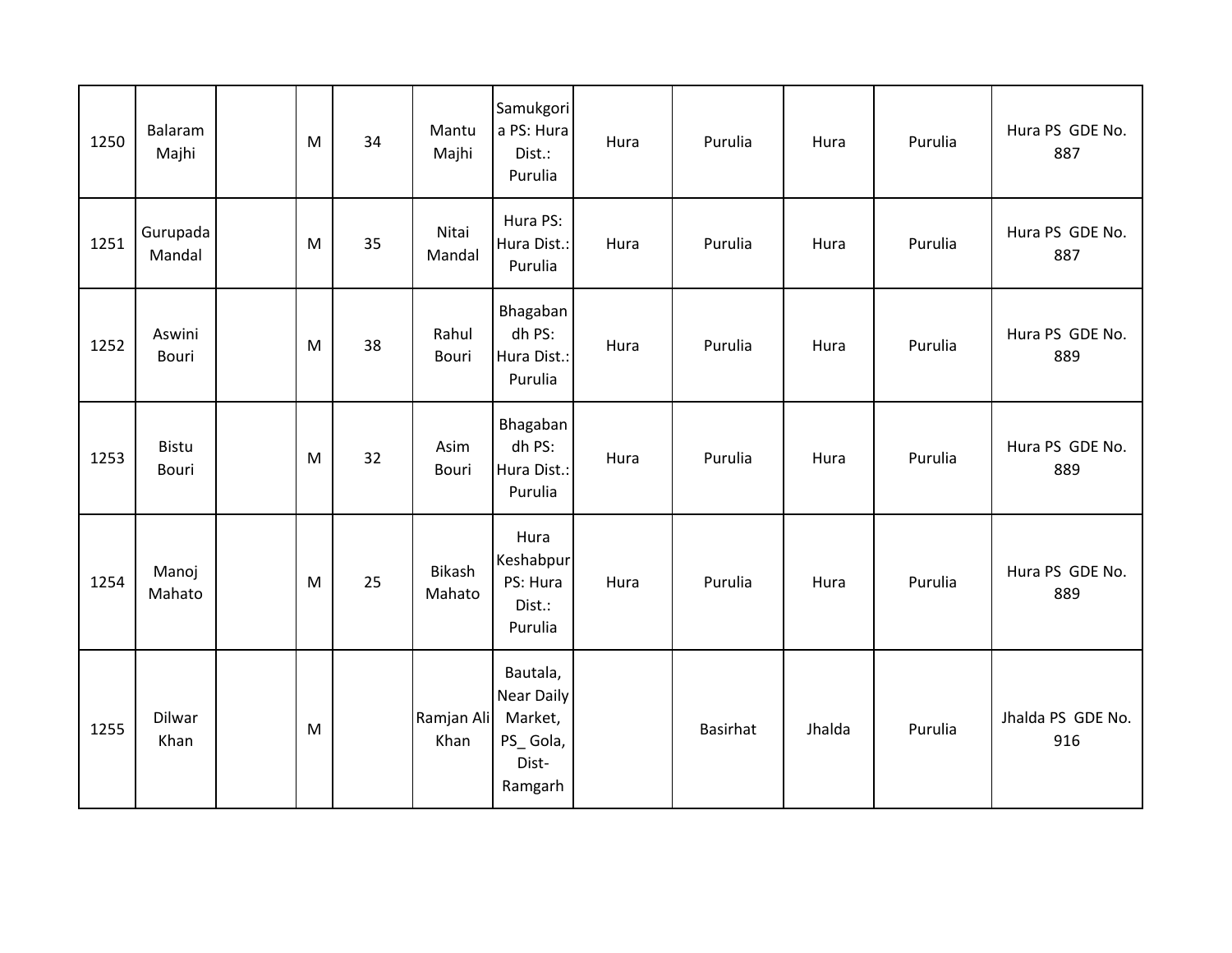| | | | | | | | | | | | |
|---|---|---|---|---|---|---|---|---|---|---|---|
| 1250 | Balaram Majhi | | M | 34 | Mantu Majhi | Samukgoria PS: Hura Dist.: Purulia | Hura | Purulia | Hura | Purulia | Hura PS GDE No. 887 |
| 1251 | Gurupada Mandal | | M | 35 | Nitai Mandal | Hura PS: Hura Dist.: Purulia | Hura | Purulia | Hura | Purulia | Hura PS GDE No. 887 |
| 1252 | Aswini Bouri | | M | 38 | Rahul Bouri | Bhagabandh PS: Hura Dist.: Purulia | Hura | Purulia | Hura | Purulia | Hura PS GDE No. 889 |
| 1253 | Bistu Bouri | | M | 32 | Asim Bouri | Bhagabandh PS: Hura Dist.: Purulia | Hura | Purulia | Hura | Purulia | Hura PS GDE No. 889 |
| 1254 | Manoj Mahato | | M | 25 | Bikash Mahato | Hura Keshabpur PS: Hura Dist.: Purulia | Hura | Purulia | Hura | Purulia | Hura PS GDE No. 889 |
| 1255 | Dilwar Khan | | M | | Ramjan Ali Khan | Bautala, Near Daily Market, PS_ Gola, Dist- Ramgarh | | Basirhat | Jhalda | Purulia | Jhalda PS GDE No. 916 |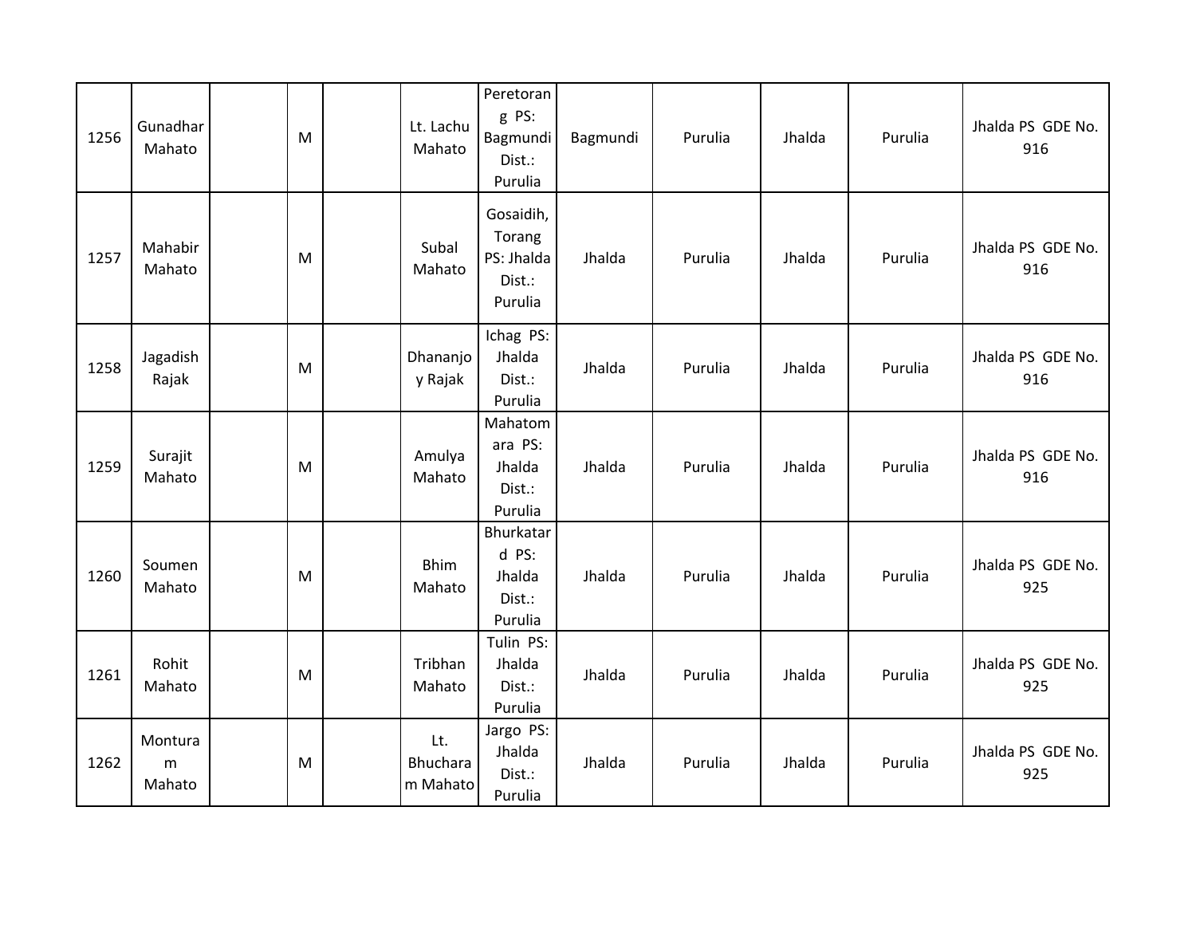| | | | | | | | | | | | |
|---|---|---|---|---|---|---|---|---|---|---|---|
| 1256 | Gunadhar Mahato | | M | | Lt. Lachu Mahato | Peretorang PS: Bagmundi Dist.: Purulia | Bagmundi | Purulia | Jhalda | Purulia | Jhalda PS GDE No. 916 |
| 1257 | Mahabir Mahato | | M | | Subal Mahato | Gosaidih, Torang PS: Jhalda Dist.: Purulia | Jhalda | Purulia | Jhalda | Purulia | Jhalda PS GDE No. 916 |
| 1258 | Jagadish Rajak | | M | | Dhananjoy Rajak | Ichag PS: Jhalda Dist.: Purulia | Jhalda | Purulia | Jhalda | Purulia | Jhalda PS GDE No. 916 |
| 1259 | Surajit Mahato | | M | | Amulya Mahato | Mahatomara PS: Jhalda Dist.: Purulia | Jhalda | Purulia | Jhalda | Purulia | Jhalda PS GDE No. 916 |
| 1260 | Soumen Mahato | | M | | Bhim Mahato | Bhurkatard PS: Jhalda Dist.: Purulia | Jhalda | Purulia | Jhalda | Purulia | Jhalda PS GDE No. 925 |
| 1261 | Rohit Mahato | | M | | Tribhan Mahato | Tulin PS: Jhalda Dist.: Purulia | Jhalda | Purulia | Jhalda | Purulia | Jhalda PS GDE No. 925 |
| 1262 | Montur am Mahato | | M | | Lt. Bhucharam Mahato | Jargo PS: Jhalda Dist.: Purulia | Jhalda | Purulia | Jhalda | Purulia | Jhalda PS GDE No. 925 |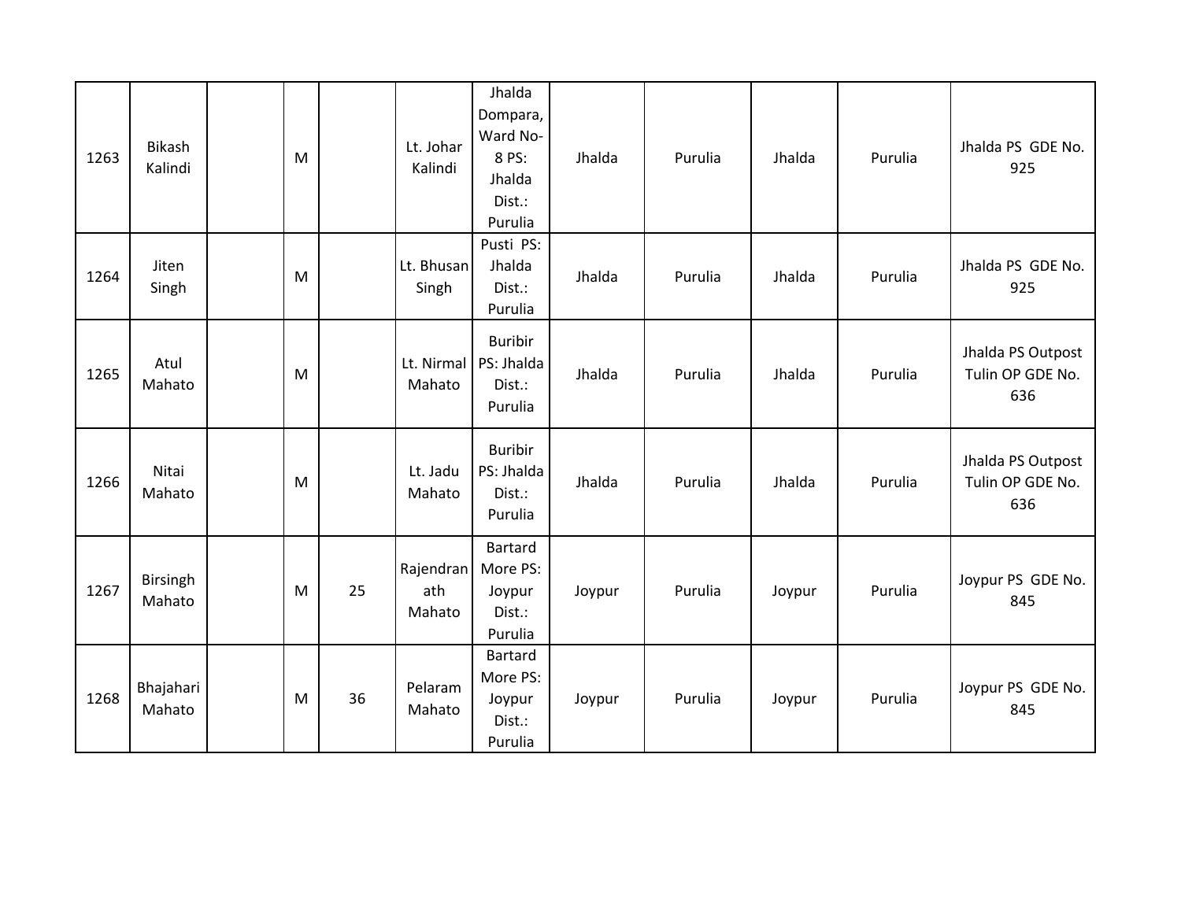| | | | | | | | | | | | |
|---|---|---|---|---|---|---|---|---|---|---|---|
| 1263 | Bikash Kalindi | | M | | Lt. Johar Kalindi | Jhalda Dompara, Ward No-8 PS: Jhalda Dist.: Purulia | Jhalda | Purulia | Jhalda | Purulia | Jhalda PS GDE No. 925 |
| 1264 | Jiten Singh | | M | | Lt. Bhusan Singh | Pusti PS: Jhalda Dist.: Purulia | Jhalda | Purulia | Jhalda | Purulia | Jhalda PS GDE No. 925 |
| 1265 | Atul Mahato | | M | | Lt. Nirmal Mahato | Buribir PS: Jhalda Dist.: Purulia | Jhalda | Purulia | Jhalda | Purulia | Jhalda PS Outpost Tulin OP GDE No. 636 |
| 1266 | Nitai Mahato | | M | | Lt. Jadu Mahato | Buribir PS: Jhalda Dist.: Purulia | Jhalda | Purulia | Jhalda | Purulia | Jhalda PS Outpost Tulin OP GDE No. 636 |
| 1267 | Birsingh Mahato | | M | 25 | Rajendranath Mahato | Bartard More PS: Joypur Dist.: Purulia | Joypur | Purulia | Joypur | Purulia | Joypur PS GDE No. 845 |
| 1268 | Bhajahari Mahato | | M | 36 | Pelaram Mahato | Bartard More PS: Joypur Dist.: Purulia | Joypur | Purulia | Joypur | Purulia | Joypur PS GDE No. 845 |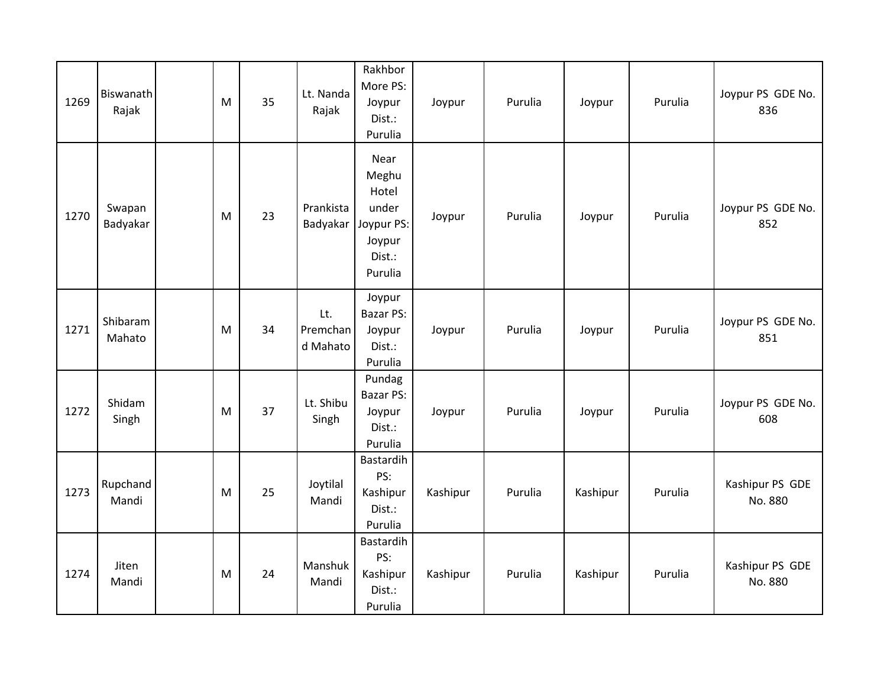| | | | | | | | | | | | |
|---|---|---|---|---|---|---|---|---|---|---|---|
| 1269 | Biswanath Rajak | | M | 35 | Lt. Nanda Rajak | Rakhbor More PS: Joypur Dist.: Purulia | Joypur | Purulia | Joypur | Purulia | Joypur PS GDE No. 836 |
| 1270 | Swapan Badyakar | | M | 23 | Prankista Badyakar | Near Meghu Hotel under Joypur PS: Joypur Dist.: Purulia | Joypur | Purulia | Joypur | Purulia | Joypur PS GDE No. 852 |
| 1271 | Shibaram Mahato | | M | 34 | Lt. Premchand Mahato | Joypur Bazar PS: Joypur Dist.: Purulia | Joypur | Purulia | Joypur | Purulia | Joypur PS GDE No. 851 |
| 1272 | Shidam Singh | | M | 37 | Lt. Shibu Singh | Pundag Bazar PS: Joypur Dist.: Purulia | Joypur | Purulia | Joypur | Purulia | Joypur PS GDE No. 608 |
| 1273 | Rupchand Mandi | | M | 25 | Joytilal Mandi | Bastardih PS: Kashipur Dist.: Purulia | Kashipur | Purulia | Kashipur | Purulia | Kashipur PS GDE No. 880 |
| 1274 | Jiten Mandi | | M | 24 | Manshuk Mandi | Bastardih PS: Kashipur Dist.: Purulia | Kashipur | Purulia | Kashipur | Purulia | Kashipur PS GDE No. 880 |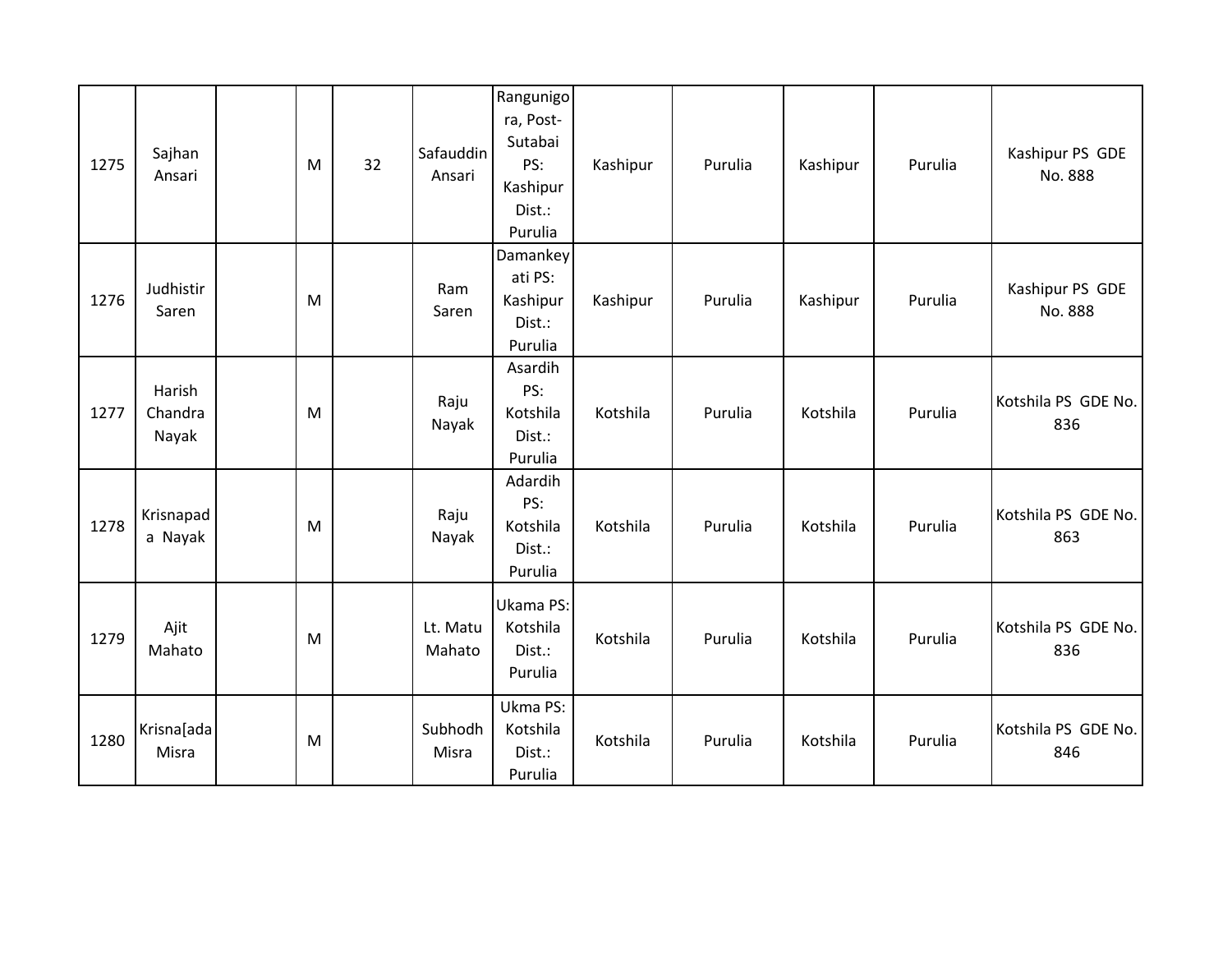| | | | | | | | | | | | |
|---|---|---|---|---|---|---|---|---|---|---|---|
| 1275 | Sajhan Ansari | | M | 32 | Safauddin Ansari | Rangunigora, Post-Sutabai PS: Kashipur Dist.: Purulia | Kashipur | Purulia | Kashipur | Purulia | Kashipur PS GDE No. 888 |
| 1276 | Judhistir Saren | | M | | Ram Saren | Damankeyati PS: Kashipur Dist.: Purulia | Kashipur | Purulia | Kashipur | Purulia | Kashipur PS GDE No. 888 |
| 1277 | Harish Chandra Nayak | | M | | Raju Nayak | Asardih PS: Kotshila Dist.: Purulia | Kotshila | Purulia | Kotshila | Purulia | Kotshila PS GDE No. 836 |
| 1278 | Krisnapada Nayak | | M | | Raju Nayak | Adardih PS: Kotshila Dist.: Purulia | Kotshila | Purulia | Kotshila | Purulia | Kotshila PS GDE No. 863 |
| 1279 | Ajit Mahato | | M | | Lt. Matu Mahato | Ukama PS: Kotshila Dist.: Purulia | Kotshila | Purulia | Kotshila | Purulia | Kotshila PS GDE No. 836 |
| 1280 | Krisna[ada Misra | | M | | Subhodh Misra | Ukma PS: Kotshila Dist.: Purulia | Kotshila | Purulia | Kotshila | Purulia | Kotshila PS GDE No. 846 |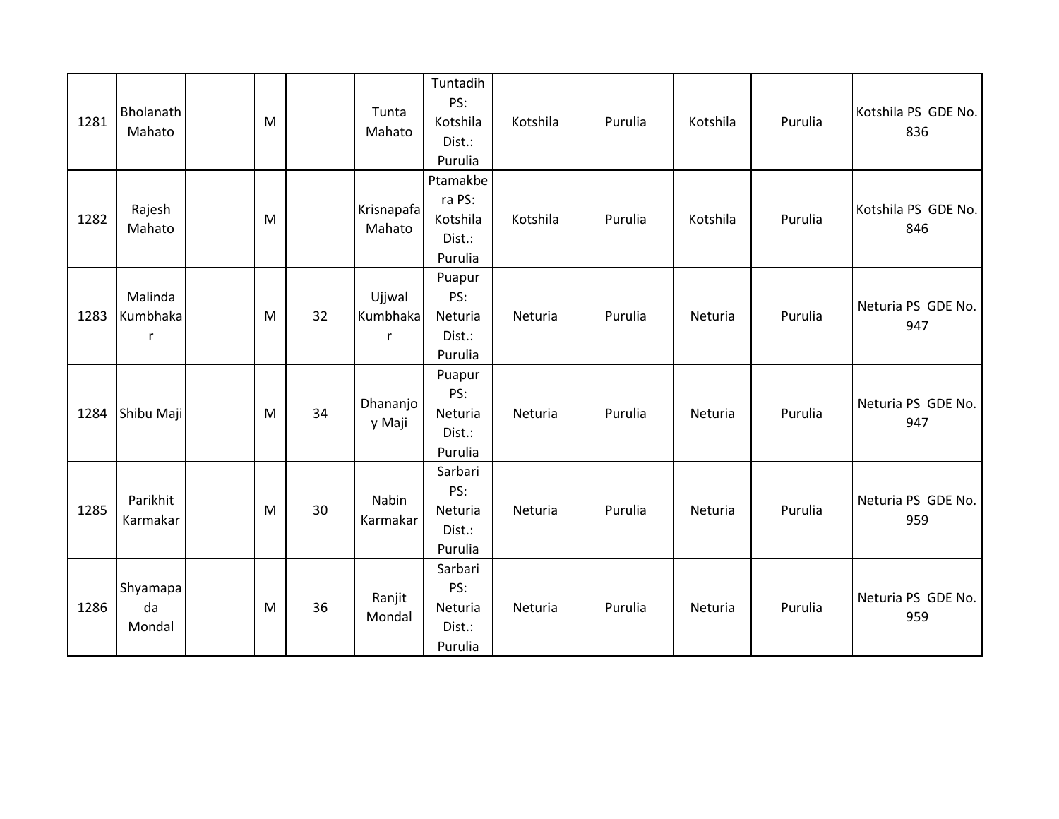| | | | | | | | | | | | |
|---|---|---|---|---|---|---|---|---|---|---|---|
| 1281 | Bholanath Mahato | | M | | Tunta Mahato | Tuntadih PS: Kotshila Dist.: Purulia | Kotshila | Purulia | Kotshila | Purulia | Kotshila PS GDE No. 836 |
| 1282 | Rajesh Mahato | | M | | Krisnapafa Mahato | Ptamakbera PS: Kotshila Dist.: Purulia | Kotshila | Purulia | Kotshila | Purulia | Kotshila PS GDE No. 846 |
| 1283 | Malinda Kumbhakar | | M | 32 | Ujjwal Kumbhakar | Puapur PS: Neturia Dist.: Purulia | Neturia | Purulia | Neturia | Purulia | Neturia PS GDE No. 947 |
| 1284 | Shibu Maji | | M | 34 | Dhananjoy Maji | Puapur PS: Neturia Dist.: Purulia | Neturia | Purulia | Neturia | Purulia | Neturia PS GDE No. 947 |
| 1285 | Parikhit Karmakar | | M | 30 | Nabin Karmakar | Sarbari PS: Neturia Dist.: Purulia | Neturia | Purulia | Neturia | Purulia | Neturia PS GDE No. 959 |
| 1286 | Shyamapada Mondal | | M | 36 | Ranjit Mondal | Sarbari PS: Neturia Dist.: Purulia | Neturia | Purulia | Neturia | Purulia | Neturia PS GDE No. 959 |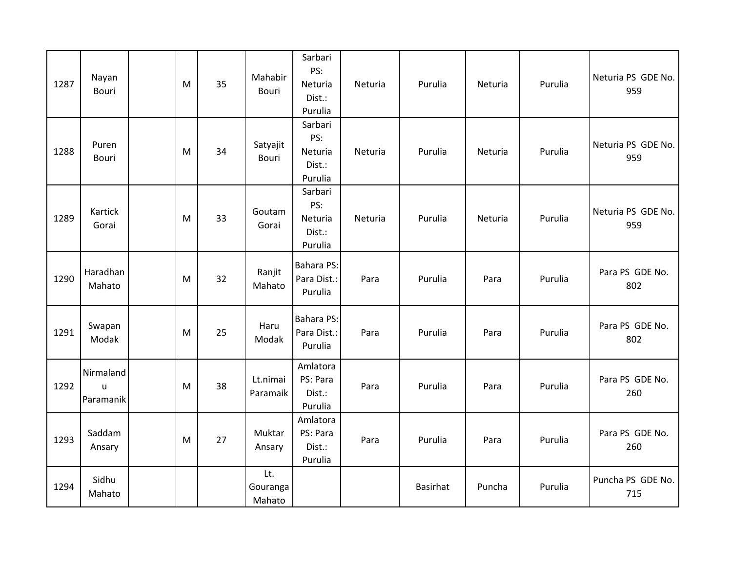| 1287 | Nayan Bouri | | M | 35 | Mahabir Bouri | Sarbari PS: Neturia Dist.: Purulia | Neturia | Purulia | Neturia | Purulia | Neturia PS GDE No. 959 |
|---|---|---|---|---|---|---|---|---|---|---|---|
| 1288 | Puren Bouri | | M | 34 | Satyajit Bouri | Sarbari PS: Neturia Dist.: Purulia | Neturia | Purulia | Neturia | Purulia | Neturia PS GDE No. 959 |
| 1289 | Kartick Gorai | | M | 33 | Goutam Gorai | Sarbari PS: Neturia Dist.: Purulia | Neturia | Purulia | Neturia | Purulia | Neturia PS GDE No. 959 |
| 1290 | Haradhan Mahato | | M | 32 | Ranjit Mahato | Bahara PS: Para Dist.: Purulia | Para | Purulia | Para | Purulia | Para PS GDE No. 802 |
| 1291 | Swapan Modak | | M | 25 | Haru Modak | Bahara PS: Para Dist.: Purulia | Para | Purulia | Para | Purulia | Para PS GDE No. 802 |
| 1292 | Nirmalandu Paramanik | | M | 38 | Lt.nimai Paramaik | Amlatora PS: Para Dist.: Purulia | Para | Purulia | Para | Purulia | Para PS GDE No. 260 |
| 1293 | Saddam Ansary | | M | 27 | Muktar Ansary | Amlatora PS: Para Dist.: Purulia | Para | Purulia | Para | Purulia | Para PS GDE No. 260 |
| 1294 | Sidhu Mahato | | | | Lt. Gouranga Mahato | | | Basirhat | Puncha | Purulia | Puncha PS GDE No. 715 |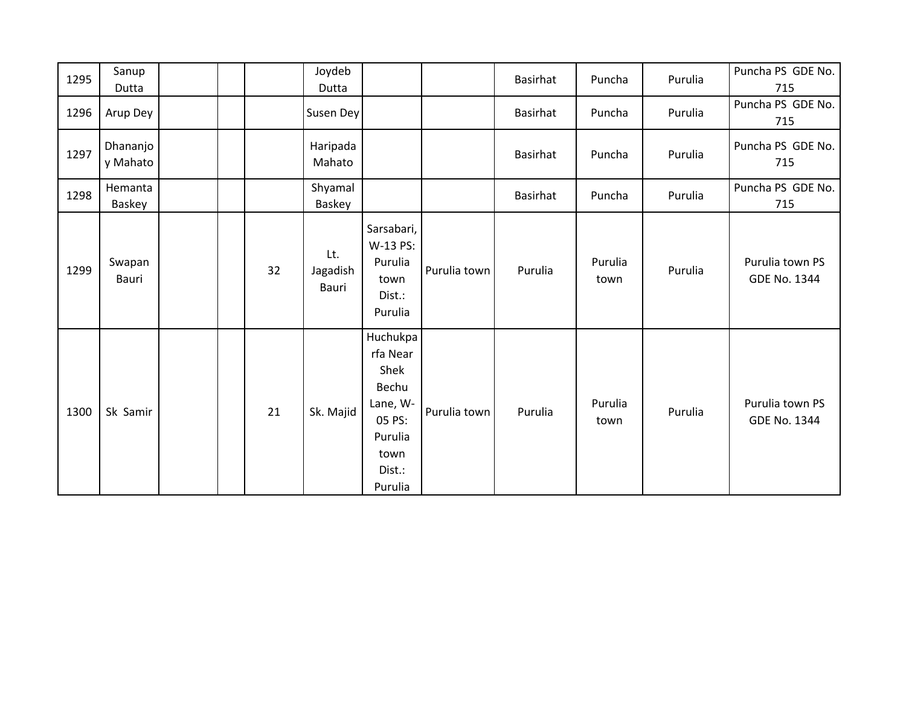| | | | | | | | | | | | |
|---|---|---|---|---|---|---|---|---|---|---|---|
| 1295 | Sanup Dutta | | | | Joydeb Dutta | | | Basirhat | Puncha | Purulia | Puncha PS GDE No. 715 |
| 1296 | Arup Dey | | | | Susen Dey | | | Basirhat | Puncha | Purulia | Puncha PS GDE No. 715 |
| 1297 | Dhananjoy Mahato | | | | Haripada Mahato | | | Basirhat | Puncha | Purulia | Puncha PS GDE No. 715 |
| 1298 | Hemanta Baskey | | | | Shyamal Baskey | | | Basirhat | Puncha | Purulia | Puncha PS GDE No. 715 |
| 1299 | Swapan Bauri | | | 32 | Lt. Jagadish Bauri | Sarsabari, W-13 PS: Purulia town Dist.: Purulia | Purulia town | Purulia | Purulia town | Purulia | Purulia town PS GDE No. 1344 |
| 1300 | Sk Samir | | | 21 | Sk. Majid | Huchukparfa Near Shek Bechu Lane, W-05 PS: Purulia town Dist.: Purulia | Purulia town | Purulia | Purulia town | Purulia | Purulia town PS GDE No. 1344 |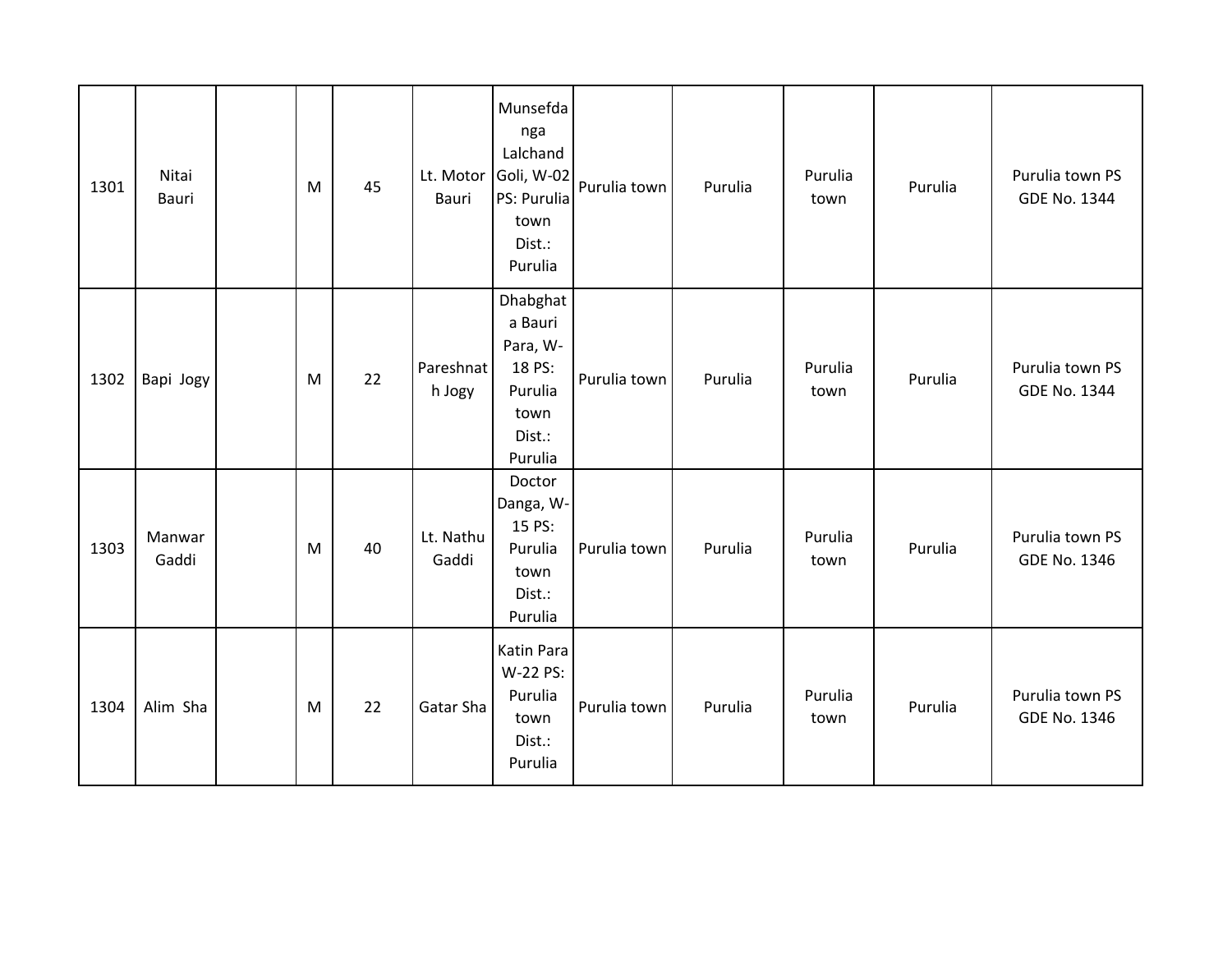| | | | | | | | | | | | |
|---|---|---|---|---|---|---|---|---|---|---|---|
| 1301 | Nitai Bauri | | M | 45 | Lt. Motor Bauri | Munsefdanga Lalchand Goli, W-02 PS: Purulia town Dist.: Purulia | Purulia town | Purulia | Purulia town | Purulia | Purulia town PS GDE No. 1344 |
| 1302 | Bapi Jogy | | M | 22 | Pareshnath Jogy | Dhabghata Bauri Para, W-18 PS: Purulia town Dist.: Purulia | Purulia town | Purulia | Purulia town | Purulia | Purulia town PS GDE No. 1344 |
| 1303 | Manwar Gaddi | | M | 40 | Lt. Nathu Gaddi | Doctor Danga, W-15 PS: Purulia town Dist.: Purulia | Purulia town | Purulia | Purulia town | Purulia | Purulia town PS GDE No. 1346 |
| 1304 | Alim Sha | | M | 22 | Gatar Sha | Katin Para W-22 PS: Purulia town Dist.: Purulia | Purulia town | Purulia | Purulia town | Purulia | Purulia town PS GDE No. 1346 |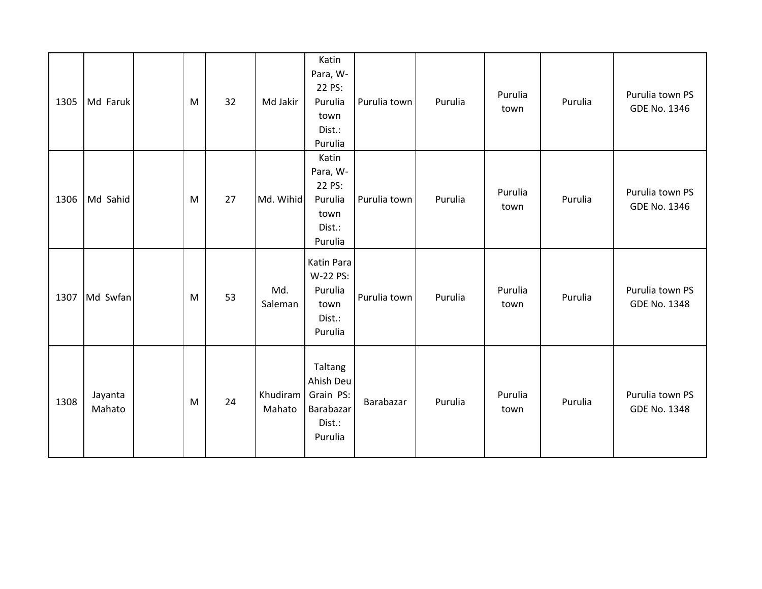| | | | | | | | | | | | |
|---|---|---|---|---|---|---|---|---|---|---|---|
| 1305 | Md Faruk | | M | 32 | Md Jakir | Katin Para, W-22 PS: Purulia town Dist.: Purulia | Purulia town | Purulia | Purulia town | Purulia | Purulia town PS GDE No. 1346 |
| 1306 | Md Sahid | | M | 27 | Md. Wihid | Katin Para, W-22 PS: Purulia town Dist.: Purulia | Purulia town | Purulia | Purulia town | Purulia | Purulia town PS GDE No. 1346 |
| 1307 | Md Swfan | | M | 53 | Md. Saleman | Katin Para W-22 PS: Purulia town Dist.: Purulia | Purulia town | Purulia | Purulia town | Purulia | Purulia town PS GDE No. 1348 |
| 1308 | Jayanta Mahato | | M | 24 | Khudiram Mahato | Taltang Ahish Deu Grain PS: Barabazar Dist.: Purulia | Barabazar | Purulia | Purulia town | Purulia | Purulia town PS GDE No. 1348 |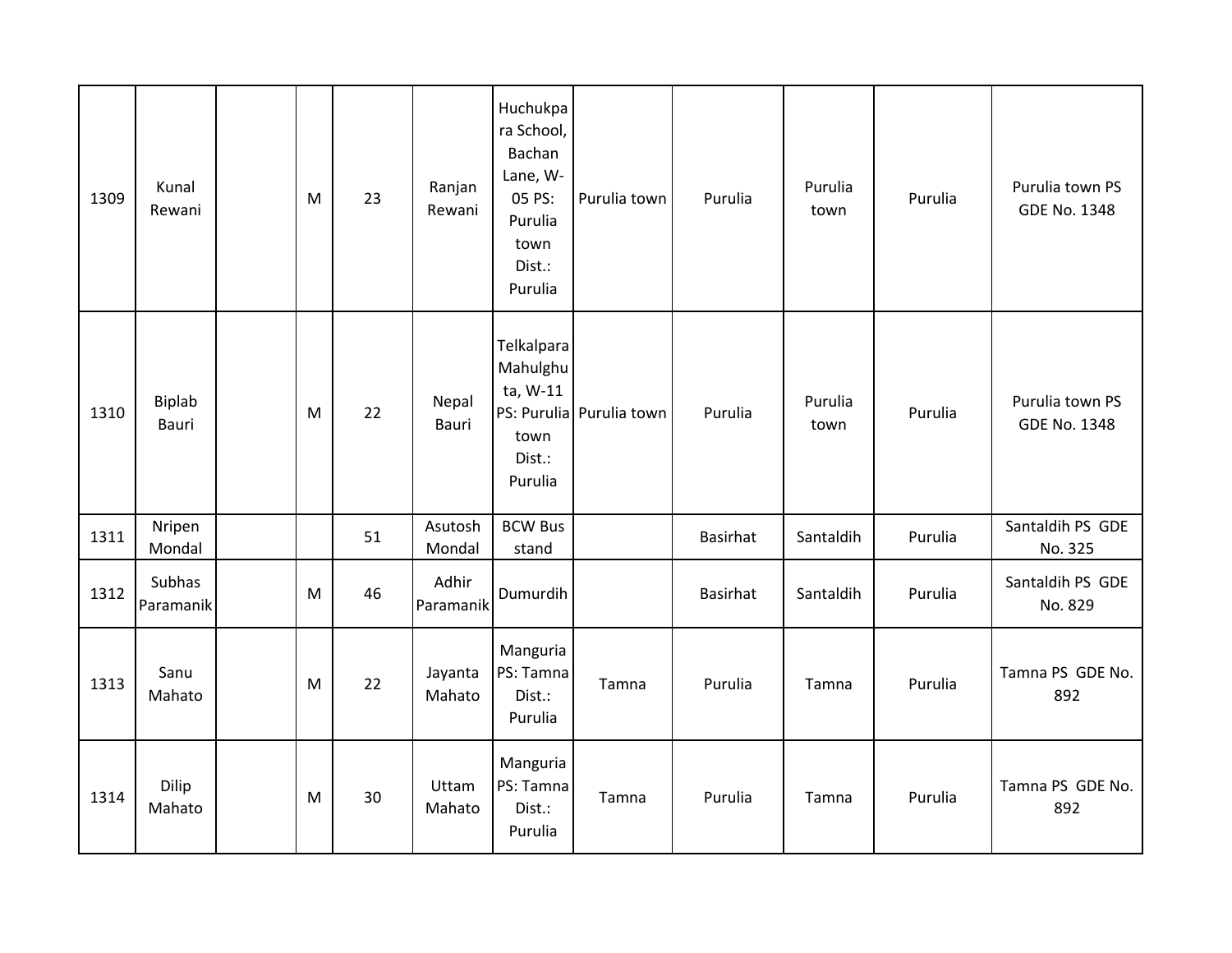| | | | | | | | | | | | |
|---|---|---|---|---|---|---|---|---|---|---|---|
| 1309 | Kunal Rewani | | M | 23 | Ranjan Rewani | Huchukpara School, Bachan Lane, W-05 PS: Purulia town Dist.: Purulia | Purulia town | Purulia | Purulia town | Purulia | Purulia town PS GDE No. 1348 |
| 1310 | Biplab Bauri | | M | 22 | Nepal Bauri | Telkalpara Mahulghuta, W-11 PS: Purulia town Dist.: Purulia | Purulia town | Purulia | Purulia town | Purulia | Purulia town PS GDE No. 1348 |
| 1311 | Nripen Mondal | | | 51 | Asutosh Mondal | BCW Bus stand | | Basirhat | Santaldih | Purulia | Santaldih PS GDE No. 325 |
| 1312 | Subhas Paramanik | | M | 46 | Adhir Paramanik | Dumurdih | | Basirhat | Santaldih | Purulia | Santaldih PS GDE No. 829 |
| 1313 | Sanu Mahato | | M | 22 | Jayanta Mahato | Manguria PS: Tamna Dist.: Purulia | Tamna | Purulia | Tamna | Purulia | Tamna PS GDE No. 892 |
| 1314 | Dilip Mahato | | M | 30 | Uttam Mahato | Manguria PS: Tamna Dist.: Purulia | Tamna | Purulia | Tamna | Purulia | Tamna PS GDE No. 892 |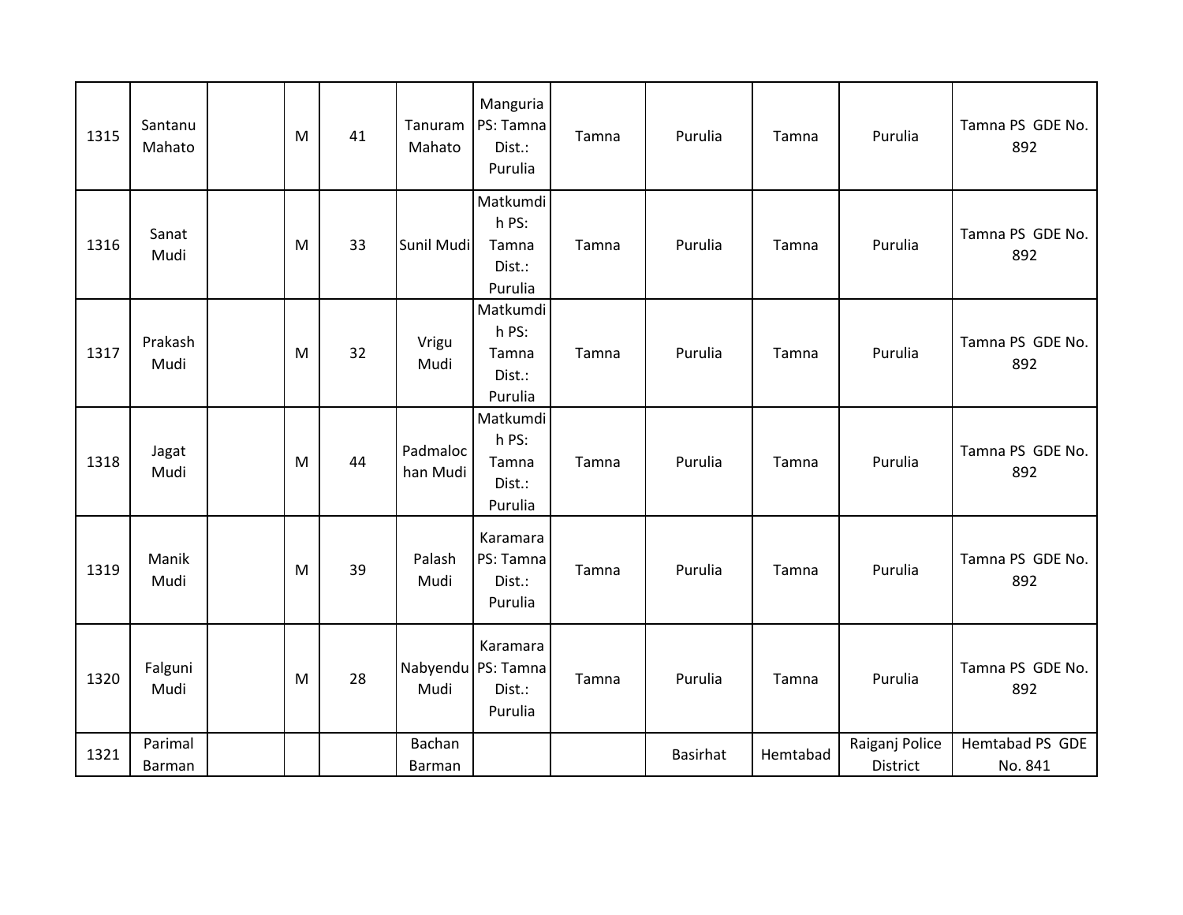| 1315 | Santanu Mahato | | M | 41 | Tanuram Mahato | Manguria PS: Tamna Dist.: Purulia | Tamna | Purulia | Tamna | Purulia | Tamna PS GDE No. 892 |
|---|---|---|---|---|---|---|---|---|---|---|---|
| 1316 | Sanat Mudi | | M | 33 | Sunil Mudi | Matkumdih PS: Tamna Dist.: Purulia | Tamna | Purulia | Tamna | Purulia | Tamna PS GDE No. 892 |
| 1317 | Prakash Mudi | | M | 32 | Vrigu Mudi | Matkumdih PS: Tamna Dist.: Purulia | Tamna | Purulia | Tamna | Purulia | Tamna PS GDE No. 892 |
| 1318 | Jagat Mudi | | M | 44 | Padmalochan Mudi | Matkumdih PS: Tamna Dist.: Purulia | Tamna | Purulia | Tamna | Purulia | Tamna PS GDE No. 892 |
| 1319 | Manik Mudi | | M | 39 | Palash Mudi | Karamara PS: Tamna Dist.: Purulia | Tamna | Purulia | Tamna | Purulia | Tamna PS GDE No. 892 |
| 1320 | Falguni Mudi | | M | 28 | Nabyendu Mudi | Karamara PS: Tamna Dist.: Purulia | Tamna | Purulia | Tamna | Purulia | Tamna PS GDE No. 892 |
| 1321 | Parimal Barman | | | | Bachan Barman | | | Basirhat | Hemtabad | Raiganj Police District | Hemtabad PS GDE No. 841 |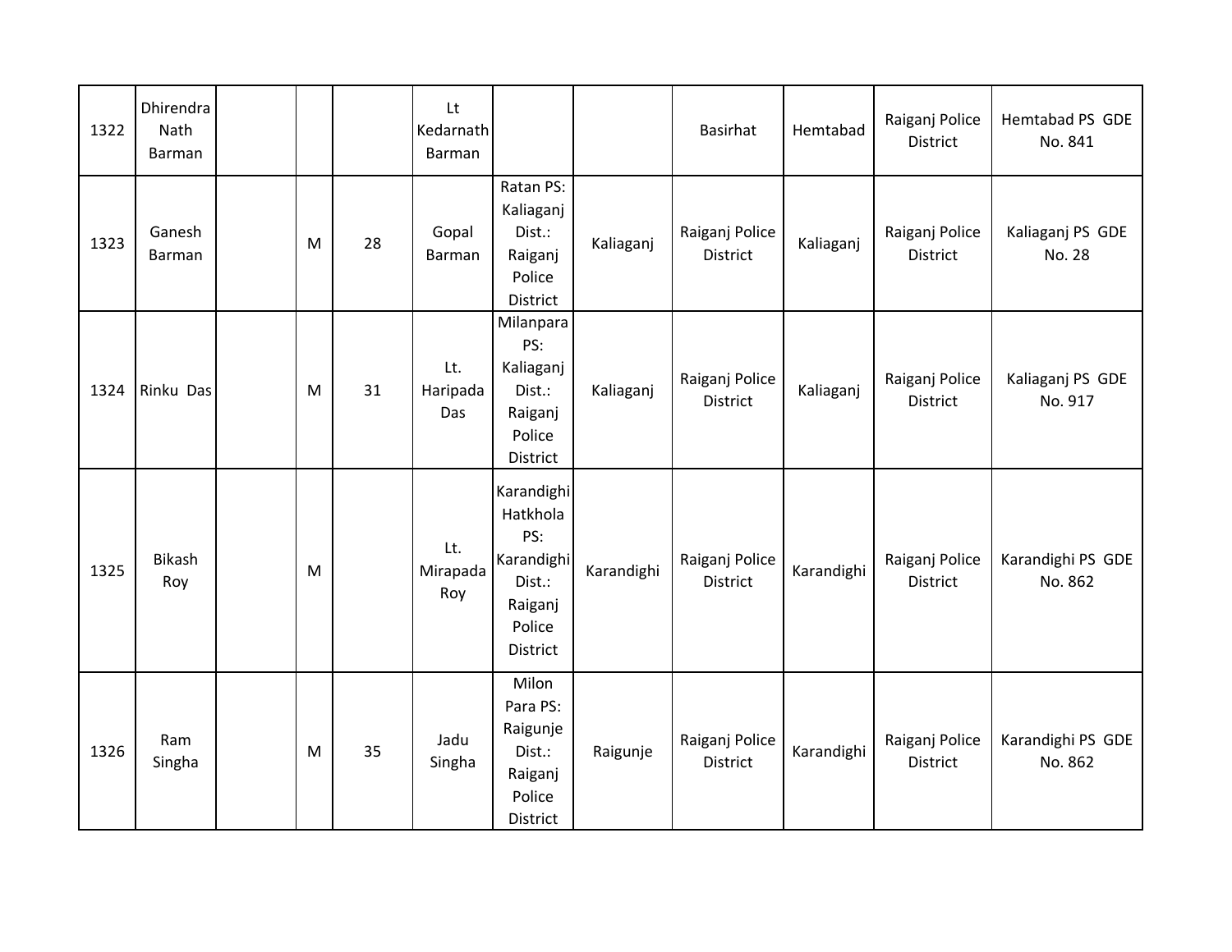| | | | | | | | | | | | |
|---|---|---|---|---|---|---|---|---|---|---|---|
| 1322 | Dhirendra Nath Barman | | | | Lt Kedarnath Barman | | | Basirhat | Hemtabad | Raiganj Police District | Hemtabad PS GDE No. 841 |
| 1323 | Ganesh Barman | | M | 28 | Gopal Barman | Ratan PS: Kaliaganj Dist.: Raiganj Police District | Kaliaganj | Raiganj Police District | Kaliaganj | Raiganj Police District | Kaliaganj PS GDE No. 28 |
| 1324 | Rinku Das | | M | 31 | Lt. Haripada Das | Milanpara PS: Kaliaganj Dist.: Raiganj Police District | Kaliaganj | Raiganj Police District | Kaliaganj | Raiganj Police District | Kaliaganj PS GDE No. 917 |
| 1325 | Bikash Roy | | M | | Lt. Mirapada Roy | Karandighi Hatkhola PS: Karandighi Dist.: Raiganj Police District | Karandighi | Raiganj Police District | Karandighi | Raiganj Police District | Karandighi PS GDE No. 862 |
| 1326 | Ram Singha | | M | 35 | Jadu Singha | Milon Para PS: Raigunje Dist.: Raiganj Police District | Raigunje | Raiganj Police District | Karandighi | Raiganj Police District | Karandighi PS GDE No. 862 |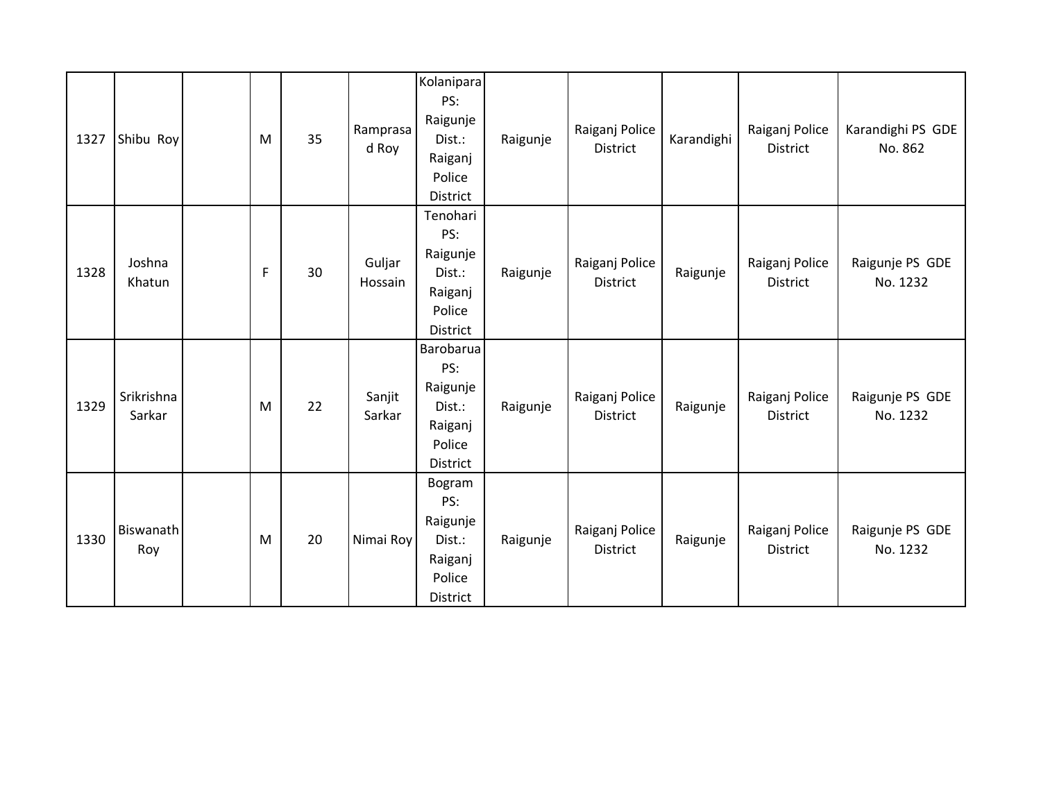| | | | | | | | | | | | |
|---|---|---|---|---|---|---|---|---|---|---|---|
| 1327 | Shibu Roy | | M | 35 | Ramprasad Roy | Kolanipara PS: Raigunje Dist.: Raiganj Police District | Raigunje | Raiganj Police District | Karandighi | Raiganj Police District | Karandighi PS GDE No. 862 |
| 1328 | Joshna Khatun | | F | 30 | Guljar Hossain | Tenohari PS: Raigunje Dist.: Raiganj Police District | Raigunje | Raiganj Police District | Raigunje | Raiganj Police District | Raigunje PS GDE No. 1232 |
| 1329 | Srikrishna Sarkar | | M | 22 | Sanjit Sarkar | Barobarua PS: Raigunje Dist.: Raiganj Police District | Raigunje | Raiganj Police District | Raigunje | Raiganj Police District | Raigunje PS GDE No. 1232 |
| 1330 | Biswanath Roy | | M | 20 | Nimai Roy | Bogram PS: Raigunje Dist.: Raiganj Police District | Raigunje | Raiganj Police District | Raigunje | Raiganj Police District | Raigunje PS GDE No. 1232 |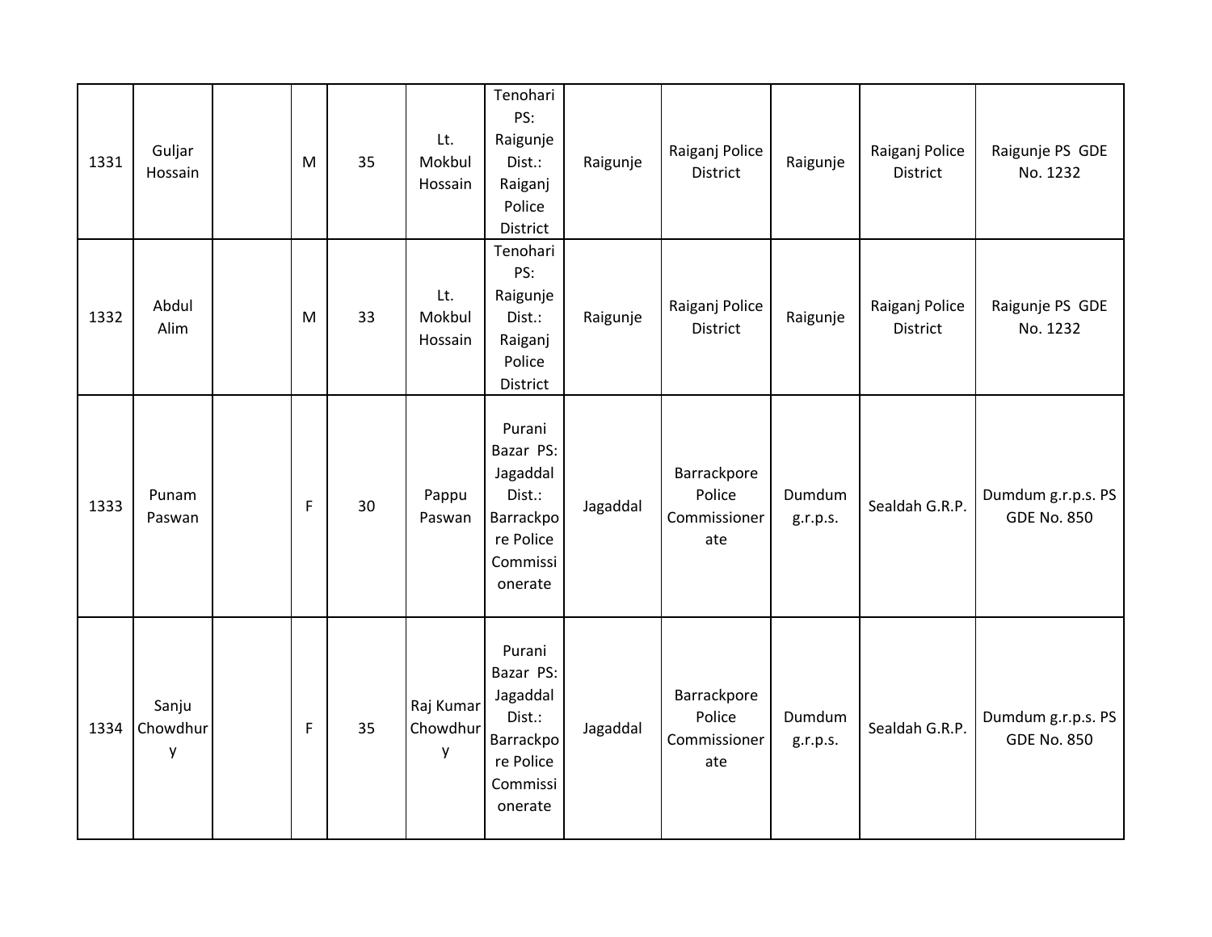| | | | | | | | | | | | |
|---|---|---|---|---|---|---|---|---|---|---|---|
| 1331 | Guljar Hossain | | M | 35 | Lt. Mokbul Hossain | Tenohari PS: Raigunje Dist.: Raiganj Police District | Raigunje | Raiganj Police District | Raigunje | Raiganj Police District | Raigunje PS GDE No. 1232 |
| 1332 | Abdul Alim | | M | 33 | Lt. Mokbul Hossain | Tenohari PS: Raigunje Dist.: Raiganj Police District | Raigunje | Raiganj Police District | Raigunje | Raiganj Police District | Raigunje PS GDE No. 1232 |
| 1333 | Punam Paswan | | F | 30 | Pappu Paswan | Purani Bazar PS: Jagaddal Dist.: Barrackpore Police Commissionerate | Jagaddal | Barrackpore Police Commissionerate | Dumdum g.r.p.s. | Sealdah G.R.P. | Dumdum g.r.p.s. PS GDE No. 850 |
| 1334 | Sanju Chowdhury | | F | 35 | Raj Kumar Chowdhury | Purani Bazar PS: Jagaddal Dist.: Barrackpore Police Commissionerate | Jagaddal | Barrackpore Police Commissionerate | Dumdum g.r.p.s. | Sealdah G.R.P. | Dumdum g.r.p.s. PS GDE No. 850 |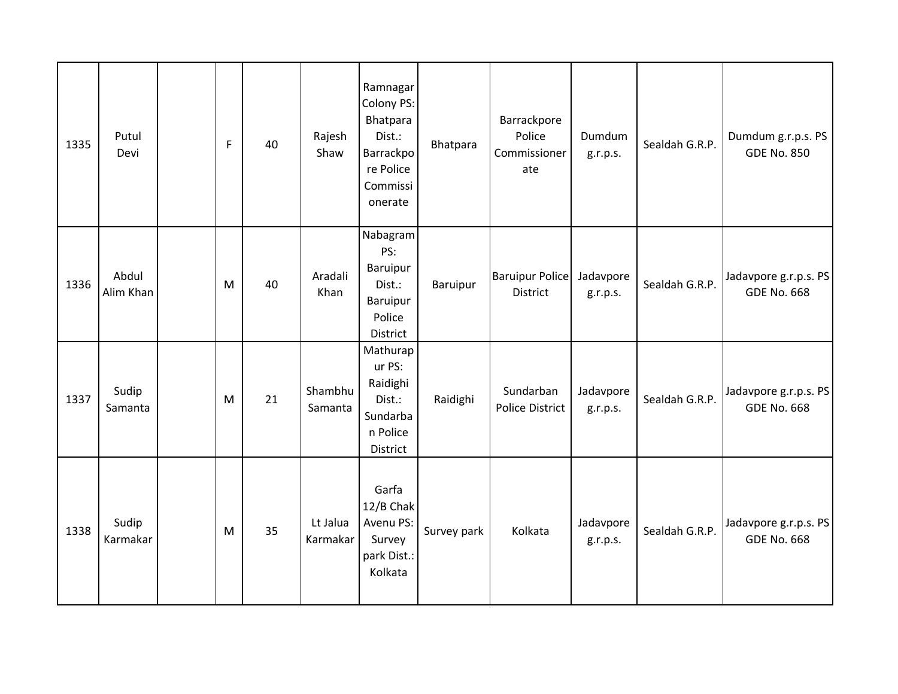| 1335 | Putul Devi | | F | 40 | Rajesh Shaw | Ramnagar Colony PS: Bhatpara Dist.: Barrackpore Police Commissionerate | Bhatpara | Barrackpore Police Commissionerate | Dumdum g.r.p.s. | Sealdah G.R.P. | Dumdum g.r.p.s. PS GDE No. 850 |
|---|---|---|---|---|---|---|---|---|---|---|---|
| 1336 | Abdul Alim Khan | | M | 40 | Aradali Khan | Nabagram PS: Baruipur Dist.: Baruipur Police District | Baruipur | Baruipur Police District | Jadavpore g.r.p.s. | Sealdah G.R.P. | Jadavpore g.r.p.s. PS GDE No. 668 |
| 1337 | Sudip Samanta | | M | 21 | Shambhu Samanta | Mathurapur PS: Raidighi Dist.: Sundarban Police District | Raidighi | Sundarban Police District | Jadavpore g.r.p.s. | Sealdah G.R.P. | Jadavpore g.r.p.s. PS GDE No. 668 |
| 1338 | Sudip Karmakar | | M | 35 | Lt Jalua Karmakar | Garfa 12/B Chak Avenu PS: Survey park Dist.: Kolkata | Survey park | Kolkata | Jadavpore g.r.p.s. | Sealdah G.R.P. | Jadavpore g.r.p.s. PS GDE No. 668 |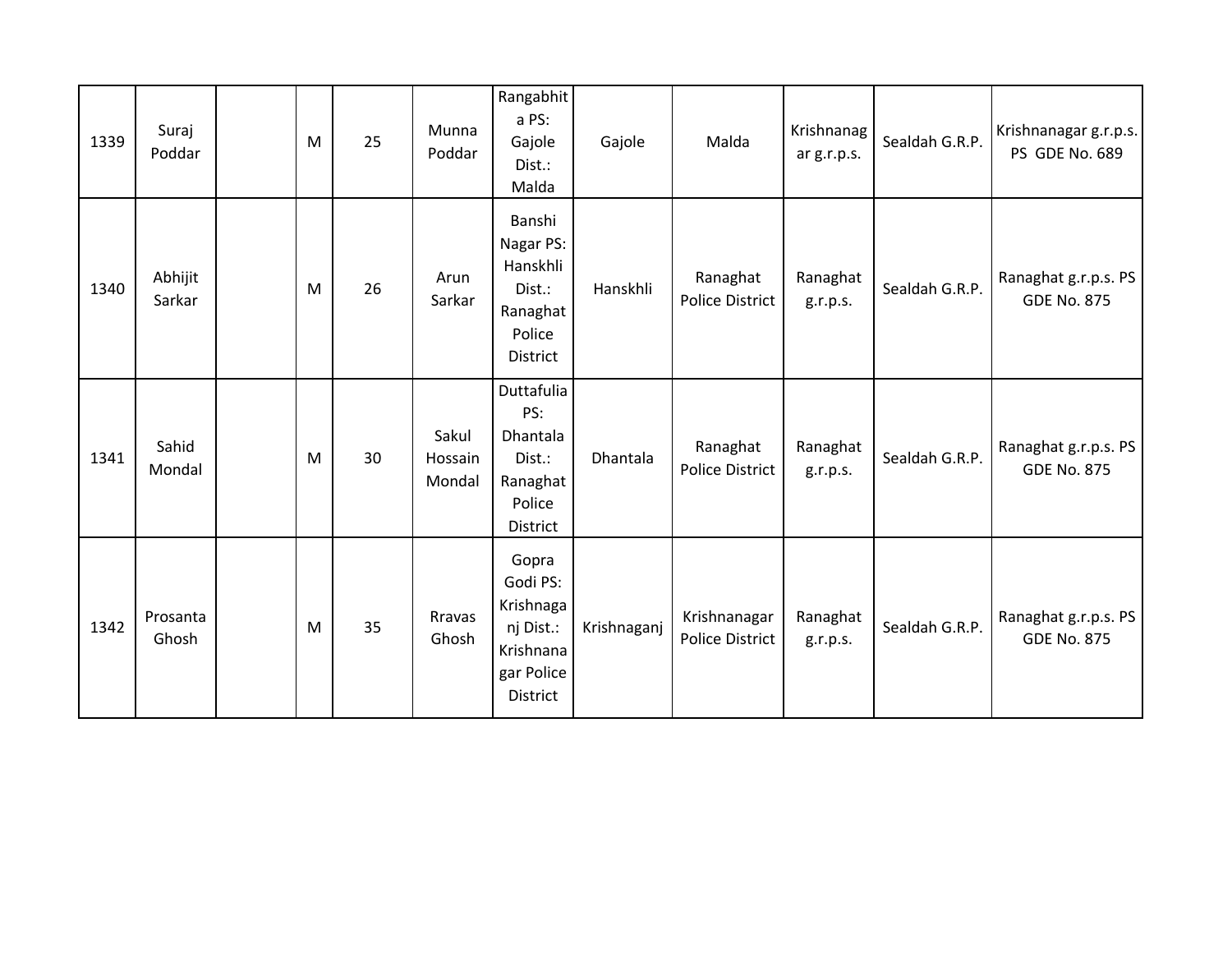| | | | | | | | | | | | |
|---|---|---|---|---|---|---|---|---|---|---|---|
| 1339 | Suraj Poddar | | M | 25 | Munna Poddar | Rangabhita PS: Gajole Dist.: Malda | Gajole | Malda | Krishnanagar g.r.p.s. | Sealdah G.R.P. | Krishnanagar g.r.p.s. PS GDE No. 689 |
| 1340 | Abhijit Sarkar | | M | 26 | Arun Sarkar | Banshi Nagar PS: Hanskhli Dist.: Ranaghat Police District | Hanskhli | Ranaghat Police District | Ranaghat g.r.p.s. | Sealdah G.R.P. | Ranaghat g.r.p.s. PS GDE No. 875 |
| 1341 | Sahid Mondal | | M | 30 | Sakul Hossain Mondal | Duttafulia PS: Dhantala Dist.: Ranaghat Police District | Dhantala | Ranaghat Police District | Ranaghat g.r.p.s. | Sealdah G.R.P. | Ranaghat g.r.p.s. PS GDE No. 875 |
| 1342 | Prosanta Ghosh | | M | 35 | Rravas Ghosh | Gopra Godi PS: Krishnaganj Dist.: Krishnanagar Police District | Krishnaganj | Krishnanagar Police District | Ranaghat g.r.p.s. | Sealdah G.R.P. | Ranaghat g.r.p.s. PS GDE No. 875 |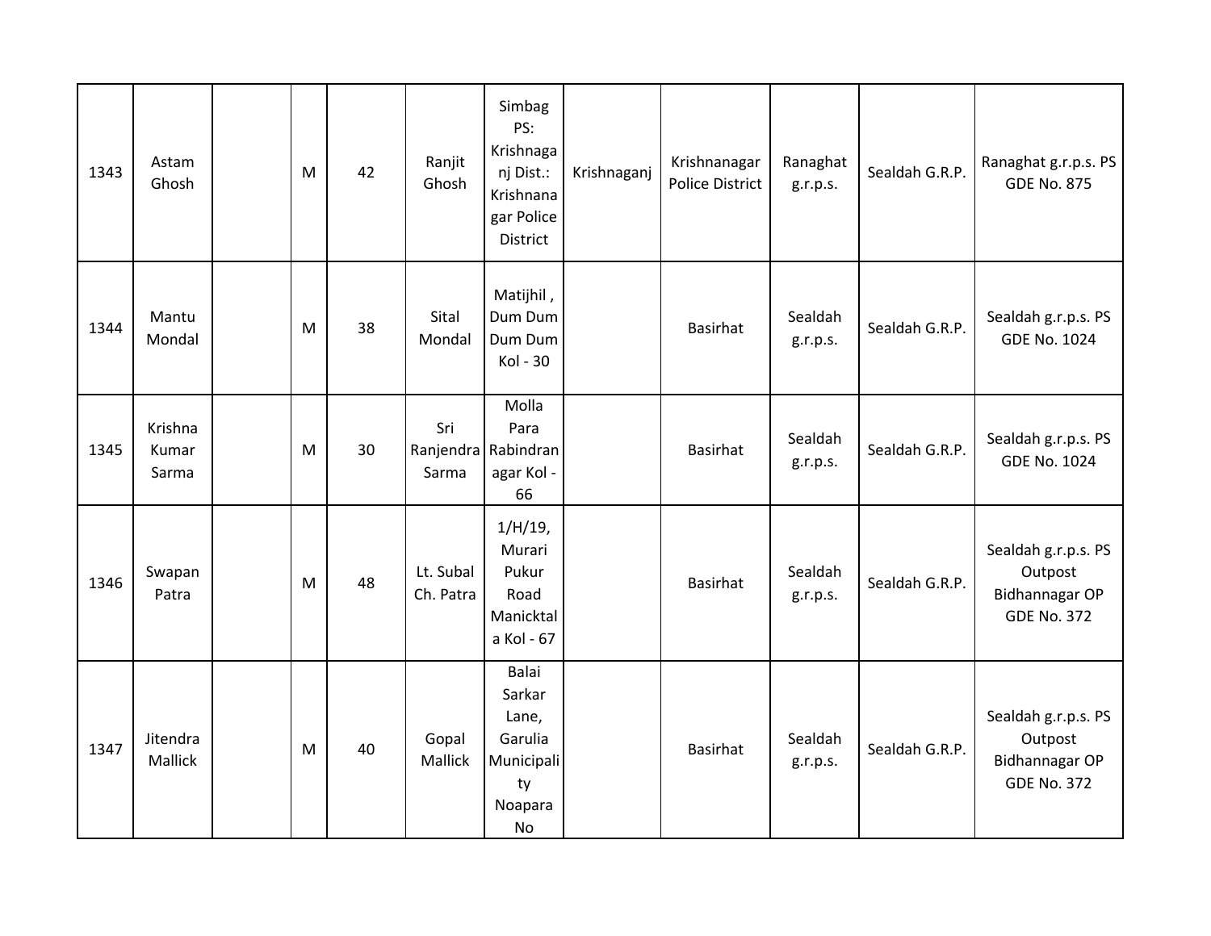| | | | | | | | | | | | |
|---|---|---|---|---|---|---|---|---|---|---|---|
| 1343 | Astam Ghosh | | M | 42 | Ranjit Ghosh | Simbag PS: Krishnaganj Dist.: Krishnanagar Police District | Krishnaganj | Krishnanagar Police District | Ranaghat g.r.p.s. | Sealdah G.R.P. | Ranaghat g.r.p.s. PS GDE No. 875 |
| 1344 | Mantu Mondal | | M | 38 | Sital Mondal | Matijhil , Dum Dum Dum Dum Kol - 30 | | Basirhat | Sealdah g.r.p.s. | Sealdah G.R.P. | Sealdah g.r.p.s. PS GDE No. 1024 |
| 1345 | Krishna Kumar Sarma | | M | 30 | Sri Ranjendra Sarma | Molla Para Rabindranagar Kol - 66 | | Basirhat | Sealdah g.r.p.s. | Sealdah G.R.P. | Sealdah g.r.p.s. PS GDE No. 1024 |
| 1346 | Swapan Patra | | M | 48 | Lt. Subal Ch. Patra | 1/H/19, Murari Pukur Road Manicktala Kol - 67 | | Basirhat | Sealdah g.r.p.s. | Sealdah G.R.P. | Sealdah g.r.p.s. PS Outpost Bidhannagar OP GDE No. 372 |
| 1347 | Jitendra Mallick | | M | 40 | Gopal Mallick | Balai Sarkar Lane, Garulia Municipality Noapara No | | Basirhat | Sealdah g.r.p.s. | Sealdah G.R.P. | Sealdah g.r.p.s. PS Outpost Bidhannagar OP GDE No. 372 |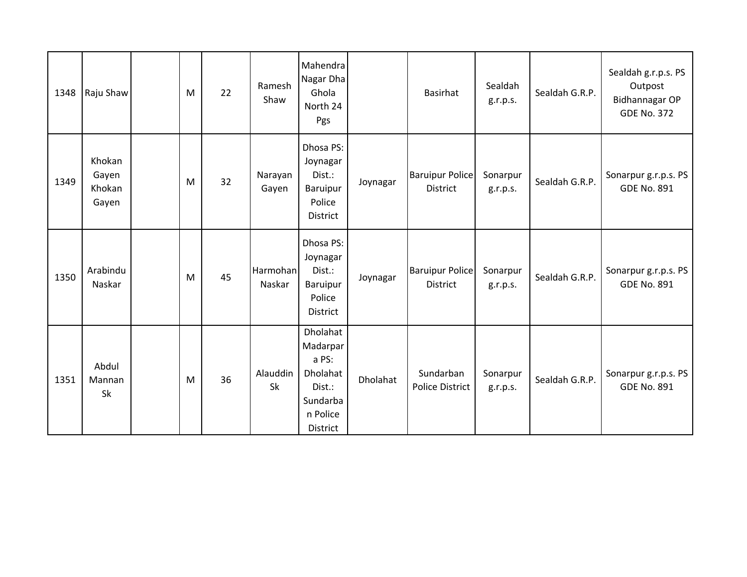| | | | | | | | | | | | |
|---|---|---|---|---|---|---|---|---|---|---|---|
| 1348 | Raju Shaw | | M | 22 | Ramesh Shaw | Mahendra Nagar Dha Ghola North 24 Pgs | | Basirhat | Sealdah g.r.p.s. | Sealdah G.R.P. | Sealdah g.r.p.s. PS Outpost Bidhannagar OP GDE No. 372 |
| 1349 | Khokan Gayen Khokan Gayen | | M | 32 | Narayan Gayen | Dhosa PS: Joynagar Dist.: Baruipur Police District | Joynagar | Baruipur Police District | Sonarpur g.r.p.s. | Sealdah G.R.P. | Sonarpur g.r.p.s. PS GDE No. 891 |
| 1350 | Arabindu Naskar | | M | 45 | Harmohan Naskar | Dhosa PS: Joynagar Dist.: Baruipur Police District | Joynagar | Baruipur Police District | Sonarpur g.r.p.s. | Sealdah G.R.P. | Sonarpur g.r.p.s. PS GDE No. 891 |
| 1351 | Abdul Mannan Sk | | M | 36 | Alauddin Sk | Dholahat Madarpara PS: Dholahat Dist.: Sundarban Police District | Dholahat | Sundarban Police District | Sonarpur g.r.p.s. | Sealdah G.R.P. | Sonarpur g.r.p.s. PS GDE No. 891 |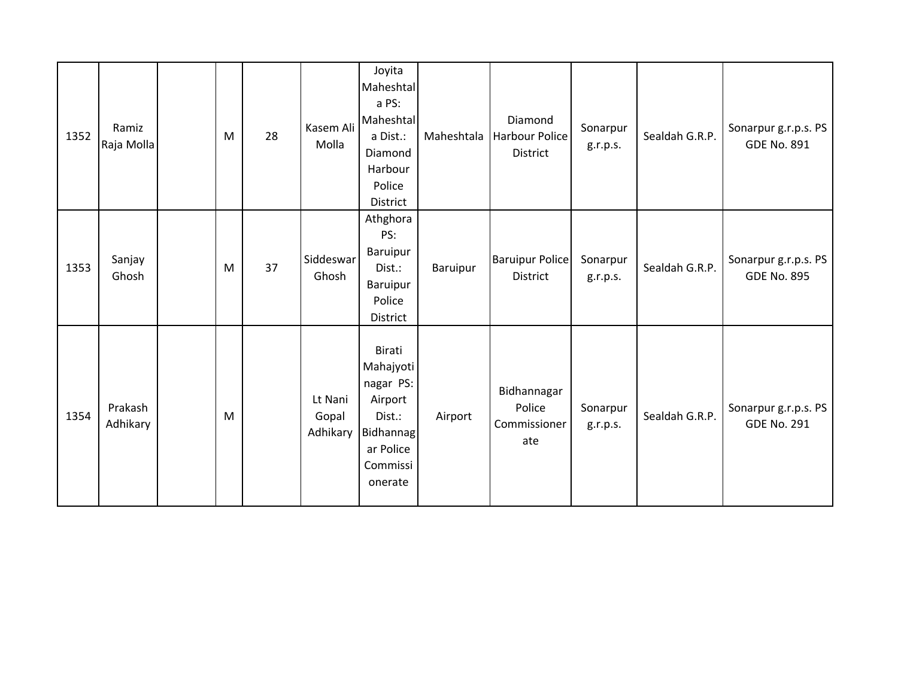| | | | | | | | | | | | |
|---|---|---|---|---|---|---|---|---|---|---|---|
| 1352 | Ramiz Raja Molla | | M | 28 | Kasem Ali Molla | Joyita Maheshtala PS: Maheshtala Dist.: Diamond Harbour Police District | Maheshtala | Diamond Harbour Police District | Sonarpur g.r.p.s. | Sealdah G.R.P. | Sonarpur g.r.p.s. PS GDE No. 891 |
| 1353 | Sanjay Ghosh | | M | 37 | Siddeswar Ghosh | Athghora PS: Baruipur Dist.: Baruipur Police District | Baruipur | Baruipur Police District | Sonarpur g.r.p.s. | Sealdah G.R.P. | Sonarpur g.r.p.s. PS GDE No. 895 |
| 1354 | Prakash Adhikary | | M | | Lt Nani Gopal Adhikary | Birati Mahajyotinagar PS: Airport Dist.: Bidhannagar Police Commissionerate | Airport | Bidhannagar Police Commissionerate | Sonarpur g.r.p.s. | Sealdah G.R.P. | Sonarpur g.r.p.s. PS GDE No. 291 |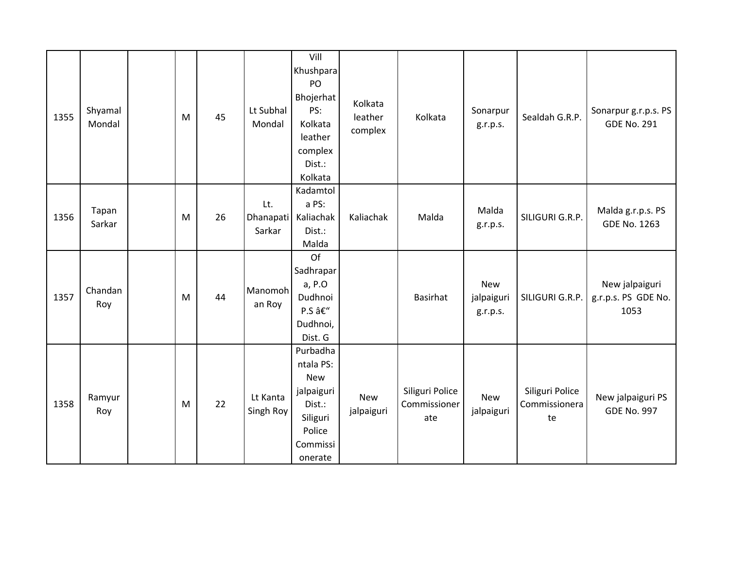| | | | | | | | | | | | |
|---|---|---|---|---|---|---|---|---|---|---|---|
| 1355 | Shyamal Mondal | | M | 45 | Lt Subhal Mondal | Vill Khushpara PO Bhojerhat PS: Kolkata leather complex Dist.: Kolkata | Kolkata leather complex | Kolkata | Sonarpur g.r.p.s. | Sealdah G.R.P. | Sonarpur g.r.p.s. PS GDE No. 291 |
| 1356 | Tapan Sarkar | | M | 26 | Lt. Dhanapati Sarkar | Kadamtola PS: Kaliachak Dist.: Malda | Kaliachak | Malda | Malda g.r.p.s. | SILIGURI G.R.P. | Malda g.r.p.s. PS GDE No. 1263 |
| 1357 | Chandan Roy | | M | 44 | Manomohan Roy | Of Sadhrapara, P.O Dudhnoi P.S â€" Dudhnoi, Dist. G | | Basirhat | New jalpaiguri g.r.p.s. | SILIGURI G.R.P. | New jalpaiguri g.r.p.s. PS GDE No. 1053 |
| 1358 | Ramyur Roy | | M | 22 | Lt Kanta Singh Roy | Purbadhantala PS: New jalpaiguri Dist.: Siliguri Police Commissionerate | New jalpaiguri | Siliguri Police Commissionerate | New jalpaiguri | Siliguri Police Commissionerate | New jalpaiguri PS GDE No. 997 |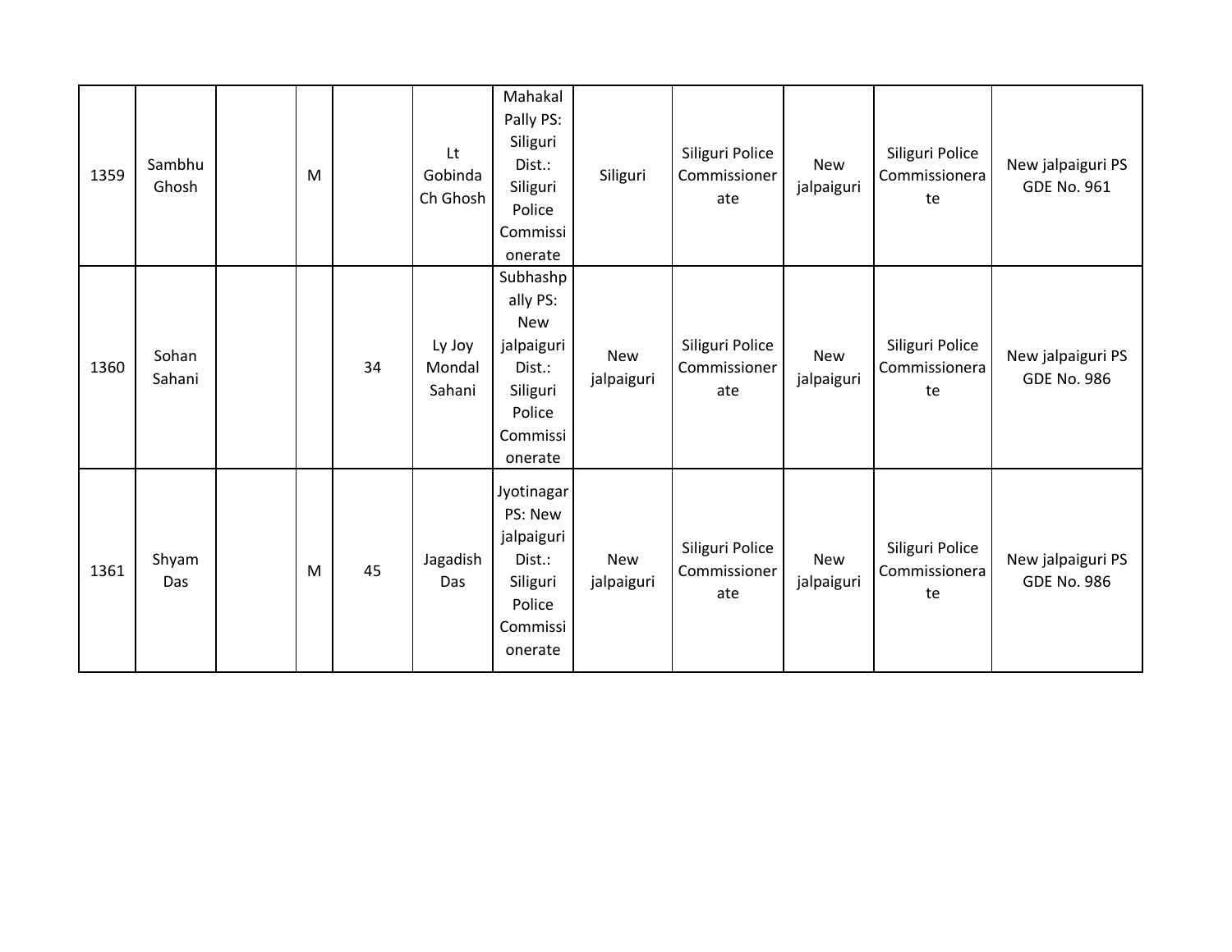| 1359 | Sambhu Ghosh | | M | | Lt Gobinda Ch Ghosh | Mahakal Pally PS: Siliguri Dist.: Siliguri Police Commissionerate | Siliguri | Siliguri Police Commissionerate | New jalpaiguri | Siliguri Police Commissionerate | New jalpaiguri PS GDE No. 961 |
|---|---|---|---|---|---|---|---|---|---|---|---|
| 1360 | Sohan Sahani | | | 34 | Ly Joy Mondal Sahani | Subhashpally PS: New jalpaiguri Dist.: Siliguri Police Commissionerate | New jalpaiguri | Siliguri Police Commissionerate | New jalpaiguri | Siliguri Police Commissionerate | New jalpaiguri PS GDE No. 986 |
| 1361 | Shyam Das | | M | 45 | Jagadish Das | Jyotinagar PS: New jalpaiguri Dist.: Siliguri Police Commissionerate | New jalpaiguri | Siliguri Police Commissionerate | New jalpaiguri | Siliguri Police Commissionerate | New jalpaiguri PS GDE No. 986 |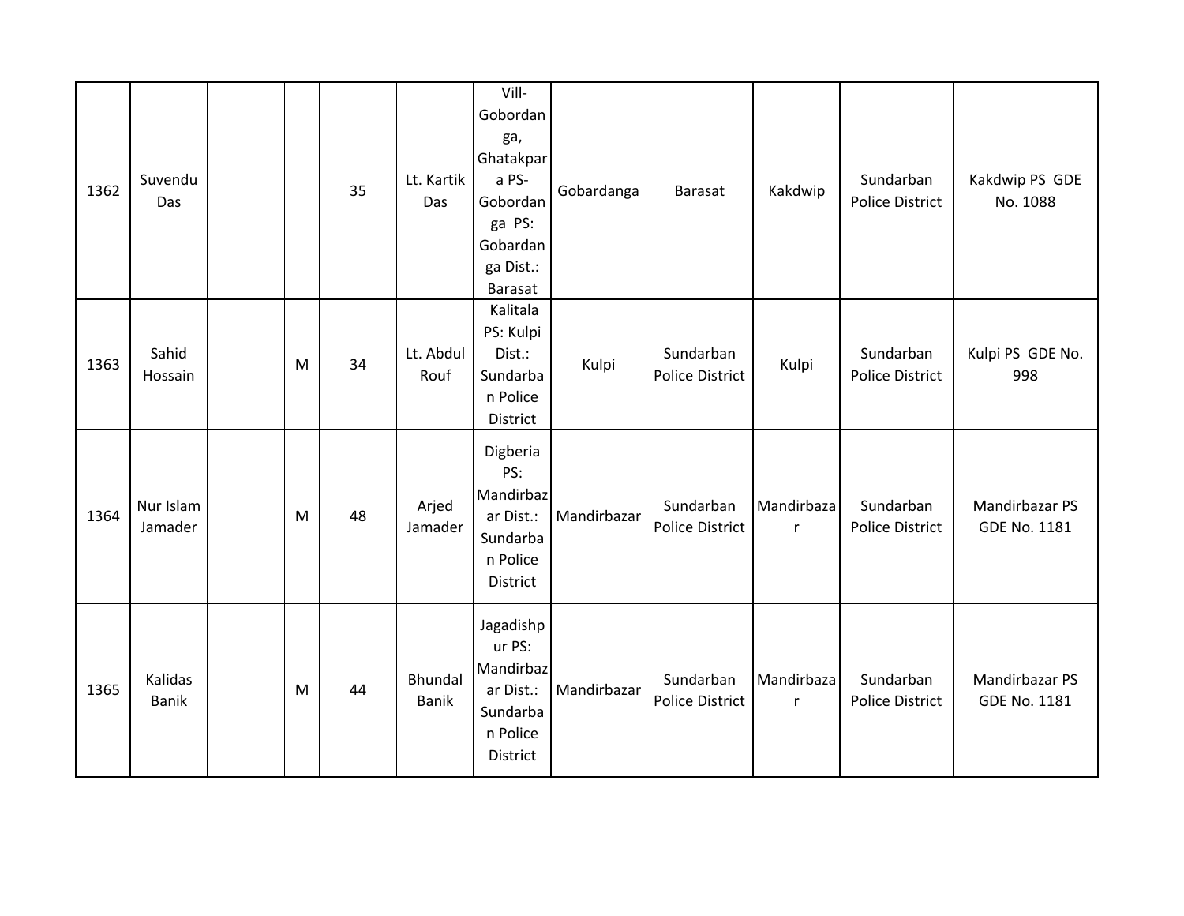| | | | | | | | | | | | |
|---|---|---|---|---|---|---|---|---|---|---|---|
| 1362 | Suvendu Das | | | 35 | Lt. Kartik Das | Vill- Gobordanga, Ghatakpara PS- Gobordanga PS: Gobardanga Dist.: Barasat | Gobardanga | Barasat | Kakdwip | Sundarban Police District | Kakdwip PS GDE No. 1088 |
| 1363 | Sahid Hossain | | M | 34 | Lt. Abdul Rouf | Kalitala PS: Kulpi Dist.: Sundarban Police District | Kulpi | Sundarban Police District | Kulpi | Sundarban Police District | Kulpi PS GDE No. 998 |
| 1364 | Nur Islam Jamader | | M | 48 | Arjed Jamader | Digberia PS: Mandirbazar Dist.: Sundarban Police District | Mandirbazar | Sundarban Police District | Mandirbazar | Sundarban Police District | Mandirbazar PS GDE No. 1181 |
| 1365 | Kalidas Banik | | M | 44 | Bhundal Banik | Jagadishpur PS: Mandirbazar Dist.: Sundarban Police District | Mandirbazar | Sundarban Police District | Mandirbazar | Sundarban Police District | Mandirbazar PS GDE No. 1181 |